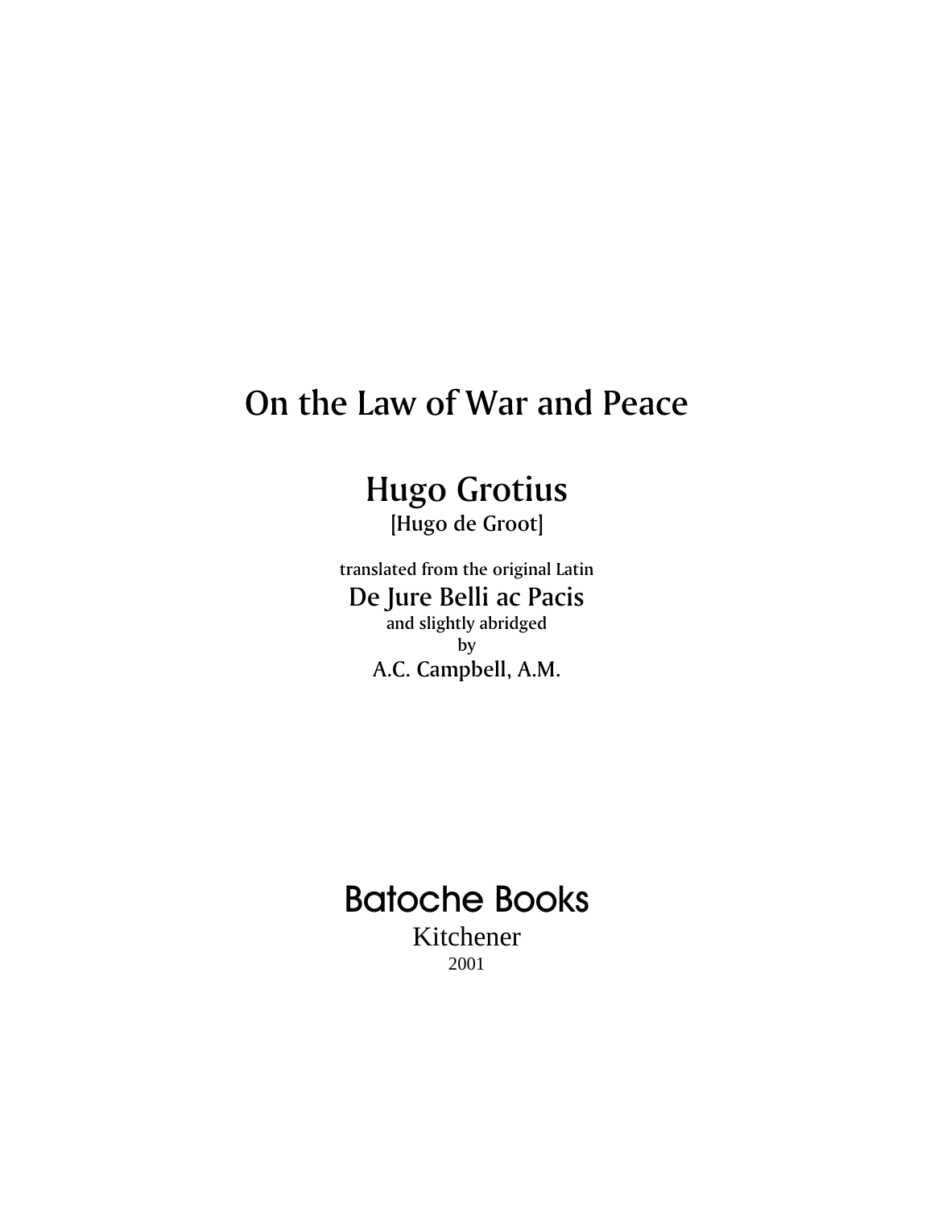# On the Law of War and Peace

## Hugo Grotius

[Hugo de Groot]

translated from the original Latin

### De Jure Belli ac Pacis

and slightly abridged

by

A.C. Campbell, A.M.

Batoche Books

Kitchener

2001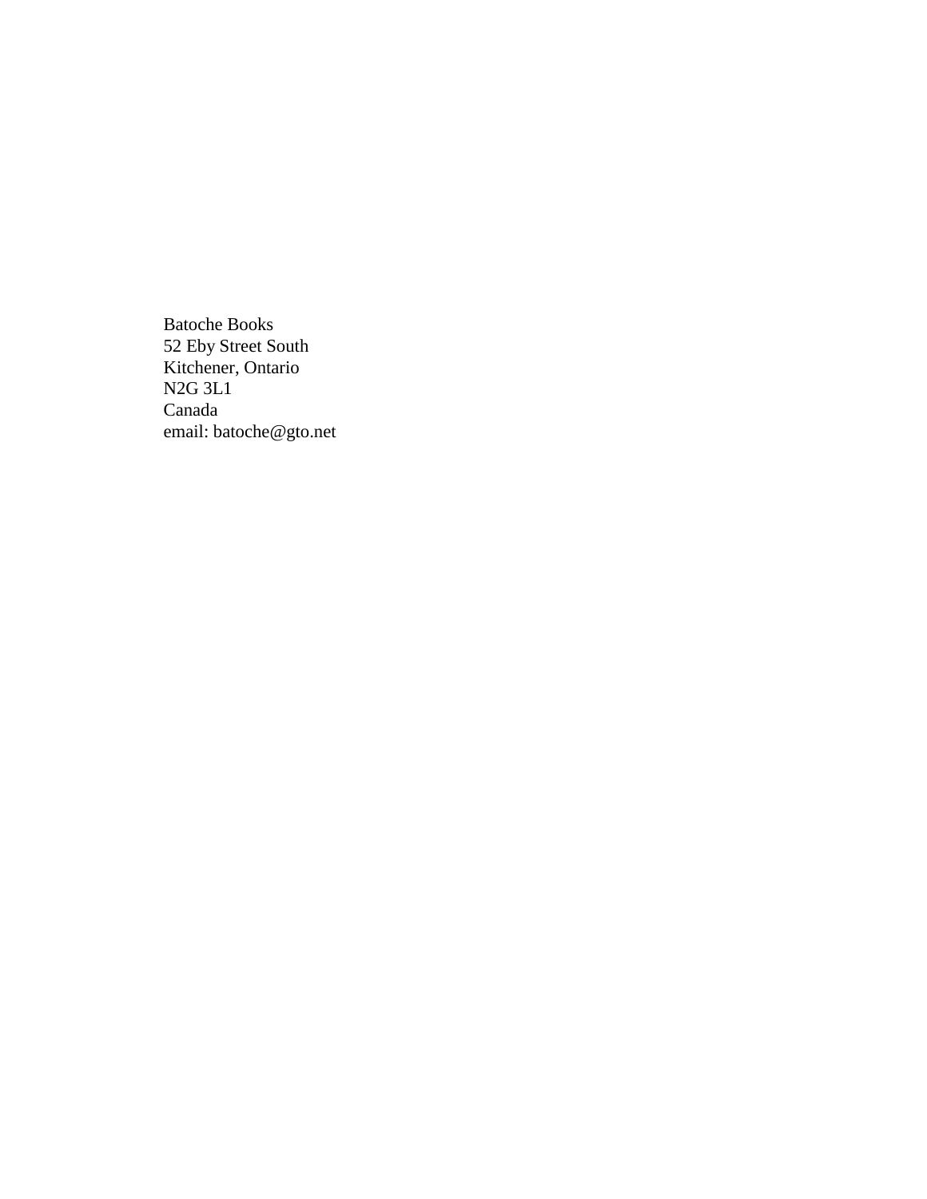Batoche Books
52 Eby Street South
Kitchener, Ontario
N2G 3L1
Canada
email: batoche@gto.net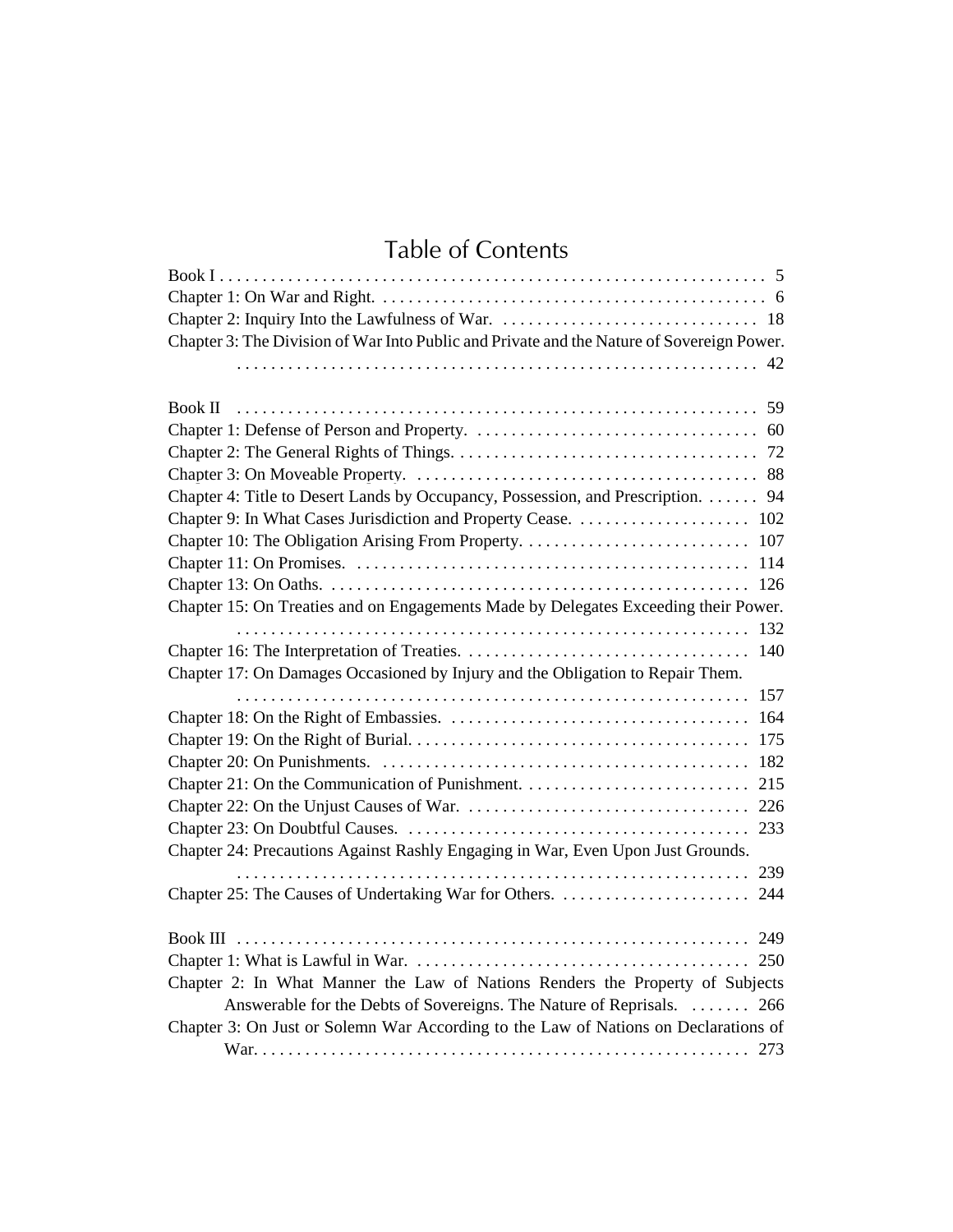# Table of Contents

Book I . . . . . 5

Chapter 1: On War and Right. . . . . . 6

Chapter 2: Inquiry Into the Lawfulness of War. . . . . . 18

Chapter 3: The Division of War Into Public and Private and the Nature of Sovereign Power. . . . . . 42

Book II . . . . . 59

Chapter 1: Defense of Person and Property. . . . . . 60

Chapter 2: The General Rights of Things. . . . . . 72

Chapter 3: On Moveable Property. . . . . . 88

Chapter 4: Title to Desert Lands by Occupancy, Possession, and Prescription. . . . . . 94

Chapter 9: In What Cases Jurisdiction and Property Cease. . . . . . 102

Chapter 10: The Obligation Arising From Property. . . . . . 107

Chapter 11: On Promises. . . . . . 114

Chapter 13: On Oaths. . . . . . 126

Chapter 15: On Treaties and on Engagements Made by Delegates Exceeding their Power. . . . . . 132

Chapter 16: The Interpretation of Treaties. . . . . . 140

Chapter 17: On Damages Occasioned by Injury and the Obligation to Repair Them. . . . . . 157

Chapter 18: On the Right of Embassies. . . . . . 164

Chapter 19: On the Right of Burial. . . . . . 175

Chapter 20: On Punishments. . . . . . 182

Chapter 21: On the Communication of Punishment. . . . . . 215

Chapter 22: On the Unjust Causes of War. . . . . . 226

Chapter 23: On Doubtful Causes. . . . . . 233

Chapter 24: Precautions Against Rashly Engaging in War, Even Upon Just Grounds. . . . . . 239

Chapter 25: The Causes of Undertaking War for Others. . . . . . 244

Book III . . . . . 249

Chapter 1: What is Lawful in War. . . . . . 250

Chapter 2: In What Manner the Law of Nations Renders the Property of Subjects Answerable for the Debts of Sovereigns. The Nature of Reprisals. . . . . . 266

Chapter 3: On Just or Solemn War According to the Law of Nations on Declarations of War. . . . . . 273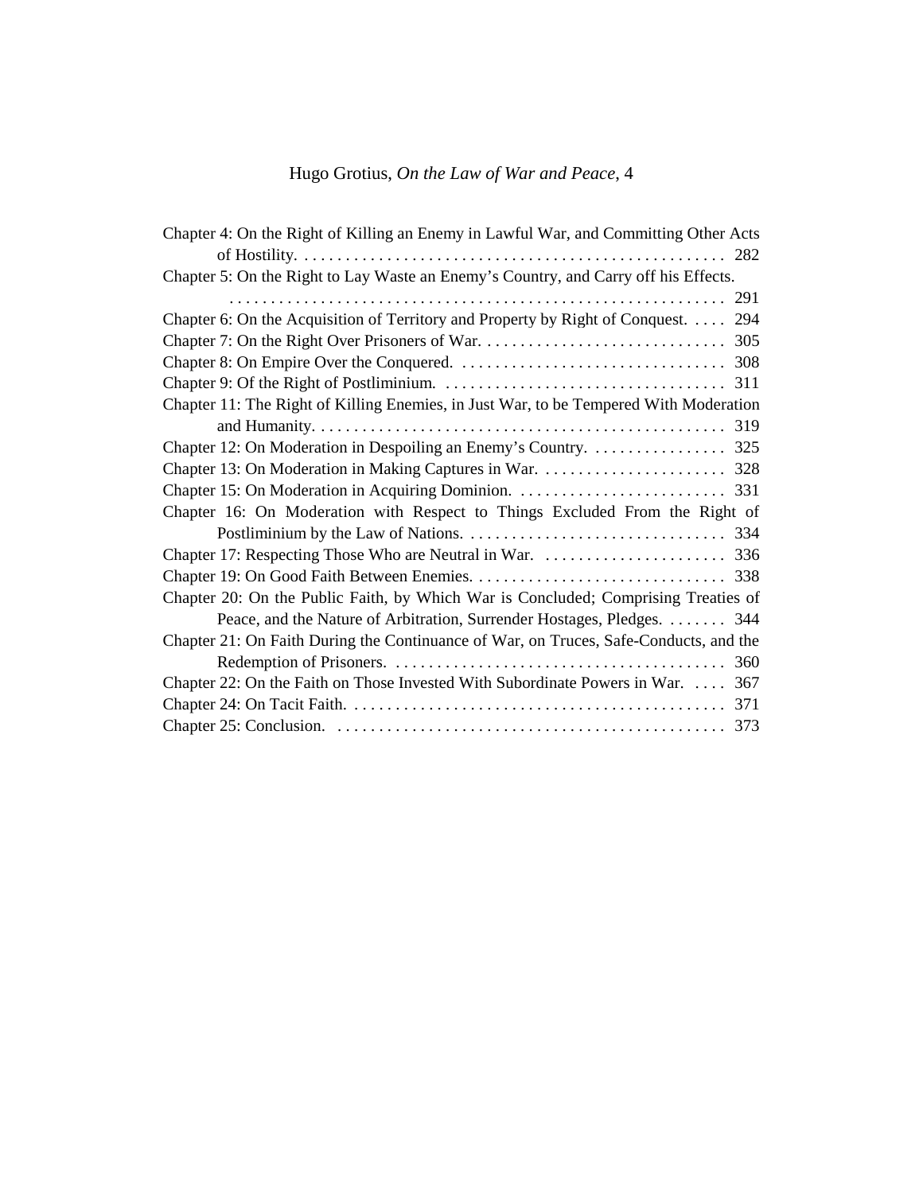Chapter 4: On the Right of Killing an Enemy in Lawful War, and Committing Other Acts of Hostility. . . . . . . . . . . . . . . . . . . . . . . . . . . . . . . . . . . . . . . . . . . . . . . . . . . 282

Chapter 5: On the Right to Lay Waste an Enemy's Country, and Carry off his Effects. . . . . . . . . . . . . . . . . . . . . . . . . . . . . . . . . . . . . . . . . . . . . . . . . . . . . . . . . . . . . 291

Chapter 6: On the Acquisition of Territory and Property by Right of Conquest. . . . . 294

Chapter 7: On the Right Over Prisoners of War. . . . . . . . . . . . . . . . . . . . . . . . . . . . . 305

Chapter 8: On Empire Over the Conquered. . . . . . . . . . . . . . . . . . . . . . . . . . . . . . . . 308

Chapter 9: Of the Right of Postliminium. . . . . . . . . . . . . . . . . . . . . . . . . . . . . . . . . . 311

Chapter 11: The Right of Killing Enemies, in Just War, to be Tempered With Moderation and Humanity. . . . . . . . . . . . . . . . . . . . . . . . . . . . . . . . . . . . . . . . . . . . . . . . . . 319

Chapter 12: On Moderation in Despoiling an Enemy's Country. . . . . . . . . . . . . . . . . 325

Chapter 13: On Moderation in Making Captures in War. . . . . . . . . . . . . . . . . . . . . . . 328

Chapter 15: On Moderation in Acquiring Dominion. . . . . . . . . . . . . . . . . . . . . . . . . . 331

Chapter 16: On Moderation with Respect to Things Excluded From the Right of Postliminium by the Law of Nations. . . . . . . . . . . . . . . . . . . . . . . . . . . . . . . . 334

Chapter 17: Respecting Those Who are Neutral in War. . . . . . . . . . . . . . . . . . . . . . . 336

Chapter 19: On Good Faith Between Enemies. . . . . . . . . . . . . . . . . . . . . . . . . . . . . . . 338

Chapter 20: On the Public Faith, by Which War is Concluded; Comprising Treaties of Peace, and the Nature of Arbitration, Surrender Hostages, Pledges. . . . . . . . 344

Chapter 21: On Faith During the Continuance of War, on Truces, Safe-Conducts, and the Redemption of Prisoners. . . . . . . . . . . . . . . . . . . . . . . . . . . . . . . . . . . . . . . . . 360

Chapter 22: On the Faith on Those Invested With Subordinate Powers in War. . . . . 367

Chapter 24: On Tacit Faith. . . . . . . . . . . . . . . . . . . . . . . . . . . . . . . . . . . . . . . . . . . . . . 371

Chapter 25: Conclusion. . . . . . . . . . . . . . . . . . . . . . . . . . . . . . . . . . . . . . . . . . . . . . . . 373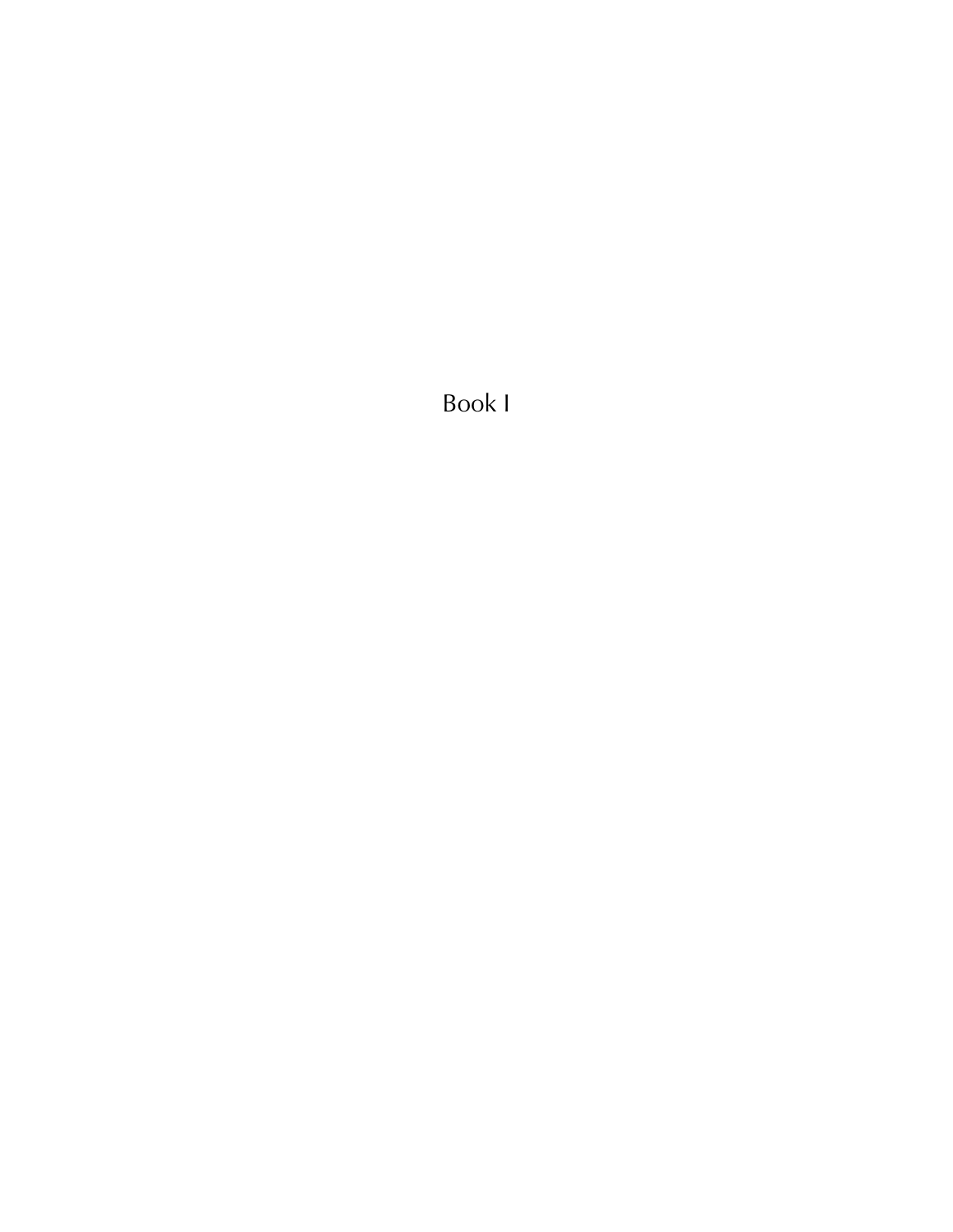# Book I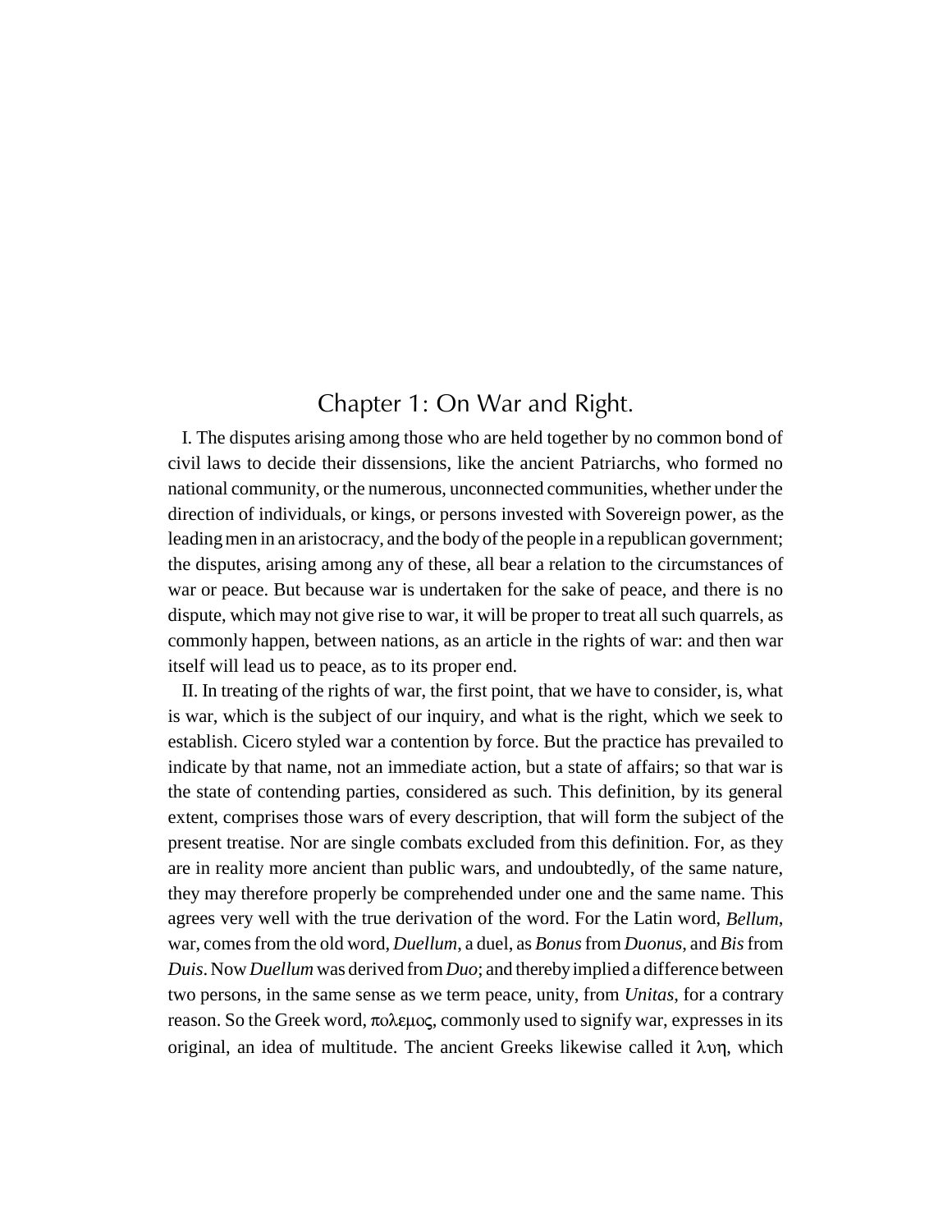# Chapter 1: On War and Right.

I. The disputes arising among those who are held together by no common bond of civil laws to decide their dissensions, like the ancient Patriarchs, who formed no national community, or the numerous, unconnected communities, whether under the direction of individuals, or kings, or persons invested with Sovereign power, as the leading men in an aristocracy, and the body of the people in a republican government; the disputes, arising among any of these, all bear a relation to the circumstances of war or peace. But because war is undertaken for the sake of peace, and there is no dispute, which may not give rise to war, it will be proper to treat all such quarrels, as commonly happen, between nations, as an article in the rights of war: and then war itself will lead us to peace, as to its proper end.

II. In treating of the rights of war, the first point, that we have to consider, is, what is war, which is the subject of our inquiry, and what is the right, which we seek to establish. Cicero styled war a contention by force. But the practice has prevailed to indicate by that name, not an immediate action, but a state of affairs; so that war is the state of contending parties, considered as such. This definition, by its general extent, comprises those wars of every description, that will form the subject of the present treatise. Nor are single combats excluded from this definition. For, as they are in reality more ancient than public wars, and undoubtedly, of the same nature, they may therefore properly be comprehended under one and the same name. This agrees very well with the true derivation of the word. For the Latin word, *Bellum*, war, comes from the old word, *Duellum*, a duel, as *Bonus* from *Duonus*, and *Bis* from *Duis*. Now *Duellum* was derived from *Duo*; and thereby implied a difference between two persons, in the same sense as we term peace, unity, from *Unitas*, for a contrary reason. So the Greek word, πολεμος, commonly used to signify war, expresses in its original, an idea of multitude. The ancient Greeks likewise called it λυη, which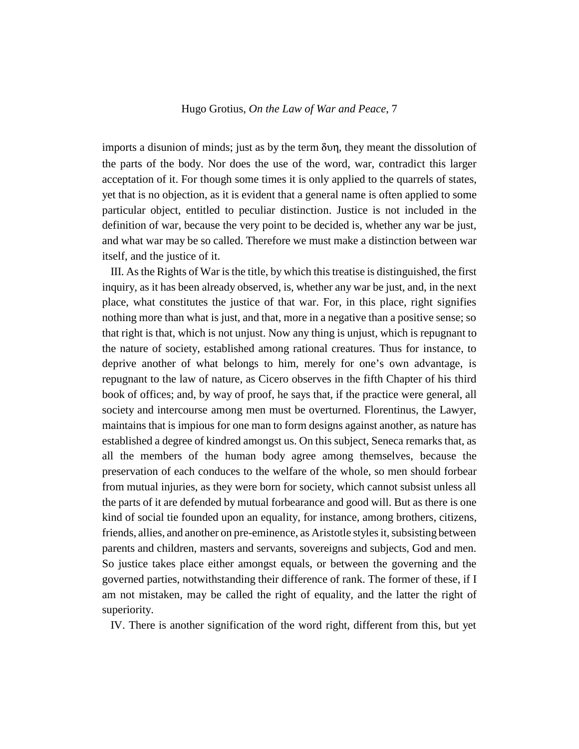imports a disunion of minds; just as by the term δυη, they meant the dissolution of the parts of the body. Nor does the use of the word, war, contradict this larger acceptation of it. For though some times it is only applied to the quarrels of states, yet that is no objection, as it is evident that a general name is often applied to some particular object, entitled to peculiar distinction. Justice is not included in the definition of war, because the very point to be decided is, whether any war be just, and what war may be so called. Therefore we must make a distinction between war itself, and the justice of it.

III. As the Rights of War is the title, by which this treatise is distinguished, the first inquiry, as it has been already observed, is, whether any war be just, and, in the next place, what constitutes the justice of that war. For, in this place, right signifies nothing more than what is just, and that, more in a negative than a positive sense; so that right is that, which is not unjust. Now any thing is unjust, which is repugnant to the nature of society, established among rational creatures. Thus for instance, to deprive another of what belongs to him, merely for one's own advantage, is repugnant to the law of nature, as Cicero observes in the fifth Chapter of his third book of offices; and, by way of proof, he says that, if the practice were general, all society and intercourse among men must be overturned. Florentinus, the Lawyer, maintains that is impious for one man to form designs against another, as nature has established a degree of kindred amongst us. On this subject, Seneca remarks that, as all the members of the human body agree among themselves, because the preservation of each conduces to the welfare of the whole, so men should forbear from mutual injuries, as they were born for society, which cannot subsist unless all the parts of it are defended by mutual forbearance and good will. But as there is one kind of social tie founded upon an equality, for instance, among brothers, citizens, friends, allies, and another on pre-eminence, as Aristotle styles it, subsisting between parents and children, masters and servants, sovereigns and subjects, God and men. So justice takes place either amongst equals, or between the governing and the governed parties, notwithstanding their difference of rank. The former of these, if I am not mistaken, may be called the right of equality, and the latter the right of superiority.

IV. There is another signification of the word right, different from this, but yet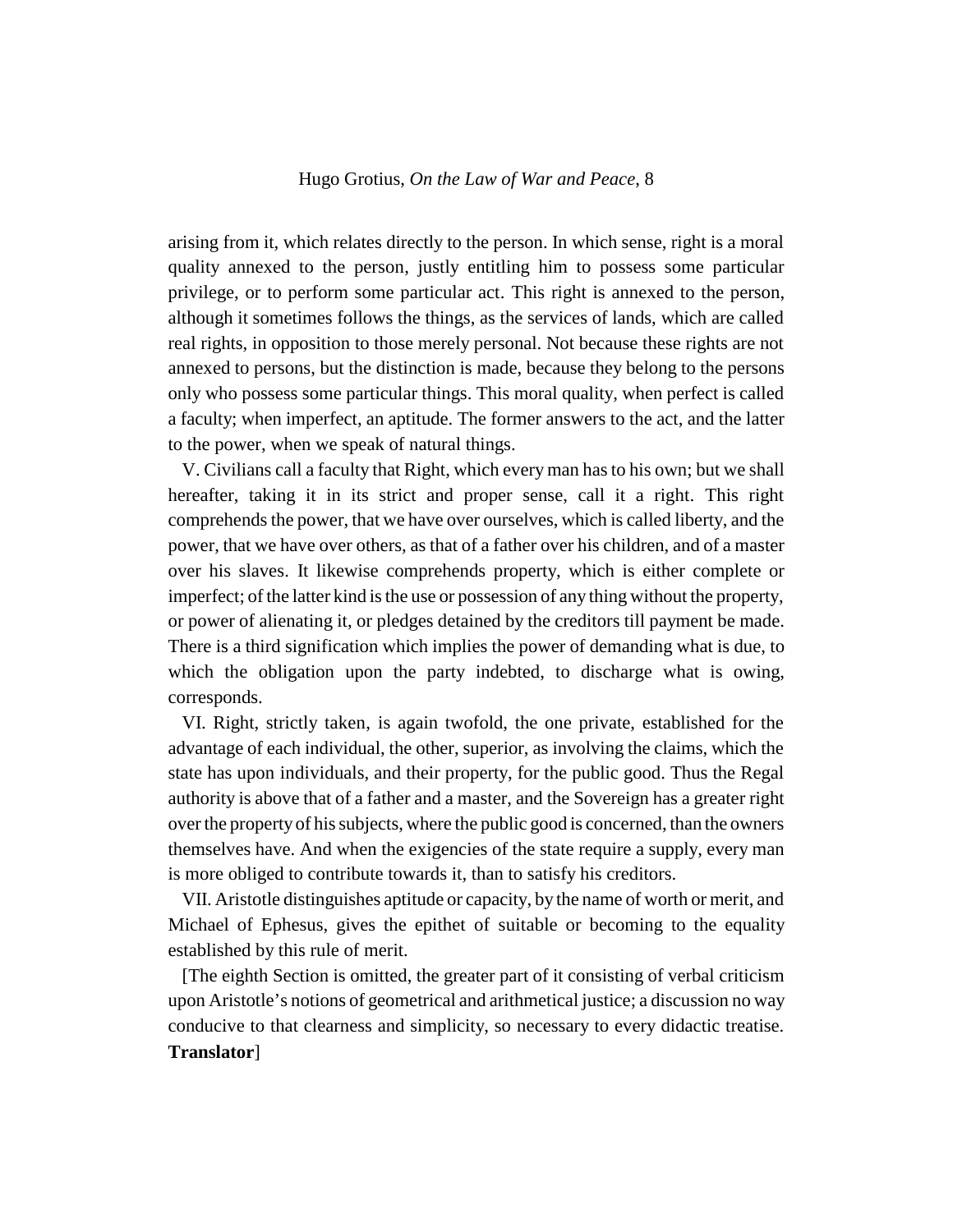arising from it, which relates directly to the person. In which sense, right is a moral quality annexed to the person, justly entitling him to possess some particular privilege, or to perform some particular act. This right is annexed to the person, although it sometimes follows the things, as the services of lands, which are called real rights, in opposition to those merely personal. Not because these rights are not annexed to persons, but the distinction is made, because they belong to the persons only who possess some particular things. This moral quality, when perfect is called a faculty; when imperfect, an aptitude. The former answers to the act, and the latter to the power, when we speak of natural things.

V. Civilians call a faculty that Right, which every man has to his own; but we shall hereafter, taking it in its strict and proper sense, call it a right. This right comprehends the power, that we have over ourselves, which is called liberty, and the power, that we have over others, as that of a father over his children, and of a master over his slaves. It likewise comprehends property, which is either complete or imperfect; of the latter kind is the use or possession of any thing without the property, or power of alienating it, or pledges detained by the creditors till payment be made. There is a third signification which implies the power of demanding what is due, to which the obligation upon the party indebted, to discharge what is owing, corresponds.

VI. Right, strictly taken, is again twofold, the one private, established for the advantage of each individual, the other, superior, as involving the claims, which the state has upon individuals, and their property, for the public good. Thus the Regal authority is above that of a father and a master, and the Sovereign has a greater right over the property of his subjects, where the public good is concerned, than the owners themselves have. And when the exigencies of the state require a supply, every man is more obliged to contribute towards it, than to satisfy his creditors.

VII. Aristotle distinguishes aptitude or capacity, by the name of worth or merit, and Michael of Ephesus, gives the epithet of suitable or becoming to the equality established by this rule of merit.

[The eighth Section is omitted, the greater part of it consisting of verbal criticism upon Aristotle's notions of geometrical and arithmetical justice; a discussion no way conducive to that clearness and simplicity, so necessary to every didactic treatise. **Translator**]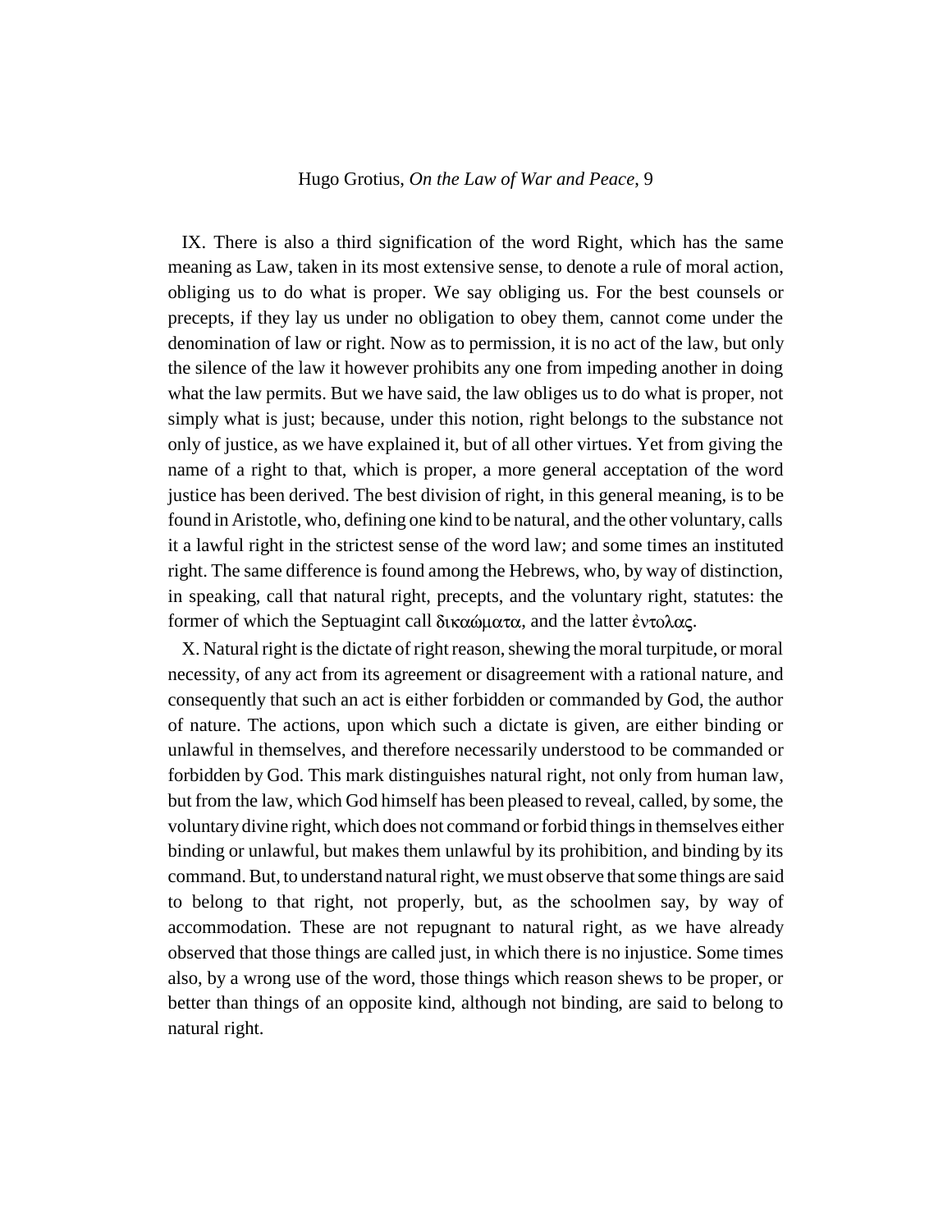IX. There is also a third signification of the word Right, which has the same meaning as Law, taken in its most extensive sense, to denote a rule of moral action, obliging us to do what is proper. We say obliging us. For the best counsels or precepts, if they lay us under no obligation to obey them, cannot come under the denomination of law or right. Now as to permission, it is no act of the law, but only the silence of the law it however prohibits any one from impeding another in doing what the law permits. But we have said, the law obliges us to do what is proper, not simply what is just; because, under this notion, right belongs to the substance not only of justice, as we have explained it, but of all other virtues. Yet from giving the name of a right to that, which is proper, a more general acceptation of the word justice has been derived. The best division of right, in this general meaning, is to be found in Aristotle, who, defining one kind to be natural, and the other voluntary, calls it a lawful right in the strictest sense of the word law; and some times an instituted right. The same difference is found among the Hebrews, who, by way of distinction, in speaking, call that natural right, precepts, and the voluntary right, statutes: the former of which the Septuagint call δικαώματα, and the latter ἐντολας.

X. Natural right is the dictate of right reason, shewing the moral turpitude, or moral necessity, of any act from its agreement or disagreement with a rational nature, and consequently that such an act is either forbidden or commanded by God, the author of nature. The actions, upon which such a dictate is given, are either binding or unlawful in themselves, and therefore necessarily understood to be commanded or forbidden by God. This mark distinguishes natural right, not only from human law, but from the law, which God himself has been pleased to reveal, called, by some, the voluntary divine right, which does not command or forbid things in themselves either binding or unlawful, but makes them unlawful by its prohibition, and binding by its command. But, to understand natural right, we must observe that some things are said to belong to that right, not properly, but, as the schoolmen say, by way of accommodation. These are not repugnant to natural right, as we have already observed that those things are called just, in which there is no injustice. Some times also, by a wrong use of the word, those things which reason shews to be proper, or better than things of an opposite kind, although not binding, are said to belong to natural right.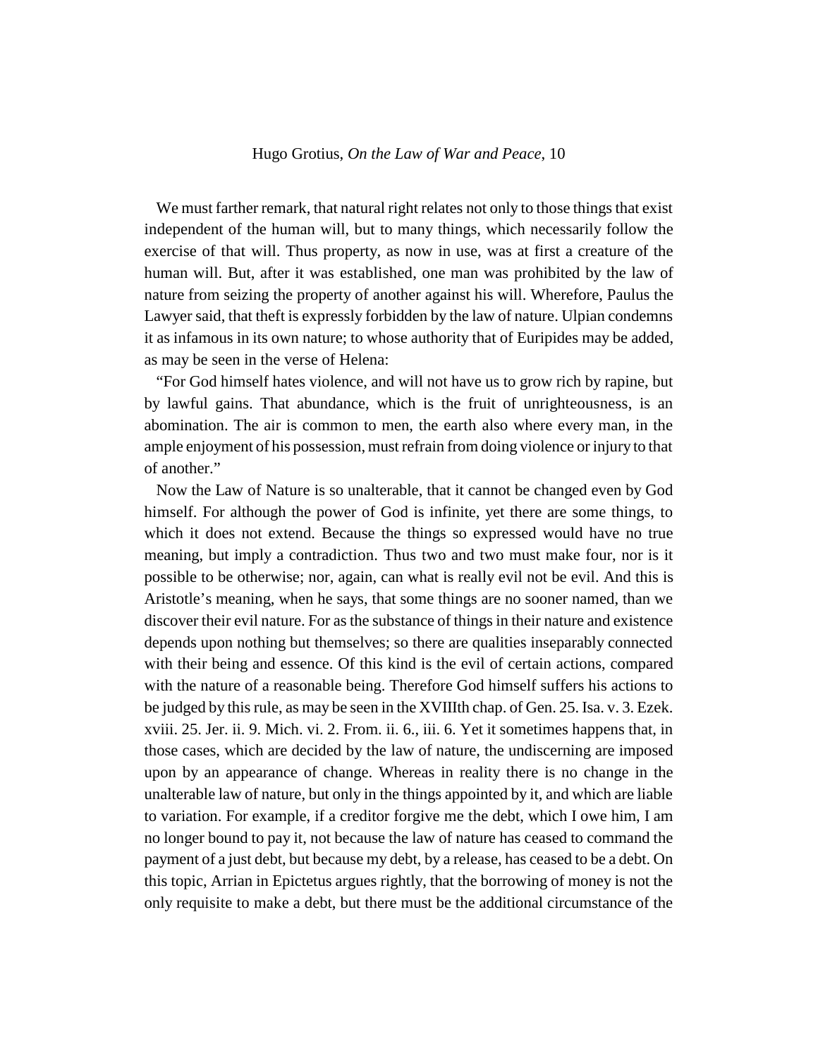We must farther remark, that natural right relates not only to those things that exist independent of the human will, but to many things, which necessarily follow the exercise of that will. Thus property, as now in use, was at first a creature of the human will. But, after it was established, one man was prohibited by the law of nature from seizing the property of another against his will. Wherefore, Paulus the Lawyer said, that theft is expressly forbidden by the law of nature. Ulpian condemns it as infamous in its own nature; to whose authority that of Euripides may be added, as may be seen in the verse of Helena:

"For God himself hates violence, and will not have us to grow rich by rapine, but by lawful gains. That abundance, which is the fruit of unrighteousness, is an abomination. The air is common to men, the earth also where every man, in the ample enjoyment of his possession, must refrain from doing violence or injury to that of another."

Now the Law of Nature is so unalterable, that it cannot be changed even by God himself. For although the power of God is infinite, yet there are some things, to which it does not extend. Because the things so expressed would have no true meaning, but imply a contradiction. Thus two and two must make four, nor is it possible to be otherwise; nor, again, can what is really evil not be evil. And this is Aristotle's meaning, when he says, that some things are no sooner named, than we discover their evil nature. For as the substance of things in their nature and existence depends upon nothing but themselves; so there are qualities inseparably connected with their being and essence. Of this kind is the evil of certain actions, compared with the nature of a reasonable being. Therefore God himself suffers his actions to be judged by this rule, as may be seen in the XVIIIth chap. of Gen. 25. Isa. v. 3. Ezek. xviii. 25. Jer. ii. 9. Mich. vi. 2. From. ii. 6., iii. 6. Yet it sometimes happens that, in those cases, which are decided by the law of nature, the undiscerning are imposed upon by an appearance of change. Whereas in reality there is no change in the unalterable law of nature, but only in the things appointed by it, and which are liable to variation. For example, if a creditor forgive me the debt, which I owe him, I am no longer bound to pay it, not because the law of nature has ceased to command the payment of a just debt, but because my debt, by a release, has ceased to be a debt. On this topic, Arrian in Epictetus argues rightly, that the borrowing of money is not the only requisite to make a debt, but there must be the additional circumstance of the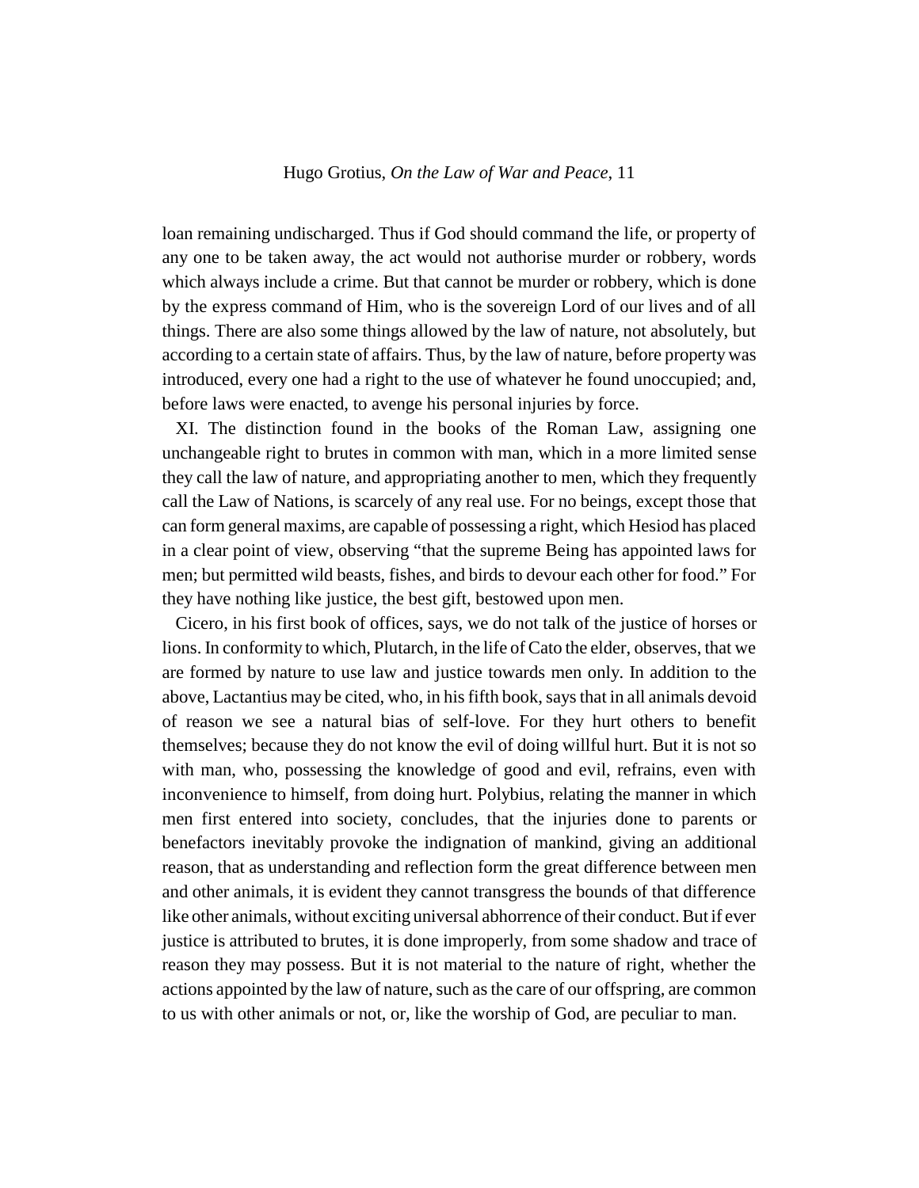loan remaining undischarged. Thus if God should command the life, or property of any one to be taken away, the act would not authorise murder or robbery, words which always include a crime. But that cannot be murder or robbery, which is done by the express command of Him, who is the sovereign Lord of our lives and of all things. There are also some things allowed by the law of nature, not absolutely, but according to a certain state of affairs. Thus, by the law of nature, before property was introduced, every one had a right to the use of whatever he found unoccupied; and, before laws were enacted, to avenge his personal injuries by force.

XI. The distinction found in the books of the Roman Law, assigning one unchangeable right to brutes in common with man, which in a more limited sense they call the law of nature, and appropriating another to men, which they frequently call the Law of Nations, is scarcely of any real use. For no beings, except those that can form general maxims, are capable of possessing a right, which Hesiod has placed in a clear point of view, observing "that the supreme Being has appointed laws for men; but permitted wild beasts, fishes, and birds to devour each other for food." For they have nothing like justice, the best gift, bestowed upon men.

Cicero, in his first book of offices, says, we do not talk of the justice of horses or lions. In conformity to which, Plutarch, in the life of Cato the elder, observes, that we are formed by nature to use law and justice towards men only. In addition to the above, Lactantius may be cited, who, in his fifth book, says that in all animals devoid of reason we see a natural bias of self-love. For they hurt others to benefit themselves; because they do not know the evil of doing willful hurt. But it is not so with man, who, possessing the knowledge of good and evil, refrains, even with inconvenience to himself, from doing hurt. Polybius, relating the manner in which men first entered into society, concludes, that the injuries done to parents or benefactors inevitably provoke the indignation of mankind, giving an additional reason, that as understanding and reflection form the great difference between men and other animals, it is evident they cannot transgress the bounds of that difference like other animals, without exciting universal abhorrence of their conduct. But if ever justice is attributed to brutes, it is done improperly, from some shadow and trace of reason they may possess. But it is not material to the nature of right, whether the actions appointed by the law of nature, such as the care of our offspring, are common to us with other animals or not, or, like the worship of God, are peculiar to man.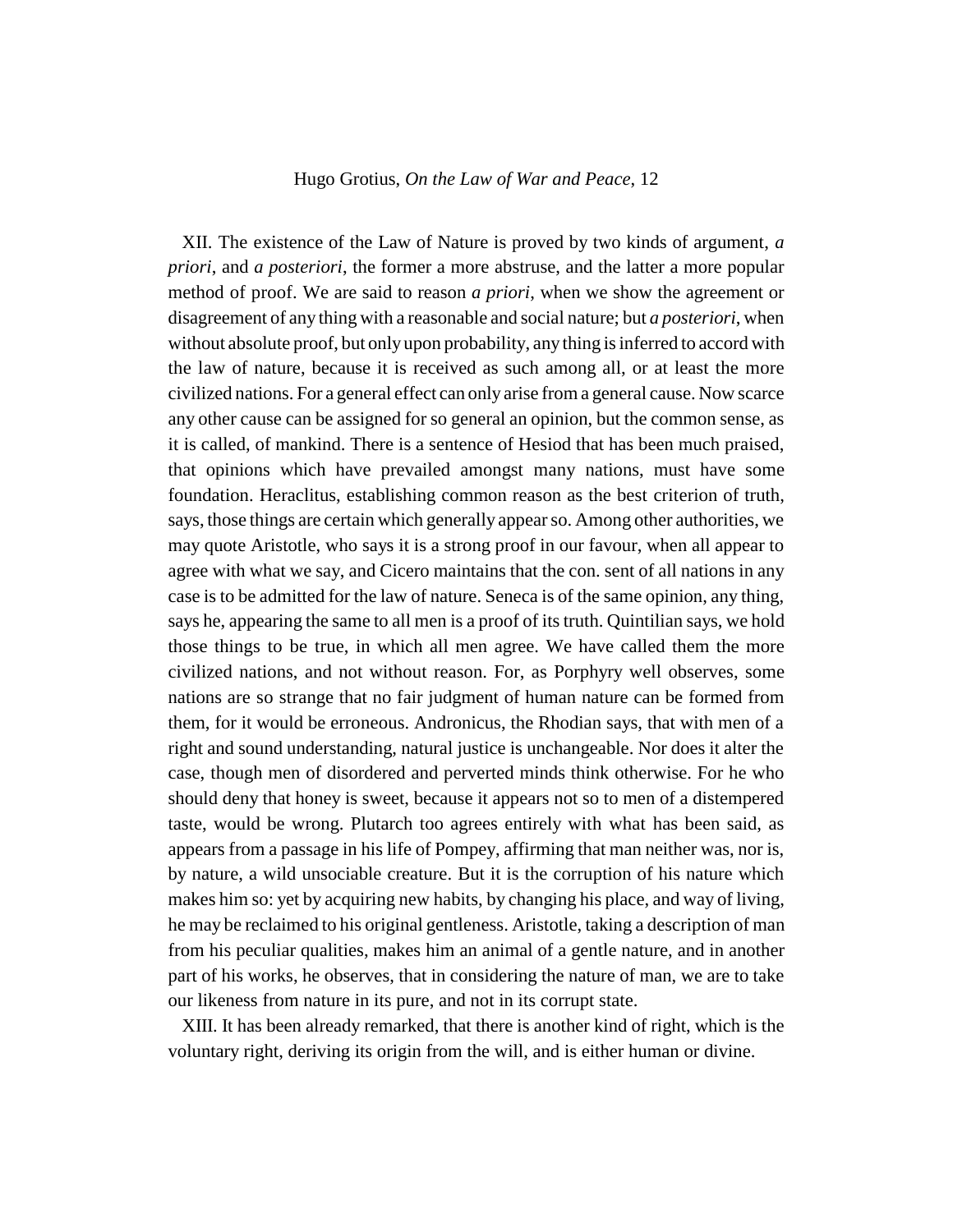XII. The existence of the Law of Nature is proved by two kinds of argument, *a priori*, and *a posteriori*, the former a more abstruse, and the latter a more popular method of proof. We are said to reason *a priori*, when we show the agreement or disagreement of any thing with a reasonable and social nature; but *a posteriori*, when without absolute proof, but only upon probability, any thing is inferred to accord with the law of nature, because it is received as such among all, or at least the more civilized nations. For a general effect can only arise from a general cause. Now scarce any other cause can be assigned for so general an opinion, but the common sense, as it is called, of mankind. There is a sentence of Hesiod that has been much praised, that opinions which have prevailed amongst many nations, must have some foundation. Heraclitus, establishing common reason as the best criterion of truth, says, those things are certain which generally appear so. Among other authorities, we may quote Aristotle, who says it is a strong proof in our favour, when all appear to agree with what we say, and Cicero maintains that the con. sent of all nations in any case is to be admitted for the law of nature. Seneca is of the same opinion, any thing, says he, appearing the same to all men is a proof of its truth. Quintilian says, we hold those things to be true, in which all men agree. We have called them the more civilized nations, and not without reason. For, as Porphyry well observes, some nations are so strange that no fair judgment of human nature can be formed from them, for it would be erroneous. Andronicus, the Rhodian says, that with men of a right and sound understanding, natural justice is unchangeable. Nor does it alter the case, though men of disordered and perverted minds think otherwise. For he who should deny that honey is sweet, because it appears not so to men of a distempered taste, would be wrong. Plutarch too agrees entirely with what has been said, as appears from a passage in his life of Pompey, affirming that man neither was, nor is, by nature, a wild unsociable creature. But it is the corruption of his nature which makes him so: yet by acquiring new habits, by changing his place, and way of living, he may be reclaimed to his original gentleness. Aristotle, taking a description of man from his peculiar qualities, makes him an animal of a gentle nature, and in another part of his works, he observes, that in considering the nature of man, we are to take our likeness from nature in its pure, and not in its corrupt state.

XIII. It has been already remarked, that there is another kind of right, which is the voluntary right, deriving its origin from the will, and is either human or divine.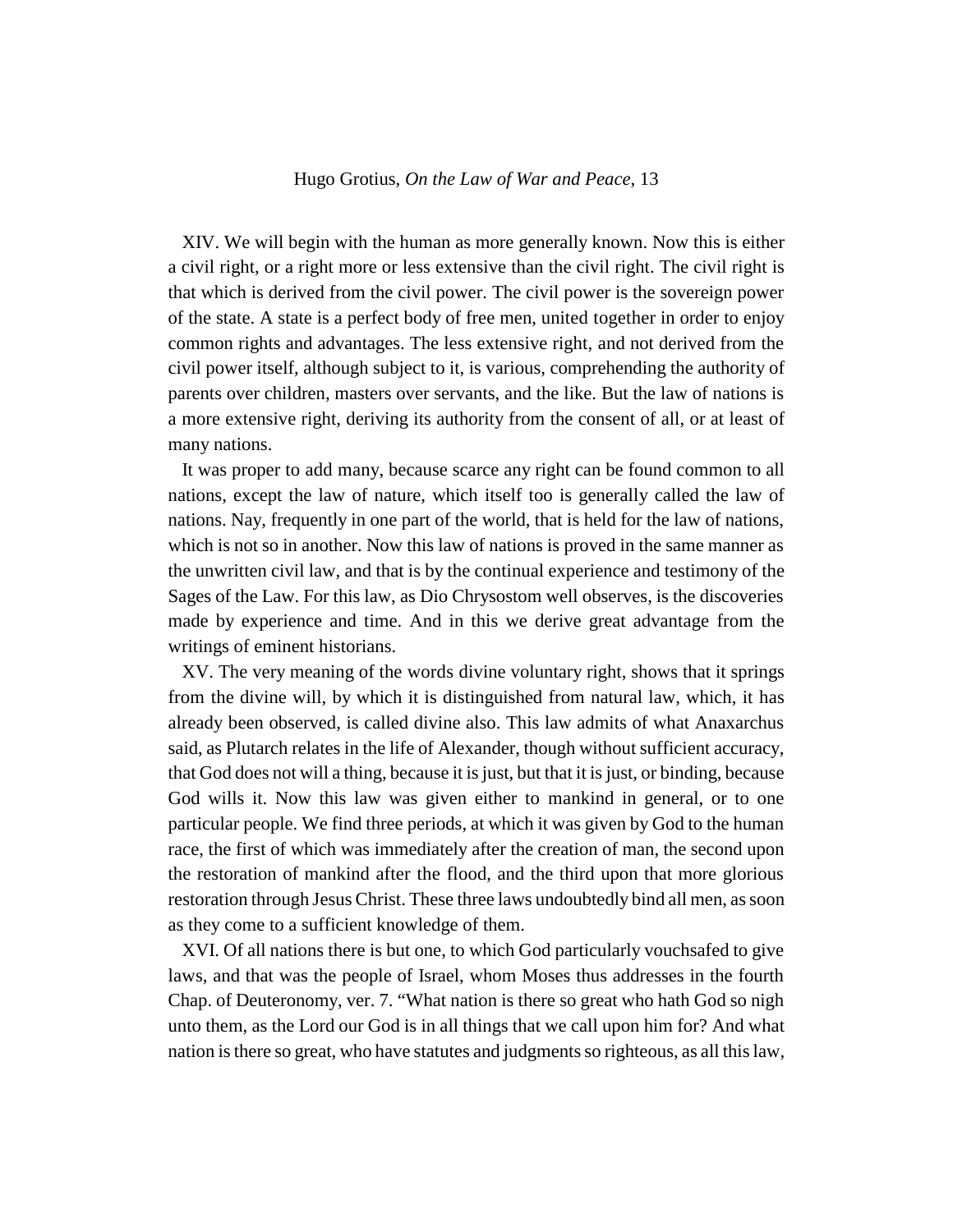XIV. We will begin with the human as more generally known. Now this is either a civil right, or a right more or less extensive than the civil right. The civil right is that which is derived from the civil power. The civil power is the sovereign power of the state. A state is a perfect body of free men, united together in order to enjoy common rights and advantages. The less extensive right, and not derived from the civil power itself, although subject to it, is various, comprehending the authority of parents over children, masters over servants, and the like. But the law of nations is a more extensive right, deriving its authority from the consent of all, or at least of many nations.

It was proper to add many, because scarce any right can be found common to all nations, except the law of nature, which itself too is generally called the law of nations. Nay, frequently in one part of the world, that is held for the law of nations, which is not so in another. Now this law of nations is proved in the same manner as the unwritten civil law, and that is by the continual experience and testimony of the Sages of the Law. For this law, as Dio Chrysostom well observes, is the discoveries made by experience and time. And in this we derive great advantage from the writings of eminent historians.

XV. The very meaning of the words divine voluntary right, shows that it springs from the divine will, by which it is distinguished from natural law, which, it has already been observed, is called divine also. This law admits of what Anaxarchus said, as Plutarch relates in the life of Alexander, though without sufficient accuracy, that God does not will a thing, because it is just, but that it is just, or binding, because God wills it. Now this law was given either to mankind in general, or to one particular people. We find three periods, at which it was given by God to the human race, the first of which was immediately after the creation of man, the second upon the restoration of mankind after the flood, and the third upon that more glorious restoration through Jesus Christ. These three laws undoubtedly bind all men, as soon as they come to a sufficient knowledge of them.

XVI. Of all nations there is but one, to which God particularly vouchsafed to give laws, and that was the people of Israel, whom Moses thus addresses in the fourth Chap. of Deuteronomy, ver. 7. "What nation is there so great who hath God so nigh unto them, as the Lord our God is in all things that we call upon him for? And what nation is there so great, who have statutes and judgments so righteous, as all this law,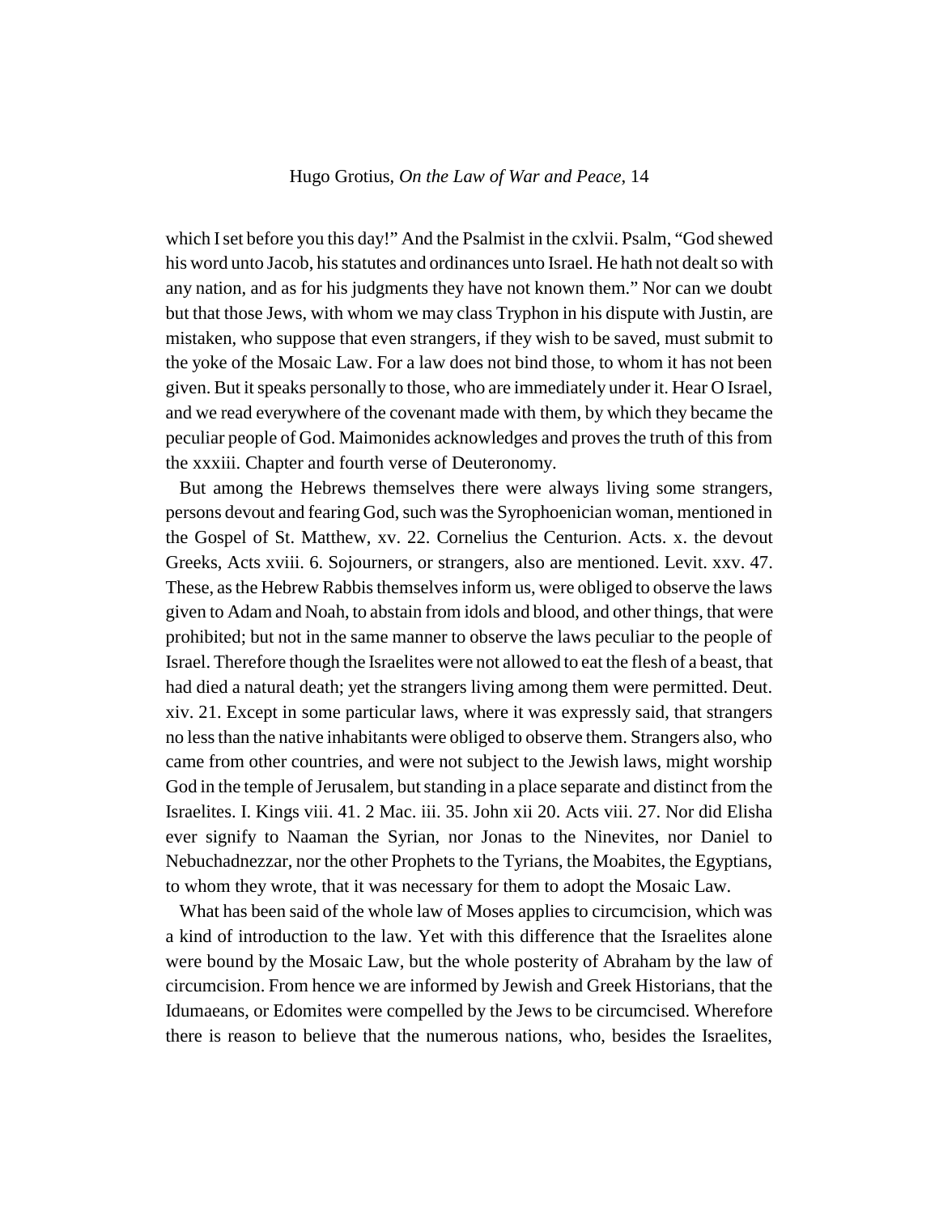which I set before you this day!" And the Psalmist in the cxlvii. Psalm, "God shewed his word unto Jacob, his statutes and ordinances unto Israel. He hath not dealt so with any nation, and as for his judgments they have not known them." Nor can we doubt but that those Jews, with whom we may class Tryphon in his dispute with Justin, are mistaken, who suppose that even strangers, if they wish to be saved, must submit to the yoke of the Mosaic Law. For a law does not bind those, to whom it has not been given. But it speaks personally to those, who are immediately under it. Hear O Israel, and we read everywhere of the covenant made with them, by which they became the peculiar people of God. Maimonides acknowledges and proves the truth of this from the xxxiii. Chapter and fourth verse of Deuteronomy.

But among the Hebrews themselves there were always living some strangers, persons devout and fearing God, such was the Syrophoenician woman, mentioned in the Gospel of St. Matthew, xv. 22. Cornelius the Centurion. Acts. x. the devout Greeks, Acts xviii. 6. Sojourners, or strangers, also are mentioned. Levit. xxv. 47. These, as the Hebrew Rabbis themselves inform us, were obliged to observe the laws given to Adam and Noah, to abstain from idols and blood, and other things, that were prohibited; but not in the same manner to observe the laws peculiar to the people of Israel. Therefore though the Israelites were not allowed to eat the flesh of a beast, that had died a natural death; yet the strangers living among them were permitted. Deut. xiv. 21. Except in some particular laws, where it was expressly said, that strangers no less than the native inhabitants were obliged to observe them. Strangers also, who came from other countries, and were not subject to the Jewish laws, might worship God in the temple of Jerusalem, but standing in a place separate and distinct from the Israelites. I. Kings viii. 41. 2 Mac. iii. 35. John xii 20. Acts viii. 27. Nor did Elisha ever signify to Naaman the Syrian, nor Jonas to the Ninevites, nor Daniel to Nebuchadnezzar, nor the other Prophets to the Tyrians, the Moabites, the Egyptians, to whom they wrote, that it was necessary for them to adopt the Mosaic Law.

What has been said of the whole law of Moses applies to circumcision, which was a kind of introduction to the law. Yet with this difference that the Israelites alone were bound by the Mosaic Law, but the whole posterity of Abraham by the law of circumcision. From hence we are informed by Jewish and Greek Historians, that the Idumaeans, or Edomites were compelled by the Jews to be circumcised. Wherefore there is reason to believe that the numerous nations, who, besides the Israelites,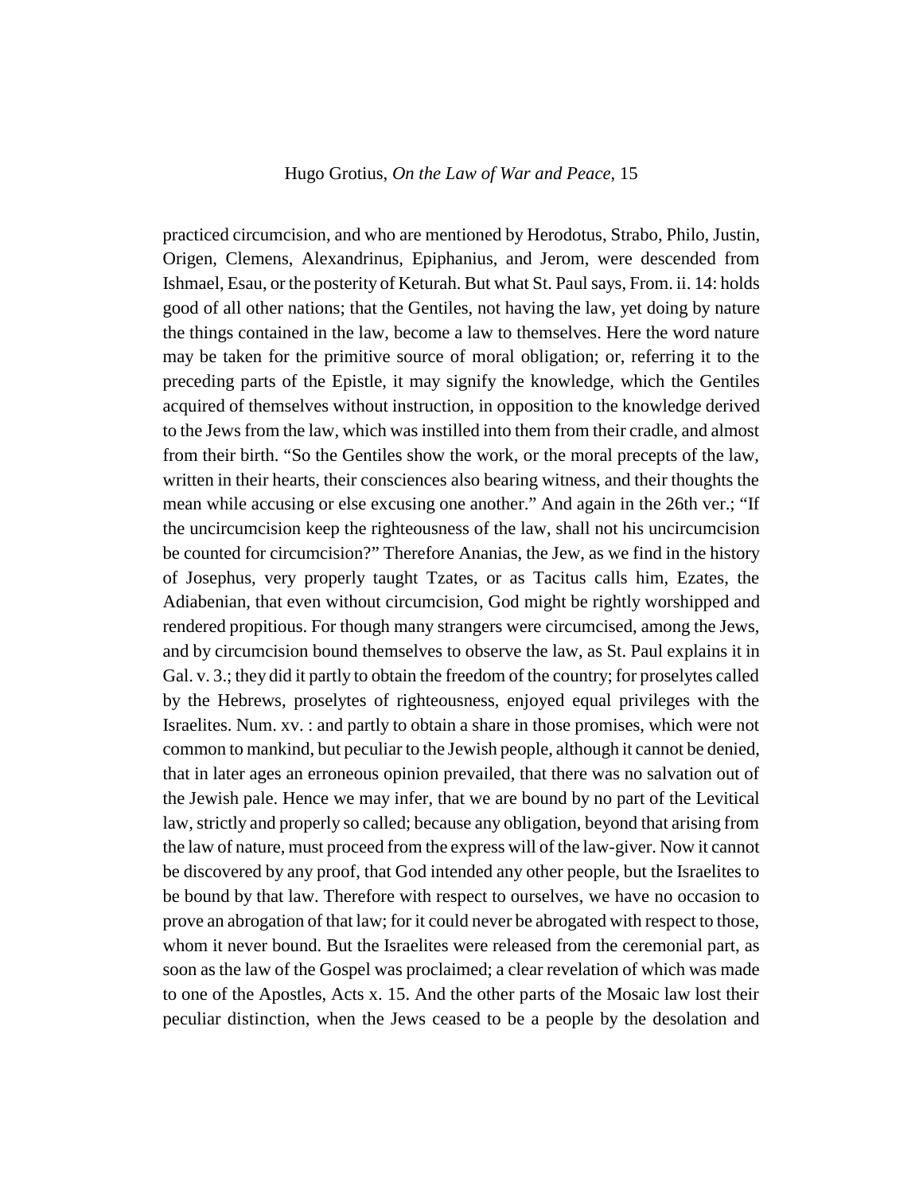practiced circumcision, and who are mentioned by Herodotus, Strabo, Philo, Justin, Origen, Clemens, Alexandrinus, Epiphanius, and Jerom, were descended from Ishmael, Esau, or the posterity of Keturah. But what St. Paul says, From. ii. 14: holds good of all other nations; that the Gentiles, not having the law, yet doing by nature the things contained in the law, become a law to themselves. Here the word nature may be taken for the primitive source of moral obligation; or, referring it to the preceding parts of the Epistle, it may signify the knowledge, which the Gentiles acquired of themselves without instruction, in opposition to the knowledge derived to the Jews from the law, which was instilled into them from their cradle, and almost from their birth. "So the Gentiles show the work, or the moral precepts of the law, written in their hearts, their consciences also bearing witness, and their thoughts the mean while accusing or else excusing one another." And again in the 26th ver.; "If the uncircumcision keep the righteousness of the law, shall not his uncircumcision be counted for circumcision?" Therefore Ananias, the Jew, as we find in the history of Josephus, very properly taught Tzates, or as Tacitus calls him, Ezates, the Adiabenian, that even without circumcision, God might be rightly worshipped and rendered propitious. For though many strangers were circumcised, among the Jews, and by circumcision bound themselves to observe the law, as St. Paul explains it in Gal. v. 3.; they did it partly to obtain the freedom of the country; for proselytes called by the Hebrews, proselytes of righteousness, enjoyed equal privileges with the Israelites. Num. xv. : and partly to obtain a share in those promises, which were not common to mankind, but peculiar to the Jewish people, although it cannot be denied, that in later ages an erroneous opinion prevailed, that there was no salvation out of the Jewish pale. Hence we may infer, that we are bound by no part of the Levitical law, strictly and properly so called; because any obligation, beyond that arising from the law of nature, must proceed from the express will of the law-giver. Now it cannot be discovered by any proof, that God intended any other people, but the Israelites to be bound by that law. Therefore with respect to ourselves, we have no occasion to prove an abrogation of that law; for it could never be abrogated with respect to those, whom it never bound. But the Israelites were released from the ceremonial part, as soon as the law of the Gospel was proclaimed; a clear revelation of which was made to one of the Apostles, Acts x. 15. And the other parts of the Mosaic law lost their peculiar distinction, when the Jews ceased to be a people by the desolation and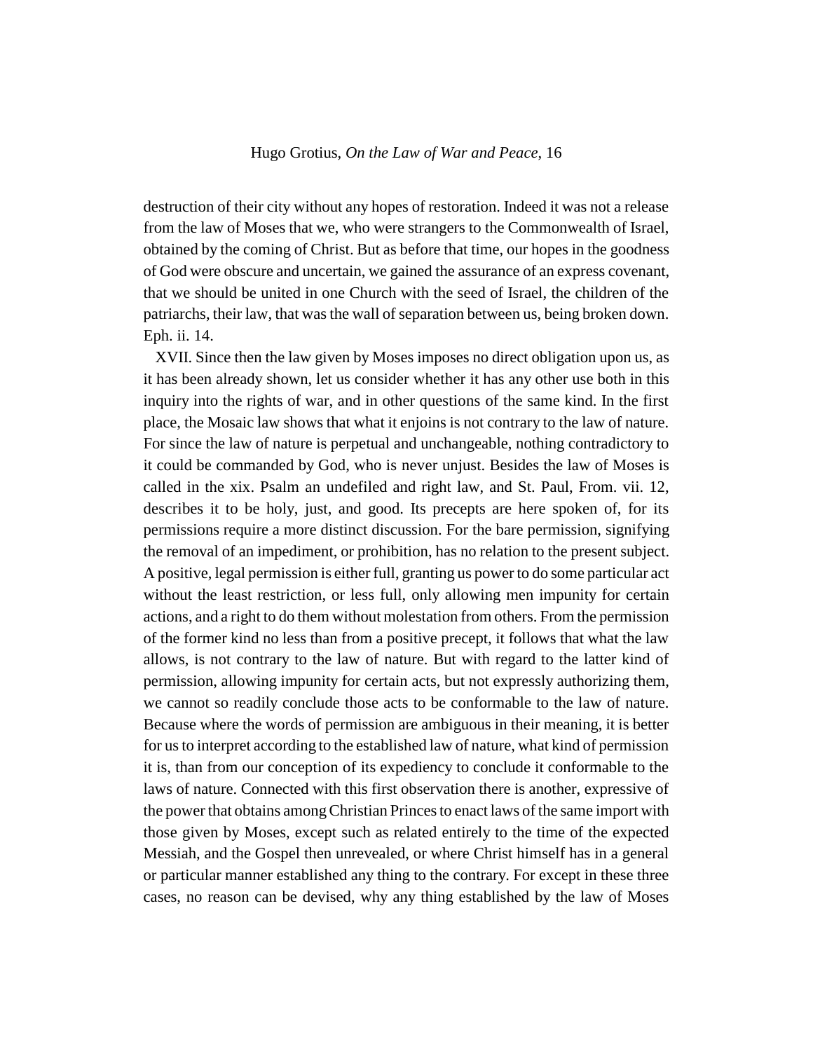destruction of their city without any hopes of restoration. Indeed it was not a release from the law of Moses that we, who were strangers to the Commonwealth of Israel, obtained by the coming of Christ. But as before that time, our hopes in the goodness of God were obscure and uncertain, we gained the assurance of an express covenant, that we should be united in one Church with the seed of Israel, the children of the patriarchs, their law, that was the wall of separation between us, being broken down. Eph. ii. 14.

XVII. Since then the law given by Moses imposes no direct obligation upon us, as it has been already shown, let us consider whether it has any other use both in this inquiry into the rights of war, and in other questions of the same kind. In the first place, the Mosaic law shows that what it enjoins is not contrary to the law of nature. For since the law of nature is perpetual and unchangeable, nothing contradictory to it could be commanded by God, who is never unjust. Besides the law of Moses is called in the xix. Psalm an undefiled and right law, and St. Paul, From. vii. 12, describes it to be holy, just, and good. Its precepts are here spoken of, for its permissions require a more distinct discussion. For the bare permission, signifying the removal of an impediment, or prohibition, has no relation to the present subject. A positive, legal permission is either full, granting us power to do some particular act without the least restriction, or less full, only allowing men impunity for certain actions, and a right to do them without molestation from others. From the permission of the former kind no less than from a positive precept, it follows that what the law allows, is not contrary to the law of nature. But with regard to the latter kind of permission, allowing impunity for certain acts, but not expressly authorizing them, we cannot so readily conclude those acts to be conformable to the law of nature. Because where the words of permission are ambiguous in their meaning, it is better for us to interpret according to the established law of nature, what kind of permission it is, than from our conception of its expediency to conclude it conformable to the laws of nature. Connected with this first observation there is another, expressive of the power that obtains among Christian Princes to enact laws of the same import with those given by Moses, except such as related entirely to the time of the expected Messiah, and the Gospel then unrevealed, or where Christ himself has in a general or particular manner established any thing to the contrary. For except in these three cases, no reason can be devised, why any thing established by the law of Moses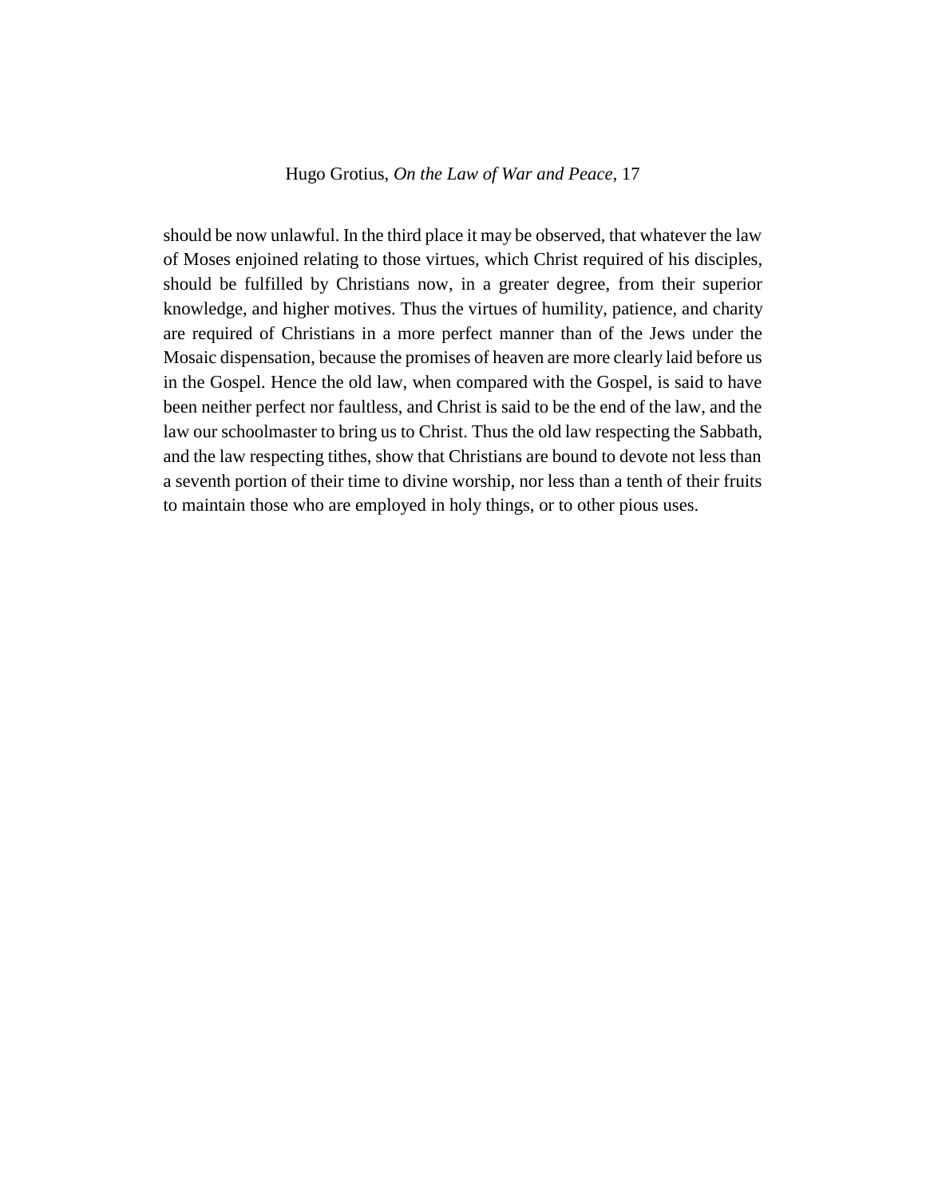should be now unlawful. In the third place it may be observed, that whatever the law of Moses enjoined relating to those virtues, which Christ required of his disciples, should be fulfilled by Christians now, in a greater degree, from their superior knowledge, and higher motives. Thus the virtues of humility, patience, and charity are required of Christians in a more perfect manner than of the Jews under the Mosaic dispensation, because the promises of heaven are more clearly laid before us in the Gospel. Hence the old law, when compared with the Gospel, is said to have been neither perfect nor faultless, and Christ is said to be the end of the law, and the law our schoolmaster to bring us to Christ. Thus the old law respecting the Sabbath, and the law respecting tithes, show that Christians are bound to devote not less than a seventh portion of their time to divine worship, nor less than a tenth of their fruits to maintain those who are employed in holy things, or to other pious uses.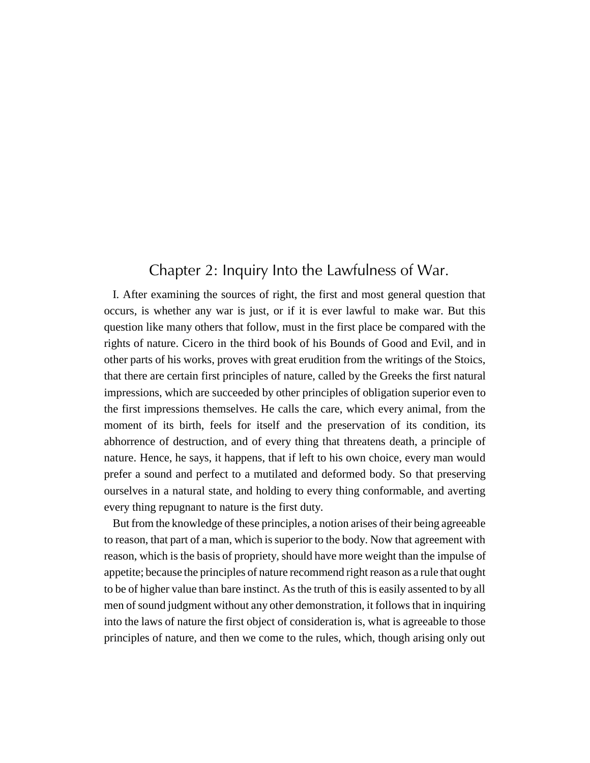## Chapter 2: Inquiry Into the Lawfulness of War.

I. After examining the sources of right, the first and most general question that occurs, is whether any war is just, or if it is ever lawful to make war. But this question like many others that follow, must in the first place be compared with the rights of nature. Cicero in the third book of his Bounds of Good and Evil, and in other parts of his works, proves with great erudition from the writings of the Stoics, that there are certain first principles of nature, called by the Greeks the first natural impressions, which are succeeded by other principles of obligation superior even to the first impressions themselves. He calls the care, which every animal, from the moment of its birth, feels for itself and the preservation of its condition, its abhorrence of destruction, and of every thing that threatens death, a principle of nature. Hence, he says, it happens, that if left to his own choice, every man would prefer a sound and perfect to a mutilated and deformed body. So that preserving ourselves in a natural state, and holding to every thing conformable, and averting every thing repugnant to nature is the first duty.

But from the knowledge of these principles, a notion arises of their being agreeable to reason, that part of a man, which is superior to the body. Now that agreement with reason, which is the basis of propriety, should have more weight than the impulse of appetite; because the principles of nature recommend right reason as a rule that ought to be of higher value than bare instinct. As the truth of this is easily assented to by all men of sound judgment without any other demonstration, it follows that in inquiring into the laws of nature the first object of consideration is, what is agreeable to those principles of nature, and then we come to the rules, which, though arising only out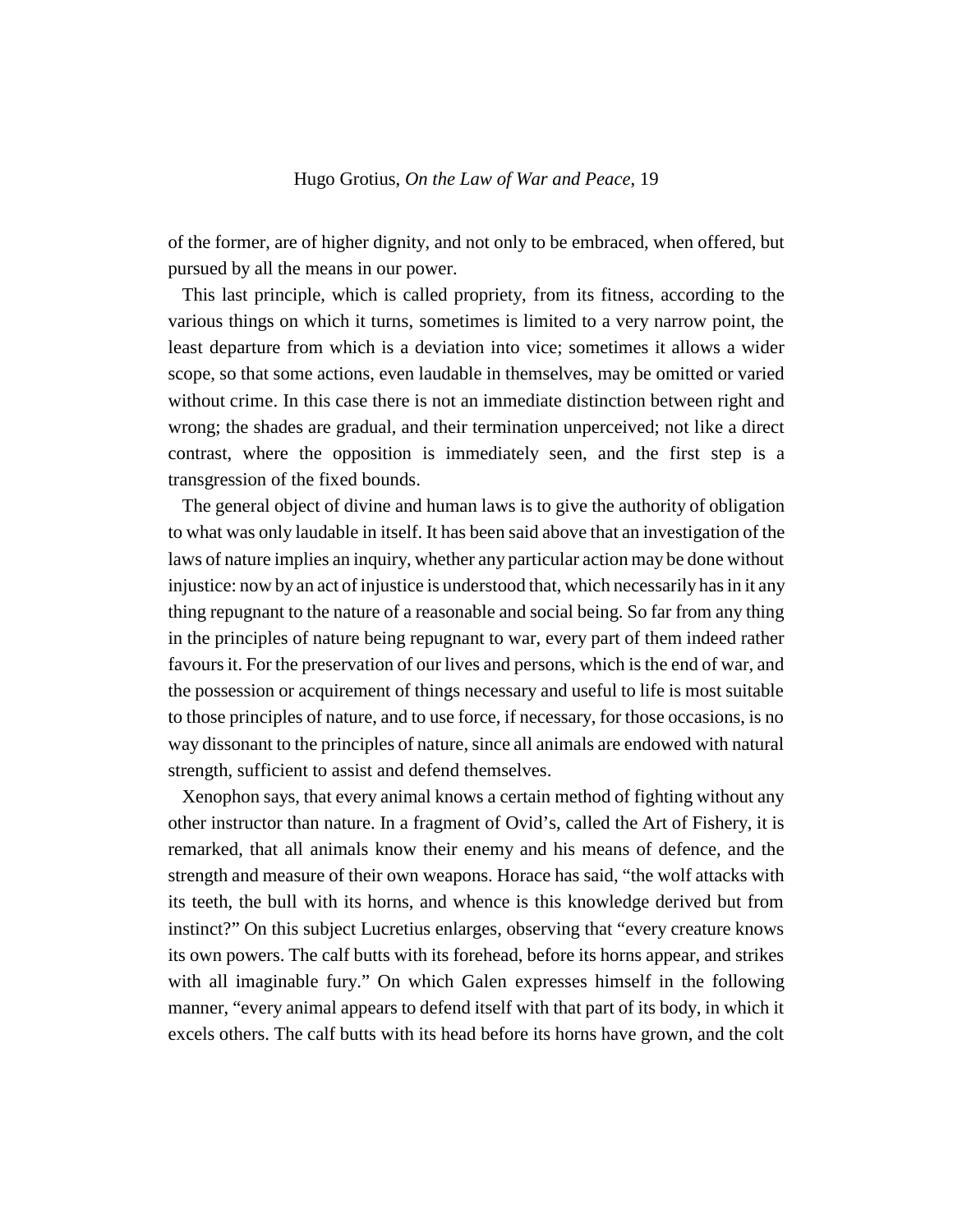of the former, are of higher dignity, and not only to be embraced, when offered, but pursued by all the means in our power.

This last principle, which is called propriety, from its fitness, according to the various things on which it turns, sometimes is limited to a very narrow point, the least departure from which is a deviation into vice; sometimes it allows a wider scope, so that some actions, even laudable in themselves, may be omitted or varied without crime. In this case there is not an immediate distinction between right and wrong; the shades are gradual, and their termination unperceived; not like a direct contrast, where the opposition is immediately seen, and the first step is a transgression of the fixed bounds.

The general object of divine and human laws is to give the authority of obligation to what was only laudable in itself. It has been said above that an investigation of the laws of nature implies an inquiry, whether any particular action may be done without injustice: now by an act of injustice is understood that, which necessarily has in it any thing repugnant to the nature of a reasonable and social being. So far from any thing in the principles of nature being repugnant to war, every part of them indeed rather favours it. For the preservation of our lives and persons, which is the end of war, and the possession or acquirement of things necessary and useful to life is most suitable to those principles of nature, and to use force, if necessary, for those occasions, is no way dissonant to the principles of nature, since all animals are endowed with natural strength, sufficient to assist and defend themselves.

Xenophon says, that every animal knows a certain method of fighting without any other instructor than nature. In a fragment of Ovid's, called the Art of Fishery, it is remarked, that all animals know their enemy and his means of defence, and the strength and measure of their own weapons. Horace has said, "the wolf attacks with its teeth, the bull with its horns, and whence is this knowledge derived but from instinct?" On this subject Lucretius enlarges, observing that "every creature knows its own powers. The calf butts with its forehead, before its horns appear, and strikes with all imaginable fury." On which Galen expresses himself in the following manner, "every animal appears to defend itself with that part of its body, in which it excels others. The calf butts with its head before its horns have grown, and the colt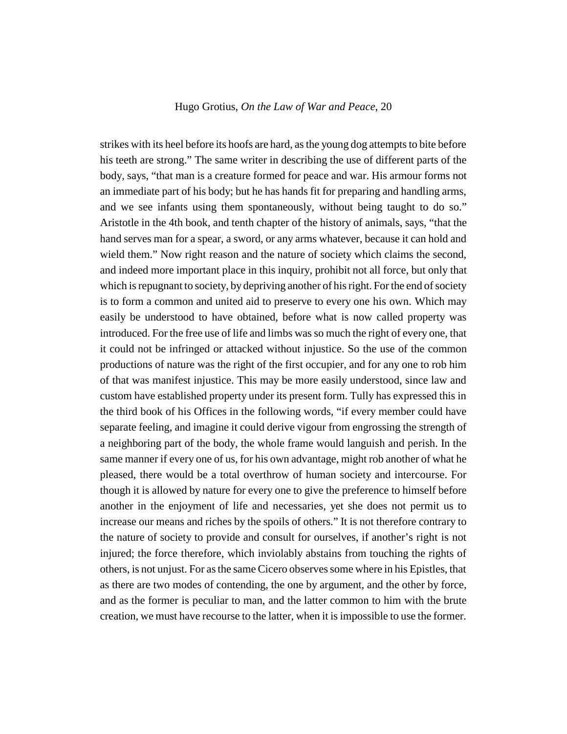strikes with its heel before its hoofs are hard, as the young dog attempts to bite before his teeth are strong." The same writer in describing the use of different parts of the body, says, "that man is a creature formed for peace and war. His armour forms not an immediate part of his body; but he has hands fit for preparing and handling arms, and we see infants using them spontaneously, without being taught to do so." Aristotle in the 4th book, and tenth chapter of the history of animals, says, "that the hand serves man for a spear, a sword, or any arms whatever, because it can hold and wield them." Now right reason and the nature of society which claims the second, and indeed more important place in this inquiry, prohibit not all force, but only that which is repugnant to society, by depriving another of his right. For the end of society is to form a common and united aid to preserve to every one his own. Which may easily be understood to have obtained, before what is now called property was introduced. For the free use of life and limbs was so much the right of every one, that it could not be infringed or attacked without injustice. So the use of the common productions of nature was the right of the first occupier, and for any one to rob him of that was manifest injustice. This may be more easily understood, since law and custom have established property under its present form. Tully has expressed this in the third book of his Offices in the following words, "if every member could have separate feeling, and imagine it could derive vigour from engrossing the strength of a neighboring part of the body, the whole frame would languish and perish. In the same manner if every one of us, for his own advantage, might rob another of what he pleased, there would be a total overthrow of human society and intercourse. For though it is allowed by nature for every one to give the preference to himself before another in the enjoyment of life and necessaries, yet she does not permit us to increase our means and riches by the spoils of others." It is not therefore contrary to the nature of society to provide and consult for ourselves, if another's right is not injured; the force therefore, which inviolably abstains from touching the rights of others, is not unjust. For as the same Cicero observes some where in his Epistles, that as there are two modes of contending, the one by argument, and the other by force, and as the former is peculiar to man, and the latter common to him with the brute creation, we must have recourse to the latter, when it is impossible to use the former.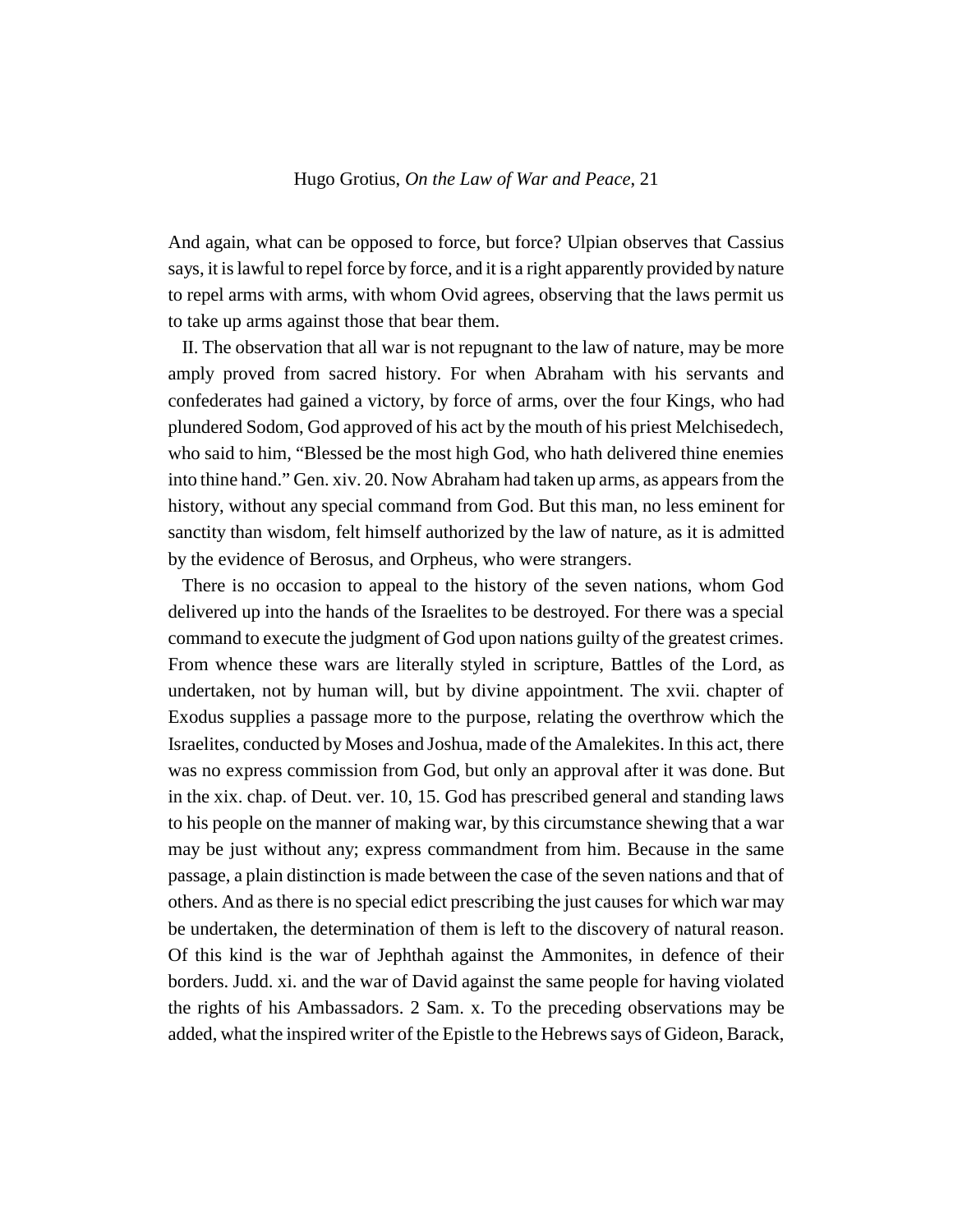And again, what can be opposed to force, but force? Ulpian observes that Cassius says, it is lawful to repel force by force, and it is a right apparently provided by nature to repel arms with arms, with whom Ovid agrees, observing that the laws permit us to take up arms against those that bear them.

II. The observation that all war is not repugnant to the law of nature, may be more amply proved from sacred history. For when Abraham with his servants and confederates had gained a victory, by force of arms, over the four Kings, who had plundered Sodom, God approved of his act by the mouth of his priest Melchisedech, who said to him, "Blessed be the most high God, who hath delivered thine enemies into thine hand." Gen. xiv. 20. Now Abraham had taken up arms, as appears from the history, without any special command from God. But this man, no less eminent for sanctity than wisdom, felt himself authorized by the law of nature, as it is admitted by the evidence of Berosus, and Orpheus, who were strangers.

There is no occasion to appeal to the history of the seven nations, whom God delivered up into the hands of the Israelites to be destroyed. For there was a special command to execute the judgment of God upon nations guilty of the greatest crimes. From whence these wars are literally styled in scripture, Battles of the Lord, as undertaken, not by human will, but by divine appointment. The xvii. chapter of Exodus supplies a passage more to the purpose, relating the overthrow which the Israelites, conducted by Moses and Joshua, made of the Amalekites. In this act, there was no express commission from God, but only an approval after it was done. But in the xix. chap. of Deut. ver. 10, 15. God has prescribed general and standing laws to his people on the manner of making war, by this circumstance shewing that a war may be just without any; express commandment from him. Because in the same passage, a plain distinction is made between the case of the seven nations and that of others. And as there is no special edict prescribing the just causes for which war may be undertaken, the determination of them is left to the discovery of natural reason. Of this kind is the war of Jephthah against the Ammonites, in defence of their borders. Judd. xi. and the war of David against the same people for having violated the rights of his Ambassadors. 2 Sam. x. To the preceding observations may be added, what the inspired writer of the Epistle to the Hebrews says of Gideon, Barack,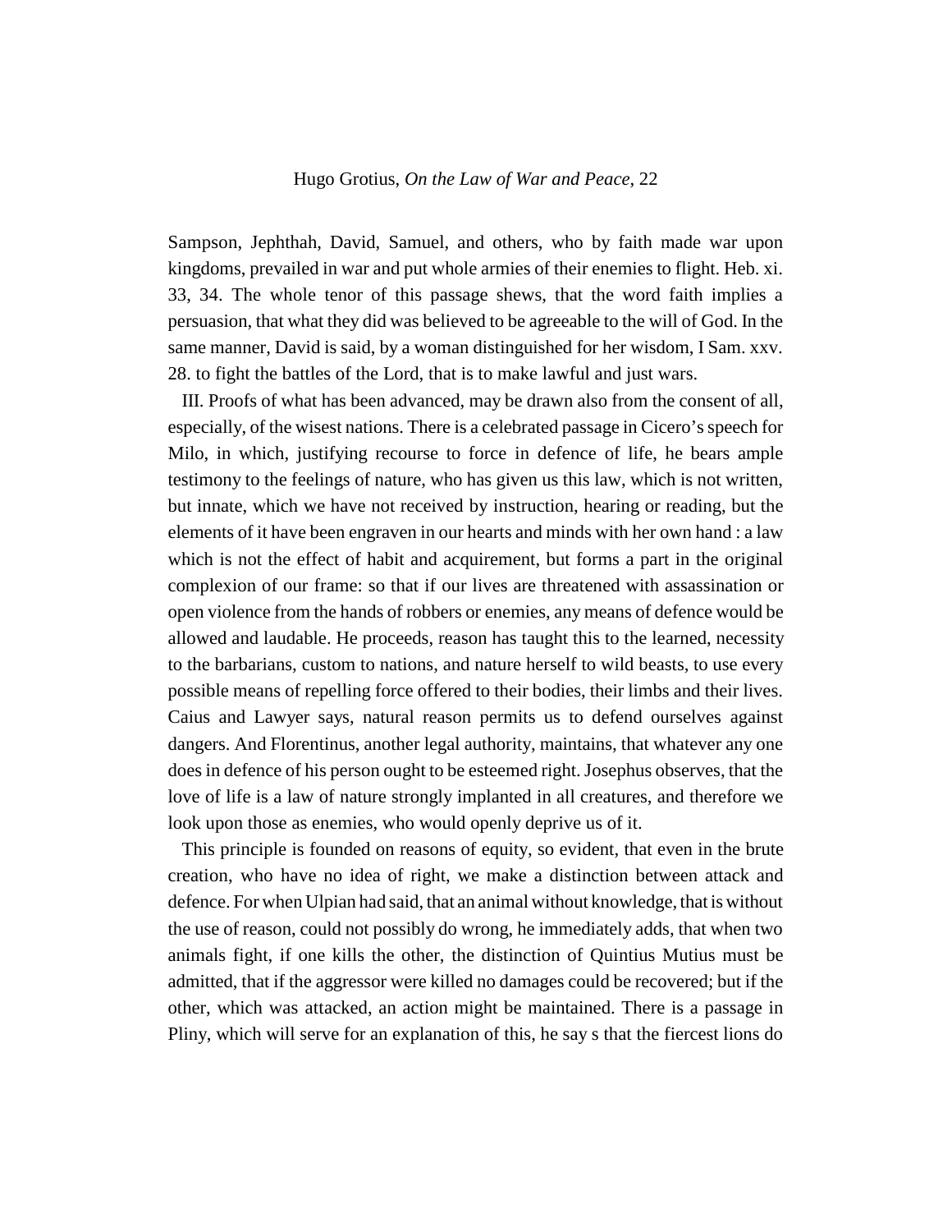Sampson, Jephthah, David, Samuel, and others, who by faith made war upon kingdoms, prevailed in war and put whole armies of their enemies to flight. Heb. xi. 33, 34. The whole tenor of this passage shews, that the word faith implies a persuasion, that what they did was believed to be agreeable to the will of God. In the same manner, David is said, by a woman distinguished for her wisdom, I Sam. xxv. 28. to fight the battles of the Lord, that is to make lawful and just wars.

III. Proofs of what has been advanced, may be drawn also from the consent of all, especially, of the wisest nations. There is a celebrated passage in Cicero's speech for Milo, in which, justifying recourse to force in defence of life, he bears ample testimony to the feelings of nature, who has given us this law, which is not written, but innate, which we have not received by instruction, hearing or reading, but the elements of it have been engraven in our hearts and minds with her own hand : a law which is not the effect of habit and acquirement, but forms a part in the original complexion of our frame: so that if our lives are threatened with assassination or open violence from the hands of robbers or enemies, any means of defence would be allowed and laudable. He proceeds, reason has taught this to the learned, necessity to the barbarians, custom to nations, and nature herself to wild beasts, to use every possible means of repelling force offered to their bodies, their limbs and their lives. Caius and Lawyer says, natural reason permits us to defend ourselves against dangers. And Florentinus, another legal authority, maintains, that whatever any one does in defence of his person ought to be esteemed right. Josephus observes, that the love of life is a law of nature strongly implanted in all creatures, and therefore we look upon those as enemies, who would openly deprive us of it.

This principle is founded on reasons of equity, so evident, that even in the brute creation, who have no idea of right, we make a distinction between attack and defence. For when Ulpian had said, that an animal without knowledge, that is without the use of reason, could not possibly do wrong, he immediately adds, that when two animals fight, if one kills the other, the distinction of Quintius Mutius must be admitted, that if the aggressor were killed no damages could be recovered; but if the other, which was attacked, an action might be maintained. There is a passage in Pliny, which will serve for an explanation of this, he say s that the fiercest lions do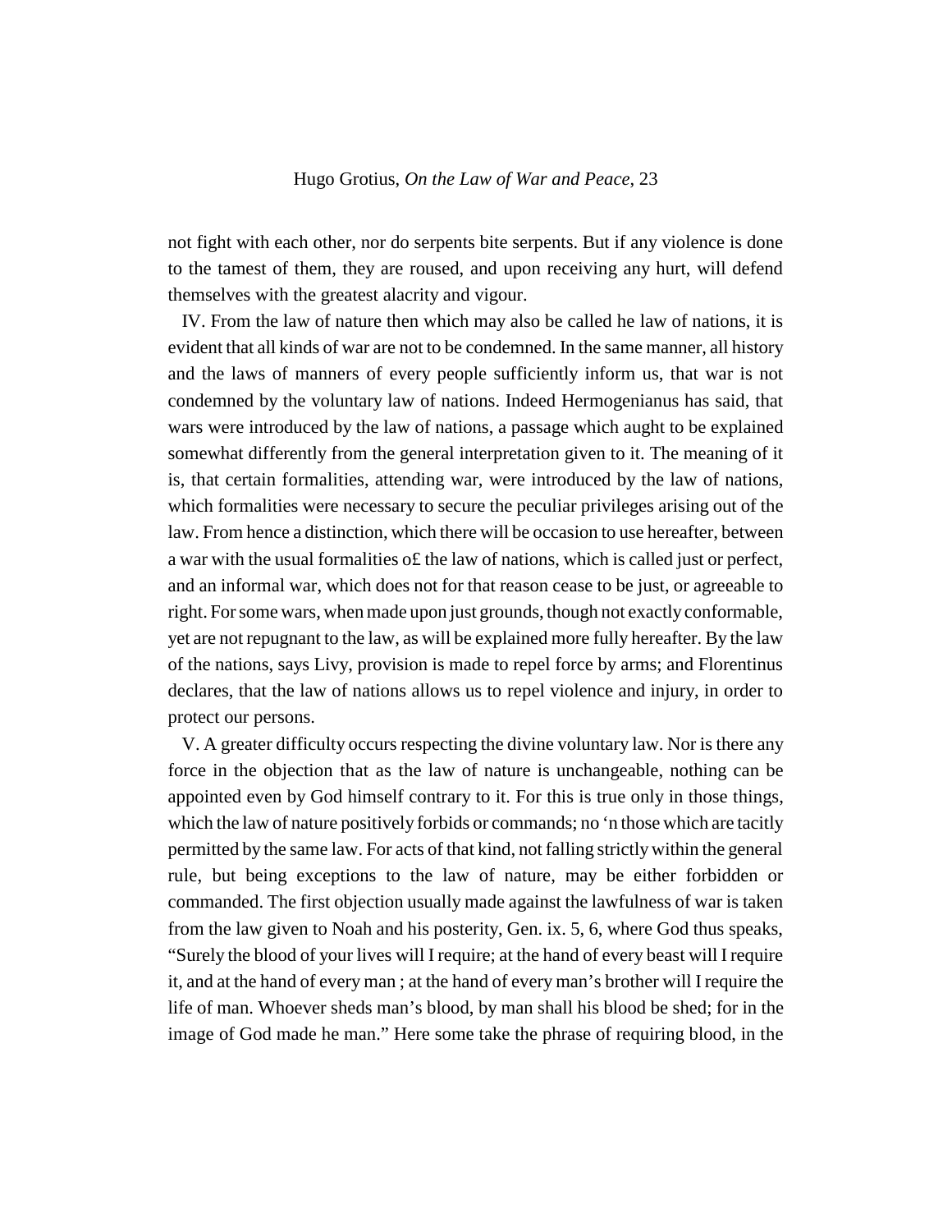not fight with each other, nor do serpents bite serpents. But if any violence is done to the tamest of them, they are roused, and upon receiving any hurt, will defend themselves with the greatest alacrity and vigour.

IV. From the law of nature then which may also be called he law of nations, it is evident that all kinds of war are not to be condemned. In the same manner, all history and the laws of manners of every people sufficiently inform us, that war is not condemned by the voluntary law of nations. Indeed Hermogenianus has said, that wars were introduced by the law of nations, a passage which aught to be explained somewhat differently from the general interpretation given to it. The meaning of it is, that certain formalities, attending war, were introduced by the law of nations, which formalities were necessary to secure the peculiar privileges arising out of the law. From hence a distinction, which there will be occasion to use hereafter, between a war with the usual formalities o£ the law of nations, which is called just or perfect, and an informal war, which does not for that reason cease to be just, or agreeable to right. For some wars, when made upon just grounds, though not exactly conformable, yet are not repugnant to the law, as will be explained more fully hereafter. By the law of the nations, says Livy, provision is made to repel force by arms; and Florentinus declares, that the law of nations allows us to repel violence and injury, in order to protect our persons.

V. A greater difficulty occurs respecting the divine voluntary law. Nor is there any force in the objection that as the law of nature is unchangeable, nothing can be appointed even by God himself contrary to it. For this is true only in those things, which the law of nature positively forbids or commands; no 'n those which are tacitly permitted by the same law. For acts of that kind, not falling strictly within the general rule, but being exceptions to the law of nature, may be either forbidden or commanded. The first objection usually made against the lawfulness of war is taken from the law given to Noah and his posterity, Gen. ix. 5, 6, where God thus speaks, "Surely the blood of your lives will I require; at the hand of every beast will I require it, and at the hand of every man ; at the hand of every man's brother will I require the life of man. Whoever sheds man's blood, by man shall his blood be shed; for in the image of God made he man." Here some take the phrase of requiring blood, in the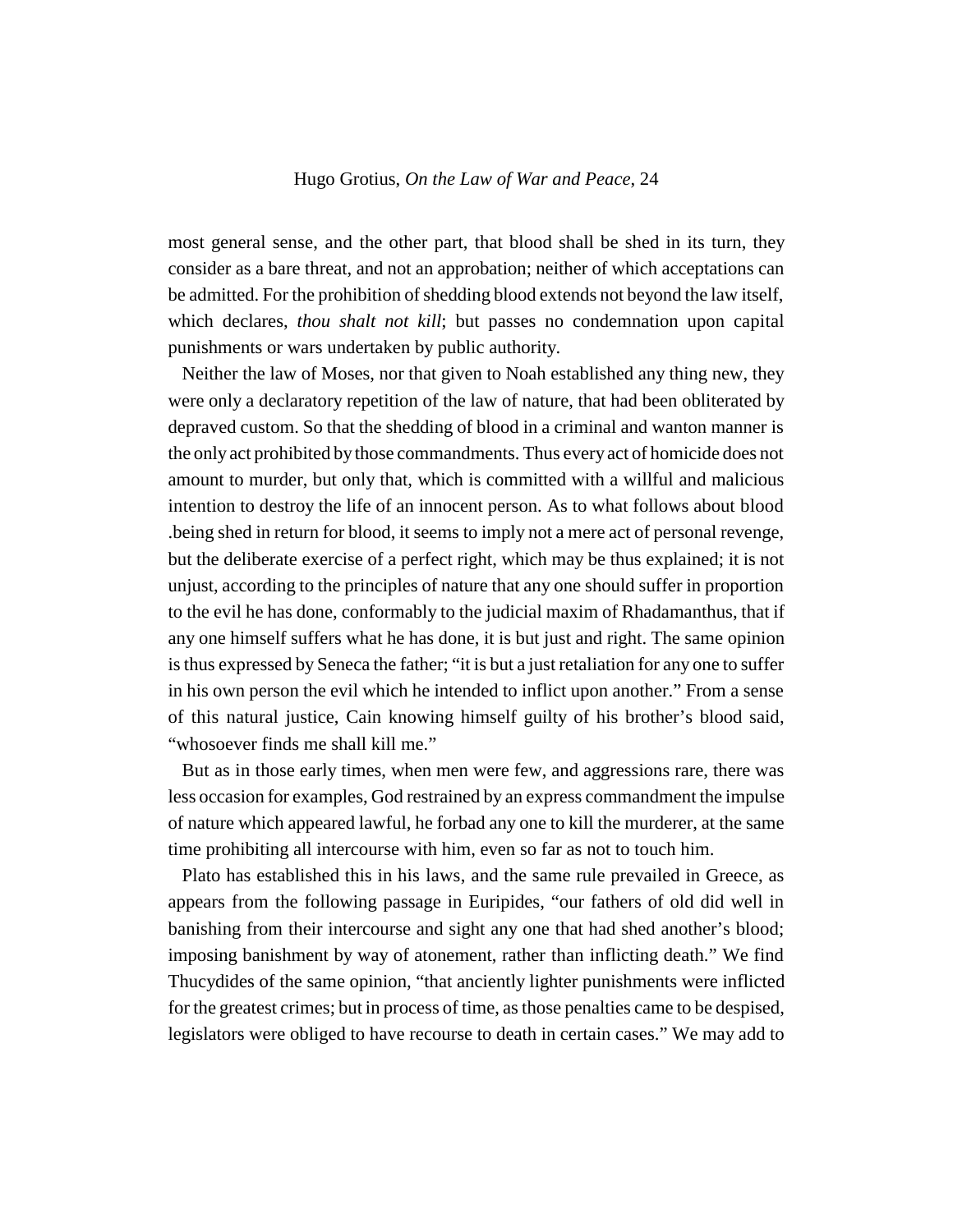most general sense, and the other part, that blood shall be shed in its turn, they consider as a bare threat, and not an approbation; neither of which acceptations can be admitted. For the prohibition of shedding blood extends not beyond the law itself, which declares, *thou shalt not kill*; but passes no condemnation upon capital punishments or wars undertaken by public authority.

Neither the law of Moses, nor that given to Noah established any thing new, they were only a declaratory repetition of the law of nature, that had been obliterated by depraved custom. So that the shedding of blood in a criminal and wanton manner is the only act prohibited by those commandments. Thus every act of homicide does not amount to murder, but only that, which is committed with a willful and malicious intention to destroy the life of an innocent person. As to what follows about blood .being shed in return for blood, it seems to imply not a mere act of personal revenge, but the deliberate exercise of a perfect right, which may be thus explained; it is not unjust, according to the principles of nature that any one should suffer in proportion to the evil he has done, conformably to the judicial maxim of Rhadamanthus, that if any one himself suffers what he has done, it is but just and right. The same opinion is thus expressed by Seneca the father; "it is but a just retaliation for any one to suffer in his own person the evil which he intended to inflict upon another." From a sense of this natural justice, Cain knowing himself guilty of his brother's blood said, "whosoever finds me shall kill me."

But as in those early times, when men were few, and aggressions rare, there was less occasion for examples, God restrained by an express commandment the impulse of nature which appeared lawful, he forbad any one to kill the murderer, at the same time prohibiting all intercourse with him, even so far as not to touch him.

Plato has established this in his laws, and the same rule prevailed in Greece, as appears from the following passage in Euripides, "our fathers of old did well in banishing from their intercourse and sight any one that had shed another's blood; imposing banishment by way of atonement, rather than inflicting death." We find Thucydides of the same opinion, "that anciently lighter punishments were inflicted for the greatest crimes; but in process of time, as those penalties came to be despised, legislators were obliged to have recourse to death in certain cases." We may add to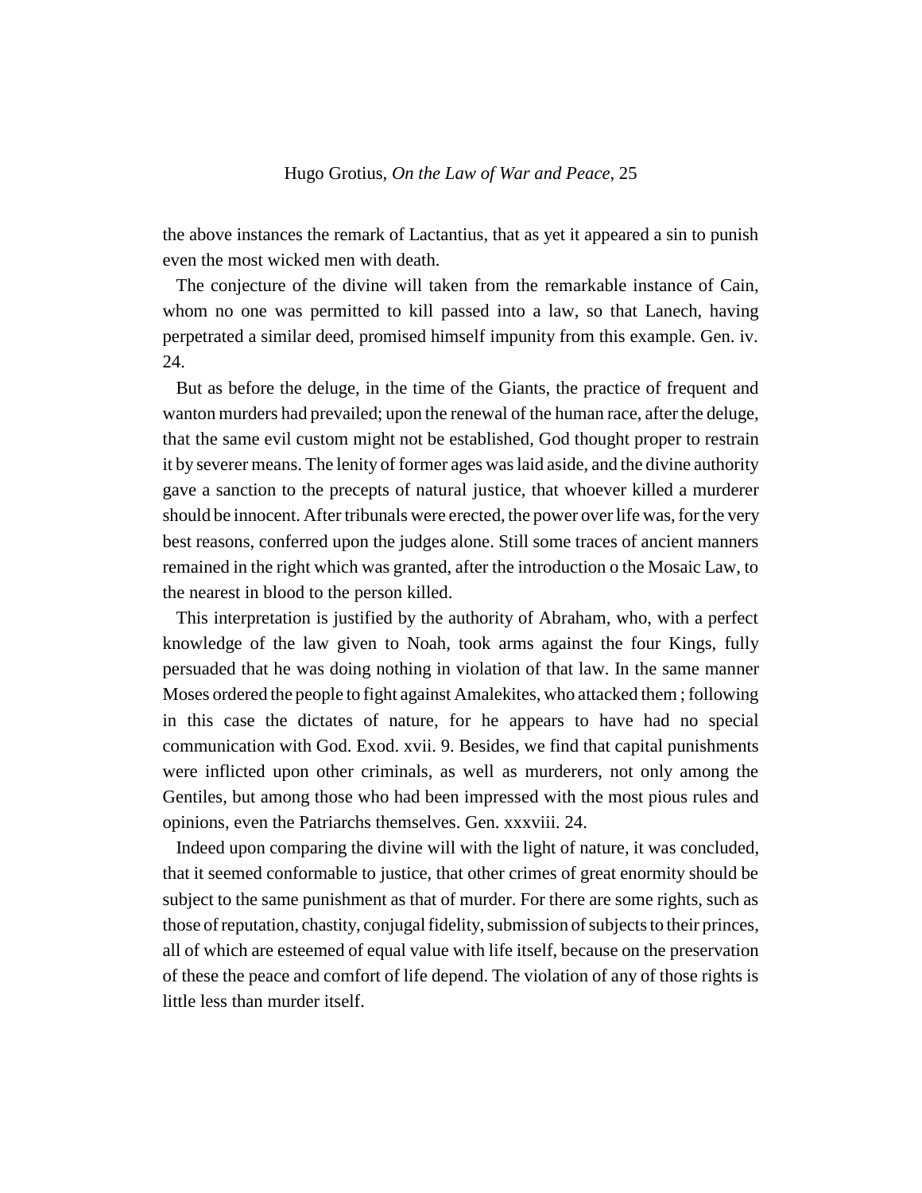the above instances the remark of Lactantius, that as yet it appeared a sin to punish even the most wicked men with death.

The conjecture of the divine will taken from the remarkable instance of Cain, whom no one was permitted to kill passed into a law, so that Lanech, having perpetrated a similar deed, promised himself impunity from this example. Gen. iv. 24.

But as before the deluge, in the time of the Giants, the practice of frequent and wanton murders had prevailed; upon the renewal of the human race, after the deluge, that the same evil custom might not be established, God thought proper to restrain it by severer means. The lenity of former ages was laid aside, and the divine authority gave a sanction to the precepts of natural justice, that whoever killed a murderer should be innocent. After tribunals were erected, the power over life was, for the very best reasons, conferred upon the judges alone. Still some traces of ancient manners remained in the right which was granted, after the introduction o the Mosaic Law, to the nearest in blood to the person killed.

This interpretation is justified by the authority of Abraham, who, with a perfect knowledge of the law given to Noah, took arms against the four Kings, fully persuaded that he was doing nothing in violation of that law. In the same manner Moses ordered the people to fight against Amalekites, who attacked them ; following in this case the dictates of nature, for he appears to have had no special communication with God. Exod. xvii. 9. Besides, we find that capital punishments were inflicted upon other criminals, as well as murderers, not only among the Gentiles, but among those who had been impressed with the most pious rules and opinions, even the Patriarchs themselves. Gen. xxxviii. 24.

Indeed upon comparing the divine will with the light of nature, it was concluded, that it seemed conformable to justice, that other crimes of great enormity should be subject to the same punishment as that of murder. For there are some rights, such as those of reputation, chastity, conjugal fidelity, submission of subjects to their princes, all of which are esteemed of equal value with life itself, because on the preservation of these the peace and comfort of life depend. The violation of any of those rights is little less than murder itself.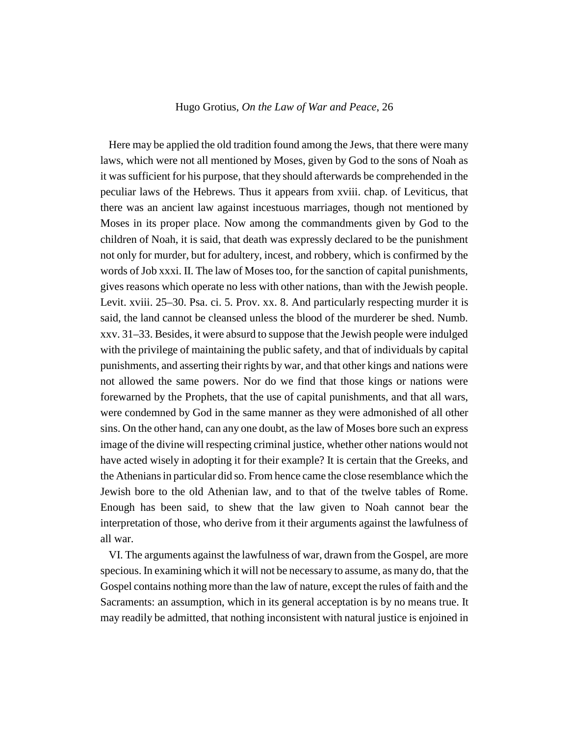Here may be applied the old tradition found among the Jews, that there were many laws, which were not all mentioned by Moses, given by God to the sons of Noah as it was sufficient for his purpose, that they should afterwards be comprehended in the peculiar laws of the Hebrews. Thus it appears from xviii. chap. of Leviticus, that there was an ancient law against incestuous marriages, though not mentioned by Moses in its proper place. Now among the commandments given by God to the children of Noah, it is said, that death was expressly declared to be the punishment not only for murder, but for adultery, incest, and robbery, which is confirmed by the words of Job xxxi. II. The law of Moses too, for the sanction of capital punishments, gives reasons which operate no less with other nations, than with the Jewish people. Levit. xviii. 25–30. Psa. ci. 5. Prov. xx. 8. And particularly respecting murder it is said, the land cannot be cleansed unless the blood of the murderer be shed. Numb. xxv. 31–33. Besides, it were absurd to suppose that the Jewish people were indulged with the privilege of maintaining the public safety, and that of individuals by capital punishments, and asserting their rights by war, and that other kings and nations were not allowed the same powers. Nor do we find that those kings or nations were forewarned by the Prophets, that the use of capital punishments, and that all wars, were condemned by God in the same manner as they were admonished of all other sins. On the other hand, can any one doubt, as the law of Moses bore such an express image of the divine will respecting criminal justice, whether other nations would not have acted wisely in adopting it for their example? It is certain that the Greeks, and the Athenians in particular did so. From hence came the close resemblance which the Jewish bore to the old Athenian law, and to that of the twelve tables of Rome. Enough has been said, to shew that the law given to Noah cannot bear the interpretation of those, who derive from it their arguments against the lawfulness of all war.

VI. The arguments against the lawfulness of war, drawn from the Gospel, are more specious. In examining which it will not be necessary to assume, as many do, that the Gospel contains nothing more than the law of nature, except the rules of faith and the Sacraments: an assumption, which in its general acceptation is by no means true. It may readily be admitted, that nothing inconsistent with natural justice is enjoined in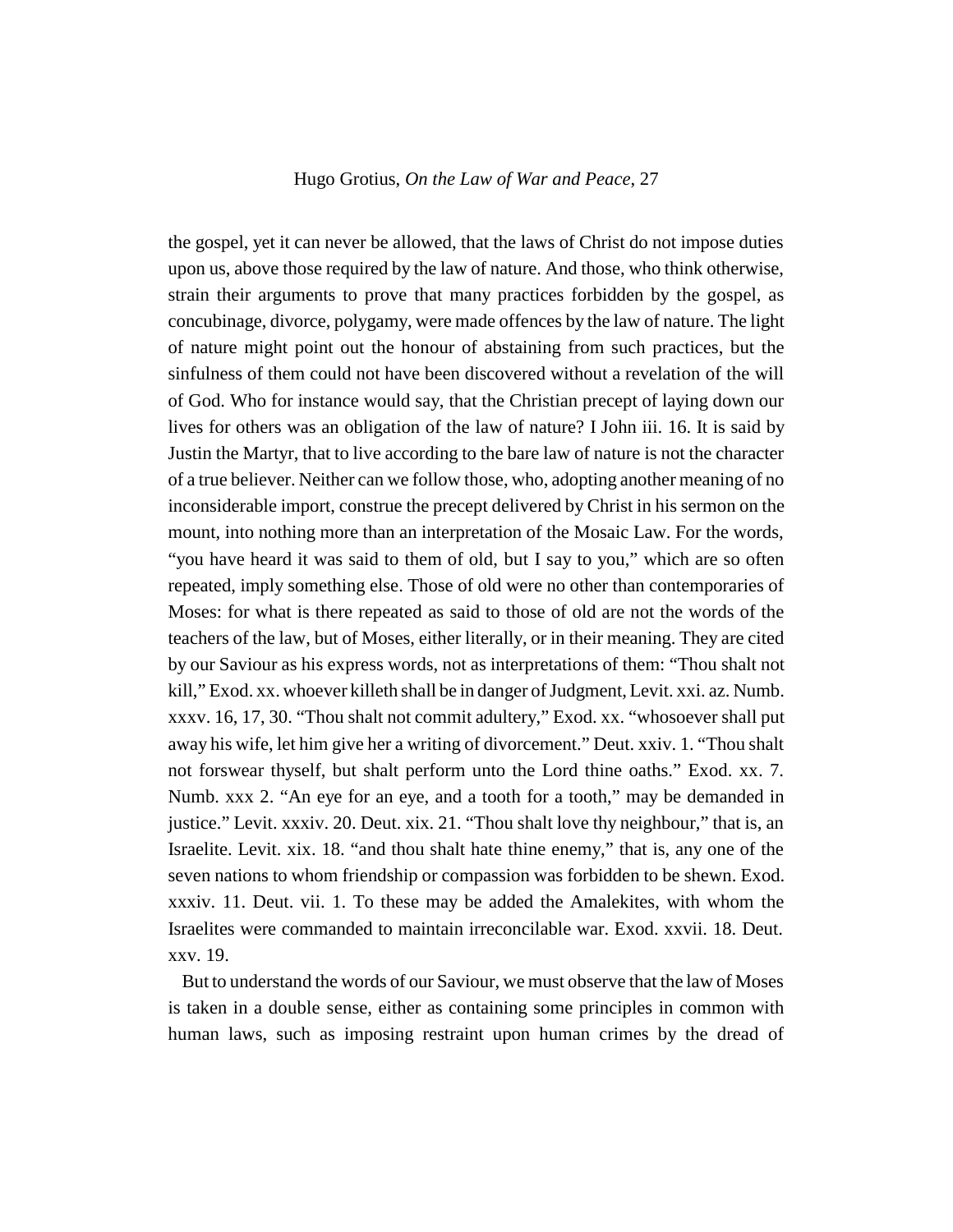the gospel, yet it can never be allowed, that the laws of Christ do not impose duties upon us, above those required by the law of nature. And those, who think otherwise, strain their arguments to prove that many practices forbidden by the gospel, as concubinage, divorce, polygamy, were made offences by the law of nature. The light of nature might point out the honour of abstaining from such practices, but the sinfulness of them could not have been discovered without a revelation of the will of God. Who for instance would say, that the Christian precept of laying down our lives for others was an obligation of the law of nature? I John iii. 16. It is said by Justin the Martyr, that to live according to the bare law of nature is not the character of a true believer. Neither can we follow those, who, adopting another meaning of no inconsiderable import, construe the precept delivered by Christ in his sermon on the mount, into nothing more than an interpretation of the Mosaic Law. For the words, "you have heard it was said to them of old, but I say to you," which are so often repeated, imply something else. Those of old were no other than contemporaries of Moses: for what is there repeated as said to those of old are not the words of the teachers of the law, but of Moses, either literally, or in their meaning. They are cited by our Saviour as his express words, not as interpretations of them: "Thou shalt not kill," Exod. xx. whoever killeth shall be in danger of Judgment, Levit. xxi. az. Numb. xxxv. 16, 17, 30. "Thou shalt not commit adultery," Exod. xx. "whosoever shall put away his wife, let him give her a writing of divorcement." Deut. xxiv. 1. "Thou shalt not forswear thyself, but shalt perform unto the Lord thine oaths." Exod. xx. 7. Numb. xxx 2. "An eye for an eye, and a tooth for a tooth," may be demanded in justice." Levit. xxxiv. 20. Deut. xix. 21. "Thou shalt love thy neighbour," that is, an Israelite. Levit. xix. 18. "and thou shalt hate thine enemy," that is, any one of the seven nations to whom friendship or compassion was forbidden to be shewn. Exod. xxxiv. 11. Deut. vii. 1. To these may be added the Amalekites, with whom the Israelites were commanded to maintain irreconcilable war. Exod. xxvii. 18. Deut. xxv. 19.

But to understand the words of our Saviour, we must observe that the law of Moses is taken in a double sense, either as containing some principles in common with human laws, such as imposing restraint upon human crimes by the dread of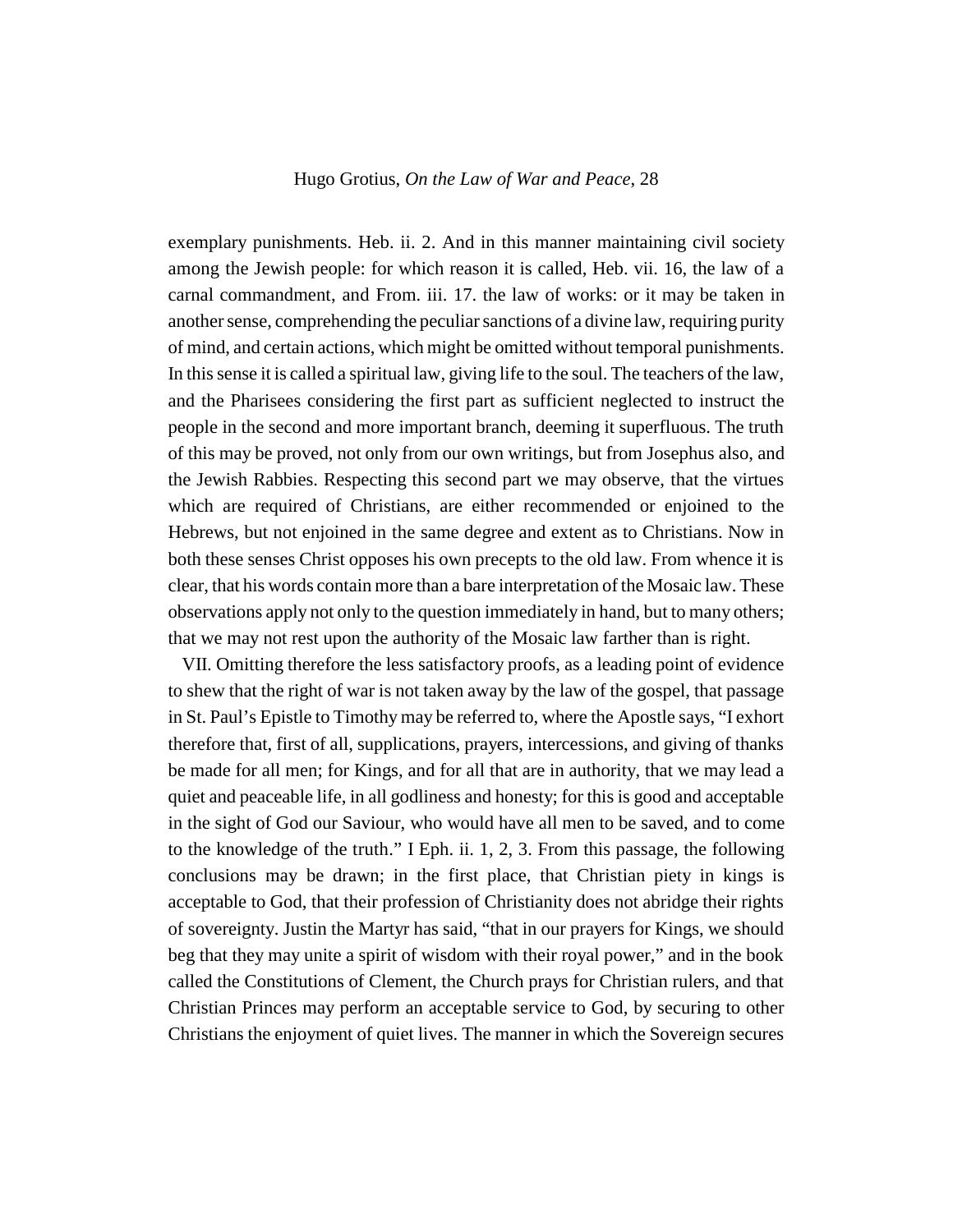exemplary punishments. Heb. ii. 2. And in this manner maintaining civil society among the Jewish people: for which reason it is called, Heb. vii. 16, the law of a carnal commandment, and From. iii. 17. the law of works: or it may be taken in another sense, comprehending the peculiar sanctions of a divine law, requiring purity of mind, and certain actions, which might be omitted without temporal punishments. In this sense it is called a spiritual law, giving life to the soul. The teachers of the law, and the Pharisees considering the first part as sufficient neglected to instruct the people in the second and more important branch, deeming it superfluous. The truth of this may be proved, not only from our own writings, but from Josephus also, and the Jewish Rabbies. Respecting this second part we may observe, that the virtues which are required of Christians, are either recommended or enjoined to the Hebrews, but not enjoined in the same degree and extent as to Christians. Now in both these senses Christ opposes his own precepts to the old law. From whence it is clear, that his words contain more than a bare interpretation of the Mosaic law. These observations apply not only to the question immediately in hand, but to many others; that we may not rest upon the authority of the Mosaic law farther than is right.

VII. Omitting therefore the less satisfactory proofs, as a leading point of evidence to shew that the right of war is not taken away by the law of the gospel, that passage in St. Paul's Epistle to Timothy may be referred to, where the Apostle says, "I exhort therefore that, first of all, supplications, prayers, intercessions, and giving of thanks be made for all men; for Kings, and for all that are in authority, that we may lead a quiet and peaceable life, in all godliness and honesty; for this is good and acceptable in the sight of God our Saviour, who would have all men to be saved, and to come to the knowledge of the truth." I Eph. ii. 1, 2, 3. From this passage, the following conclusions may be drawn; in the first place, that Christian piety in kings is acceptable to God, that their profession of Christianity does not abridge their rights of sovereignty. Justin the Martyr has said, "that in our prayers for Kings, we should beg that they may unite a spirit of wisdom with their royal power," and in the book called the Constitutions of Clement, the Church prays for Christian rulers, and that Christian Princes may perform an acceptable service to God, by securing to other Christians the enjoyment of quiet lives. The manner in which the Sovereign secures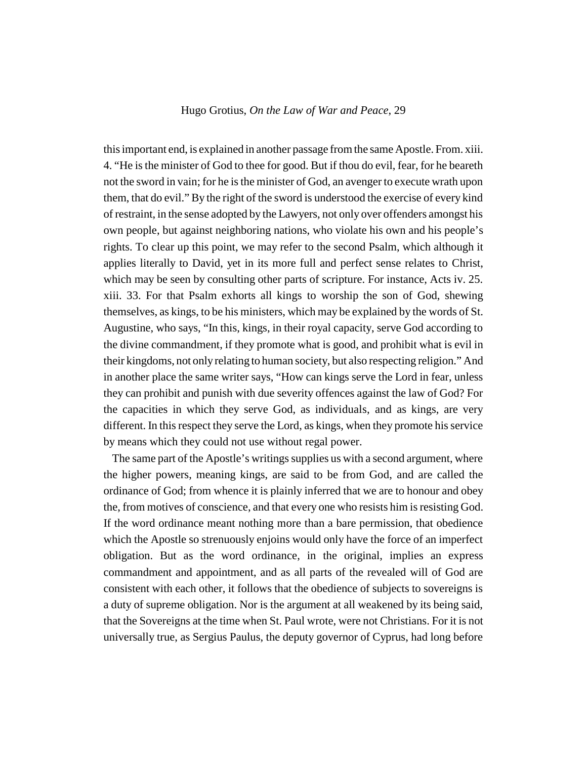this important end, is explained in another passage from the same Apostle. From. xiii. 4. "He is the minister of God to thee for good. But if thou do evil, fear, for he beareth not the sword in vain; for he is the minister of God, an avenger to execute wrath upon them, that do evil." By the right of the sword is understood the exercise of every kind of restraint, in the sense adopted by the Lawyers, not only over offenders amongst his own people, but against neighboring nations, who violate his own and his people's rights. To clear up this point, we may refer to the second Psalm, which although it applies literally to David, yet in its more full and perfect sense relates to Christ, which may be seen by consulting other parts of scripture. For instance, Acts iv. 25. xiii. 33. For that Psalm exhorts all kings to worship the son of God, shewing themselves, as kings, to be his ministers, which may be explained by the words of St. Augustine, who says, "In this, kings, in their royal capacity, serve God according to the divine commandment, if they promote what is good, and prohibit what is evil in their kingdoms, not only relating to human society, but also respecting religion." And in another place the same writer says, "How can kings serve the Lord in fear, unless they can prohibit and punish with due severity offences against the law of God? For the capacities in which they serve God, as individuals, and as kings, are very different. In this respect they serve the Lord, as kings, when they promote his service by means which they could not use without regal power.

The same part of the Apostle's writings supplies us with a second argument, where the higher powers, meaning kings, are said to be from God, and are called the ordinance of God; from whence it is plainly inferred that we are to honour and obey the, from motives of conscience, and that every one who resists him is resisting God. If the word ordinance meant nothing more than a bare permission, that obedience which the Apostle so strenuously enjoins would only have the force of an imperfect obligation. But as the word ordinance, in the original, implies an express commandment and appointment, and as all parts of the revealed will of God are consistent with each other, it follows that the obedience of subjects to sovereigns is a duty of supreme obligation. Nor is the argument at all weakened by its being said, that the Sovereigns at the time when St. Paul wrote, were not Christians. For it is not universally true, as Sergius Paulus, the deputy governor of Cyprus, had long before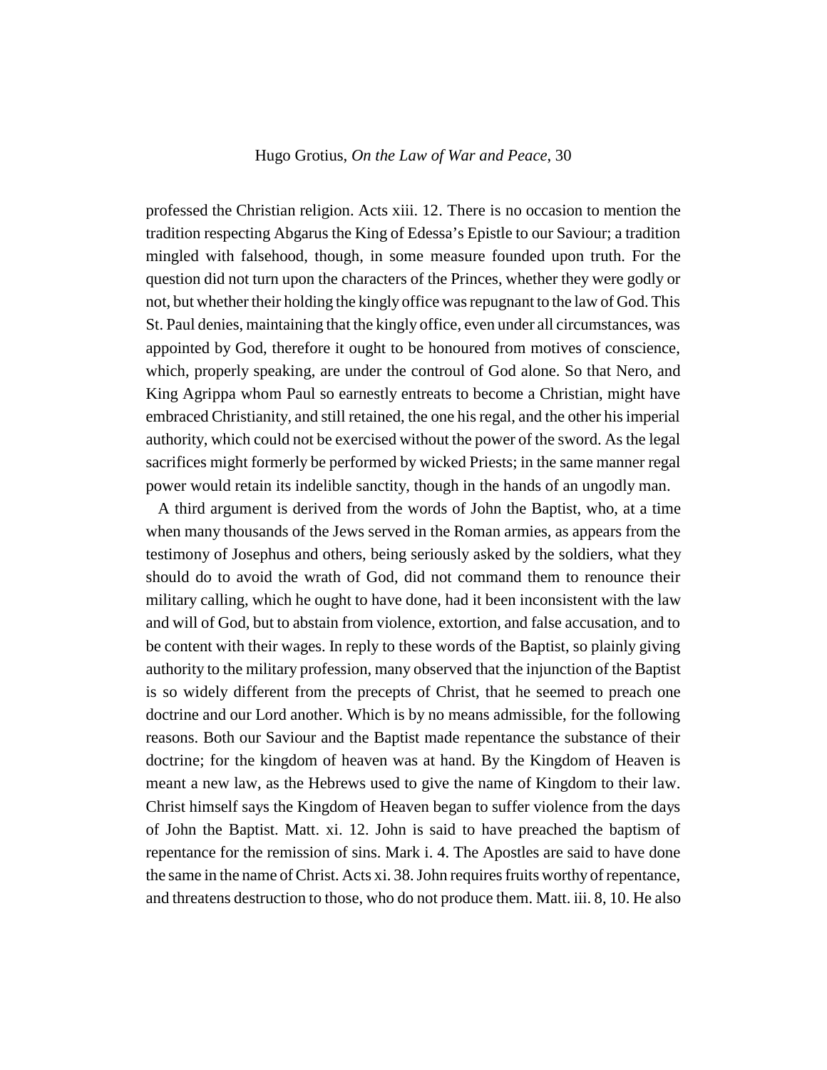professed the Christian religion. Acts xiii. 12. There is no occasion to mention the tradition respecting Abgarus the King of Edessa's Epistle to our Saviour; a tradition mingled with falsehood, though, in some measure founded upon truth. For the question did not turn upon the characters of the Princes, whether they were godly or not, but whether their holding the kingly office was repugnant to the law of God. This St. Paul denies, maintaining that the kingly office, even under all circumstances, was appointed by God, therefore it ought to be honoured from motives of conscience, which, properly speaking, are under the controul of God alone. So that Nero, and King Agrippa whom Paul so earnestly entreats to become a Christian, might have embraced Christianity, and still retained, the one his regal, and the other his imperial authority, which could not be exercised without the power of the sword. As the legal sacrifices might formerly be performed by wicked Priests; in the same manner regal power would retain its indelible sanctity, though in the hands of an ungodly man.

A third argument is derived from the words of John the Baptist, who, at a time when many thousands of the Jews served in the Roman armies, as appears from the testimony of Josephus and others, being seriously asked by the soldiers, what they should do to avoid the wrath of God, did not command them to renounce their military calling, which he ought to have done, had it been inconsistent with the law and will of God, but to abstain from violence, extortion, and false accusation, and to be content with their wages. In reply to these words of the Baptist, so plainly giving authority to the military profession, many observed that the injunction of the Baptist is so widely different from the precepts of Christ, that he seemed to preach one doctrine and our Lord another. Which is by no means admissible, for the following reasons. Both our Saviour and the Baptist made repentance the substance of their doctrine; for the kingdom of heaven was at hand. By the Kingdom of Heaven is meant a new law, as the Hebrews used to give the name of Kingdom to their law. Christ himself says the Kingdom of Heaven began to suffer violence from the days of John the Baptist. Matt. xi. 12. John is said to have preached the baptism of repentance for the remission of sins. Mark i. 4. The Apostles are said to have done the same in the name of Christ. Acts xi. 38. John requires fruits worthy of repentance, and threatens destruction to those, who do not produce them. Matt. iii. 8, 10. He also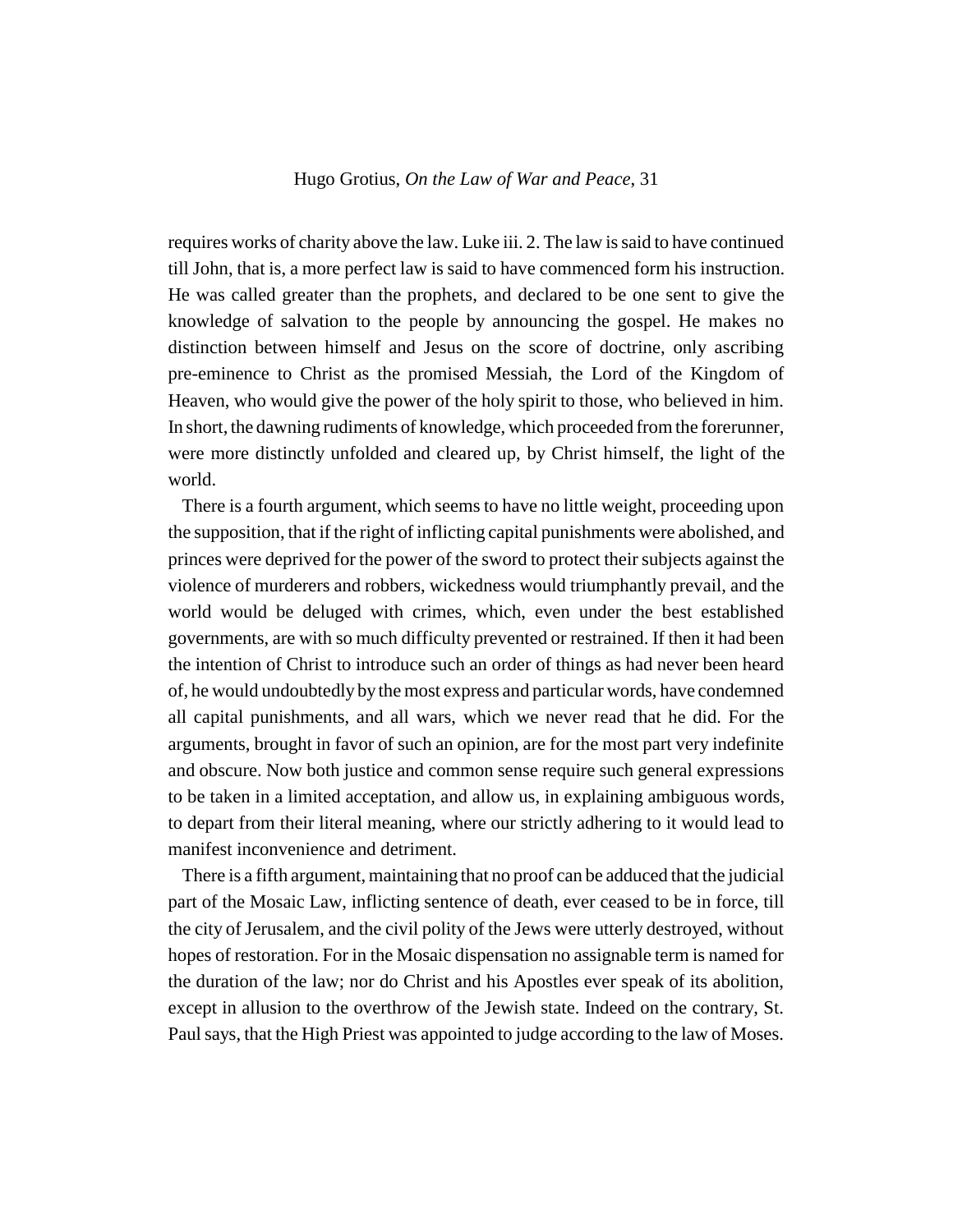requires works of charity above the law. Luke iii. 2. The law is said to have continued till John, that is, a more perfect law is said to have commenced form his instruction. He was called greater than the prophets, and declared to be one sent to give the knowledge of salvation to the people by announcing the gospel. He makes no distinction between himself and Jesus on the score of doctrine, only ascribing pre-eminence to Christ as the promised Messiah, the Lord of the Kingdom of Heaven, who would give the power of the holy spirit to those, who believed in him. In short, the dawning rudiments of knowledge, which proceeded from the forerunner, were more distinctly unfolded and cleared up, by Christ himself, the light of the world.

There is a fourth argument, which seems to have no little weight, proceeding upon the supposition, that if the right of inflicting capital punishments were abolished, and princes were deprived for the power of the sword to protect their subjects against the violence of murderers and robbers, wickedness would triumphantly prevail, and the world would be deluged with crimes, which, even under the best established governments, are with so much difficulty prevented or restrained. If then it had been the intention of Christ to introduce such an order of things as had never been heard of, he would undoubtedly by the most express and particular words, have condemned all capital punishments, and all wars, which we never read that he did. For the arguments, brought in favor of such an opinion, are for the most part very indefinite and obscure. Now both justice and common sense require such general expressions to be taken in a limited acceptation, and allow us, in explaining ambiguous words, to depart from their literal meaning, where our strictly adhering to it would lead to manifest inconvenience and detriment.

There is a fifth argument, maintaining that no proof can be adduced that the judicial part of the Mosaic Law, inflicting sentence of death, ever ceased to be in force, till the city of Jerusalem, and the civil polity of the Jews were utterly destroyed, without hopes of restoration. For in the Mosaic dispensation no assignable term is named for the duration of the law; nor do Christ and his Apostles ever speak of its abolition, except in allusion to the overthrow of the Jewish state. Indeed on the contrary, St. Paul says, that the High Priest was appointed to judge according to the law of Moses.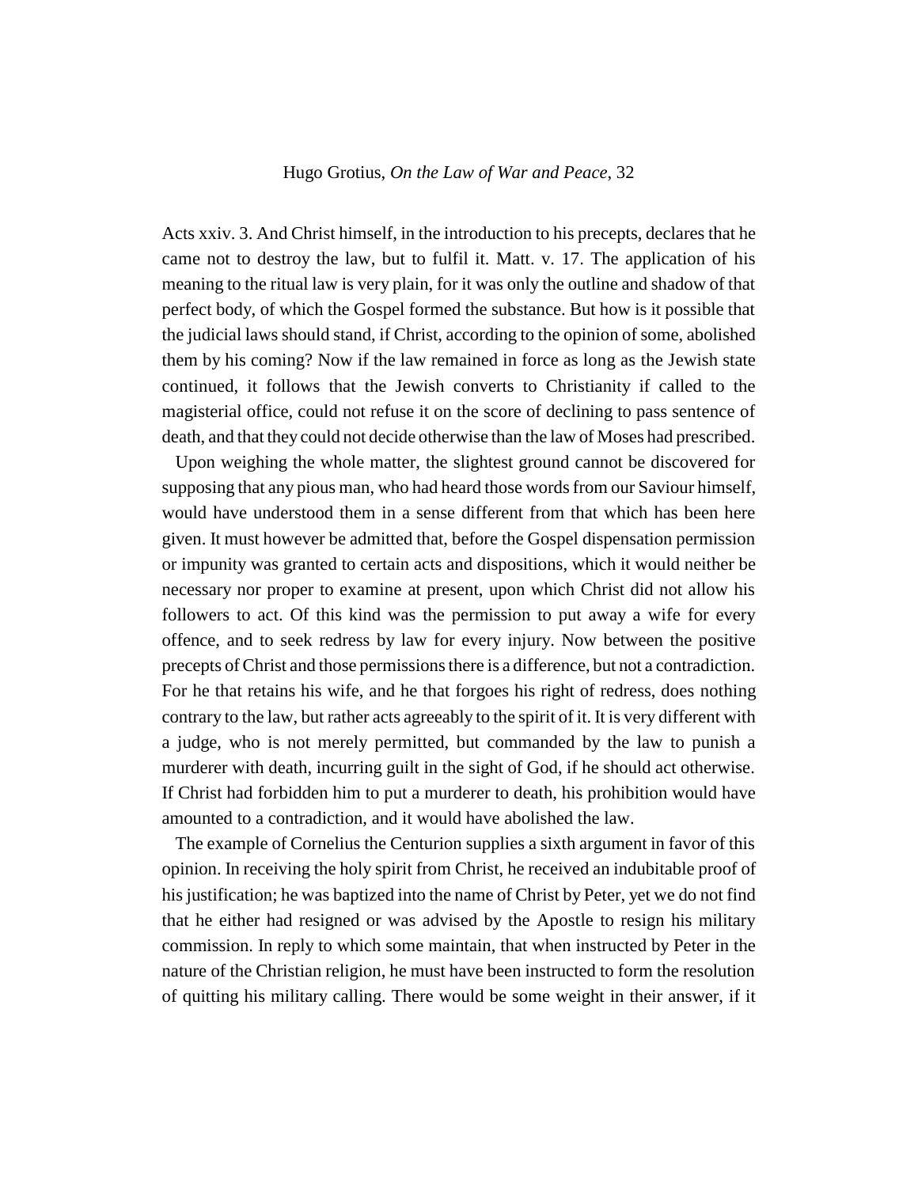Acts xxiv. 3. And Christ himself, in the introduction to his precepts, declares that he came not to destroy the law, but to fulfil it. Matt. v. 17. The application of his meaning to the ritual law is very plain, for it was only the outline and shadow of that perfect body, of which the Gospel formed the substance. But how is it possible that the judicial laws should stand, if Christ, according to the opinion of some, abolished them by his coming? Now if the law remained in force as long as the Jewish state continued, it follows that the Jewish converts to Christianity if called to the magisterial office, could not refuse it on the score of declining to pass sentence of death, and that they could not decide otherwise than the law of Moses had prescribed.

Upon weighing the whole matter, the slightest ground cannot be discovered for supposing that any pious man, who had heard those words from our Saviour himself, would have understood them in a sense different from that which has been here given. It must however be admitted that, before the Gospel dispensation permission or impunity was granted to certain acts and dispositions, which it would neither be necessary nor proper to examine at present, upon which Christ did not allow his followers to act. Of this kind was the permission to put away a wife for every offence, and to seek redress by law for every injury. Now between the positive precepts of Christ and those permissions there is a difference, but not a contradiction. For he that retains his wife, and he that forgoes his right of redress, does nothing contrary to the law, but rather acts agreeably to the spirit of it. It is very different with a judge, who is not merely permitted, but commanded by the law to punish a murderer with death, incurring guilt in the sight of God, if he should act otherwise. If Christ had forbidden him to put a murderer to death, his prohibition would have amounted to a contradiction, and it would have abolished the law.

The example of Cornelius the Centurion supplies a sixth argument in favor of this opinion. In receiving the holy spirit from Christ, he received an indubitable proof of his justification; he was baptized into the name of Christ by Peter, yet we do not find that he either had resigned or was advised by the Apostle to resign his military commission. In reply to which some maintain, that when instructed by Peter in the nature of the Christian religion, he must have been instructed to form the resolution of quitting his military calling. There would be some weight in their answer, if it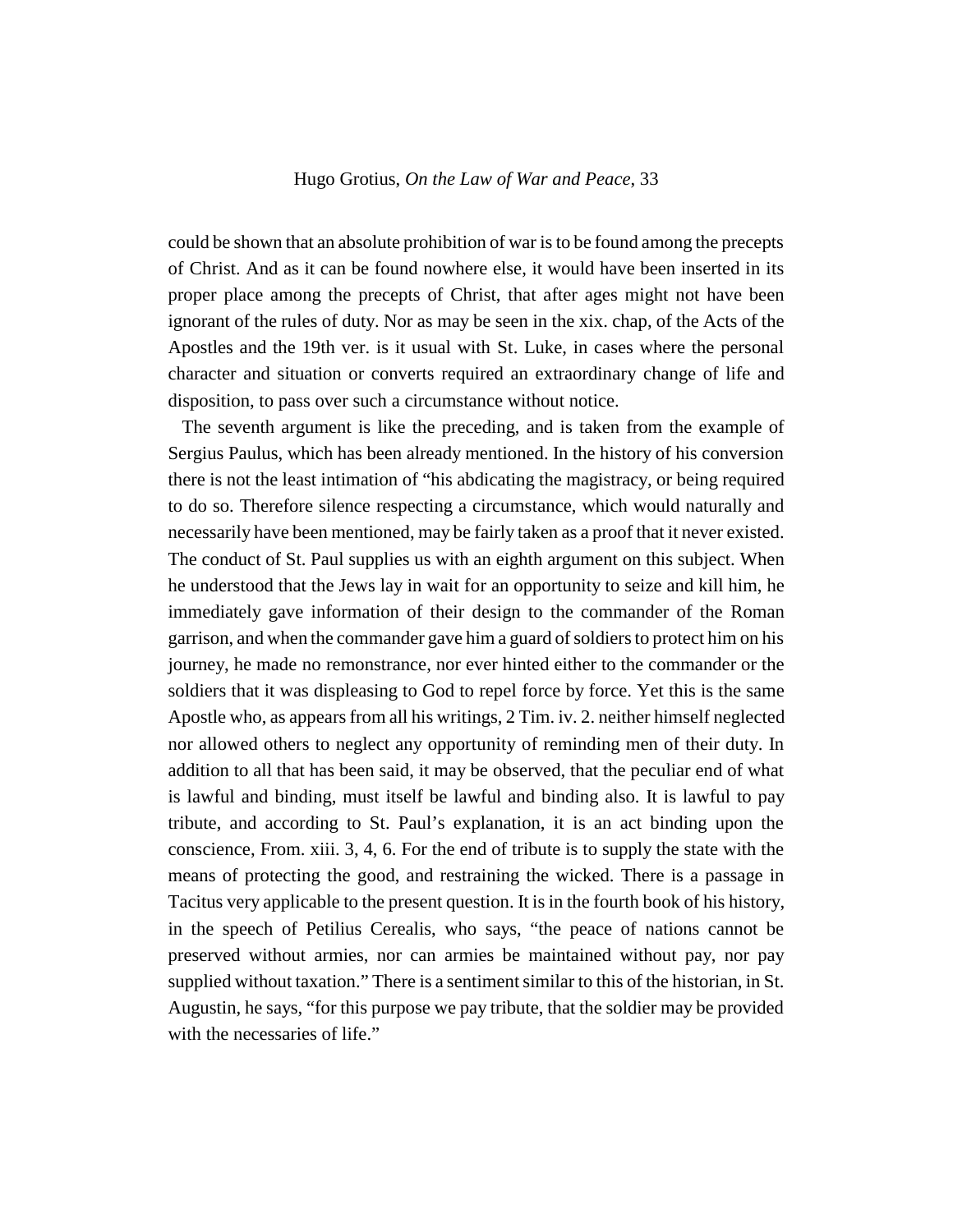could be shown that an absolute prohibition of war is to be found among the precepts of Christ. And as it can be found nowhere else, it would have been inserted in its proper place among the precepts of Christ, that after ages might not have been ignorant of the rules of duty. Nor as may be seen in the xix. chap, of the Acts of the Apostles and the 19th ver. is it usual with St. Luke, in cases where the personal character and situation or converts required an extraordinary change of life and disposition, to pass over such a circumstance without notice.

The seventh argument is like the preceding, and is taken from the example of Sergius Paulus, which has been already mentioned. In the history of his conversion there is not the least intimation of "his abdicating the magistracy, or being required to do so. Therefore silence respecting a circumstance, which would naturally and necessarily have been mentioned, may be fairly taken as a proof that it never existed. The conduct of St. Paul supplies us with an eighth argument on this subject. When he understood that the Jews lay in wait for an opportunity to seize and kill him, he immediately gave information of their design to the commander of the Roman garrison, and when the commander gave him a guard of soldiers to protect him on his journey, he made no remonstrance, nor ever hinted either to the commander or the soldiers that it was displeasing to God to repel force by force. Yet this is the same Apostle who, as appears from all his writings, 2 Tim. iv. 2. neither himself neglected nor allowed others to neglect any opportunity of reminding men of their duty. In addition to all that has been said, it may be observed, that the peculiar end of what is lawful and binding, must itself be lawful and binding also. It is lawful to pay tribute, and according to St. Paul's explanation, it is an act binding upon the conscience, From. xiii. 3, 4, 6. For the end of tribute is to supply the state with the means of protecting the good, and restraining the wicked. There is a passage in Tacitus very applicable to the present question. It is in the fourth book of his history, in the speech of Petilius Cerealis, who says, "the peace of nations cannot be preserved without armies, nor can armies be maintained without pay, nor pay supplied without taxation." There is a sentiment similar to this of the historian, in St. Augustin, he says, "for this purpose we pay tribute, that the soldier may be provided with the necessaries of life."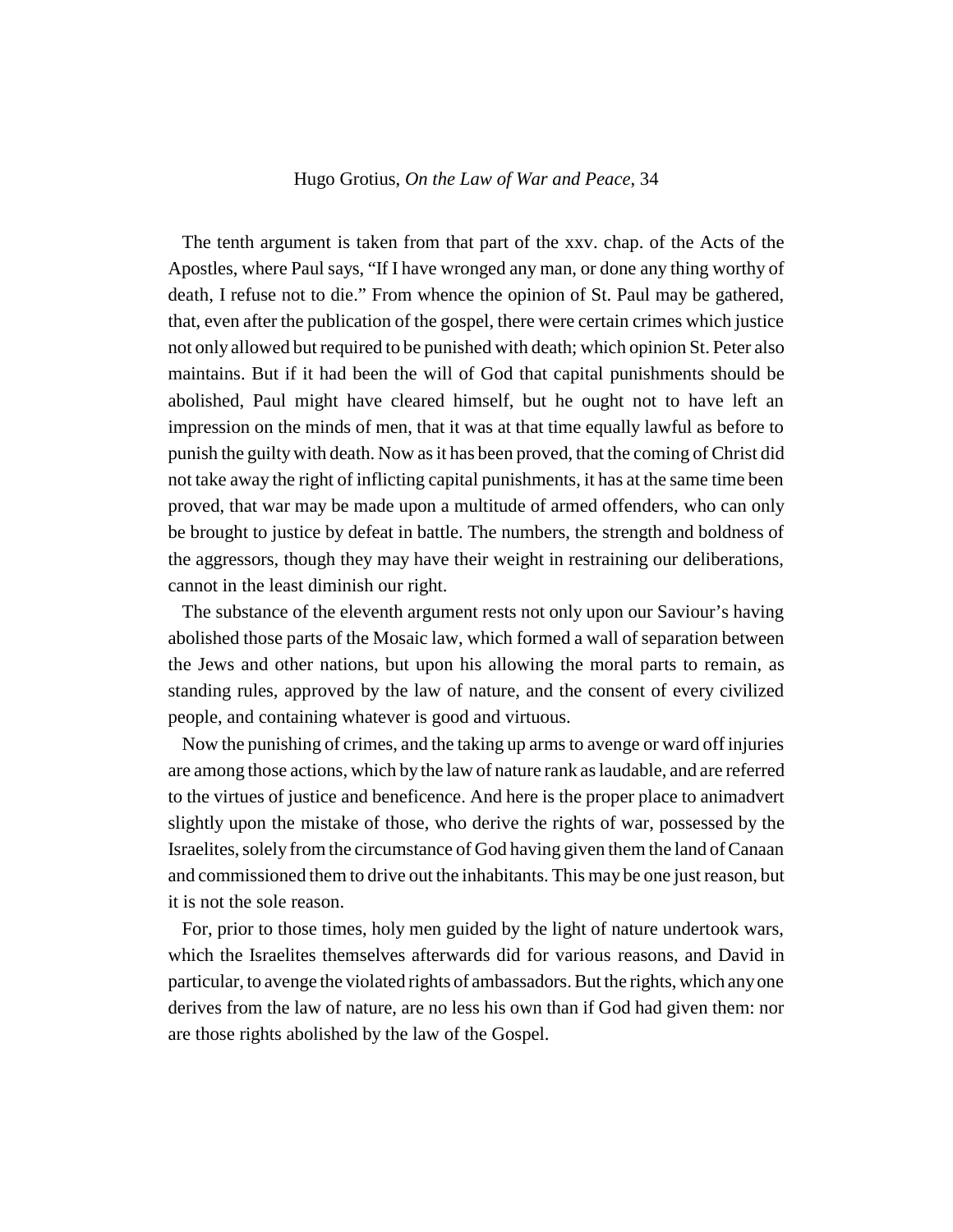The tenth argument is taken from that part of the xxv. chap. of the Acts of the Apostles, where Paul says, "If I have wronged any man, or done any thing worthy of death, I refuse not to die." From whence the opinion of St. Paul may be gathered, that, even after the publication of the gospel, there were certain crimes which justice not only allowed but required to be punished with death; which opinion St. Peter also maintains. But if it had been the will of God that capital punishments should be abolished, Paul might have cleared himself, but he ought not to have left an impression on the minds of men, that it was at that time equally lawful as before to punish the guilty with death. Now as it has been proved, that the coming of Christ did not take away the right of inflicting capital punishments, it has at the same time been proved, that war may be made upon a multitude of armed offenders, who can only be brought to justice by defeat in battle. The numbers, the strength and boldness of the aggressors, though they may have their weight in restraining our deliberations, cannot in the least diminish our right.

The substance of the eleventh argument rests not only upon our Saviour's having abolished those parts of the Mosaic law, which formed a wall of separation between the Jews and other nations, but upon his allowing the moral parts to remain, as standing rules, approved by the law of nature, and the consent of every civilized people, and containing whatever is good and virtuous.

Now the punishing of crimes, and the taking up arms to avenge or ward off injuries are among those actions, which by the law of nature rank as laudable, and are referred to the virtues of justice and beneficence. And here is the proper place to animadvert slightly upon the mistake of those, who derive the rights of war, possessed by the Israelites, solely from the circumstance of God having given them the land of Canaan and commissioned them to drive out the inhabitants. This may be one just reason, but it is not the sole reason.

For, prior to those times, holy men guided by the light of nature undertook wars, which the Israelites themselves afterwards did for various reasons, and David in particular, to avenge the violated rights of ambassadors. But the rights, which any one derives from the law of nature, are no less his own than if God had given them: nor are those rights abolished by the law of the Gospel.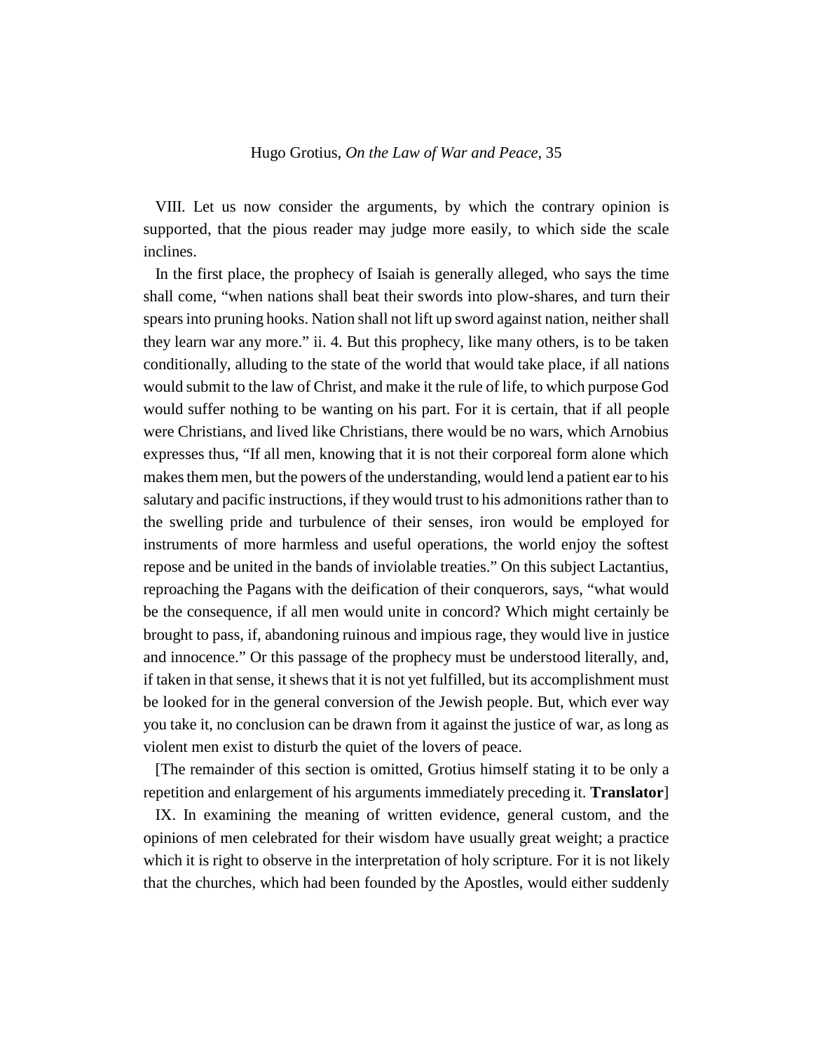VIII. Let us now consider the arguments, by which the contrary opinion is supported, that the pious reader may judge more easily, to which side the scale inclines.

In the first place, the prophecy of Isaiah is generally alleged, who says the time shall come, "when nations shall beat their swords into plow-shares, and turn their spears into pruning hooks. Nation shall not lift up sword against nation, neither shall they learn war any more." ii. 4. But this prophecy, like many others, is to be taken conditionally, alluding to the state of the world that would take place, if all nations would submit to the law of Christ, and make it the rule of life, to which purpose God would suffer nothing to be wanting on his part. For it is certain, that if all people were Christians, and lived like Christians, there would be no wars, which Arnobius expresses thus, "If all men, knowing that it is not their corporeal form alone which makes them men, but the powers of the understanding, would lend a patient ear to his salutary and pacific instructions, if they would trust to his admonitions rather than to the swelling pride and turbulence of their senses, iron would be employed for instruments of more harmless and useful operations, the world enjoy the softest repose and be united in the bands of inviolable treaties." On this subject Lactantius, reproaching the Pagans with the deification of their conquerors, says, "what would be the consequence, if all men would unite in concord? Which might certainly be brought to pass, if, abandoning ruinous and impious rage, they would live in justice and innocence." Or this passage of the prophecy must be understood literally, and, if taken in that sense, it shews that it is not yet fulfilled, but its accomplishment must be looked for in the general conversion of the Jewish people. But, which ever way you take it, no conclusion can be drawn from it against the justice of war, as long as violent men exist to disturb the quiet of the lovers of peace.

[The remainder of this section is omitted, Grotius himself stating it to be only a repetition and enlargement of his arguments immediately preceding it. **Translator**]

IX. In examining the meaning of written evidence, general custom, and the opinions of men celebrated for their wisdom have usually great weight; a practice which it is right to observe in the interpretation of holy scripture. For it is not likely that the churches, which had been founded by the Apostles, would either suddenly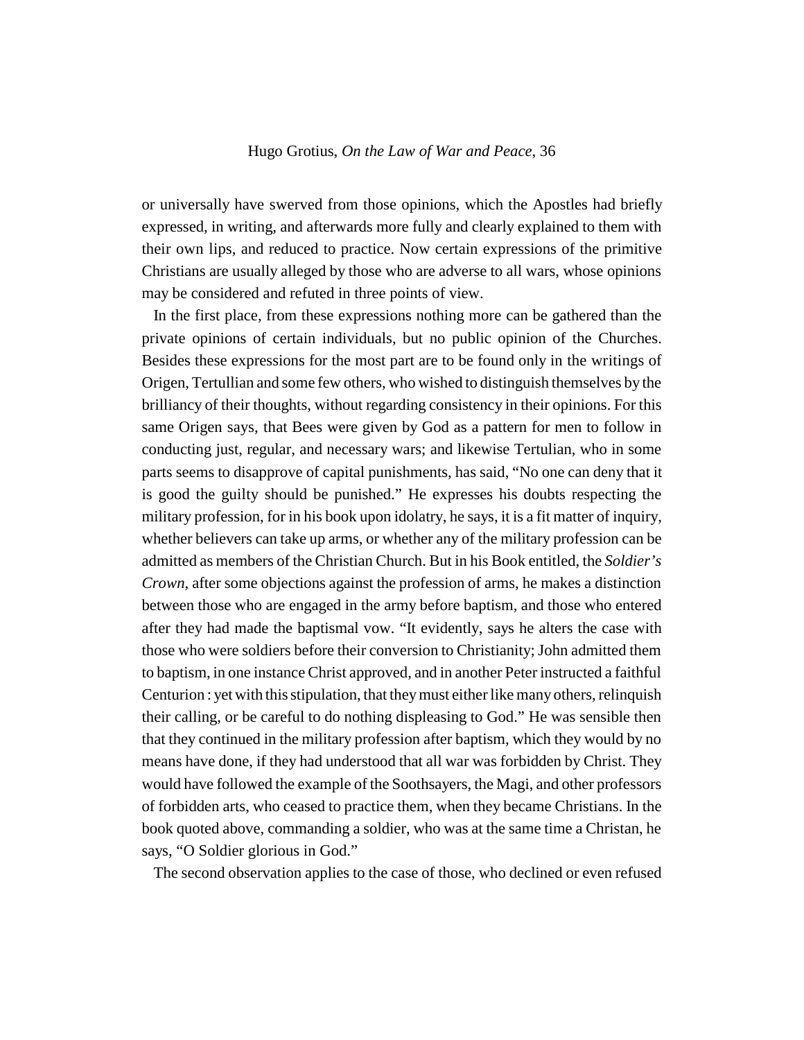or universally have swerved from those opinions, which the Apostles had briefly expressed, in writing, and afterwards more fully and clearly explained to them with their own lips, and reduced to practice. Now certain expressions of the primitive Christians are usually alleged by those who are adverse to all wars, whose opinions may be considered and refuted in three points of view.

In the first place, from these expressions nothing more can be gathered than the private opinions of certain individuals, but no public opinion of the Churches. Besides these expressions for the most part are to be found only in the writings of Origen, Tertullian and some few others, who wished to distinguish themselves by the brilliancy of their thoughts, without regarding consistency in their opinions. For this same Origen says, that Bees were given by God as a pattern for men to follow in conducting just, regular, and necessary wars; and likewise Tertulian, who in some parts seems to disapprove of capital punishments, has said, "No one can deny that it is good the guilty should be punished." He expresses his doubts respecting the military profession, for in his book upon idolatry, he says, it is a fit matter of inquiry, whether believers can take up arms, or whether any of the military profession can be admitted as members of the Christian Church. But in his Book entitled, the *Soldier's Crown*, after some objections against the profession of arms, he makes a distinction between those who are engaged in the army before baptism, and those who entered after they had made the baptismal vow. "It evidently, says he alters the case with those who were soldiers before their conversion to Christianity; John admitted them to baptism, in one instance Christ approved, and in another Peter instructed a faithful Centurion : yet with this stipulation, that they must either like many others, relinquish their calling, or be careful to do nothing displeasing to God." He was sensible then that they continued in the military profession after baptism, which they would by no means have done, if they had understood that all war was forbidden by Christ. They would have followed the example of the Soothsayers, the Magi, and other professors of forbidden arts, who ceased to practice them, when they became Christians. In the book quoted above, commanding a soldier, who was at the same time a Christan, he says, "O Soldier glorious in God."

The second observation applies to the case of those, who declined or even refused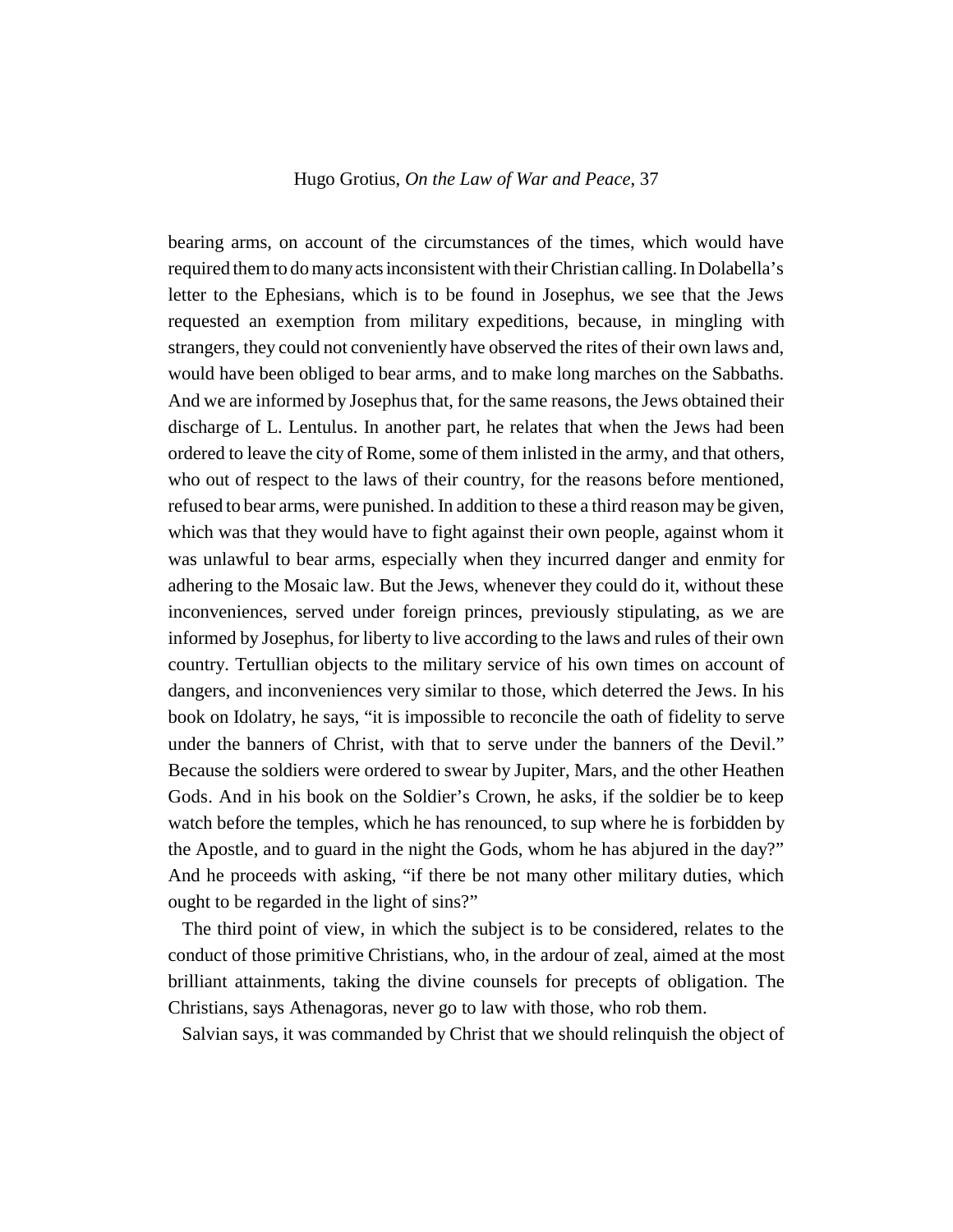bearing arms, on account of the circumstances of the times, which would have required them to do many acts inconsistent with their Christian calling. In Dolabella's letter to the Ephesians, which is to be found in Josephus, we see that the Jews requested an exemption from military expeditions, because, in mingling with strangers, they could not conveniently have observed the rites of their own laws and, would have been obliged to bear arms, and to make long marches on the Sabbaths. And we are informed by Josephus that, for the same reasons, the Jews obtained their discharge of L. Lentulus. In another part, he relates that when the Jews had been ordered to leave the city of Rome, some of them inlisted in the army, and that others, who out of respect to the laws of their country, for the reasons before mentioned, refused to bear arms, were punished. In addition to these a third reason may be given, which was that they would have to fight against their own people, against whom it was unlawful to bear arms, especially when they incurred danger and enmity for adhering to the Mosaic law. But the Jews, whenever they could do it, without these inconveniences, served under foreign princes, previously stipulating, as we are informed by Josephus, for liberty to live according to the laws and rules of their own country. Tertullian objects to the military service of his own times on account of dangers, and inconveniences very similar to those, which deterred the Jews. In his book on Idolatry, he says, "it is impossible to reconcile the oath of fidelity to serve under the banners of Christ, with that to serve under the banners of the Devil." Because the soldiers were ordered to swear by Jupiter, Mars, and the other Heathen Gods. And in his book on the Soldier's Crown, he asks, if the soldier be to keep watch before the temples, which he has renounced, to sup where he is forbidden by the Apostle, and to guard in the night the Gods, whom he has abjured in the day?" And he proceeds with asking, "if there be not many other military duties, which ought to be regarded in the light of sins?"

The third point of view, in which the subject is to be considered, relates to the conduct of those primitive Christians, who, in the ardour of zeal, aimed at the most brilliant attainments, taking the divine counsels for precepts of obligation. The Christians, says Athenagoras, never go to law with those, who rob them.

Salvian says, it was commanded by Christ that we should relinquish the object of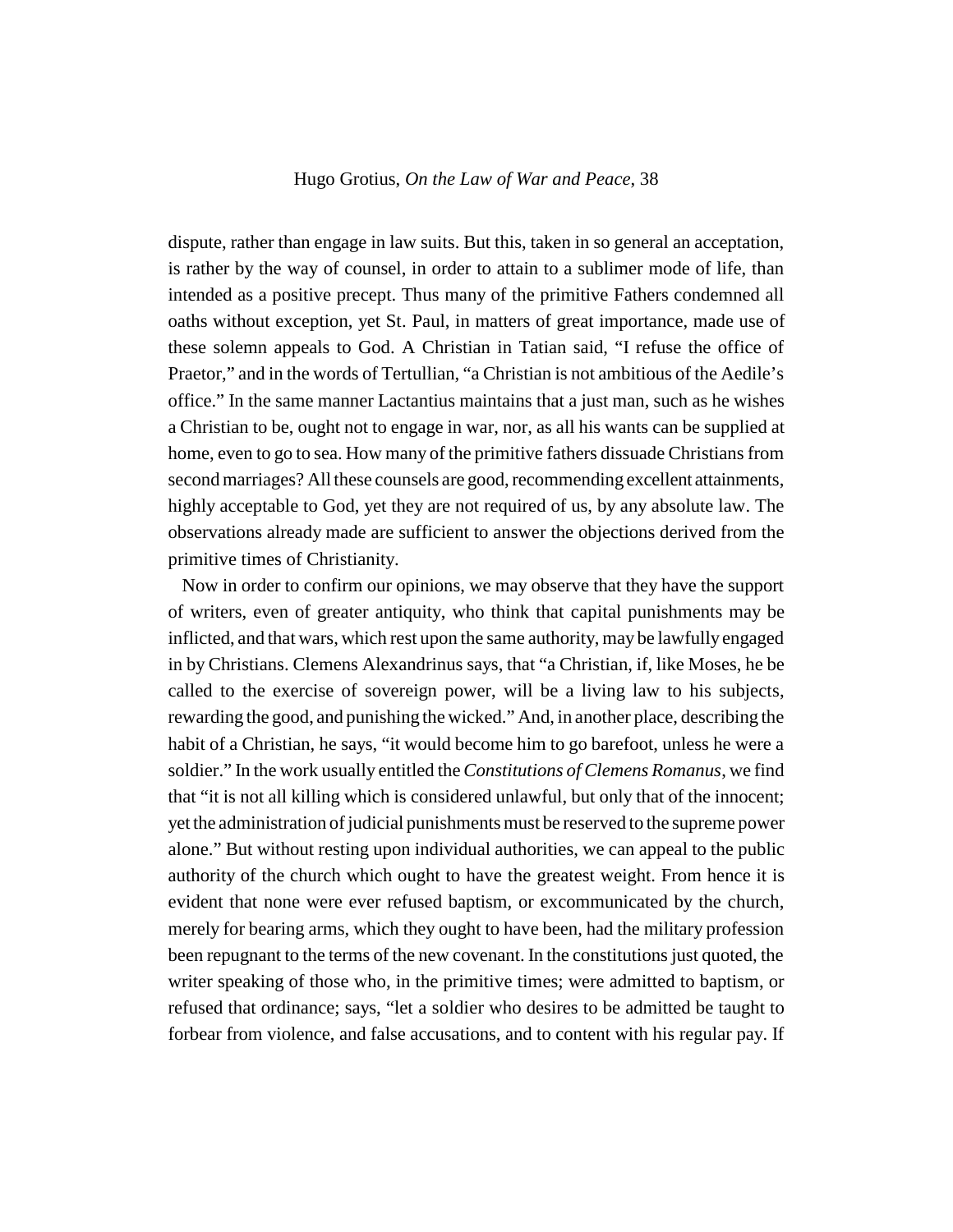dispute, rather than engage in law suits. But this, taken in so general an acceptation, is rather by the way of counsel, in order to attain to a sublimer mode of life, than intended as a positive precept. Thus many of the primitive Fathers condemned all oaths without exception, yet St. Paul, in matters of great importance, made use of these solemn appeals to God. A Christian in Tatian said, "I refuse the office of Praetor," and in the words of Tertullian, "a Christian is not ambitious of the Aedile's office." In the same manner Lactantius maintains that a just man, such as he wishes a Christian to be, ought not to engage in war, nor, as all his wants can be supplied at home, even to go to sea. How many of the primitive fathers dissuade Christians from second marriages? All these counsels are good, recommending excellent attainments, highly acceptable to God, yet they are not required of us, by any absolute law. The observations already made are sufficient to answer the objections derived from the primitive times of Christianity.

Now in order to confirm our opinions, we may observe that they have the support of writers, even of greater antiquity, who think that capital punishments may be inflicted, and that wars, which rest upon the same authority, may be lawfully engaged in by Christians. Clemens Alexandrinus says, that "a Christian, if, like Moses, he be called to the exercise of sovereign power, will be a living law to his subjects, rewarding the good, and punishing the wicked." And, in another place, describing the habit of a Christian, he says, "it would become him to go barefoot, unless he were a soldier." In the work usually entitled the *Constitutions of Clemens Romanus*, we find that "it is not all killing which is considered unlawful, but only that of the innocent; yet the administration of judicial punishments must be reserved to the supreme power alone." But without resting upon individual authorities, we can appeal to the public authority of the church which ought to have the greatest weight. From hence it is evident that none were ever refused baptism, or excommunicated by the church, merely for bearing arms, which they ought to have been, had the military profession been repugnant to the terms of the new covenant. In the constitutions just quoted, the writer speaking of those who, in the primitive times; were admitted to baptism, or refused that ordinance; says, "let a soldier who desires to be admitted be taught to forbear from violence, and false accusations, and to content with his regular pay. If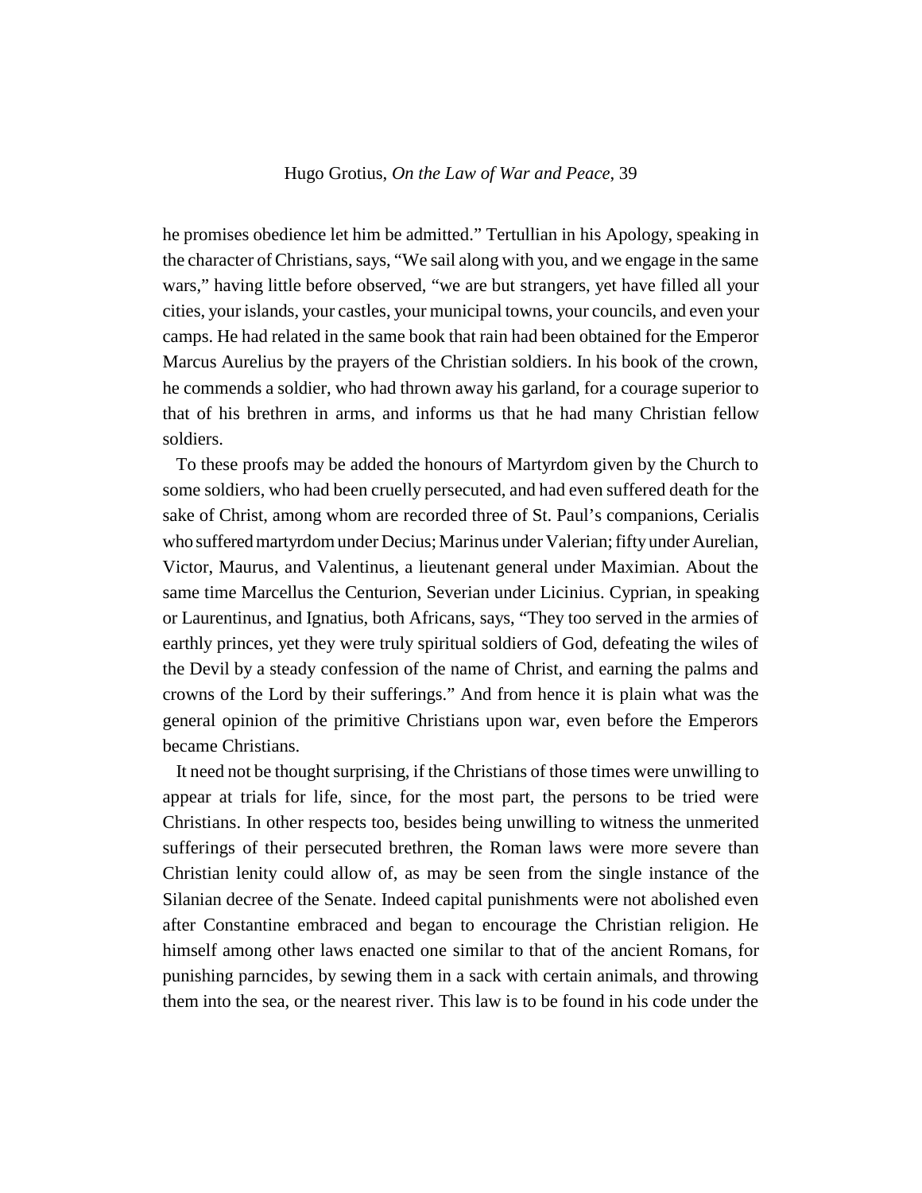he promises obedience let him be admitted." Tertullian in his Apology, speaking in the character of Christians, says, "We sail along with you, and we engage in the same wars," having little before observed, "we are but strangers, yet have filled all your cities, your islands, your castles, your municipal towns, your councils, and even your camps. He had related in the same book that rain had been obtained for the Emperor Marcus Aurelius by the prayers of the Christian soldiers. In his book of the crown, he commends a soldier, who had thrown away his garland, for a courage superior to that of his brethren in arms, and informs us that he had many Christian fellow soldiers.

To these proofs may be added the honours of Martyrdom given by the Church to some soldiers, who had been cruelly persecuted, and had even suffered death for the sake of Christ, among whom are recorded three of St. Paul's companions, Cerialis who suffered martyrdom under Decius; Marinus under Valerian; fifty under Aurelian, Victor, Maurus, and Valentinus, a lieutenant general under Maximian. About the same time Marcellus the Centurion, Severian under Licinius. Cyprian, in speaking or Laurentinus, and Ignatius, both Africans, says, "They too served in the armies of earthly princes, yet they were truly spiritual soldiers of God, defeating the wiles of the Devil by a steady confession of the name of Christ, and earning the palms and crowns of the Lord by their sufferings." And from hence it is plain what was the general opinion of the primitive Christians upon war, even before the Emperors became Christians.

It need not be thought surprising, if the Christians of those times were unwilling to appear at trials for life, since, for the most part, the persons to be tried were Christians. In other respects too, besides being unwilling to witness the unmerited sufferings of their persecuted brethren, the Roman laws were more severe than Christian lenity could allow of, as may be seen from the single instance of the Silanian decree of the Senate. Indeed capital punishments were not abolished even after Constantine embraced and began to encourage the Christian religion. He himself among other laws enacted one similar to that of the ancient Romans, for punishing parncides, by sewing them in a sack with certain animals, and throwing them into the sea, or the nearest river. This law is to be found in his code under the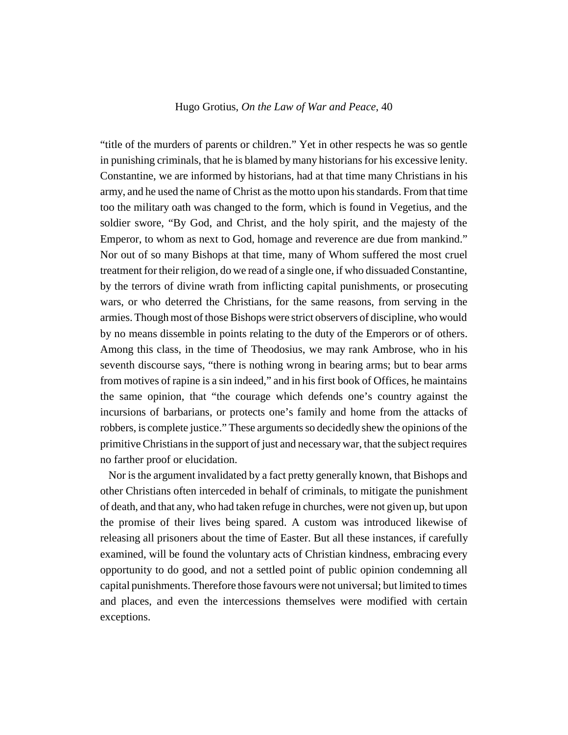"title of the murders of parents or children." Yet in other respects he was so gentle in punishing criminals, that he is blamed by many historians for his excessive lenity. Constantine, we are informed by historians, had at that time many Christians in his army, and he used the name of Christ as the motto upon his standards. From that time too the military oath was changed to the form, which is found in Vegetius, and the soldier swore, "By God, and Christ, and the holy spirit, and the majesty of the Emperor, to whom as next to God, homage and reverence are due from mankind." Nor out of so many Bishops at that time, many of Whom suffered the most cruel treatment for their religion, do we read of a single one, if who dissuaded Constantine, by the terrors of divine wrath from inflicting capital punishments, or prosecuting wars, or who deterred the Christians, for the same reasons, from serving in the armies. Though most of those Bishops were strict observers of discipline, who would by no means dissemble in points relating to the duty of the Emperors or of others. Among this class, in the time of Theodosius, we may rank Ambrose, who in his seventh discourse says, "there is nothing wrong in bearing arms; but to bear arms from motives of rapine is a sin indeed," and in his first book of Offices, he maintains the same opinion, that "the courage which defends one's country against the incursions of barbarians, or protects one's family and home from the attacks of robbers, is complete justice." These arguments so decidedly shew the opinions of the primitive Christians in the support of just and necessary war, that the subject requires no farther proof or elucidation.

Nor is the argument invalidated by a fact pretty generally known, that Bishops and other Christians often interceded in behalf of criminals, to mitigate the punishment of death, and that any, who had taken refuge in churches, were not given up, but upon the promise of their lives being spared. A custom was introduced likewise of releasing all prisoners about the time of Easter. But all these instances, if carefully examined, will be found the voluntary acts of Christian kindness, embracing every opportunity to do good, and not a settled point of public opinion condemning all capital punishments. Therefore those favours were not universal; but limited to times and places, and even the intercessions themselves were modified with certain exceptions.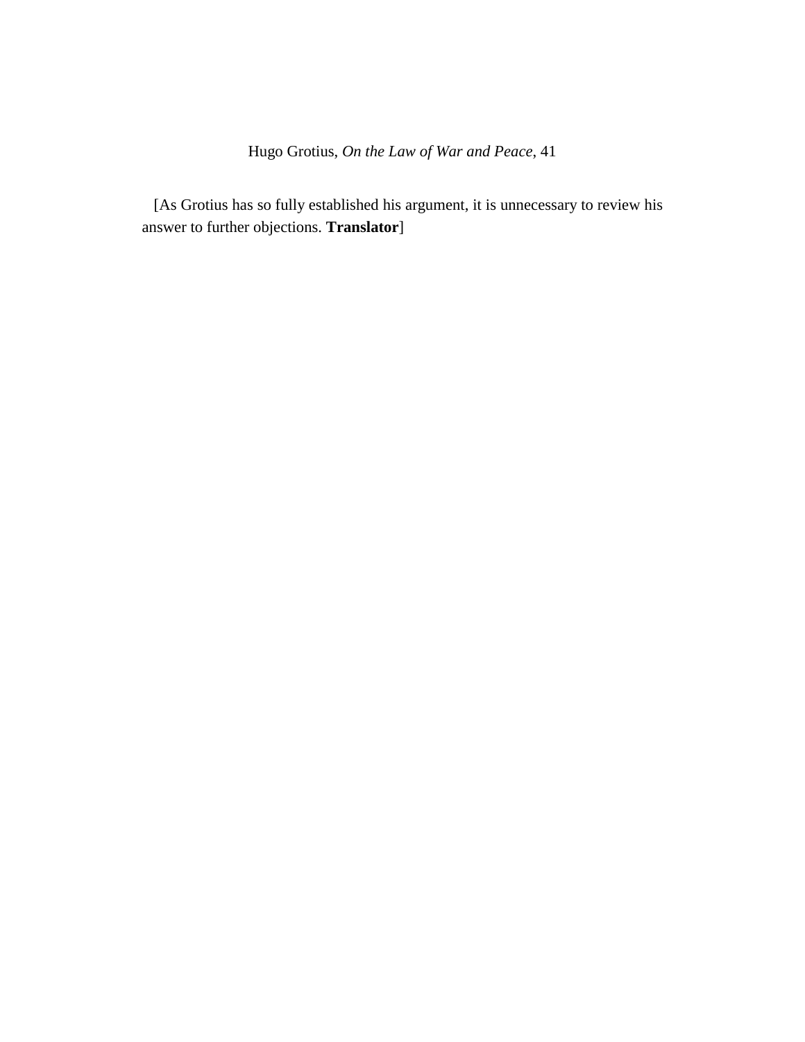[As Grotius has so fully established his argument, it is unnecessary to review his answer to further objections. **Translator**]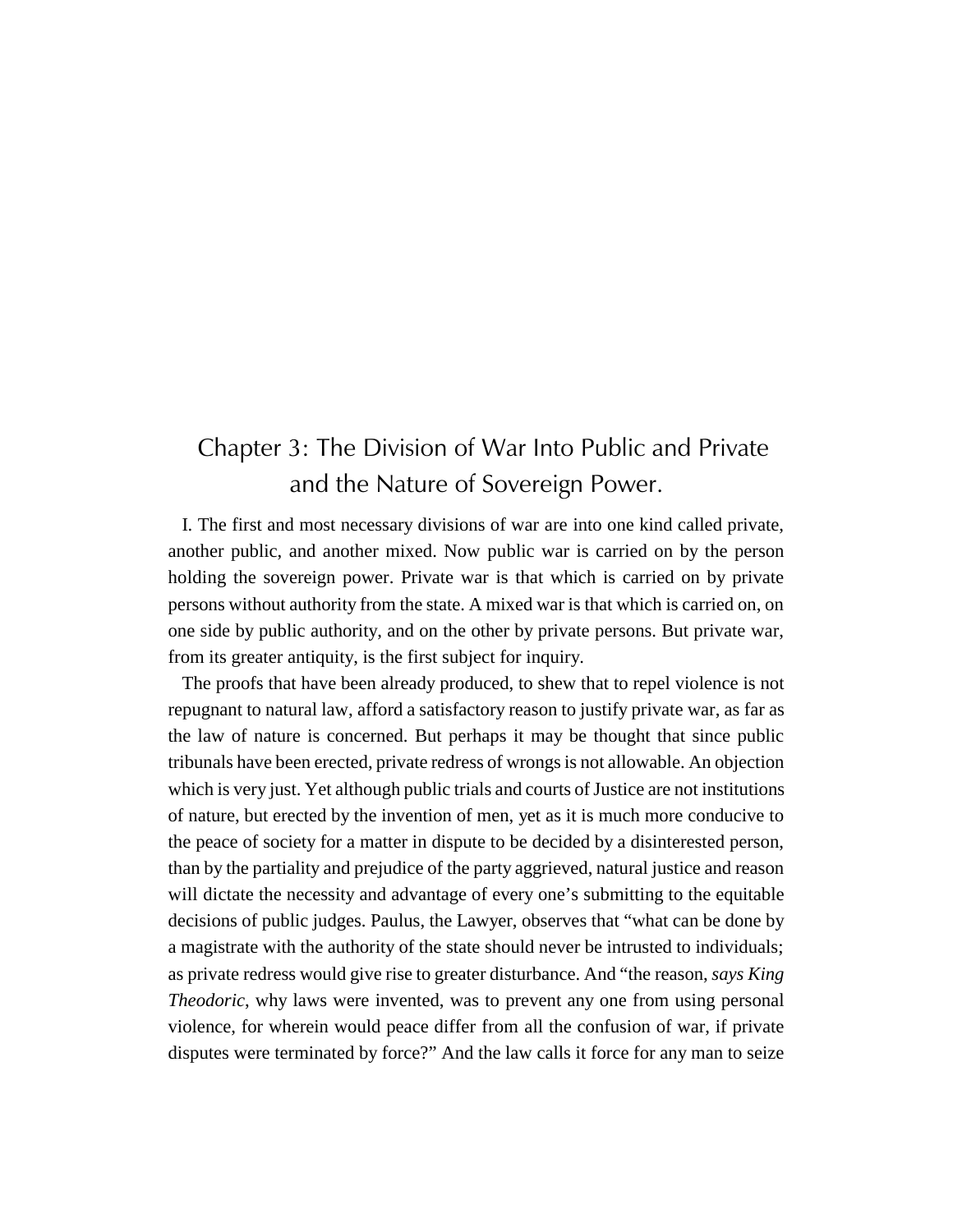# Chapter 3: The Division of War Into Public and Private and the Nature of Sovereign Power.

I. The first and most necessary divisions of war are into one kind called private, another public, and another mixed. Now public war is carried on by the person holding the sovereign power. Private war is that which is carried on by private persons without authority from the state. A mixed war is that which is carried on, on one side by public authority, and on the other by private persons. But private war, from its greater antiquity, is the first subject for inquiry.

The proofs that have been already produced, to shew that to repel violence is not repugnant to natural law, afford a satisfactory reason to justify private war, as far as the law of nature is concerned. But perhaps it may be thought that since public tribunals have been erected, private redress of wrongs is not allowable. An objection which is very just. Yet although public trials and courts of Justice are not institutions of nature, but erected by the invention of men, yet as it is much more conducive to the peace of society for a matter in dispute to be decided by a disinterested person, than by the partiality and prejudice of the party aggrieved, natural justice and reason will dictate the necessity and advantage of every one's submitting to the equitable decisions of public judges. Paulus, the Lawyer, observes that "what can be done by a magistrate with the authority of the state should never be intrusted to individuals; as private redress would give rise to greater disturbance. And "the reason, *says King Theodoric*, why laws were invented, was to prevent any one from using personal violence, for wherein would peace differ from all the confusion of war, if private disputes were terminated by force?" And the law calls it force for any man to seize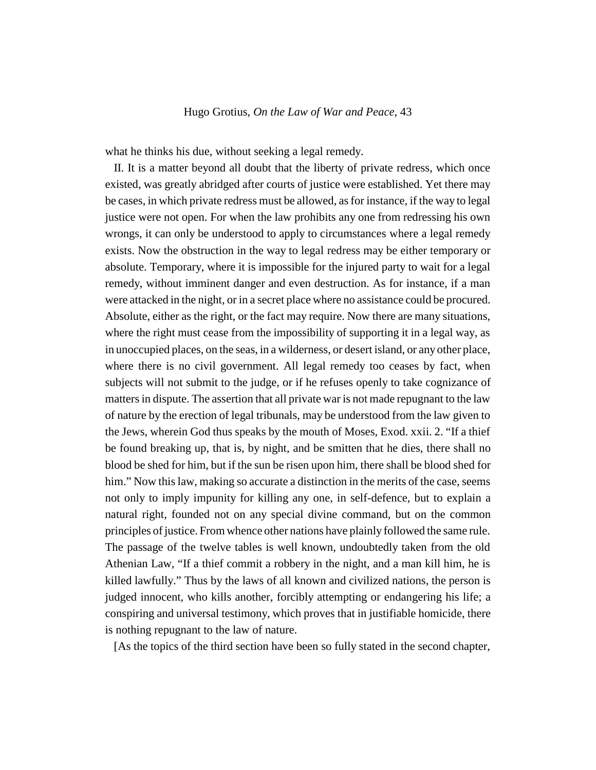what he thinks his due, without seeking a legal remedy.

II. It is a matter beyond all doubt that the liberty of private redress, which once existed, was greatly abridged after courts of justice were established. Yet there may be cases, in which private redress must be allowed, as for instance, if the way to legal justice were not open. For when the law prohibits any one from redressing his own wrongs, it can only be understood to apply to circumstances where a legal remedy exists. Now the obstruction in the way to legal redress may be either temporary or absolute. Temporary, where it is impossible for the injured party to wait for a legal remedy, without imminent danger and even destruction. As for instance, if a man were attacked in the night, or in a secret place where no assistance could be procured. Absolute, either as the right, or the fact may require. Now there are many situations, where the right must cease from the impossibility of supporting it in a legal way, as in unoccupied places, on the seas, in a wilderness, or desert island, or any other place, where there is no civil government. All legal remedy too ceases by fact, when subjects will not submit to the judge, or if he refuses openly to take cognizance of matters in dispute. The assertion that all private war is not made repugnant to the law of nature by the erection of legal tribunals, may be understood from the law given to the Jews, wherein God thus speaks by the mouth of Moses, Exod. xxii. 2. "If a thief be found breaking up, that is, by night, and be smitten that he dies, there shall no blood be shed for him, but if the sun be risen upon him, there shall be blood shed for him." Now this law, making so accurate a distinction in the merits of the case, seems not only to imply impunity for killing any one, in self-defence, but to explain a natural right, founded not on any special divine command, but on the common principles of justice. From whence other nations have plainly followed the same rule. The passage of the twelve tables is well known, undoubtedly taken from the old Athenian Law, "If a thief commit a robbery in the night, and a man kill him, he is killed lawfully." Thus by the laws of all known and civilized nations, the person is judged innocent, who kills another, forcibly attempting or endangering his life; a conspiring and universal testimony, which proves that in justifiable homicide, there is nothing repugnant to the law of nature.

[As the topics of the third section have been so fully stated in the second chapter,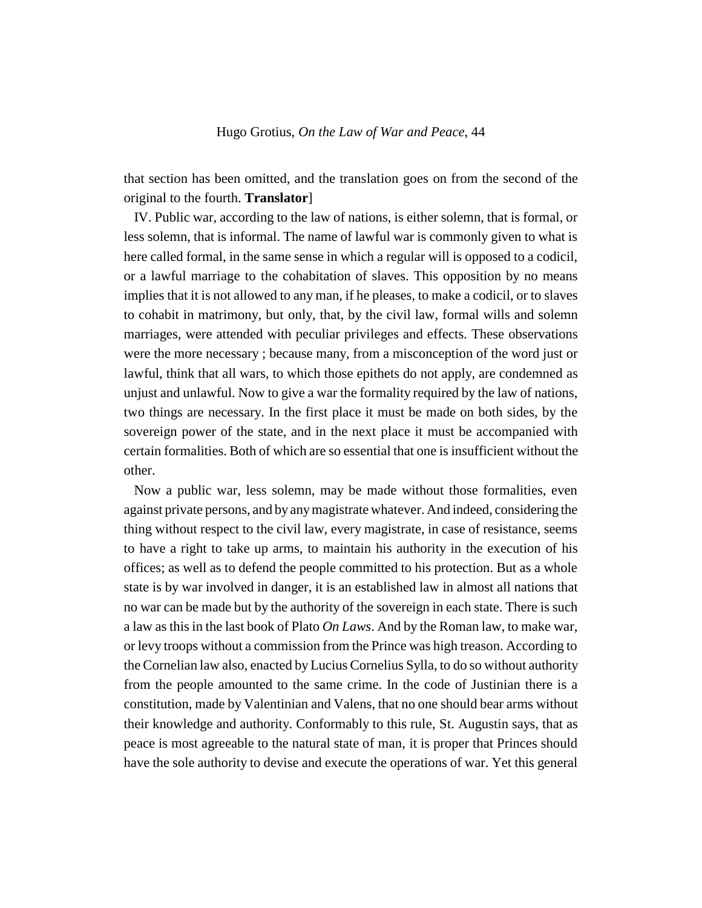that section has been omitted, and the translation goes on from the second of the original to the fourth. **Translator**]

IV. Public war, according to the law of nations, is either solemn, that is formal, or less solemn, that is informal. The name of lawful war is commonly given to what is here called formal, in the same sense in which a regular will is opposed to a codicil, or a lawful marriage to the cohabitation of slaves. This opposition by no means implies that it is not allowed to any man, if he pleases, to make a codicil, or to slaves to cohabit in matrimony, but only, that, by the civil law, formal wills and solemn marriages, were attended with peculiar privileges and effects. These observations were the more necessary ; because many, from a misconception of the word just or lawful, think that all wars, to which those epithets do not apply, are condemned as unjust and unlawful. Now to give a war the formality required by the law of nations, two things are necessary. In the first place it must be made on both sides, by the sovereign power of the state, and in the next place it must be accompanied with certain formalities. Both of which are so essential that one is insufficient without the other.

Now a public war, less solemn, may be made without those formalities, even against private persons, and by any magistrate whatever. And indeed, considering the thing without respect to the civil law, every magistrate, in case of resistance, seems to have a right to take up arms, to maintain his authority in the execution of his offices; as well as to defend the people committed to his protection. But as a whole state is by war involved in danger, it is an established law in almost all nations that no war can be made but by the authority of the sovereign in each state. There is such a law as this in the last book of Plato *On Laws*. And by the Roman law, to make war, or levy troops without a commission from the Prince was high treason. According to the Cornelian law also, enacted by Lucius Cornelius Sylla, to do so without authority from the people amounted to the same crime. In the code of Justinian there is a constitution, made by Valentinian and Valens, that no one should bear arms without their knowledge and authority. Conformably to this rule, St. Augustin says, that as peace is most agreeable to the natural state of man, it is proper that Princes should have the sole authority to devise and execute the operations of war. Yet this general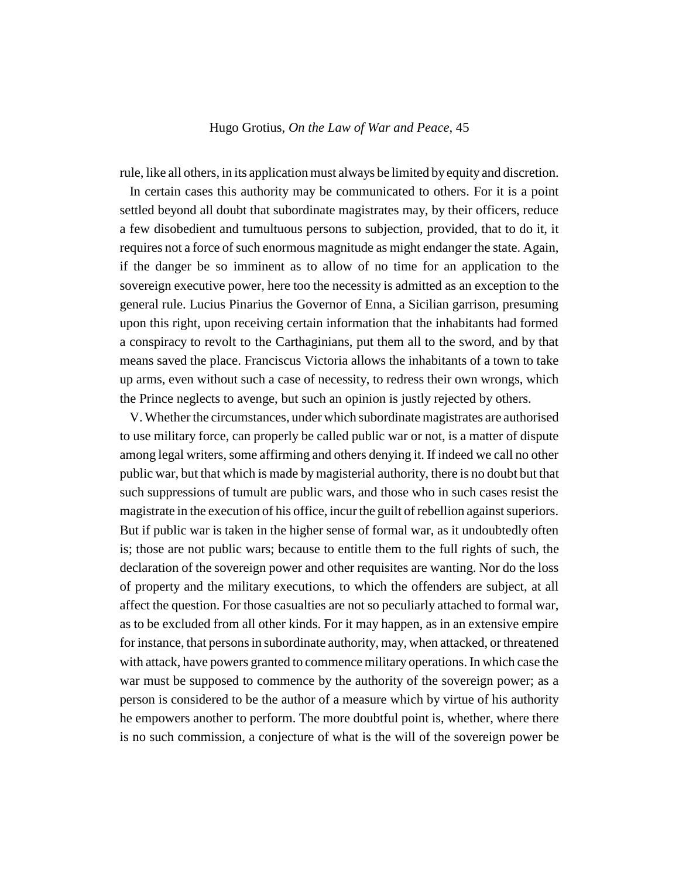rule, like all others, in its application must always be limited by equity and discretion.

In certain cases this authority may be communicated to others. For it is a point settled beyond all doubt that subordinate magistrates may, by their officers, reduce a few disobedient and tumultuous persons to subjection, provided, that to do it, it requires not a force of such enormous magnitude as might endanger the state. Again, if the danger be so imminent as to allow of no time for an application to the sovereign executive power, here too the necessity is admitted as an exception to the general rule. Lucius Pinarius the Governor of Enna, a Sicilian garrison, presuming upon this right, upon receiving certain information that the inhabitants had formed a conspiracy to revolt to the Carthaginians, put them all to the sword, and by that means saved the place. Franciscus Victoria allows the inhabitants of a town to take up arms, even without such a case of necessity, to redress their own wrongs, which the Prince neglects to avenge, but such an opinion is justly rejected by others.

V. Whether the circumstances, under which subordinate magistrates are authorised to use military force, can properly be called public war or not, is a matter of dispute among legal writers, some affirming and others denying it. If indeed we call no other public war, but that which is made by magisterial authority, there is no doubt but that such suppressions of tumult are public wars, and those who in such cases resist the magistrate in the execution of his office, incur the guilt of rebellion against superiors. But if public war is taken in the higher sense of formal war, as it undoubtedly often is; those are not public wars; because to entitle them to the full rights of such, the declaration of the sovereign power and other requisites are wanting. Nor do the loss of property and the military executions, to which the offenders are subject, at all affect the question. For those casualties are not so peculiarly attached to formal war, as to be excluded from all other kinds. For it may happen, as in an extensive empire for instance, that persons in subordinate authority, may, when attacked, or threatened with attack, have powers granted to commence military operations. In which case the war must be supposed to commence by the authority of the sovereign power; as a person is considered to be the author of a measure which by virtue of his authority he empowers another to perform. The more doubtful point is, whether, where there is no such commission, a conjecture of what is the will of the sovereign power be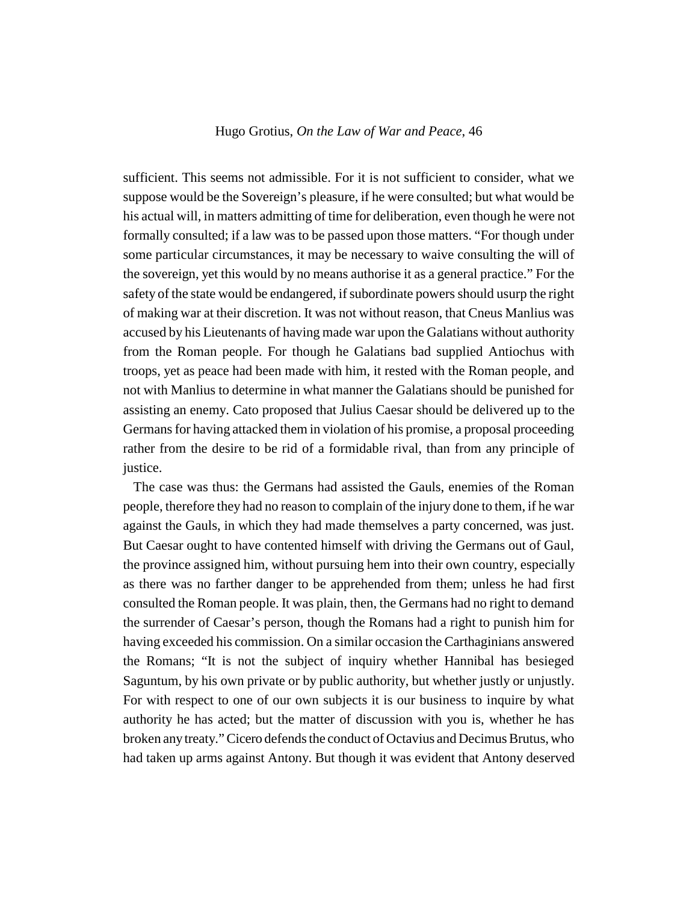sufficient. This seems not admissible. For it is not sufficient to consider, what we suppose would be the Sovereign's pleasure, if he were consulted; but what would be his actual will, in matters admitting of time for deliberation, even though he were not formally consulted; if a law was to be passed upon those matters. "For though under some particular circumstances, it may be necessary to waive consulting the will of the sovereign, yet this would by no means authorise it as a general practice." For the safety of the state would be endangered, if subordinate powers should usurp the right of making war at their discretion. It was not without reason, that Cneus Manlius was accused by his Lieutenants of having made war upon the Galatians without authority from the Roman people. For though he Galatians bad supplied Antiochus with troops, yet as peace had been made with him, it rested with the Roman people, and not with Manlius to determine in what manner the Galatians should be punished for assisting an enemy. Cato proposed that Julius Caesar should be delivered up to the Germans for having attacked them in violation of his promise, a proposal proceeding rather from the desire to be rid of a formidable rival, than from any principle of justice.

The case was thus: the Germans had assisted the Gauls, enemies of the Roman people, therefore they had no reason to complain of the injury done to them, if he war against the Gauls, in which they had made themselves a party concerned, was just. But Caesar ought to have contented himself with driving the Germans out of Gaul, the province assigned him, without pursuing hem into their own country, especially as there was no farther danger to be apprehended from them; unless he had first consulted the Roman people. It was plain, then, the Germans had no right to demand the surrender of Caesar's person, though the Romans had a right to punish him for having exceeded his commission. On a similar occasion the Carthaginians answered the Romans; "It is not the subject of inquiry whether Hannibal has besieged Saguntum, by his own private or by public authority, but whether justly or unjustly. For with respect to one of our own subjects it is our business to inquire by what authority he has acted; but the matter of discussion with you is, whether he has broken any treaty." Cicero defends the conduct of Octavius and Decimus Brutus, who had taken up arms against Antony. But though it was evident that Antony deserved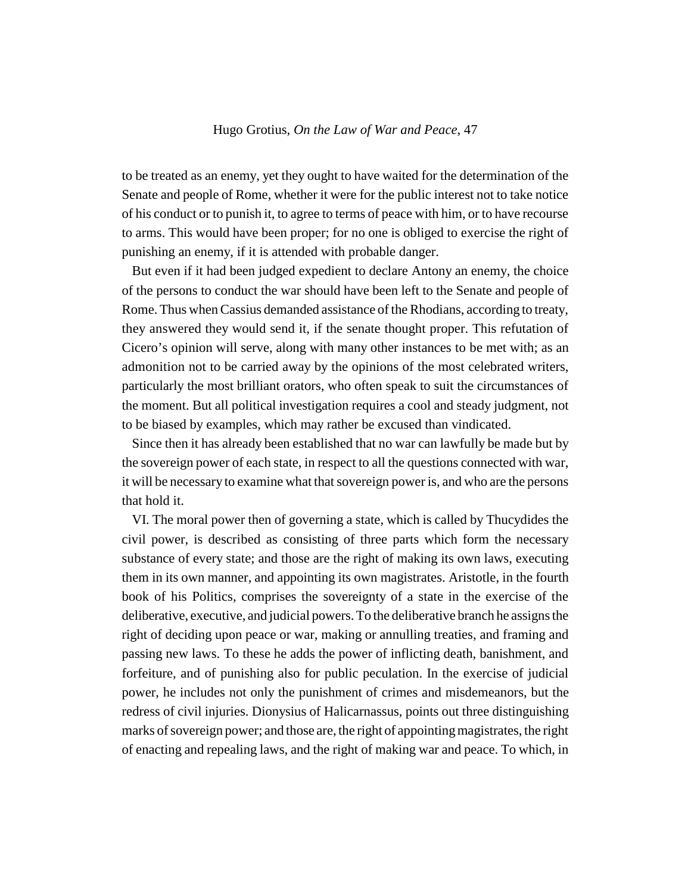to be treated as an enemy, yet they ought to have waited for the determination of the Senate and people of Rome, whether it were for the public interest not to take notice of his conduct or to punish it, to agree to terms of peace with him, or to have recourse to arms. This would have been proper; for no one is obliged to exercise the right of punishing an enemy, if it is attended with probable danger.

But even if it had been judged expedient to declare Antony an enemy, the choice of the persons to conduct the war should have been left to the Senate and people of Rome. Thus when Cassius demanded assistance of the Rhodians, according to treaty, they answered they would send it, if the senate thought proper. This refutation of Cicero's opinion will serve, along with many other instances to be met with; as an admonition not to be carried away by the opinions of the most celebrated writers, particularly the most brilliant orators, who often speak to suit the circumstances of the moment. But all political investigation requires a cool and steady judgment, not to be biased by examples, which may rather be excused than vindicated.

Since then it has already been established that no war can lawfully be made but by the sovereign power of each state, in respect to all the questions connected with war, it will be necessary to examine what that sovereign power is, and who are the persons that hold it.

VI. The moral power then of governing a state, which is called by Thucydides the civil power, is described as consisting of three parts which form the necessary substance of every state; and those are the right of making its own laws, executing them in its own manner, and appointing its own magistrates. Aristotle, in the fourth book of his Politics, comprises the sovereignty of a state in the exercise of the deliberative, executive, and judicial powers. To the deliberative branch he assigns the right of deciding upon peace or war, making or annulling treaties, and framing and passing new laws. To these he adds the power of inflicting death, banishment, and forfeiture, and of punishing also for public peculation. In the exercise of judicial power, he includes not only the punishment of crimes and misdemeanors, but the redress of civil injuries. Dionysius of Halicarnassus, points out three distinguishing marks of sovereign power; and those are, the right of appointing magistrates, the right of enacting and repealing laws, and the right of making war and peace. To which, in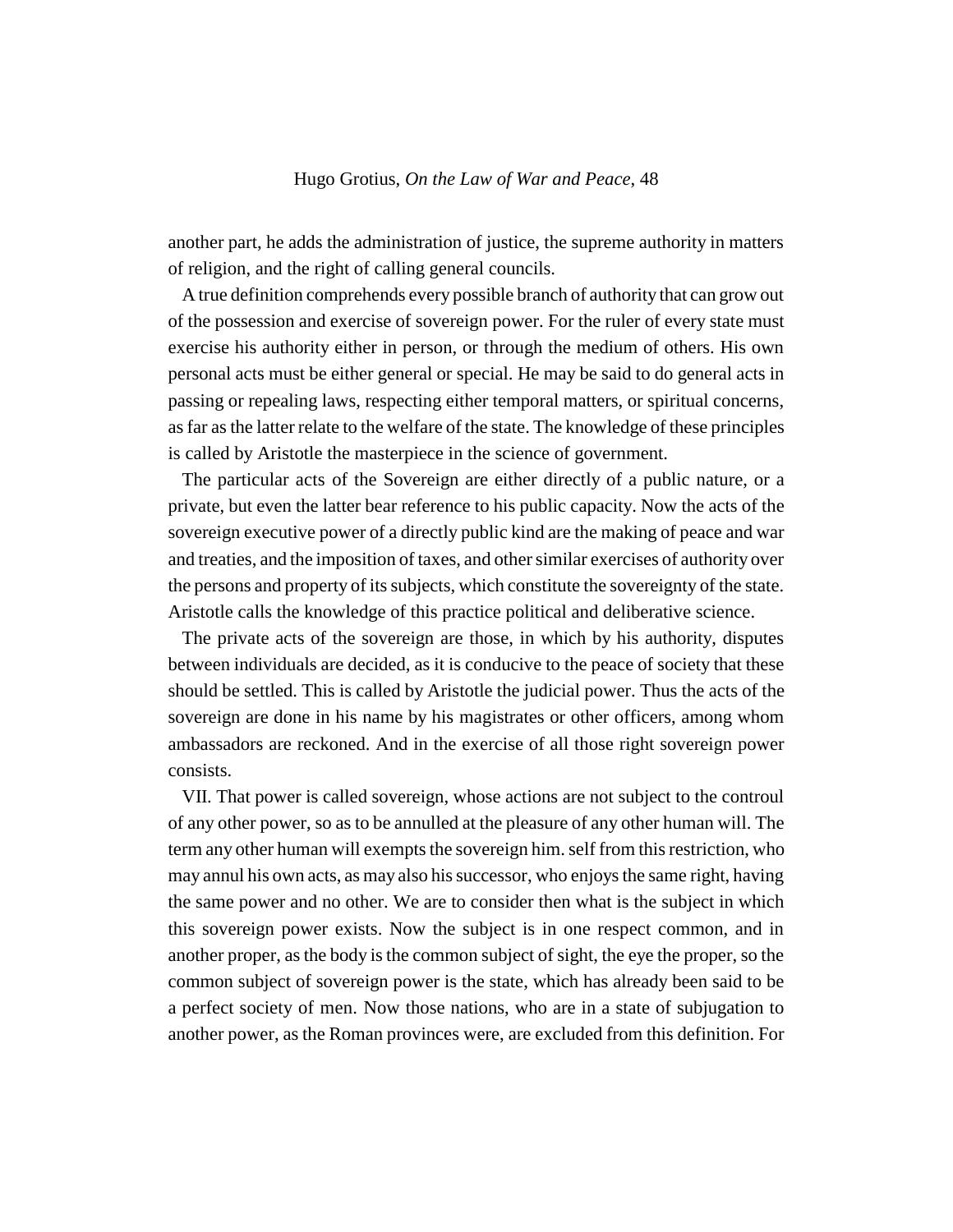another part, he adds the administration of justice, the supreme authority in matters of religion, and the right of calling general councils.

A true definition comprehends every possible branch of authority that can grow out of the possession and exercise of sovereign power. For the ruler of every state must exercise his authority either in person, or through the medium of others. His own personal acts must be either general or special. He may be said to do general acts in passing or repealing laws, respecting either temporal matters, or spiritual concerns, as far as the latter relate to the welfare of the state. The knowledge of these principles is called by Aristotle the masterpiece in the science of government.

The particular acts of the Sovereign are either directly of a public nature, or a private, but even the latter bear reference to his public capacity. Now the acts of the sovereign executive power of a directly public kind are the making of peace and war and treaties, and the imposition of taxes, and other similar exercises of authority over the persons and property of its subjects, which constitute the sovereignty of the state. Aristotle calls the knowledge of this practice political and deliberative science.

The private acts of the sovereign are those, in which by his authority, disputes between individuals are decided, as it is conducive to the peace of society that these should be settled. This is called by Aristotle the judicial power. Thus the acts of the sovereign are done in his name by his magistrates or other officers, among whom ambassadors are reckoned. And in the exercise of all those right sovereign power consists.

VII. That power is called sovereign, whose actions are not subject to the controul of any other power, so as to be annulled at the pleasure of any other human will. The term any other human will exempts the sovereign him. self from this restriction, who may annul his own acts, as may also his successor, who enjoys the same right, having the same power and no other. We are to consider then what is the subject in which this sovereign power exists. Now the subject is in one respect common, and in another proper, as the body is the common subject of sight, the eye the proper, so the common subject of sovereign power is the state, which has already been said to be a perfect society of men. Now those nations, who are in a state of subjugation to another power, as the Roman provinces were, are excluded from this definition. For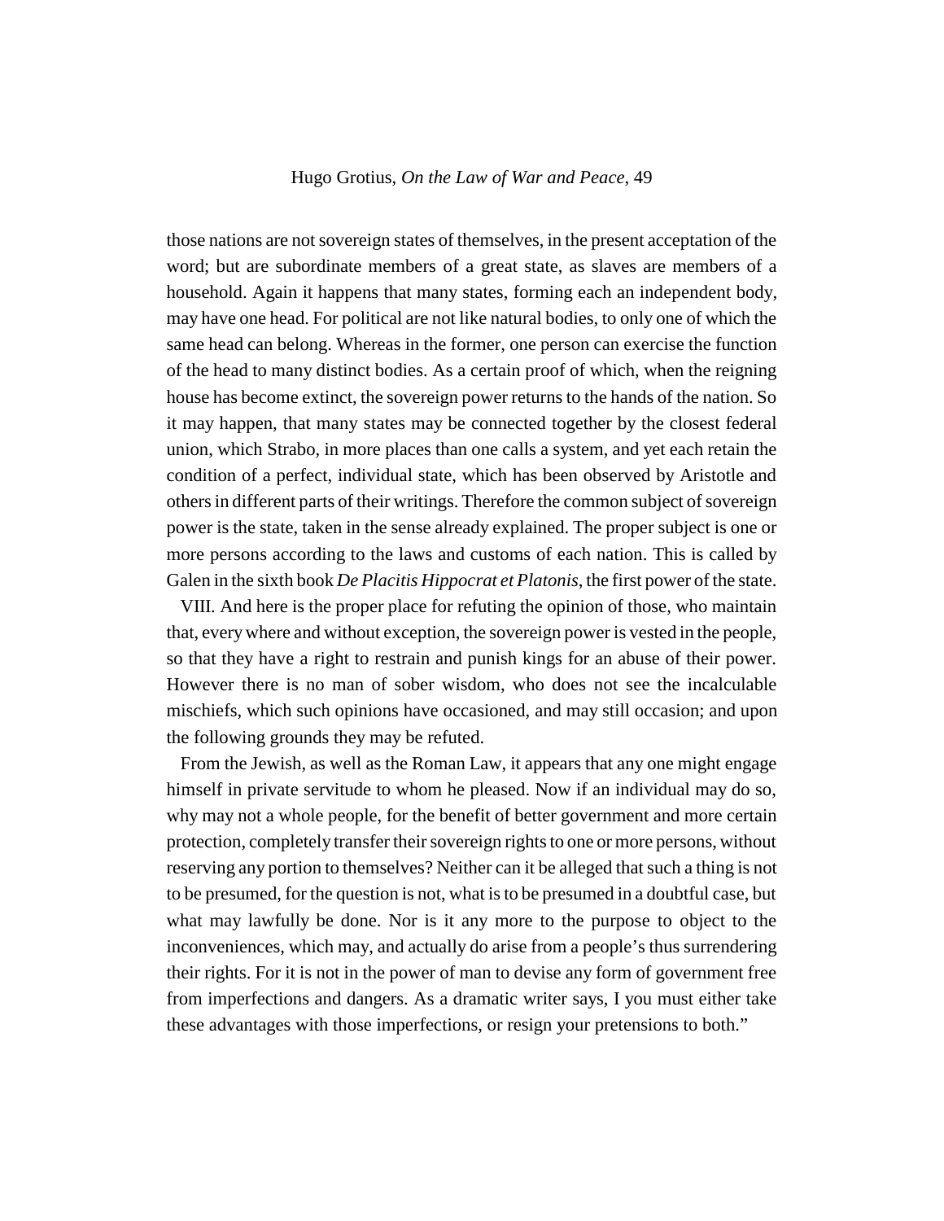those nations are not sovereign states of themselves, in the present acceptation of the word; but are subordinate members of a great state, as slaves are members of a household. Again it happens that many states, forming each an independent body, may have one head. For political are not like natural bodies, to only one of which the same head can belong. Whereas in the former, one person can exercise the function of the head to many distinct bodies. As a certain proof of which, when the reigning house has become extinct, the sovereign power returns to the hands of the nation. So it may happen, that many states may be connected together by the closest federal union, which Strabo, in more places than one calls a system, and yet each retain the condition of a perfect, individual state, which has been observed by Aristotle and others in different parts of their writings. Therefore the common subject of sovereign power is the state, taken in the sense already explained. The proper subject is one or more persons according to the laws and customs of each nation. This is called by Galen in the sixth book *De Placitis Hippocrat et Platonis*, the first power of the state.

VIII. And here is the proper place for refuting the opinion of those, who maintain that, every where and without exception, the sovereign power is vested in the people, so that they have a right to restrain and punish kings for an abuse of their power. However there is no man of sober wisdom, who does not see the incalculable mischiefs, which such opinions have occasioned, and may still occasion; and upon the following grounds they may be refuted.

From the Jewish, as well as the Roman Law, it appears that any one might engage himself in private servitude to whom he pleased. Now if an individual may do so, why may not a whole people, for the benefit of better government and more certain protection, completely transfer their sovereign rights to one or more persons, without reserving any portion to themselves? Neither can it be alleged that such a thing is not to be presumed, for the question is not, what is to be presumed in a doubtful case, but what may lawfully be done. Nor is it any more to the purpose to object to the inconveniences, which may, and actually do arise from a people's thus surrendering their rights. For it is not in the power of man to devise any form of government free from imperfections and dangers. As a dramatic writer says, I you must either take these advantages with those imperfections, or resign your pretensions to both."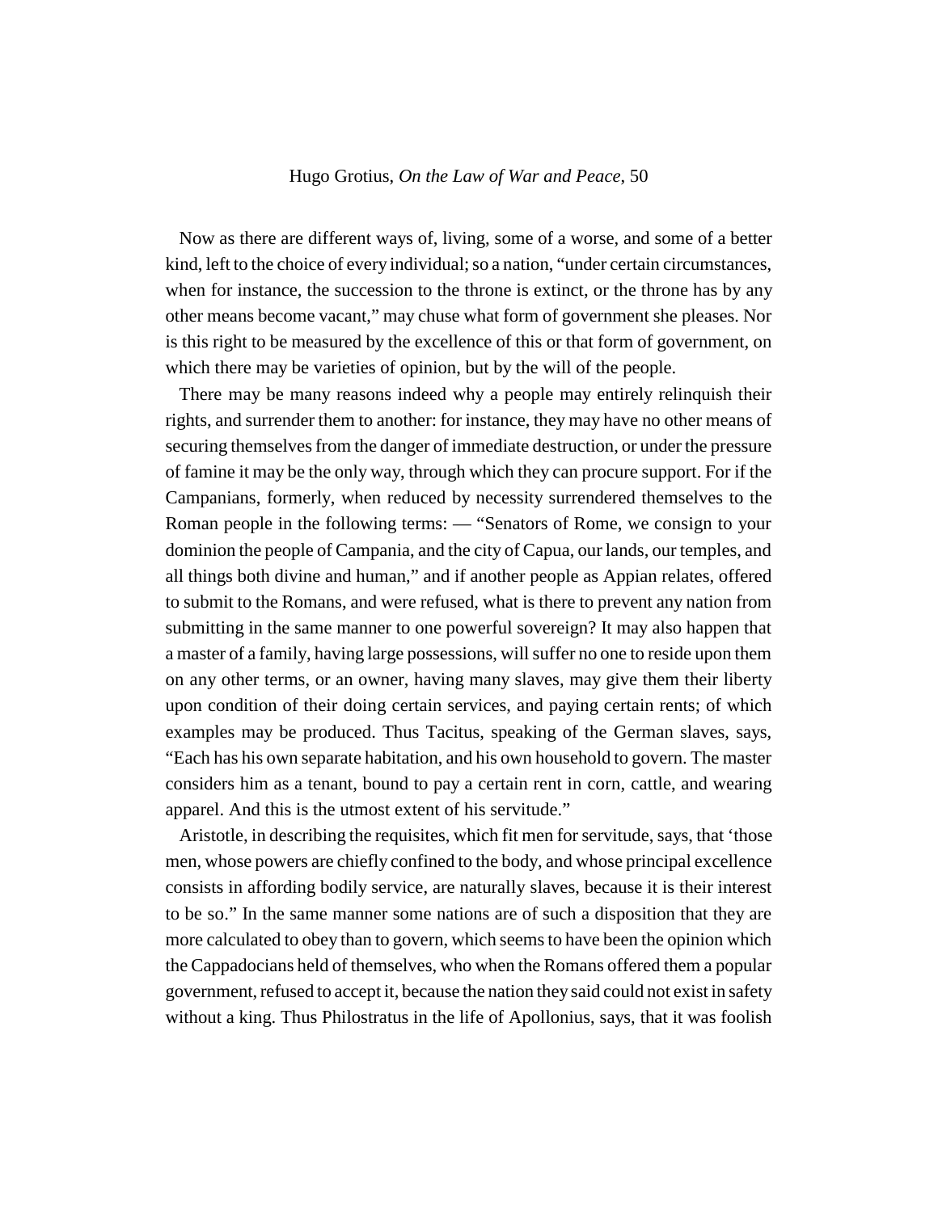Now as there are different ways of, living, some of a worse, and some of a better kind, left to the choice of every individual; so a nation, "under certain circumstances, when for instance, the succession to the throne is extinct, or the throne has by any other means become vacant," may chuse what form of government she pleases. Nor is this right to be measured by the excellence of this or that form of government, on which there may be varieties of opinion, but by the will of the people.

There may be many reasons indeed why a people may entirely relinquish their rights, and surrender them to another: for instance, they may have no other means of securing themselves from the danger of immediate destruction, or under the pressure of famine it may be the only way, through which they can procure support. For if the Campanians, formerly, when reduced by necessity surrendered themselves to the Roman people in the following terms: — "Senators of Rome, we consign to your dominion the people of Campania, and the city of Capua, our lands, our temples, and all things both divine and human," and if another people as Appian relates, offered to submit to the Romans, and were refused, what is there to prevent any nation from submitting in the same manner to one powerful sovereign? It may also happen that a master of a family, having large possessions, will suffer no one to reside upon them on any other terms, or an owner, having many slaves, may give them their liberty upon condition of their doing certain services, and paying certain rents; of which examples may be produced. Thus Tacitus, speaking of the German slaves, says, "Each has his own separate habitation, and his own household to govern. The master considers him as a tenant, bound to pay a certain rent in corn, cattle, and wearing apparel. And this is the utmost extent of his servitude."

Aristotle, in describing the requisites, which fit men for servitude, says, that 'those men, whose powers are chiefly confined to the body, and whose principal excellence consists in affording bodily service, are naturally slaves, because it is their interest to be so." In the same manner some nations are of such a disposition that they are more calculated to obey than to govern, which seems to have been the opinion which the Cappadocians held of themselves, who when the Romans offered them a popular government, refused to accept it, because the nation they said could not exist in safety without a king. Thus Philostratus in the life of Apollonius, says, that it was foolish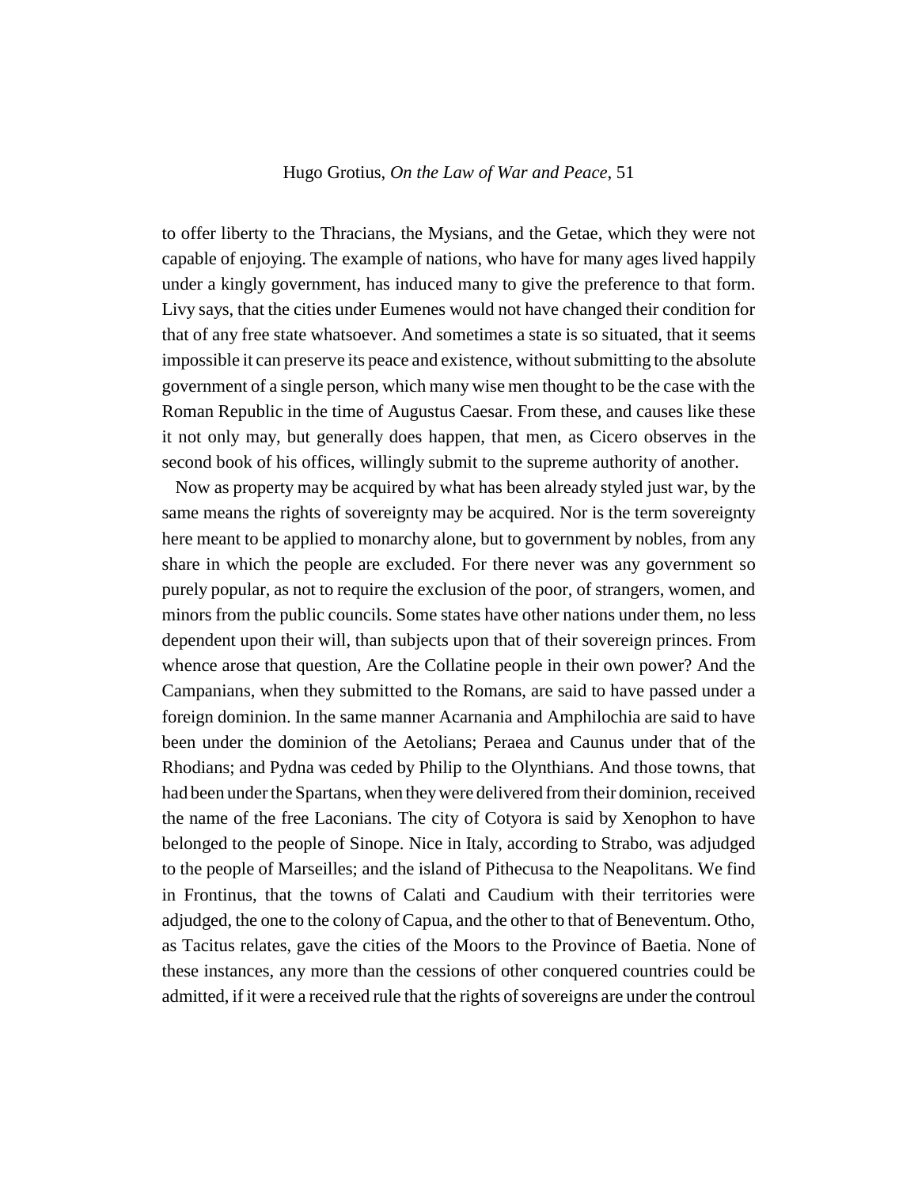to offer liberty to the Thracians, the Mysians, and the Getae, which they were not capable of enjoying. The example of nations, who have for many ages lived happily under a kingly government, has induced many to give the preference to that form. Livy says, that the cities under Eumenes would not have changed their condition for that of any free state whatsoever. And sometimes a state is so situated, that it seems impossible it can preserve its peace and existence, without submitting to the absolute government of a single person, which many wise men thought to be the case with the Roman Republic in the time of Augustus Caesar. From these, and causes like these it not only may, but generally does happen, that men, as Cicero observes in the second book of his offices, willingly submit to the supreme authority of another.

Now as property may be acquired by what has been already styled just war, by the same means the rights of sovereignty may be acquired. Nor is the term sovereignty here meant to be applied to monarchy alone, but to government by nobles, from any share in which the people are excluded. For there never was any government so purely popular, as not to require the exclusion of the poor, of strangers, women, and minors from the public councils. Some states have other nations under them, no less dependent upon their will, than subjects upon that of their sovereign princes. From whence arose that question, Are the Collatine people in their own power? And the Campanians, when they submitted to the Romans, are said to have passed under a foreign dominion. In the same manner Acarnania and Amphilochia are said to have been under the dominion of the Aetolians; Peraea and Caunus under that of the Rhodians; and Pydna was ceded by Philip to the Olynthians. And those towns, that had been under the Spartans, when they were delivered from their dominion, received the name of the free Laconians. The city of Cotyora is said by Xenophon to have belonged to the people of Sinope. Nice in Italy, according to Strabo, was adjudged to the people of Marseilles; and the island of Pithecusa to the Neapolitans. We find in Frontinus, that the towns of Calati and Caudium with their territories were adjudged, the one to the colony of Capua, and the other to that of Beneventum. Otho, as Tacitus relates, gave the cities of the Moors to the Province of Baetia. None of these instances, any more than the cessions of other conquered countries could be admitted, if it were a received rule that the rights of sovereigns are under the controul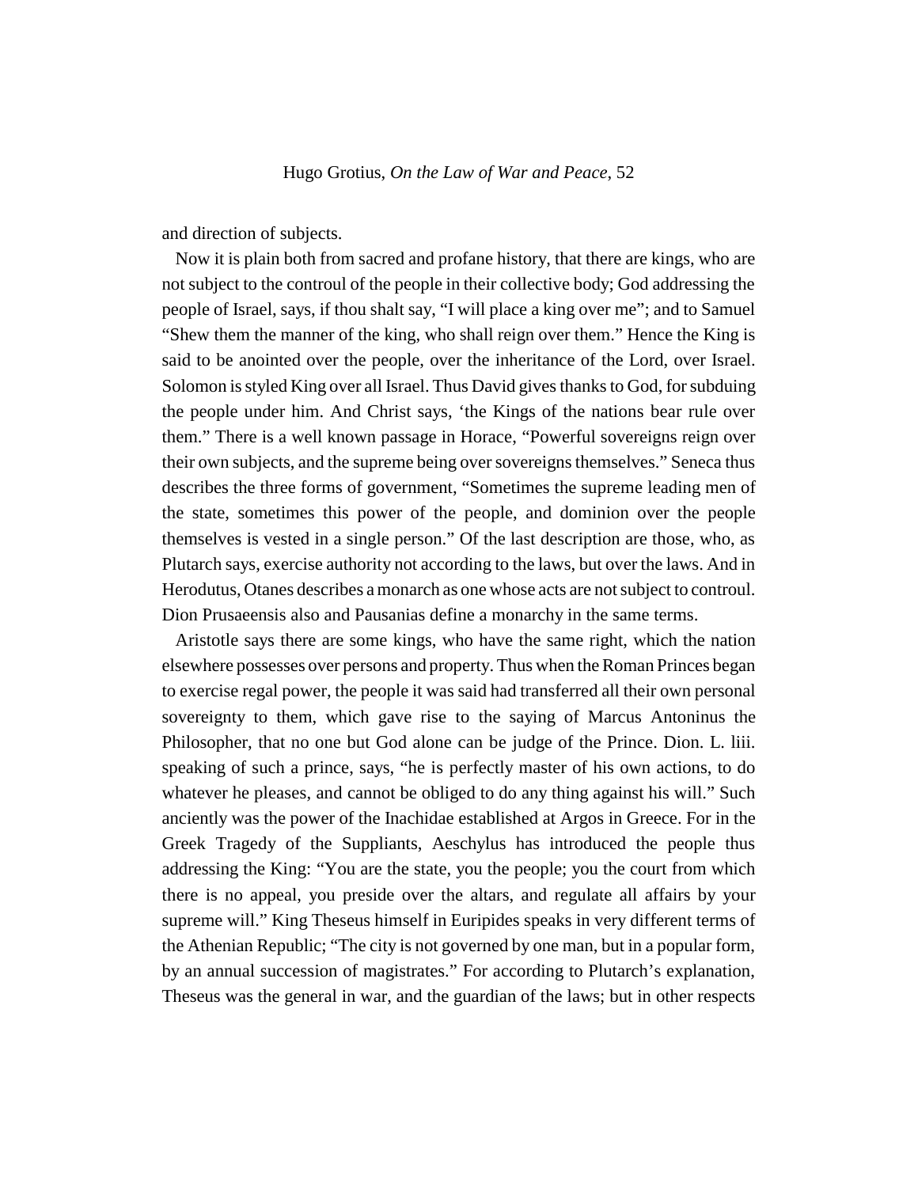and direction of subjects.

Now it is plain both from sacred and profane history, that there are kings, who are not subject to the controul of the people in their collective body; God addressing the people of Israel, says, if thou shalt say, "I will place a king over me"; and to Samuel "Shew them the manner of the king, who shall reign over them." Hence the King is said to be anointed over the people, over the inheritance of the Lord, over Israel. Solomon is styled King over all Israel. Thus David gives thanks to God, for subduing the people under him. And Christ says, 'the Kings of the nations bear rule over them." There is a well known passage in Horace, "Powerful sovereigns reign over their own subjects, and the supreme being over sovereigns themselves." Seneca thus describes the three forms of government, "Sometimes the supreme leading men of the state, sometimes this power of the people, and dominion over the people themselves is vested in a single person." Of the last description are those, who, as Plutarch says, exercise authority not according to the laws, but over the laws. And in Herodutus, Otanes describes a monarch as one whose acts are not subject to controul. Dion Prusaeensis also and Pausanias define a monarchy in the same terms.

Aristotle says there are some kings, who have the same right, which the nation elsewhere possesses over persons and property. Thus when the Roman Princes began to exercise regal power, the people it was said had transferred all their own personal sovereignty to them, which gave rise to the saying of Marcus Antoninus the Philosopher, that no one but God alone can be judge of the Prince. Dion. L. liii. speaking of such a prince, says, "he is perfectly master of his own actions, to do whatever he pleases, and cannot be obliged to do any thing against his will." Such anciently was the power of the Inachidae established at Argos in Greece. For in the Greek Tragedy of the Suppliants, Aeschylus has introduced the people thus addressing the King: "You are the state, you the people; you the court from which there is no appeal, you preside over the altars, and regulate all affairs by your supreme will." King Theseus himself in Euripides speaks in very different terms of the Athenian Republic; "The city is not governed by one man, but in a popular form, by an annual succession of magistrates." For according to Plutarch's explanation, Theseus was the general in war, and the guardian of the laws; but in other respects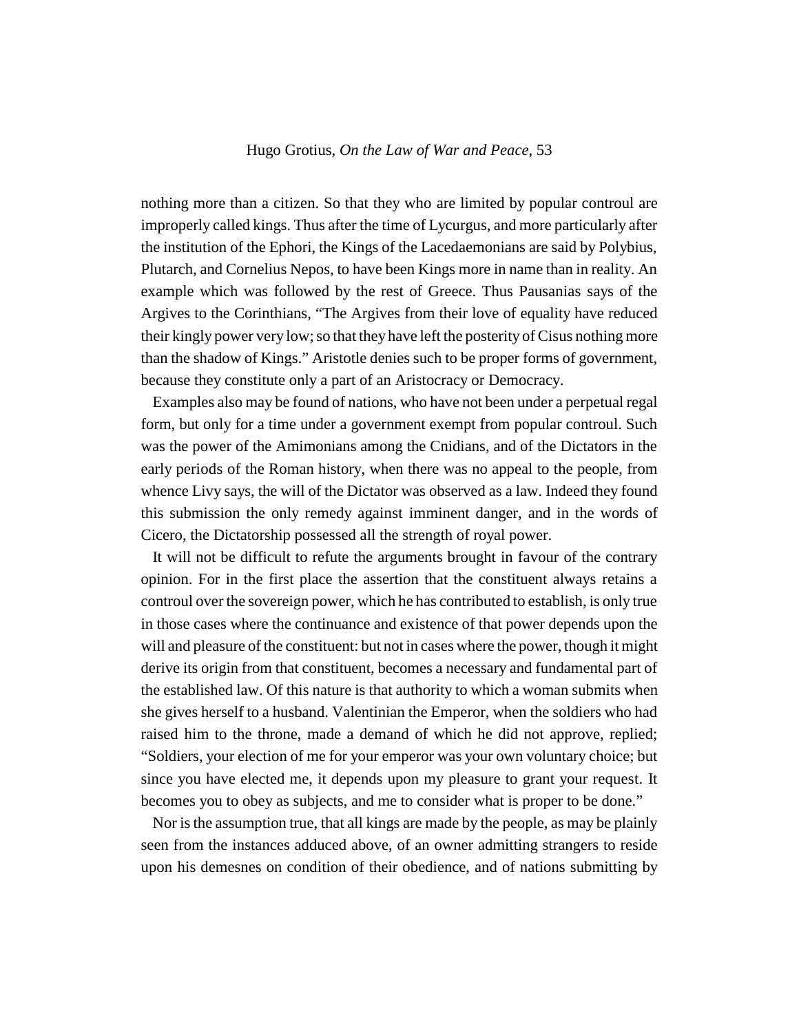nothing more than a citizen. So that they who are limited by popular controul are improperly called kings. Thus after the time of Lycurgus, and more particularly after the institution of the Ephori, the Kings of the Lacedaemonians are said by Polybius, Plutarch, and Cornelius Nepos, to have been Kings more in name than in reality. An example which was followed by the rest of Greece. Thus Pausanias says of the Argives to the Corinthians, "The Argives from their love of equality have reduced their kingly power very low; so that they have left the posterity of Cisus nothing more than the shadow of Kings." Aristotle denies such to be proper forms of government, because they constitute only a part of an Aristocracy or Democracy.

Examples also may be found of nations, who have not been under a perpetual regal form, but only for a time under a government exempt from popular controul. Such was the power of the Amimonians among the Cnidians, and of the Dictators in the early periods of the Roman history, when there was no appeal to the people, from whence Livy says, the will of the Dictator was observed as a law. Indeed they found this submission the only remedy against imminent danger, and in the words of Cicero, the Dictatorship possessed all the strength of royal power.

It will not be difficult to refute the arguments brought in favour of the contrary opinion. For in the first place the assertion that the constituent always retains a controul over the sovereign power, which he has contributed to establish, is only true in those cases where the continuance and existence of that power depends upon the will and pleasure of the constituent: but not in cases where the power, though it might derive its origin from that constituent, becomes a necessary and fundamental part of the established law. Of this nature is that authority to which a woman submits when she gives herself to a husband. Valentinian the Emperor, when the soldiers who had raised him to the throne, made a demand of which he did not approve, replied; "Soldiers, your election of me for your emperor was your own voluntary choice; but since you have elected me, it depends upon my pleasure to grant your request. It becomes you to obey as subjects, and me to consider what is proper to be done."

Nor is the assumption true, that all kings are made by the people, as may be plainly seen from the instances adduced above, of an owner admitting strangers to reside upon his demesnes on condition of their obedience, and of nations submitting by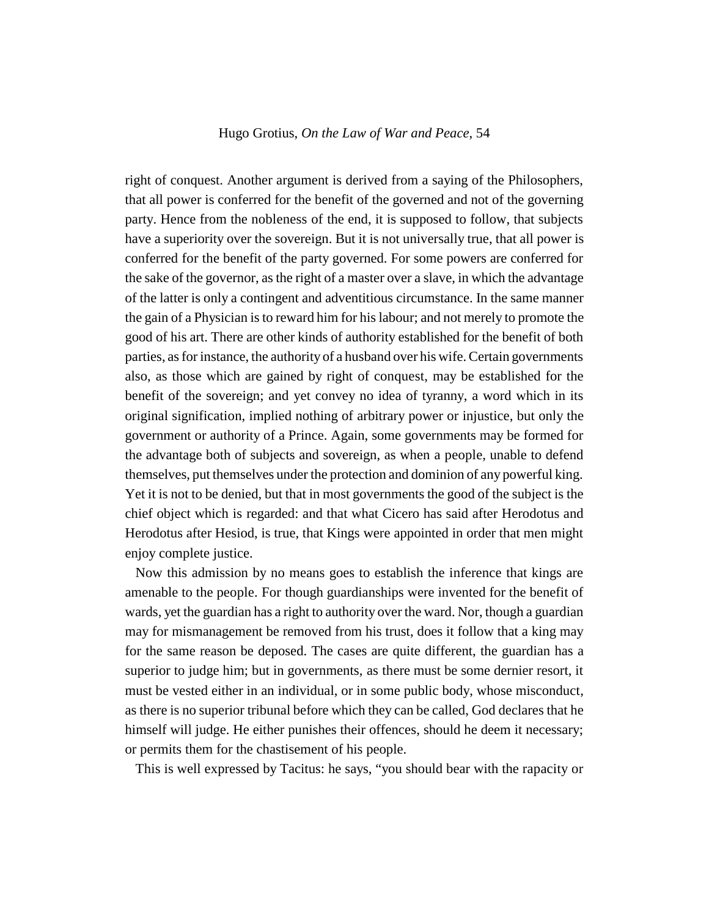right of conquest. Another argument is derived from a saying of the Philosophers, that all power is conferred for the benefit of the governed and not of the governing party. Hence from the nobleness of the end, it is supposed to follow, that subjects have a superiority over the sovereign. But it is not universally true, that all power is conferred for the benefit of the party governed. For some powers are conferred for the sake of the governor, as the right of a master over a slave, in which the advantage of the latter is only a contingent and adventitious circumstance. In the same manner the gain of a Physician is to reward him for his labour; and not merely to promote the good of his art. There are other kinds of authority established for the benefit of both parties, as for instance, the authority of a husband over his wife. Certain governments also, as those which are gained by right of conquest, may be established for the benefit of the sovereign; and yet convey no idea of tyranny, a word which in its original signification, implied nothing of arbitrary power or injustice, but only the government or authority of a Prince. Again, some governments may be formed for the advantage both of subjects and sovereign, as when a people, unable to defend themselves, put themselves under the protection and dominion of any powerful king. Yet it is not to be denied, but that in most governments the good of the subject is the chief object which is regarded: and that what Cicero has said after Herodotus and Herodotus after Hesiod, is true, that Kings were appointed in order that men might enjoy complete justice.

Now this admission by no means goes to establish the inference that kings are amenable to the people. For though guardianships were invented for the benefit of wards, yet the guardian has a right to authority over the ward. Nor, though a guardian may for mismanagement be removed from his trust, does it follow that a king may for the same reason be deposed. The cases are quite different, the guardian has a superior to judge him; but in governments, as there must be some dernier resort, it must be vested either in an individual, or in some public body, whose misconduct, as there is no superior tribunal before which they can be called, God declares that he himself will judge. He either punishes their offences, should he deem it necessary; or permits them for the chastisement of his people.

This is well expressed by Tacitus: he says, "you should bear with the rapacity or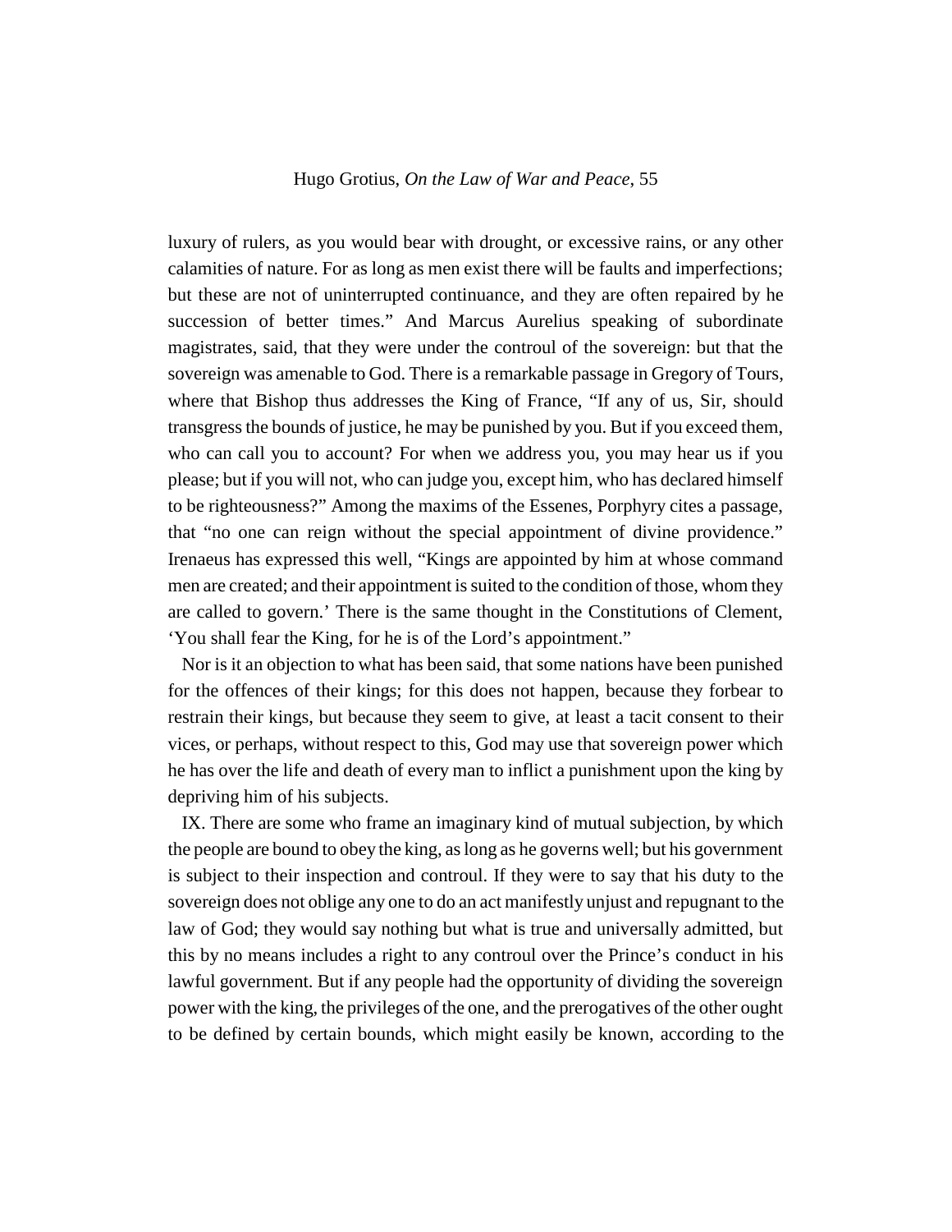luxury of rulers, as you would bear with drought, or excessive rains, or any other calamities of nature. For as long as men exist there will be faults and imperfections; but these are not of uninterrupted continuance, and they are often repaired by he succession of better times." And Marcus Aurelius speaking of subordinate magistrates, said, that they were under the controul of the sovereign: but that the sovereign was amenable to God. There is a remarkable passage in Gregory of Tours, where that Bishop thus addresses the King of France, "If any of us, Sir, should transgress the bounds of justice, he may be punished by you. But if you exceed them, who can call you to account? For when we address you, you may hear us if you please; but if you will not, who can judge you, except him, who has declared himself to be righteousness?" Among the maxims of the Essenes, Porphyry cites a passage, that "no one can reign without the special appointment of divine providence." Irenaeus has expressed this well, "Kings are appointed by him at whose command men are created; and their appointment is suited to the condition of those, whom they are called to govern.' There is the same thought in the Constitutions of Clement, 'You shall fear the King, for he is of the Lord's appointment."

Nor is it an objection to what has been said, that some nations have been punished for the offences of their kings; for this does not happen, because they forbear to restrain their kings, but because they seem to give, at least a tacit consent to their vices, or perhaps, without respect to this, God may use that sovereign power which he has over the life and death of every man to inflict a punishment upon the king by depriving him of his subjects.

IX. There are some who frame an imaginary kind of mutual subjection, by which the people are bound to obey the king, as long as he governs well; but his government is subject to their inspection and controul. If they were to say that his duty to the sovereign does not oblige any one to do an act manifestly unjust and repugnant to the law of God; they would say nothing but what is true and universally admitted, but this by no means includes a right to any controul over the Prince's conduct in his lawful government. But if any people had the opportunity of dividing the sovereign power with the king, the privileges of the one, and the prerogatives of the other ought to be defined by certain bounds, which might easily be known, according to the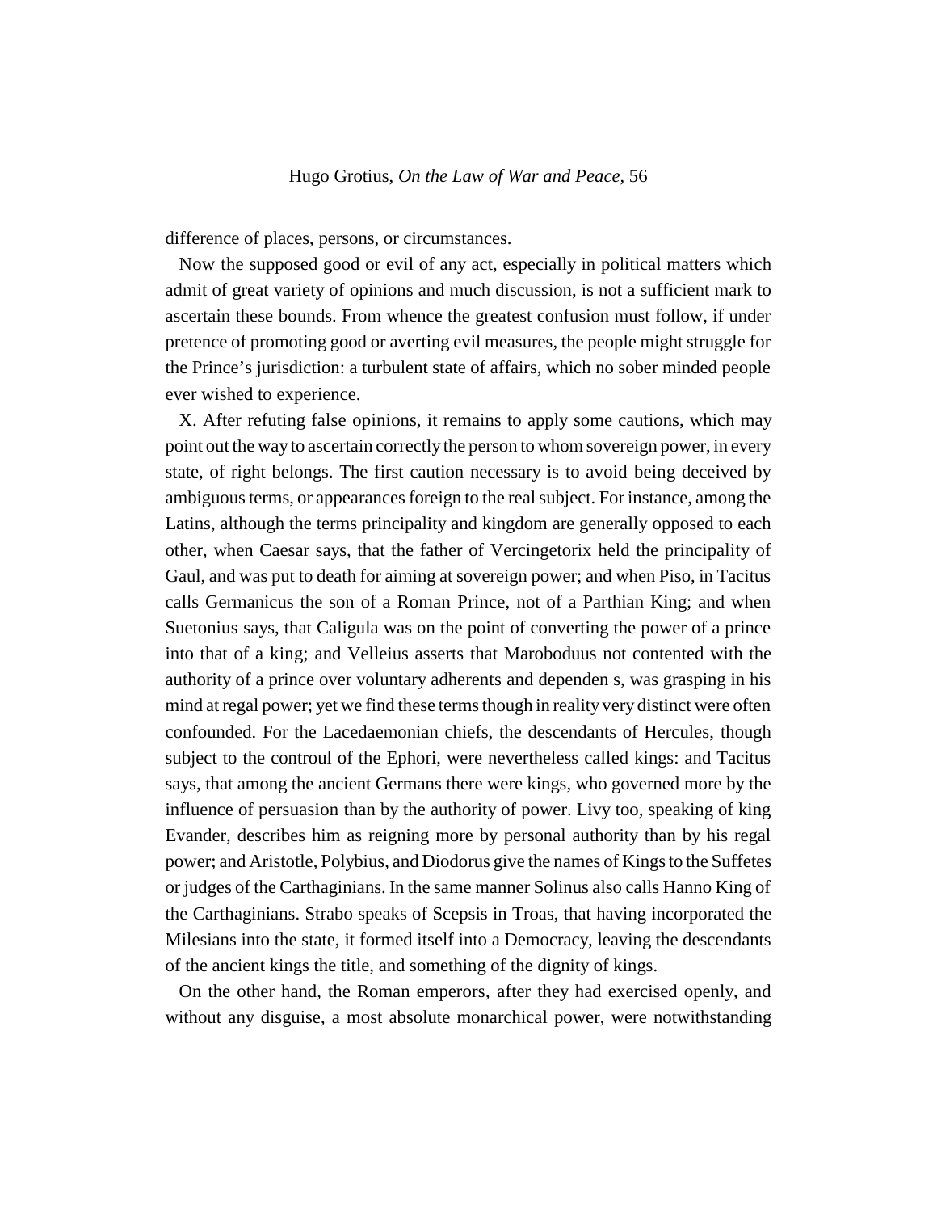difference of places, persons, or circumstances.

Now the supposed good or evil of any act, especially in political matters which admit of great variety of opinions and much discussion, is not a sufficient mark to ascertain these bounds. From whence the greatest confusion must follow, if under pretence of promoting good or averting evil measures, the people might struggle for the Prince's jurisdiction: a turbulent state of affairs, which no sober minded people ever wished to experience.

X. After refuting false opinions, it remains to apply some cautions, which may point out the way to ascertain correctly the person to whom sovereign power, in every state, of right belongs. The first caution necessary is to avoid being deceived by ambiguous terms, or appearances foreign to the real subject. For instance, among the Latins, although the terms principality and kingdom are generally opposed to each other, when Caesar says, that the father of Vercingetorix held the principality of Gaul, and was put to death for aiming at sovereign power; and when Piso, in Tacitus calls Germanicus the son of a Roman Prince, not of a Parthian King; and when Suetonius says, that Caligula was on the point of converting the power of a prince into that of a king; and Velleius asserts that Maroboduus not contented with the authority of a prince over voluntary adherents and dependen s, was grasping in his mind at regal power; yet we find these terms though in reality very distinct were often confounded. For the Lacedaemonian chiefs, the descendants of Hercules, though subject to the controul of the Ephori, were nevertheless called kings: and Tacitus says, that among the ancient Germans there were kings, who governed more by the influence of persuasion than by the authority of power. Livy too, speaking of king Evander, describes him as reigning more by personal authority than by his regal power; and Aristotle, Polybius, and Diodorus give the names of Kings to the Suffetes or judges of the Carthaginians. In the same manner Solinus also calls Hanno King of the Carthaginians. Strabo speaks of Scepsis in Troas, that having incorporated the Milesians into the state, it formed itself into a Democracy, leaving the descendants of the ancient kings the title, and something of the dignity of kings.

On the other hand, the Roman emperors, after they had exercised openly, and without any disguise, a most absolute monarchical power, were notwithstanding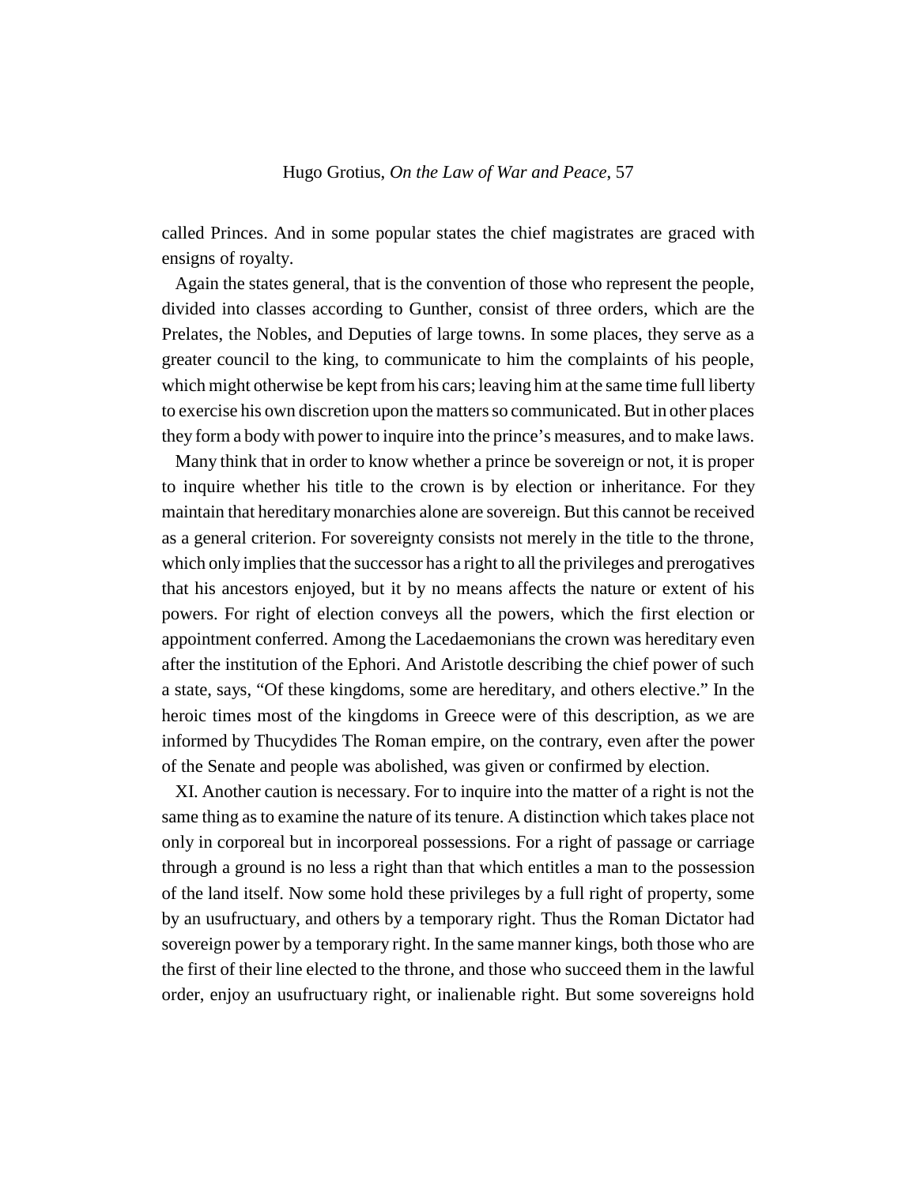called Princes. And in some popular states the chief magistrates are graced with ensigns of royalty.

Again the states general, that is the convention of those who represent the people, divided into classes according to Gunther, consist of three orders, which are the Prelates, the Nobles, and Deputies of large towns. In some places, they serve as a greater council to the king, to communicate to him the complaints of his people, which might otherwise be kept from his cars; leaving him at the same time full liberty to exercise his own discretion upon the matters so communicated. But in other places they form a body with power to inquire into the prince's measures, and to make laws.

Many think that in order to know whether a prince be sovereign or not, it is proper to inquire whether his title to the crown is by election or inheritance. For they maintain that hereditary monarchies alone are sovereign. But this cannot be received as a general criterion. For sovereignty consists not merely in the title to the throne, which only implies that the successor has a right to all the privileges and prerogatives that his ancestors enjoyed, but it by no means affects the nature or extent of his powers. For right of election conveys all the powers, which the first election or appointment conferred. Among the Lacedaemonians the crown was hereditary even after the institution of the Ephori. And Aristotle describing the chief power of such a state, says, "Of these kingdoms, some are hereditary, and others elective." In the heroic times most of the kingdoms in Greece were of this description, as we are informed by Thucydides The Roman empire, on the contrary, even after the power of the Senate and people was abolished, was given or confirmed by election.

XI. Another caution is necessary. For to inquire into the matter of a right is not the same thing as to examine the nature of its tenure. A distinction which takes place not only in corporeal but in incorporeal possessions. For a right of passage or carriage through a ground is no less a right than that which entitles a man to the possession of the land itself. Now some hold these privileges by a full right of property, some by an usufructuary, and others by a temporary right. Thus the Roman Dictator had sovereign power by a temporary right. In the same manner kings, both those who are the first of their line elected to the throne, and those who succeed them in the lawful order, enjoy an usufructuary right, or inalienable right. But some sovereigns hold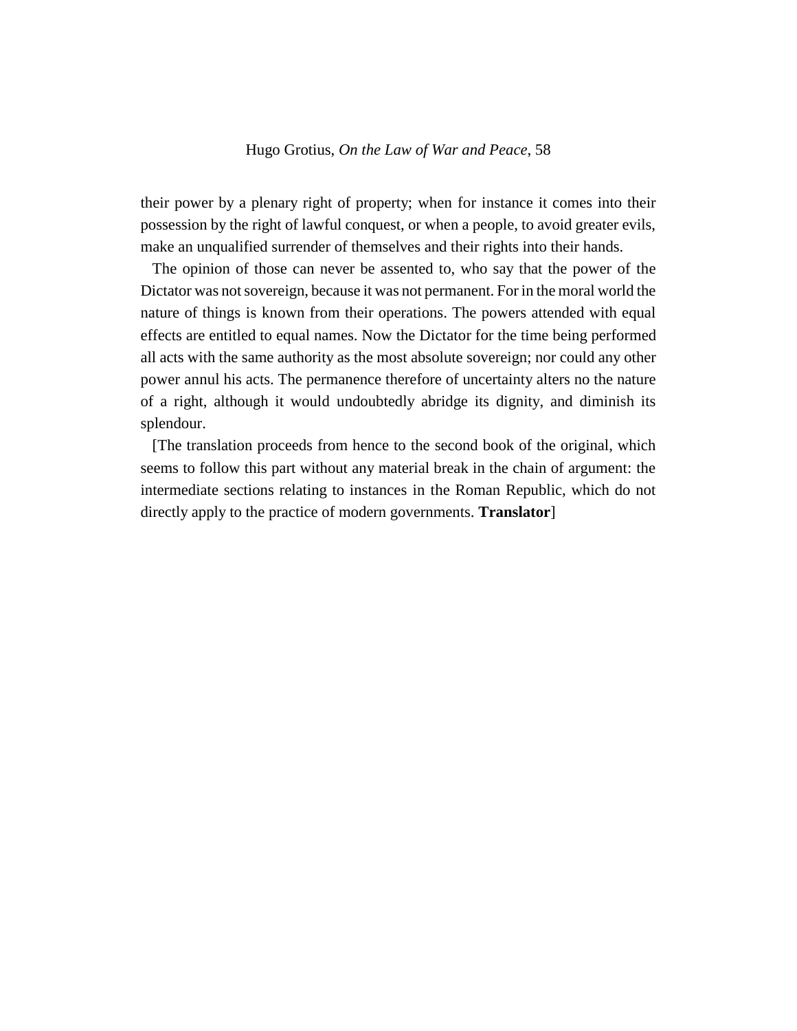their power by a plenary right of property; when for instance it comes into their possession by the right of lawful conquest, or when a people, to avoid greater evils, make an unqualified surrender of themselves and their rights into their hands.

The opinion of those can never be assented to, who say that the power of the Dictator was not sovereign, because it was not permanent. For in the moral world the nature of things is known from their operations. The powers attended with equal effects are entitled to equal names. Now the Dictator for the time being performed all acts with the same authority as the most absolute sovereign; nor could any other power annul his acts. The permanence therefore of uncertainty alters no the nature of a right, although it would undoubtedly abridge its dignity, and diminish its splendour.

[The translation proceeds from hence to the second book of the original, which seems to follow this part without any material break in the chain of argument: the intermediate sections relating to instances in the Roman Republic, which do not directly apply to the practice of modern governments. **Translator**]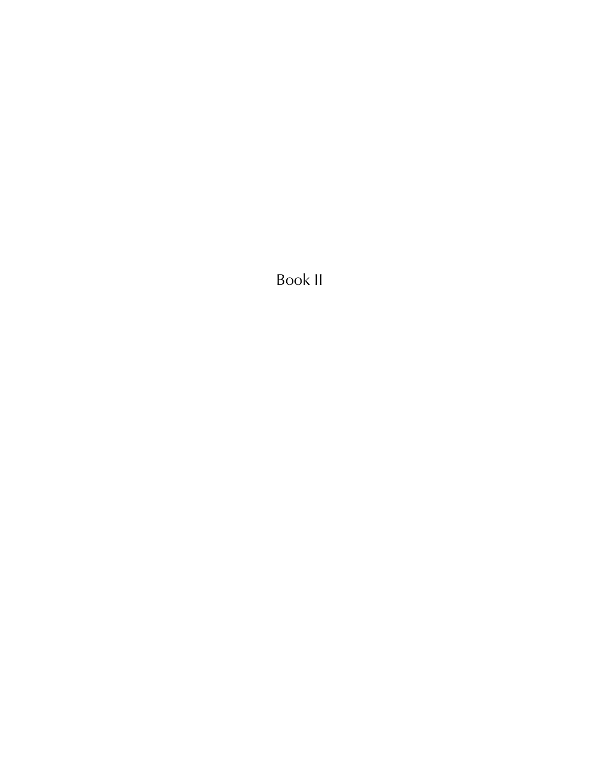# Book II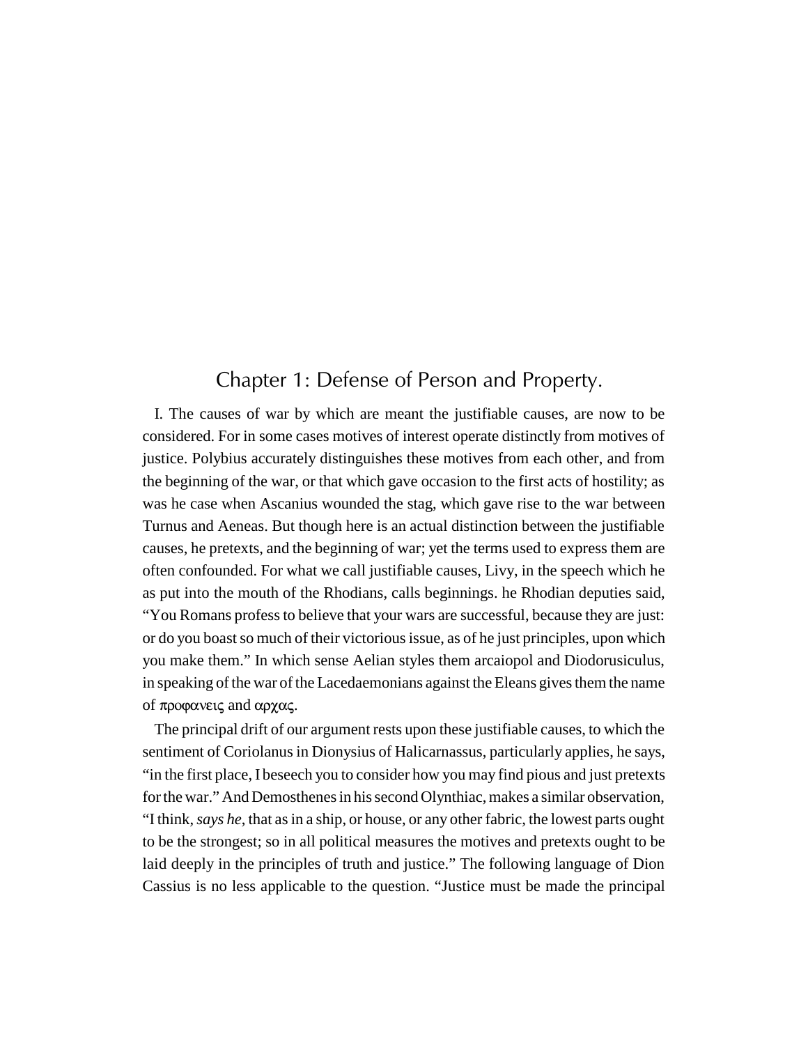## Chapter 1: Defense of Person and Property.

I. The causes of war by which are meant the justifiable causes, are now to be considered. For in some cases motives of interest operate distinctly from motives of justice. Polybius accurately distinguishes these motives from each other, and from the beginning of the war, or that which gave occasion to the first acts of hostility; as was he case when Ascanius wounded the stag, which gave rise to the war between Turnus and Aeneas. But though here is an actual distinction between the justifiable causes, he pretexts, and the beginning of war; yet the terms used to express them are often confounded. For what we call justifiable causes, Livy, in the speech which he as put into the mouth of the Rhodians, calls beginnings. he Rhodian deputies said, "You Romans profess to believe that your wars are successful, because they are just: or do you boast so much of their victorious issue, as of he just principles, upon which you make them." In which sense Aelian styles them arcaiopol and Diodorusiculus, in speaking of the war of the Lacedaemonians against the Eleans gives them the name of προφανεις and αρχας.

The principal drift of our argument rests upon these justifiable causes, to which the sentiment of Coriolanus in Dionysius of Halicarnassus, particularly applies, he says, "in the first place, I beseech you to consider how you may find pious and just pretexts for the war." And Demosthenes in his second Olynthiac, makes a similar observation, "I think, *says he*, that as in a ship, or house, or any other fabric, the lowest parts ought to be the strongest; so in all political measures the motives and pretexts ought to be laid deeply in the principles of truth and justice." The following language of Dion Cassius is no less applicable to the question. "Justice must be made the principal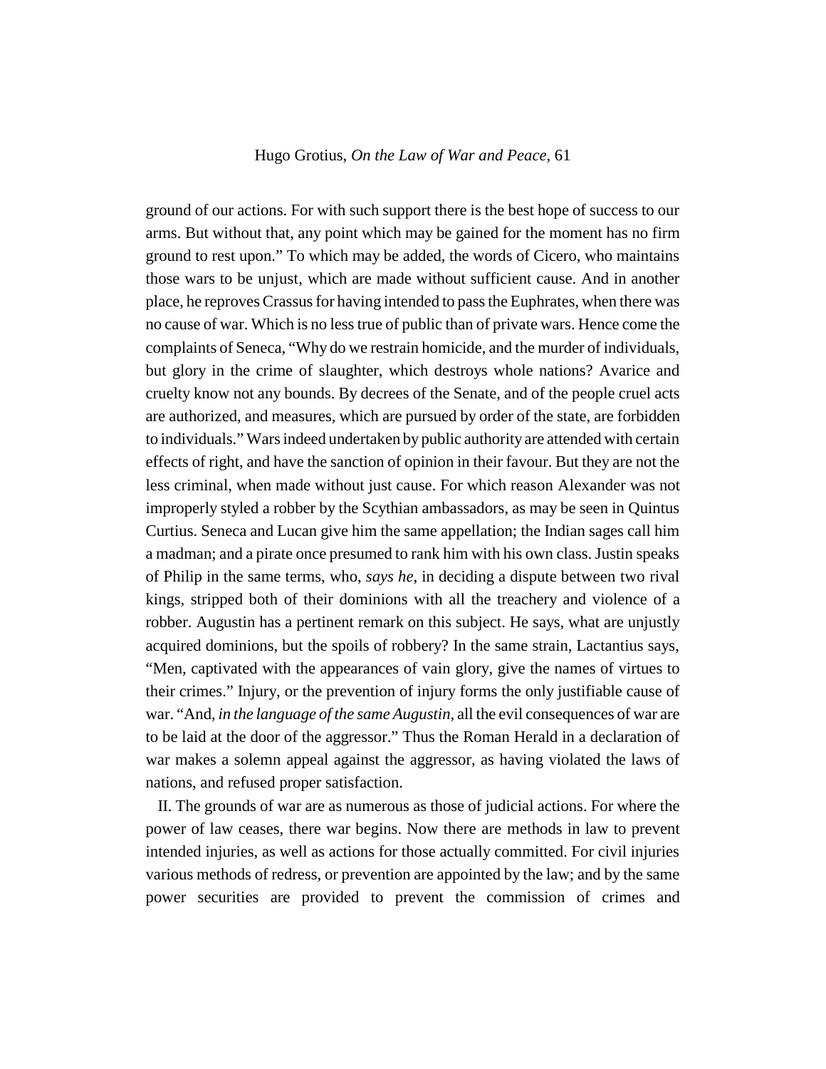ground of our actions. For with such support there is the best hope of success to our arms. But without that, any point which may be gained for the moment has no firm ground to rest upon." To which may be added, the words of Cicero, who maintains those wars to be unjust, which are made without sufficient cause. And in another place, he reproves Crassus for having intended to pass the Euphrates, when there was no cause of war. Which is no less true of public than of private wars. Hence come the complaints of Seneca, "Why do we restrain homicide, and the murder of individuals, but glory in the crime of slaughter, which destroys whole nations? Avarice and cruelty know not any bounds. By decrees of the Senate, and of the people cruel acts are authorized, and measures, which are pursued by order of the state, are forbidden to individuals." Wars indeed undertaken by public authority are attended with certain effects of right, and have the sanction of opinion in their favour. But they are not the less criminal, when made without just cause. For which reason Alexander was not improperly styled a robber by the Scythian ambassadors, as may be seen in Quintus Curtius. Seneca and Lucan give him the same appellation; the Indian sages call him a madman; and a pirate once presumed to rank him with his own class. Justin speaks of Philip in the same terms, who, *says he*, in deciding a dispute between two rival kings, stripped both of their dominions with all the treachery and violence of a robber. Augustin has a pertinent remark on this subject. He says, what are unjustly acquired dominions, but the spoils of robbery? In the same strain, Lactantius says, "Men, captivated with the appearances of vain glory, give the names of virtues to their crimes." Injury, or the prevention of injury forms the only justifiable cause of war. "And, *in the language of the same Augustin*, all the evil consequences of war are to be laid at the door of the aggressor." Thus the Roman Herald in a declaration of war makes a solemn appeal against the aggressor, as having violated the laws of nations, and refused proper satisfaction.

II. The grounds of war are as numerous as those of judicial actions. For where the power of law ceases, there war begins. Now there are methods in law to prevent intended injuries, as well as actions for those actually committed. For civil injuries various methods of redress, or prevention are appointed by the law; and by the same power securities are provided to prevent the commission of crimes and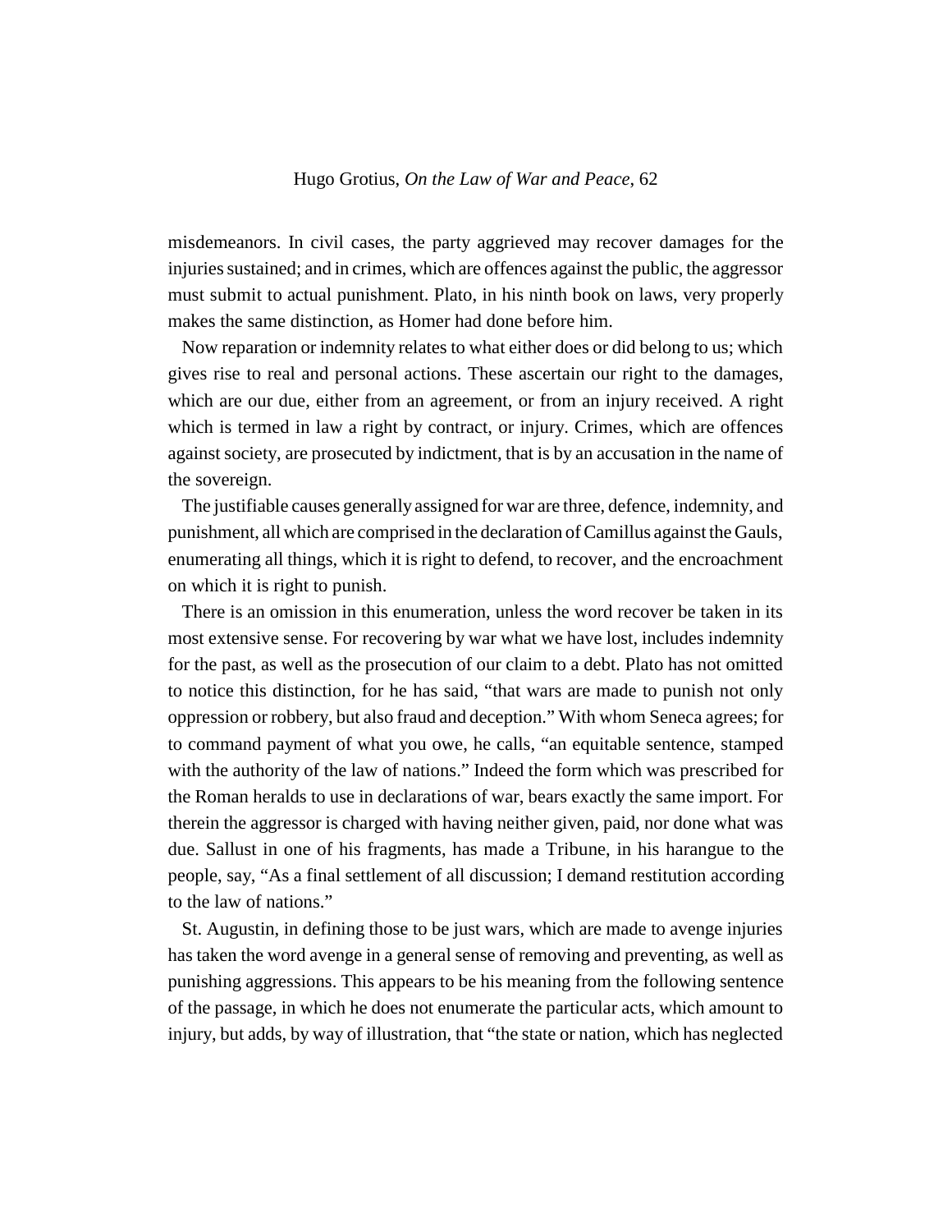misdemeanors. In civil cases, the party aggrieved may recover damages for the injuries sustained; and in crimes, which are offences against the public, the aggressor must submit to actual punishment. Plato, in his ninth book on laws, very properly makes the same distinction, as Homer had done before him.

Now reparation or indemnity relates to what either does or did belong to us; which gives rise to real and personal actions. These ascertain our right to the damages, which are our due, either from an agreement, or from an injury received. A right which is termed in law a right by contract, or injury. Crimes, which are offences against society, are prosecuted by indictment, that is by an accusation in the name of the sovereign.

The justifiable causes generally assigned for war are three, defence, indemnity, and punishment, all which are comprised in the declaration of Camillus against the Gauls, enumerating all things, which it is right to defend, to recover, and the encroachment on which it is right to punish.

There is an omission in this enumeration, unless the word recover be taken in its most extensive sense. For recovering by war what we have lost, includes indemnity for the past, as well as the prosecution of our claim to a debt. Plato has not omitted to notice this distinction, for he has said, "that wars are made to punish not only oppression or robbery, but also fraud and deception." With whom Seneca agrees; for to command payment of what you owe, he calls, "an equitable sentence, stamped with the authority of the law of nations." Indeed the form which was prescribed for the Roman heralds to use in declarations of war, bears exactly the same import. For therein the aggressor is charged with having neither given, paid, nor done what was due. Sallust in one of his fragments, has made a Tribune, in his harangue to the people, say, "As a final settlement of all discussion; I demand restitution according to the law of nations."

St. Augustin, in defining those to be just wars, which are made to avenge injuries has taken the word avenge in a general sense of removing and preventing, as well as punishing aggressions. This appears to be his meaning from the following sentence of the passage, in which he does not enumerate the particular acts, which amount to injury, but adds, by way of illustration, that "the state or nation, which has neglected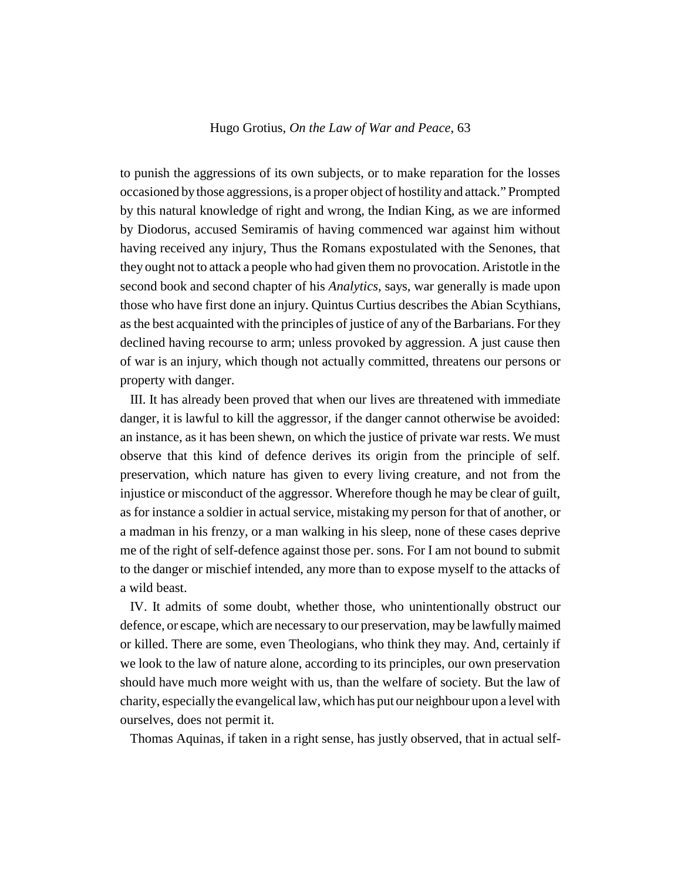to punish the aggressions of its own subjects, or to make reparation for the losses occasioned by those aggressions, is a proper object of hostility and attack." Prompted by this natural knowledge of right and wrong, the Indian King, as we are informed by Diodorus, accused Semiramis of having commenced war against him without having received any injury, Thus the Romans expostulated with the Senones, that they ought not to attack a people who had given them no provocation. Aristotle in the second book and second chapter of his *Analytics*, says, war generally is made upon those who have first done an injury. Quintus Curtius describes the Abian Scythians, as the best acquainted with the principles of justice of any of the Barbarians. For they declined having recourse to arm; unless provoked by aggression. A just cause then of war is an injury, which though not actually committed, threatens our persons or property with danger.

III. It has already been proved that when our lives are threatened with immediate danger, it is lawful to kill the aggressor, if the danger cannot otherwise be avoided: an instance, as it has been shewn, on which the justice of private war rests. We must observe that this kind of defence derives its origin from the principle of self. preservation, which nature has given to every living creature, and not from the injustice or misconduct of the aggressor. Wherefore though he may be clear of guilt, as for instance a soldier in actual service, mistaking my person for that of another, or a madman in his frenzy, or a man walking in his sleep, none of these cases deprive me of the right of self-defence against those per. sons. For I am not bound to submit to the danger or mischief intended, any more than to expose myself to the attacks of a wild beast.

IV. It admits of some doubt, whether those, who unintentionally obstruct our defence, or escape, which are necessary to our preservation, may be lawfully maimed or killed. There are some, even Theologians, who think they may. And, certainly if we look to the law of nature alone, according to its principles, our own preservation should have much more weight with us, than the welfare of society. But the law of charity, especially the evangelical law, which has put our neighbour upon a level with ourselves, does not permit it.

Thomas Aquinas, if taken in a right sense, has justly observed, that in actual self-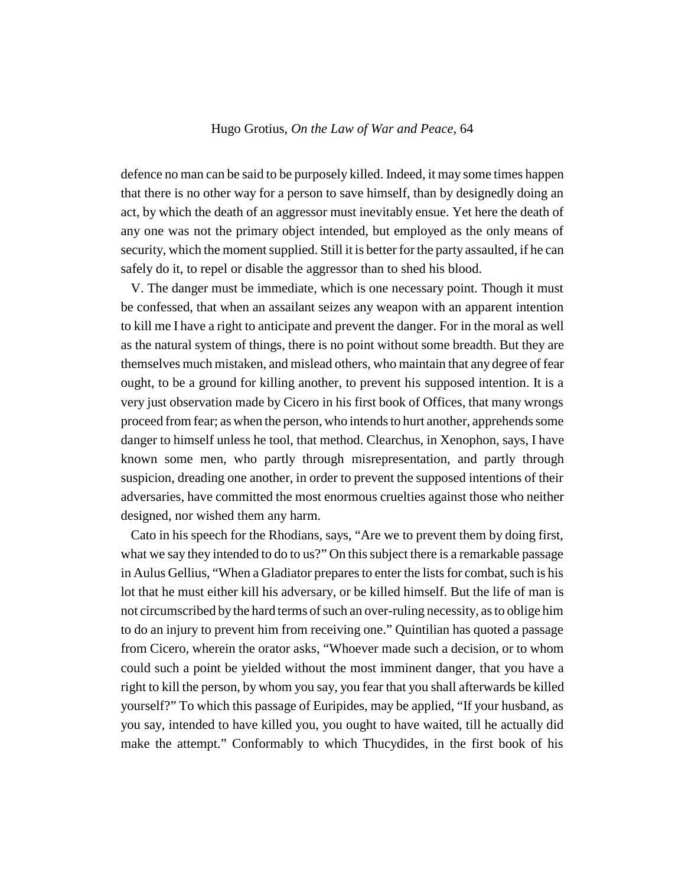defence no man can be said to be purposely killed. Indeed, it may some times happen that there is no other way for a person to save himself, than by designedly doing an act, by which the death of an aggressor must inevitably ensue. Yet here the death of any one was not the primary object intended, but employed as the only means of security, which the moment supplied. Still it is better for the party assaulted, if he can safely do it, to repel or disable the aggressor than to shed his blood.

V. The danger must be immediate, which is one necessary point. Though it must be confessed, that when an assailant seizes any weapon with an apparent intention to kill me I have a right to anticipate and prevent the danger. For in the moral as well as the natural system of things, there is no point without some breadth. But they are themselves much mistaken, and mislead others, who maintain that any degree of fear ought, to be a ground for killing another, to prevent his supposed intention. It is a very just observation made by Cicero in his first book of Offices, that many wrongs proceed from fear; as when the person, who intends to hurt another, apprehends some danger to himself unless he tool, that method. Clearchus, in Xenophon, says, I have known some men, who partly through misrepresentation, and partly through suspicion, dreading one another, in order to prevent the supposed intentions of their adversaries, have committed the most enormous cruelties against those who neither designed, nor wished them any harm.

Cato in his speech for the Rhodians, says, “Are we to prevent them by doing first, what we say they intended to do to us?” On this subject there is a remarkable passage in Aulus Gellius, “When a Gladiator prepares to enter the lists for combat, such is his lot that he must either kill his adversary, or be killed himself. But the life of man is not circumscribed by the hard terms of such an over-ruling necessity, as to oblige him to do an injury to prevent him from receiving one.” Quintilian has quoted a passage from Cicero, wherein the orator asks, “Whoever made such a decision, or to whom could such a point be yielded without the most imminent danger, that you have a right to kill the person, by whom you say, you fear that you shall afterwards be killed yourself?” To which this passage of Euripides, may be applied, “If your husband, as you say, intended to have killed you, you ought to have waited, till he actually did make the attempt.” Conformably to which Thucydides, in the first book of his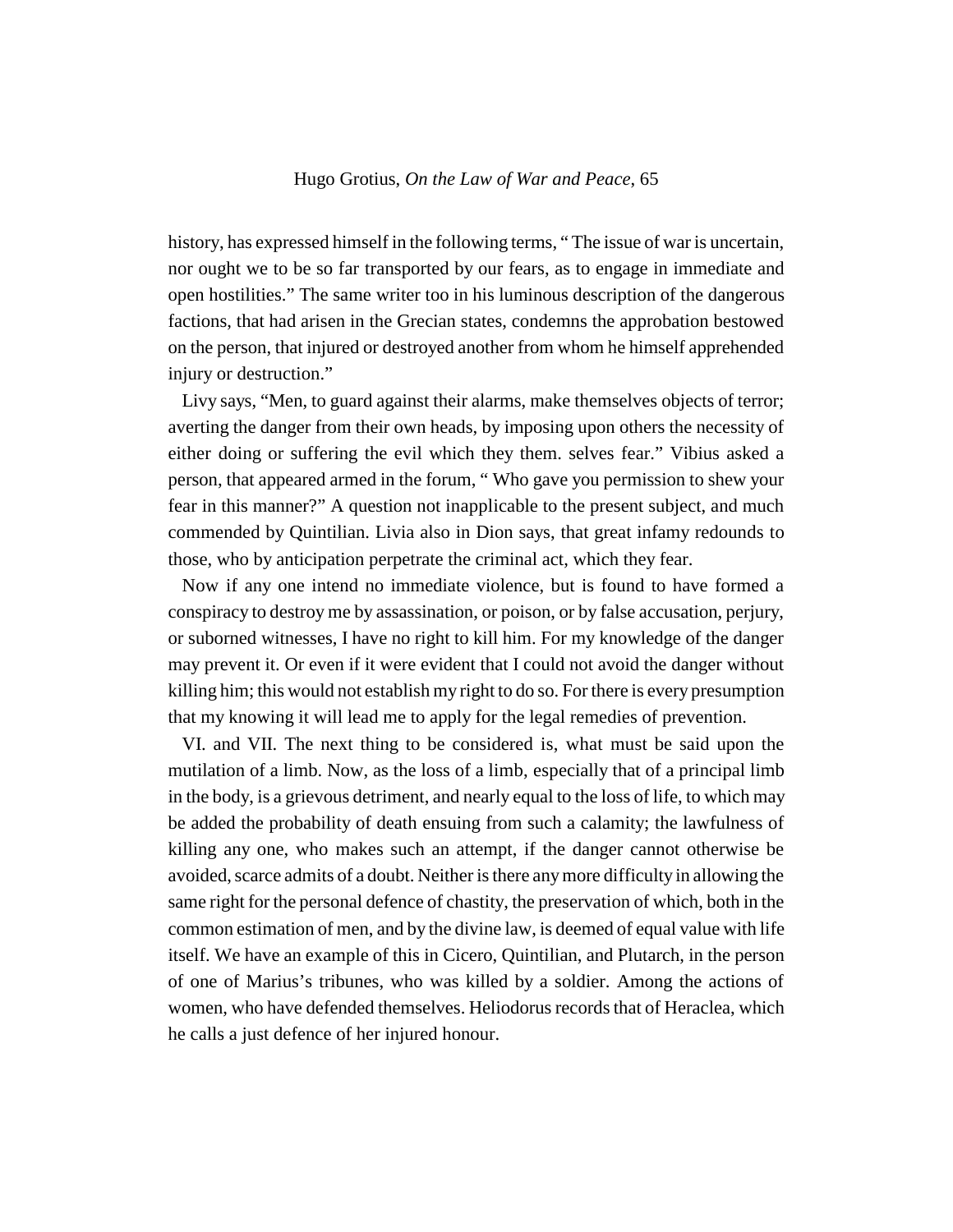history, has expressed himself in the following terms, " The issue of war is uncertain, nor ought we to be so far transported by our fears, as to engage in immediate and open hostilities." The same writer too in his luminous description of the dangerous factions, that had arisen in the Grecian states, condemns the approbation bestowed on the person, that injured or destroyed another from whom he himself apprehended injury or destruction."

Livy says, "Men, to guard against their alarms, make themselves objects of terror; averting the danger from their own heads, by imposing upon others the necessity of either doing or suffering the evil which they them. selves fear." Vibius asked a person, that appeared armed in the forum, " Who gave you permission to shew your fear in this manner?" A question not inapplicable to the present subject, and much commended by Quintilian. Livia also in Dion says, that great infamy redounds to those, who by anticipation perpetrate the criminal act, which they fear.

Now if any one intend no immediate violence, but is found to have formed a conspiracy to destroy me by assassination, or poison, or by false accusation, perjury, or suborned witnesses, I have no right to kill him. For my knowledge of the danger may prevent it. Or even if it were evident that I could not avoid the danger without killing him; this would not establish my right to do so. For there is every presumption that my knowing it will lead me to apply for the legal remedies of prevention.

VI. and VII. The next thing to be considered is, what must be said upon the mutilation of a limb. Now, as the loss of a limb, especially that of a principal limb in the body, is a grievous detriment, and nearly equal to the loss of life, to which may be added the probability of death ensuing from such a calamity; the lawfulness of killing any one, who makes such an attempt, if the danger cannot otherwise be avoided, scarce admits of a doubt. Neither is there any more difficulty in allowing the same right for the personal defence of chastity, the preservation of which, both in the common estimation of men, and by the divine law, is deemed of equal value with life itself. We have an example of this in Cicero, Quintilian, and Plutarch, in the person of one of Marius's tribunes, who was killed by a soldier. Among the actions of women, who have defended themselves. Heliodorus records that of Heraclea, which he calls a just defence of her injured honour.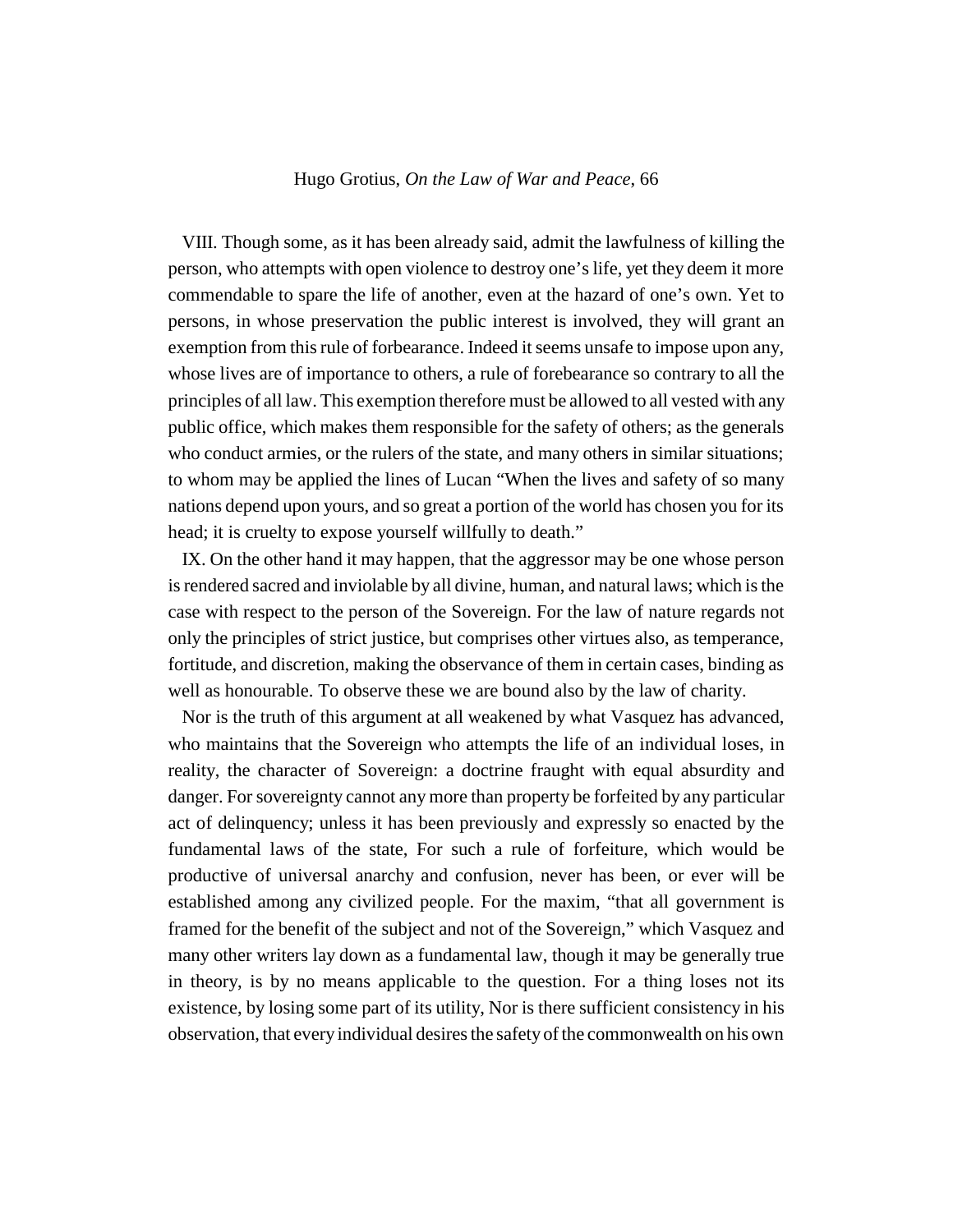VIII. Though some, as it has been already said, admit the lawfulness of killing the person, who attempts with open violence to destroy one's life, yet they deem it more commendable to spare the life of another, even at the hazard of one's own. Yet to persons, in whose preservation the public interest is involved, they will grant an exemption from this rule of forbearance. Indeed it seems unsafe to impose upon any, whose lives are of importance to others, a rule of forebearance so contrary to all the principles of all law. This exemption therefore must be allowed to all vested with any public office, which makes them responsible for the safety of others; as the generals who conduct armies, or the rulers of the state, and many others in similar situations; to whom may be applied the lines of Lucan "When the lives and safety of so many nations depend upon yours, and so great a portion of the world has chosen you for its head; it is cruelty to expose yourself willfully to death."

IX. On the other hand it may happen, that the aggressor may be one whose person is rendered sacred and inviolable by all divine, human, and natural laws; which is the case with respect to the person of the Sovereign. For the law of nature regards not only the principles of strict justice, but comprises other virtues also, as temperance, fortitude, and discretion, making the observance of them in certain cases, binding as well as honourable. To observe these we are bound also by the law of charity.

Nor is the truth of this argument at all weakened by what Vasquez has advanced, who maintains that the Sovereign who attempts the life of an individual loses, in reality, the character of Sovereign: a doctrine fraught with equal absurdity and danger. For sovereignty cannot any more than property be forfeited by any particular act of delinquency; unless it has been previously and expressly so enacted by the fundamental laws of the state, For such a rule of forfeiture, which would be productive of universal anarchy and confusion, never has been, or ever will be established among any civilized people. For the maxim, "that all government is framed for the benefit of the subject and not of the Sovereign," which Vasquez and many other writers lay down as a fundamental law, though it may be generally true in theory, is by no means applicable to the question. For a thing loses not its existence, by losing some part of its utility, Nor is there sufficient consistency in his observation, that every individual desires the safety of the commonwealth on his own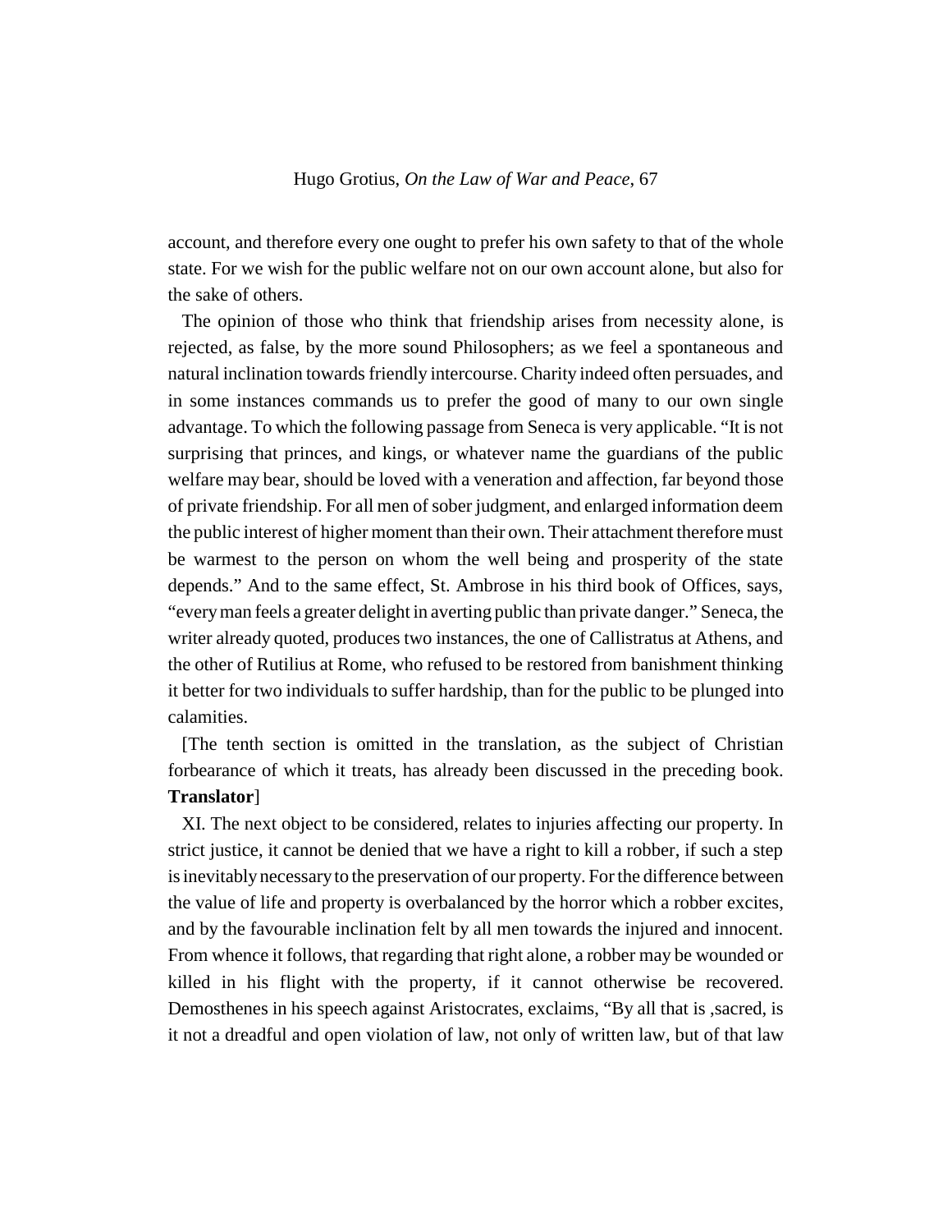account, and therefore every one ought to prefer his own safety to that of the whole state. For we wish for the public welfare not on our own account alone, but also for the sake of others.

The opinion of those who think that friendship arises from necessity alone, is rejected, as false, by the more sound Philosophers; as we feel a spontaneous and natural inclination towards friendly intercourse. Charity indeed often persuades, and in some instances commands us to prefer the good of many to our own single advantage. To which the following passage from Seneca is very applicable. "It is not surprising that princes, and kings, or whatever name the guardians of the public welfare may bear, should be loved with a veneration and affection, far beyond those of private friendship. For all men of sober judgment, and enlarged information deem the public interest of higher moment than their own. Their attachment therefore must be warmest to the person on whom the well being and prosperity of the state depends." And to the same effect, St. Ambrose in his third book of Offices, says, "every man feels a greater delight in averting public than private danger." Seneca, the writer already quoted, produces two instances, the one of Callistratus at Athens, and the other of Rutilius at Rome, who refused to be restored from banishment thinking it better for two individuals to suffer hardship, than for the public to be plunged into calamities.

[The tenth section is omitted in the translation, as the subject of Christian forbearance of which it treats, has already been discussed in the preceding book. **Translator**]

XI. The next object to be considered, relates to injuries affecting our property. In strict justice, it cannot be denied that we have a right to kill a robber, if such a step is inevitably necessary to the preservation of our property. For the difference between the value of life and property is overbalanced by the horror which a robber excites, and by the favourable inclination felt by all men towards the injured and innocent. From whence it follows, that regarding that right alone, a robber may be wounded or killed in his flight with the property, if it cannot otherwise be recovered. Demosthenes in his speech against Aristocrates, exclaims, "By all that is ,sacred, is it not a dreadful and open violation of law, not only of written law, but of that law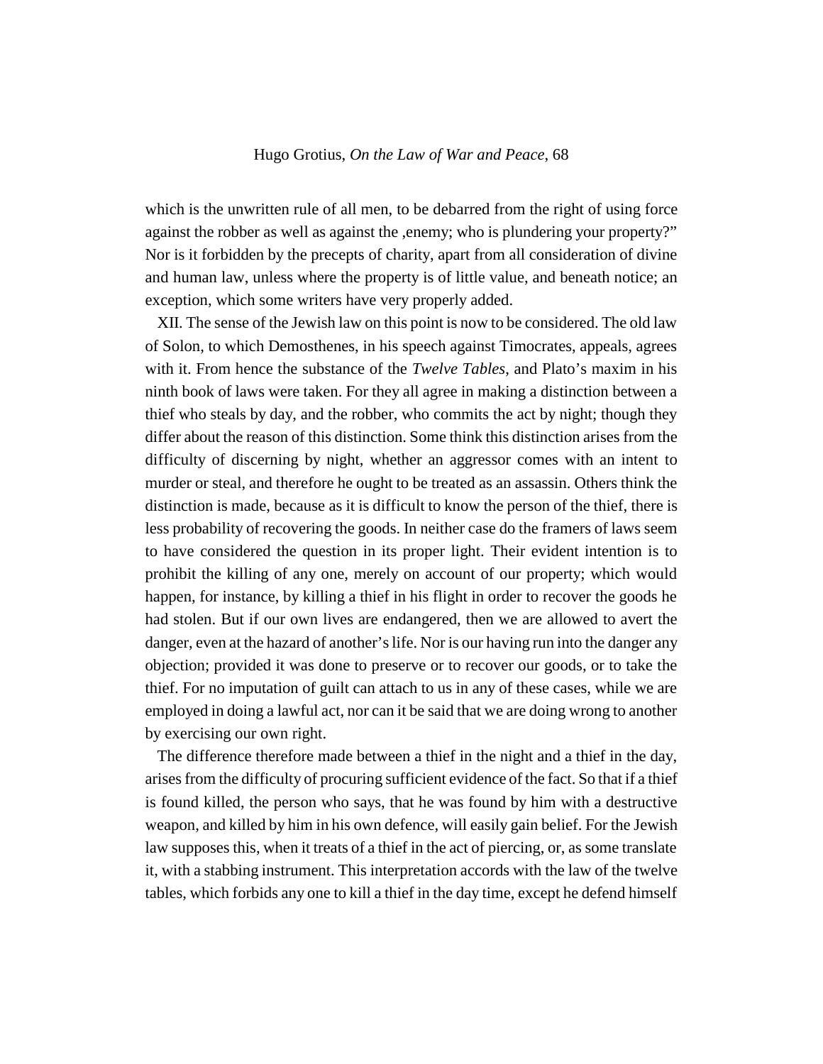which is the unwritten rule of all men, to be debarred from the right of using force against the robber as well as against the ,enemy; who is plundering your property?" Nor is it forbidden by the precepts of charity, apart from all consideration of divine and human law, unless where the property is of little value, and beneath notice; an exception, which some writers have very properly added.

XII. The sense of the Jewish law on this point is now to be considered. The old law of Solon, to which Demosthenes, in his speech against Timocrates, appeals, agrees with it. From hence the substance of the *Twelve Tables*, and Plato's maxim in his ninth book of laws were taken. For they all agree in making a distinction between a thief who steals by day, and the robber, who commits the act by night; though they differ about the reason of this distinction. Some think this distinction arises from the difficulty of discerning by night, whether an aggressor comes with an intent to murder or steal, and therefore he ought to be treated as an assassin. Others think the distinction is made, because as it is difficult to know the person of the thief, there is less probability of recovering the goods. In neither case do the framers of laws seem to have considered the question in its proper light. Their evident intention is to prohibit the killing of any one, merely on account of our property; which would happen, for instance, by killing a thief in his flight in order to recover the goods he had stolen. But if our own lives are endangered, then we are allowed to avert the danger, even at the hazard of another's life. Nor is our having run into the danger any objection; provided it was done to preserve or to recover our goods, or to take the thief. For no imputation of guilt can attach to us in any of these cases, while we are employed in doing a lawful act, nor can it be said that we are doing wrong to another by exercising our own right.

The difference therefore made between a thief in the night and a thief in the day, arises from the difficulty of procuring sufficient evidence of the fact. So that if a thief is found killed, the person who says, that he was found by him with a destructive weapon, and killed by him in his own defence, will easily gain belief. For the Jewish law supposes this, when it treats of a thief in the act of piercing, or, as some translate it, with a stabbing instrument. This interpretation accords with the law of the twelve tables, which forbids any one to kill a thief in the day time, except he defend himself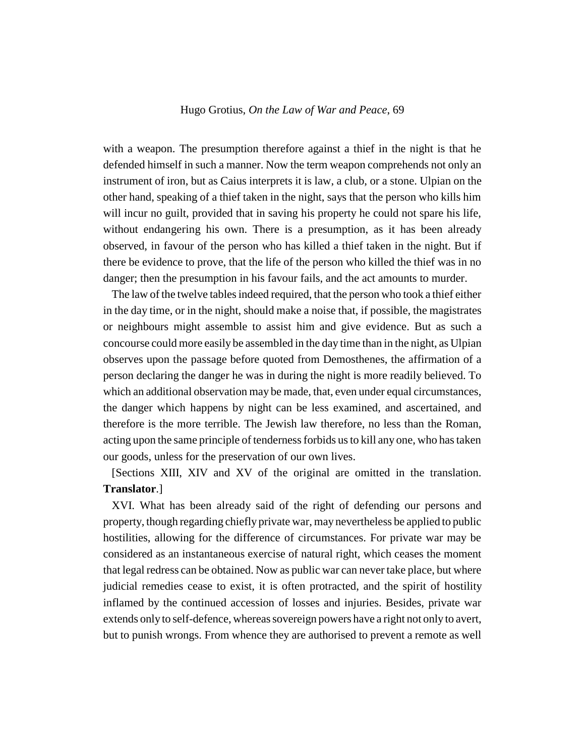with a weapon. The presumption therefore against a thief in the night is that he defended himself in such a manner. Now the term weapon comprehends not only an instrument of iron, but as Caius interprets it is law, a club, or a stone. Ulpian on the other hand, speaking of a thief taken in the night, says that the person who kills him will incur no guilt, provided that in saving his property he could not spare his life, without endangering his own. There is a presumption, as it has been already observed, in favour of the person who has killed a thief taken in the night. But if there be evidence to prove, that the life of the person who killed the thief was in no danger; then the presumption in his favour fails, and the act amounts to murder.

The law of the twelve tables indeed required, that the person who took a thief either in the day time, or in the night, should make a noise that, if possible, the magistrates or neighbours might assemble to assist him and give evidence. But as such a concourse could more easily be assembled in the day time than in the night, as Ulpian observes upon the passage before quoted from Demosthenes, the affirmation of a person declaring the danger he was in during the night is more readily believed. To which an additional observation may be made, that, even under equal circumstances, the danger which happens by night can be less examined, and ascertained, and therefore is the more terrible. The Jewish law therefore, no less than the Roman, acting upon the same principle of tenderness forbids us to kill any one, who has taken our goods, unless for the preservation of our own lives.

[Sections XIII, XIV and XV of the original are omitted in the translation. **Translator**.]

XVI. What has been already said of the right of defending our persons and property, though regarding chiefly private war, may nevertheless be applied to public hostilities, allowing for the difference of circumstances. For private war may be considered as an instantaneous exercise of natural right, which ceases the moment that legal redress can be obtained. Now as public war can never take place, but where judicial remedies cease to exist, it is often protracted, and the spirit of hostility inflamed by the continued accession of losses and injuries. Besides, private war extends only to self-defence, whereas sovereign powers have a right not only to avert, but to punish wrongs. From whence they are authorised to prevent a remote as well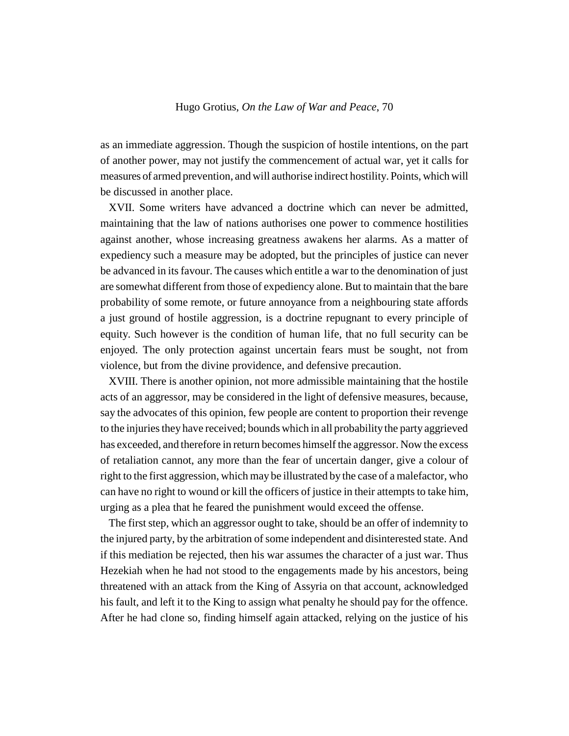as an immediate aggression. Though the suspicion of hostile intentions, on the part of another power, may not justify the commencement of actual war, yet it calls for measures of armed prevention, and will authorise indirect hostility. Points, which will be discussed in another place.

XVII. Some writers have advanced a doctrine which can never be admitted, maintaining that the law of nations authorises one power to commence hostilities against another, whose increasing greatness awakens her alarms. As a matter of expediency such a measure may be adopted, but the principles of justice can never be advanced in its favour. The causes which entitle a war to the denomination of just are somewhat different from those of expediency alone. But to maintain that the bare probability of some remote, or future annoyance from a neighbouring state affords a just ground of hostile aggression, is a doctrine repugnant to every principle of equity. Such however is the condition of human life, that no full security can be enjoyed. The only protection against uncertain fears must be sought, not from violence, but from the divine providence, and defensive precaution.

XVIII. There is another opinion, not more admissible maintaining that the hostile acts of an aggressor, may be considered in the light of defensive measures, because, say the advocates of this opinion, few people are content to proportion their revenge to the injuries they have received; bounds which in all probability the party aggrieved has exceeded, and therefore in return becomes himself the aggressor. Now the excess of retaliation cannot, any more than the fear of uncertain danger, give a colour of right to the first aggression, which may be illustrated by the case of a malefactor, who can have no right to wound or kill the officers of justice in their attempts to take him, urging as a plea that he feared the punishment would exceed the offense.

The first step, which an aggressor ought to take, should be an offer of indemnity to the injured party, by the arbitration of some independent and disinterested state. And if this mediation be rejected, then his war assumes the character of a just war. Thus Hezekiah when he had not stood to the engagements made by his ancestors, being threatened with an attack from the King of Assyria on that account, acknowledged his fault, and left it to the King to assign what penalty he should pay for the offence. After he had clone so, finding himself again attacked, relying on the justice of his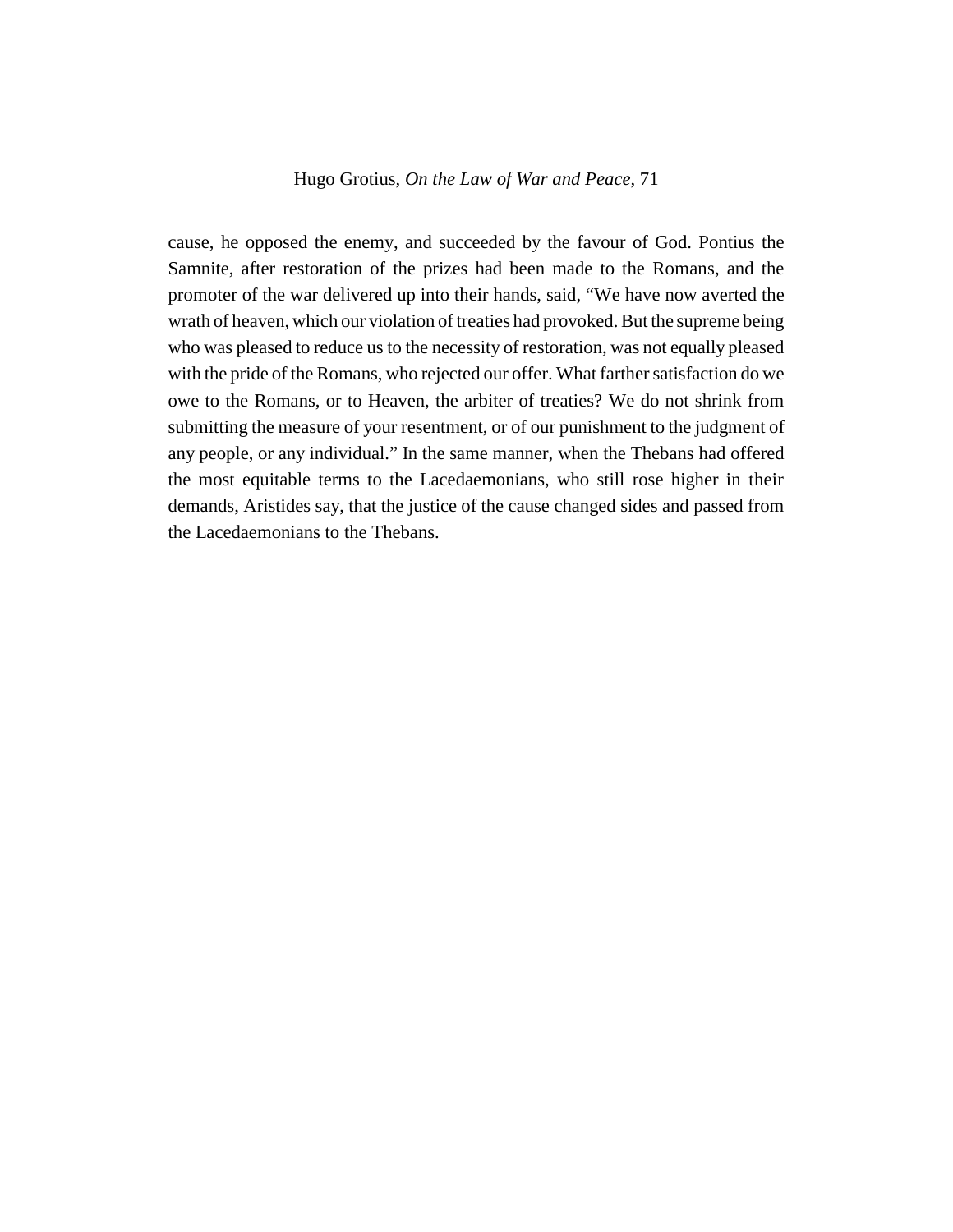cause, he opposed the enemy, and succeeded by the favour of God. Pontius the Samnite, after restoration of the prizes had been made to the Romans, and the promoter of the war delivered up into their hands, said, "We have now averted the wrath of heaven, which our violation of treaties had provoked. But the supreme being who was pleased to reduce us to the necessity of restoration, was not equally pleased with the pride of the Romans, who rejected our offer. What farther satisfaction do we owe to the Romans, or to Heaven, the arbiter of treaties? We do not shrink from submitting the measure of your resentment, or of our punishment to the judgment of any people, or any individual." In the same manner, when the Thebans had offered the most equitable terms to the Lacedaemonians, who still rose higher in their demands, Aristides say, that the justice of the cause changed sides and passed from the Lacedaemonians to the Thebans.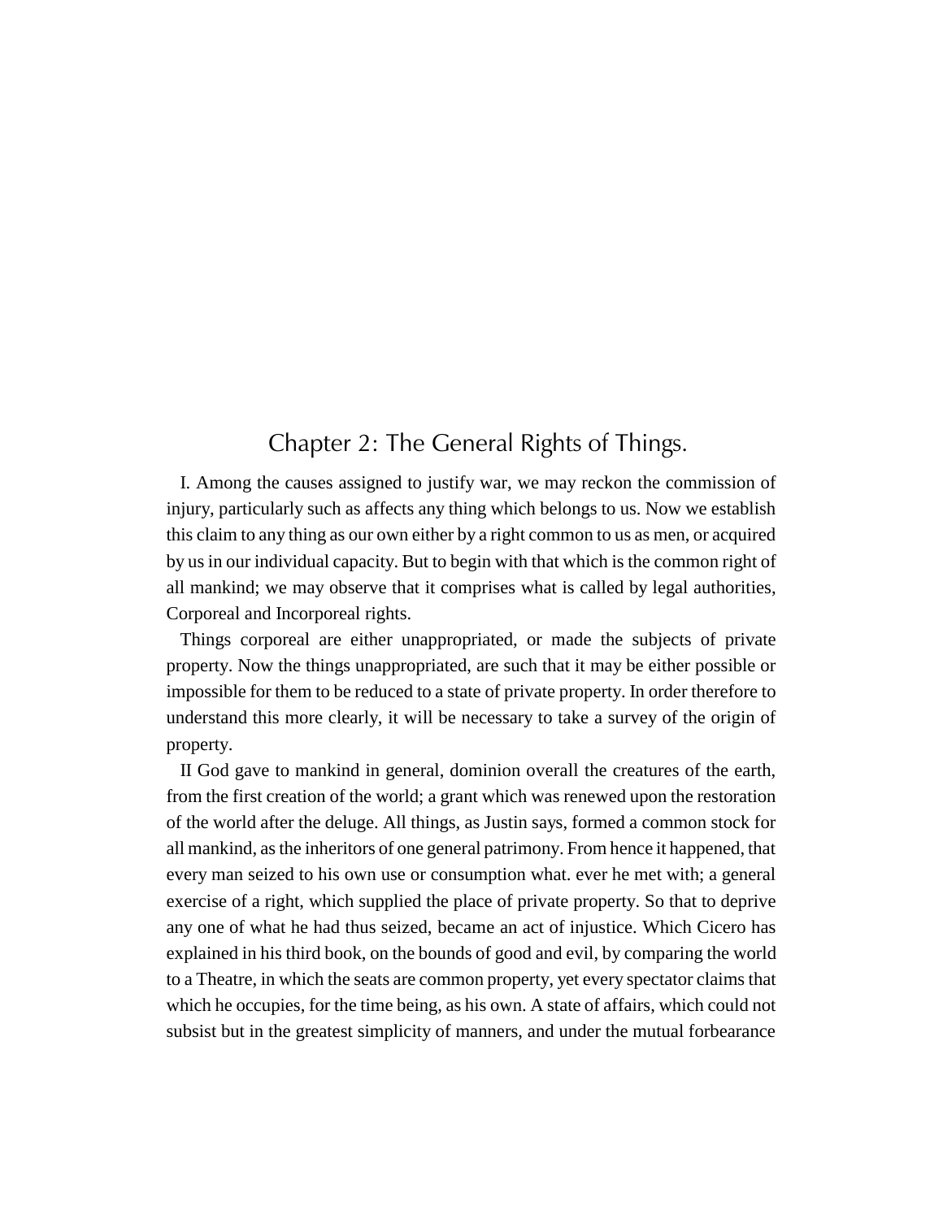## Chapter 2: The General Rights of Things.

I. Among the causes assigned to justify war, we may reckon the commission of injury, particularly such as affects any thing which belongs to us. Now we establish this claim to any thing as our own either by a right common to us as men, or acquired by us in our individual capacity. But to begin with that which is the common right of all mankind; we may observe that it comprises what is called by legal authorities, Corporeal and Incorporeal rights.

Things corporeal are either unappropriated, or made the subjects of private property. Now the things unappropriated, are such that it may be either possible or impossible for them to be reduced to a state of private property. In order therefore to understand this more clearly, it will be necessary to take a survey of the origin of property.

II God gave to mankind in general, dominion overall the creatures of the earth, from the first creation of the world; a grant which was renewed upon the restoration of the world after the deluge. All things, as Justin says, formed a common stock for all mankind, as the inheritors of one general patrimony. From hence it happened, that every man seized to his own use or consumption what. ever he met with; a general exercise of a right, which supplied the place of private property. So that to deprive any one of what he had thus seized, became an act of injustice. Which Cicero has explained in his third book, on the bounds of good and evil, by comparing the world to a Theatre, in which the seats are common property, yet every spectator claims that which he occupies, for the time being, as his own. A state of affairs, which could not subsist but in the greatest simplicity of manners, and under the mutual forbearance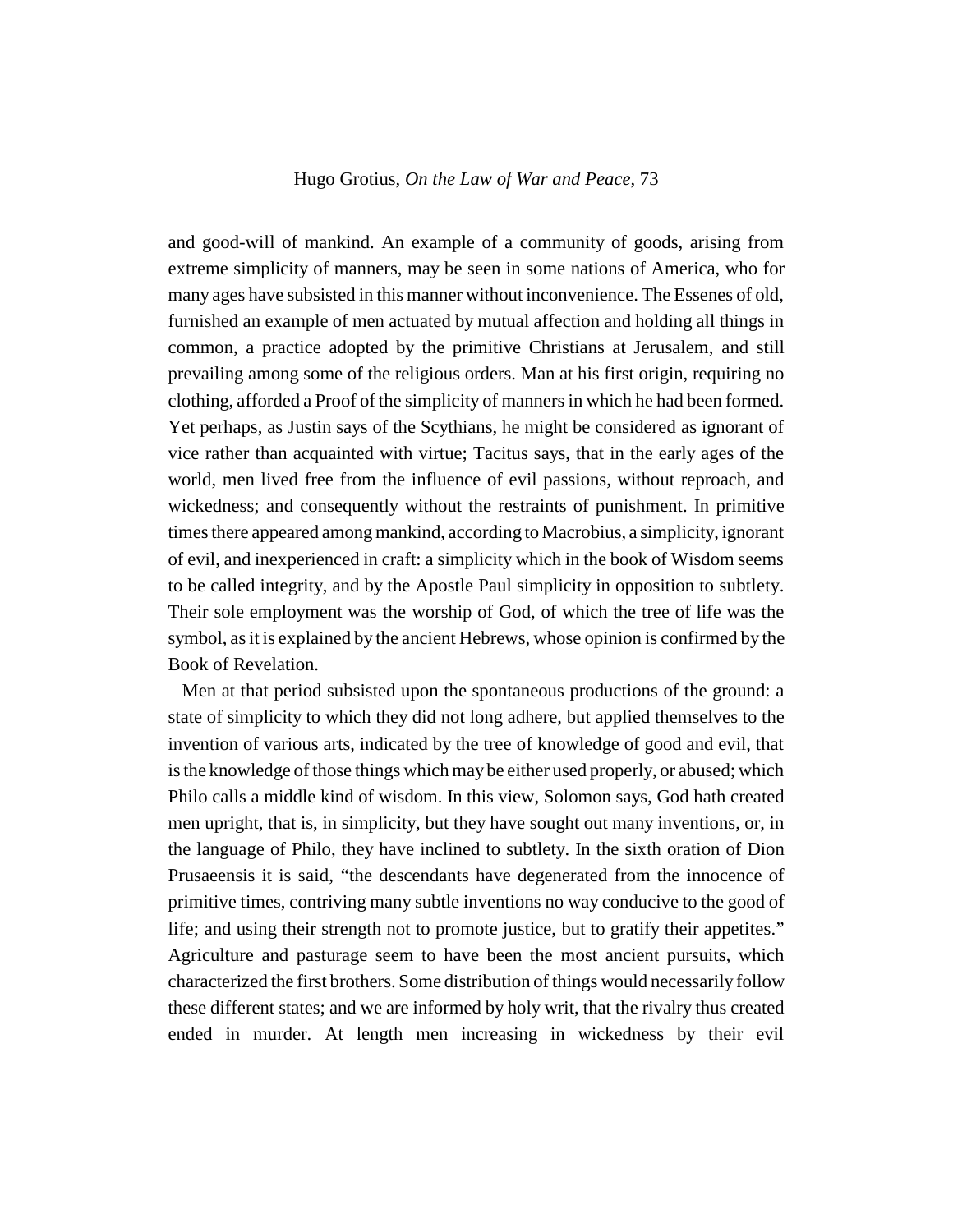and good-will of mankind. An example of a community of goods, arising from extreme simplicity of manners, may be seen in some nations of America, who for many ages have subsisted in this manner without inconvenience. The Essenes of old, furnished an example of men actuated by mutual affection and holding all things in common, a practice adopted by the primitive Christians at Jerusalem, and still prevailing among some of the religious orders. Man at his first origin, requiring no clothing, afforded a Proof of the simplicity of manners in which he had been formed. Yet perhaps, as Justin says of the Scythians, he might be considered as ignorant of vice rather than acquainted with virtue; Tacitus says, that in the early ages of the world, men lived free from the influence of evil passions, without reproach, and wickedness; and consequently without the restraints of punishment. In primitive times there appeared among mankind, according to Macrobius, a simplicity, ignorant of evil, and inexperienced in craft: a simplicity which in the book of Wisdom seems to be called integrity, and by the Apostle Paul simplicity in opposition to subtlety. Their sole employment was the worship of God, of which the tree of life was the symbol, as it is explained by the ancient Hebrews, whose opinion is confirmed by the Book of Revelation.

Men at that period subsisted upon the spontaneous productions of the ground: a state of simplicity to which they did not long adhere, but applied themselves to the invention of various arts, indicated by the tree of knowledge of good and evil, that is the knowledge of those things which may be either used properly, or abused; which Philo calls a middle kind of wisdom. In this view, Solomon says, God hath created men upright, that is, in simplicity, but they have sought out many inventions, or, in the language of Philo, they have inclined to subtlety. In the sixth oration of Dion Prusaeensis it is said, "the descendants have degenerated from the innocence of primitive times, contriving many subtle inventions no way conducive to the good of life; and using their strength not to promote justice, but to gratify their appetites." Agriculture and pasturage seem to have been the most ancient pursuits, which characterized the first brothers. Some distribution of things would necessarily follow these different states; and we are informed by holy writ, that the rivalry thus created ended in murder. At length men increasing in wickedness by their evil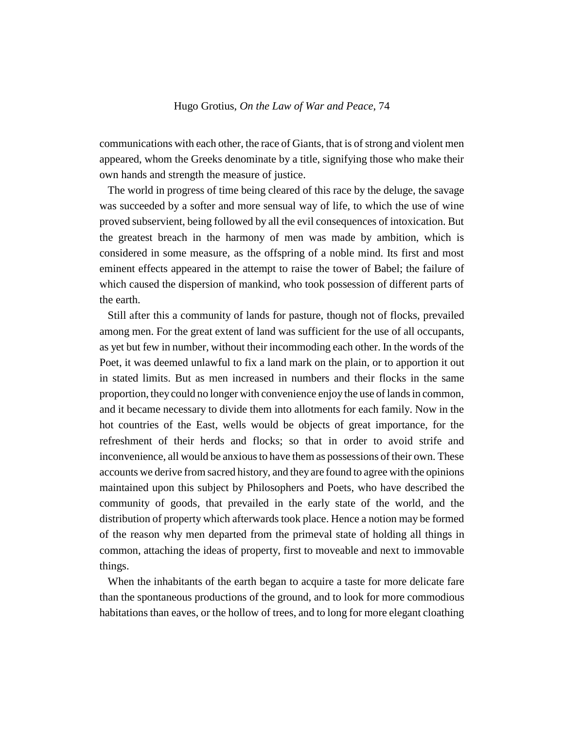communications with each other, the race of Giants, that is of strong and violent men appeared, whom the Greeks denominate by a title, signifying those who make their own hands and strength the measure of justice.

The world in progress of time being cleared of this race by the deluge, the savage was succeeded by a softer and more sensual way of life, to which the use of wine proved subservient, being followed by all the evil consequences of intoxication. But the greatest breach in the harmony of men was made by ambition, which is considered in some measure, as the offspring of a noble mind. Its first and most eminent effects appeared in the attempt to raise the tower of Babel; the failure of which caused the dispersion of mankind, who took possession of different parts of the earth.

Still after this a community of lands for pasture, though not of flocks, prevailed among men. For the great extent of land was sufficient for the use of all occupants, as yet but few in number, without their incommoding each other. In the words of the Poet, it was deemed unlawful to fix a land mark on the plain, or to apportion it out in stated limits. But as men increased in numbers and their flocks in the same proportion, they could no longer with convenience enjoy the use of lands in common, and it became necessary to divide them into allotments for each family. Now in the hot countries of the East, wells would be objects of great importance, for the refreshment of their herds and flocks; so that in order to avoid strife and inconvenience, all would be anxious to have them as possessions of their own. These accounts we derive from sacred history, and they are found to agree with the opinions maintained upon this subject by Philosophers and Poets, who have described the community of goods, that prevailed in the early state of the world, and the distribution of property which afterwards took place. Hence a notion may be formed of the reason why men departed from the primeval state of holding all things in common, attaching the ideas of property, first to moveable and next to immovable things.

When the inhabitants of the earth began to acquire a taste for more delicate fare than the spontaneous productions of the ground, and to look for more commodious habitations than eaves, or the hollow of trees, and to long for more elegant cloathing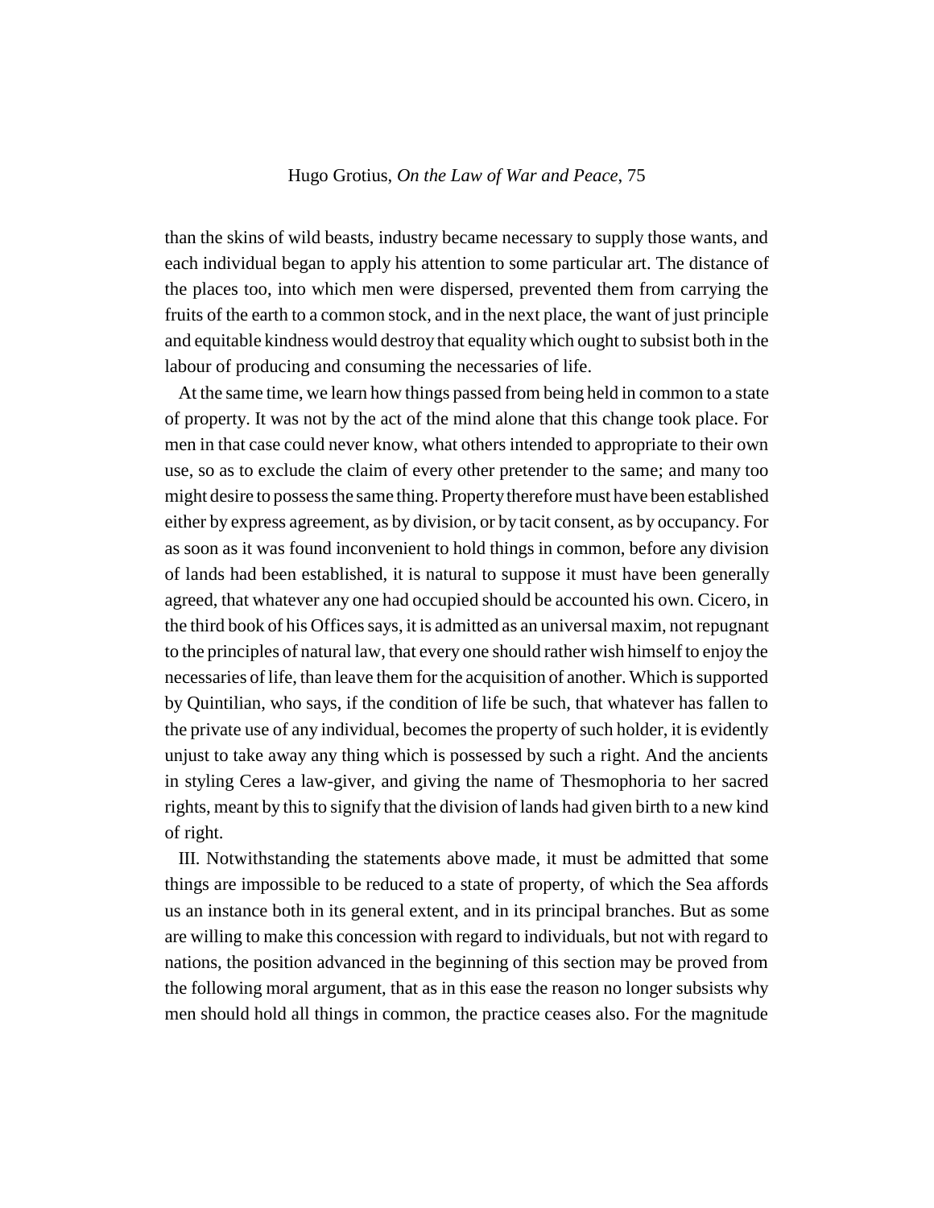than the skins of wild beasts, industry became necessary to supply those wants, and each individual began to apply his attention to some particular art. The distance of the places too, into which men were dispersed, prevented them from carrying the fruits of the earth to a common stock, and in the next place, the want of just principle and equitable kindness would destroy that equality which ought to subsist both in the labour of producing and consuming the necessaries of life.

At the same time, we learn how things passed from being held in common to a state of property. It was not by the act of the mind alone that this change took place. For men in that case could never know, what others intended to appropriate to their own use, so as to exclude the claim of every other pretender to the same; and many too might desire to possess the same thing. Property therefore must have been established either by express agreement, as by division, or by tacit consent, as by occupancy. For as soon as it was found inconvenient to hold things in common, before any division of lands had been established, it is natural to suppose it must have been generally agreed, that whatever any one had occupied should be accounted his own. Cicero, in the third book of his Offices says, it is admitted as an universal maxim, not repugnant to the principles of natural law, that every one should rather wish himself to enjoy the necessaries of life, than leave them for the acquisition of another. Which is supported by Quintilian, who says, if the condition of life be such, that whatever has fallen to the private use of any individual, becomes the property of such holder, it is evidently unjust to take away any thing which is possessed by such a right. And the ancients in styling Ceres a law-giver, and giving the name of Thesmophoria to her sacred rights, meant by this to signify that the division of lands had given birth to a new kind of right.

III. Notwithstanding the statements above made, it must be admitted that some things are impossible to be reduced to a state of property, of which the Sea affords us an instance both in its general extent, and in its principal branches. But as some are willing to make this concession with regard to individuals, but not with regard to nations, the position advanced in the beginning of this section may be proved from the following moral argument, that as in this ease the reason no longer subsists why men should hold all things in common, the practice ceases also. For the magnitude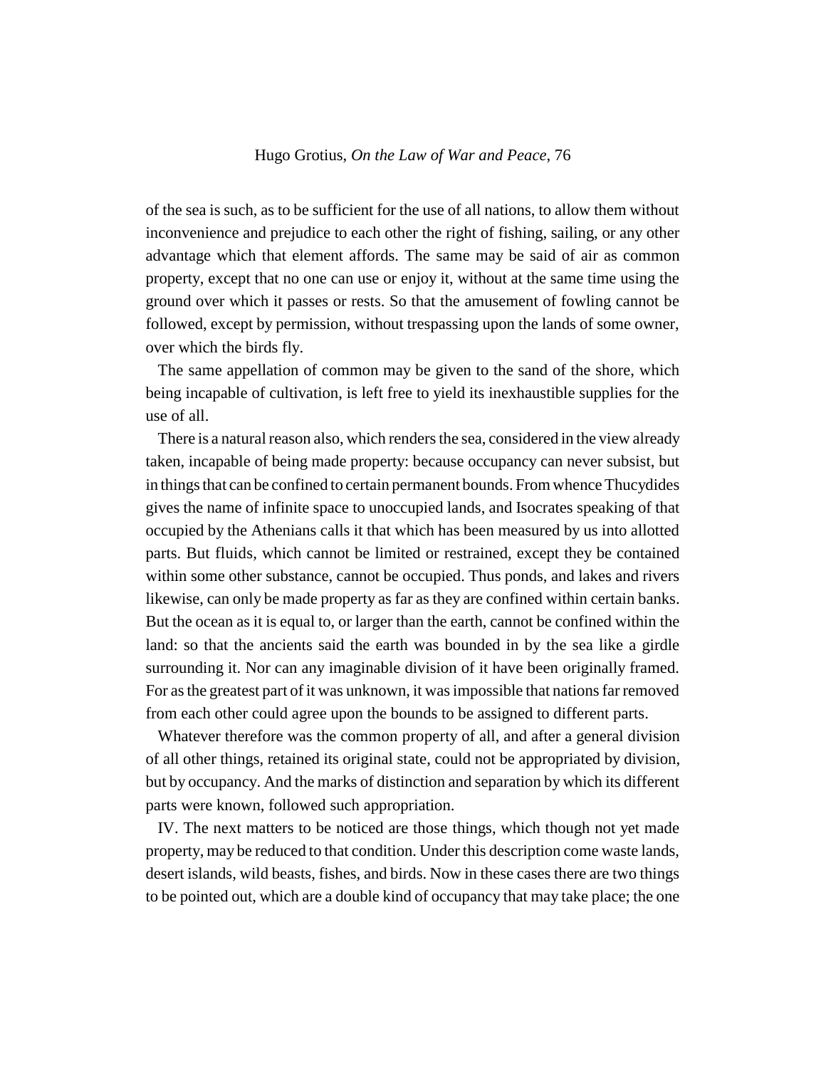of the sea is such, as to be sufficient for the use of all nations, to allow them without inconvenience and prejudice to each other the right of fishing, sailing, or any other advantage which that element affords. The same may be said of air as common property, except that no one can use or enjoy it, without at the same time using the ground over which it passes or rests. So that the amusement of fowling cannot be followed, except by permission, without trespassing upon the lands of some owner, over which the birds fly.

The same appellation of common may be given to the sand of the shore, which being incapable of cultivation, is left free to yield its inexhaustible supplies for the use of all.

There is a natural reason also, which renders the sea, considered in the view already taken, incapable of being made property: because occupancy can never subsist, but in things that can be confined to certain permanent bounds. From whence Thucydides gives the name of infinite space to unoccupied lands, and Isocrates speaking of that occupied by the Athenians calls it that which has been measured by us into allotted parts. But fluids, which cannot be limited or restrained, except they be contained within some other substance, cannot be occupied. Thus ponds, and lakes and rivers likewise, can only be made property as far as they are confined within certain banks. But the ocean as it is equal to, or larger than the earth, cannot be confined within the land: so that the ancients said the earth was bounded in by the sea like a girdle surrounding it. Nor can any imaginable division of it have been originally framed. For as the greatest part of it was unknown, it was impossible that nations far removed from each other could agree upon the bounds to be assigned to different parts.

Whatever therefore was the common property of all, and after a general division of all other things, retained its original state, could not be appropriated by division, but by occupancy. And the marks of distinction and separation by which its different parts were known, followed such appropriation.

IV. The next matters to be noticed are those things, which though not yet made property, may be reduced to that condition. Under this description come waste lands, desert islands, wild beasts, fishes, and birds. Now in these cases there are two things to be pointed out, which are a double kind of occupancy that may take place; the one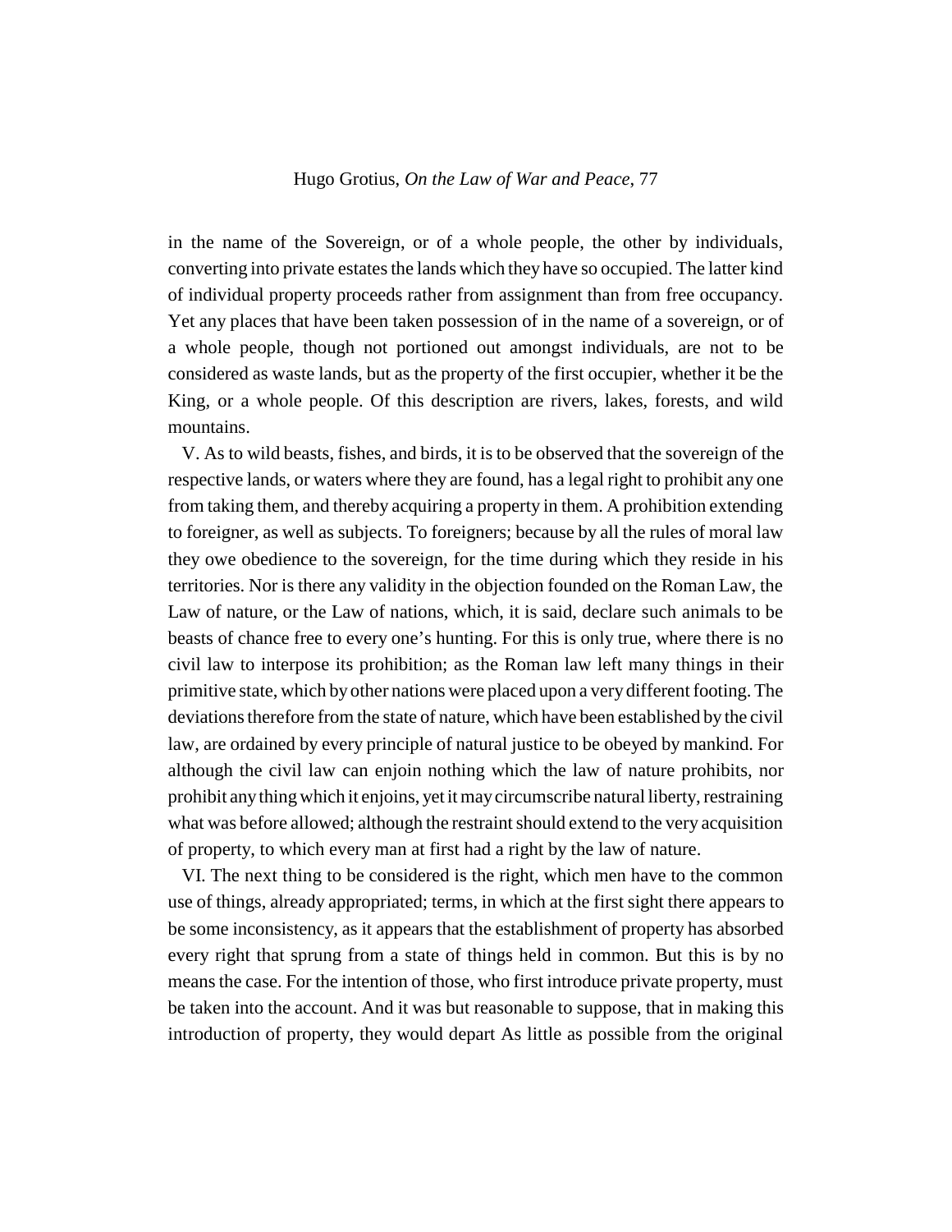in the name of the Sovereign, or of a whole people, the other by individuals, converting into private estates the lands which they have so occupied. The latter kind of individual property proceeds rather from assignment than from free occupancy. Yet any places that have been taken possession of in the name of a sovereign, or of a whole people, though not portioned out amongst individuals, are not to be considered as waste lands, but as the property of the first occupier, whether it be the King, or a whole people. Of this description are rivers, lakes, forests, and wild mountains.

V. As to wild beasts, fishes, and birds, it is to be observed that the sovereign of the respective lands, or waters where they are found, has a legal right to prohibit any one from taking them, and thereby acquiring a property in them. A prohibition extending to foreigner, as well as subjects. To foreigners; because by all the rules of moral law they owe obedience to the sovereign, for the time during which they reside in his territories. Nor is there any validity in the objection founded on the Roman Law, the Law of nature, or the Law of nations, which, it is said, declare such animals to be beasts of chance free to every one's hunting. For this is only true, where there is no civil law to interpose its prohibition; as the Roman law left many things in their primitive state, which by other nations were placed upon a very different footing. The deviations therefore from the state of nature, which have been established by the civil law, are ordained by every principle of natural justice to be obeyed by mankind. For although the civil law can enjoin nothing which the law of nature prohibits, nor prohibit any thing which it enjoins, yet it may circumscribe natural liberty, restraining what was before allowed; although the restraint should extend to the very acquisition of property, to which every man at first had a right by the law of nature.

VI. The next thing to be considered is the right, which men have to the common use of things, already appropriated; terms, in which at the first sight there appears to be some inconsistency, as it appears that the establishment of property has absorbed every right that sprung from a state of things held in common. But this is by no means the case. For the intention of those, who first introduce private property, must be taken into the account. And it was but reasonable to suppose, that in making this introduction of property, they would depart As little as possible from the original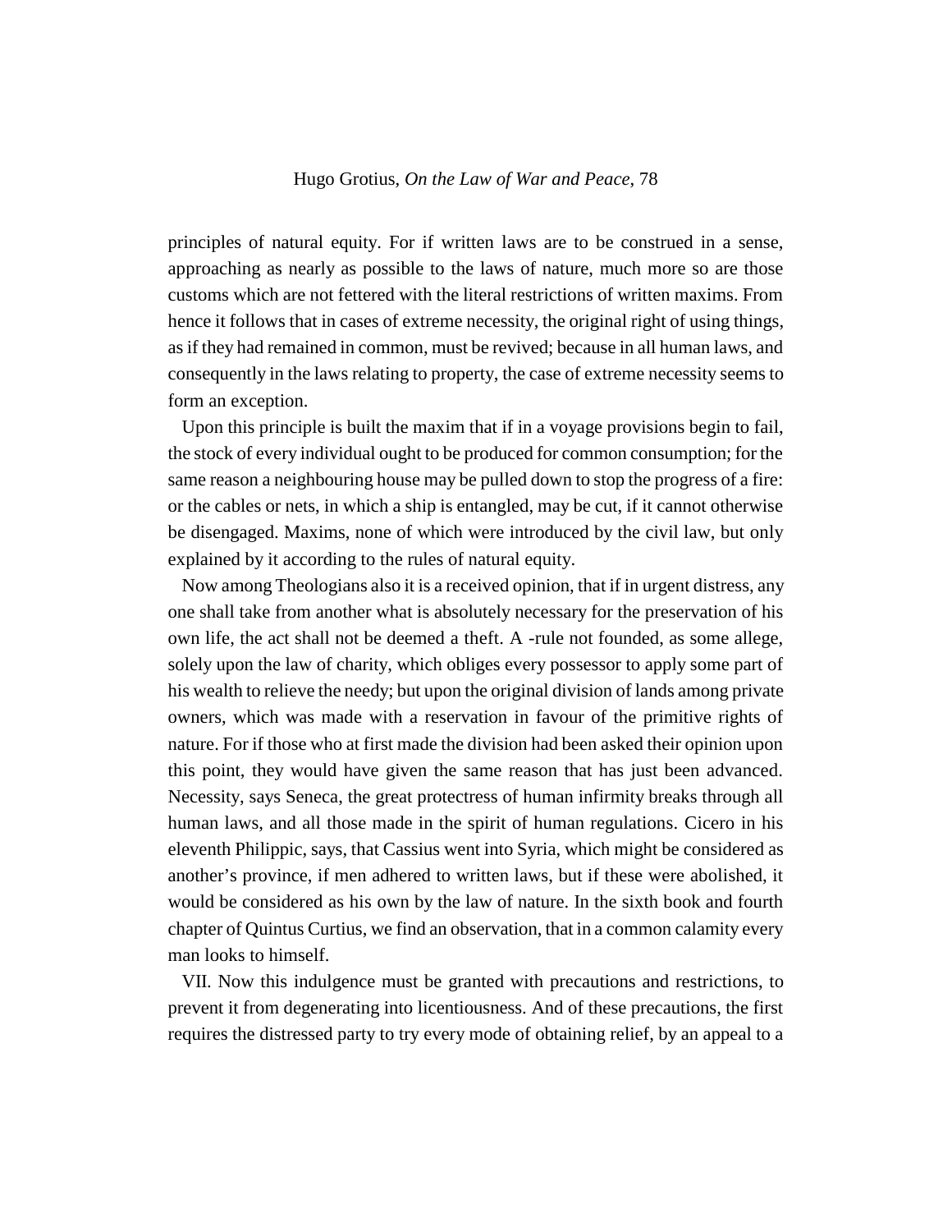principles of natural equity. For if written laws are to be construed in a sense, approaching as nearly as possible to the laws of nature, much more so are those customs which are not fettered with the literal restrictions of written maxims. From hence it follows that in cases of extreme necessity, the original right of using things, as if they had remained in common, must be revived; because in all human laws, and consequently in the laws relating to property, the case of extreme necessity seems to form an exception.

Upon this principle is built the maxim that if in a voyage provisions begin to fail, the stock of every individual ought to be produced for common consumption; for the same reason a neighbouring house may be pulled down to stop the progress of a fire: or the cables or nets, in which a ship is entangled, may be cut, if it cannot otherwise be disengaged. Maxims, none of which were introduced by the civil law, but only explained by it according to the rules of natural equity.

Now among Theologians also it is a received opinion, that if in urgent distress, any one shall take from another what is absolutely necessary for the preservation of his own life, the act shall not be deemed a theft. A -rule not founded, as some allege, solely upon the law of charity, which obliges every possessor to apply some part of his wealth to relieve the needy; but upon the original division of lands among private owners, which was made with a reservation in favour of the primitive rights of nature. For if those who at first made the division had been asked their opinion upon this point, they would have given the same reason that has just been advanced. Necessity, says Seneca, the great protectress of human infirmity breaks through all human laws, and all those made in the spirit of human regulations. Cicero in his eleventh Philippic, says, that Cassius went into Syria, which might be considered as another's province, if men adhered to written laws, but if these were abolished, it would be considered as his own by the law of nature. In the sixth book and fourth chapter of Quintus Curtius, we find an observation, that in a common calamity every man looks to himself.

VII. Now this indulgence must be granted with precautions and restrictions, to prevent it from degenerating into licentiousness. And of these precautions, the first requires the distressed party to try every mode of obtaining relief, by an appeal to a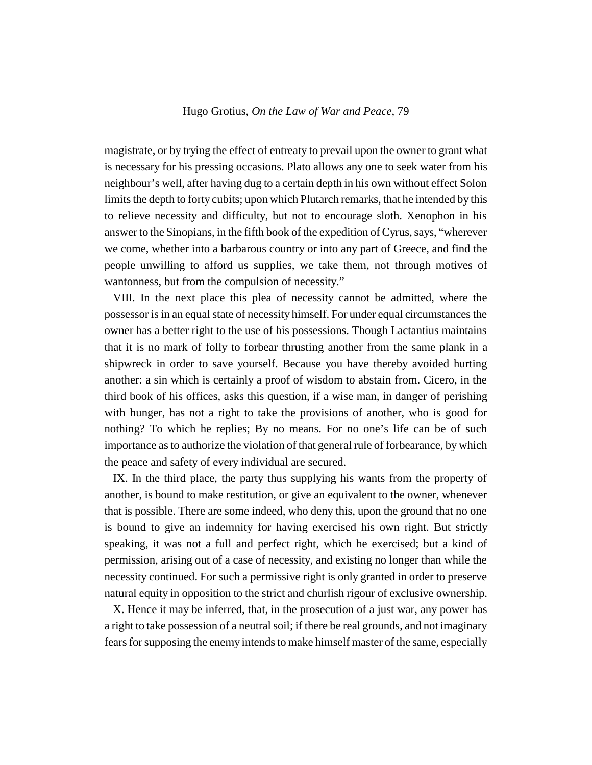magistrate, or by trying the effect of entreaty to prevail upon the owner to grant what is necessary for his pressing occasions. Plato allows any one to seek water from his neighbour's well, after having dug to a certain depth in his own without effect Solon limits the depth to forty cubits; upon which Plutarch remarks, that he intended by this to relieve necessity and difficulty, but not to encourage sloth. Xenophon in his answer to the Sinopians, in the fifth book of the expedition of Cyrus, says, "wherever we come, whether into a barbarous country or into any part of Greece, and find the people unwilling to afford us supplies, we take them, not through motives of wantonness, but from the compulsion of necessity."

VIII. In the next place this plea of necessity cannot be admitted, where the possessor is in an equal state of necessity himself. For under equal circumstances the owner has a better right to the use of his possessions. Though Lactantius maintains that it is no mark of folly to forbear thrusting another from the same plank in a shipwreck in order to save yourself. Because you have thereby avoided hurting another: a sin which is certainly a proof of wisdom to abstain from. Cicero, in the third book of his offices, asks this question, if a wise man, in danger of perishing with hunger, has not a right to take the provisions of another, who is good for nothing? To which he replies; By no means. For no one's life can be of such importance as to authorize the violation of that general rule of forbearance, by which the peace and safety of every individual are secured.

IX. In the third place, the party thus supplying his wants from the property of another, is bound to make restitution, or give an equivalent to the owner, whenever that is possible. There are some indeed, who deny this, upon the ground that no one is bound to give an indemnity for having exercised his own right. But strictly speaking, it was not a full and perfect right, which he exercised; but a kind of permission, arising out of a case of necessity, and existing no longer than while the necessity continued. For such a permissive right is only granted in order to preserve natural equity in opposition to the strict and churlish rigour of exclusive ownership.

X. Hence it may be inferred, that, in the prosecution of a just war, any power has a right to take possession of a neutral soil; if there be real grounds, and not imaginary fears for supposing the enemy intends to make himself master of the same, especially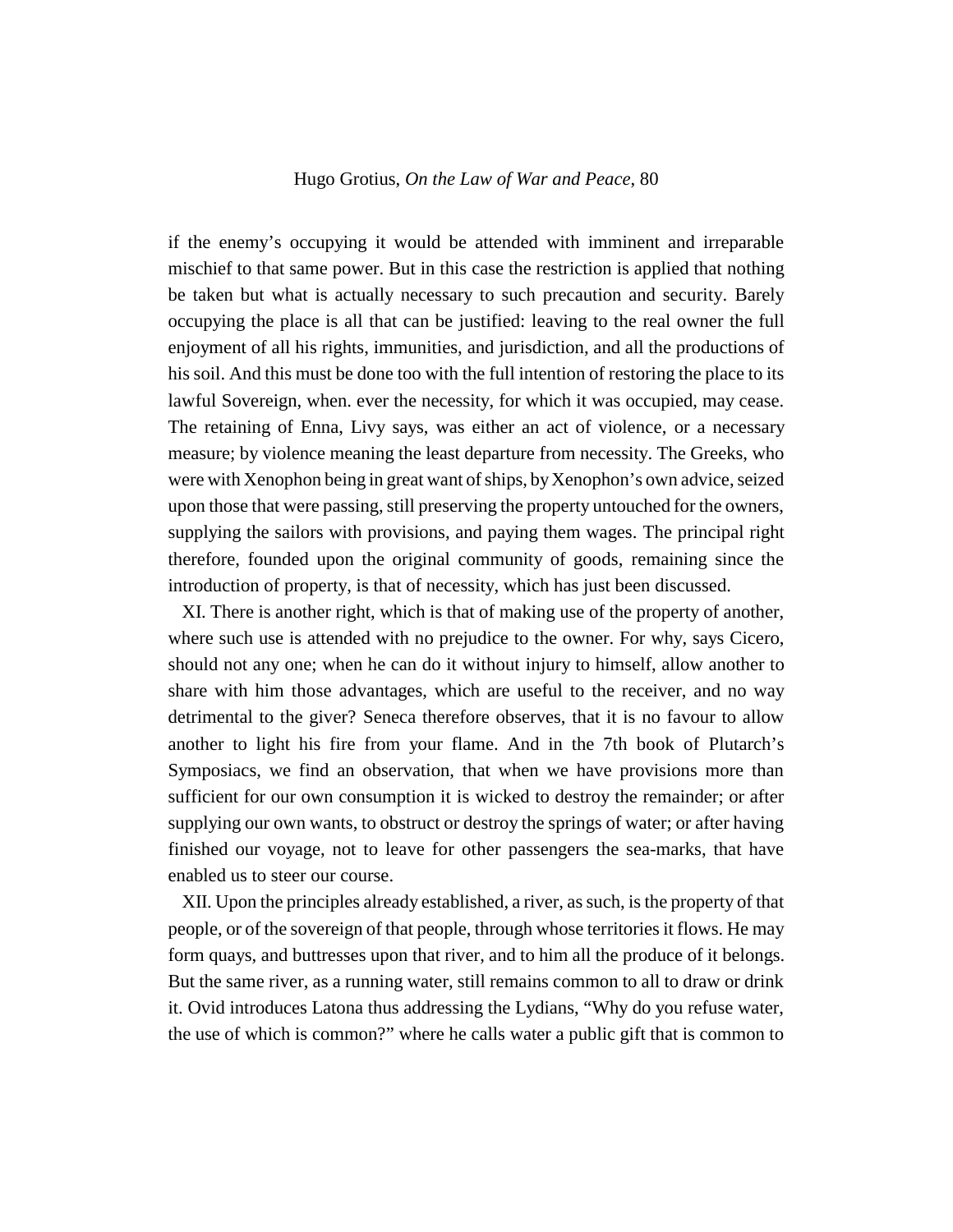if the enemy's occupying it would be attended with imminent and irreparable mischief to that same power. But in this case the restriction is applied that nothing be taken but what is actually necessary to such precaution and security. Barely occupying the place is all that can be justified: leaving to the real owner the full enjoyment of all his rights, immunities, and jurisdiction, and all the productions of his soil. And this must be done too with the full intention of restoring the place to its lawful Sovereign, when. ever the necessity, for which it was occupied, may cease. The retaining of Enna, Livy says, was either an act of violence, or a necessary measure; by violence meaning the least departure from necessity. The Greeks, who were with Xenophon being in great want of ships, by Xenophon's own advice, seized upon those that were passing, still preserving the property untouched for the owners, supplying the sailors with provisions, and paying them wages. The principal right therefore, founded upon the original community of goods, remaining since the introduction of property, is that of necessity, which has just been discussed.

XI. There is another right, which is that of making use of the property of another, where such use is attended with no prejudice to the owner. For why, says Cicero, should not any one; when he can do it without injury to himself, allow another to share with him those advantages, which are useful to the receiver, and no way detrimental to the giver? Seneca therefore observes, that it is no favour to allow another to light his fire from your flame. And in the 7th book of Plutarch's Symposiacs, we find an observation, that when we have provisions more than sufficient for our own consumption it is wicked to destroy the remainder; or after supplying our own wants, to obstruct or destroy the springs of water; or after having finished our voyage, not to leave for other passengers the sea-marks, that have enabled us to steer our course.

XII. Upon the principles already established, a river, as such, is the property of that people, or of the sovereign of that people, through whose territories it flows. He may form quays, and buttresses upon that river, and to him all the produce of it belongs. But the same river, as a running water, still remains common to all to draw or drink it. Ovid introduces Latona thus addressing the Lydians, "Why do you refuse water, the use of which is common?" where he calls water a public gift that is common to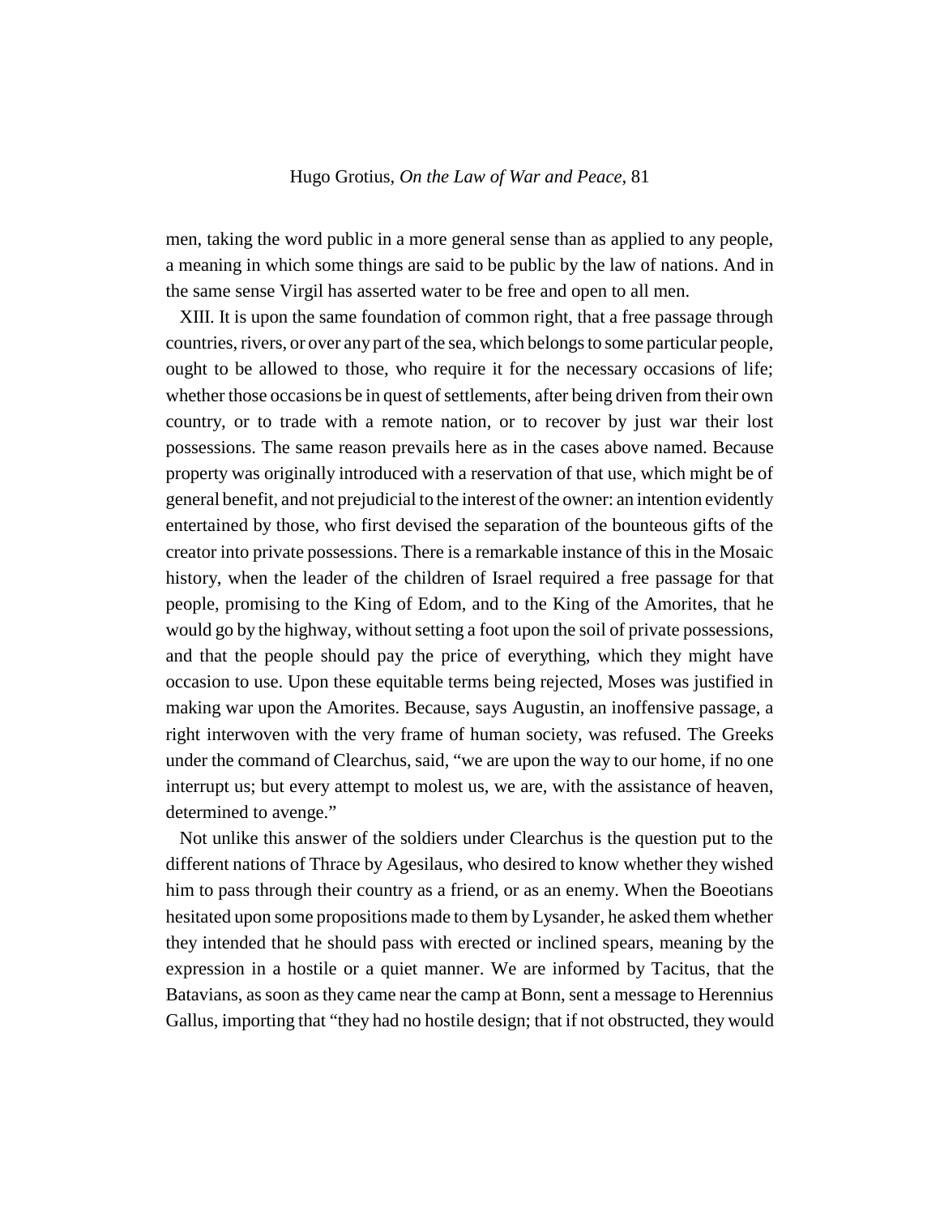men, taking the word public in a more general sense than as applied to any people, a meaning in which some things are said to be public by the law of nations. And in the same sense Virgil has asserted water to be free and open to all men.

XIII. It is upon the same foundation of common right, that a free passage through countries, rivers, or over any part of the sea, which belongs to some particular people, ought to be allowed to those, who require it for the necessary occasions of life; whether those occasions be in quest of settlements, after being driven from their own country, or to trade with a remote nation, or to recover by just war their lost possessions. The same reason prevails here as in the cases above named. Because property was originally introduced with a reservation of that use, which might be of general benefit, and not prejudicial to the interest of the owner: an intention evidently entertained by those, who first devised the separation of the bounteous gifts of the creator into private possessions. There is a remarkable instance of this in the Mosaic history, when the leader of the children of Israel required a free passage for that people, promising to the King of Edom, and to the King of the Amorites, that he would go by the highway, without setting a foot upon the soil of private possessions, and that the people should pay the price of everything, which they might have occasion to use. Upon these equitable terms being rejected, Moses was justified in making war upon the Amorites. Because, says Augustin, an inoffensive passage, a right interwoven with the very frame of human society, was refused. The Greeks under the command of Clearchus, said, "we are upon the way to our home, if no one interrupt us; but every attempt to molest us, we are, with the assistance of heaven, determined to avenge."

Not unlike this answer of the soldiers under Clearchus is the question put to the different nations of Thrace by Agesilaus, who desired to know whether they wished him to pass through their country as a friend, or as an enemy. When the Boeotians hesitated upon some propositions made to them by Lysander, he asked them whether they intended that he should pass with erected or inclined spears, meaning by the expression in a hostile or a quiet manner. We are informed by Tacitus, that the Batavians, as soon as they came near the camp at Bonn, sent a message to Herennius Gallus, importing that "they had no hostile design; that if not obstructed, they would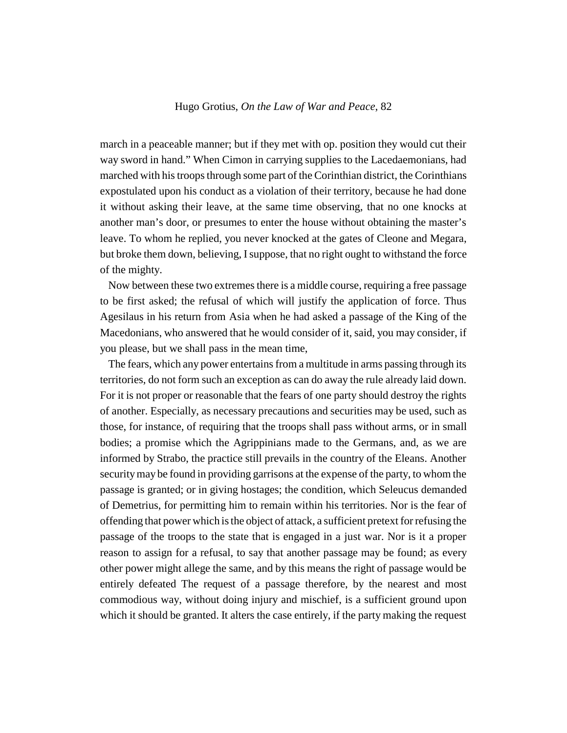march in a peaceable manner; but if they met with op. position they would cut their way sword in hand." When Cimon in carrying supplies to the Lacedaemonians, had marched with his troops through some part of the Corinthian district, the Corinthians expostulated upon his conduct as a violation of their territory, because he had done it without asking their leave, at the same time observing, that no one knocks at another man's door, or presumes to enter the house without obtaining the master's leave. To whom he replied, you never knocked at the gates of Cleone and Megara, but broke them down, believing, I suppose, that no right ought to withstand the force of the mighty.

Now between these two extremes there is a middle course, requiring a free passage to be first asked; the refusal of which will justify the application of force. Thus Agesilaus in his return from Asia when he had asked a passage of the King of the Macedonians, who answered that he would consider of it, said, you may consider, if you please, but we shall pass in the mean time,

The fears, which any power entertains from a multitude in arms passing through its territories, do not form such an exception as can do away the rule already laid down. For it is not proper or reasonable that the fears of one party should destroy the rights of another. Especially, as necessary precautions and securities may be used, such as those, for instance, of requiring that the troops shall pass without arms, or in small bodies; a promise which the Agrippinians made to the Germans, and, as we are informed by Strabo, the practice still prevails in the country of the Eleans. Another security may be found in providing garrisons at the expense of the party, to whom the passage is granted; or in giving hostages; the condition, which Seleucus demanded of Demetrius, for permitting him to remain within his territories. Nor is the fear of offending that power which is the object of attack, a sufficient pretext for refusing the passage of the troops to the state that is engaged in a just war. Nor is it a proper reason to assign for a refusal, to say that another passage may be found; as every other power might allege the same, and by this means the right of passage would be entirely defeated The request of a passage therefore, by the nearest and most commodious way, without doing injury and mischief, is a sufficient ground upon which it should be granted. It alters the case entirely, if the party making the request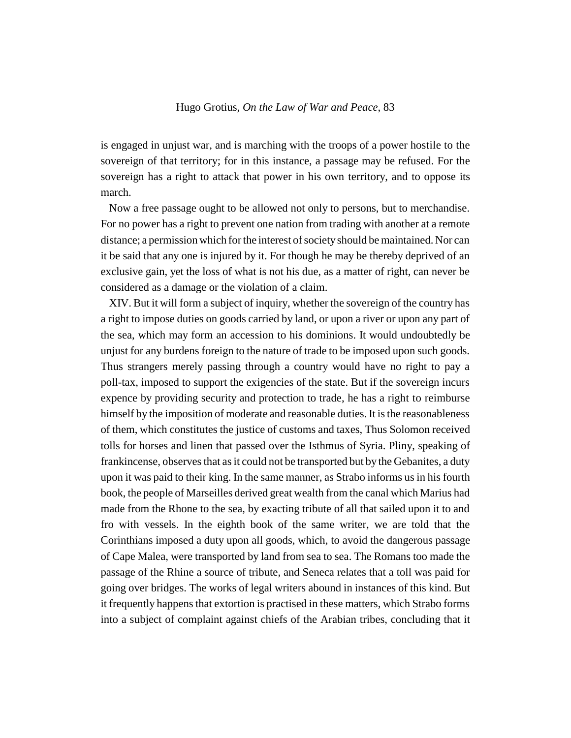is engaged in unjust war, and is marching with the troops of a power hostile to the sovereign of that territory; for in this instance, a passage may be refused. For the sovereign has a right to attack that power in his own territory, and to oppose its march.

Now a free passage ought to be allowed not only to persons, but to merchandise. For no power has a right to prevent one nation from trading with another at a remote distance; a permission which for the interest of society should be maintained. Nor can it be said that any one is injured by it. For though he may be thereby deprived of an exclusive gain, yet the loss of what is not his due, as a matter of right, can never be considered as a damage or the violation of a claim.

XIV. But it will form a subject of inquiry, whether the sovereign of the country has a right to impose duties on goods carried by land, or upon a river or upon any part of the sea, which may form an accession to his dominions. It would undoubtedly be unjust for any burdens foreign to the nature of trade to be imposed upon such goods. Thus strangers merely passing through a country would have no right to pay a poll-tax, imposed to support the exigencies of the state. But if the sovereign incurs expence by providing security and protection to trade, he has a right to reimburse himself by the imposition of moderate and reasonable duties. It is the reasonableness of them, which constitutes the justice of customs and taxes, Thus Solomon received tolls for horses and linen that passed over the Isthmus of Syria. Pliny, speaking of frankincense, observes that as it could not be transported but by the Gebanites, a duty upon it was paid to their king. In the same manner, as Strabo informs us in his fourth book, the people of Marseilles derived great wealth from the canal which Marius had made from the Rhone to the sea, by exacting tribute of all that sailed upon it to and fro with vessels. In the eighth book of the same writer, we are told that the Corinthians imposed a duty upon all goods, which, to avoid the dangerous passage of Cape Malea, were transported by land from sea to sea. The Romans too made the passage of the Rhine a source of tribute, and Seneca relates that a toll was paid for going over bridges. The works of legal writers abound in instances of this kind. But it frequently happens that extortion is practised in these matters, which Strabo forms into a subject of complaint against chiefs of the Arabian tribes, concluding that it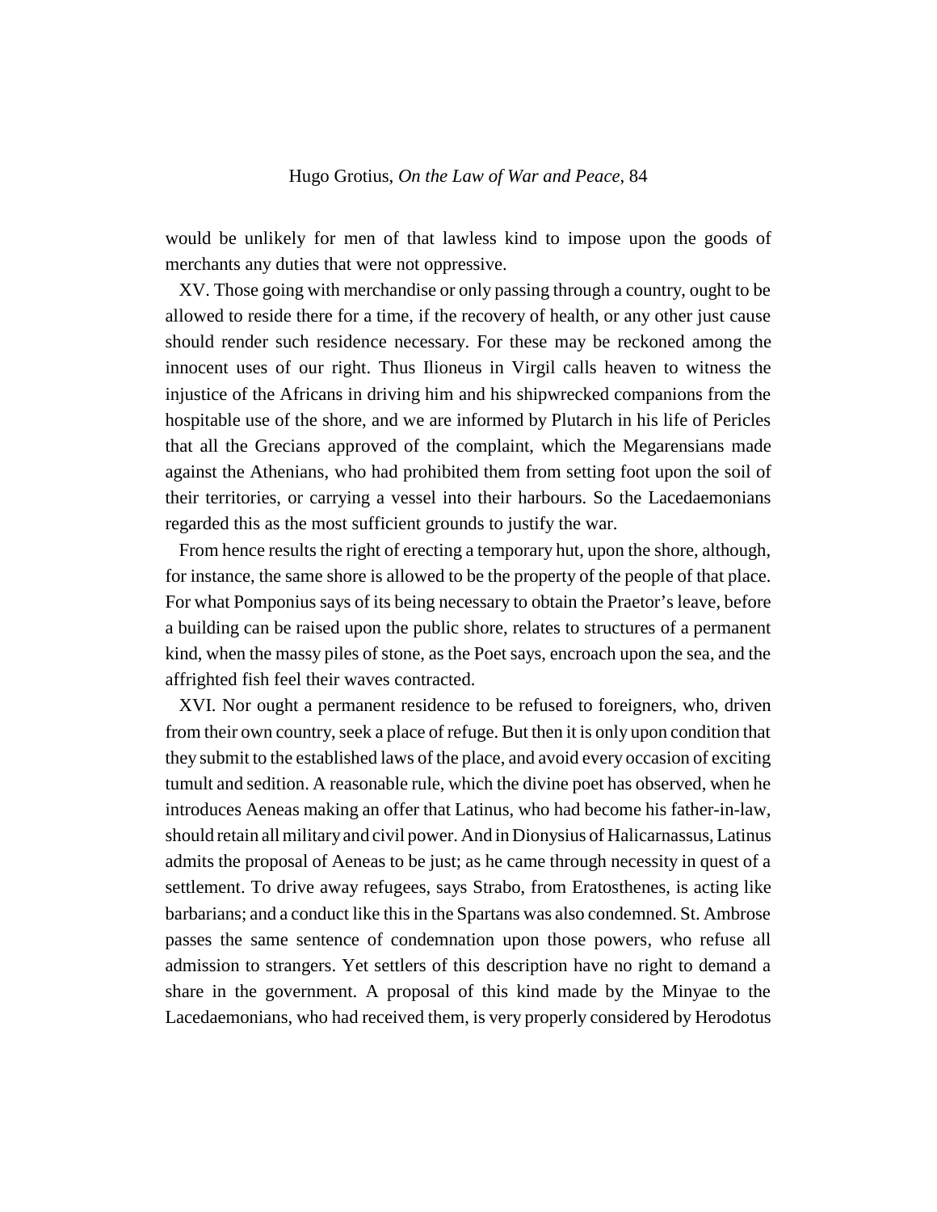would be unlikely for men of that lawless kind to impose upon the goods of merchants any duties that were not oppressive.

XV. Those going with merchandise or only passing through a country, ought to be allowed to reside there for a time, if the recovery of health, or any other just cause should render such residence necessary. For these may be reckoned among the innocent uses of our right. Thus Ilioneus in Virgil calls heaven to witness the injustice of the Africans in driving him and his shipwrecked companions from the hospitable use of the shore, and we are informed by Plutarch in his life of Pericles that all the Grecians approved of the complaint, which the Megarensians made against the Athenians, who had prohibited them from setting foot upon the soil of their territories, or carrying a vessel into their harbours. So the Lacedaemonians regarded this as the most sufficient grounds to justify the war.

From hence results the right of erecting a temporary hut, upon the shore, although, for instance, the same shore is allowed to be the property of the people of that place. For what Pomponius says of its being necessary to obtain the Praetor's leave, before a building can be raised upon the public shore, relates to structures of a permanent kind, when the massy piles of stone, as the Poet says, encroach upon the sea, and the affrighted fish feel their waves contracted.

XVI. Nor ought a permanent residence to be refused to foreigners, who, driven from their own country, seek a place of refuge. But then it is only upon condition that they submit to the established laws of the place, and avoid every occasion of exciting tumult and sedition. A reasonable rule, which the divine poet has observed, when he introduces Aeneas making an offer that Latinus, who had become his father-in-law, should retain all military and civil power. And in Dionysius of Halicarnassus, Latinus admits the proposal of Aeneas to be just; as he came through necessity in quest of a settlement. To drive away refugees, says Strabo, from Eratosthenes, is acting like barbarians; and a conduct like this in the Spartans was also condemned. St. Ambrose passes the same sentence of condemnation upon those powers, who refuse all admission to strangers. Yet settlers of this description have no right to demand a share in the government. A proposal of this kind made by the Minyae to the Lacedaemonians, who had received them, is very properly considered by Herodotus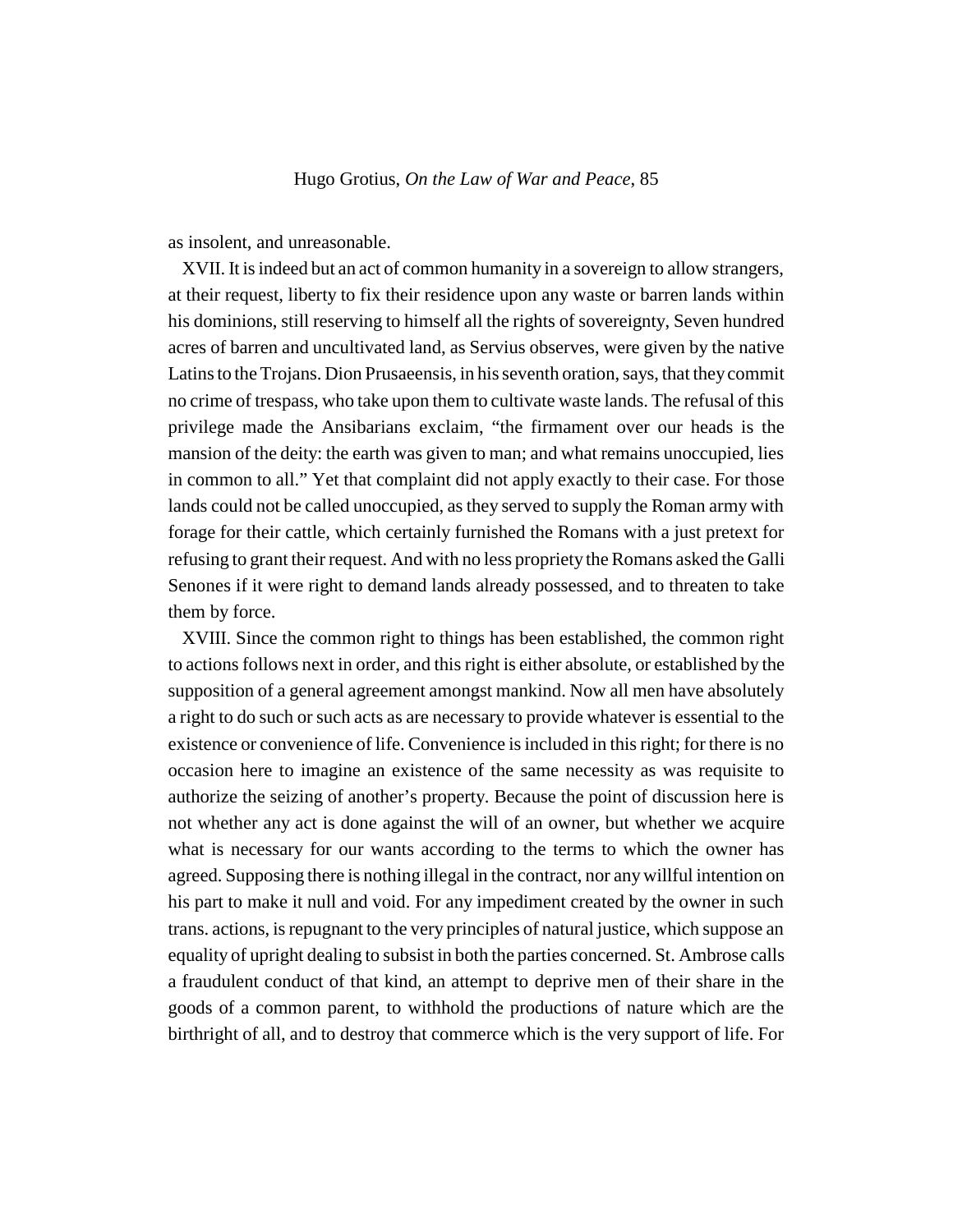as insolent, and unreasonable.

XVII. It is indeed but an act of common humanity in a sovereign to allow strangers, at their request, liberty to fix their residence upon any waste or barren lands within his dominions, still reserving to himself all the rights of sovereignty, Seven hundred acres of barren and uncultivated land, as Servius observes, were given by the native Latins to the Trojans. Dion Prusaeensis, in his seventh oration, says, that they commit no crime of trespass, who take upon them to cultivate waste lands. The refusal of this privilege made the Ansibarians exclaim, "the firmament over our heads is the mansion of the deity: the earth was given to man; and what remains unoccupied, lies in common to all." Yet that complaint did not apply exactly to their case. For those lands could not be called unoccupied, as they served to supply the Roman army with forage for their cattle, which certainly furnished the Romans with a just pretext for refusing to grant their request. And with no less propriety the Romans asked the Galli Senones if it were right to demand lands already possessed, and to threaten to take them by force.

XVIII. Since the common right to things has been established, the common right to actions follows next in order, and this right is either absolute, or established by the supposition of a general agreement amongst mankind. Now all men have absolutely a right to do such or such acts as are necessary to provide whatever is essential to the existence or convenience of life. Convenience is included in this right; for there is no occasion here to imagine an existence of the same necessity as was requisite to authorize the seizing of another's property. Because the point of discussion here is not whether any act is done against the will of an owner, but whether we acquire what is necessary for our wants according to the terms to which the owner has agreed. Supposing there is nothing illegal in the contract, nor any willful intention on his part to make it null and void. For any impediment created by the owner in such trans. actions, is repugnant to the very principles of natural justice, which suppose an equality of upright dealing to subsist in both the parties concerned. St. Ambrose calls a fraudulent conduct of that kind, an attempt to deprive men of their share in the goods of a common parent, to withhold the productions of nature which are the birthright of all, and to destroy that commerce which is the very support of life. For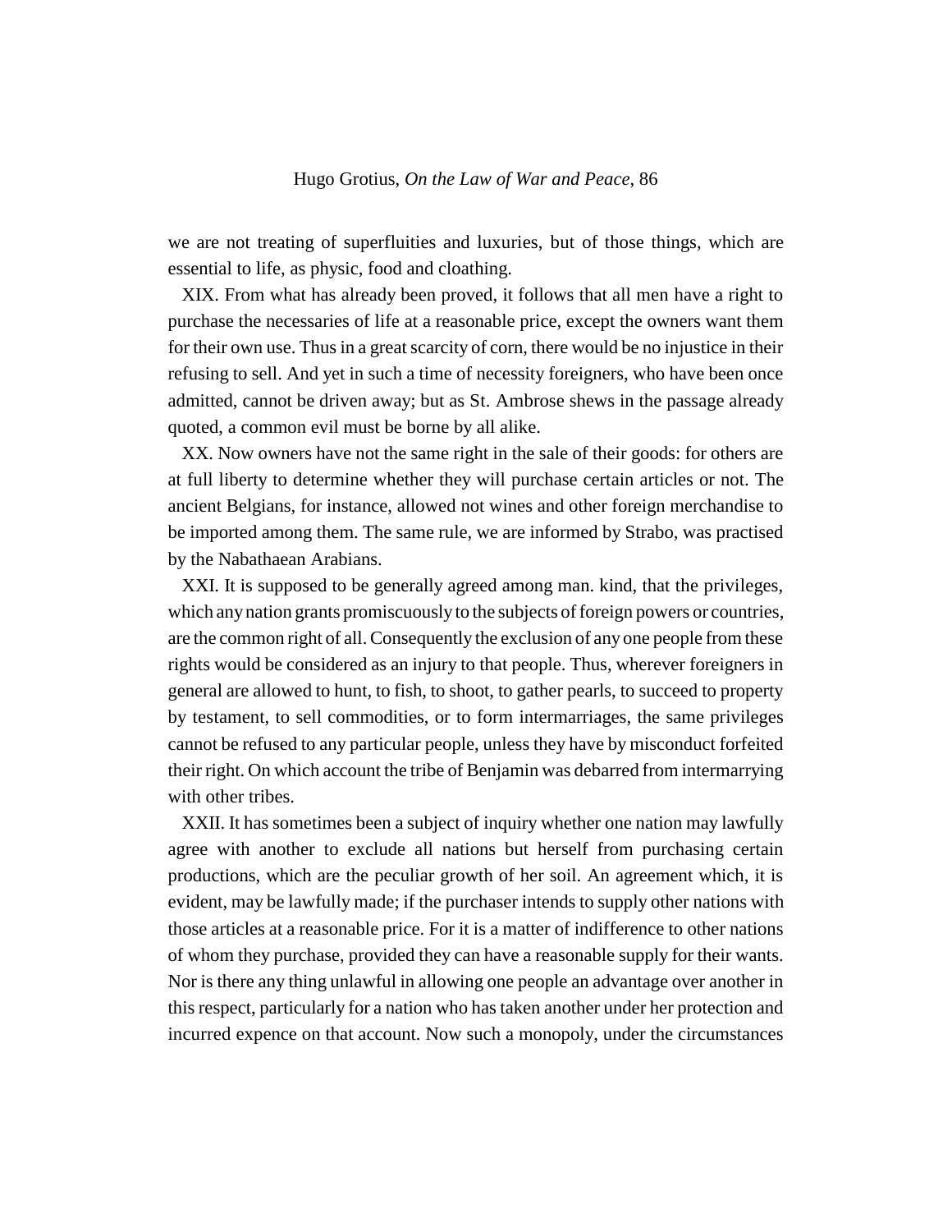we are not treating of superfluities and luxuries, but of those things, which are essential to life, as physic, food and cloathing.

XIX. From what has already been proved, it follows that all men have a right to purchase the necessaries of life at a reasonable price, except the owners want them for their own use. Thus in a great scarcity of corn, there would be no injustice in their refusing to sell. And yet in such a time of necessity foreigners, who have been once admitted, cannot be driven away; but as St. Ambrose shews in the passage already quoted, a common evil must be borne by all alike.

XX. Now owners have not the same right in the sale of their goods: for others are at full liberty to determine whether they will purchase certain articles or not. The ancient Belgians, for instance, allowed not wines and other foreign merchandise to be imported among them. The same rule, we are informed by Strabo, was practised by the Nabathaean Arabians.

XXI. It is supposed to be generally agreed among man. kind, that the privileges, which any nation grants promiscuously to the subjects of foreign powers or countries, are the common right of all. Consequently the exclusion of any one people from these rights would be considered as an injury to that people. Thus, wherever foreigners in general are allowed to hunt, to fish, to shoot, to gather pearls, to succeed to property by testament, to sell commodities, or to form intermarriages, the same privileges cannot be refused to any particular people, unless they have by misconduct forfeited their right. On which account the tribe of Benjamin was debarred from intermarrying with other tribes.

XXII. It has sometimes been a subject of inquiry whether one nation may lawfully agree with another to exclude all nations but herself from purchasing certain productions, which are the peculiar growth of her soil. An agreement which, it is evident, may be lawfully made; if the purchaser intends to supply other nations with those articles at a reasonable price. For it is a matter of indifference to other nations of whom they purchase, provided they can have a reasonable supply for their wants. Nor is there any thing unlawful in allowing one people an advantage over another in this respect, particularly for a nation who has taken another under her protection and incurred expence on that account. Now such a monopoly, under the circumstances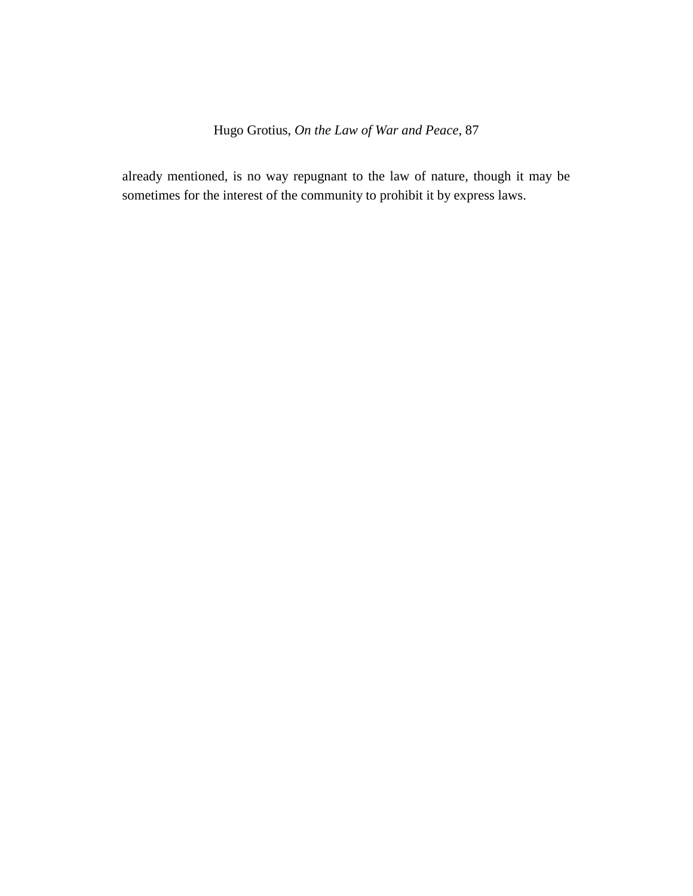already mentioned, is no way repugnant to the law of nature, though it may be sometimes for the interest of the community to prohibit it by express laws.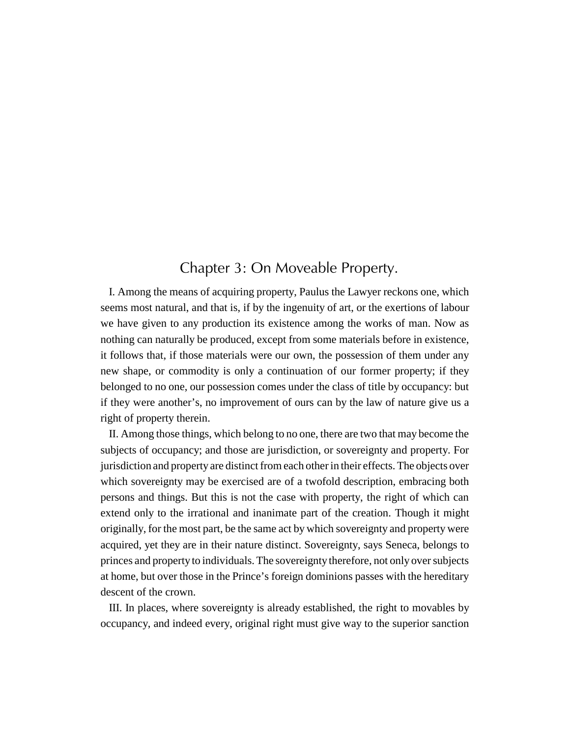## Chapter 3: On Moveable Property.

I. Among the means of acquiring property, Paulus the Lawyer reckons one, which seems most natural, and that is, if by the ingenuity of art, or the exertions of labour we have given to any production its existence among the works of man. Now as nothing can naturally be produced, except from some materials before in existence, it follows that, if those materials were our own, the possession of them under any new shape, or commodity is only a continuation of our former property; if they belonged to no one, our possession comes under the class of title by occupancy: but if they were another's, no improvement of ours can by the law of nature give us a right of property therein.

II. Among those things, which belong to no one, there are two that may become the subjects of occupancy; and those are jurisdiction, or sovereignty and property. For jurisdiction and property are distinct from each other in their effects. The objects over which sovereignty may be exercised are of a twofold description, embracing both persons and things. But this is not the case with property, the right of which can extend only to the irrational and inanimate part of the creation. Though it might originally, for the most part, be the same act by which sovereignty and property were acquired, yet they are in their nature distinct. Sovereignty, says Seneca, belongs to princes and property to individuals. The sovereignty therefore, not only over subjects at home, but over those in the Prince's foreign dominions passes with the hereditary descent of the crown.

III. In places, where sovereignty is already established, the right to movables by occupancy, and indeed every, original right must give way to the superior sanction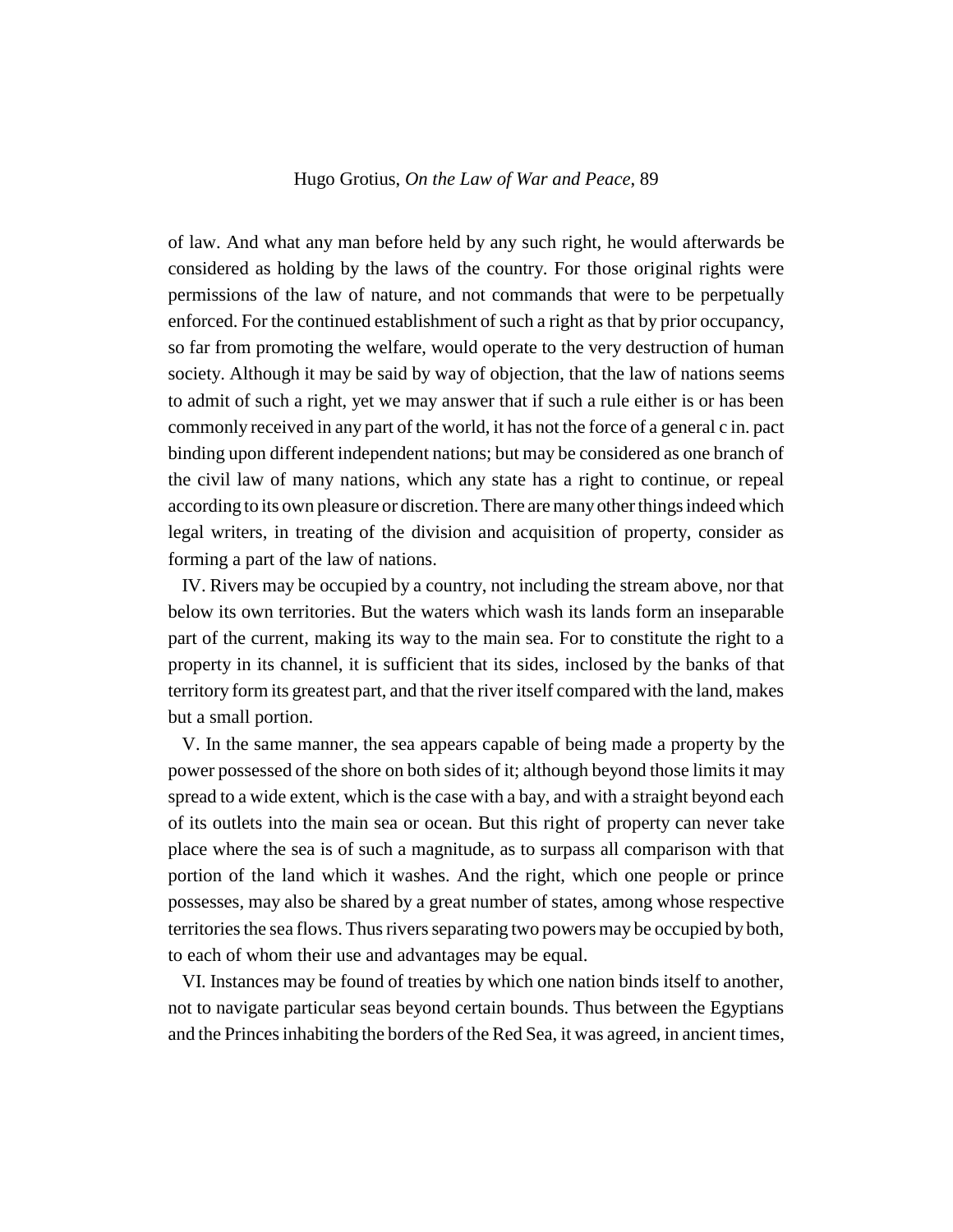of law. And what any man before held by any such right, he would afterwards be considered as holding by the laws of the country. For those original rights were permissions of the law of nature, and not commands that were to be perpetually enforced. For the continued establishment of such a right as that by prior occupancy, so far from promoting the welfare, would operate to the very destruction of human society. Although it may be said by way of objection, that the law of nations seems to admit of such a right, yet we may answer that if such a rule either is or has been commonly received in any part of the world, it has not the force of a general c in. pact binding upon different independent nations; but may be considered as one branch of the civil law of many nations, which any state has a right to continue, or repeal according to its own pleasure or discretion. There are many other things indeed which legal writers, in treating of the division and acquisition of property, consider as forming a part of the law of nations.

IV. Rivers may be occupied by a country, not including the stream above, nor that below its own territories. But the waters which wash its lands form an inseparable part of the current, making its way to the main sea. For to constitute the right to a property in its channel, it is sufficient that its sides, inclosed by the banks of that territory form its greatest part, and that the river itself compared with the land, makes but a small portion.

V. In the same manner, the sea appears capable of being made a property by the power possessed of the shore on both sides of it; although beyond those limits it may spread to a wide extent, which is the case with a bay, and with a straight beyond each of its outlets into the main sea or ocean. But this right of property can never take place where the sea is of such a magnitude, as to surpass all comparison with that portion of the land which it washes. And the right, which one people or prince possesses, may also be shared by a great number of states, among whose respective territories the sea flows. Thus rivers separating two powers may be occupied by both, to each of whom their use and advantages may be equal.

VI. Instances may be found of treaties by which one nation binds itself to another, not to navigate particular seas beyond certain bounds. Thus between the Egyptians and the Princes inhabiting the borders of the Red Sea, it was agreed, in ancient times,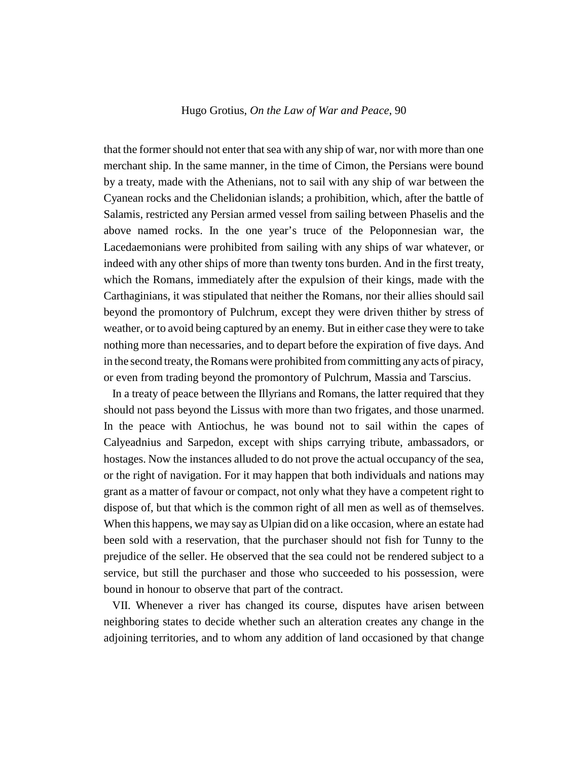that the former should not enter that sea with any ship of war, nor with more than one merchant ship. In the same manner, in the time of Cimon, the Persians were bound by a treaty, made with the Athenians, not to sail with any ship of war between the Cyanean rocks and the Chelidonian islands; a prohibition, which, after the battle of Salamis, restricted any Persian armed vessel from sailing between Phaselis and the above named rocks. In the one year's truce of the Peloponnesian war, the Lacedaemonians were prohibited from sailing with any ships of war whatever, or indeed with any other ships of more than twenty tons burden. And in the first treaty, which the Romans, immediately after the expulsion of their kings, made with the Carthaginians, it was stipulated that neither the Romans, nor their allies should sail beyond the promontory of Pulchrum, except they were driven thither by stress of weather, or to avoid being captured by an enemy. But in either case they were to take nothing more than necessaries, and to depart before the expiration of five days. And in the second treaty, the Romans were prohibited from committing any acts of piracy, or even from trading beyond the promontory of Pulchrum, Massia and Tarscius.

In a treaty of peace between the Illyrians and Romans, the latter required that they should not pass beyond the Lissus with more than two frigates, and those unarmed. In the peace with Antiochus, he was bound not to sail within the capes of Calyeadnius and Sarpedon, except with ships carrying tribute, ambassadors, or hostages. Now the instances alluded to do not prove the actual occupancy of the sea, or the right of navigation. For it may happen that both individuals and nations may grant as a matter of favour or compact, not only what they have a competent right to dispose of, but that which is the common right of all men as well as of themselves. When this happens, we may say as Ulpian did on a like occasion, where an estate had been sold with a reservation, that the purchaser should not fish for Tunny to the prejudice of the seller. He observed that the sea could not be rendered subject to a service, but still the purchaser and those who succeeded to his possession, were bound in honour to observe that part of the contract.

VII. Whenever a river has changed its course, disputes have arisen between neighboring states to decide whether such an alteration creates any change in the adjoining territories, and to whom any addition of land occasioned by that change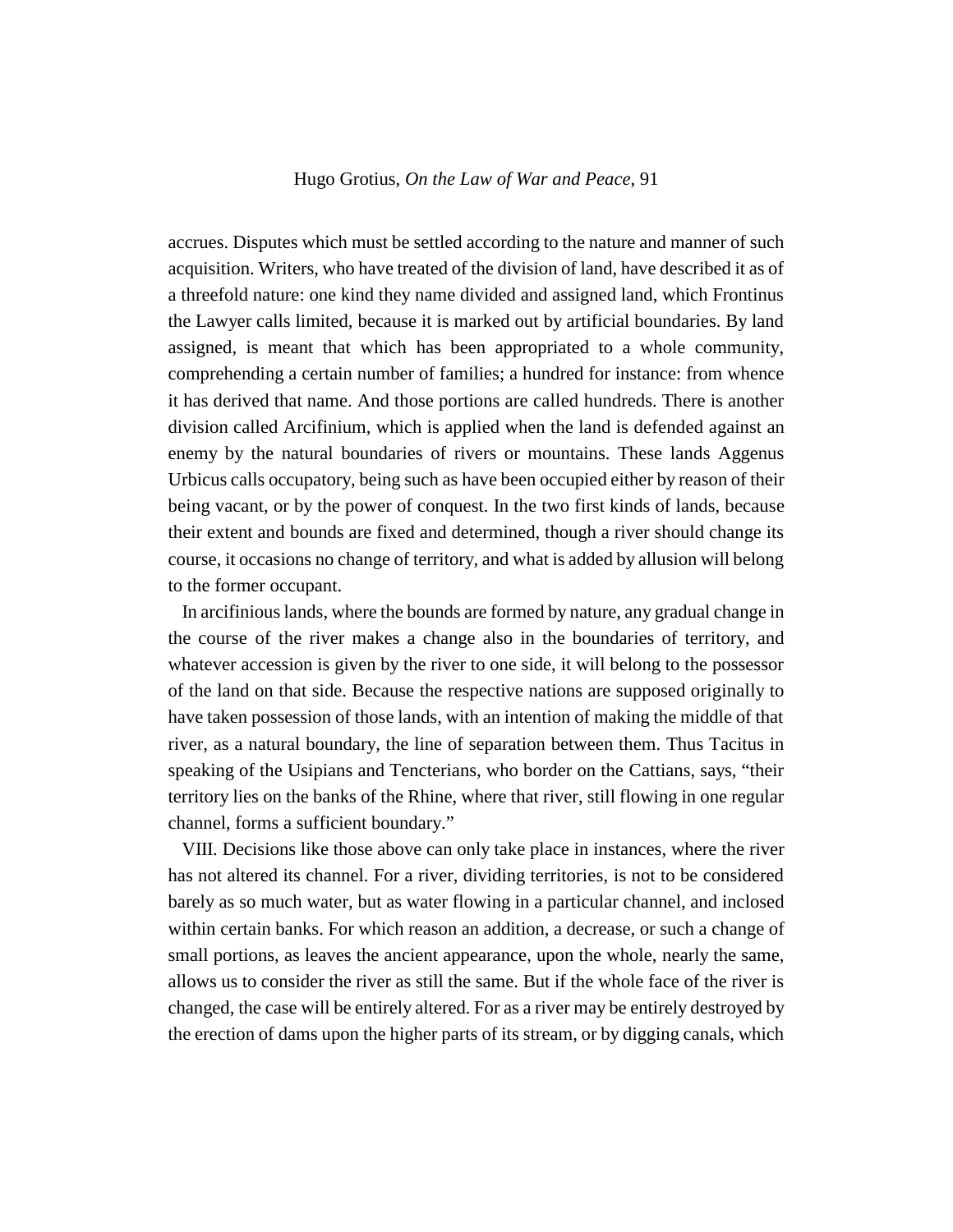accrues. Disputes which must be settled according to the nature and manner of such acquisition. Writers, who have treated of the division of land, have described it as of a threefold nature: one kind they name divided and assigned land, which Frontinus the Lawyer calls limited, because it is marked out by artificial boundaries. By land assigned, is meant that which has been appropriated to a whole community, comprehending a certain number of families; a hundred for instance: from whence it has derived that name. And those portions are called hundreds. There is another division called Arcifinium, which is applied when the land is defended against an enemy by the natural boundaries of rivers or mountains. These lands Aggenus Urbicus calls occupatory, being such as have been occupied either by reason of their being vacant, or by the power of conquest. In the two first kinds of lands, because their extent and bounds are fixed and determined, though a river should change its course, it occasions no change of territory, and what is added by allusion will belong to the former occupant.

In arcifinious lands, where the bounds are formed by nature, any gradual change in the course of the river makes a change also in the boundaries of territory, and whatever accession is given by the river to one side, it will belong to the possessor of the land on that side. Because the respective nations are supposed originally to have taken possession of those lands, with an intention of making the middle of that river, as a natural boundary, the line of separation between them. Thus Tacitus in speaking of the Usipians and Tencterians, who border on the Cattians, says, "their territory lies on the banks of the Rhine, where that river, still flowing in one regular channel, forms a sufficient boundary."

VIII. Decisions like those above can only take place in instances, where the river has not altered its channel. For a river, dividing territories, is not to be considered barely as so much water, but as water flowing in a particular channel, and inclosed within certain banks. For which reason an addition, a decrease, or such a change of small portions, as leaves the ancient appearance, upon the whole, nearly the same, allows us to consider the river as still the same. But if the whole face of the river is changed, the case will be entirely altered. For as a river may be entirely destroyed by the erection of dams upon the higher parts of its stream, or by digging canals, which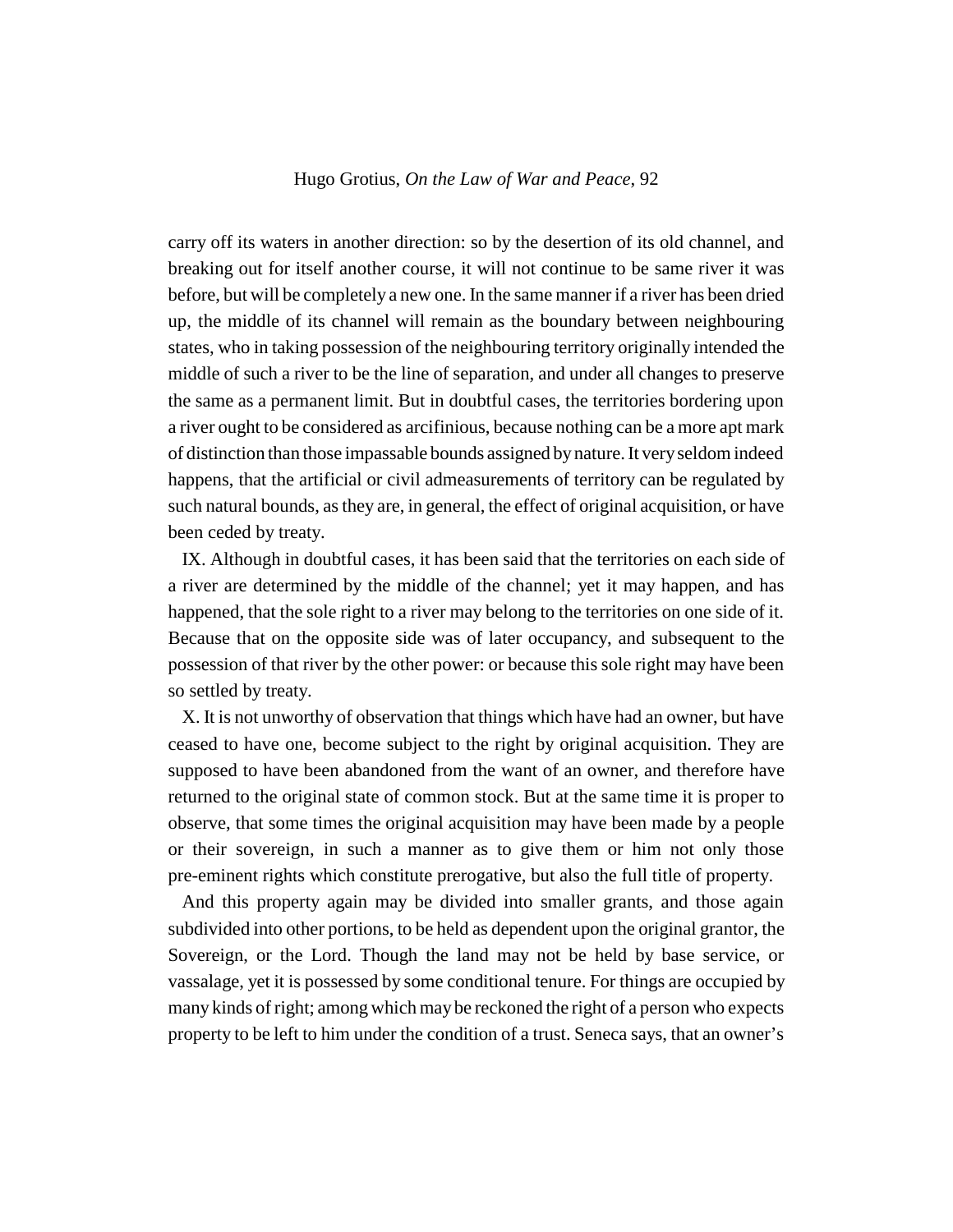carry off its waters in another direction: so by the desertion of its old channel, and breaking out for itself another course, it will not continue to be same river it was before, but will be completely a new one. In the same manner if a river has been dried up, the middle of its channel will remain as the boundary between neighbouring states, who in taking possession of the neighbouring territory originally intended the middle of such a river to be the line of separation, and under all changes to preserve the same as a permanent limit. But in doubtful cases, the territories bordering upon a river ought to be considered as arcifinious, because nothing can be a more apt mark of distinction than those impassable bounds assigned by nature. It very seldom indeed happens, that the artificial or civil admeasurements of territory can be regulated by such natural bounds, as they are, in general, the effect of original acquisition, or have been ceded by treaty.

IX. Although in doubtful cases, it has been said that the territories on each side of a river are determined by the middle of the channel; yet it may happen, and has happened, that the sole right to a river may belong to the territories on one side of it. Because that on the opposite side was of later occupancy, and subsequent to the possession of that river by the other power: or because this sole right may have been so settled by treaty.

X. It is not unworthy of observation that things which have had an owner, but have ceased to have one, become subject to the right by original acquisition. They are supposed to have been abandoned from the want of an owner, and therefore have returned to the original state of common stock. But at the same time it is proper to observe, that some times the original acquisition may have been made by a people or their sovereign, in such a manner as to give them or him not only those pre-eminent rights which constitute prerogative, but also the full title of property.

And this property again may be divided into smaller grants, and those again subdivided into other portions, to be held as dependent upon the original grantor, the Sovereign, or the Lord. Though the land may not be held by base service, or vassalage, yet it is possessed by some conditional tenure. For things are occupied by many kinds of right; among which may be reckoned the right of a person who expects property to be left to him under the condition of a trust. Seneca says, that an owner's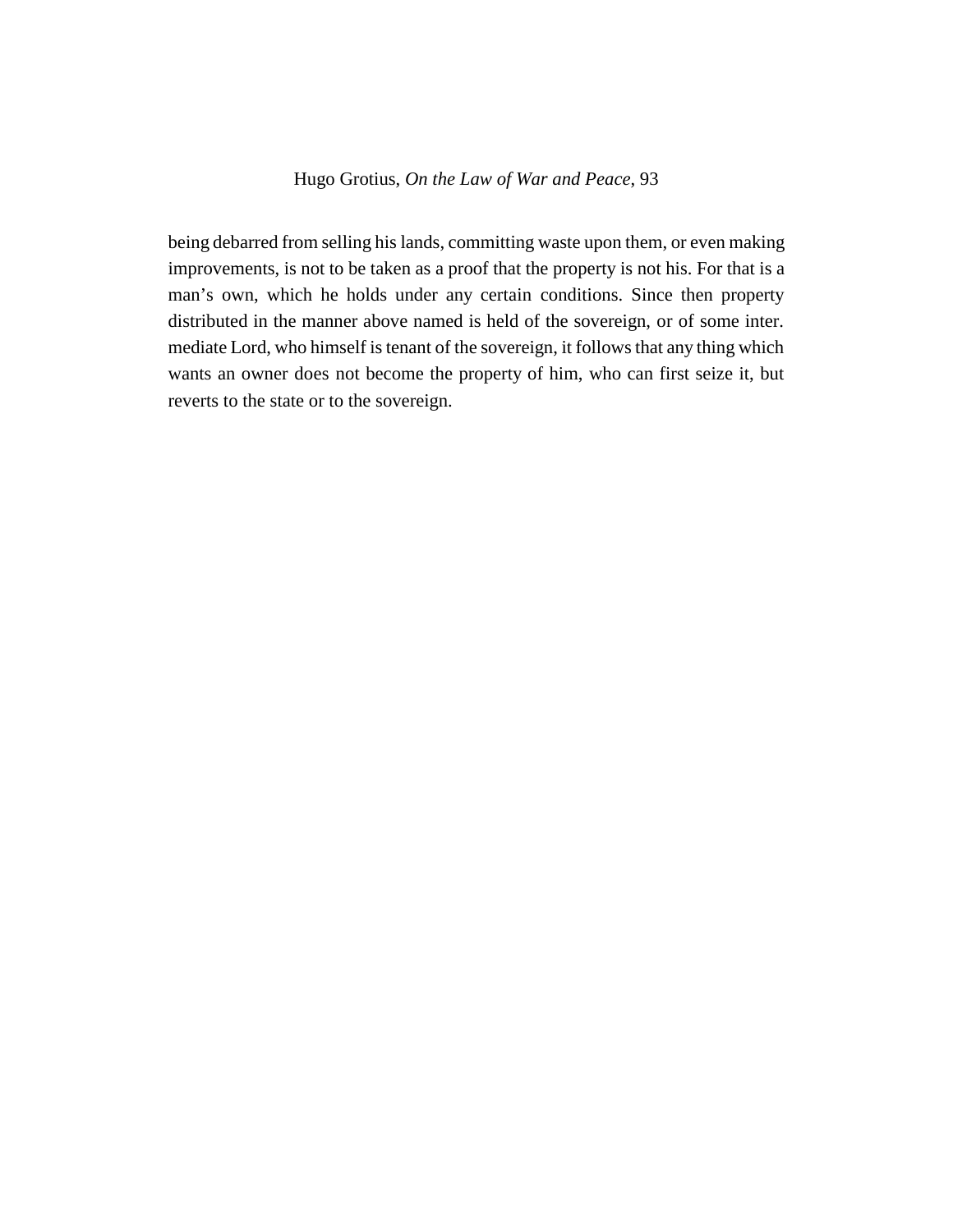being debarred from selling his lands, committing waste upon them, or even making improvements, is not to be taken as a proof that the property is not his. For that is a man's own, which he holds under any certain conditions. Since then property distributed in the manner above named is held of the sovereign, or of some inter. mediate Lord, who himself is tenant of the sovereign, it follows that any thing which wants an owner does not become the property of him, who can first seize it, but reverts to the state or to the sovereign.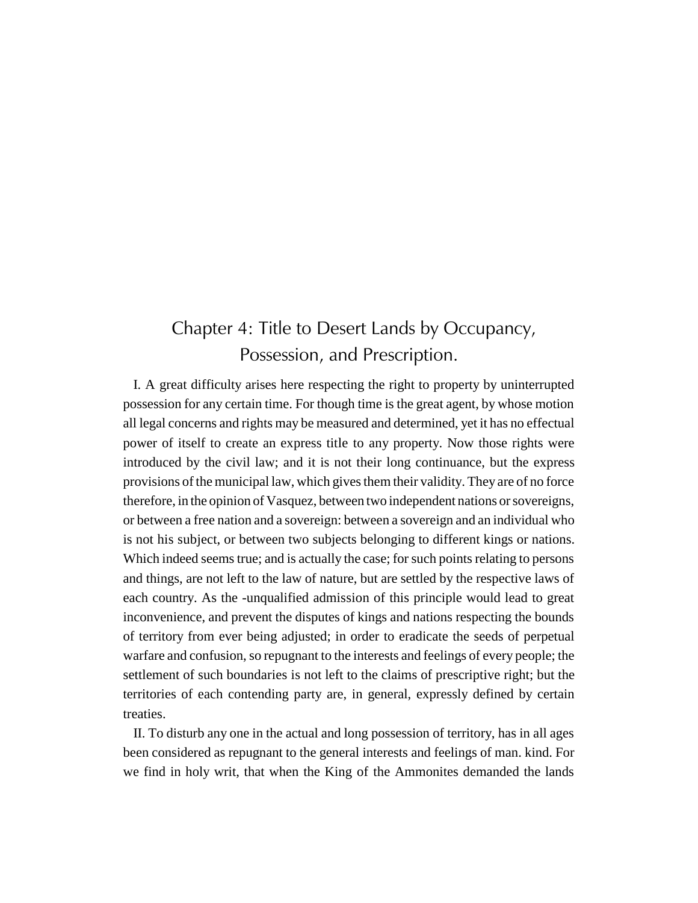# Chapter 4: Title to Desert Lands by Occupancy, Possession, and Prescription.

I. A great difficulty arises here respecting the right to property by uninterrupted possession for any certain time. For though time is the great agent, by whose motion all legal concerns and rights may be measured and determined, yet it has no effectual power of itself to create an express title to any property. Now those rights were introduced by the civil law; and it is not their long continuance, but the express provisions of the municipal law, which gives them their validity. They are of no force therefore, in the opinion of Vasquez, between two independent nations or sovereigns, or between a free nation and a sovereign: between a sovereign and an individual who is not his subject, or between two subjects belonging to different kings or nations. Which indeed seems true; and is actually the case; for such points relating to persons and things, are not left to the law of nature, but are settled by the respective laws of each country. As the -unqualified admission of this principle would lead to great inconvenience, and prevent the disputes of kings and nations respecting the bounds of territory from ever being adjusted; in order to eradicate the seeds of perpetual warfare and confusion, so repugnant to the interests and feelings of every people; the settlement of such boundaries is not left to the claims of prescriptive right; but the territories of each contending party are, in general, expressly defined by certain treaties.

II. To disturb any one in the actual and long possession of territory, has in all ages been considered as repugnant to the general interests and feelings of man. kind. For we find in holy writ, that when the King of the Ammonites demanded the lands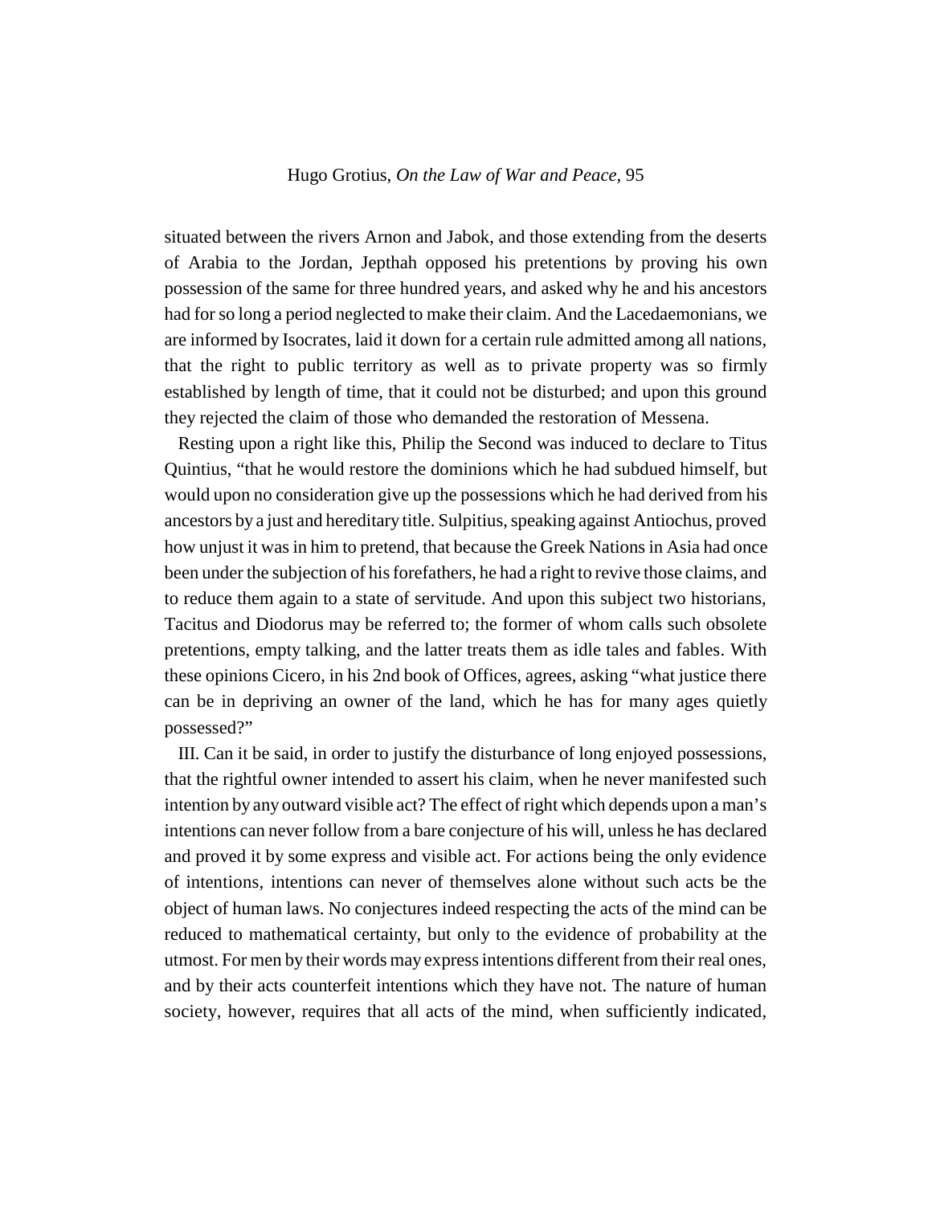situated between the rivers Arnon and Jabok, and those extending from the deserts of Arabia to the Jordan, Jepthah opposed his pretentions by proving his own possession of the same for three hundred years, and asked why he and his ancestors had for so long a period neglected to make their claim. And the Lacedaemonians, we are informed by Isocrates, laid it down for a certain rule admitted among all nations, that the right to public territory as well as to private property was so firmly established by length of time, that it could not be disturbed; and upon this ground they rejected the claim of those who demanded the restoration of Messena.

Resting upon a right like this, Philip the Second was induced to declare to Titus Quintius, "that he would restore the dominions which he had subdued himself, but would upon no consideration give up the possessions which he had derived from his ancestors by a just and hereditary title. Sulpitius, speaking against Antiochus, proved how unjust it was in him to pretend, that because the Greek Nations in Asia had once been under the subjection of his forefathers, he had a right to revive those claims, and to reduce them again to a state of servitude. And upon this subject two historians, Tacitus and Diodorus may be referred to; the former of whom calls such obsolete pretentions, empty talking, and the latter treats them as idle tales and fables. With these opinions Cicero, in his 2nd book of Offices, agrees, asking "what justice there can be in depriving an owner of the land, which he has for many ages quietly possessed?"

III. Can it be said, in order to justify the disturbance of long enjoyed possessions, that the rightful owner intended to assert his claim, when he never manifested such intention by any outward visible act? The effect of right which depends upon a man's intentions can never follow from a bare conjecture of his will, unless he has declared and proved it by some express and visible act. For actions being the only evidence of intentions, intentions can never of themselves alone without such acts be the object of human laws. No conjectures indeed respecting the acts of the mind can be reduced to mathematical certainty, but only to the evidence of probability at the utmost. For men by their words may express intentions different from their real ones, and by their acts counterfeit intentions which they have not. The nature of human society, however, requires that all acts of the mind, when sufficiently indicated,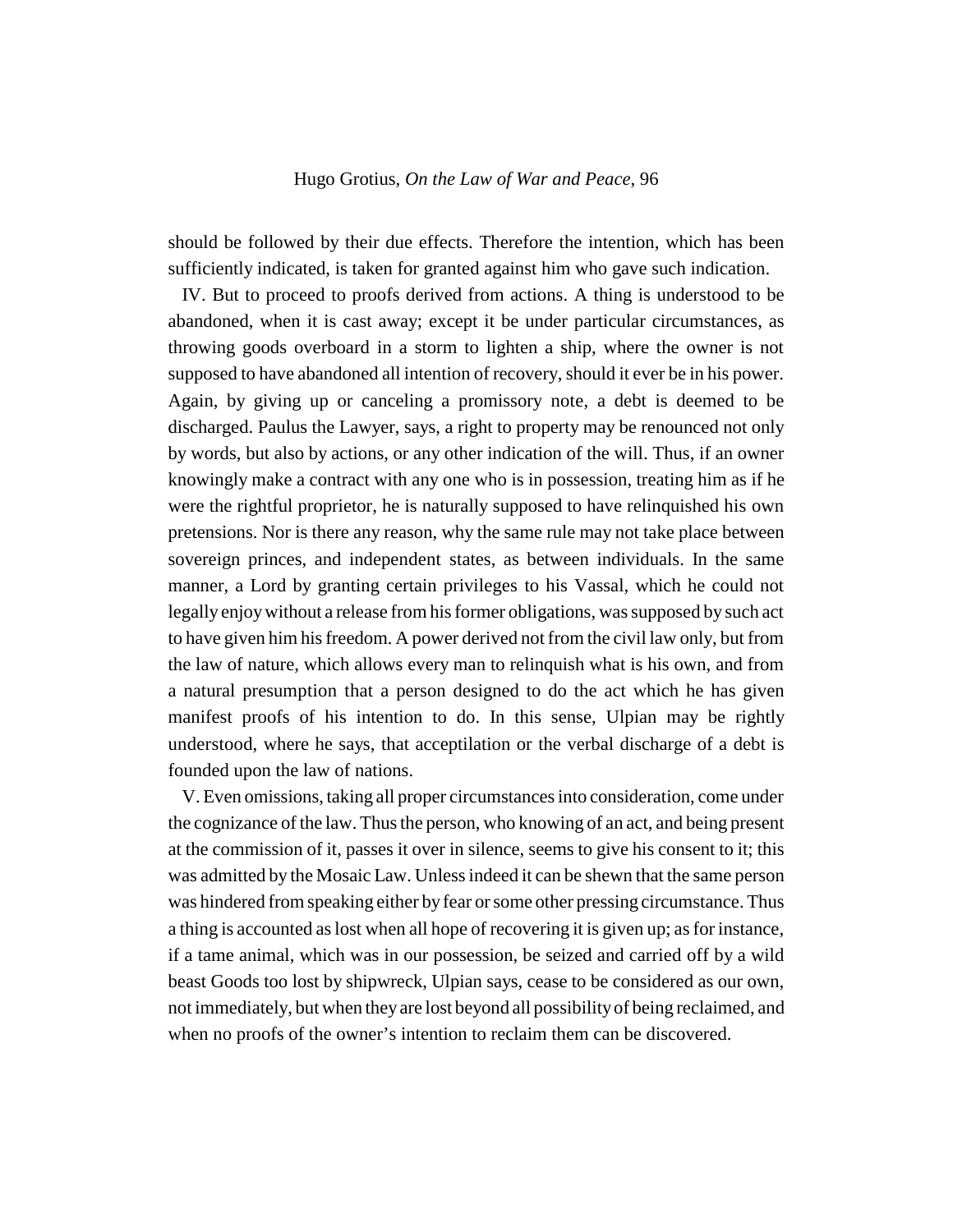should be followed by their due effects. Therefore the intention, which has been sufficiently indicated, is taken for granted against him who gave such indication.

IV. But to proceed to proofs derived from actions. A thing is understood to be abandoned, when it is cast away; except it be under particular circumstances, as throwing goods overboard in a storm to lighten a ship, where the owner is not supposed to have abandoned all intention of recovery, should it ever be in his power. Again, by giving up or canceling a promissory note, a debt is deemed to be discharged. Paulus the Lawyer, says, a right to property may be renounced not only by words, but also by actions, or any other indication of the will. Thus, if an owner knowingly make a contract with any one who is in possession, treating him as if he were the rightful proprietor, he is naturally supposed to have relinquished his own pretensions. Nor is there any reason, why the same rule may not take place between sovereign princes, and independent states, as between individuals. In the same manner, a Lord by granting certain privileges to his Vassal, which he could not legally enjoy without a release from his former obligations, was supposed by such act to have given him his freedom. A power derived not from the civil law only, but from the law of nature, which allows every man to relinquish what is his own, and from a natural presumption that a person designed to do the act which he has given manifest proofs of his intention to do. In this sense, Ulpian may be rightly understood, where he says, that acceptilation or the verbal discharge of a debt is founded upon the law of nations.

V. Even omissions, taking all proper circumstances into consideration, come under the cognizance of the law. Thus the person, who knowing of an act, and being present at the commission of it, passes it over in silence, seems to give his consent to it; this was admitted by the Mosaic Law. Unless indeed it can be shewn that the same person was hindered from speaking either by fear or some other pressing circumstance. Thus a thing is accounted as lost when all hope of recovering it is given up; as for instance, if a tame animal, which was in our possession, be seized and carried off by a wild beast Goods too lost by shipwreck, Ulpian says, cease to be considered as our own, not immediately, but when they are lost beyond all possibility of being reclaimed, and when no proofs of the owner's intention to reclaim them can be discovered.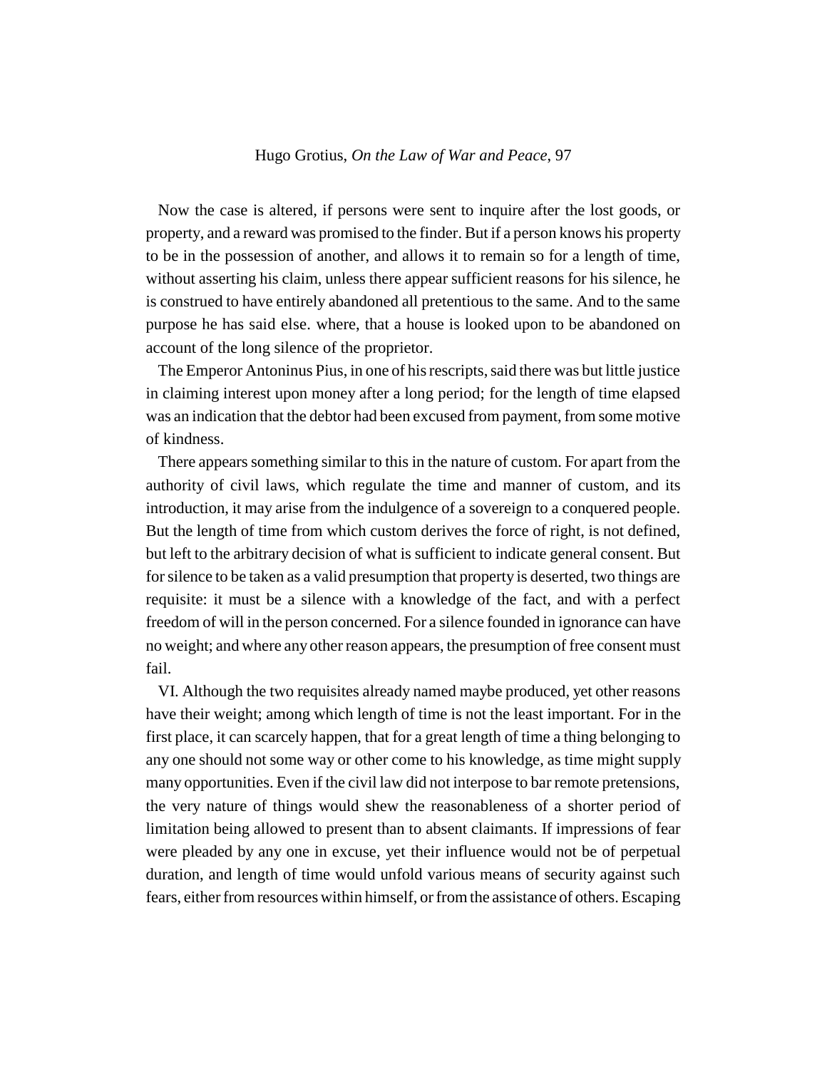Now the case is altered, if persons were sent to inquire after the lost goods, or property, and a reward was promised to the finder. But if a person knows his property to be in the possession of another, and allows it to remain so for a length of time, without asserting his claim, unless there appear sufficient reasons for his silence, he is construed to have entirely abandoned all pretentious to the same. And to the same purpose he has said else. where, that a house is looked upon to be abandoned on account of the long silence of the proprietor.

The Emperor Antoninus Pius, in one of his rescripts, said there was but little justice in claiming interest upon money after a long period; for the length of time elapsed was an indication that the debtor had been excused from payment, from some motive of kindness.

There appears something similar to this in the nature of custom. For apart from the authority of civil laws, which regulate the time and manner of custom, and its introduction, it may arise from the indulgence of a sovereign to a conquered people. But the length of time from which custom derives the force of right, is not defined, but left to the arbitrary decision of what is sufficient to indicate general consent. But for silence to be taken as a valid presumption that property is deserted, two things are requisite: it must be a silence with a knowledge of the fact, and with a perfect freedom of will in the person concerned. For a silence founded in ignorance can have no weight; and where any other reason appears, the presumption of free consent must fail.

VI. Although the two requisites already named maybe produced, yet other reasons have their weight; among which length of time is not the least important. For in the first place, it can scarcely happen, that for a great length of time a thing belonging to any one should not some way or other come to his knowledge, as time might supply many opportunities. Even if the civil law did not interpose to bar remote pretensions, the very nature of things would shew the reasonableness of a shorter period of limitation being allowed to present than to absent claimants. If impressions of fear were pleaded by any one in excuse, yet their influence would not be of perpetual duration, and length of time would unfold various means of security against such fears, either from resources within himself, or from the assistance of others. Escaping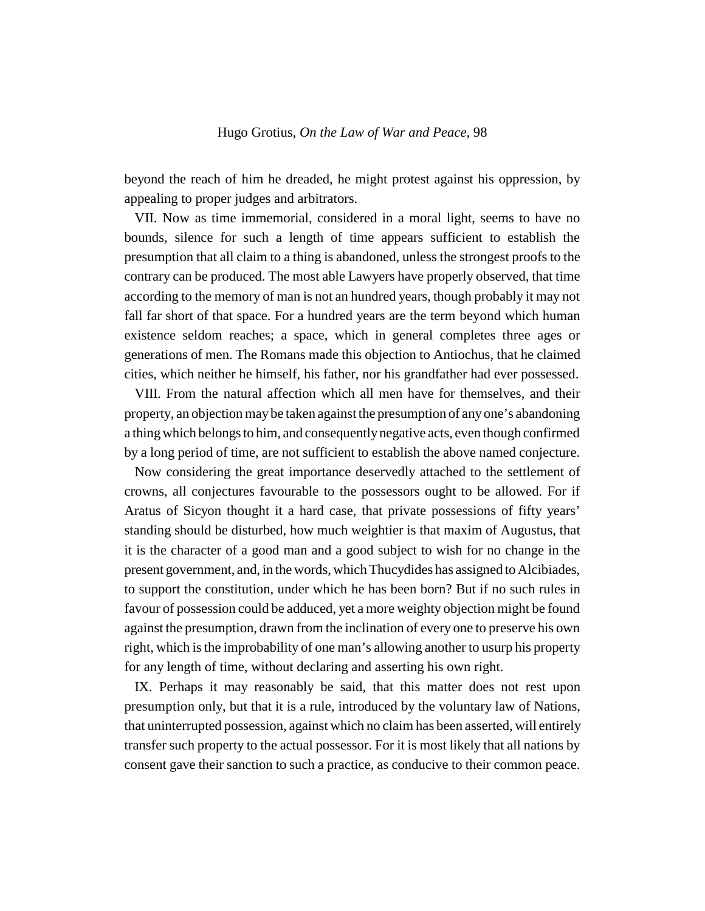beyond the reach of him he dreaded, he might protest against his oppression, by appealing to proper judges and arbitrators.

VII. Now as time immemorial, considered in a moral light, seems to have no bounds, silence for such a length of time appears sufficient to establish the presumption that all claim to a thing is abandoned, unless the strongest proofs to the contrary can be produced. The most able Lawyers have properly observed, that time according to the memory of man is not an hundred years, though probably it may not fall far short of that space. For a hundred years are the term beyond which human existence seldom reaches; a space, which in general completes three ages or generations of men. The Romans made this objection to Antiochus, that he claimed cities, which neither he himself, his father, nor his grandfather had ever possessed.

VIII. From the natural affection which all men have for themselves, and their property, an objection may be taken against the presumption of any one's abandoning a thing which belongs to him, and consequently negative acts, even though confirmed by a long period of time, are not sufficient to establish the above named conjecture.

Now considering the great importance deservedly attached to the settlement of crowns, all conjectures favourable to the possessors ought to be allowed. For if Aratus of Sicyon thought it a hard case, that private possessions of fifty years' standing should be disturbed, how much weightier is that maxim of Augustus, that it is the character of a good man and a good subject to wish for no change in the present government, and, in the words, which Thucydides has assigned to Alcibiades, to support the constitution, under which he has been born? But if no such rules in favour of possession could be adduced, yet a more weighty objection might be found against the presumption, drawn from the inclination of every one to preserve his own right, which is the improbability of one man's allowing another to usurp his property for any length of time, without declaring and asserting his own right.

IX. Perhaps it may reasonably be said, that this matter does not rest upon presumption only, but that it is a rule, introduced by the voluntary law of Nations, that uninterrupted possession, against which no claim has been asserted, will entirely transfer such property to the actual possessor. For it is most likely that all nations by consent gave their sanction to such a practice, as conducive to their common peace.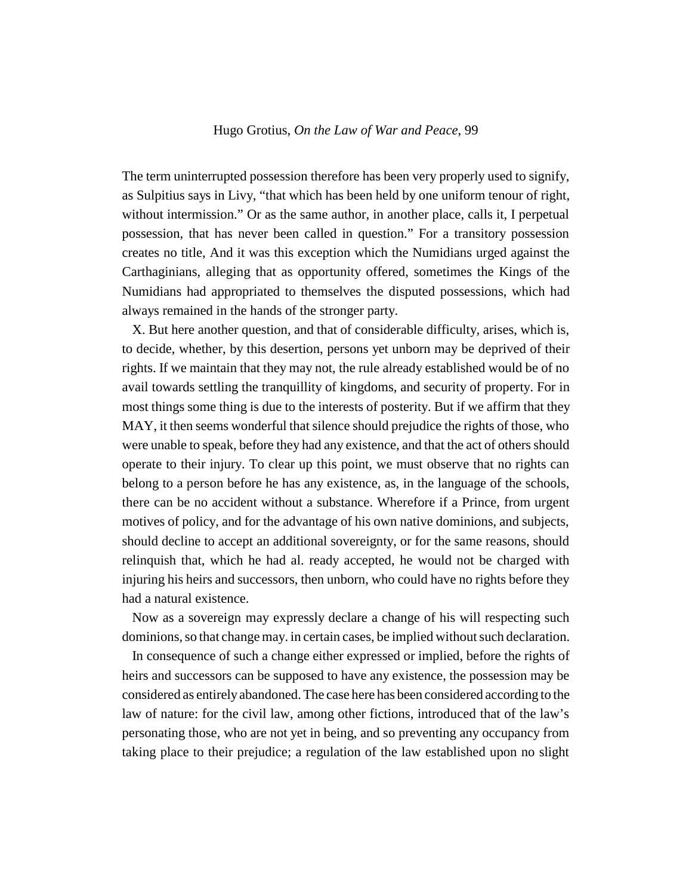The term uninterrupted possession therefore has been very properly used to signify, as Sulpitius says in Livy, "that which has been held by one uniform tenour of right, without intermission." Or as the same author, in another place, calls it, I perpetual possession, that has never been called in question." For a transitory possession creates no title, And it was this exception which the Numidians urged against the Carthaginians, alleging that as opportunity offered, sometimes the Kings of the Numidians had appropriated to themselves the disputed possessions, which had always remained in the hands of the stronger party.

X. But here another question, and that of considerable difficulty, arises, which is, to decide, whether, by this desertion, persons yet unborn may be deprived of their rights. If we maintain that they may not, the rule already established would be of no avail towards settling the tranquillity of kingdoms, and security of property. For in most things some thing is due to the interests of posterity. But if we affirm that they MAY, it then seems wonderful that silence should prejudice the rights of those, who were unable to speak, before they had any existence, and that the act of others should operate to their injury. To clear up this point, we must observe that no rights can belong to a person before he has any existence, as, in the language of the schools, there can be no accident without a substance. Wherefore if a Prince, from urgent motives of policy, and for the advantage of his own native dominions, and subjects, should decline to accept an additional sovereignty, or for the same reasons, should relinquish that, which he had al. ready accepted, he would not be charged with injuring his heirs and successors, then unborn, who could have no rights before they had a natural existence.

Now as a sovereign may expressly declare a change of his will respecting such dominions, so that change may. in certain cases, be implied without such declaration.

In consequence of such a change either expressed or implied, before the rights of heirs and successors can be supposed to have any existence, the possession may be considered as entirely abandoned. The case here has been considered according to the law of nature: for the civil law, among other fictions, introduced that of the law's personating those, who are not yet in being, and so preventing any occupancy from taking place to their prejudice; a regulation of the law established upon no slight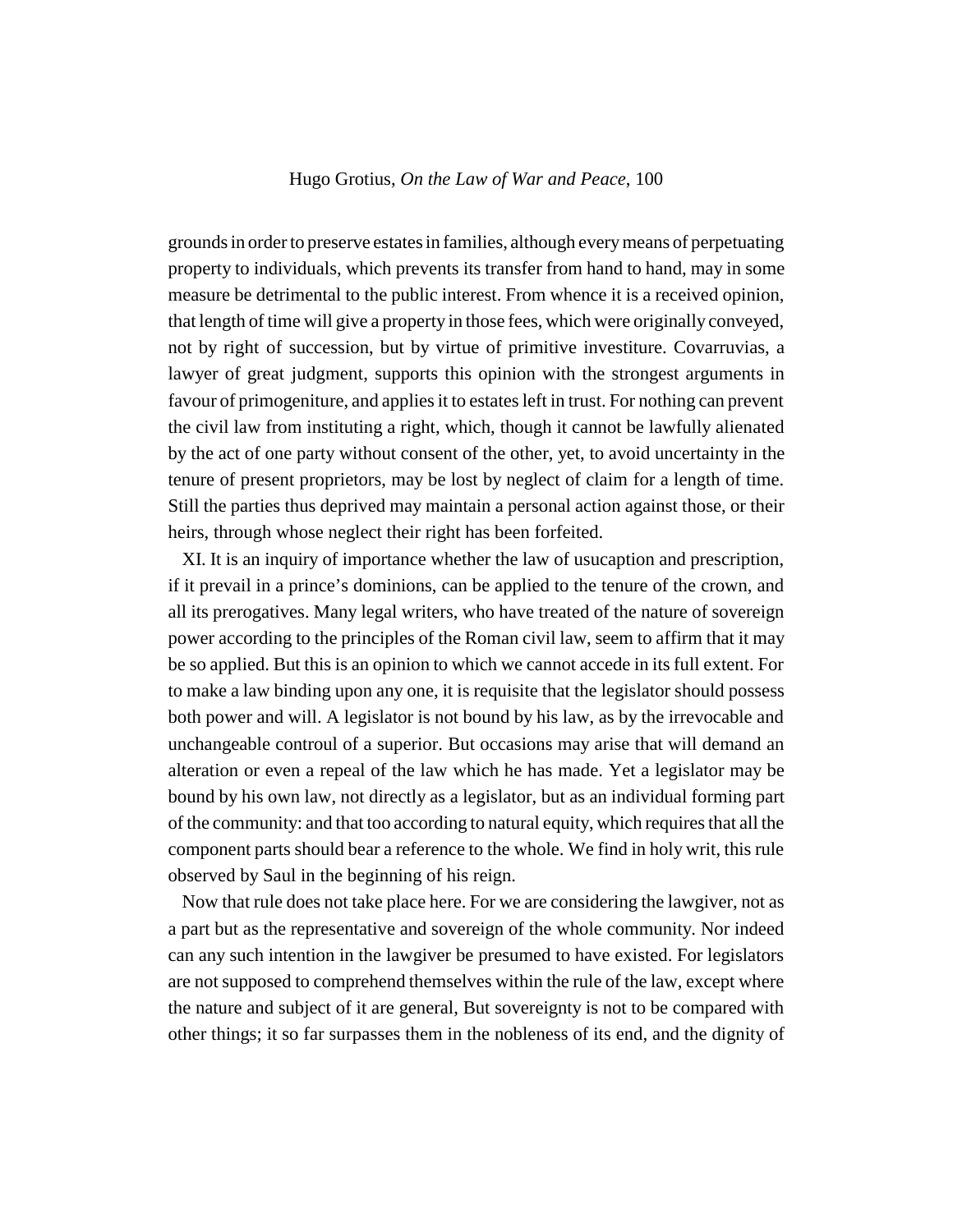grounds in order to preserve estates in families, although every means of perpetuating property to individuals, which prevents its transfer from hand to hand, may in some measure be detrimental to the public interest. From whence it is a received opinion, that length of time will give a property in those fees, which were originally conveyed, not by right of succession, but by virtue of primitive investiture. Covarruvias, a lawyer of great judgment, supports this opinion with the strongest arguments in favour of primogeniture, and applies it to estates left in trust. For nothing can prevent the civil law from instituting a right, which, though it cannot be lawfully alienated by the act of one party without consent of the other, yet, to avoid uncertainty in the tenure of present proprietors, may be lost by neglect of claim for a length of time. Still the parties thus deprived may maintain a personal action against those, or their heirs, through whose neglect their right has been forfeited.

XI. It is an inquiry of importance whether the law of usucaption and prescription, if it prevail in a prince's dominions, can be applied to the tenure of the crown, and all its prerogatives. Many legal writers, who have treated of the nature of sovereign power according to the principles of the Roman civil law, seem to affirm that it may be so applied. But this is an opinion to which we cannot accede in its full extent. For to make a law binding upon any one, it is requisite that the legislator should possess both power and will. A legislator is not bound by his law, as by the irrevocable and unchangeable controul of a superior. But occasions may arise that will demand an alteration or even a repeal of the law which he has made. Yet a legislator may be bound by his own law, not directly as a legislator, but as an individual forming part of the community: and that too according to natural equity, which requires that all the component parts should bear a reference to the whole. We find in holy writ, this rule observed by Saul in the beginning of his reign.

Now that rule does not take place here. For we are considering the lawgiver, not as a part but as the representative and sovereign of the whole community. Nor indeed can any such intention in the lawgiver be presumed to have existed. For legislators are not supposed to comprehend themselves within the rule of the law, except where the nature and subject of it are general, But sovereignty is not to be compared with other things; it so far surpasses them in the nobleness of its end, and the dignity of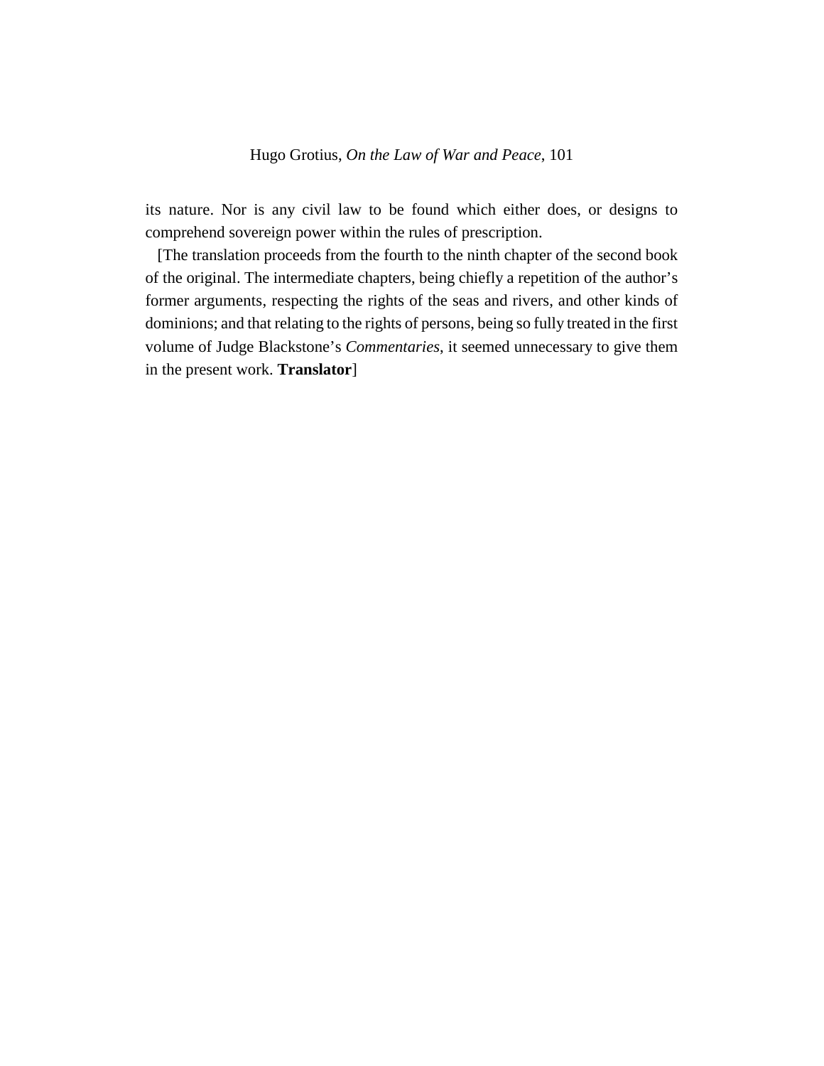its nature. Nor is any civil law to be found which either does, or designs to comprehend sovereign power within the rules of prescription.

[The translation proceeds from the fourth to the ninth chapter of the second book of the original. The intermediate chapters, being chiefly a repetition of the author's former arguments, respecting the rights of the seas and rivers, and other kinds of dominions; and that relating to the rights of persons, being so fully treated in the first volume of Judge Blackstone's *Commentaries*, it seemed unnecessary to give them in the present work. **Translator**]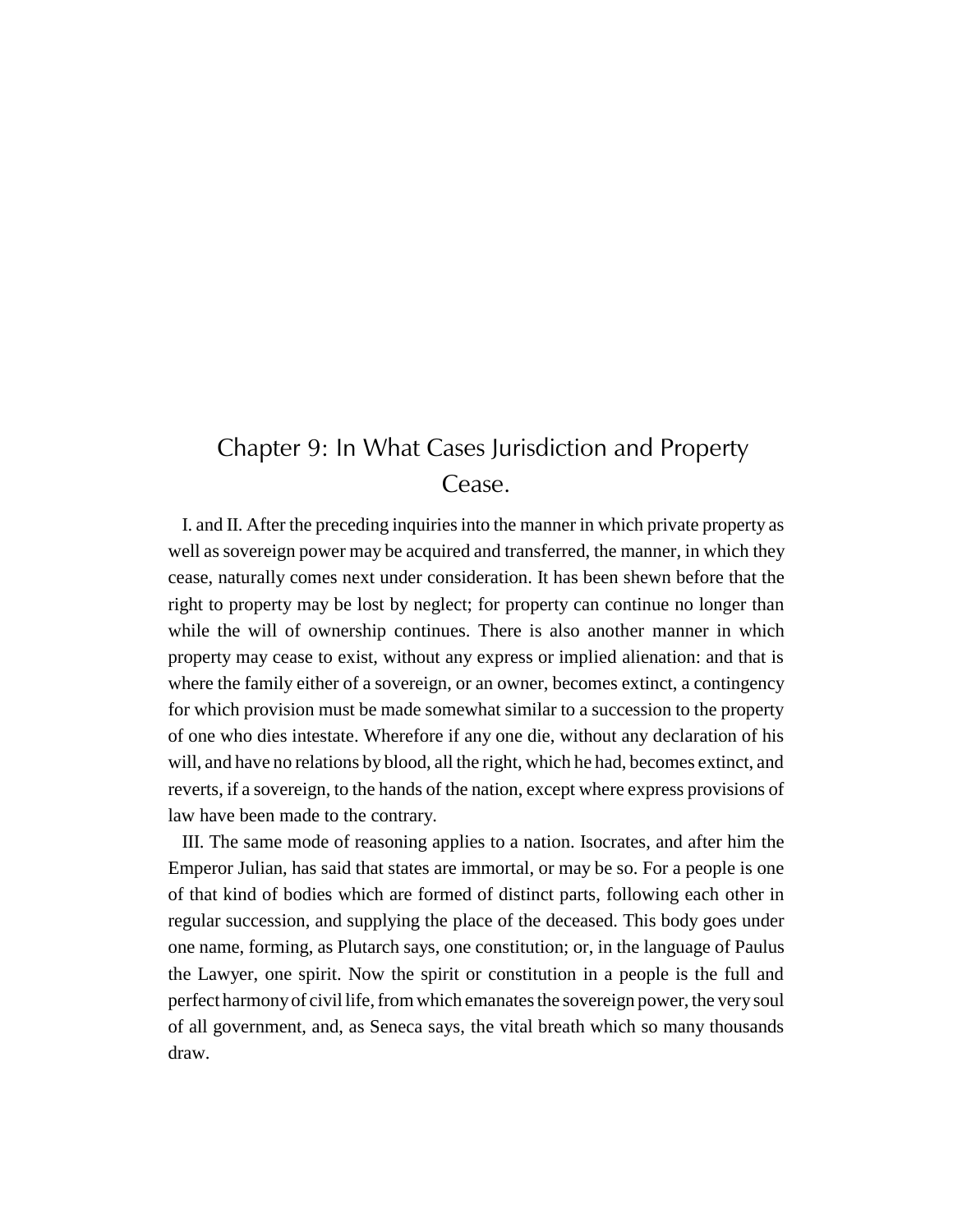# Chapter 9: In What Cases Jurisdiction and Property Cease.

I. and II. After the preceding inquiries into the manner in which private property as well as sovereign power may be acquired and transferred, the manner, in which they cease, naturally comes next under consideration. It has been shewn before that the right to property may be lost by neglect; for property can continue no longer than while the will of ownership continues. There is also another manner in which property may cease to exist, without any express or implied alienation: and that is where the family either of a sovereign, or an owner, becomes extinct, a contingency for which provision must be made somewhat similar to a succession to the property of one who dies intestate. Wherefore if any one die, without any declaration of his will, and have no relations by blood, all the right, which he had, becomes extinct, and reverts, if a sovereign, to the hands of the nation, except where express provisions of law have been made to the contrary.

III. The same mode of reasoning applies to a nation. Isocrates, and after him the Emperor Julian, has said that states are immortal, or may be so. For a people is one of that kind of bodies which are formed of distinct parts, following each other in regular succession, and supplying the place of the deceased. This body goes under one name, forming, as Plutarch says, one constitution; or, in the language of Paulus the Lawyer, one spirit. Now the spirit or constitution in a people is the full and perfect harmony of civil life, from which emanates the sovereign power, the very soul of all government, and, as Seneca says, the vital breath which so many thousands draw.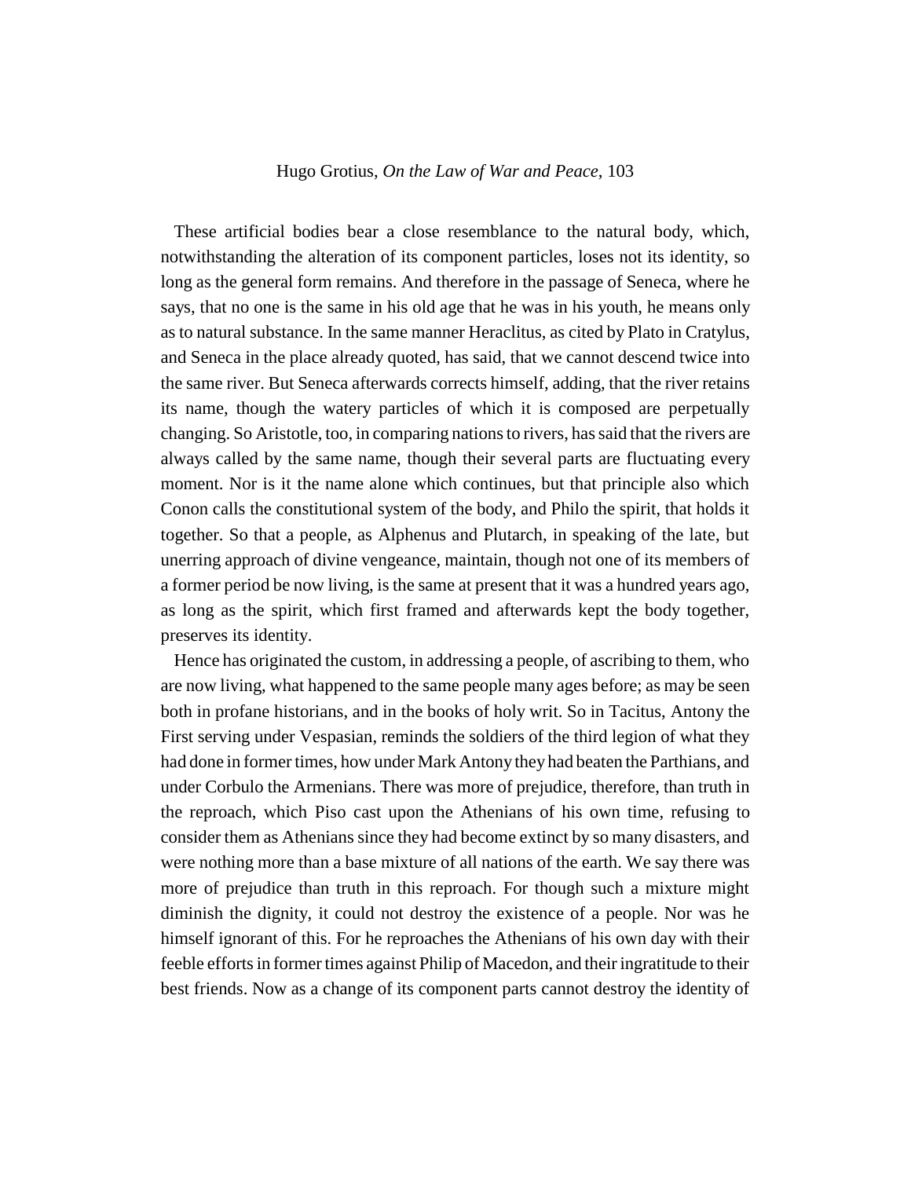These artificial bodies bear a close resemblance to the natural body, which, notwithstanding the alteration of its component particles, loses not its identity, so long as the general form remains. And therefore in the passage of Seneca, where he says, that no one is the same in his old age that he was in his youth, he means only as to natural substance. In the same manner Heraclitus, as cited by Plato in Cratylus, and Seneca in the place already quoted, has said, that we cannot descend twice into the same river. But Seneca afterwards corrects himself, adding, that the river retains its name, though the watery particles of which it is composed are perpetually changing. So Aristotle, too, in comparing nations to rivers, has said that the rivers are always called by the same name, though their several parts are fluctuating every moment. Nor is it the name alone which continues, but that principle also which Conon calls the constitutional system of the body, and Philo the spirit, that holds it together. So that a people, as Alphenus and Plutarch, in speaking of the late, but unerring approach of divine vengeance, maintain, though not one of its members of a former period be now living, is the same at present that it was a hundred years ago, as long as the spirit, which first framed and afterwards kept the body together, preserves its identity.

Hence has originated the custom, in addressing a people, of ascribing to them, who are now living, what happened to the same people many ages before; as may be seen both in profane historians, and in the books of holy writ. So in Tacitus, Antony the First serving under Vespasian, reminds the soldiers of the third legion of what they had done in former times, how under Mark Antony they had beaten the Parthians, and under Corbulo the Armenians. There was more of prejudice, therefore, than truth in the reproach, which Piso cast upon the Athenians of his own time, refusing to consider them as Athenians since they had become extinct by so many disasters, and were nothing more than a base mixture of all nations of the earth. We say there was more of prejudice than truth in this reproach. For though such a mixture might diminish the dignity, it could not destroy the existence of a people. Nor was he himself ignorant of this. For he reproaches the Athenians of his own day with their feeble efforts in former times against Philip of Macedon, and their ingratitude to their best friends. Now as a change of its component parts cannot destroy the identity of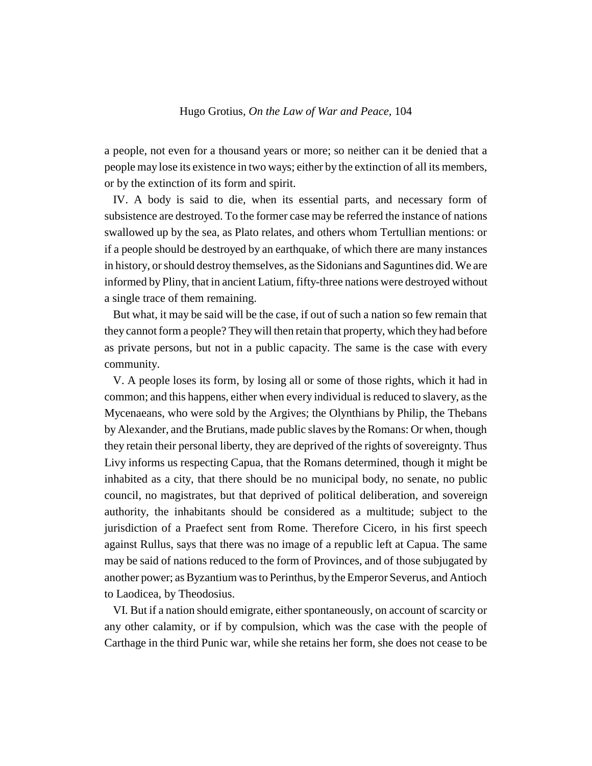a people, not even for a thousand years or more; so neither can it be denied that a people may lose its existence in two ways; either by the extinction of all its members, or by the extinction of its form and spirit.

IV. A body is said to die, when its essential parts, and necessary form of subsistence are destroyed. To the former case may be referred the instance of nations swallowed up by the sea, as Plato relates, and others whom Tertullian mentions: or if a people should be destroyed by an earthquake, of which there are many instances in history, or should destroy themselves, as the Sidonians and Saguntines did. We are informed by Pliny, that in ancient Latium, fifty-three nations were destroyed without a single trace of them remaining.

But what, it may be said will be the case, if out of such a nation so few remain that they cannot form a people? They will then retain that property, which they had before as private persons, but not in a public capacity. The same is the case with every community.

V. A people loses its form, by losing all or some of those rights, which it had in common; and this happens, either when every individual is reduced to slavery, as the Mycenaeans, who were sold by the Argives; the Olynthians by Philip, the Thebans by Alexander, and the Brutians, made public slaves by the Romans: Or when, though they retain their personal liberty, they are deprived of the rights of sovereignty. Thus Livy informs us respecting Capua, that the Romans determined, though it might be inhabited as a city, that there should be no municipal body, no senate, no public council, no magistrates, but that deprived of political deliberation, and sovereign authority, the inhabitants should be considered as a multitude; subject to the jurisdiction of a Praefect sent from Rome. Therefore Cicero, in his first speech against Rullus, says that there was no image of a republic left at Capua. The same may be said of nations reduced to the form of Provinces, and of those subjugated by another power; as Byzantium was to Perinthus, by the Emperor Severus, and Antioch to Laodicea, by Theodosius.

VI. But if a nation should emigrate, either spontaneously, on account of scarcity or any other calamity, or if by compulsion, which was the case with the people of Carthage in the third Punic war, while she retains her form, she does not cease to be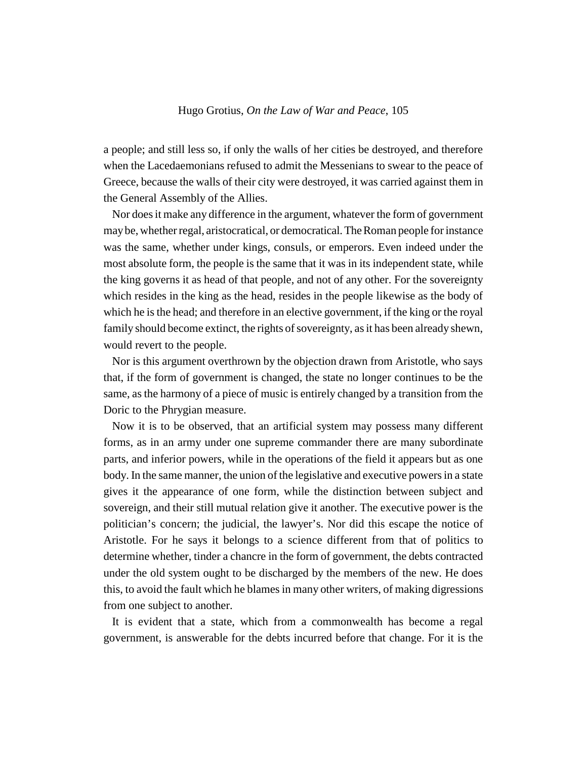a people; and still less so, if only the walls of her cities be destroyed, and therefore when the Lacedaemonians refused to admit the Messenians to swear to the peace of Greece, because the walls of their city were destroyed, it was carried against them in the General Assembly of the Allies.

Nor does it make any difference in the argument, whatever the form of government may be, whether regal, aristocratical, or democratical. The Roman people for instance was the same, whether under kings, consuls, or emperors. Even indeed under the most absolute form, the people is the same that it was in its independent state, while the king governs it as head of that people, and not of any other. For the sovereignty which resides in the king as the head, resides in the people likewise as the body of which he is the head; and therefore in an elective government, if the king or the royal family should become extinct, the rights of sovereignty, as it has been already shewn, would revert to the people.

Nor is this argument overthrown by the objection drawn from Aristotle, who says that, if the form of government is changed, the state no longer continues to be the same, as the harmony of a piece of music is entirely changed by a transition from the Doric to the Phrygian measure.

Now it is to be observed, that an artificial system may possess many different forms, as in an army under one supreme commander there are many subordinate parts, and inferior powers, while in the operations of the field it appears but as one body. In the same manner, the union of the legislative and executive powers in a state gives it the appearance of one form, while the distinction between subject and sovereign, and their still mutual relation give it another. The executive power is the politician's concern; the judicial, the lawyer's. Nor did this escape the notice of Aristotle. For he says it belongs to a science different from that of politics to determine whether, tinder a chancre in the form of government, the debts contracted under the old system ought to be discharged by the members of the new. He does this, to avoid the fault which he blames in many other writers, of making digressions from one subject to another.

It is evident that a state, which from a commonwealth has become a regal government, is answerable for the debts incurred before that change. For it is the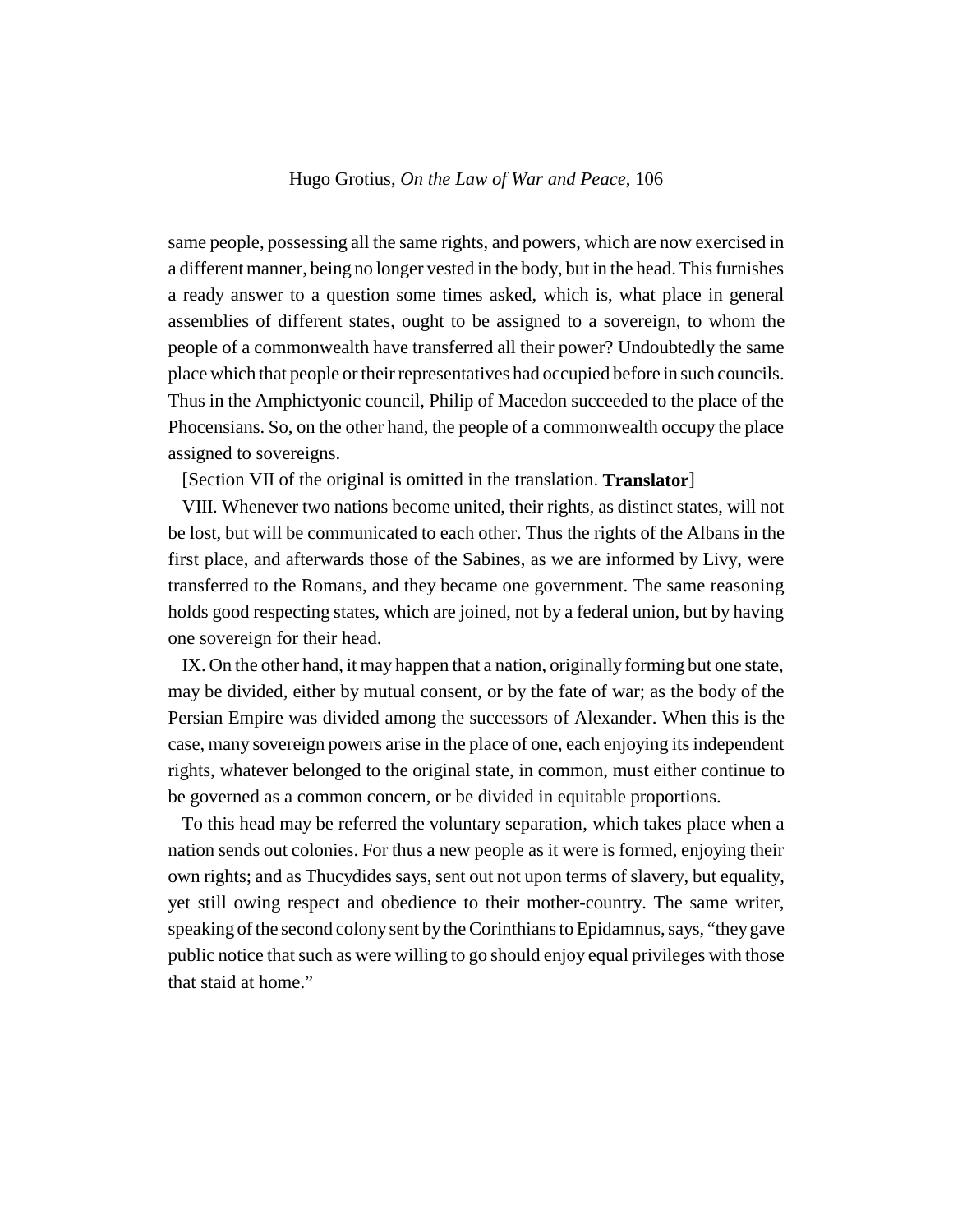same people, possessing all the same rights, and powers, which are now exercised in a different manner, being no longer vested in the body, but in the head. This furnishes a ready answer to a question some times asked, which is, what place in general assemblies of different states, ought to be assigned to a sovereign, to whom the people of a commonwealth have transferred all their power? Undoubtedly the same place which that people or their representatives had occupied before in such councils. Thus in the Amphictyonic council, Philip of Macedon succeeded to the place of the Phocensians. So, on the other hand, the people of a commonwealth occupy the place assigned to sovereigns.

[Section VII of the original is omitted in the translation. **Translator**]

VIII. Whenever two nations become united, their rights, as distinct states, will not be lost, but will be communicated to each other. Thus the rights of the Albans in the first place, and afterwards those of the Sabines, as we are informed by Livy, were transferred to the Romans, and they became one government. The same reasoning holds good respecting states, which are joined, not by a federal union, but by having one sovereign for their head.

IX. On the other hand, it may happen that a nation, originally forming but one state, may be divided, either by mutual consent, or by the fate of war; as the body of the Persian Empire was divided among the successors of Alexander. When this is the case, many sovereign powers arise in the place of one, each enjoying its independent rights, whatever belonged to the original state, in common, must either continue to be governed as a common concern, or be divided in equitable proportions.

To this head may be referred the voluntary separation, which takes place when a nation sends out colonies. For thus a new people as it were is formed, enjoying their own rights; and as Thucydides says, sent out not upon terms of slavery, but equality, yet still owing respect and obedience to their mother-country. The same writer, speaking of the second colony sent by the Corinthians to Epidamnus, says, "they gave public notice that such as were willing to go should enjoy equal privileges with those that staid at home."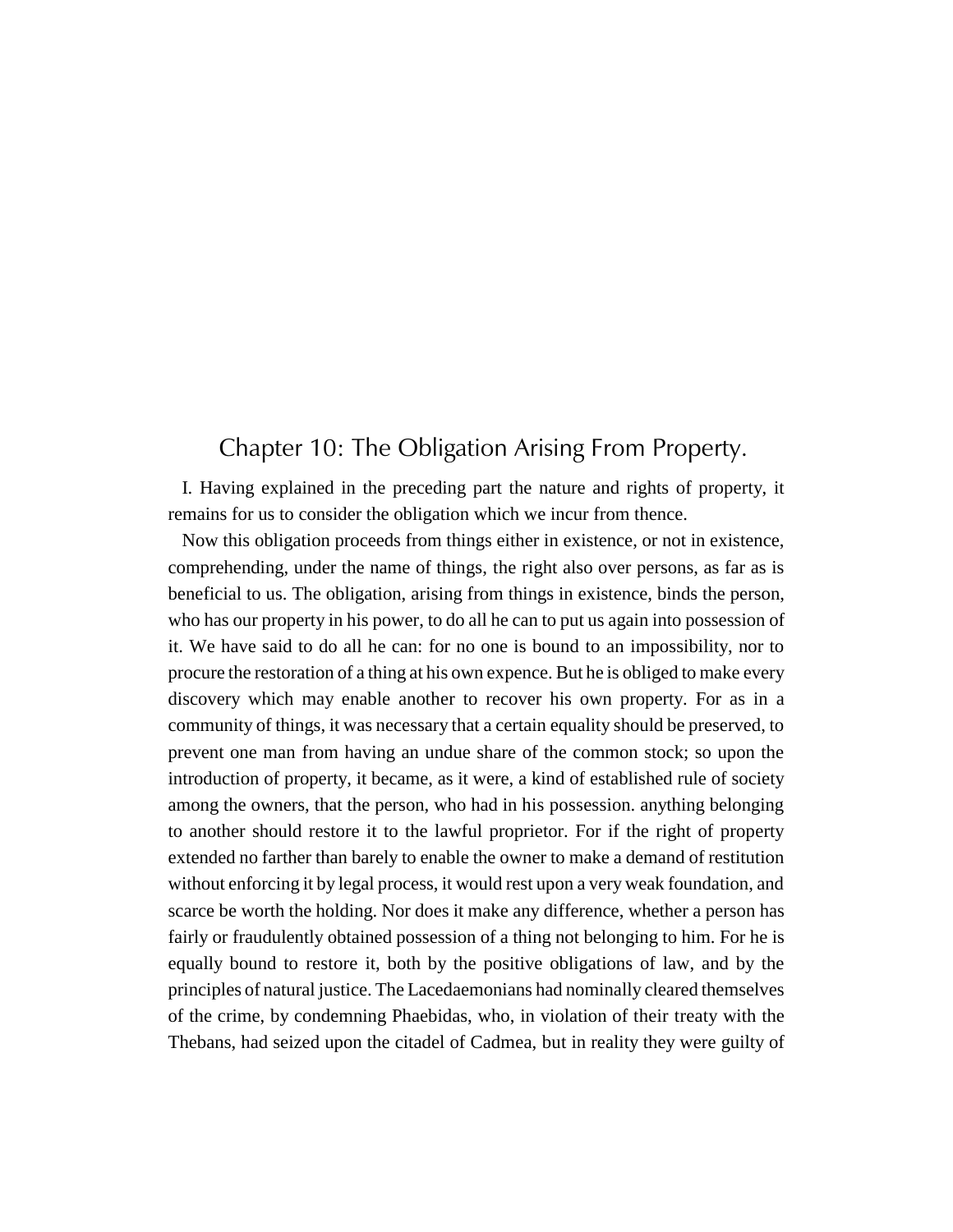# Chapter 10: The Obligation Arising From Property.

I. Having explained in the preceding part the nature and rights of property, it remains for us to consider the obligation which we incur from thence.

Now this obligation proceeds from things either in existence, or not in existence, comprehending, under the name of things, the right also over persons, as far as is beneficial to us. The obligation, arising from things in existence, binds the person, who has our property in his power, to do all he can to put us again into possession of it. We have said to do all he can: for no one is bound to an impossibility, nor to procure the restoration of a thing at his own expence. But he is obliged to make every discovery which may enable another to recover his own property. For as in a community of things, it was necessary that a certain equality should be preserved, to prevent one man from having an undue share of the common stock; so upon the introduction of property, it became, as it were, a kind of established rule of society among the owners, that the person, who had in his possession. anything belonging to another should restore it to the lawful proprietor. For if the right of property extended no farther than barely to enable the owner to make a demand of restitution without enforcing it by legal process, it would rest upon a very weak foundation, and scarce be worth the holding. Nor does it make any difference, whether a person has fairly or fraudulently obtained possession of a thing not belonging to him. For he is equally bound to restore it, both by the positive obligations of law, and by the principles of natural justice. The Lacedaemonians had nominally cleared themselves of the crime, by condemning Phaebidas, who, in violation of their treaty with the Thebans, had seized upon the citadel of Cadmea, but in reality they were guilty of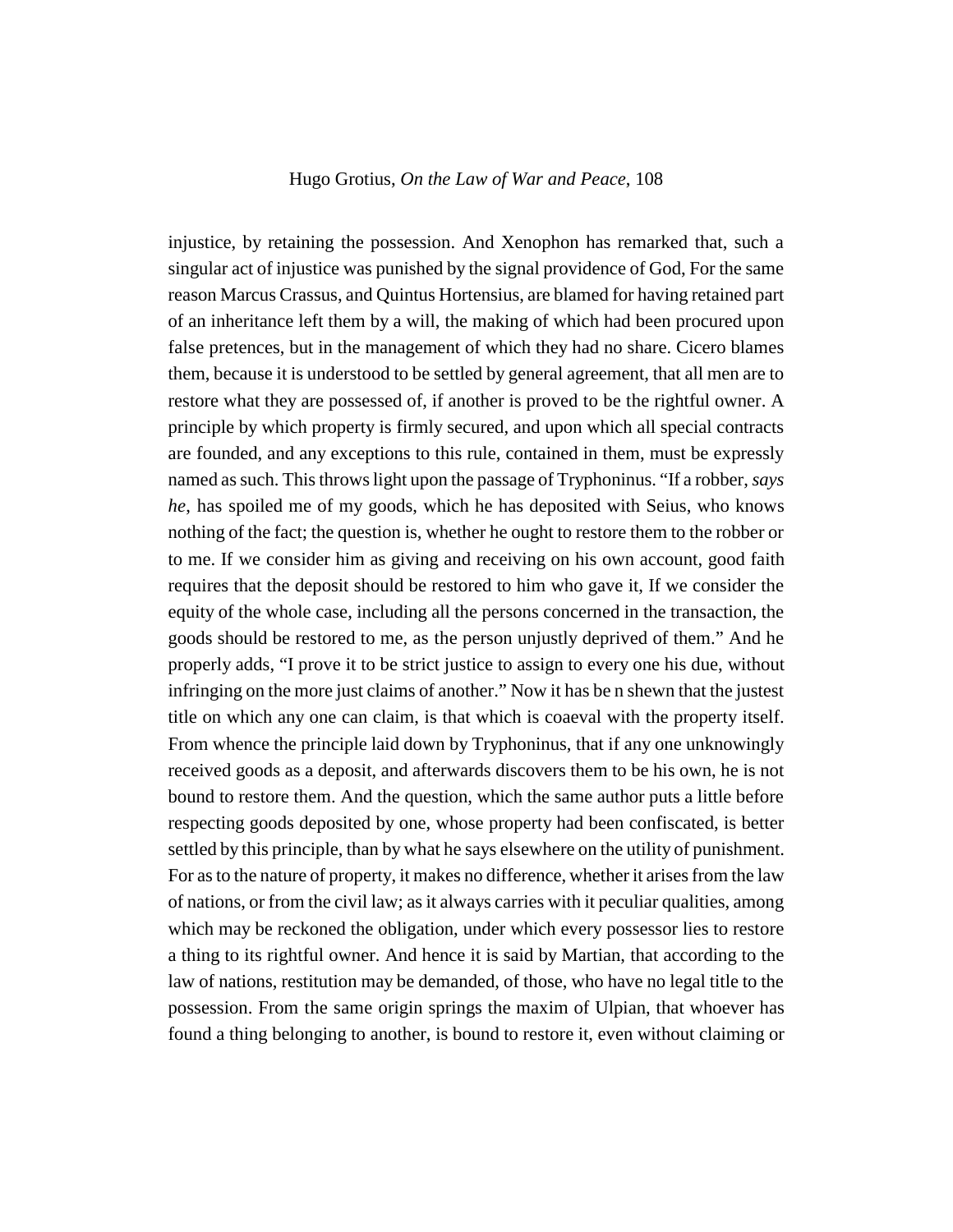injustice, by retaining the possession. And Xenophon has remarked that, such a singular act of injustice was punished by the signal providence of God, For the same reason Marcus Crassus, and Quintus Hortensius, are blamed for having retained part of an inheritance left them by a will, the making of which had been procured upon false pretences, but in the management of which they had no share. Cicero blames them, because it is understood to be settled by general agreement, that all men are to restore what they are possessed of, if another is proved to be the rightful owner. A principle by which property is firmly secured, and upon which all special contracts are founded, and any exceptions to this rule, contained in them, must be expressly named as such. This throws light upon the passage of Tryphoninus. "If a robber, *says he*, has spoiled me of my goods, which he has deposited with Seius, who knows nothing of the fact; the question is, whether he ought to restore them to the robber or to me. If we consider him as giving and receiving on his own account, good faith requires that the deposit should be restored to him who gave it, If we consider the equity of the whole case, including all the persons concerned in the transaction, the goods should be restored to me, as the person unjustly deprived of them." And he properly adds, "I prove it to be strict justice to assign to every one his due, without infringing on the more just claims of another." Now it has be n shewn that the justest title on which any one can claim, is that which is coaeval with the property itself. From whence the principle laid down by Tryphoninus, that if any one unknowingly received goods as a deposit, and afterwards discovers them to be his own, he is not bound to restore them. And the question, which the same author puts a little before respecting goods deposited by one, whose property had been confiscated, is better settled by this principle, than by what he says elsewhere on the utility of punishment. For as to the nature of property, it makes no difference, whether it arises from the law of nations, or from the civil law; as it always carries with it peculiar qualities, among which may be reckoned the obligation, under which every possessor lies to restore a thing to its rightful owner. And hence it is said by Martian, that according to the law of nations, restitution may be demanded, of those, who have no legal title to the possession. From the same origin springs the maxim of Ulpian, that whoever has found a thing belonging to another, is bound to restore it, even without claiming or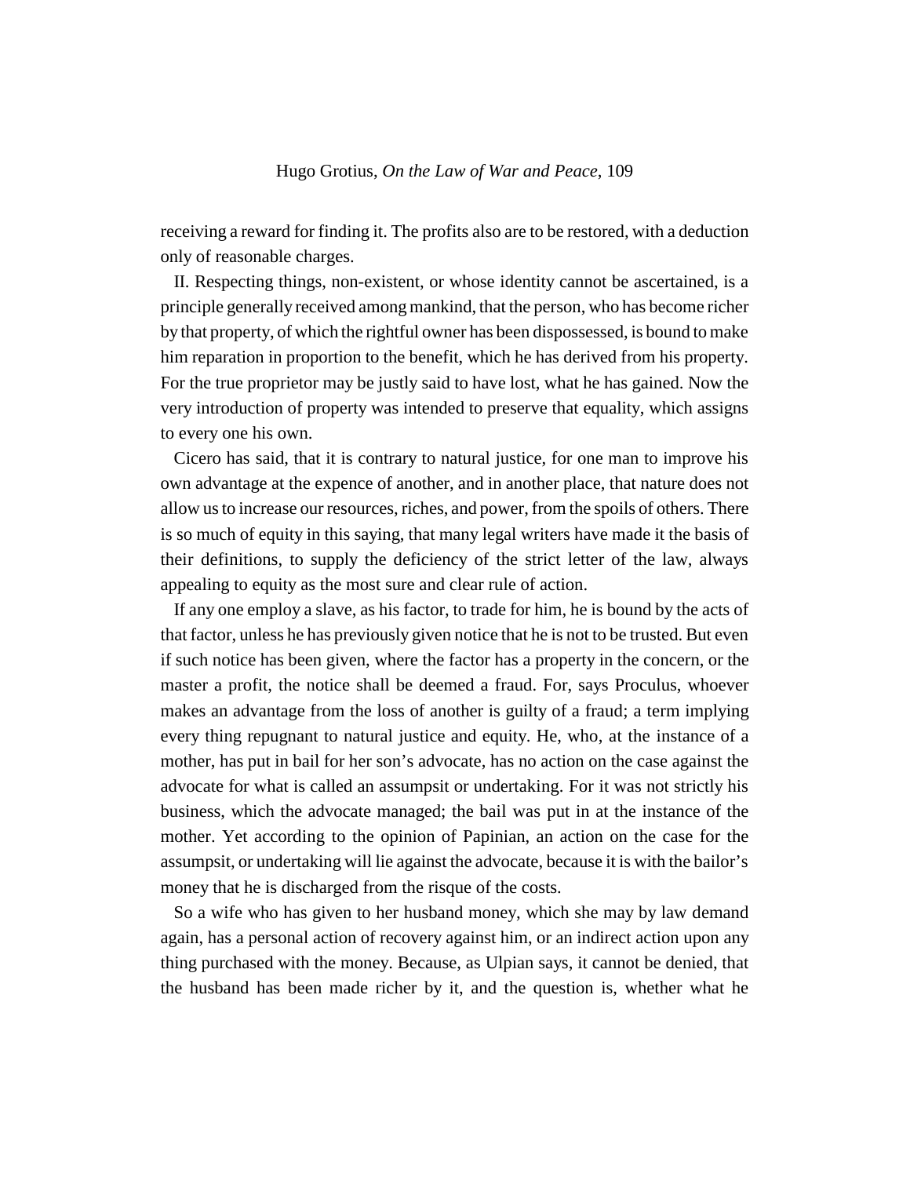receiving a reward for finding it. The profits also are to be restored, with a deduction only of reasonable charges.

II. Respecting things, non-existent, or whose identity cannot be ascertained, is a principle generally received among mankind, that the person, who has become richer by that property, of which the rightful owner has been dispossessed, is bound to make him reparation in proportion to the benefit, which he has derived from his property. For the true proprietor may be justly said to have lost, what he has gained. Now the very introduction of property was intended to preserve that equality, which assigns to every one his own.

Cicero has said, that it is contrary to natural justice, for one man to improve his own advantage at the expence of another, and in another place, that nature does not allow us to increase our resources, riches, and power, from the spoils of others. There is so much of equity in this saying, that many legal writers have made it the basis of their definitions, to supply the deficiency of the strict letter of the law, always appealing to equity as the most sure and clear rule of action.

If any one employ a slave, as his factor, to trade for him, he is bound by the acts of that factor, unless he has previously given notice that he is not to be trusted. But even if such notice has been given, where the factor has a property in the concern, or the master a profit, the notice shall be deemed a fraud. For, says Proculus, whoever makes an advantage from the loss of another is guilty of a fraud; a term implying every thing repugnant to natural justice and equity. He, who, at the instance of a mother, has put in bail for her son's advocate, has no action on the case against the advocate for what is called an assumpsit or undertaking. For it was not strictly his business, which the advocate managed; the bail was put in at the instance of the mother. Yet according to the opinion of Papinian, an action on the case for the assumpsit, or undertaking will lie against the advocate, because it is with the bailor's money that he is discharged from the risque of the costs.

So a wife who has given to her husband money, which she may by law demand again, has a personal action of recovery against him, or an indirect action upon any thing purchased with the money. Because, as Ulpian says, it cannot be denied, that the husband has been made richer by it, and the question is, whether what he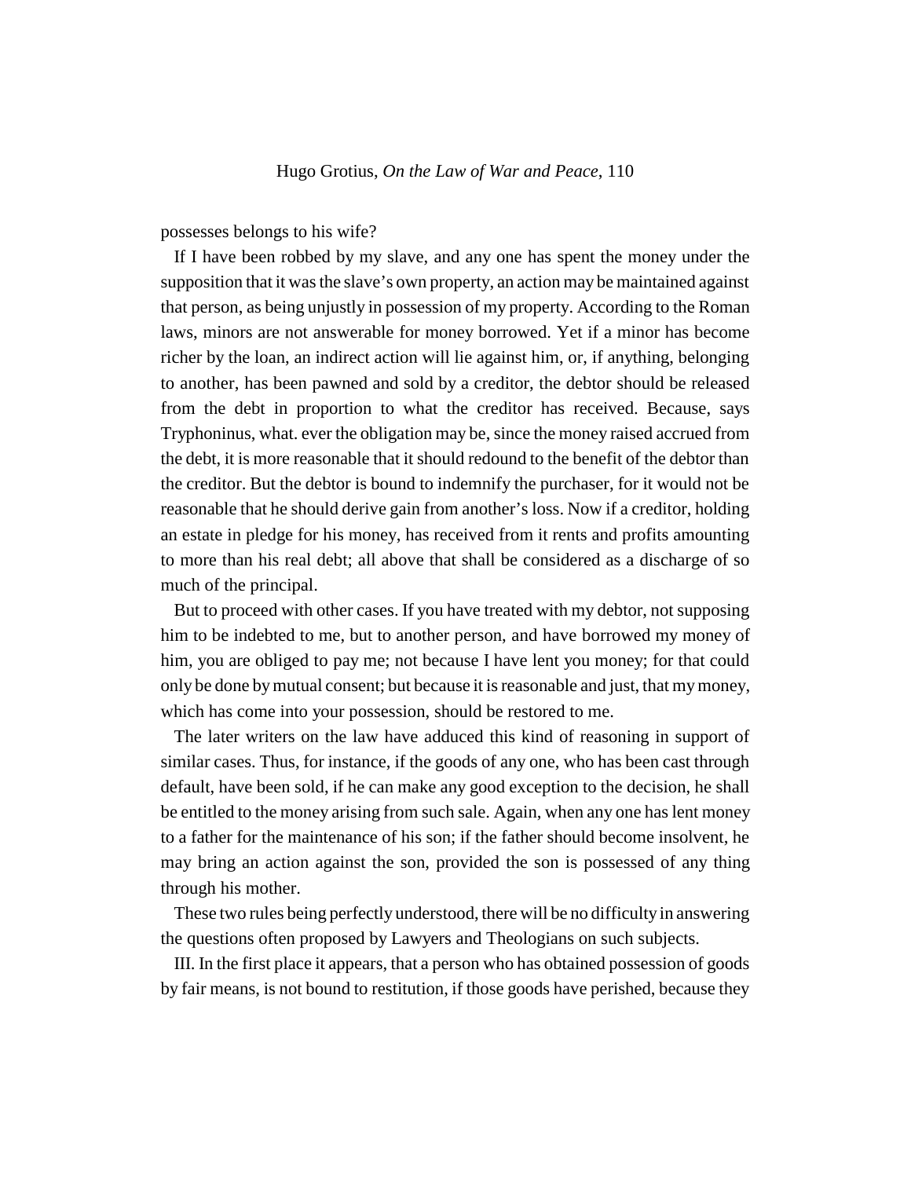possesses belongs to his wife?

If I have been robbed by my slave, and any one has spent the money under the supposition that it was the slave's own property, an action may be maintained against that person, as being unjustly in possession of my property. According to the Roman laws, minors are not answerable for money borrowed. Yet if a minor has become richer by the loan, an indirect action will lie against him, or, if anything, belonging to another, has been pawned and sold by a creditor, the debtor should be released from the debt in proportion to what the creditor has received. Because, says Tryphoninus, what. ever the obligation may be, since the money raised accrued from the debt, it is more reasonable that it should redound to the benefit of the debtor than the creditor. But the debtor is bound to indemnify the purchaser, for it would not be reasonable that he should derive gain from another's loss. Now if a creditor, holding an estate in pledge for his money, has received from it rents and profits amounting to more than his real debt; all above that shall be considered as a discharge of so much of the principal.

But to proceed with other cases. If you have treated with my debtor, not supposing him to be indebted to me, but to another person, and have borrowed my money of him, you are obliged to pay me; not because I have lent you money; for that could only be done by mutual consent; but because it is reasonable and just, that my money, which has come into your possession, should be restored to me.

The later writers on the law have adduced this kind of reasoning in support of similar cases. Thus, for instance, if the goods of any one, who has been cast through default, have been sold, if he can make any good exception to the decision, he shall be entitled to the money arising from such sale. Again, when any one has lent money to a father for the maintenance of his son; if the father should become insolvent, he may bring an action against the son, provided the son is possessed of any thing through his mother.

These two rules being perfectly understood, there will be no difficulty in answering the questions often proposed by Lawyers and Theologians on such subjects.

III. In the first place it appears, that a person who has obtained possession of goods by fair means, is not bound to restitution, if those goods have perished, because they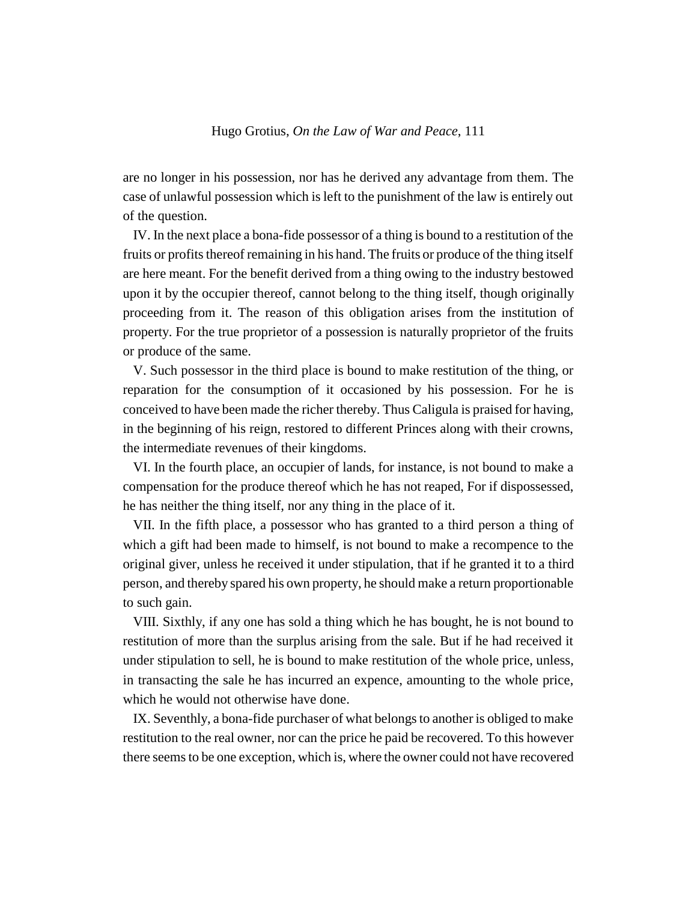are no longer in his possession, nor has he derived any advantage from them. The case of unlawful possession which is left to the punishment of the law is entirely out of the question.

IV. In the next place a bona-fide possessor of a thing is bound to a restitution of the fruits or profits thereof remaining in his hand. The fruits or produce of the thing itself are here meant. For the benefit derived from a thing owing to the industry bestowed upon it by the occupier thereof, cannot belong to the thing itself, though originally proceeding from it. The reason of this obligation arises from the institution of property. For the true proprietor of a possession is naturally proprietor of the fruits or produce of the same.

V. Such possessor in the third place is bound to make restitution of the thing, or reparation for the consumption of it occasioned by his possession. For he is conceived to have been made the richer thereby. Thus Caligula is praised for having, in the beginning of his reign, restored to different Princes along with their crowns, the intermediate revenues of their kingdoms.

VI. In the fourth place, an occupier of lands, for instance, is not bound to make a compensation for the produce thereof which he has not reaped, For if dispossessed, he has neither the thing itself, nor any thing in the place of it.

VII. In the fifth place, a possessor who has granted to a third person a thing of which a gift had been made to himself, is not bound to make a recompence to the original giver, unless he received it under stipulation, that if he granted it to a third person, and thereby spared his own property, he should make a return proportionable to such gain.

VIII. Sixthly, if any one has sold a thing which he has bought, he is not bound to restitution of more than the surplus arising from the sale. But if he had received it under stipulation to sell, he is bound to make restitution of the whole price, unless, in transacting the sale he has incurred an expence, amounting to the whole price, which he would not otherwise have done.

IX. Seventhly, a bona-fide purchaser of what belongs to another is obliged to make restitution to the real owner, nor can the price he paid be recovered. To this however there seems to be one exception, which is, where the owner could not have recovered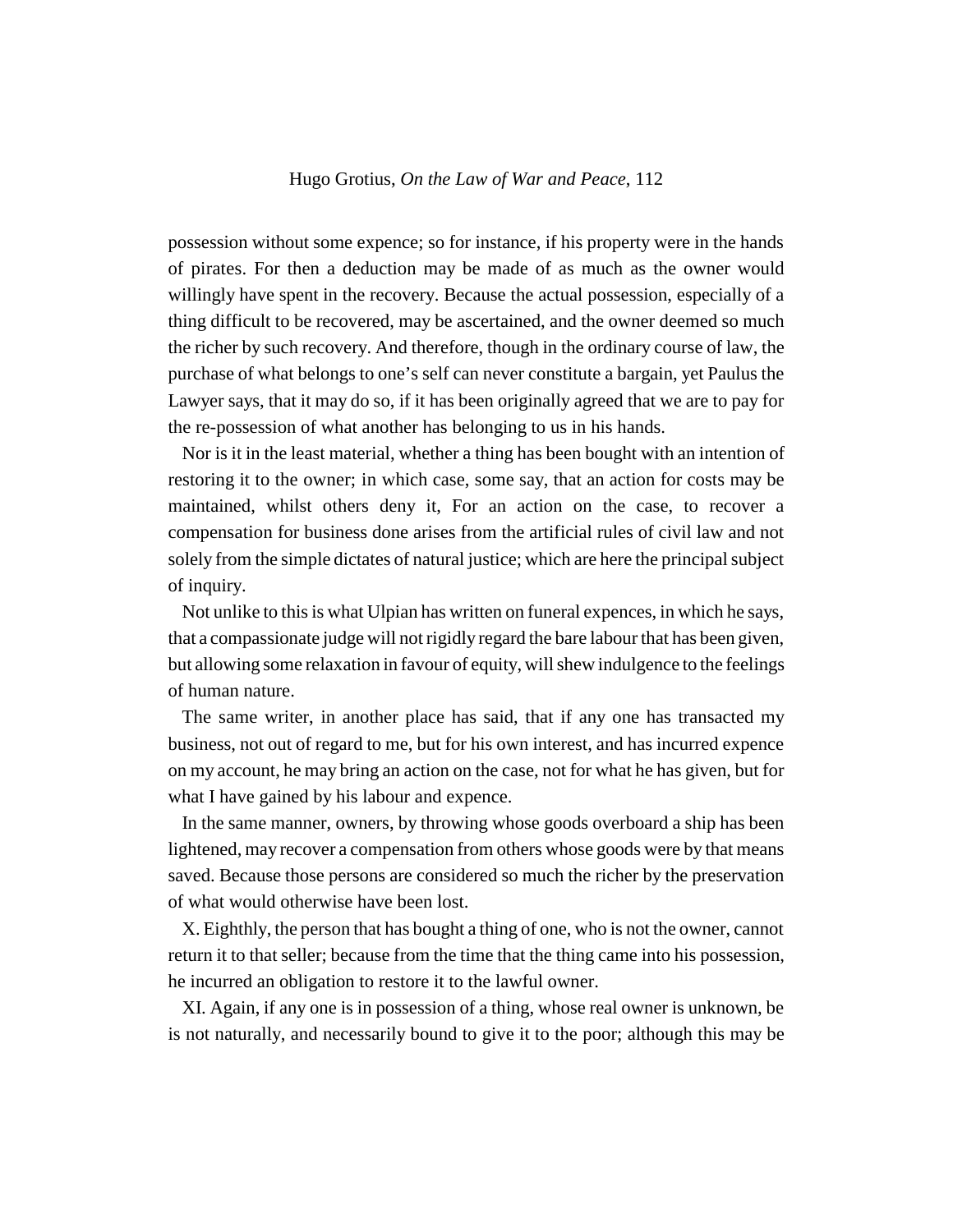possession without some expence; so for instance, if his property were in the hands of pirates. For then a deduction may be made of as much as the owner would willingly have spent in the recovery. Because the actual possession, especially of a thing difficult to be recovered, may be ascertained, and the owner deemed so much the richer by such recovery. And therefore, though in the ordinary course of law, the purchase of what belongs to one's self can never constitute a bargain, yet Paulus the Lawyer says, that it may do so, if it has been originally agreed that we are to pay for the re-possession of what another has belonging to us in his hands.

Nor is it in the least material, whether a thing has been bought with an intention of restoring it to the owner; in which case, some say, that an action for costs may be maintained, whilst others deny it, For an action on the case, to recover a compensation for business done arises from the artificial rules of civil law and not solely from the simple dictates of natural justice; which are here the principal subject of inquiry.

Not unlike to this is what Ulpian has written on funeral expences, in which he says, that a compassionate judge will not rigidly regard the bare labour that has been given, but allowing some relaxation in favour of equity, will shew indulgence to the feelings of human nature.

The same writer, in another place has said, that if any one has transacted my business, not out of regard to me, but for his own interest, and has incurred expence on my account, he may bring an action on the case, not for what he has given, but for what I have gained by his labour and expence.

In the same manner, owners, by throwing whose goods overboard a ship has been lightened, may recover a compensation from others whose goods were by that means saved. Because those persons are considered so much the richer by the preservation of what would otherwise have been lost.

X. Eighthly, the person that has bought a thing of one, who is not the owner, cannot return it to that seller; because from the time that the thing came into his possession, he incurred an obligation to restore it to the lawful owner.

XI. Again, if any one is in possession of a thing, whose real owner is unknown, be is not naturally, and necessarily bound to give it to the poor; although this may be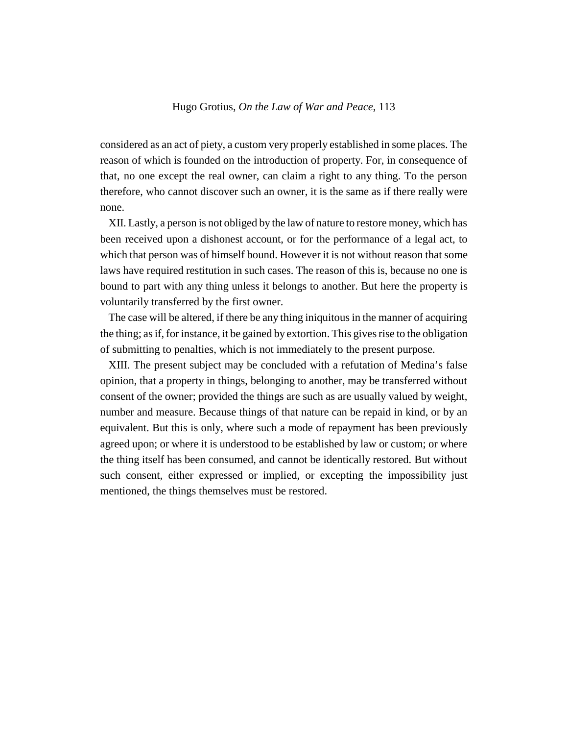considered as an act of piety, a custom very properly established in some places. The reason of which is founded on the introduction of property. For, in consequence of that, no one except the real owner, can claim a right to any thing. To the person therefore, who cannot discover such an owner, it is the same as if there really were none.

XII. Lastly, a person is not obliged by the law of nature to restore money, which has been received upon a dishonest account, or for the performance of a legal act, to which that person was of himself bound. However it is not without reason that some laws have required restitution in such cases. The reason of this is, because no one is bound to part with any thing unless it belongs to another. But here the property is voluntarily transferred by the first owner.

The case will be altered, if there be any thing iniquitous in the manner of acquiring the thing; as if, for instance, it be gained by extortion. This gives rise to the obligation of submitting to penalties, which is not immediately to the present purpose.

XIII. The present subject may be concluded with a refutation of Medina's false opinion, that a property in things, belonging to another, may be transferred without consent of the owner; provided the things are such as are usually valued by weight, number and measure. Because things of that nature can be repaid in kind, or by an equivalent. But this is only, where such a mode of repayment has been previously agreed upon; or where it is understood to be established by law or custom; or where the thing itself has been consumed, and cannot be identically restored. But without such consent, either expressed or implied, or excepting the impossibility just mentioned, the things themselves must be restored.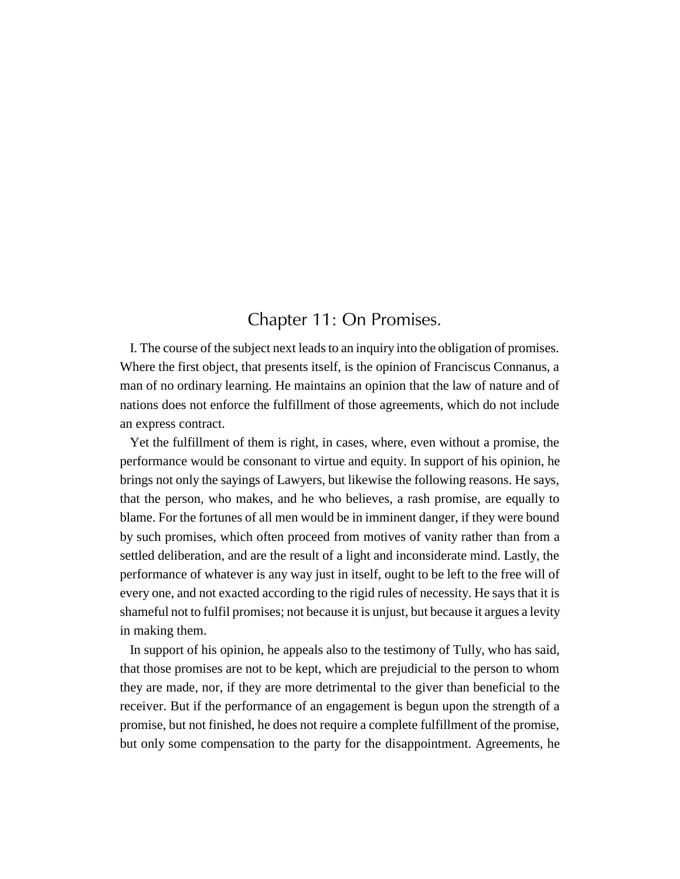## Chapter 11: On Promises.

I. The course of the subject next leads to an inquiry into the obligation of promises. Where the first object, that presents itself, is the opinion of Franciscus Connanus, a man of no ordinary learning. He maintains an opinion that the law of nature and of nations does not enforce the fulfillment of those agreements, which do not include an express contract.

Yet the fulfillment of them is right, in cases, where, even without a promise, the performance would be consonant to virtue and equity. In support of his opinion, he brings not only the sayings of Lawyers, but likewise the following reasons. He says, that the person, who makes, and he who believes, a rash promise, are equally to blame. For the fortunes of all men would be in imminent danger, if they were bound by such promises, which often proceed from motives of vanity rather than from a settled deliberation, and are the result of a light and inconsiderate mind. Lastly, the performance of whatever is any way just in itself, ought to be left to the free will of every one, and not exacted according to the rigid rules of necessity. He says that it is shameful not to fulfil promises; not because it is unjust, but because it argues a levity in making them.

In support of his opinion, he appeals also to the testimony of Tully, who has said, that those promises are not to be kept, which are prejudicial to the person to whom they are made, nor, if they are more detrimental to the giver than beneficial to the receiver. But if the performance of an engagement is begun upon the strength of a promise, but not finished, he does not require a complete fulfillment of the promise, but only some compensation to the party for the disappointment. Agreements, he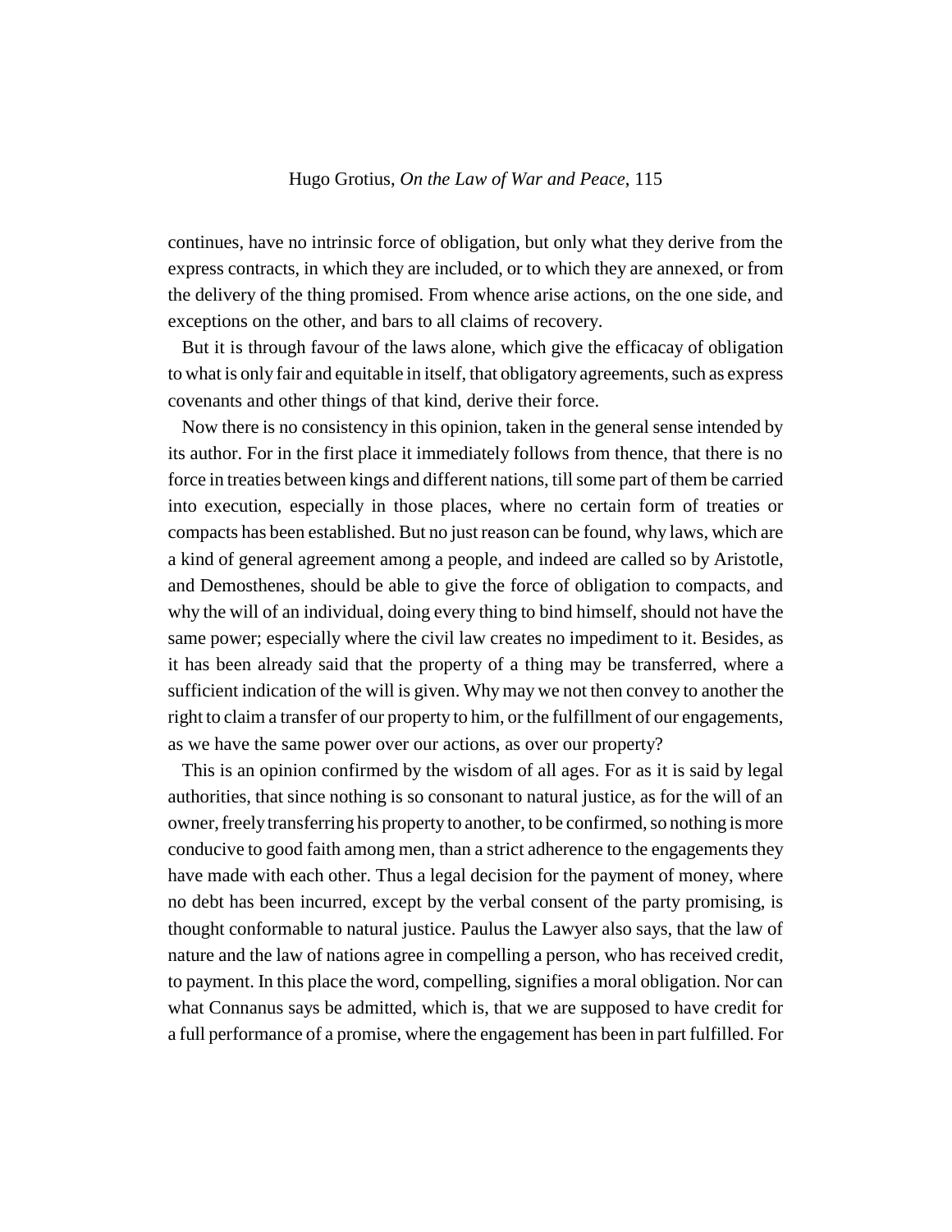continues, have no intrinsic force of obligation, but only what they derive from the express contracts, in which they are included, or to which they are annexed, or from the delivery of the thing promised. From whence arise actions, on the one side, and exceptions on the other, and bars to all claims of recovery.

But it is through favour of the laws alone, which give the efficacay of obligation to what is only fair and equitable in itself, that obligatory agreements, such as express covenants and other things of that kind, derive their force.

Now there is no consistency in this opinion, taken in the general sense intended by its author. For in the first place it immediately follows from thence, that there is no force in treaties between kings and different nations, till some part of them be carried into execution, especially in those places, where no certain form of treaties or compacts has been established. But no just reason can be found, why laws, which are a kind of general agreement among a people, and indeed are called so by Aristotle, and Demosthenes, should be able to give the force of obligation to compacts, and why the will of an individual, doing every thing to bind himself, should not have the same power; especially where the civil law creates no impediment to it. Besides, as it has been already said that the property of a thing may be transferred, where a sufficient indication of the will is given. Why may we not then convey to another the right to claim a transfer of our property to him, or the fulfillment of our engagements, as we have the same power over our actions, as over our property?

This is an opinion confirmed by the wisdom of all ages. For as it is said by legal authorities, that since nothing is so consonant to natural justice, as for the will of an owner, freely transferring his property to another, to be confirmed, so nothing is more conducive to good faith among men, than a strict adherence to the engagements they have made with each other. Thus a legal decision for the payment of money, where no debt has been incurred, except by the verbal consent of the party promising, is thought conformable to natural justice. Paulus the Lawyer also says, that the law of nature and the law of nations agree in compelling a person, who has received credit, to payment. In this place the word, compelling, signifies a moral obligation. Nor can what Connanus says be admitted, which is, that we are supposed to have credit for a full performance of a promise, where the engagement has been in part fulfilled. For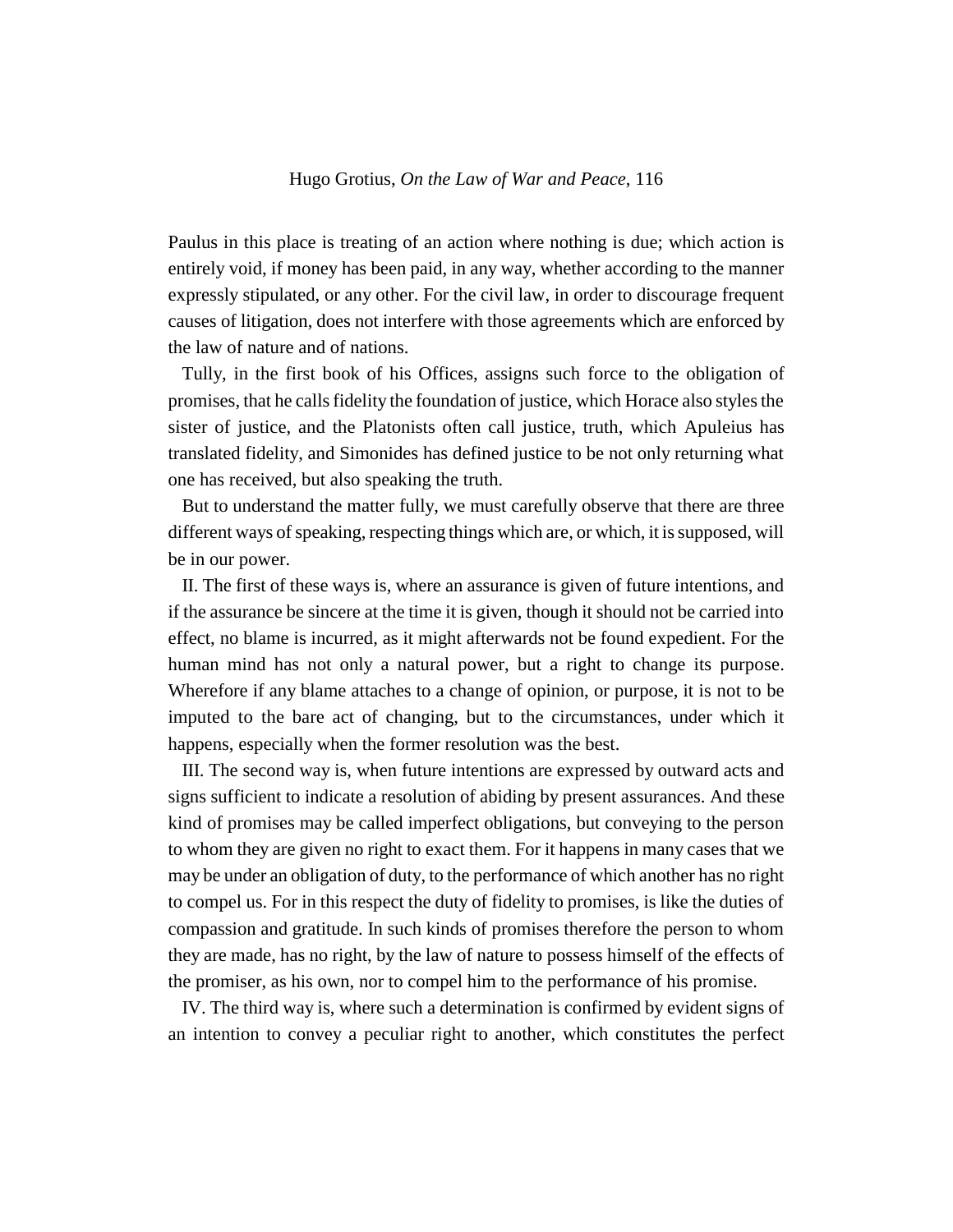Paulus in this place is treating of an action where nothing is due; which action is entirely void, if money has been paid, in any way, whether according to the manner expressly stipulated, or any other. For the civil law, in order to discourage frequent causes of litigation, does not interfere with those agreements which are enforced by the law of nature and of nations.

Tully, in the first book of his Offices, assigns such force to the obligation of promises, that he calls fidelity the foundation of justice, which Horace also styles the sister of justice, and the Platonists often call justice, truth, which Apuleius has translated fidelity, and Simonides has defined justice to be not only returning what one has received, but also speaking the truth.

But to understand the matter fully, we must carefully observe that there are three different ways of speaking, respecting things which are, or which, it is supposed, will be in our power.

II. The first of these ways is, where an assurance is given of future intentions, and if the assurance be sincere at the time it is given, though it should not be carried into effect, no blame is incurred, as it might afterwards not be found expedient. For the human mind has not only a natural power, but a right to change its purpose. Wherefore if any blame attaches to a change of opinion, or purpose, it is not to be imputed to the bare act of changing, but to the circumstances, under which it happens, especially when the former resolution was the best.

III. The second way is, when future intentions are expressed by outward acts and signs sufficient to indicate a resolution of abiding by present assurances. And these kind of promises may be called imperfect obligations, but conveying to the person to whom they are given no right to exact them. For it happens in many cases that we may be under an obligation of duty, to the performance of which another has no right to compel us. For in this respect the duty of fidelity to promises, is like the duties of compassion and gratitude. In such kinds of promises therefore the person to whom they are made, has no right, by the law of nature to possess himself of the effects of the promiser, as his own, nor to compel him to the performance of his promise.

IV. The third way is, where such a determination is confirmed by evident signs of an intention to convey a peculiar right to another, which constitutes the perfect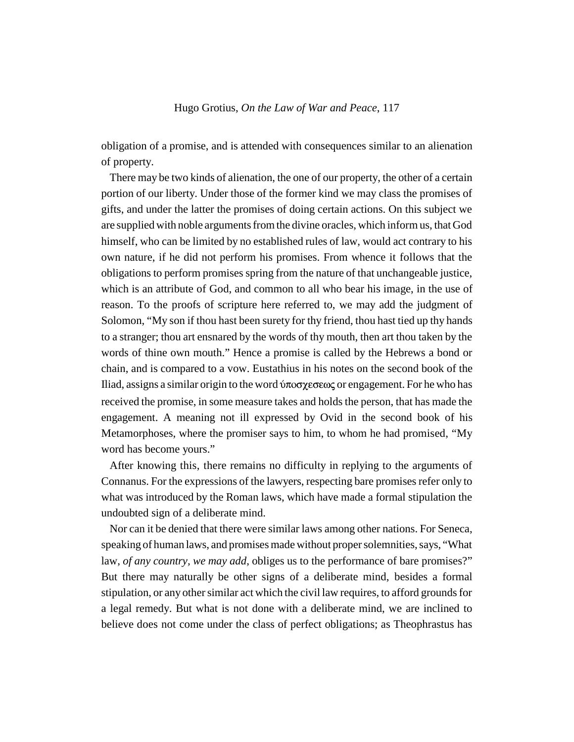obligation of a promise, and is attended with consequences similar to an alienation of property.

There may be two kinds of alienation, the one of our property, the other of a certain portion of our liberty. Under those of the former kind we may class the promises of gifts, and under the latter the promises of doing certain actions. On this subject we are supplied with noble arguments from the divine oracles, which inform us, that God himself, who can be limited by no established rules of law, would act contrary to his own nature, if he did not perform his promises. From whence it follows that the obligations to perform promises spring from the nature of that unchangeable justice, which is an attribute of God, and common to all who bear his image, in the use of reason. To the proofs of scripture here referred to, we may add the judgment of Solomon, "My son if thou hast been surety for thy friend, thou hast tied up thy hands to a stranger; thou art ensnared by the words of thy mouth, then art thou taken by the words of thine own mouth." Hence a promise is called by the Hebrews a bond or chain, and is compared to a vow. Eustathius in his notes on the second book of the Iliad, assigns a similar origin to the word ὑποσχεσεως or engagement. For he who has received the promise, in some measure takes and holds the person, that has made the engagement. A meaning not ill expressed by Ovid in the second book of his Metamorphoses, where the promiser says to him, to whom he had promised, "My word has become yours."

After knowing this, there remains no difficulty in replying to the arguments of Connanus. For the expressions of the lawyers, respecting bare promises refer only to what was introduced by the Roman laws, which have made a formal stipulation the undoubted sign of a deliberate mind.

Nor can it be denied that there were similar laws among other nations. For Seneca, speaking of human laws, and promises made without proper solemnities, says, "What law, *of any country, we may add*, obliges us to the performance of bare promises?" But there may naturally be other signs of a deliberate mind, besides a formal stipulation, or any other similar act which the civil law requires, to afford grounds for a legal remedy. But what is not done with a deliberate mind, we are inclined to believe does not come under the class of perfect obligations; as Theophrastus has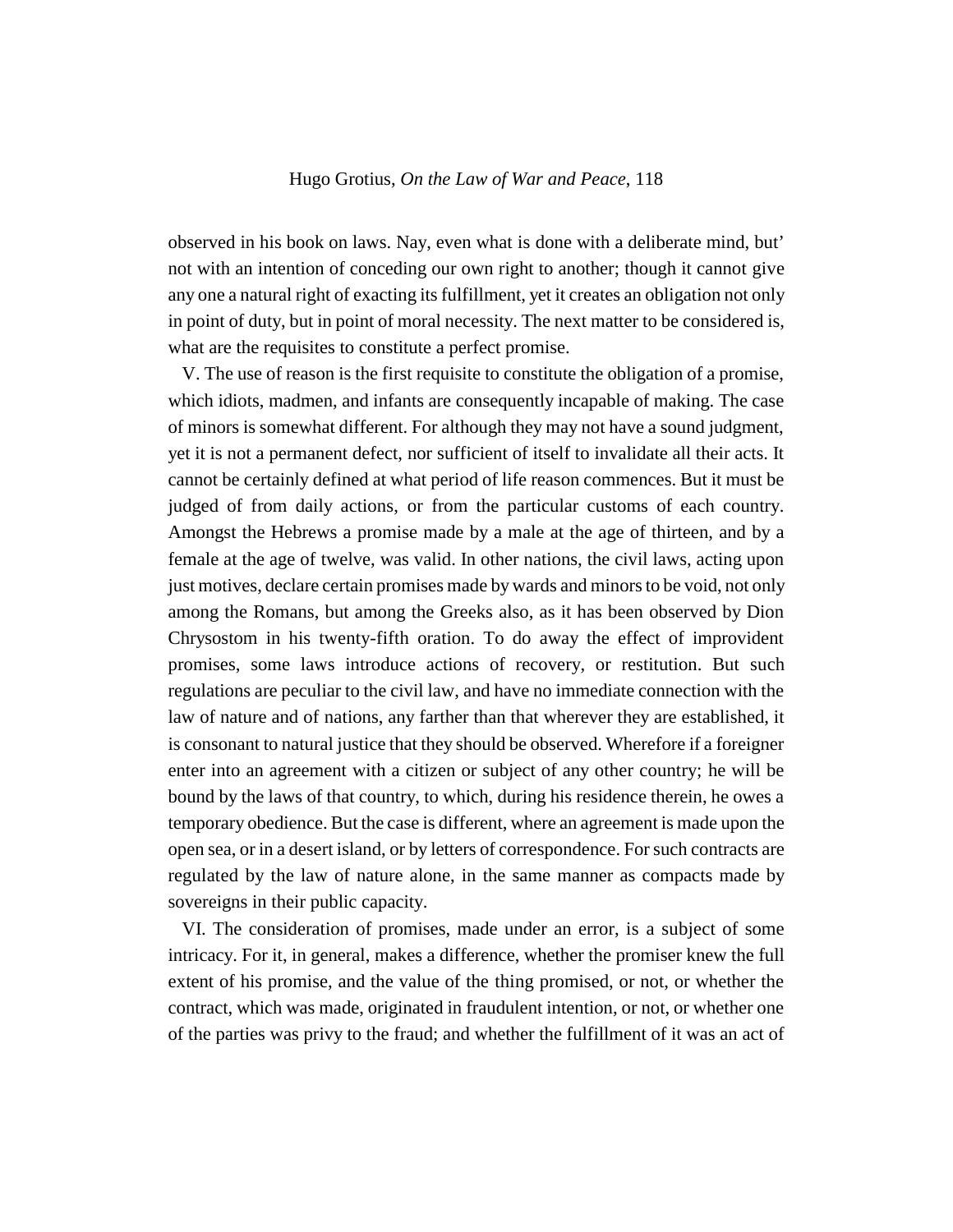observed in his book on laws. Nay, even what is done with a deliberate mind, but' not with an intention of conceding our own right to another; though it cannot give any one a natural right of exacting its fulfillment, yet it creates an obligation not only in point of duty, but in point of moral necessity. The next matter to be considered is, what are the requisites to constitute a perfect promise.

V. The use of reason is the first requisite to constitute the obligation of a promise, which idiots, madmen, and infants are consequently incapable of making. The case of minors is somewhat different. For although they may not have a sound judgment, yet it is not a permanent defect, nor sufficient of itself to invalidate all their acts. It cannot be certainly defined at what period of life reason commences. But it must be judged of from daily actions, or from the particular customs of each country. Amongst the Hebrews a promise made by a male at the age of thirteen, and by a female at the age of twelve, was valid. In other nations, the civil laws, acting upon just motives, declare certain promises made by wards and minors to be void, not only among the Romans, but among the Greeks also, as it has been observed by Dion Chrysostom in his twenty-fifth oration. To do away the effect of improvident promises, some laws introduce actions of recovery, or restitution. But such regulations are peculiar to the civil law, and have no immediate connection with the law of nature and of nations, any farther than that wherever they are established, it is consonant to natural justice that they should be observed. Wherefore if a foreigner enter into an agreement with a citizen or subject of any other country; he will be bound by the laws of that country, to which, during his residence therein, he owes a temporary obedience. But the case is different, where an agreement is made upon the open sea, or in a desert island, or by letters of correspondence. For such contracts are regulated by the law of nature alone, in the same manner as compacts made by sovereigns in their public capacity.

VI. The consideration of promises, made under an error, is a subject of some intricacy. For it, in general, makes a difference, whether the promiser knew the full extent of his promise, and the value of the thing promised, or not, or whether the contract, which was made, originated in fraudulent intention, or not, or whether one of the parties was privy to the fraud; and whether the fulfillment of it was an act of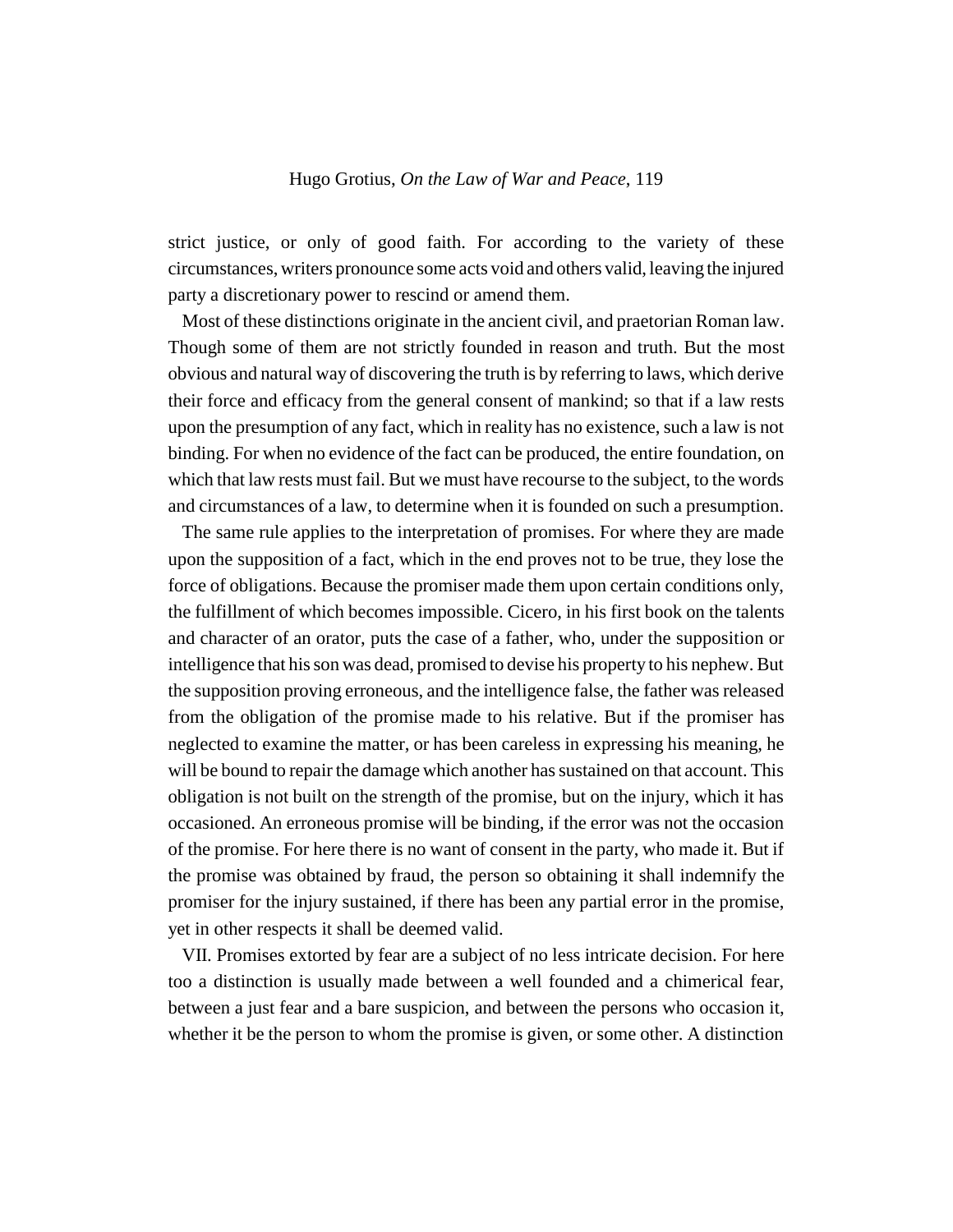strict justice, or only of good faith. For according to the variety of these circumstances, writers pronounce some acts void and others valid, leaving the injured party a discretionary power to rescind or amend them.

Most of these distinctions originate in the ancient civil, and praetorian Roman law. Though some of them are not strictly founded in reason and truth. But the most obvious and natural way of discovering the truth is by referring to laws, which derive their force and efficacy from the general consent of mankind; so that if a law rests upon the presumption of any fact, which in reality has no existence, such a law is not binding. For when no evidence of the fact can be produced, the entire foundation, on which that law rests must fail. But we must have recourse to the subject, to the words and circumstances of a law, to determine when it is founded on such a presumption.

The same rule applies to the interpretation of promises. For where they are made upon the supposition of a fact, which in the end proves not to be true, they lose the force of obligations. Because the promiser made them upon certain conditions only, the fulfillment of which becomes impossible. Cicero, in his first book on the talents and character of an orator, puts the case of a father, who, under the supposition or intelligence that his son was dead, promised to devise his property to his nephew. But the supposition proving erroneous, and the intelligence false, the father was released from the obligation of the promise made to his relative. But if the promiser has neglected to examine the matter, or has been careless in expressing his meaning, he will be bound to repair the damage which another has sustained on that account. This obligation is not built on the strength of the promise, but on the injury, which it has occasioned. An erroneous promise will be binding, if the error was not the occasion of the promise. For here there is no want of consent in the party, who made it. But if the promise was obtained by fraud, the person so obtaining it shall indemnify the promiser for the injury sustained, if there has been any partial error in the promise, yet in other respects it shall be deemed valid.

VII. Promises extorted by fear are a subject of no less intricate decision. For here too a distinction is usually made between a well founded and a chimerical fear, between a just fear and a bare suspicion, and between the persons who occasion it, whether it be the person to whom the promise is given, or some other. A distinction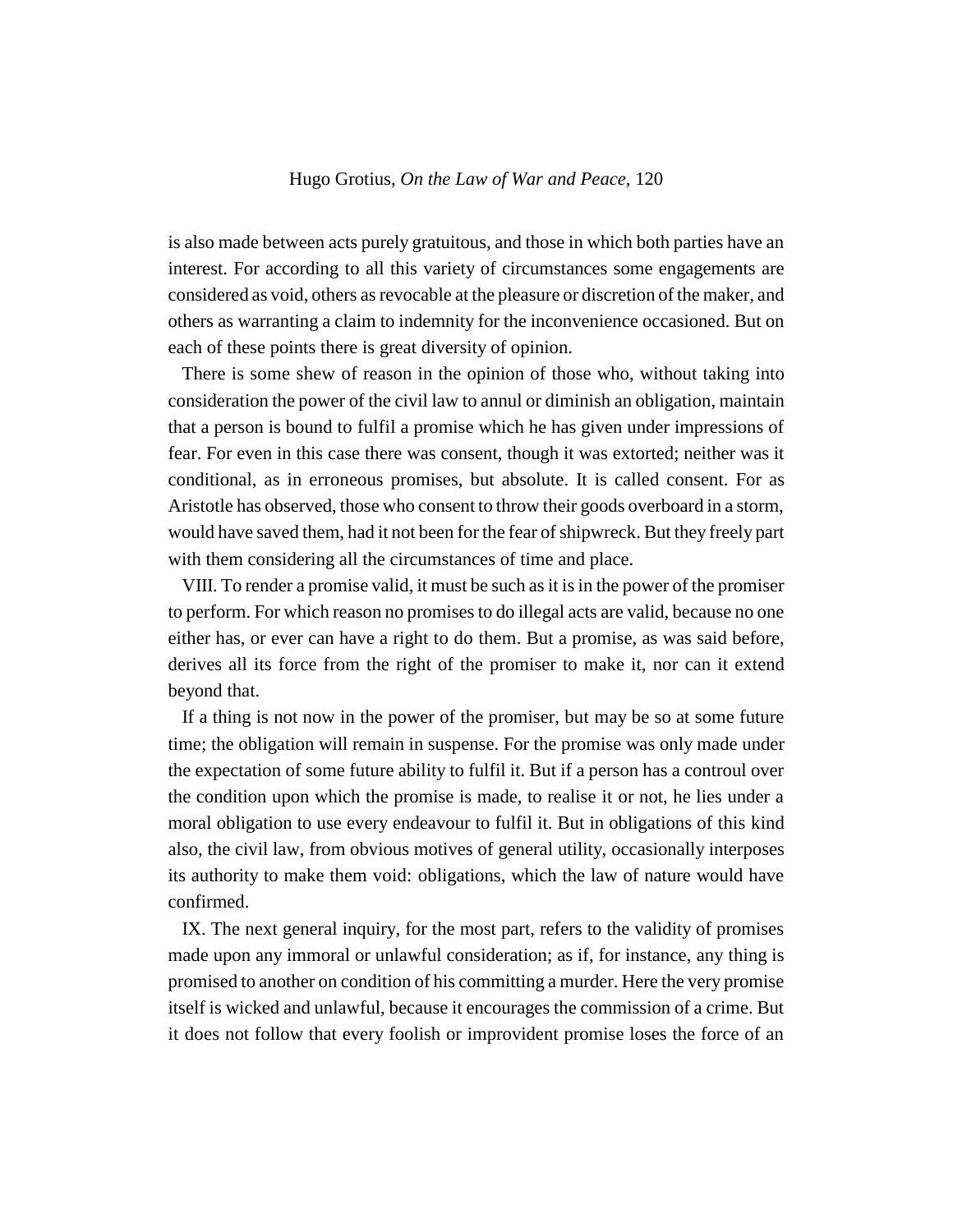is also made between acts purely gratuitous, and those in which both parties have an interest. For according to all this variety of circumstances some engagements are considered as void, others as revocable at the pleasure or discretion of the maker, and others as warranting a claim to indemnity for the inconvenience occasioned. But on each of these points there is great diversity of opinion.

There is some shew of reason in the opinion of those who, without taking into consideration the power of the civil law to annul or diminish an obligation, maintain that a person is bound to fulfil a promise which he has given under impressions of fear. For even in this case there was consent, though it was extorted; neither was it conditional, as in erroneous promises, but absolute. It is called consent. For as Aristotle has observed, those who consent to throw their goods overboard in a storm, would have saved them, had it not been for the fear of shipwreck. But they freely part with them considering all the circumstances of time and place.

VIII. To render a promise valid, it must be such as it is in the power of the promiser to perform. For which reason no promises to do illegal acts are valid, because no one either has, or ever can have a right to do them. But a promise, as was said before, derives all its force from the right of the promiser to make it, nor can it extend beyond that.

If a thing is not now in the power of the promiser, but may be so at some future time; the obligation will remain in suspense. For the promise was only made under the expectation of some future ability to fulfil it. But if a person has a controul over the condition upon which the promise is made, to realise it or not, he lies under a moral obligation to use every endeavour to fulfil it. But in obligations of this kind also, the civil law, from obvious motives of general utility, occasionally interposes its authority to make them void: obligations, which the law of nature would have confirmed.

IX. The next general inquiry, for the most part, refers to the validity of promises made upon any immoral or unlawful consideration; as if, for instance, any thing is promised to another on condition of his committing a murder. Here the very promise itself is wicked and unlawful, because it encourages the commission of a crime. But it does not follow that every foolish or improvident promise loses the force of an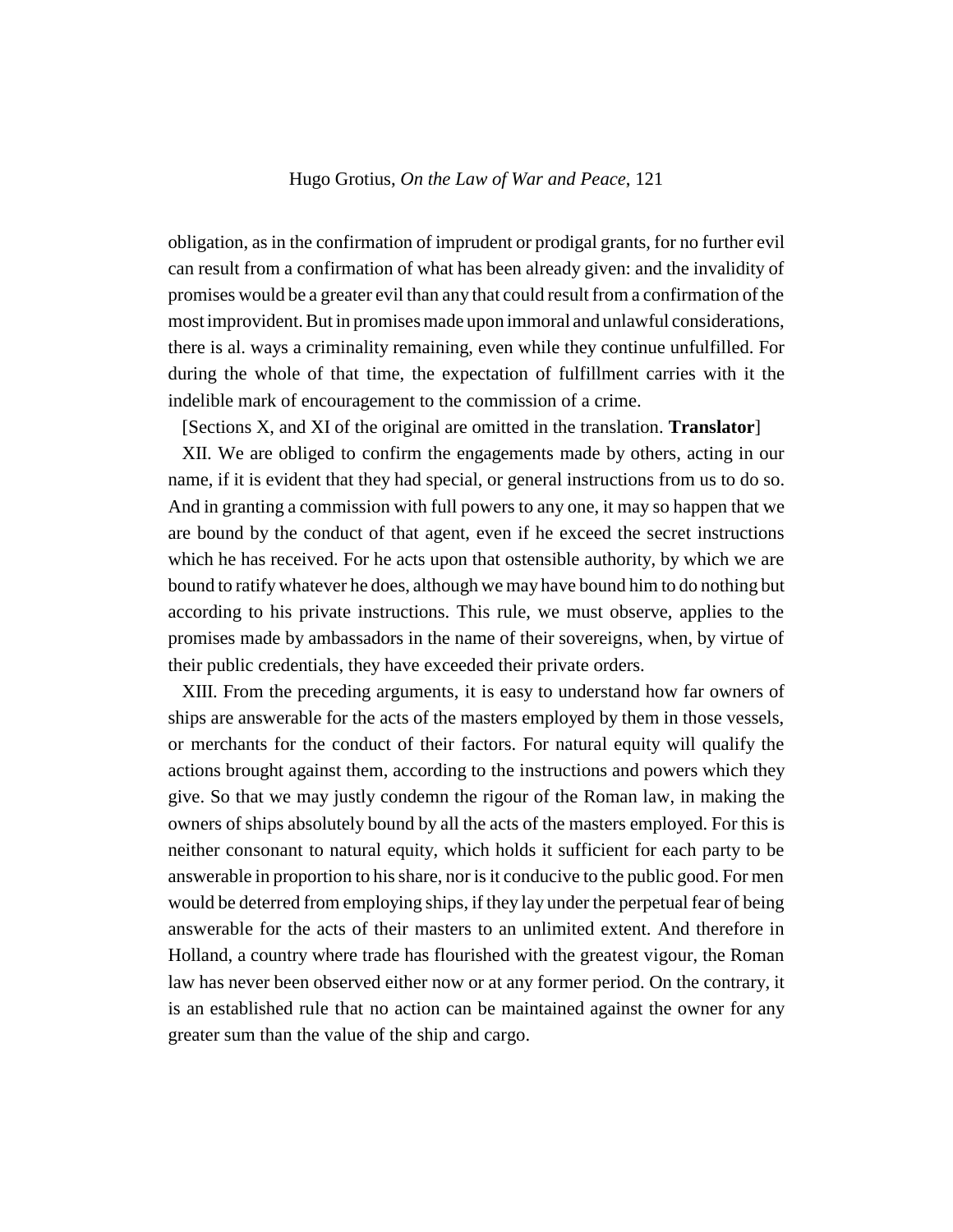obligation, as in the confirmation of imprudent or prodigal grants, for no further evil can result from a confirmation of what has been already given: and the invalidity of promises would be a greater evil than any that could result from a confirmation of the most improvident. But in promises made upon immoral and unlawful considerations, there is al. ways a criminality remaining, even while they continue unfulfilled. For during the whole of that time, the expectation of fulfillment carries with it the indelible mark of encouragement to the commission of a crime.

[Sections X, and XI of the original are omitted in the translation. **Translator**]

XII. We are obliged to confirm the engagements made by others, acting in our name, if it is evident that they had special, or general instructions from us to do so. And in granting a commission with full powers to any one, it may so happen that we are bound by the conduct of that agent, even if he exceed the secret instructions which he has received. For he acts upon that ostensible authority, by which we are bound to ratify whatever he does, although we may have bound him to do nothing but according to his private instructions. This rule, we must observe, applies to the promises made by ambassadors in the name of their sovereigns, when, by virtue of their public credentials, they have exceeded their private orders.

XIII. From the preceding arguments, it is easy to understand how far owners of ships are answerable for the acts of the masters employed by them in those vessels, or merchants for the conduct of their factors. For natural equity will qualify the actions brought against them, according to the instructions and powers which they give. So that we may justly condemn the rigour of the Roman law, in making the owners of ships absolutely bound by all the acts of the masters employed. For this is neither consonant to natural equity, which holds it sufficient for each party to be answerable in proportion to his share, nor is it conducive to the public good. For men would be deterred from employing ships, if they lay under the perpetual fear of being answerable for the acts of their masters to an unlimited extent. And therefore in Holland, a country where trade has flourished with the greatest vigour, the Roman law has never been observed either now or at any former period. On the contrary, it is an established rule that no action can be maintained against the owner for any greater sum than the value of the ship and cargo.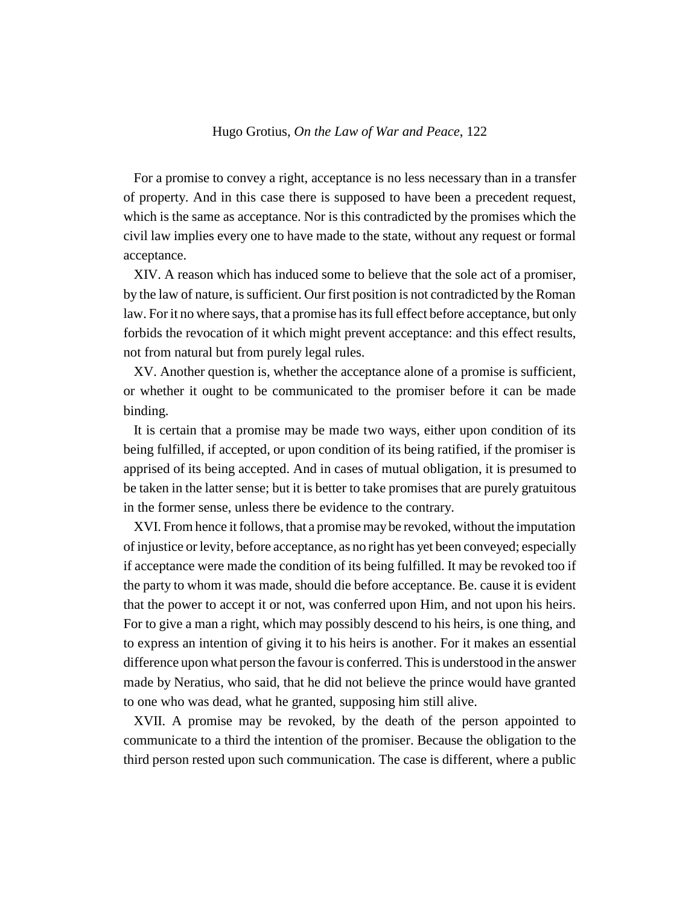For a promise to convey a right, acceptance is no less necessary than in a transfer of property. And in this case there is supposed to have been a precedent request, which is the same as acceptance. Nor is this contradicted by the promises which the civil law implies every one to have made to the state, without any request or formal acceptance.

XIV. A reason which has induced some to believe that the sole act of a promiser, by the law of nature, is sufficient. Our first position is not contradicted by the Roman law. For it no where says, that a promise has its full effect before acceptance, but only forbids the revocation of it which might prevent acceptance: and this effect results, not from natural but from purely legal rules.

XV. Another question is, whether the acceptance alone of a promise is sufficient, or whether it ought to be communicated to the promiser before it can be made binding.

It is certain that a promise may be made two ways, either upon condition of its being fulfilled, if accepted, or upon condition of its being ratified, if the promiser is apprised of its being accepted. And in cases of mutual obligation, it is presumed to be taken in the latter sense; but it is better to take promises that are purely gratuitous in the former sense, unless there be evidence to the contrary.

XVI. From hence it follows, that a promise may be revoked, without the imputation of injustice or levity, before acceptance, as no right has yet been conveyed; especially if acceptance were made the condition of its being fulfilled. It may be revoked too if the party to whom it was made, should die before acceptance. Be. cause it is evident that the power to accept it or not, was conferred upon Him, and not upon his heirs. For to give a man a right, which may possibly descend to his heirs, is one thing, and to express an intention of giving it to his heirs is another. For it makes an essential difference upon what person the favour is conferred. This is understood in the answer made by Neratius, who said, that he did not believe the prince would have granted to one who was dead, what he granted, supposing him still alive.

XVII. A promise may be revoked, by the death of the person appointed to communicate to a third the intention of the promiser. Because the obligation to the third person rested upon such communication. The case is different, where a public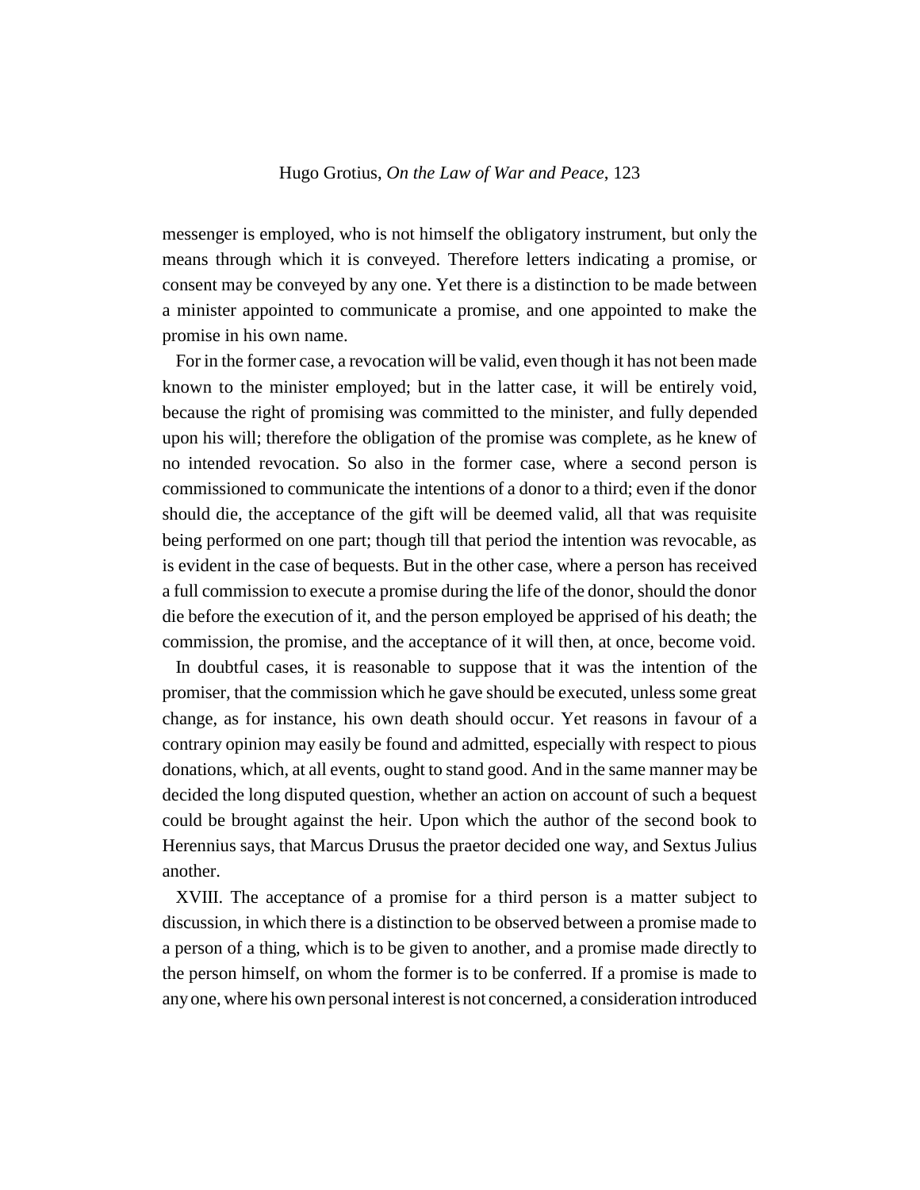messenger is employed, who is not himself the obligatory instrument, but only the means through which it is conveyed. Therefore letters indicating a promise, or consent may be conveyed by any one. Yet there is a distinction to be made between a minister appointed to communicate a promise, and one appointed to make the promise in his own name.

For in the former case, a revocation will be valid, even though it has not been made known to the minister employed; but in the latter case, it will be entirely void, because the right of promising was committed to the minister, and fully depended upon his will; therefore the obligation of the promise was complete, as he knew of no intended revocation. So also in the former case, where a second person is commissioned to communicate the intentions of a donor to a third; even if the donor should die, the acceptance of the gift will be deemed valid, all that was requisite being performed on one part; though till that period the intention was revocable, as is evident in the case of bequests. But in the other case, where a person has received a full commission to execute a promise during the life of the donor, should the donor die before the execution of it, and the person employed be apprised of his death; the commission, the promise, and the acceptance of it will then, at once, become void.

In doubtful cases, it is reasonable to suppose that it was the intention of the promiser, that the commission which he gave should be executed, unless some great change, as for instance, his own death should occur. Yet reasons in favour of a contrary opinion may easily be found and admitted, especially with respect to pious donations, which, at all events, ought to stand good. And in the same manner may be decided the long disputed question, whether an action on account of such a bequest could be brought against the heir. Upon which the author of the second book to Herennius says, that Marcus Drusus the praetor decided one way, and Sextus Julius another.

XVIII. The acceptance of a promise for a third person is a matter subject to discussion, in which there is a distinction to be observed between a promise made to a person of a thing, which is to be given to another, and a promise made directly to the person himself, on whom the former is to be conferred. If a promise is made to any one, where his own personal interest is not concerned, a consideration introduced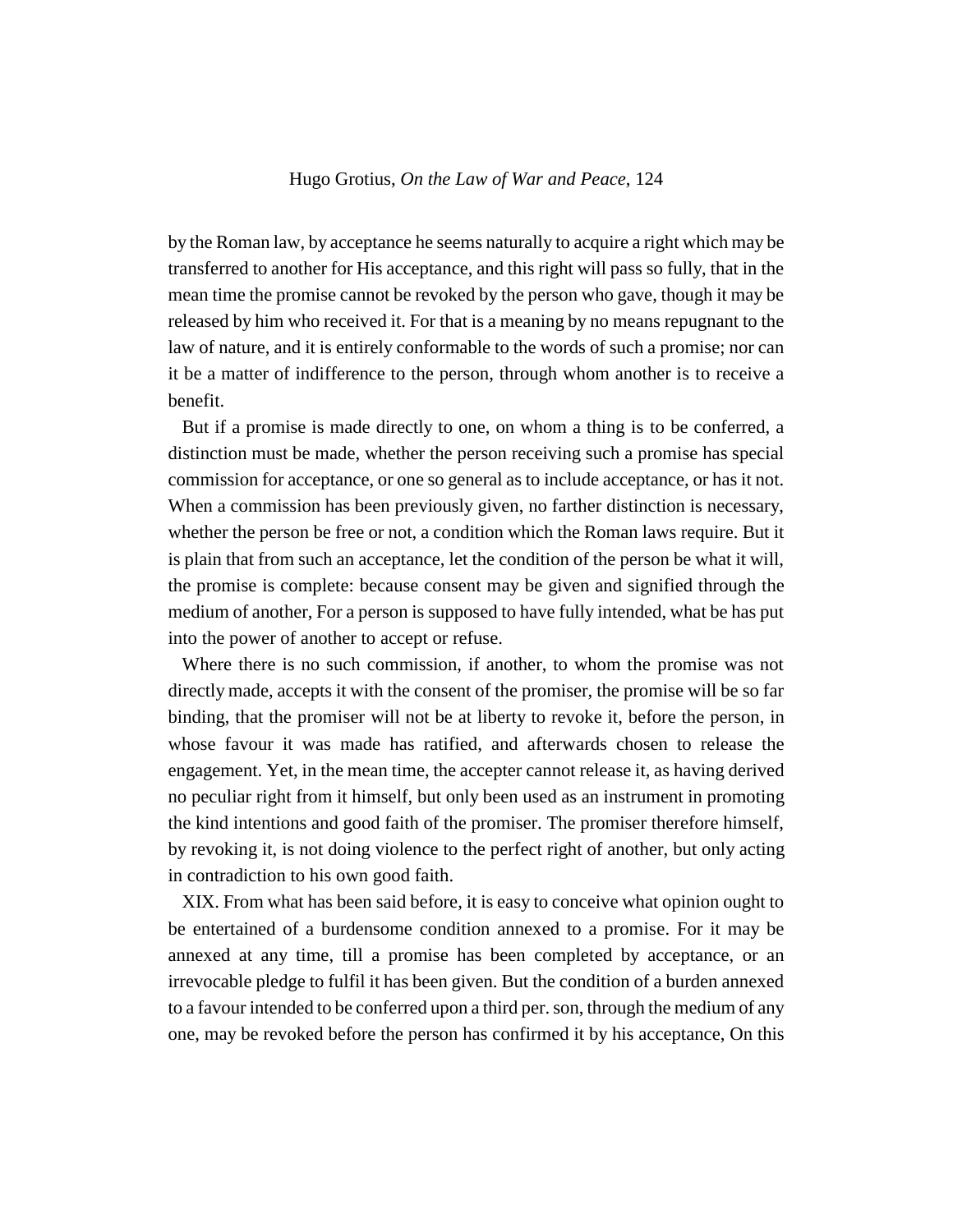by the Roman law, by acceptance he seems naturally to acquire a right which may be transferred to another for His acceptance, and this right will pass so fully, that in the mean time the promise cannot be revoked by the person who gave, though it may be released by him who received it. For that is a meaning by no means repugnant to the law of nature, and it is entirely conformable to the words of such a promise; nor can it be a matter of indifference to the person, through whom another is to receive a benefit.

But if a promise is made directly to one, on whom a thing is to be conferred, a distinction must be made, whether the person receiving such a promise has special commission for acceptance, or one so general as to include acceptance, or has it not. When a commission has been previously given, no farther distinction is necessary, whether the person be free or not, a condition which the Roman laws require. But it is plain that from such an acceptance, let the condition of the person be what it will, the promise is complete: because consent may be given and signified through the medium of another, For a person is supposed to have fully intended, what be has put into the power of another to accept or refuse.

Where there is no such commission, if another, to whom the promise was not directly made, accepts it with the consent of the promiser, the promise will be so far binding, that the promiser will not be at liberty to revoke it, before the person, in whose favour it was made has ratified, and afterwards chosen to release the engagement. Yet, in the mean time, the accepter cannot release it, as having derived no peculiar right from it himself, but only been used as an instrument in promoting the kind intentions and good faith of the promiser. The promiser therefore himself, by revoking it, is not doing violence to the perfect right of another, but only acting in contradiction to his own good faith.

XIX. From what has been said before, it is easy to conceive what opinion ought to be entertained of a burdensome condition annexed to a promise. For it may be annexed at any time, till a promise has been completed by acceptance, or an irrevocable pledge to fulfil it has been given. But the condition of a burden annexed to a favour intended to be conferred upon a third per. son, through the medium of any one, may be revoked before the person has confirmed it by his acceptance, On this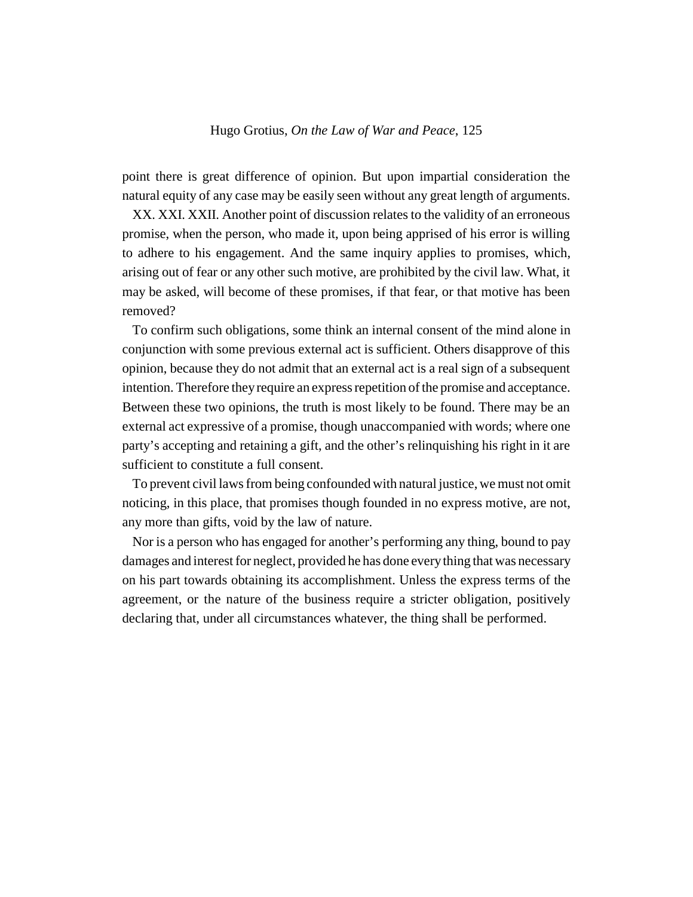point there is great difference of opinion. But upon impartial consideration the natural equity of any case may be easily seen without any great length of arguments.

XX. XXI. XXII. Another point of discussion relates to the validity of an erroneous promise, when the person, who made it, upon being apprised of his error is willing to adhere to his engagement. And the same inquiry applies to promises, which, arising out of fear or any other such motive, are prohibited by the civil law. What, it may be asked, will become of these promises, if that fear, or that motive has been removed?

To confirm such obligations, some think an internal consent of the mind alone in conjunction with some previous external act is sufficient. Others disapprove of this opinion, because they do not admit that an external act is a real sign of a subsequent intention. Therefore they require an express repetition of the promise and acceptance. Between these two opinions, the truth is most likely to be found. There may be an external act expressive of a promise, though unaccompanied with words; where one party's accepting and retaining a gift, and the other's relinquishing his right in it are sufficient to constitute a full consent.

To prevent civil laws from being confounded with natural justice, we must not omit noticing, in this place, that promises though founded in no express motive, are not, any more than gifts, void by the law of nature.

Nor is a person who has engaged for another's performing any thing, bound to pay damages and interest for neglect, provided he has done every thing that was necessary on his part towards obtaining its accomplishment. Unless the express terms of the agreement, or the nature of the business require a stricter obligation, positively declaring that, under all circumstances whatever, the thing shall be performed.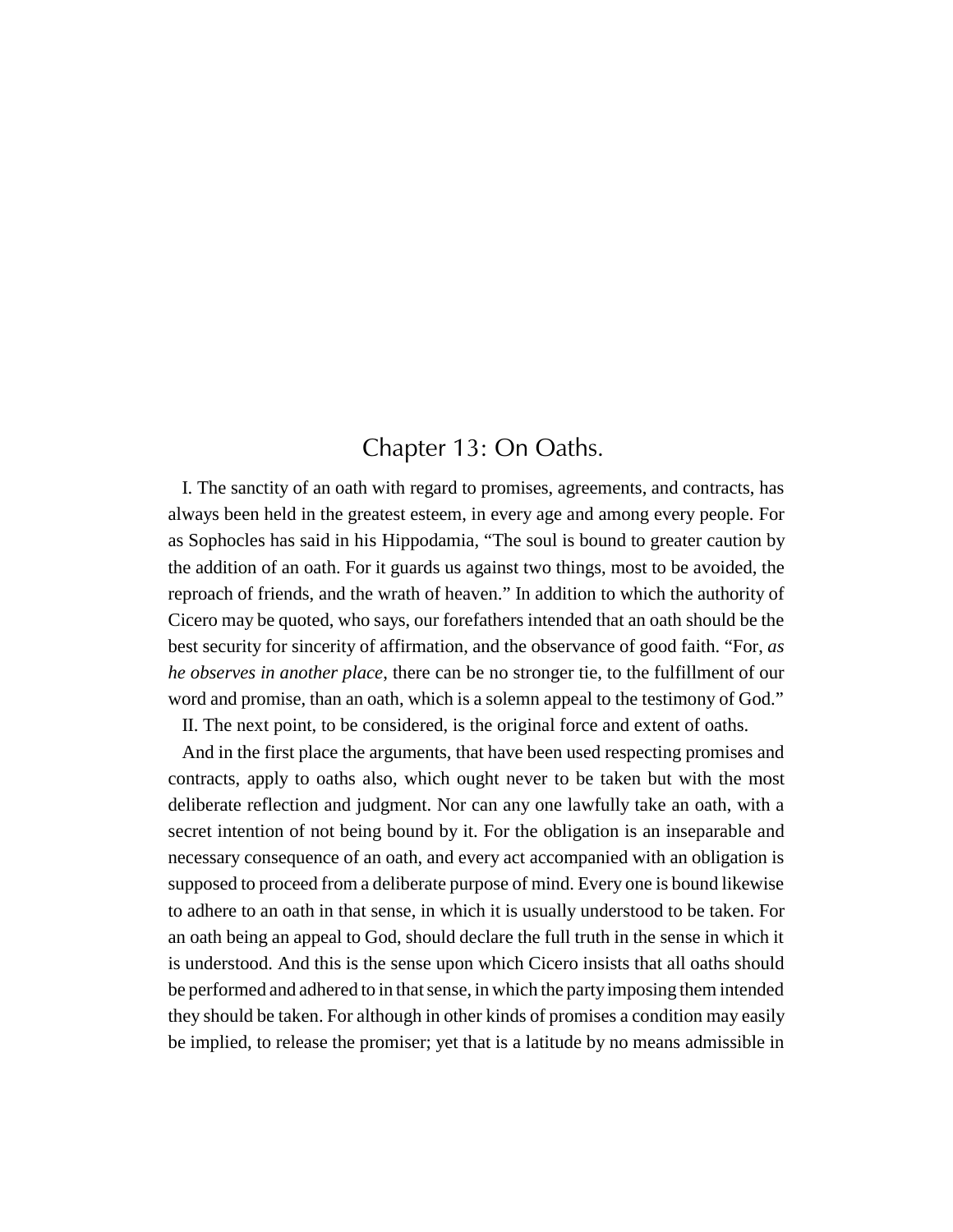# Chapter 13: On Oaths.

I. The sanctity of an oath with regard to promises, agreements, and contracts, has always been held in the greatest esteem, in every age and among every people. For as Sophocles has said in his Hippodamia, “The soul is bound to greater caution by the addition of an oath. For it guards us against two things, most to be avoided, the reproach of friends, and the wrath of heaven.” In addition to which the authority of Cicero may be quoted, who says, our forefathers intended that an oath should be the best security for sincerity of affirmation, and the observance of good faith. “For, *as he observes in another place*, there can be no stronger tie, to the fulfillment of our word and promise, than an oath, which is a solemn appeal to the testimony of God.”

II. The next point, to be considered, is the original force and extent of oaths.

And in the first place the arguments, that have been used respecting promises and contracts, apply to oaths also, which ought never to be taken but with the most deliberate reflection and judgment. Nor can any one lawfully take an oath, with a secret intention of not being bound by it. For the obligation is an inseparable and necessary consequence of an oath, and every act accompanied with an obligation is supposed to proceed from a deliberate purpose of mind. Every one is bound likewise to adhere to an oath in that sense, in which it is usually understood to be taken. For an oath being an appeal to God, should declare the full truth in the sense in which it is understood. And this is the sense upon which Cicero insists that all oaths should be performed and adhered to in that sense, in which the party imposing them intended they should be taken. For although in other kinds of promises a condition may easily be implied, to release the promiser; yet that is a latitude by no means admissible in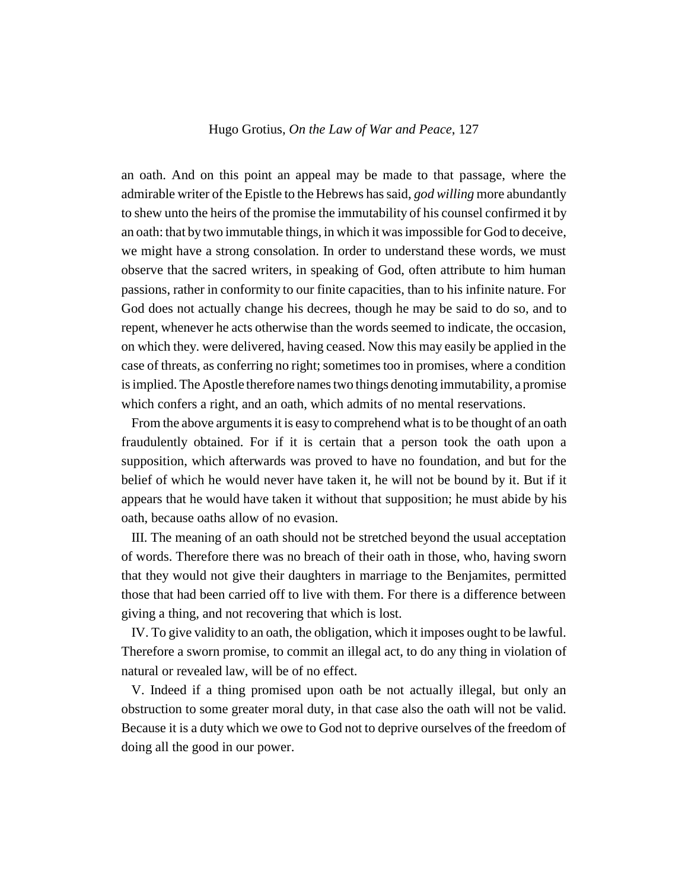an oath. And on this point an appeal may be made to that passage, where the admirable writer of the Epistle to the Hebrews has said, *god willing* more abundantly to shew unto the heirs of the promise the immutability of his counsel confirmed it by an oath: that by two immutable things, in which it was impossible for God to deceive, we might have a strong consolation. In order to understand these words, we must observe that the sacred writers, in speaking of God, often attribute to him human passions, rather in conformity to our finite capacities, than to his infinite nature. For God does not actually change his decrees, though he may be said to do so, and to repent, whenever he acts otherwise than the words seemed to indicate, the occasion, on which they. were delivered, having ceased. Now this may easily be applied in the case of threats, as conferring no right; sometimes too in promises, where a condition is implied. The Apostle therefore names two things denoting immutability, a promise which confers a right, and an oath, which admits of no mental reservations.

From the above arguments it is easy to comprehend what is to be thought of an oath fraudulently obtained. For if it is certain that a person took the oath upon a supposition, which afterwards was proved to have no foundation, and but for the belief of which he would never have taken it, he will not be bound by it. But if it appears that he would have taken it without that supposition; he must abide by his oath, because oaths allow of no evasion.

III. The meaning of an oath should not be stretched beyond the usual acceptation of words. Therefore there was no breach of their oath in those, who, having sworn that they would not give their daughters in marriage to the Benjamites, permitted those that had been carried off to live with them. For there is a difference between giving a thing, and not recovering that which is lost.

IV. To give validity to an oath, the obligation, which it imposes ought to be lawful. Therefore a sworn promise, to commit an illegal act, to do any thing in violation of natural or revealed law, will be of no effect.

V. Indeed if a thing promised upon oath be not actually illegal, but only an obstruction to some greater moral duty, in that case also the oath will not be valid. Because it is a duty which we owe to God not to deprive ourselves of the freedom of doing all the good in our power.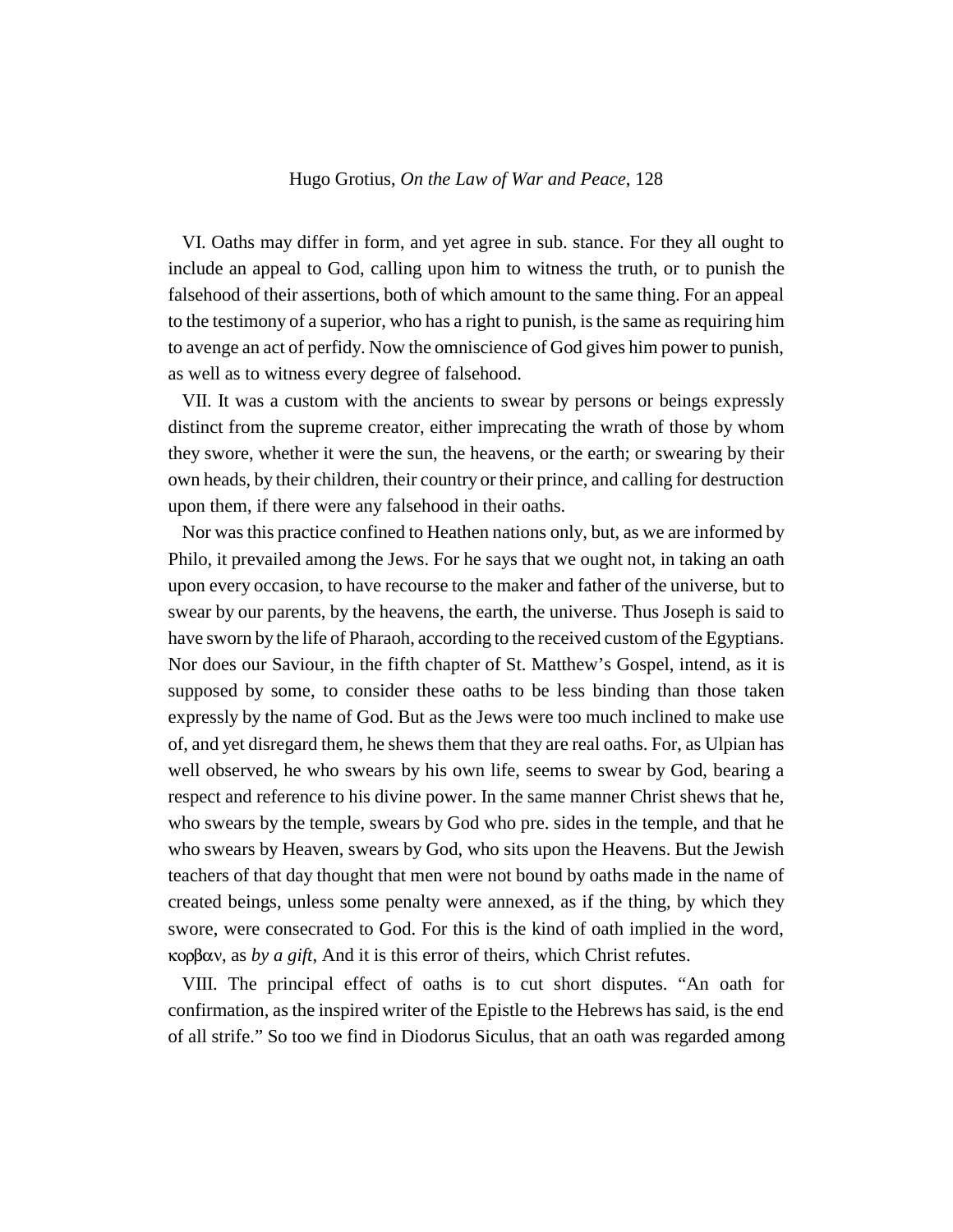VI. Oaths may differ in form, and yet agree in sub. stance. For they all ought to include an appeal to God, calling upon him to witness the truth, or to punish the falsehood of their assertions, both of which amount to the same thing. For an appeal to the testimony of a superior, who has a right to punish, is the same as requiring him to avenge an act of perfidy. Now the omniscience of God gives him power to punish, as well as to witness every degree of falsehood.

VII. It was a custom with the ancients to swear by persons or beings expressly distinct from the supreme creator, either imprecating the wrath of those by whom they swore, whether it were the sun, the heavens, or the earth; or swearing by their own heads, by their children, their country or their prince, and calling for destruction upon them, if there were any falsehood in their oaths.

Nor was this practice confined to Heathen nations only, but, as we are informed by Philo, it prevailed among the Jews. For he says that we ought not, in taking an oath upon every occasion, to have recourse to the maker and father of the universe, but to swear by our parents, by the heavens, the earth, the universe. Thus Joseph is said to have sworn by the life of Pharaoh, according to the received custom of the Egyptians. Nor does our Saviour, in the fifth chapter of St. Matthew's Gospel, intend, as it is supposed by some, to consider these oaths to be less binding than those taken expressly by the name of God. But as the Jews were too much inclined to make use of, and yet disregard them, he shews them that they are real oaths. For, as Ulpian has well observed, he who swears by his own life, seems to swear by God, bearing a respect and reference to his divine power. In the same manner Christ shews that he, who swears by the temple, swears by God who pre. sides in the temple, and that he who swears by Heaven, swears by God, who sits upon the Heavens. But the Jewish teachers of that day thought that men were not bound by oaths made in the name of created beings, unless some penalty were annexed, as if the thing, by which they swore, were consecrated to God. For this is the kind of oath implied in the word, κορβαν, as *by a gift*, And it is this error of theirs, which Christ refutes.

VIII. The principal effect of oaths is to cut short disputes. "An oath for confirmation, as the inspired writer of the Epistle to the Hebrews has said, is the end of all strife." So too we find in Diodorus Siculus, that an oath was regarded among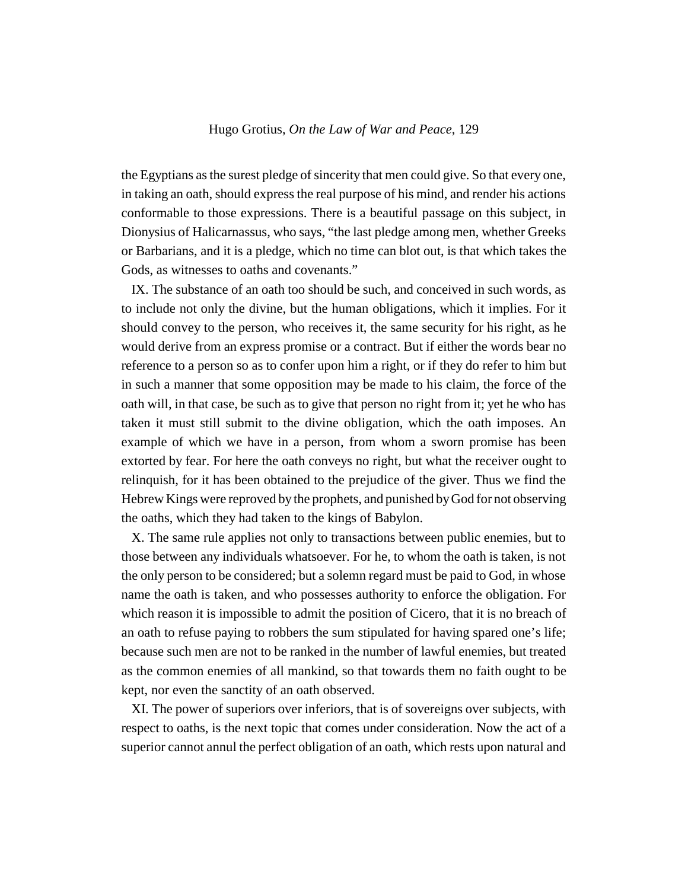the Egyptians as the surest pledge of sincerity that men could give. So that every one, in taking an oath, should express the real purpose of his mind, and render his actions conformable to those expressions. There is a beautiful passage on this subject, in Dionysius of Halicarnassus, who says, "the last pledge among men, whether Greeks or Barbarians, and it is a pledge, which no time can blot out, is that which takes the Gods, as witnesses to oaths and covenants."

IX. The substance of an oath too should be such, and conceived in such words, as to include not only the divine, but the human obligations, which it implies. For it should convey to the person, who receives it, the same security for his right, as he would derive from an express promise or a contract. But if either the words bear no reference to a person so as to confer upon him a right, or if they do refer to him but in such a manner that some opposition may be made to his claim, the force of the oath will, in that case, be such as to give that person no right from it; yet he who has taken it must still submit to the divine obligation, which the oath imposes. An example of which we have in a person, from whom a sworn promise has been extorted by fear. For here the oath conveys no right, but what the receiver ought to relinquish, for it has been obtained to the prejudice of the giver. Thus we find the Hebrew Kings were reproved by the prophets, and punished by God for not observing the oaths, which they had taken to the kings of Babylon.

X. The same rule applies not only to transactions between public enemies, but to those between any individuals whatsoever. For he, to whom the oath is taken, is not the only person to be considered; but a solemn regard must be paid to God, in whose name the oath is taken, and who possesses authority to enforce the obligation. For which reason it is impossible to admit the position of Cicero, that it is no breach of an oath to refuse paying to robbers the sum stipulated for having spared one's life; because such men are not to be ranked in the number of lawful enemies, but treated as the common enemies of all mankind, so that towards them no faith ought to be kept, nor even the sanctity of an oath observed.

XI. The power of superiors over inferiors, that is of sovereigns over subjects, with respect to oaths, is the next topic that comes under consideration. Now the act of a superior cannot annul the perfect obligation of an oath, which rests upon natural and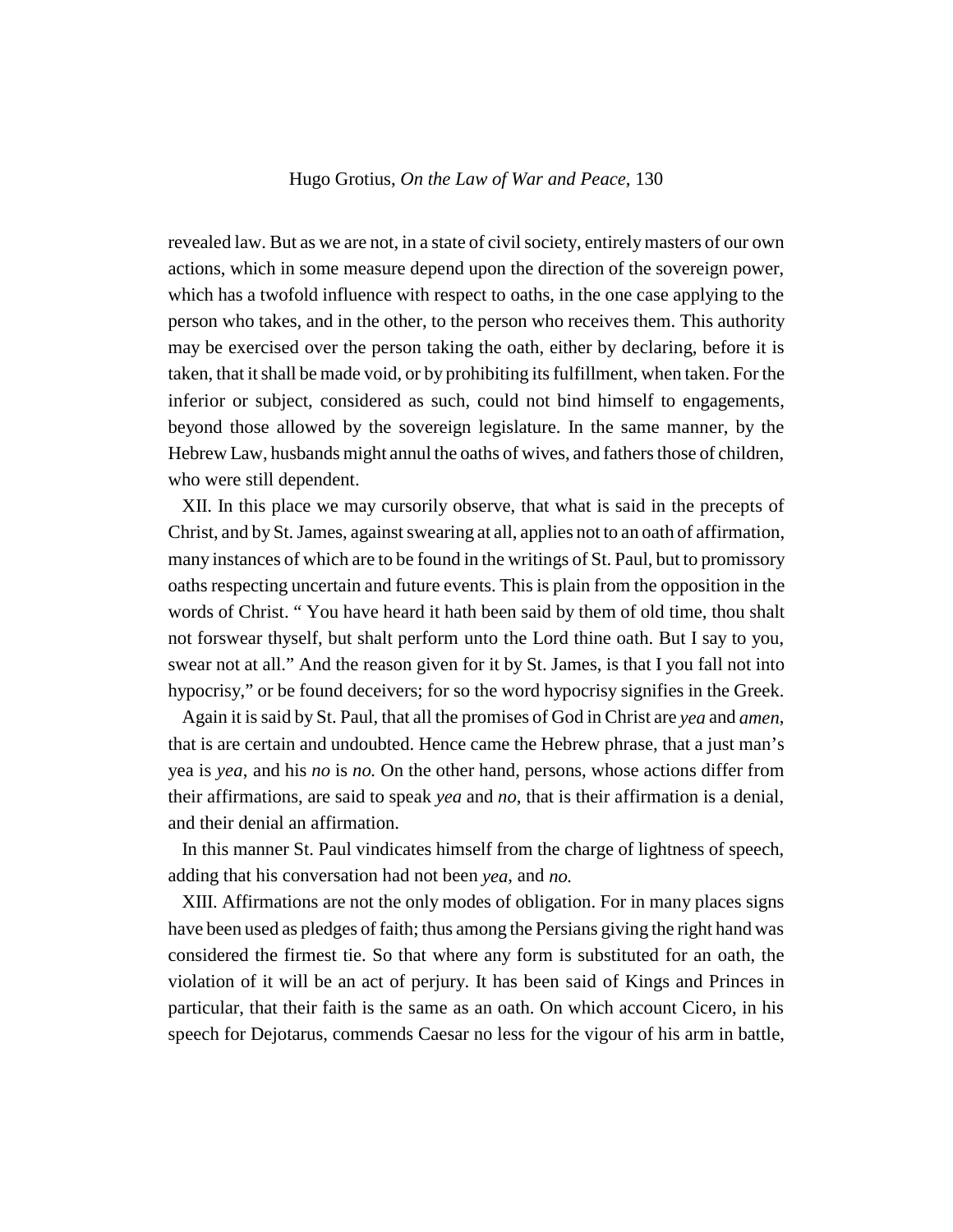revealed law. But as we are not, in a state of civil society, entirely masters of our own actions, which in some measure depend upon the direction of the sovereign power, which has a twofold influence with respect to oaths, in the one case applying to the person who takes, and in the other, to the person who receives them. This authority may be exercised over the person taking the oath, either by declaring, before it is taken, that it shall be made void, or by prohibiting its fulfillment, when taken. For the inferior or subject, considered as such, could not bind himself to engagements, beyond those allowed by the sovereign legislature. In the same manner, by the Hebrew Law, husbands might annul the oaths of wives, and fathers those of children, who were still dependent.

XII. In this place we may cursorily observe, that what is said in the precepts of Christ, and by St. James, against swearing at all, applies not to an oath of affirmation, many instances of which are to be found in the writings of St. Paul, but to promissory oaths respecting uncertain and future events. This is plain from the opposition in the words of Christ. " You have heard it hath been said by them of old time, thou shalt not forswear thyself, but shalt perform unto the Lord thine oath. But I say to you, swear not at all." And the reason given for it by St. James, is that I you fall not into hypocrisy," or be found deceivers; for so the word hypocrisy signifies in the Greek.

Again it is said by St. Paul, that all the promises of God in Christ are *yea* and *amen*, that is are certain and undoubted. Hence came the Hebrew phrase, that a just man's yea is *yea*, and his *no* is *no.* On the other hand, persons, whose actions differ from their affirmations, are said to speak *yea* and *no*, that is their affirmation is a denial, and their denial an affirmation.

In this manner St. Paul vindicates himself from the charge of lightness of speech, adding that his conversation had not been *yea*, and *no.*

XIII. Affirmations are not the only modes of obligation. For in many places signs have been used as pledges of faith; thus among the Persians giving the right hand was considered the firmest tie. So that where any form is substituted for an oath, the violation of it will be an act of perjury. It has been said of Kings and Princes in particular, that their faith is the same as an oath. On which account Cicero, in his speech for Dejotarus, commends Caesar no less for the vigour of his arm in battle,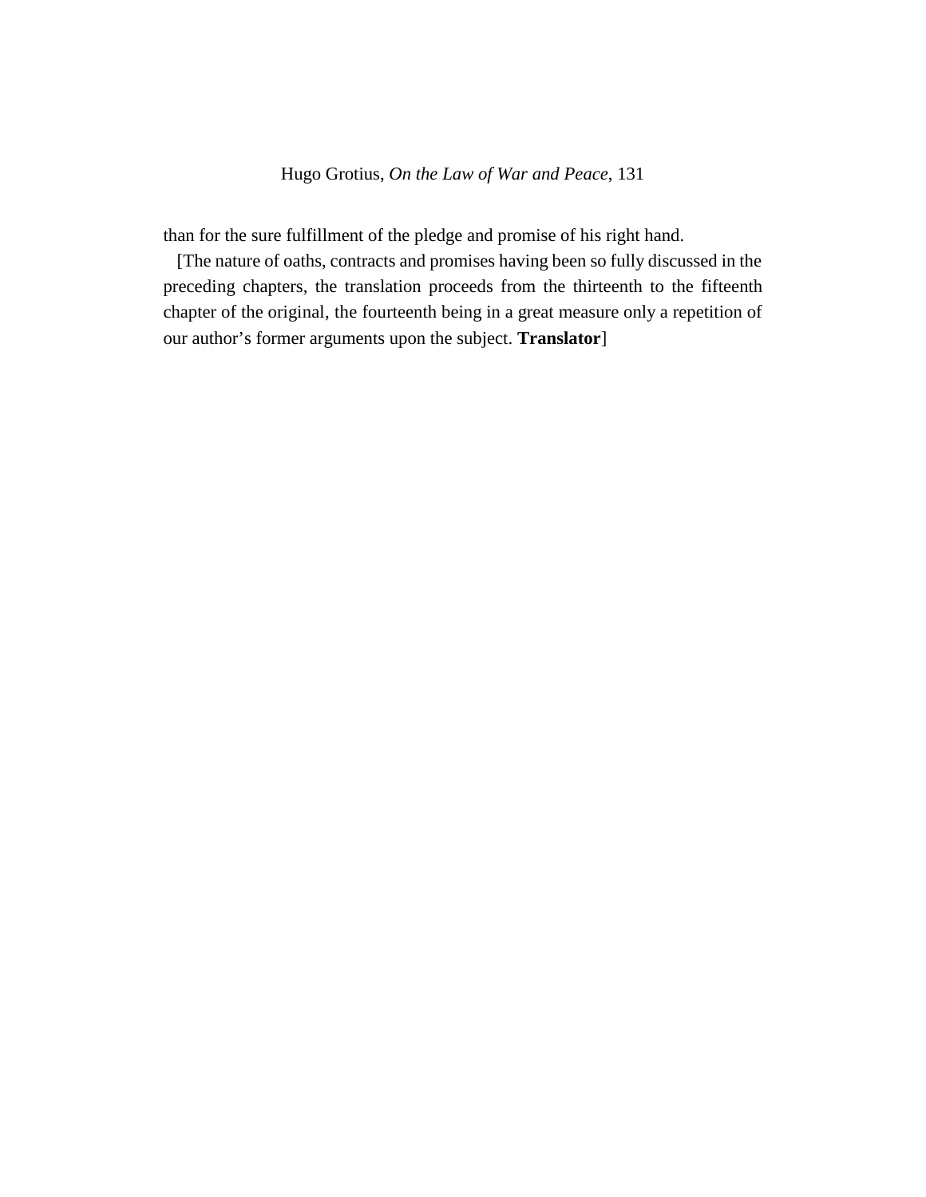than for the sure fulfillment of the pledge and promise of his right hand.

[The nature of oaths, contracts and promises having been so fully discussed in the preceding chapters, the translation proceeds from the thirteenth to the fifteenth chapter of the original, the fourteenth being in a great measure only a repetition of our author's former arguments upon the subject. **Translator**]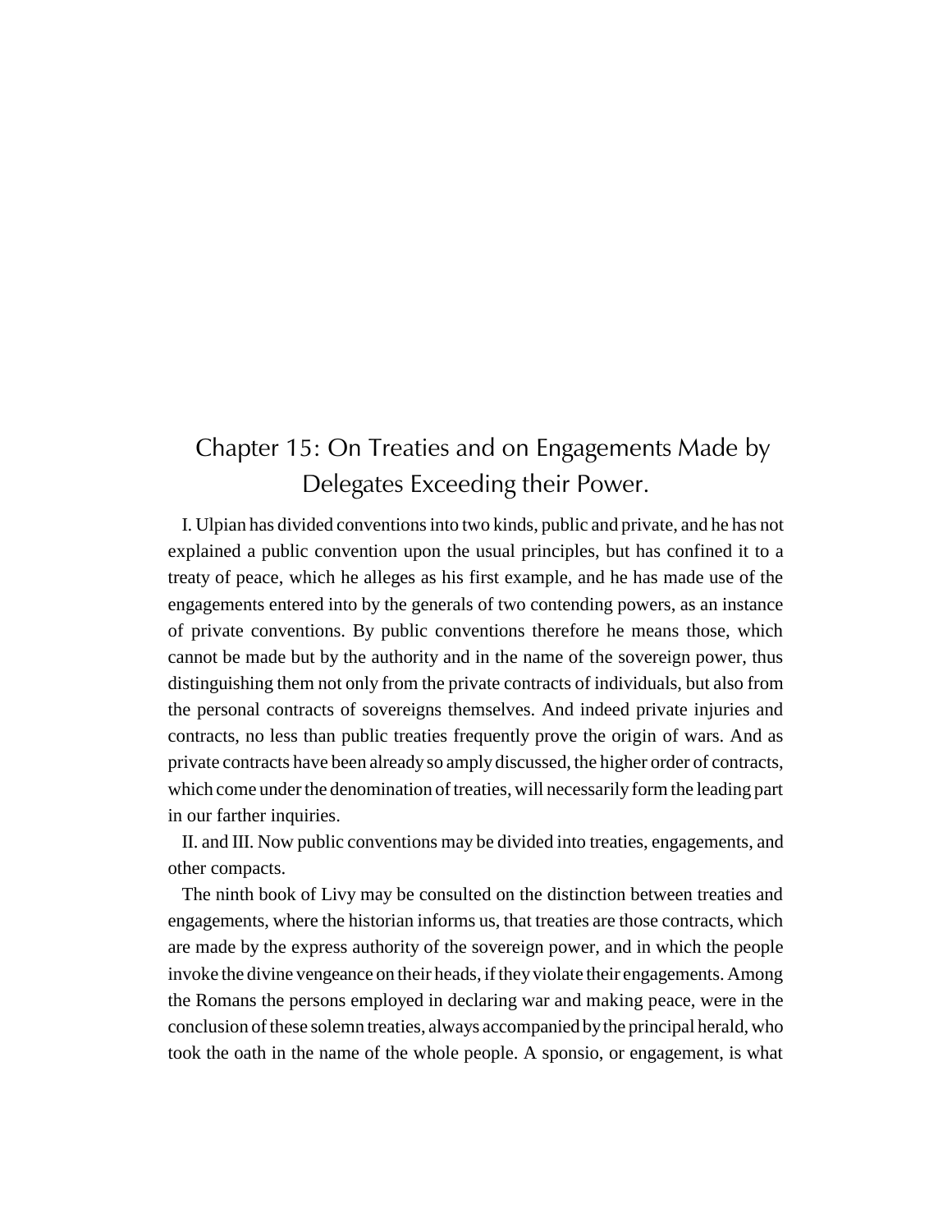# Chapter 15: On Treaties and on Engagements Made by Delegates Exceeding their Power.

I. Ulpian has divided conventions into two kinds, public and private, and he has not explained a public convention upon the usual principles, but has confined it to a treaty of peace, which he alleges as his first example, and he has made use of the engagements entered into by the generals of two contending powers, as an instance of private conventions. By public conventions therefore he means those, which cannot be made but by the authority and in the name of the sovereign power, thus distinguishing them not only from the private contracts of individuals, but also from the personal contracts of sovereigns themselves. And indeed private injuries and contracts, no less than public treaties frequently prove the origin of wars. And as private contracts have been already so amply discussed, the higher order of contracts, which come under the denomination of treaties, will necessarily form the leading part in our farther inquiries.

II. and III. Now public conventions may be divided into treaties, engagements, and other compacts.

The ninth book of Livy may be consulted on the distinction between treaties and engagements, where the historian informs us, that treaties are those contracts, which are made by the express authority of the sovereign power, and in which the people invoke the divine vengeance on their heads, if they violate their engagements. Among the Romans the persons employed in declaring war and making peace, were in the conclusion of these solemn treaties, always accompanied by the principal herald, who took the oath in the name of the whole people. A sponsio, or engagement, is what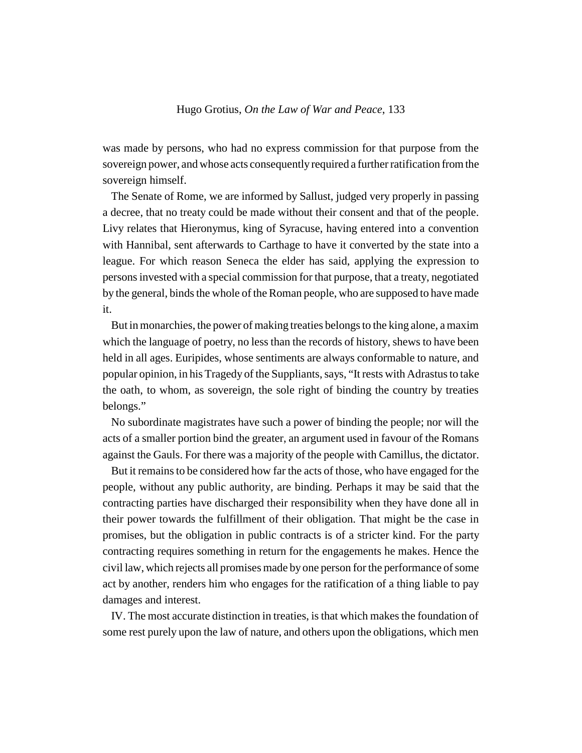was made by persons, who had no express commission for that purpose from the sovereign power, and whose acts consequently required a further ratification from the sovereign himself.

The Senate of Rome, we are informed by Sallust, judged very properly in passing a decree, that no treaty could be made without their consent and that of the people. Livy relates that Hieronymus, king of Syracuse, having entered into a convention with Hannibal, sent afterwards to Carthage to have it converted by the state into a league. For which reason Seneca the elder has said, applying the expression to persons invested with a special commission for that purpose, that a treaty, negotiated by the general, binds the whole of the Roman people, who are supposed to have made it.

But in monarchies, the power of making treaties belongs to the king alone, a maxim which the language of poetry, no less than the records of history, shews to have been held in all ages. Euripides, whose sentiments are always conformable to nature, and popular opinion, in his Tragedy of the Suppliants, says, "It rests with Adrastus to take the oath, to whom, as sovereign, the sole right of binding the country by treaties belongs."

No subordinate magistrates have such a power of binding the people; nor will the acts of a smaller portion bind the greater, an argument used in favour of the Romans against the Gauls. For there was a majority of the people with Camillus, the dictator.

But it remains to be considered how far the acts of those, who have engaged for the people, without any public authority, are binding. Perhaps it may be said that the contracting parties have discharged their responsibility when they have done all in their power towards the fulfillment of their obligation. That might be the case in promises, but the obligation in public contracts is of a stricter kind. For the party contracting requires something in return for the engagements he makes. Hence the civil law, which rejects all promises made by one person for the performance of some act by another, renders him who engages for the ratification of a thing liable to pay damages and interest.

IV. The most accurate distinction in treaties, is that which makes the foundation of some rest purely upon the law of nature, and others upon the obligations, which men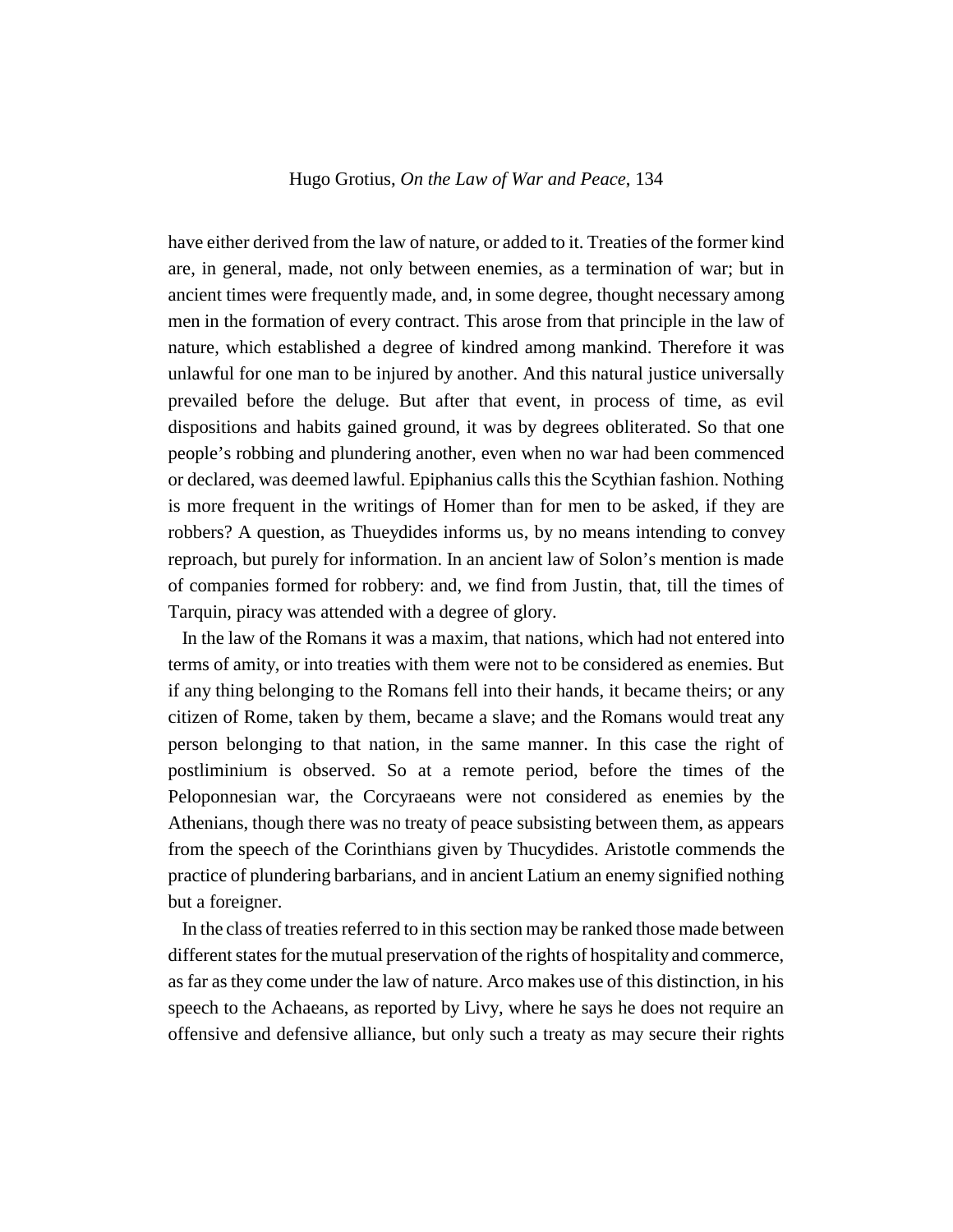have either derived from the law of nature, or added to it. Treaties of the former kind are, in general, made, not only between enemies, as a termination of war; but in ancient times were frequently made, and, in some degree, thought necessary among men in the formation of every contract. This arose from that principle in the law of nature, which established a degree of kindred among mankind. Therefore it was unlawful for one man to be injured by another. And this natural justice universally prevailed before the deluge. But after that event, in process of time, as evil dispositions and habits gained ground, it was by degrees obliterated. So that one people's robbing and plundering another, even when no war had been commenced or declared, was deemed lawful. Epiphanius calls this the Scythian fashion. Nothing is more frequent in the writings of Homer than for men to be asked, if they are robbers? A question, as Thueydides informs us, by no means intending to convey reproach, but purely for information. In an ancient law of Solon's mention is made of companies formed for robbery: and, we find from Justin, that, till the times of Tarquin, piracy was attended with a degree of glory.

In the law of the Romans it was a maxim, that nations, which had not entered into terms of amity, or into treaties with them were not to be considered as enemies. But if any thing belonging to the Romans fell into their hands, it became theirs; or any citizen of Rome, taken by them, became a slave; and the Romans would treat any person belonging to that nation, in the same manner. In this case the right of postliminium is observed. So at a remote period, before the times of the Peloponnesian war, the Corcyraeans were not considered as enemies by the Athenians, though there was no treaty of peace subsisting between them, as appears from the speech of the Corinthians given by Thucydides. Aristotle commends the practice of plundering barbarians, and in ancient Latium an enemy signified nothing but a foreigner.

In the class of treaties referred to in this section may be ranked those made between different states for the mutual preservation of the rights of hospitality and commerce, as far as they come under the law of nature. Arco makes use of this distinction, in his speech to the Achaeans, as reported by Livy, where he says he does not require an offensive and defensive alliance, but only such a treaty as may secure their rights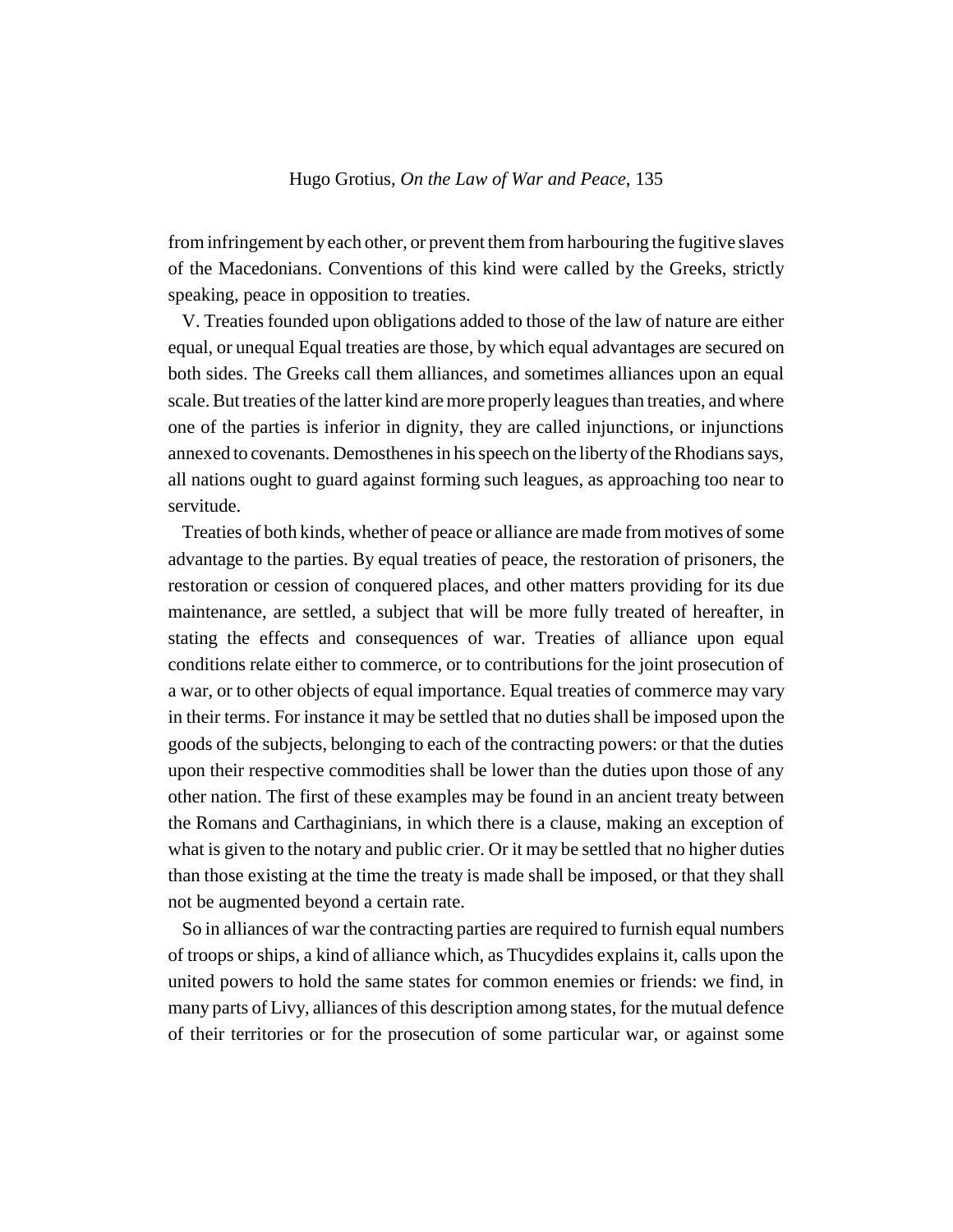from infringement by each other, or prevent them from harbouring the fugitive slaves of the Macedonians. Conventions of this kind were called by the Greeks, strictly speaking, peace in opposition to treaties.

V. Treaties founded upon obligations added to those of the law of nature are either equal, or unequal Equal treaties are those, by which equal advantages are secured on both sides. The Greeks call them alliances, and sometimes alliances upon an equal scale. But treaties of the latter kind are more properly leagues than treaties, and where one of the parties is inferior in dignity, they are called injunctions, or injunctions annexed to covenants. Demosthenes in his speech on the liberty of the Rhodians says, all nations ought to guard against forming such leagues, as approaching too near to servitude.

Treaties of both kinds, whether of peace or alliance are made from motives of some advantage to the parties. By equal treaties of peace, the restoration of prisoners, the restoration or cession of conquered places, and other matters providing for its due maintenance, are settled, a subject that will be more fully treated of hereafter, in stating the effects and consequences of war. Treaties of alliance upon equal conditions relate either to commerce, or to contributions for the joint prosecution of a war, or to other objects of equal importance. Equal treaties of commerce may vary in their terms. For instance it may be settled that no duties shall be imposed upon the goods of the subjects, belonging to each of the contracting powers: or that the duties upon their respective commodities shall be lower than the duties upon those of any other nation. The first of these examples may be found in an ancient treaty between the Romans and Carthaginians, in which there is a clause, making an exception of what is given to the notary and public crier. Or it may be settled that no higher duties than those existing at the time the treaty is made shall be imposed, or that they shall not be augmented beyond a certain rate.

So in alliances of war the contracting parties are required to furnish equal numbers of troops or ships, a kind of alliance which, as Thucydides explains it, calls upon the united powers to hold the same states for common enemies or friends: we find, in many parts of Livy, alliances of this description among states, for the mutual defence of their territories or for the prosecution of some particular war, or against some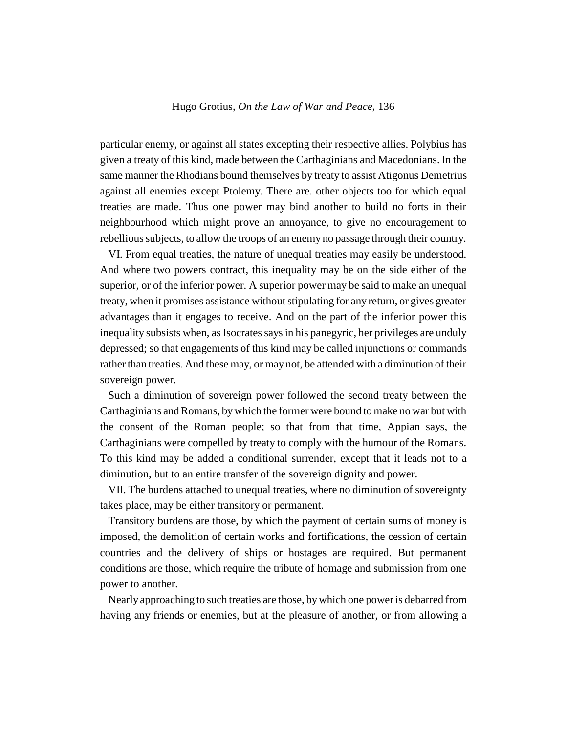particular enemy, or against all states excepting their respective allies. Polybius has given a treaty of this kind, made between the Carthaginians and Macedonians. In the same manner the Rhodians bound themselves by treaty to assist Atigonus Demetrius against all enemies except Ptolemy. There are. other objects too for which equal treaties are made. Thus one power may bind another to build no forts in their neighbourhood which might prove an annoyance, to give no encouragement to rebellious subjects, to allow the troops of an enemy no passage through their country.

VI. From equal treaties, the nature of unequal treaties may easily be understood. And where two powers contract, this inequality may be on the side either of the superior, or of the inferior power. A superior power may be said to make an unequal treaty, when it promises assistance without stipulating for any return, or gives greater advantages than it engages to receive. And on the part of the inferior power this inequality subsists when, as Isocrates says in his panegyric, her privileges are unduly depressed; so that engagements of this kind may be called injunctions or commands rather than treaties. And these may, or may not, be attended with a diminution of their sovereign power.

Such a diminution of sovereign power followed the second treaty between the Carthaginians and Romans, by which the former were bound to make no war but with the consent of the Roman people; so that from that time, Appian says, the Carthaginians were compelled by treaty to comply with the humour of the Romans. To this kind may be added a conditional surrender, except that it leads not to a diminution, but to an entire transfer of the sovereign dignity and power.

VII. The burdens attached to unequal treaties, where no diminution of sovereignty takes place, may be either transitory or permanent.

Transitory burdens are those, by which the payment of certain sums of money is imposed, the demolition of certain works and fortifications, the cession of certain countries and the delivery of ships or hostages are required. But permanent conditions are those, which require the tribute of homage and submission from one power to another.

Nearly approaching to such treaties are those, by which one power is debarred from having any friends or enemies, but at the pleasure of another, or from allowing a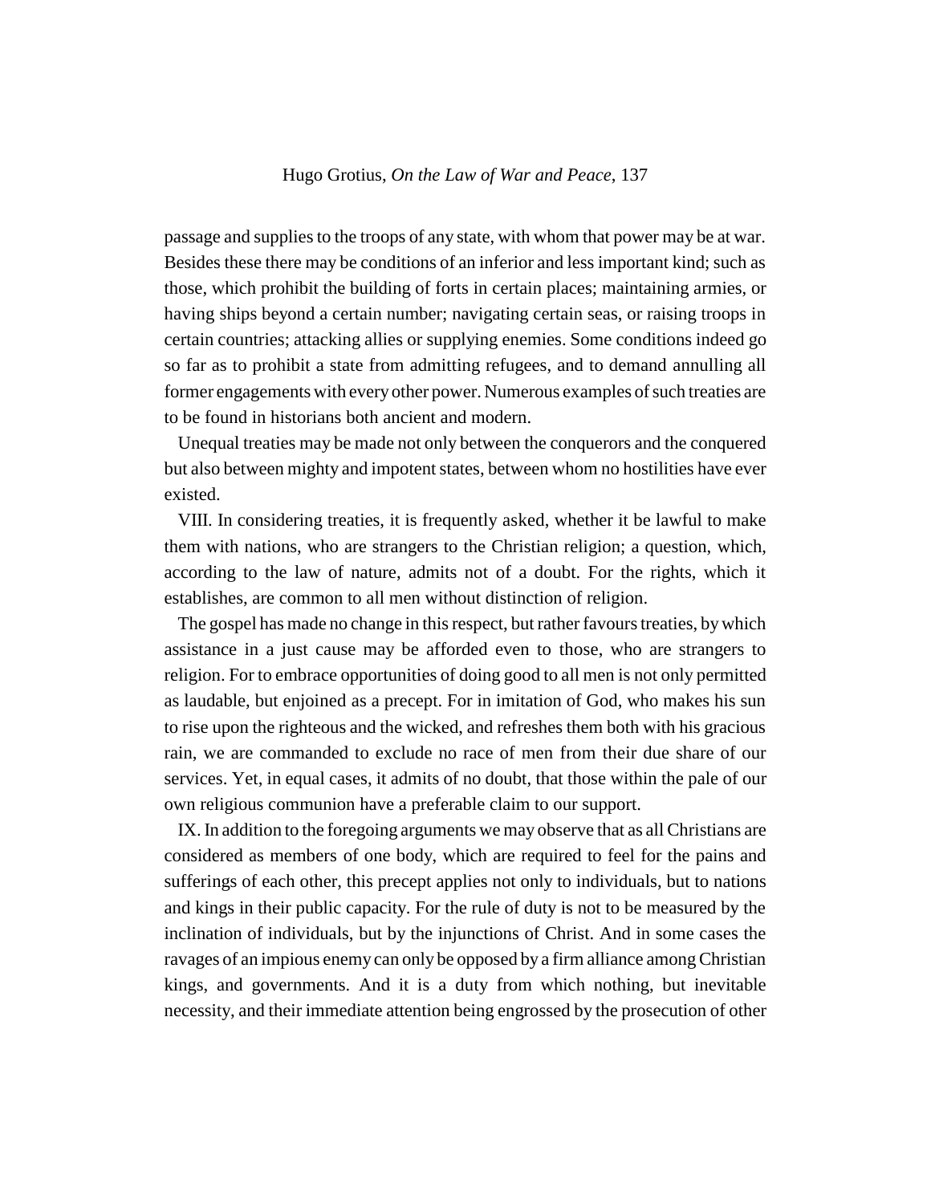passage and supplies to the troops of any state, with whom that power may be at war. Besides these there may be conditions of an inferior and less important kind; such as those, which prohibit the building of forts in certain places; maintaining armies, or having ships beyond a certain number; navigating certain seas, or raising troops in certain countries; attacking allies or supplying enemies. Some conditions indeed go so far as to prohibit a state from admitting refugees, and to demand annulling all former engagements with every other power. Numerous examples of such treaties are to be found in historians both ancient and modern.

Unequal treaties may be made not only between the conquerors and the conquered but also between mighty and impotent states, between whom no hostilities have ever existed.

VIII. In considering treaties, it is frequently asked, whether it be lawful to make them with nations, who are strangers to the Christian religion; a question, which, according to the law of nature, admits not of a doubt. For the rights, which it establishes, are common to all men without distinction of religion.

The gospel has made no change in this respect, but rather favours treaties, by which assistance in a just cause may be afforded even to those, who are strangers to religion. For to embrace opportunities of doing good to all men is not only permitted as laudable, but enjoined as a precept. For in imitation of God, who makes his sun to rise upon the righteous and the wicked, and refreshes them both with his gracious rain, we are commanded to exclude no race of men from their due share of our services. Yet, in equal cases, it admits of no doubt, that those within the pale of our own religious communion have a preferable claim to our support.

IX. In addition to the foregoing arguments we may observe that as all Christians are considered as members of one body, which are required to feel for the pains and sufferings of each other, this precept applies not only to individuals, but to nations and kings in their public capacity. For the rule of duty is not to be measured by the inclination of individuals, but by the injunctions of Christ. And in some cases the ravages of an impious enemy can only be opposed by a firm alliance among Christian kings, and governments. And it is a duty from which nothing, but inevitable necessity, and their immediate attention being engrossed by the prosecution of other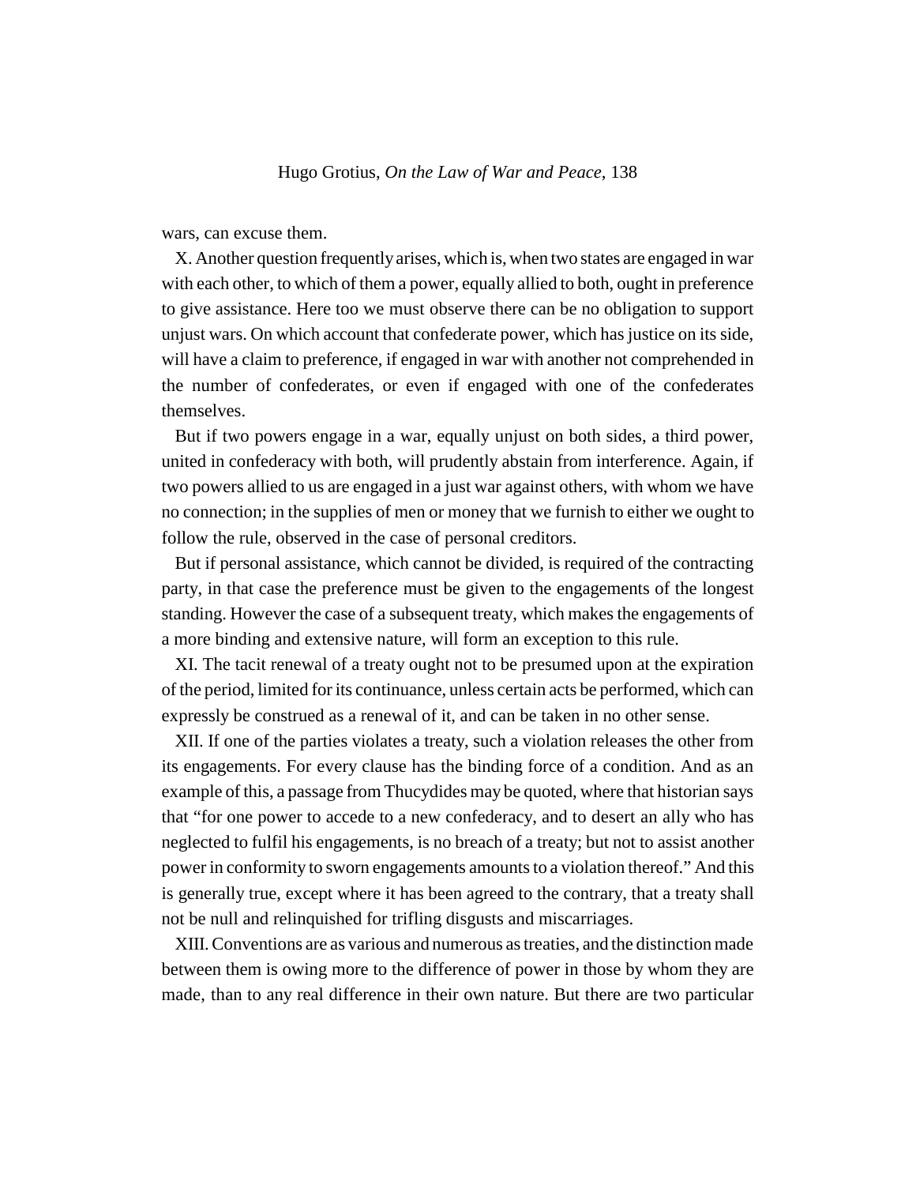wars, can excuse them.

X. Another question frequently arises, which is, when two states are engaged in war with each other, to which of them a power, equally allied to both, ought in preference to give assistance. Here too we must observe there can be no obligation to support unjust wars. On which account that confederate power, which has justice on its side, will have a claim to preference, if engaged in war with another not comprehended in the number of confederates, or even if engaged with one of the confederates themselves.

But if two powers engage in a war, equally unjust on both sides, a third power, united in confederacy with both, will prudently abstain from interference. Again, if two powers allied to us are engaged in a just war against others, with whom we have no connection; in the supplies of men or money that we furnish to either we ought to follow the rule, observed in the case of personal creditors.

But if personal assistance, which cannot be divided, is required of the contracting party, in that case the preference must be given to the engagements of the longest standing. However the case of a subsequent treaty, which makes the engagements of a more binding and extensive nature, will form an exception to this rule.

XI. The tacit renewal of a treaty ought not to be presumed upon at the expiration of the period, limited for its continuance, unless certain acts be performed, which can expressly be construed as a renewal of it, and can be taken in no other sense.

XII. If one of the parties violates a treaty, such a violation releases the other from its engagements. For every clause has the binding force of a condition. And as an example of this, a passage from Thucydides may be quoted, where that historian says that "for one power to accede to a new confederacy, and to desert an ally who has neglected to fulfil his engagements, is no breach of a treaty; but not to assist another power in conformity to sworn engagements amounts to a violation thereof." And this is generally true, except where it has been agreed to the contrary, that a treaty shall not be null and relinquished for trifling disgusts and miscarriages.

XIII. Conventions are as various and numerous as treaties, and the distinction made between them is owing more to the difference of power in those by whom they are made, than to any real difference in their own nature. But there are two particular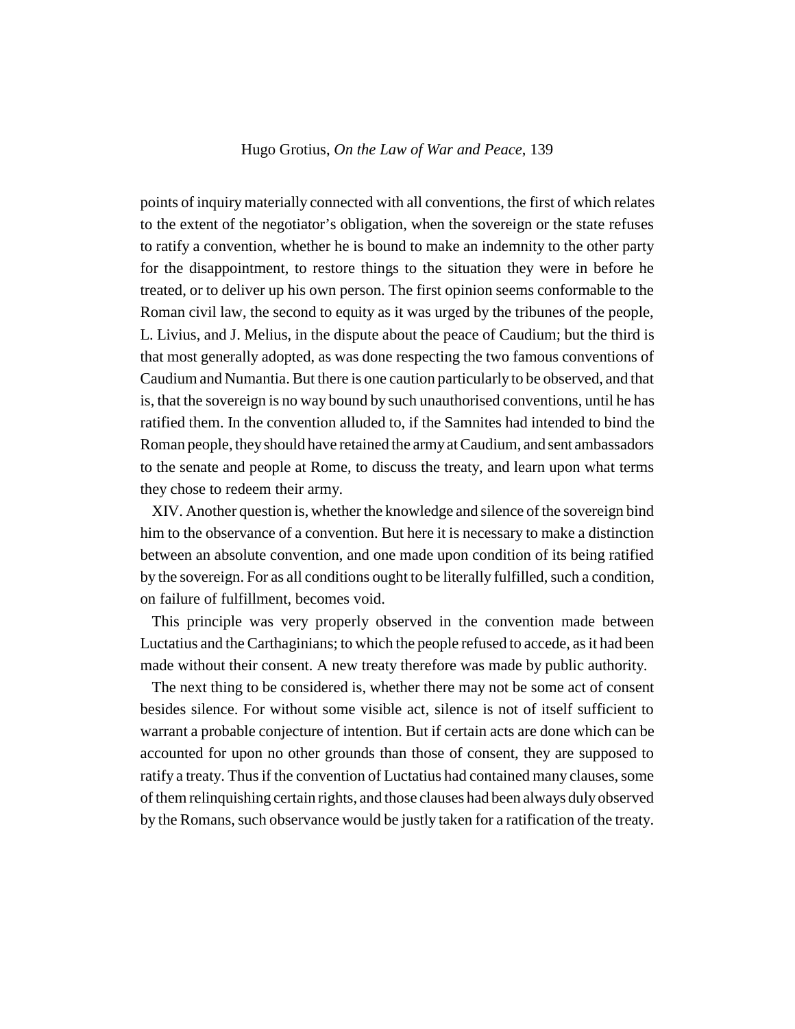points of inquiry materially connected with all conventions, the first of which relates to the extent of the negotiator's obligation, when the sovereign or the state refuses to ratify a convention, whether he is bound to make an indemnity to the other party for the disappointment, to restore things to the situation they were in before he treated, or to deliver up his own person. The first opinion seems conformable to the Roman civil law, the second to equity as it was urged by the tribunes of the people, L. Livius, and J. Melius, in the dispute about the peace of Caudium; but the third is that most generally adopted, as was done respecting the two famous conventions of Caudium and Numantia. But there is one caution particularly to be observed, and that is, that the sovereign is no way bound by such unauthorised conventions, until he has ratified them. In the convention alluded to, if the Samnites had intended to bind the Roman people, they should have retained the army at Caudium, and sent ambassadors to the senate and people at Rome, to discuss the treaty, and learn upon what terms they chose to redeem their army.

XIV. Another question is, whether the knowledge and silence of the sovereign bind him to the observance of a convention. But here it is necessary to make a distinction between an absolute convention, and one made upon condition of its being ratified by the sovereign. For as all conditions ought to be literally fulfilled, such a condition, on failure of fulfillment, becomes void.

This principle was very properly observed in the convention made between Luctatius and the Carthaginians; to which the people refused to accede, as it had been made without their consent. A new treaty therefore was made by public authority.

The next thing to be considered is, whether there may not be some act of consent besides silence. For without some visible act, silence is not of itself sufficient to warrant a probable conjecture of intention. But if certain acts are done which can be accounted for upon no other grounds than those of consent, they are supposed to ratify a treaty. Thus if the convention of Luctatius had contained many clauses, some of them relinquishing certain rights, and those clauses had been always duly observed by the Romans, such observance would be justly taken for a ratification of the treaty.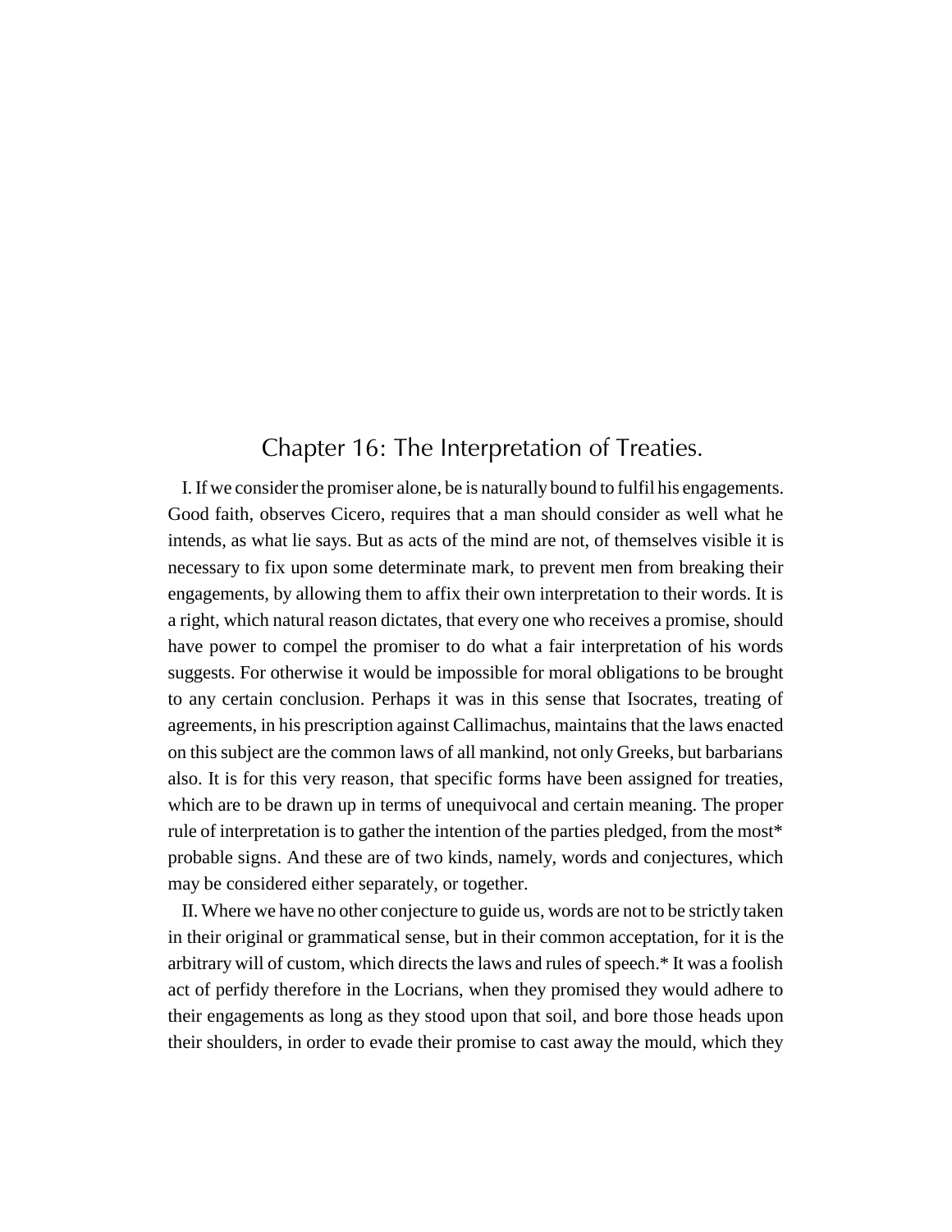# Chapter 16: The Interpretation of Treaties.

I. If we consider the promiser alone, be is naturally bound to fulfil his engagements. Good faith, observes Cicero, requires that a man should consider as well what he intends, as what lie says. But as acts of the mind are not, of themselves visible it is necessary to fix upon some determinate mark, to prevent men from breaking their engagements, by allowing them to affix their own interpretation to their words. It is a right, which natural reason dictates, that every one who receives a promise, should have power to compel the promiser to do what a fair interpretation of his words suggests. For otherwise it would be impossible for moral obligations to be brought to any certain conclusion. Perhaps it was in this sense that Isocrates, treating of agreements, in his prescription against Callimachus, maintains that the laws enacted on this subject are the common laws of all mankind, not only Greeks, but barbarians also. It is for this very reason, that specific forms have been assigned for treaties, which are to be drawn up in terms of unequivocal and certain meaning. The proper rule of interpretation is to gather the intention of the parties pledged, from the most* probable signs. And these are of two kinds, namely, words and conjectures, which may be considered either separately, or together.

II. Where we have no other conjecture to guide us, words are not to be strictly taken in their original or grammatical sense, but in their common acceptation, for it is the arbitrary will of custom, which directs the laws and rules of speech.* It was a foolish act of perfidy therefore in the Locrians, when they promised they would adhere to their engagements as long as they stood upon that soil, and bore those heads upon their shoulders, in order to evade their promise to cast away the mould, which they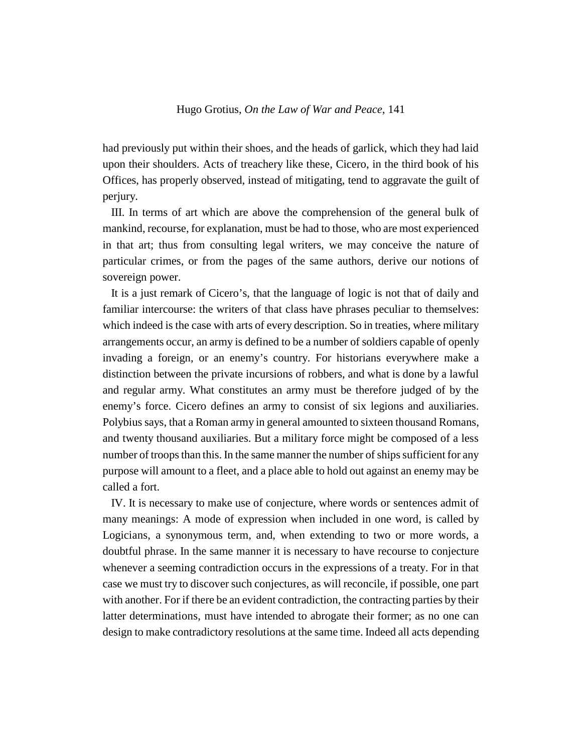had previously put within their shoes, and the heads of garlick, which they had laid upon their shoulders. Acts of treachery like these, Cicero, in the third book of his Offices, has properly observed, instead of mitigating, tend to aggravate the guilt of perjury.

III. In terms of art which are above the comprehension of the general bulk of mankind, recourse, for explanation, must be had to those, who are most experienced in that art; thus from consulting legal writers, we may conceive the nature of particular crimes, or from the pages of the same authors, derive our notions of sovereign power.

It is a just remark of Cicero's, that the language of logic is not that of daily and familiar intercourse: the writers of that class have phrases peculiar to themselves: which indeed is the case with arts of every description. So in treaties, where military arrangements occur, an army is defined to be a number of soldiers capable of openly invading a foreign, or an enemy's country. For historians everywhere make a distinction between the private incursions of robbers, and what is done by a lawful and regular army. What constitutes an army must be therefore judged of by the enemy's force. Cicero defines an army to consist of six legions and auxiliaries. Polybius says, that a Roman army in general amounted to sixteen thousand Romans, and twenty thousand auxiliaries. But a military force might be composed of a less number of troops than this. In the same manner the number of ships sufficient for any purpose will amount to a fleet, and a place able to hold out against an enemy may be called a fort.

IV. It is necessary to make use of conjecture, where words or sentences admit of many meanings: A mode of expression when included in one word, is called by Logicians, a synonymous term, and, when extending to two or more words, a doubtful phrase. In the same manner it is necessary to have recourse to conjecture whenever a seeming contradiction occurs in the expressions of a treaty. For in that case we must try to discover such conjectures, as will reconcile, if possible, one part with another. For if there be an evident contradiction, the contracting parties by their latter determinations, must have intended to abrogate their former; as no one can design to make contradictory resolutions at the same time. Indeed all acts depending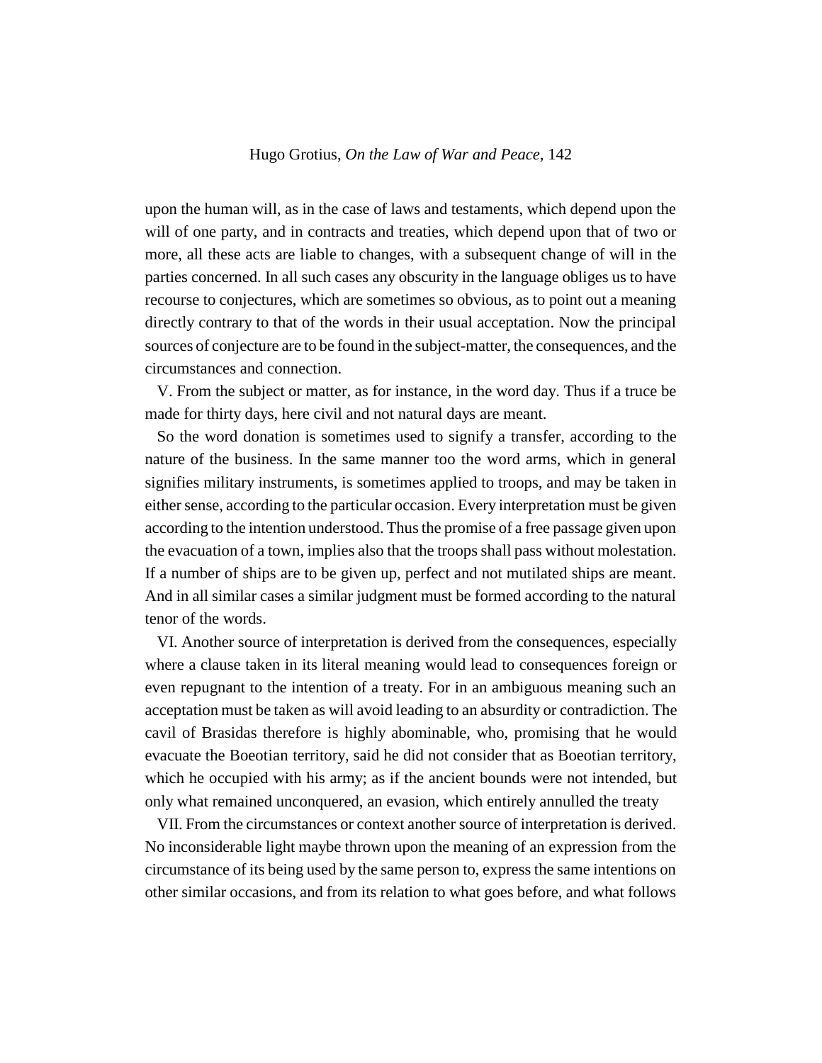upon the human will, as in the case of laws and testaments, which depend upon the will of one party, and in contracts and treaties, which depend upon that of two or more, all these acts are liable to changes, with a subsequent change of will in the parties concerned. In all such cases any obscurity in the language obliges us to have recourse to conjectures, which are sometimes so obvious, as to point out a meaning directly contrary to that of the words in their usual acceptation. Now the principal sources of conjecture are to be found in the subject-matter, the consequences, and the circumstances and connection.

V. From the subject or matter, as for instance, in the word day. Thus if a truce be made for thirty days, here civil and not natural days are meant.

So the word donation is sometimes used to signify a transfer, according to the nature of the business. In the same manner too the word arms, which in general signifies military instruments, is sometimes applied to troops, and may be taken in either sense, according to the particular occasion. Every interpretation must be given according to the intention understood. Thus the promise of a free passage given upon the evacuation of a town, implies also that the troops shall pass without molestation. If a number of ships are to be given up, perfect and not mutilated ships are meant. And in all similar cases a similar judgment must be formed according to the natural tenor of the words.

VI. Another source of interpretation is derived from the consequences, especially where a clause taken in its literal meaning would lead to consequences foreign or even repugnant to the intention of a treaty. For in an ambiguous meaning such an acceptation must be taken as will avoid leading to an absurdity or contradiction. The cavil of Brasidas therefore is highly abominable, who, promising that he would evacuate the Boeotian territory, said he did not consider that as Boeotian territory, which he occupied with his army; as if the ancient bounds were not intended, but only what remained unconquered, an evasion, which entirely annulled the treaty

VII. From the circumstances or context another source of interpretation is derived. No inconsiderable light maybe thrown upon the meaning of an expression from the circumstance of its being used by the same person to, express the same intentions on other similar occasions, and from its relation to what goes before, and what follows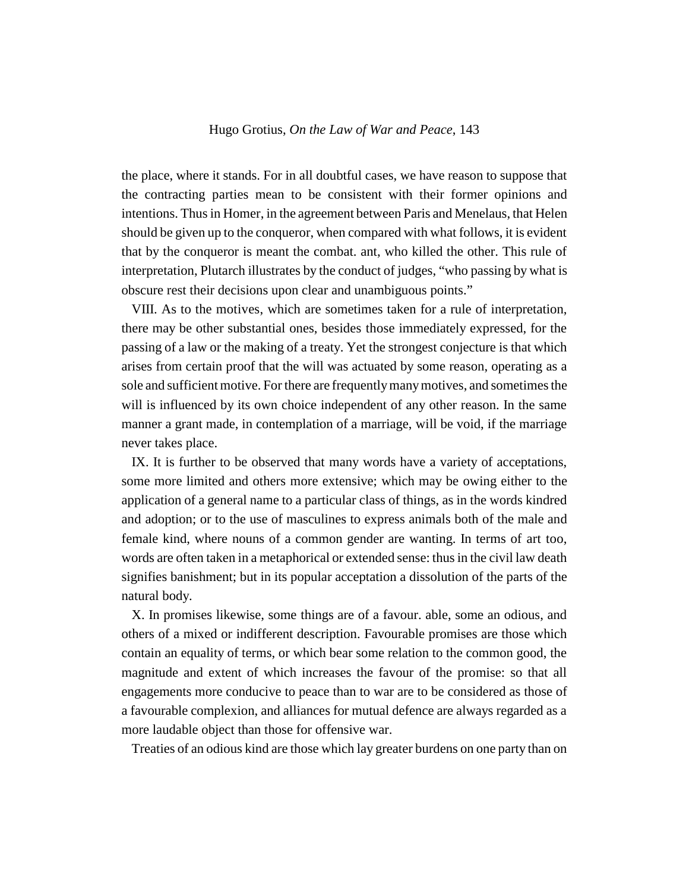the place, where it stands. For in all doubtful cases, we have reason to suppose that the contracting parties mean to be consistent with their former opinions and intentions. Thus in Homer, in the agreement between Paris and Menelaus, that Helen should be given up to the conqueror, when compared with what follows, it is evident that by the conqueror is meant the combat. ant, who killed the other. This rule of interpretation, Plutarch illustrates by the conduct of judges, “who passing by what is obscure rest their decisions upon clear and unambiguous points.”

VIII. As to the motives, which are sometimes taken for a rule of interpretation, there may be other substantial ones, besides those immediately expressed, for the passing of a law or the making of a treaty. Yet the strongest conjecture is that which arises from certain proof that the will was actuated by some reason, operating as a sole and sufficient motive. For there are frequently many motives, and sometimes the will is influenced by its own choice independent of any other reason. In the same manner a grant made, in contemplation of a marriage, will be void, if the marriage never takes place.

IX. It is further to be observed that many words have a variety of acceptations, some more limited and others more extensive; which may be owing either to the application of a general name to a particular class of things, as in the words kindred and adoption; or to the use of masculines to express animals both of the male and female kind, where nouns of a common gender are wanting. In terms of art too, words are often taken in a metaphorical or extended sense: thus in the civil law death signifies banishment; but in its popular acceptation a dissolution of the parts of the natural body.

X. In promises likewise, some things are of a favour. able, some an odious, and others of a mixed or indifferent description. Favourable promises are those which contain an equality of terms, or which bear some relation to the common good, the magnitude and extent of which increases the favour of the promise: so that all engagements more conducive to peace than to war are to be considered as those of a favourable complexion, and alliances for mutual defence are always regarded as a more laudable object than those for offensive war.

Treaties of an odious kind are those which lay greater burdens on one party than on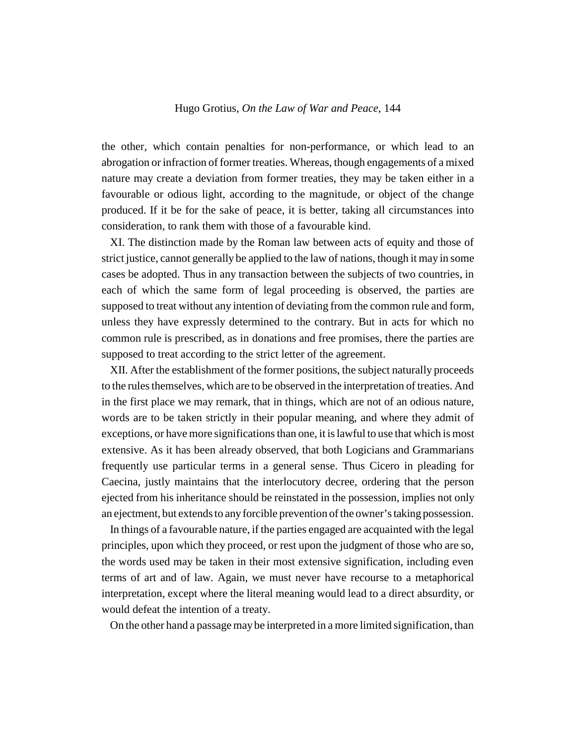the other, which contain penalties for non-performance, or which lead to an abrogation or infraction of former treaties. Whereas, though engagements of a mixed nature may create a deviation from former treaties, they may be taken either in a favourable or odious light, according to the magnitude, or object of the change produced. If it be for the sake of peace, it is better, taking all circumstances into consideration, to rank them with those of a favourable kind.

XI. The distinction made by the Roman law between acts of equity and those of strict justice, cannot generally be applied to the law of nations, though it may in some cases be adopted. Thus in any transaction between the subjects of two countries, in each of which the same form of legal proceeding is observed, the parties are supposed to treat without any intention of deviating from the common rule and form, unless they have expressly determined to the contrary. But in acts for which no common rule is prescribed, as in donations and free promises, there the parties are supposed to treat according to the strict letter of the agreement.

XII. After the establishment of the former positions, the subject naturally proceeds to the rules themselves, which are to be observed in the interpretation of treaties. And in the first place we may remark, that in things, which are not of an odious nature, words are to be taken strictly in their popular meaning, and where they admit of exceptions, or have more significations than one, it is lawful to use that which is most extensive. As it has been already observed, that both Logicians and Grammarians frequently use particular terms in a general sense. Thus Cicero in pleading for Caecina, justly maintains that the interlocutory decree, ordering that the person ejected from his inheritance should be reinstated in the possession, implies not only an ejectment, but extends to any forcible prevention of the owner's taking possession.

In things of a favourable nature, if the parties engaged are acquainted with the legal principles, upon which they proceed, or rest upon the judgment of those who are so, the words used may be taken in their most extensive signification, including even terms of art and of law. Again, we must never have recourse to a metaphorical interpretation, except where the literal meaning would lead to a direct absurdity, or would defeat the intention of a treaty.

On the other hand a passage may be interpreted in a more limited signification, than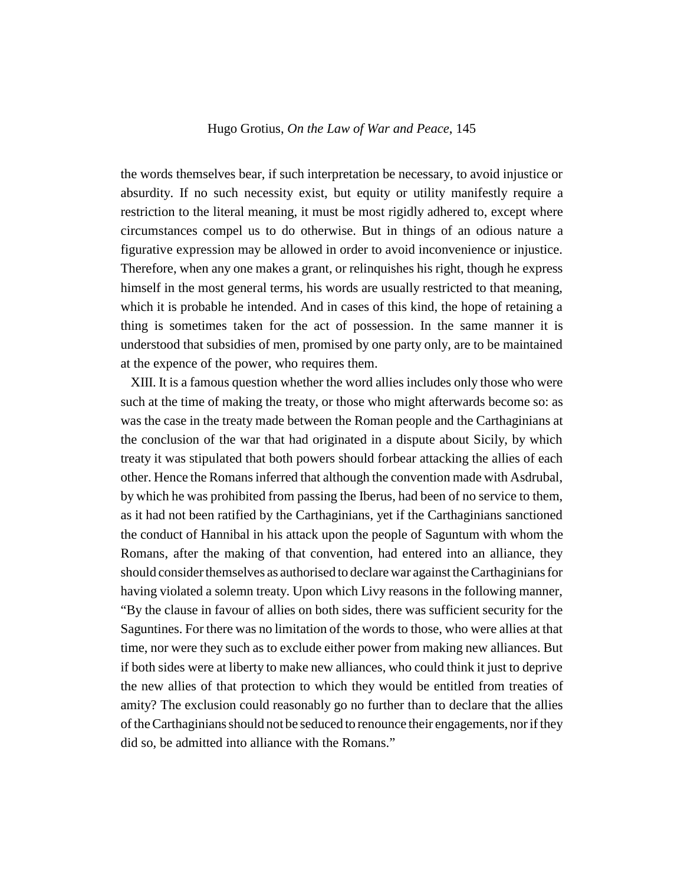the words themselves bear, if such interpretation be necessary, to avoid injustice or absurdity. If no such necessity exist, but equity or utility manifestly require a restriction to the literal meaning, it must be most rigidly adhered to, except where circumstances compel us to do otherwise. But in things of an odious nature a figurative expression may be allowed in order to avoid inconvenience or injustice. Therefore, when any one makes a grant, or relinquishes his right, though he express himself in the most general terms, his words are usually restricted to that meaning, which it is probable he intended. And in cases of this kind, the hope of retaining a thing is sometimes taken for the act of possession. In the same manner it is understood that subsidies of men, promised by one party only, are to be maintained at the expence of the power, who requires them.

XIII. It is a famous question whether the word allies includes only those who were such at the time of making the treaty, or those who might afterwards become so: as was the case in the treaty made between the Roman people and the Carthaginians at the conclusion of the war that had originated in a dispute about Sicily, by which treaty it was stipulated that both powers should forbear attacking the allies of each other. Hence the Romans inferred that although the convention made with Asdrubal, by which he was prohibited from passing the Iberus, had been of no service to them, as it had not been ratified by the Carthaginians, yet if the Carthaginians sanctioned the conduct of Hannibal in his attack upon the people of Saguntum with whom the Romans, after the making of that convention, had entered into an alliance, they should consider themselves as authorised to declare war against the Carthaginians for having violated a solemn treaty. Upon which Livy reasons in the following manner, "By the clause in favour of allies on both sides, there was sufficient security for the Saguntines. For there was no limitation of the words to those, who were allies at that time, nor were they such as to exclude either power from making new alliances. But if both sides were at liberty to make new alliances, who could think it just to deprive the new allies of that protection to which they would be entitled from treaties of amity? The exclusion could reasonably go no further than to declare that the allies of the Carthaginians should not be seduced to renounce their engagements, nor if they did so, be admitted into alliance with the Romans."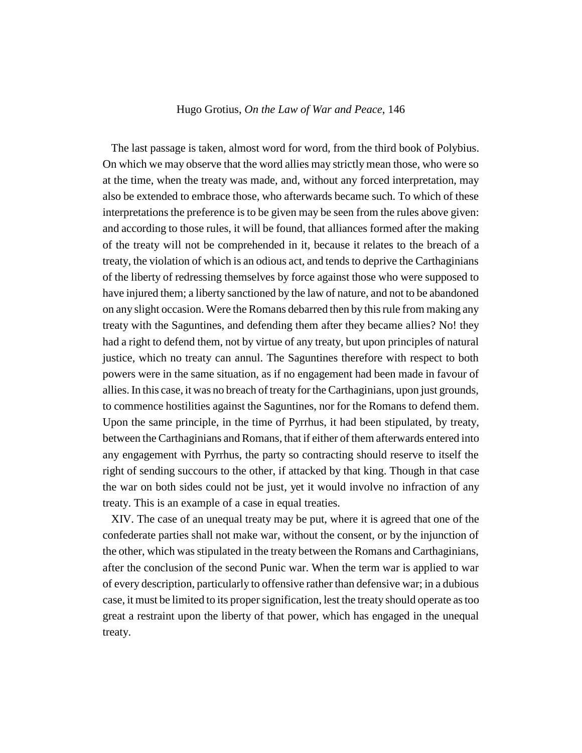The last passage is taken, almost word for word, from the third book of Polybius. On which we may observe that the word allies may strictly mean those, who were so at the time, when the treaty was made, and, without any forced interpretation, may also be extended to embrace those, who afterwards became such. To which of these interpretations the preference is to be given may be seen from the rules above given: and according to those rules, it will be found, that alliances formed after the making of the treaty will not be comprehended in it, because it relates to the breach of a treaty, the violation of which is an odious act, and tends to deprive the Carthaginians of the liberty of redressing themselves by force against those who were supposed to have injured them; a liberty sanctioned by the law of nature, and not to be abandoned on any slight occasion. Were the Romans debarred then by this rule from making any treaty with the Saguntines, and defending them after they became allies? No! they had a right to defend them, not by virtue of any treaty, but upon principles of natural justice, which no treaty can annul. The Saguntines therefore with respect to both powers were in the same situation, as if no engagement had been made in favour of allies. In this case, it was no breach of treaty for the Carthaginians, upon just grounds, to commence hostilities against the Saguntines, nor for the Romans to defend them. Upon the same principle, in the time of Pyrrhus, it had been stipulated, by treaty, between the Carthaginians and Romans, that if either of them afterwards entered into any engagement with Pyrrhus, the party so contracting should reserve to itself the right of sending succours to the other, if attacked by that king. Though in that case the war on both sides could not be just, yet it would involve no infraction of any treaty. This is an example of a case in equal treaties.

XIV. The case of an unequal treaty may be put, where it is agreed that one of the confederate parties shall not make war, without the consent, or by the injunction of the other, which was stipulated in the treaty between the Romans and Carthaginians, after the conclusion of the second Punic war. When the term war is applied to war of every description, particularly to offensive rather than defensive war; in a dubious case, it must be limited to its proper signification, lest the treaty should operate as too great a restraint upon the liberty of that power, which has engaged in the unequal treaty.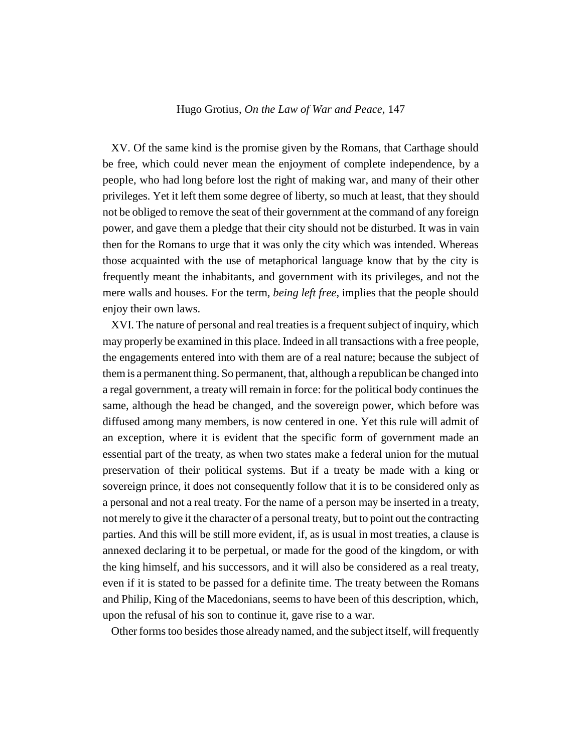XV. Of the same kind is the promise given by the Romans, that Carthage should be free, which could never mean the enjoyment of complete independence, by a people, who had long before lost the right of making war, and many of their other privileges. Yet it left them some degree of liberty, so much at least, that they should not be obliged to remove the seat of their government at the command of any foreign power, and gave them a pledge that their city should not be disturbed. It was in vain then for the Romans to urge that it was only the city which was intended. Whereas those acquainted with the use of metaphorical language know that by the city is frequently meant the inhabitants, and government with its privileges, and not the mere walls and houses. For the term, *being left free*, implies that the people should enjoy their own laws.

XVI. The nature of personal and real treaties is a frequent subject of inquiry, which may properly be examined in this place. Indeed in all transactions with a free people, the engagements entered into with them are of a real nature; because the subject of them is a permanent thing. So permanent, that, although a republican be changed into a regal government, a treaty will remain in force: for the political body continues the same, although the head be changed, and the sovereign power, which before was diffused among many members, is now centered in one. Yet this rule will admit of an exception, where it is evident that the specific form of government made an essential part of the treaty, as when two states make a federal union for the mutual preservation of their political systems. But if a treaty be made with a king or sovereign prince, it does not consequently follow that it is to be considered only as a personal and not a real treaty. For the name of a person may be inserted in a treaty, not merely to give it the character of a personal treaty, but to point out the contracting parties. And this will be still more evident, if, as is usual in most treaties, a clause is annexed declaring it to be perpetual, or made for the good of the kingdom, or with the king himself, and his successors, and it will also be considered as a real treaty, even if it is stated to be passed for a definite time. The treaty between the Romans and Philip, King of the Macedonians, seems to have been of this description, which, upon the refusal of his son to continue it, gave rise to a war.

Other forms too besides those already named, and the subject itself, will frequently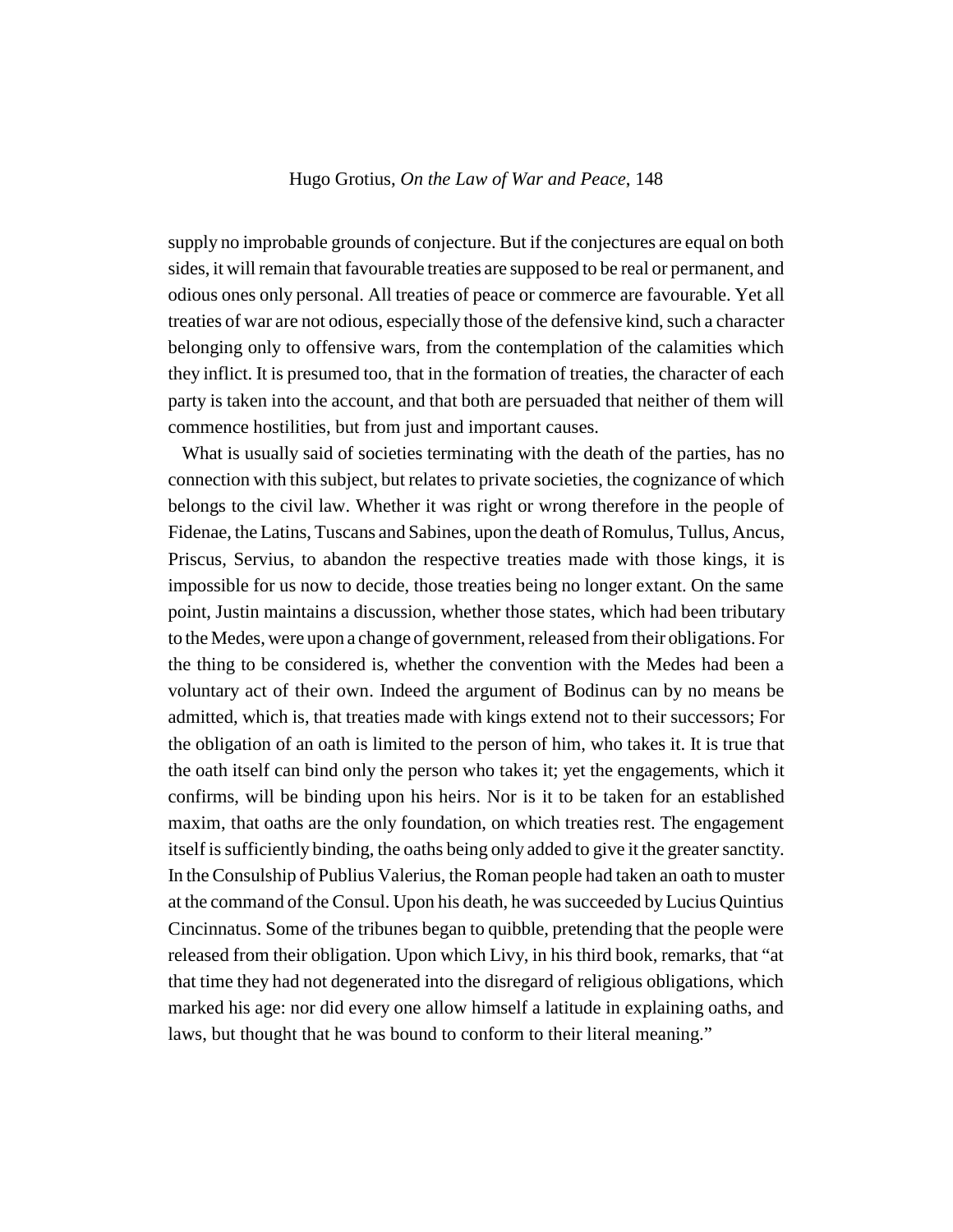supply no improbable grounds of conjecture. But if the conjectures are equal on both sides, it will remain that favourable treaties are supposed to be real or permanent, and odious ones only personal. All treaties of peace or commerce are favourable. Yet all treaties of war are not odious, especially those of the defensive kind, such a character belonging only to offensive wars, from the contemplation of the calamities which they inflict. It is presumed too, that in the formation of treaties, the character of each party is taken into the account, and that both are persuaded that neither of them will commence hostilities, but from just and important causes.

What is usually said of societies terminating with the death of the parties, has no connection with this subject, but relates to private societies, the cognizance of which belongs to the civil law. Whether it was right or wrong therefore in the people of Fidenae, the Latins, Tuscans and Sabines, upon the death of Romulus, Tullus, Ancus, Priscus, Servius, to abandon the respective treaties made with those kings, it is impossible for us now to decide, those treaties being no longer extant. On the same point, Justin maintains a discussion, whether those states, which had been tributary to the Medes, were upon a change of government, released from their obligations. For the thing to be considered is, whether the convention with the Medes had been a voluntary act of their own. Indeed the argument of Bodinus can by no means be admitted, which is, that treaties made with kings extend not to their successors; For the obligation of an oath is limited to the person of him, who takes it. It is true that the oath itself can bind only the person who takes it; yet the engagements, which it confirms, will be binding upon his heirs. Nor is it to be taken for an established maxim, that oaths are the only foundation, on which treaties rest. The engagement itself is sufficiently binding, the oaths being only added to give it the greater sanctity. In the Consulship of Publius Valerius, the Roman people had taken an oath to muster at the command of the Consul. Upon his death, he was succeeded by Lucius Quintius Cincinnatus. Some of the tribunes began to quibble, pretending that the people were released from their obligation. Upon which Livy, in his third book, remarks, that "at that time they had not degenerated into the disregard of religious obligations, which marked his age: nor did every one allow himself a latitude in explaining oaths, and laws, but thought that he was bound to conform to their literal meaning."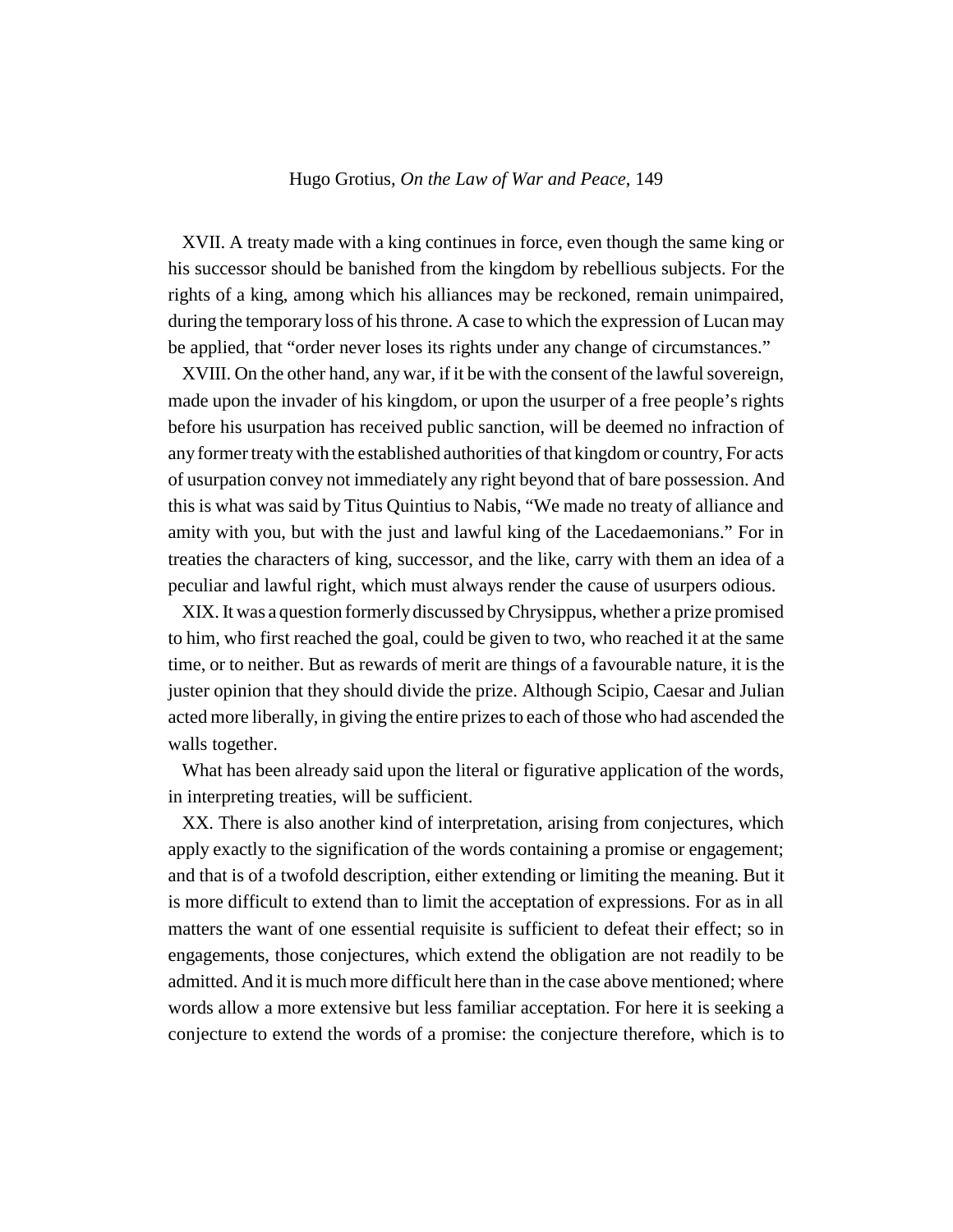XVII. A treaty made with a king continues in force, even though the same king or his successor should be banished from the kingdom by rebellious subjects. For the rights of a king, among which his alliances may be reckoned, remain unimpaired, during the temporary loss of his throne. A case to which the expression of Lucan may be applied, that "order never loses its rights under any change of circumstances."

XVIII. On the other hand, any war, if it be with the consent of the lawful sovereign, made upon the invader of his kingdom, or upon the usurper of a free people's rights before his usurpation has received public sanction, will be deemed no infraction of any former treaty with the established authorities of that kingdom or country, For acts of usurpation convey not immediately any right beyond that of bare possession. And this is what was said by Titus Quintius to Nabis, "We made no treaty of alliance and amity with you, but with the just and lawful king of the Lacedaemonians." For in treaties the characters of king, successor, and the like, carry with them an idea of a peculiar and lawful right, which must always render the cause of usurpers odious.

XIX. It was a question formerly discussed by Chrysippus, whether a prize promised to him, who first reached the goal, could be given to two, who reached it at the same time, or to neither. But as rewards of merit are things of a favourable nature, it is the juster opinion that they should divide the prize. Although Scipio, Caesar and Julian acted more liberally, in giving the entire prizes to each of those who had ascended the walls together.

What has been already said upon the literal or figurative application of the words, in interpreting treaties, will be sufficient.

XX. There is also another kind of interpretation, arising from conjectures, which apply exactly to the signification of the words containing a promise or engagement; and that is of a twofold description, either extending or limiting the meaning. But it is more difficult to extend than to limit the acceptation of expressions. For as in all matters the want of one essential requisite is sufficient to defeat their effect; so in engagements, those conjectures, which extend the obligation are not readily to be admitted. And it is much more difficult here than in the case above mentioned; where words allow a more extensive but less familiar acceptation. For here it is seeking a conjecture to extend the words of a promise: the conjecture therefore, which is to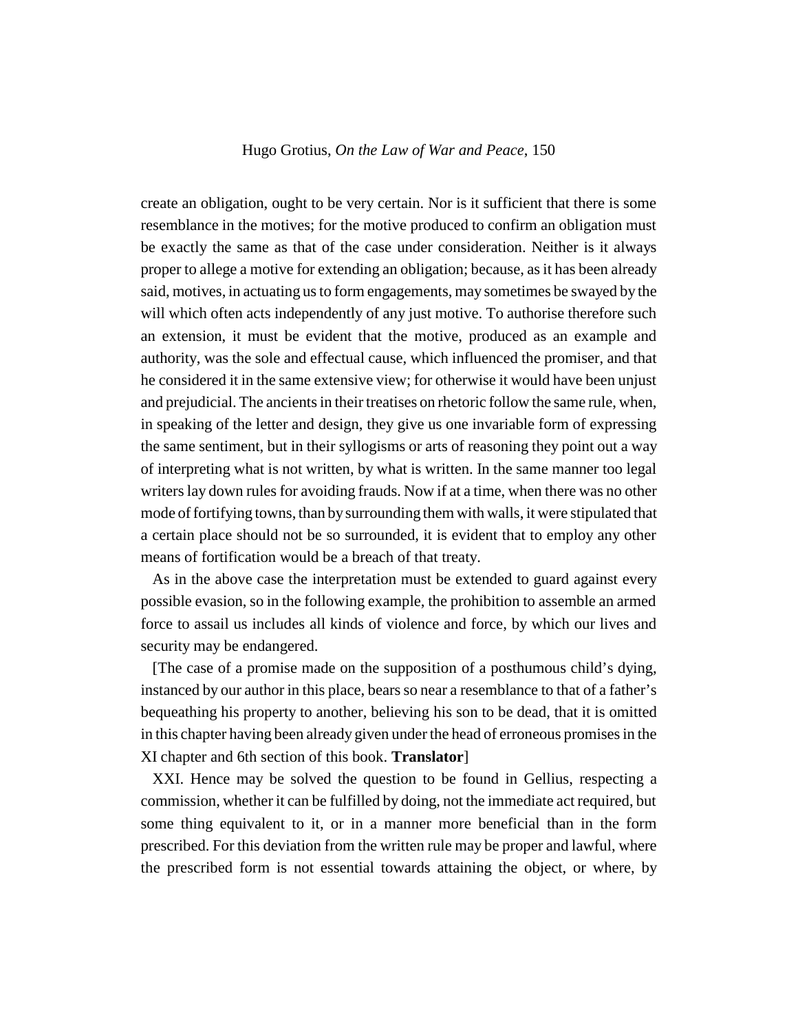create an obligation, ought to be very certain. Nor is it sufficient that there is some resemblance in the motives; for the motive produced to confirm an obligation must be exactly the same as that of the case under consideration. Neither is it always proper to allege a motive for extending an obligation; because, as it has been already said, motives, in actuating us to form engagements, may sometimes be swayed by the will which often acts independently of any just motive. To authorise therefore such an extension, it must be evident that the motive, produced as an example and authority, was the sole and effectual cause, which influenced the promiser, and that he considered it in the same extensive view; for otherwise it would have been unjust and prejudicial. The ancients in their treatises on rhetoric follow the same rule, when, in speaking of the letter and design, they give us one invariable form of expressing the same sentiment, but in their syllogisms or arts of reasoning they point out a way of interpreting what is not written, by what is written. In the same manner too legal writers lay down rules for avoiding frauds. Now if at a time, when there was no other mode of fortifying towns, than by surrounding them with walls, it were stipulated that a certain place should not be so surrounded, it is evident that to employ any other means of fortification would be a breach of that treaty.

As in the above case the interpretation must be extended to guard against every possible evasion, so in the following example, the prohibition to assemble an armed force to assail us includes all kinds of violence and force, by which our lives and security may be endangered.

[The case of a promise made on the supposition of a posthumous child's dying, instanced by our author in this place, bears so near a resemblance to that of a father's bequeathing his property to another, believing his son to be dead, that it is omitted in this chapter having been already given under the head of erroneous promises in the XI chapter and 6th section of this book. **Translator**]

XXI. Hence may be solved the question to be found in Gellius, respecting a commission, whether it can be fulfilled by doing, not the immediate act required, but some thing equivalent to it, or in a manner more beneficial than in the form prescribed. For this deviation from the written rule may be proper and lawful, where the prescribed form is not essential towards attaining the object, or where, by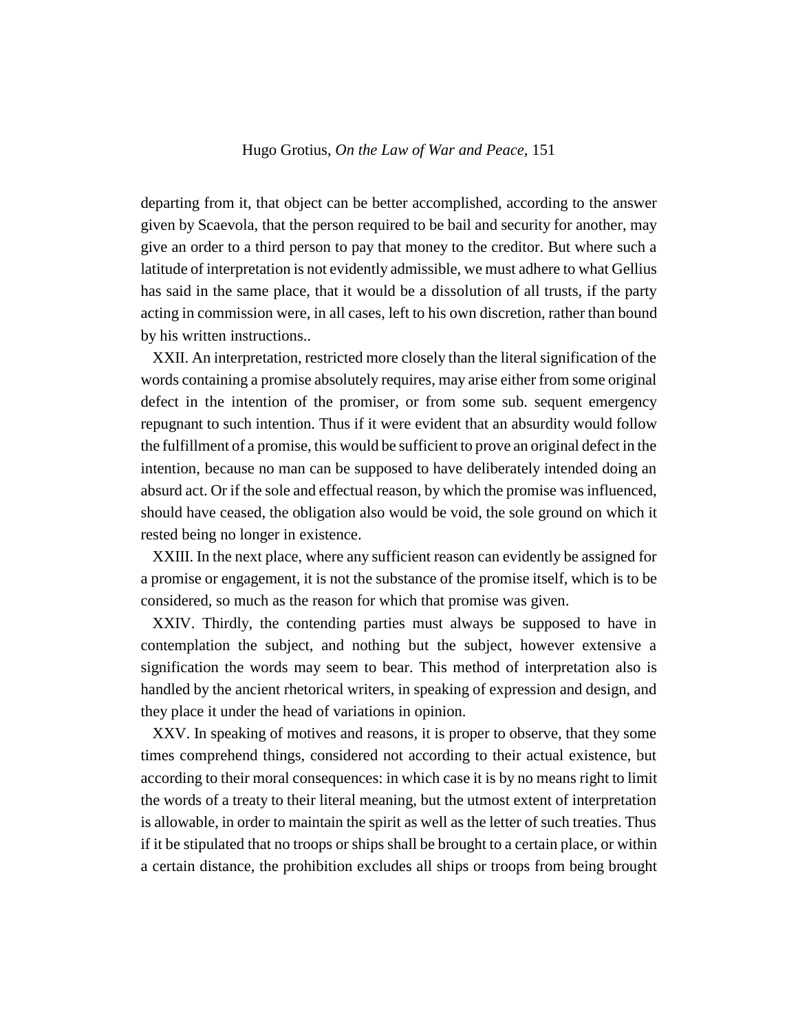departing from it, that object can be better accomplished, according to the answer given by Scaevola, that the person required to be bail and security for another, may give an order to a third person to pay that money to the creditor. But where such a latitude of interpretation is not evidently admissible, we must adhere to what Gellius has said in the same place, that it would be a dissolution of all trusts, if the party acting in commission were, in all cases, left to his own discretion, rather than bound by his written instructions..

XXII. An interpretation, restricted more closely than the literal signification of the words containing a promise absolutely requires, may arise either from some original defect in the intention of the promiser, or from some sub. sequent emergency repugnant to such intention. Thus if it were evident that an absurdity would follow the fulfillment of a promise, this would be sufficient to prove an original defect in the intention, because no man can be supposed to have deliberately intended doing an absurd act. Or if the sole and effectual reason, by which the promise was influenced, should have ceased, the obligation also would be void, the sole ground on which it rested being no longer in existence.

XXIII. In the next place, where any sufficient reason can evidently be assigned for a promise or engagement, it is not the substance of the promise itself, which is to be considered, so much as the reason for which that promise was given.

XXIV. Thirdly, the contending parties must always be supposed to have in contemplation the subject, and nothing but the subject, however extensive a signification the words may seem to bear. This method of interpretation also is handled by the ancient rhetorical writers, in speaking of expression and design, and they place it under the head of variations in opinion.

XXV. In speaking of motives and reasons, it is proper to observe, that they some times comprehend things, considered not according to their actual existence, but according to their moral consequences: in which case it is by no means right to limit the words of a treaty to their literal meaning, but the utmost extent of interpretation is allowable, in order to maintain the spirit as well as the letter of such treaties. Thus if it be stipulated that no troops or ships shall be brought to a certain place, or within a certain distance, the prohibition excludes all ships or troops from being brought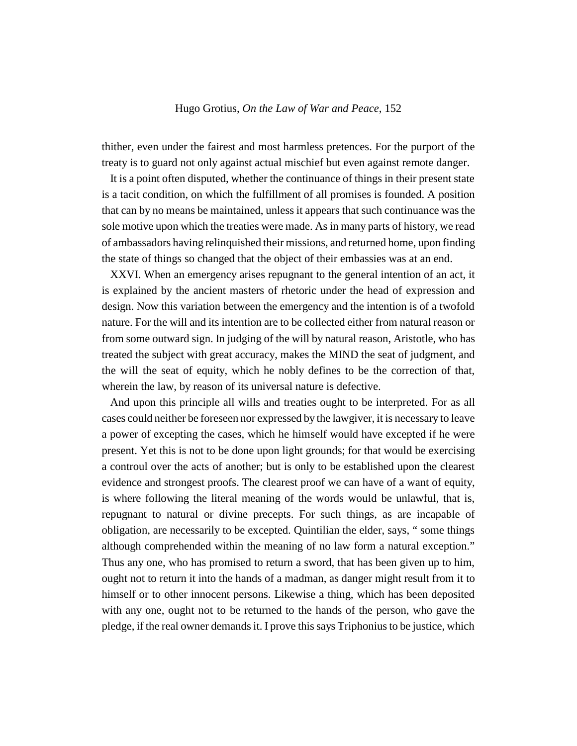thither, even under the fairest and most harmless pretences. For the purport of the treaty is to guard not only against actual mischief but even against remote danger.

It is a point often disputed, whether the continuance of things in their present state is a tacit condition, on which the fulfillment of all promises is founded. A position that can by no means be maintained, unless it appears that such continuance was the sole motive upon which the treaties were made. As in many parts of history, we read of ambassadors having relinquished their missions, and returned home, upon finding the state of things so changed that the object of their embassies was at an end.

XXVI. When an emergency arises repugnant to the general intention of an act, it is explained by the ancient masters of rhetoric under the head of expression and design. Now this variation between the emergency and the intention is of a twofold nature. For the will and its intention are to be collected either from natural reason or from some outward sign. In judging of the will by natural reason, Aristotle, who has treated the subject with great accuracy, makes the MIND the seat of judgment, and the will the seat of equity, which he nobly defines to be the correction of that, wherein the law, by reason of its universal nature is defective.

And upon this principle all wills and treaties ought to be interpreted. For as all cases could neither be foreseen nor expressed by the lawgiver, it is necessary to leave a power of excepting the cases, which he himself would have excepted if he were present. Yet this is not to be done upon light grounds; for that would be exercising a controul over the acts of another; but is only to be established upon the clearest evidence and strongest proofs. The clearest proof we can have of a want of equity, is where following the literal meaning of the words would be unlawful, that is, repugnant to natural or divine precepts. For such things, as are incapable of obligation, are necessarily to be excepted. Quintilian the elder, says, " some things although comprehended within the meaning of no law form a natural exception." Thus any one, who has promised to return a sword, that has been given up to him, ought not to return it into the hands of a madman, as danger might result from it to himself or to other innocent persons. Likewise a thing, which has been deposited with any one, ought not to be returned to the hands of the person, who gave the pledge, if the real owner demands it. I prove this says Triphonius to be justice, which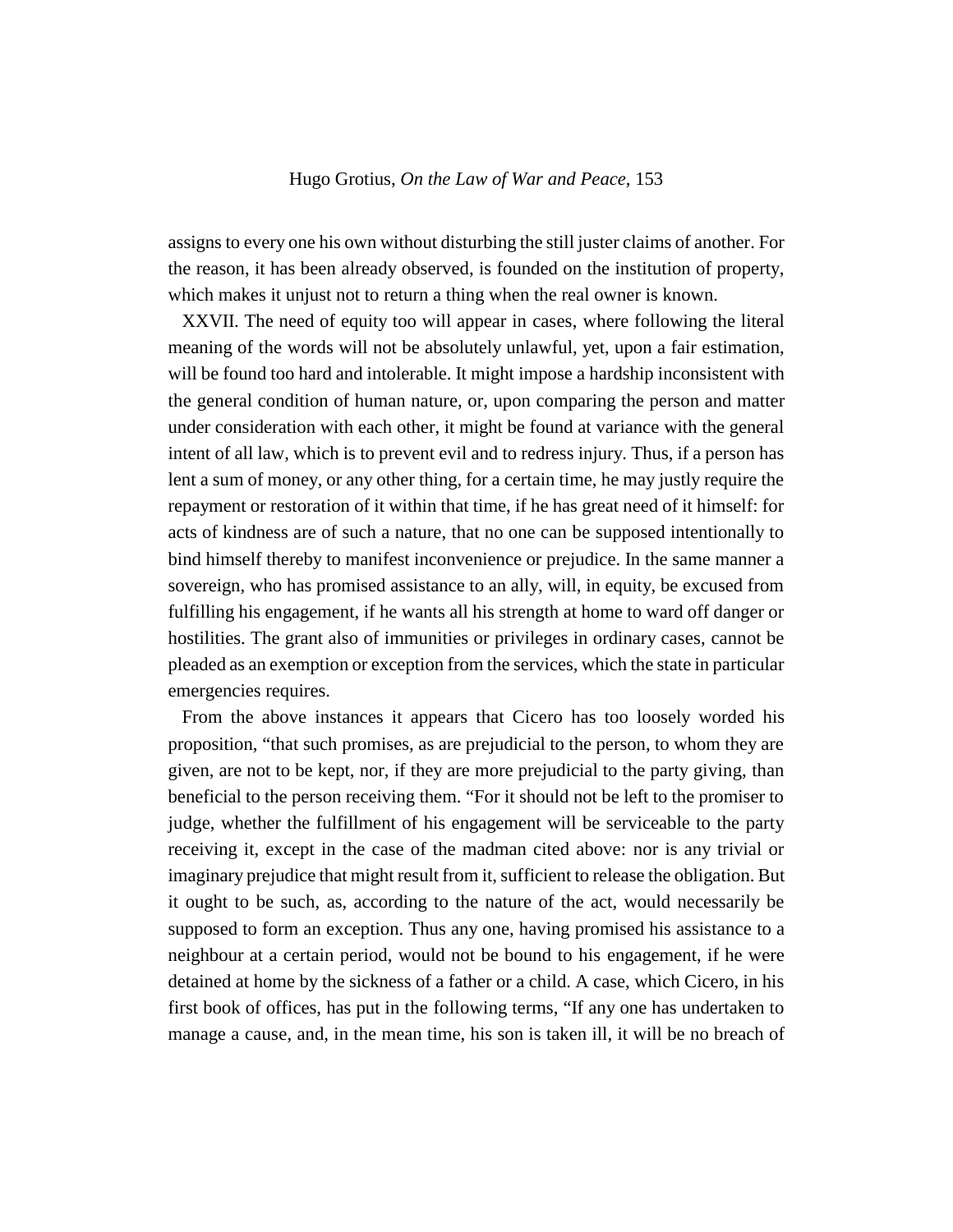assigns to every one his own without disturbing the still juster claims of another. For the reason, it has been already observed, is founded on the institution of property, which makes it unjust not to return a thing when the real owner is known.

XXVII. The need of equity too will appear in cases, where following the literal meaning of the words will not be absolutely unlawful, yet, upon a fair estimation, will be found too hard and intolerable. It might impose a hardship inconsistent with the general condition of human nature, or, upon comparing the person and matter under consideration with each other, it might be found at variance with the general intent of all law, which is to prevent evil and to redress injury. Thus, if a person has lent a sum of money, or any other thing, for a certain time, he may justly require the repayment or restoration of it within that time, if he has great need of it himself: for acts of kindness are of such a nature, that no one can be supposed intentionally to bind himself thereby to manifest inconvenience or prejudice. In the same manner a sovereign, who has promised assistance to an ally, will, in equity, be excused from fulfilling his engagement, if he wants all his strength at home to ward off danger or hostilities. The grant also of immunities or privileges in ordinary cases, cannot be pleaded as an exemption or exception from the services, which the state in particular emergencies requires.

From the above instances it appears that Cicero has too loosely worded his proposition, "that such promises, as are prejudicial to the person, to whom they are given, are not to be kept, nor, if they are more prejudicial to the party giving, than beneficial to the person receiving them. "For it should not be left to the promiser to judge, whether the fulfillment of his engagement will be serviceable to the party receiving it, except in the case of the madman cited above: nor is any trivial or imaginary prejudice that might result from it, sufficient to release the obligation. But it ought to be such, as, according to the nature of the act, would necessarily be supposed to form an exception. Thus any one, having promised his assistance to a neighbour at a certain period, would not be bound to his engagement, if he were detained at home by the sickness of a father or a child. A case, which Cicero, in his first book of offices, has put in the following terms, "If any one has undertaken to manage a cause, and, in the mean time, his son is taken ill, it will be no breach of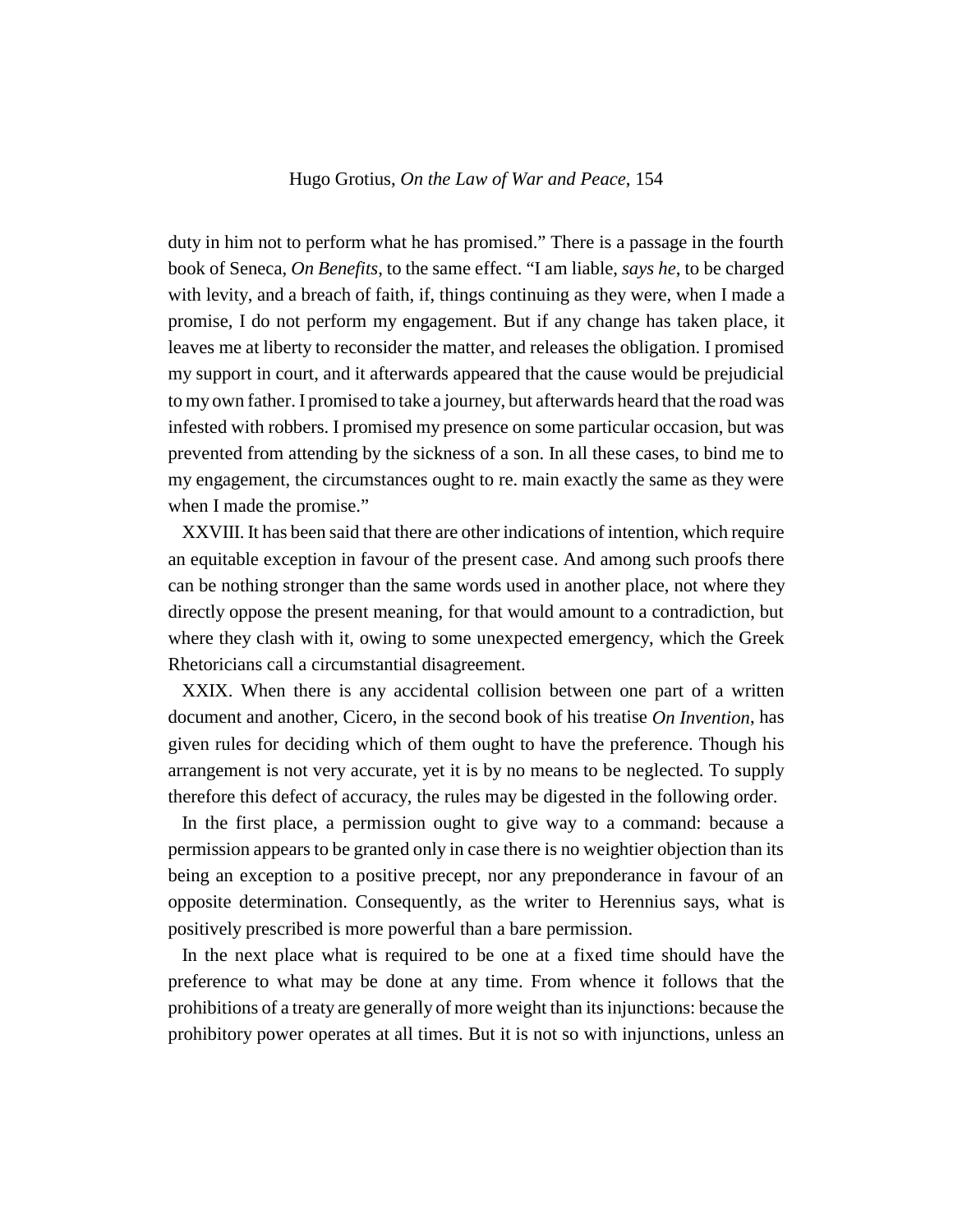duty in him not to perform what he has promised." There is a passage in the fourth book of Seneca, *On Benefits*, to the same effect. "I am liable, *says he*, to be charged with levity, and a breach of faith, if, things continuing as they were, when I made a promise, I do not perform my engagement. But if any change has taken place, it leaves me at liberty to reconsider the matter, and releases the obligation. I promised my support in court, and it afterwards appeared that the cause would be prejudicial to my own father. I promised to take a journey, but afterwards heard that the road was infested with robbers. I promised my presence on some particular occasion, but was prevented from attending by the sickness of a son. In all these cases, to bind me to my engagement, the circumstances ought to re. main exactly the same as they were when I made the promise."

XXVIII. It has been said that there are other indications of intention, which require an equitable exception in favour of the present case. And among such proofs there can be nothing stronger than the same words used in another place, not where they directly oppose the present meaning, for that would amount to a contradiction, but where they clash with it, owing to some unexpected emergency, which the Greek Rhetoricians call a circumstantial disagreement.

XXIX. When there is any accidental collision between one part of a written document and another, Cicero, in the second book of his treatise *On Invention*, has given rules for deciding which of them ought to have the preference. Though his arrangement is not very accurate, yet it is by no means to be neglected. To supply therefore this defect of accuracy, the rules may be digested in the following order.

In the first place, a permission ought to give way to a command: because a permission appears to be granted only in case there is no weightier objection than its being an exception to a positive precept, nor any preponderance in favour of an opposite determination. Consequently, as the writer to Herennius says, what is positively prescribed is more powerful than a bare permission.

In the next place what is required to be one at a fixed time should have the preference to what may be done at any time. From whence it follows that the prohibitions of a treaty are generally of more weight than its injunctions: because the prohibitory power operates at all times. But it is not so with injunctions, unless an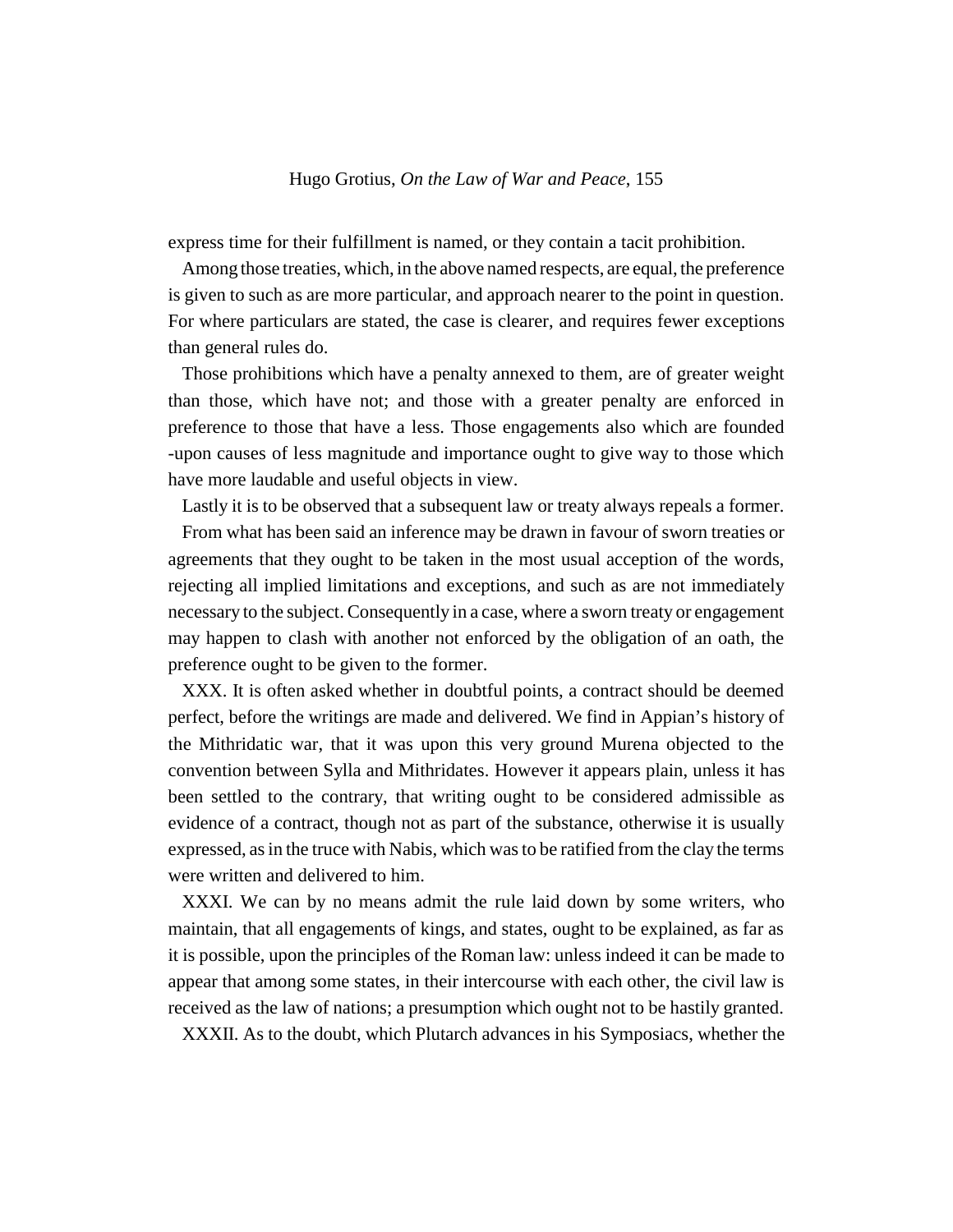express time for their fulfillment is named, or they contain a tacit prohibition.

Among those treaties, which, in the above named respects, are equal, the preference is given to such as are more particular, and approach nearer to the point in question. For where particulars are stated, the case is clearer, and requires fewer exceptions than general rules do.

Those prohibitions which have a penalty annexed to them, are of greater weight than those, which have not; and those with a greater penalty are enforced in preference to those that have a less. Those engagements also which are founded -upon causes of less magnitude and importance ought to give way to those which have more laudable and useful objects in view.

Lastly it is to be observed that a subsequent law or treaty always repeals a former.

From what has been said an inference may be drawn in favour of sworn treaties or agreements that they ought to be taken in the most usual acception of the words, rejecting all implied limitations and exceptions, and such as are not immediately necessary to the subject. Consequently in a case, where a sworn treaty or engagement may happen to clash with another not enforced by the obligation of an oath, the preference ought to be given to the former.

XXX. It is often asked whether in doubtful points, a contract should be deemed perfect, before the writings are made and delivered. We find in Appian's history of the Mithridatic war, that it was upon this very ground Murena objected to the convention between Sylla and Mithridates. However it appears plain, unless it has been settled to the contrary, that writing ought to be considered admissible as evidence of a contract, though not as part of the substance, otherwise it is usually expressed, as in the truce with Nabis, which was to be ratified from the clay the terms were written and delivered to him.

XXXI. We can by no means admit the rule laid down by some writers, who maintain, that all engagements of kings, and states, ought to be explained, as far as it is possible, upon the principles of the Roman law: unless indeed it can be made to appear that among some states, in their intercourse with each other, the civil law is received as the law of nations; a presumption which ought not to be hastily granted.

XXXII. As to the doubt, which Plutarch advances in his Symposiacs, whether the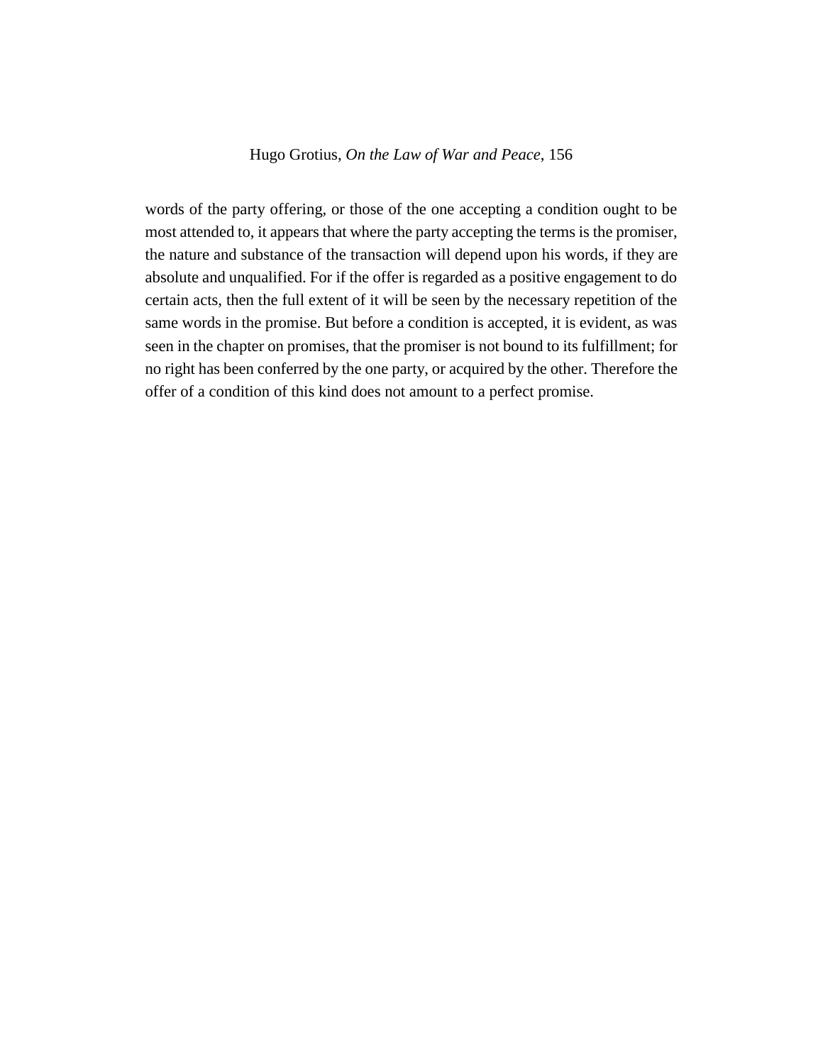words of the party offering, or those of the one accepting a condition ought to be most attended to, it appears that where the party accepting the terms is the promiser, the nature and substance of the transaction will depend upon his words, if they are absolute and unqualified. For if the offer is regarded as a positive engagement to do certain acts, then the full extent of it will be seen by the necessary repetition of the same words in the promise. But before a condition is accepted, it is evident, as was seen in the chapter on promises, that the promiser is not bound to its fulfillment; for no right has been conferred by the one party, or acquired by the other. Therefore the offer of a condition of this kind does not amount to a perfect promise.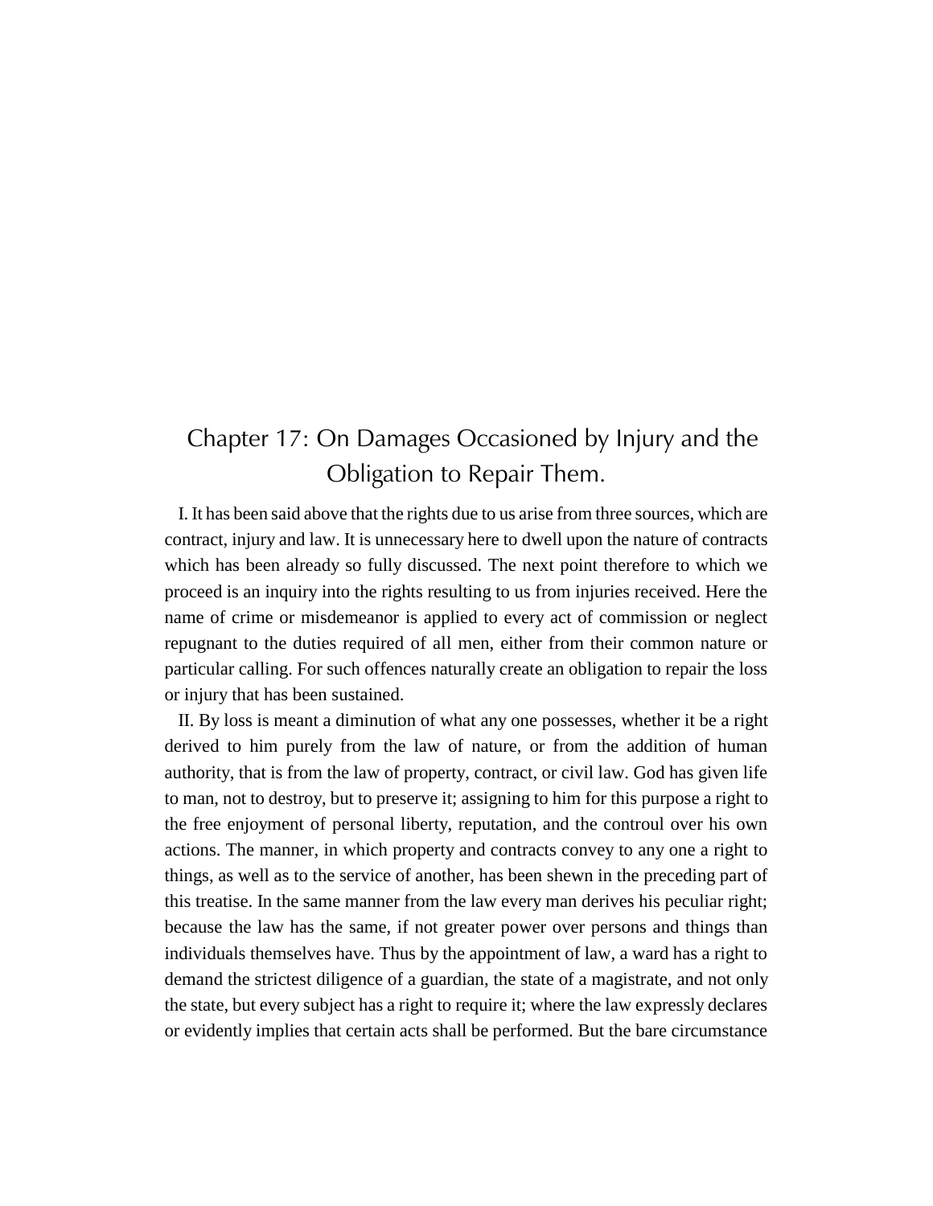# Chapter 17: On Damages Occasioned by Injury and the Obligation to Repair Them.

I. It has been said above that the rights due to us arise from three sources, which are contract, injury and law. It is unnecessary here to dwell upon the nature of contracts which has been already so fully discussed. The next point therefore to which we proceed is an inquiry into the rights resulting to us from injuries received. Here the name of crime or misdemeanor is applied to every act of commission or neglect repugnant to the duties required of all men, either from their common nature or particular calling. For such offences naturally create an obligation to repair the loss or injury that has been sustained.

II. By loss is meant a diminution of what any one possesses, whether it be a right derived to him purely from the law of nature, or from the addition of human authority, that is from the law of property, contract, or civil law. God has given life to man, not to destroy, but to preserve it; assigning to him for this purpose a right to the free enjoyment of personal liberty, reputation, and the controul over his own actions. The manner, in which property and contracts convey to any one a right to things, as well as to the service of another, has been shewn in the preceding part of this treatise. In the same manner from the law every man derives his peculiar right; because the law has the same, if not greater power over persons and things than individuals themselves have. Thus by the appointment of law, a ward has a right to demand the strictest diligence of a guardian, the state of a magistrate, and not only the state, but every subject has a right to require it; where the law expressly declares or evidently implies that certain acts shall be performed. But the bare circumstance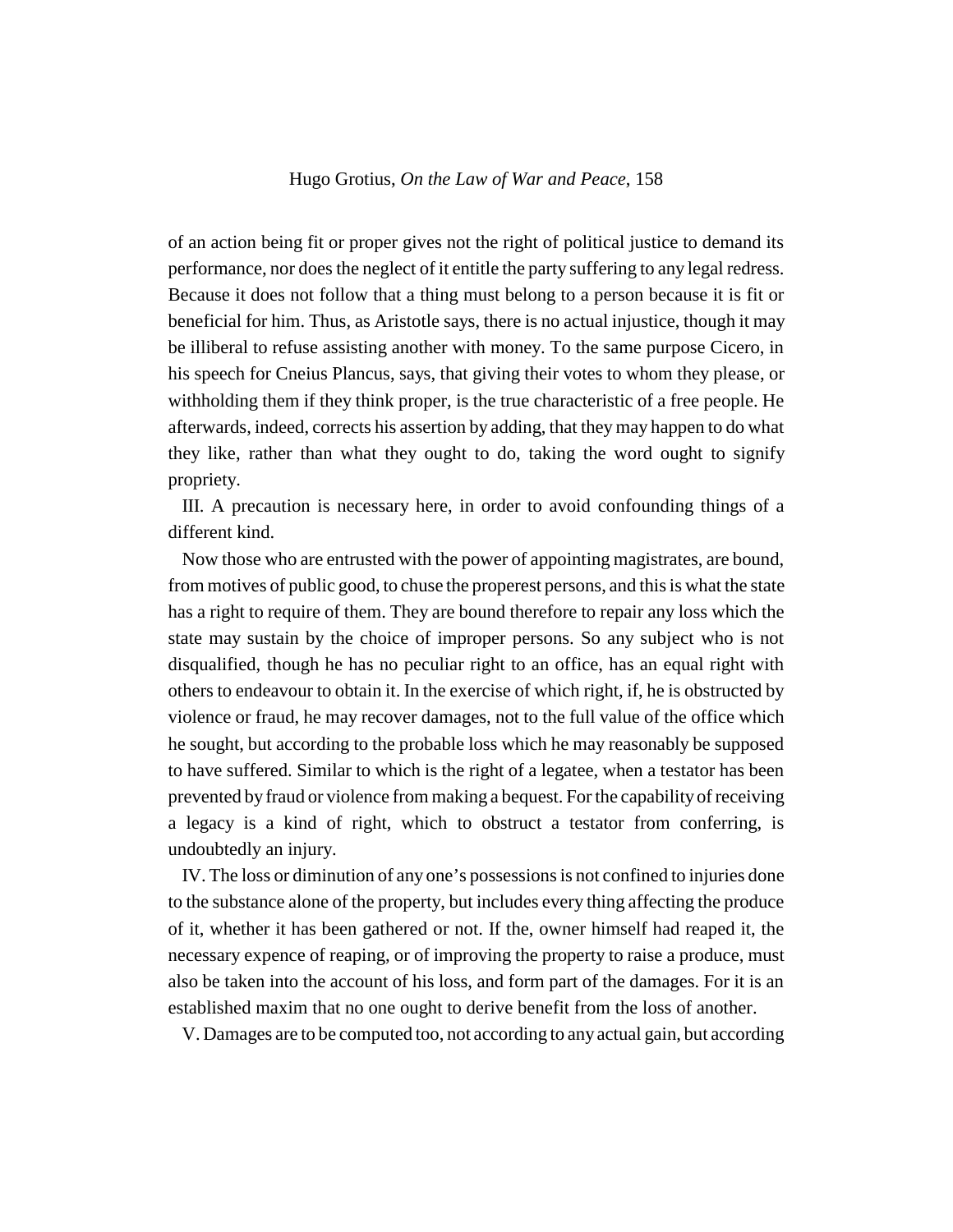of an action being fit or proper gives not the right of political justice to demand its performance, nor does the neglect of it entitle the party suffering to any legal redress. Because it does not follow that a thing must belong to a person because it is fit or beneficial for him. Thus, as Aristotle says, there is no actual injustice, though it may be illiberal to refuse assisting another with money. To the same purpose Cicero, in his speech for Cneius Plancus, says, that giving their votes to whom they please, or withholding them if they think proper, is the true characteristic of a free people. He afterwards, indeed, corrects his assertion by adding, that they may happen to do what they like, rather than what they ought to do, taking the word ought to signify propriety.

III. A precaution is necessary here, in order to avoid confounding things of a different kind.

Now those who are entrusted with the power of appointing magistrates, are bound, from motives of public good, to chuse the properest persons, and this is what the state has a right to require of them. They are bound therefore to repair any loss which the state may sustain by the choice of improper persons. So any subject who is not disqualified, though he has no peculiar right to an office, has an equal right with others to endeavour to obtain it. In the exercise of which right, if, he is obstructed by violence or fraud, he may recover damages, not to the full value of the office which he sought, but according to the probable loss which he may reasonably be supposed to have suffered. Similar to which is the right of a legatee, when a testator has been prevented by fraud or violence from making a bequest. For the capability of receiving a legacy is a kind of right, which to obstruct a testator from conferring, is undoubtedly an injury.

IV. The loss or diminution of any one's possessions is not confined to injuries done to the substance alone of the property, but includes every thing affecting the produce of it, whether it has been gathered or not. If the, owner himself had reaped it, the necessary expence of reaping, or of improving the property to raise a produce, must also be taken into the account of his loss, and form part of the damages. For it is an established maxim that no one ought to derive benefit from the loss of another.

V. Damages are to be computed too, not according to any actual gain, but according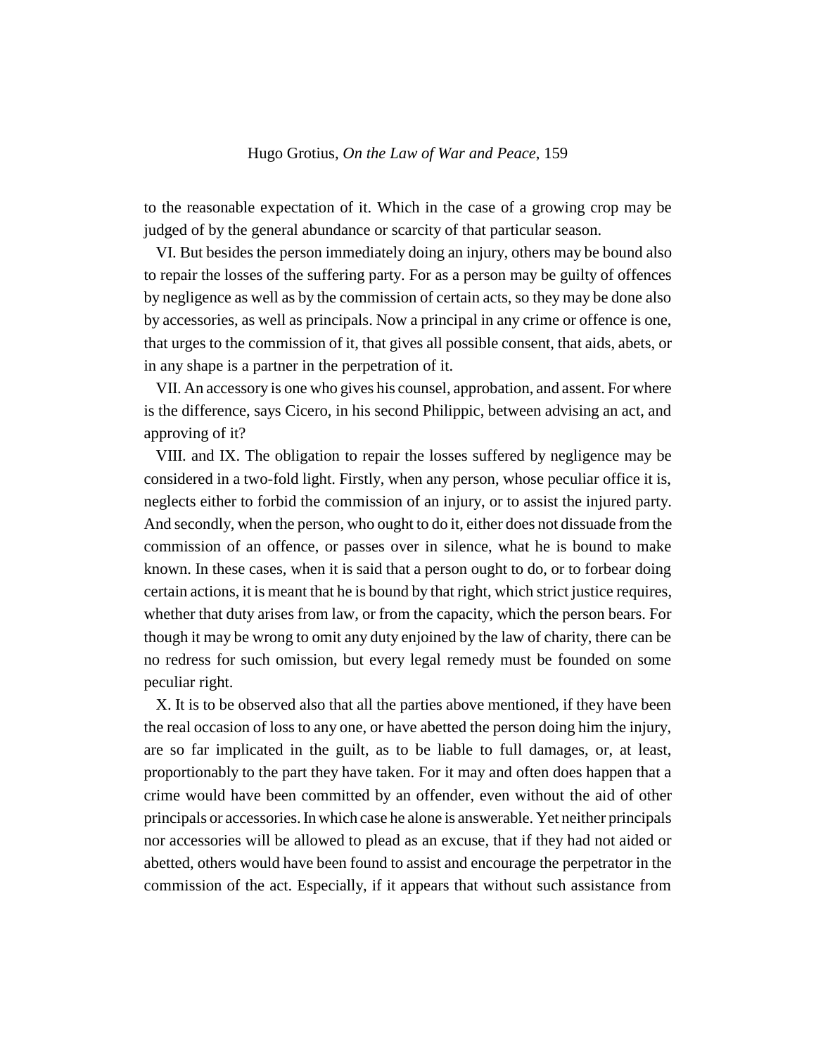to the reasonable expectation of it. Which in the case of a growing crop may be judged of by the general abundance or scarcity of that particular season.

VI. But besides the person immediately doing an injury, others may be bound also to repair the losses of the suffering party. For as a person may be guilty of offences by negligence as well as by the commission of certain acts, so they may be done also by accessories, as well as principals. Now a principal in any crime or offence is one, that urges to the commission of it, that gives all possible consent, that aids, abets, or in any shape is a partner in the perpetration of it.

VII. An accessory is one who gives his counsel, approbation, and assent. For where is the difference, says Cicero, in his second Philippic, between advising an act, and approving of it?

VIII. and IX. The obligation to repair the losses suffered by negligence may be considered in a two-fold light. Firstly, when any person, whose peculiar office it is, neglects either to forbid the commission of an injury, or to assist the injured party. And secondly, when the person, who ought to do it, either does not dissuade from the commission of an offence, or passes over in silence, what he is bound to make known. In these cases, when it is said that a person ought to do, or to forbear doing certain actions, it is meant that he is bound by that right, which strict justice requires, whether that duty arises from law, or from the capacity, which the person bears. For though it may be wrong to omit any duty enjoined by the law of charity, there can be no redress for such omission, but every legal remedy must be founded on some peculiar right.

X. It is to be observed also that all the parties above mentioned, if they have been the real occasion of loss to any one, or have abetted the person doing him the injury, are so far implicated in the guilt, as to be liable to full damages, or, at least, proportionably to the part they have taken. For it may and often does happen that a crime would have been committed by an offender, even without the aid of other principals or accessories. In which case he alone is answerable. Yet neither principals nor accessories will be allowed to plead as an excuse, that if they had not aided or abetted, others would have been found to assist and encourage the perpetrator in the commission of the act. Especially, if it appears that without such assistance from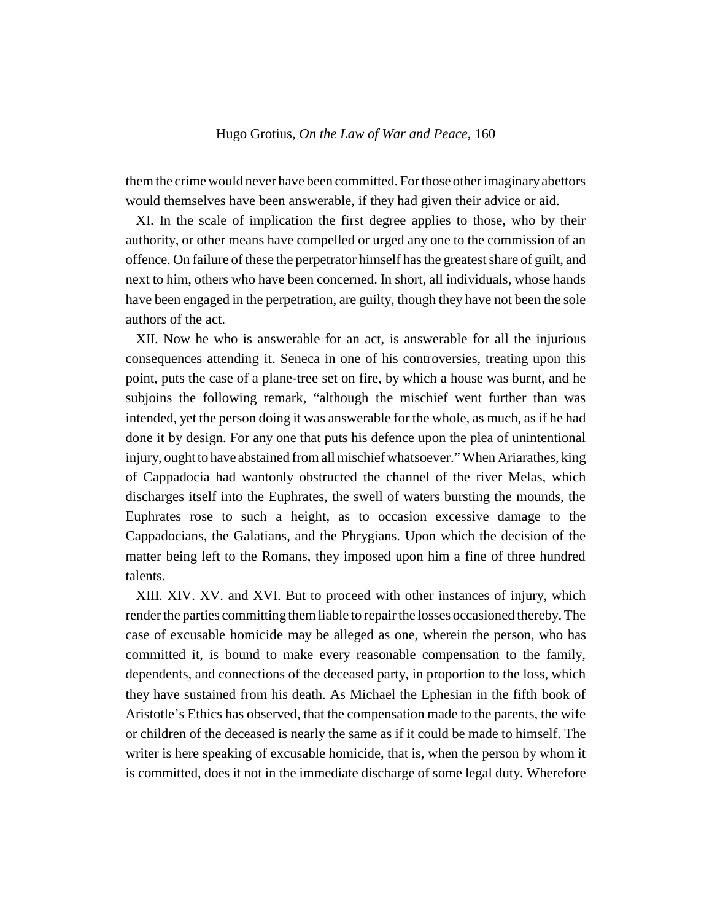them the crime would never have been committed. For those other imaginary abettors would themselves have been answerable, if they had given their advice or aid.

XI. In the scale of implication the first degree applies to those, who by their authority, or other means have compelled or urged any one to the commission of an offence. On failure of these the perpetrator himself has the greatest share of guilt, and next to him, others who have been concerned. In short, all individuals, whose hands have been engaged in the perpetration, are guilty, though they have not been the sole authors of the act.

XII. Now he who is answerable for an act, is answerable for all the injurious consequences attending it. Seneca in one of his controversies, treating upon this point, puts the case of a plane-tree set on fire, by which a house was burnt, and he subjoins the following remark, "although the mischief went further than was intended, yet the person doing it was answerable for the whole, as much, as if he had done it by design. For any one that puts his defence upon the plea of unintentional injury, ought to have abstained from all mischief whatsoever." When Ariarathes, king of Cappadocia had wantonly obstructed the channel of the river Melas, which discharges itself into the Euphrates, the swell of waters bursting the mounds, the Euphrates rose to such a height, as to occasion excessive damage to the Cappadocians, the Galatians, and the Phrygians. Upon which the decision of the matter being left to the Romans, they imposed upon him a fine of three hundred talents.

XIII. XIV. XV. and XVI. But to proceed with other instances of injury, which render the parties committing them liable to repair the losses occasioned thereby. The case of excusable homicide may be alleged as one, wherein the person, who has committed it, is bound to make every reasonable compensation to the family, dependents, and connections of the deceased party, in proportion to the loss, which they have sustained from his death. As Michael the Ephesian in the fifth book of Aristotle's Ethics has observed, that the compensation made to the parents, the wife or children of the deceased is nearly the same as if it could be made to himself. The writer is here speaking of excusable homicide, that is, when the person by whom it is committed, does it not in the immediate discharge of some legal duty. Wherefore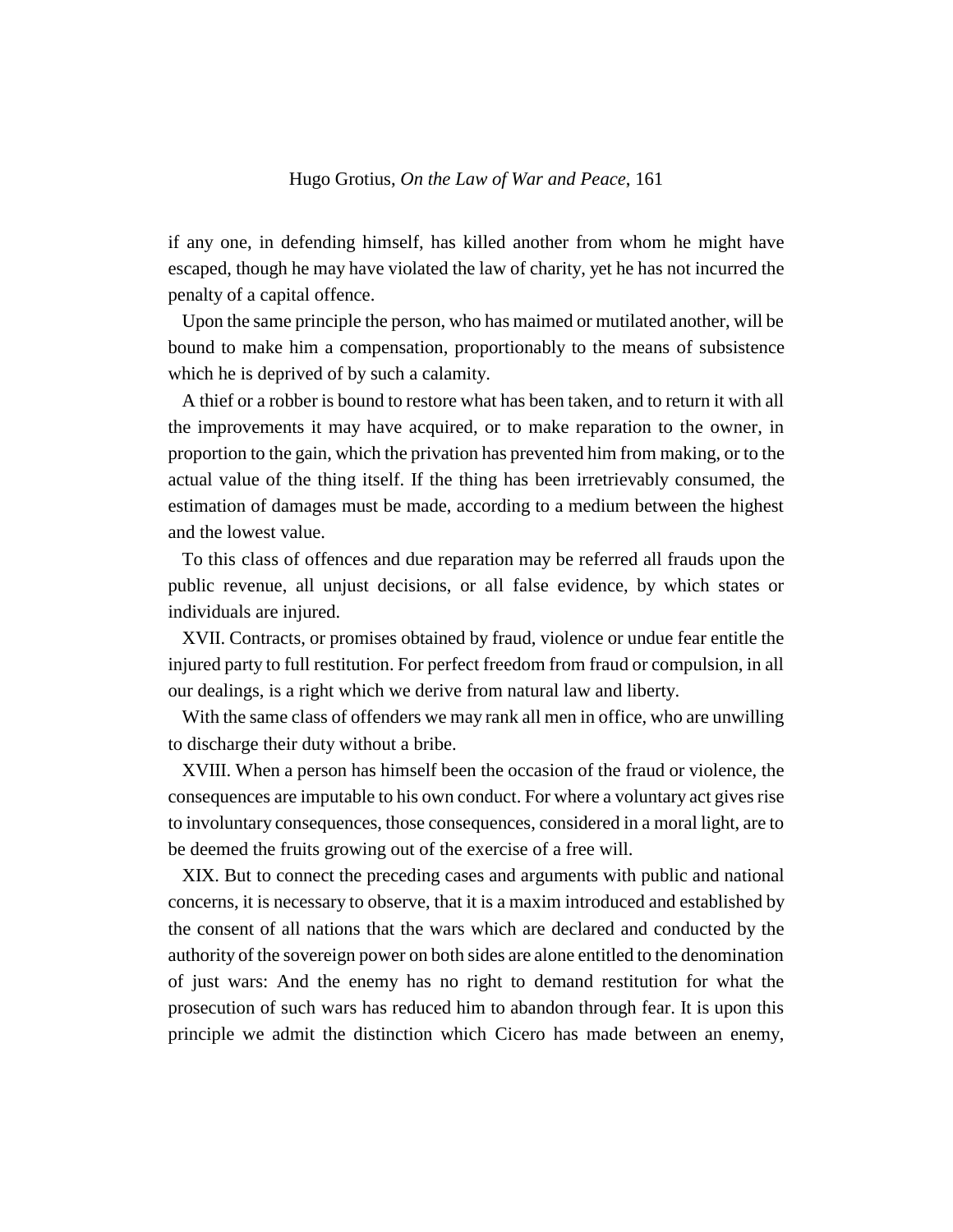if any one, in defending himself, has killed another from whom he might have escaped, though he may have violated the law of charity, yet he has not incurred the penalty of a capital offence.

Upon the same principle the person, who has maimed or mutilated another, will be bound to make him a compensation, proportionably to the means of subsistence which he is deprived of by such a calamity.

A thief or a robber is bound to restore what has been taken, and to return it with all the improvements it may have acquired, or to make reparation to the owner, in proportion to the gain, which the privation has prevented him from making, or to the actual value of the thing itself. If the thing has been irretrievably consumed, the estimation of damages must be made, according to a medium between the highest and the lowest value.

To this class of offences and due reparation may be referred all frauds upon the public revenue, all unjust decisions, or all false evidence, by which states or individuals are injured.

XVII. Contracts, or promises obtained by fraud, violence or undue fear entitle the injured party to full restitution. For perfect freedom from fraud or compulsion, in all our dealings, is a right which we derive from natural law and liberty.

With the same class of offenders we may rank all men in office, who are unwilling to discharge their duty without a bribe.

XVIII. When a person has himself been the occasion of the fraud or violence, the consequences are imputable to his own conduct. For where a voluntary act gives rise to involuntary consequences, those consequences, considered in a moral light, are to be deemed the fruits growing out of the exercise of a free will.

XIX. But to connect the preceding cases and arguments with public and national concerns, it is necessary to observe, that it is a maxim introduced and established by the consent of all nations that the wars which are declared and conducted by the authority of the sovereign power on both sides are alone entitled to the denomination of just wars: And the enemy has no right to demand restitution for what the prosecution of such wars has reduced him to abandon through fear. It is upon this principle we admit the distinction which Cicero has made between an enemy,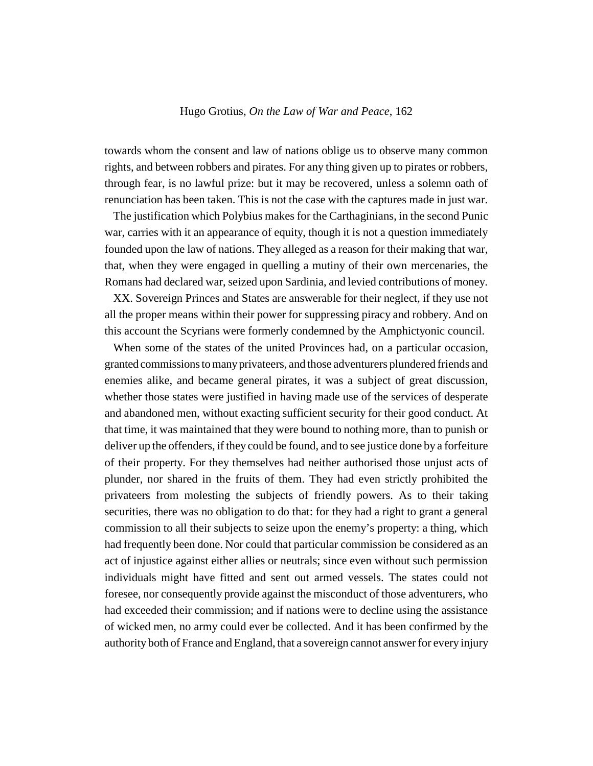towards whom the consent and law of nations oblige us to observe many common rights, and between robbers and pirates. For any thing given up to pirates or robbers, through fear, is no lawful prize: but it may be recovered, unless a solemn oath of renunciation has been taken. This is not the case with the captures made in just war.

The justification which Polybius makes for the Carthaginians, in the second Punic war, carries with it an appearance of equity, though it is not a question immediately founded upon the law of nations. They alleged as a reason for their making that war, that, when they were engaged in quelling a mutiny of their own mercenaries, the Romans had declared war, seized upon Sardinia, and levied contributions of money.

XX. Sovereign Princes and States are answerable for their neglect, if they use not all the proper means within their power for suppressing piracy and robbery. And on this account the Scyrians were formerly condemned by the Amphictyonic council.

When some of the states of the united Provinces had, on a particular occasion, granted commissions to many privateers, and those adventurers plundered friends and enemies alike, and became general pirates, it was a subject of great discussion, whether those states were justified in having made use of the services of desperate and abandoned men, without exacting sufficient security for their good conduct. At that time, it was maintained that they were bound to nothing more, than to punish or deliver up the offenders, if they could be found, and to see justice done by a forfeiture of their property. For they themselves had neither authorised those unjust acts of plunder, nor shared in the fruits of them. They had even strictly prohibited the privateers from molesting the subjects of friendly powers. As to their taking securities, there was no obligation to do that: for they had a right to grant a general commission to all their subjects to seize upon the enemy's property: a thing, which had frequently been done. Nor could that particular commission be considered as an act of injustice against either allies or neutrals; since even without such permission individuals might have fitted and sent out armed vessels. The states could not foresee, nor consequently provide against the misconduct of those adventurers, who had exceeded their commission; and if nations were to decline using the assistance of wicked men, no army could ever be collected. And it has been confirmed by the authority both of France and England, that a sovereign cannot answer for every injury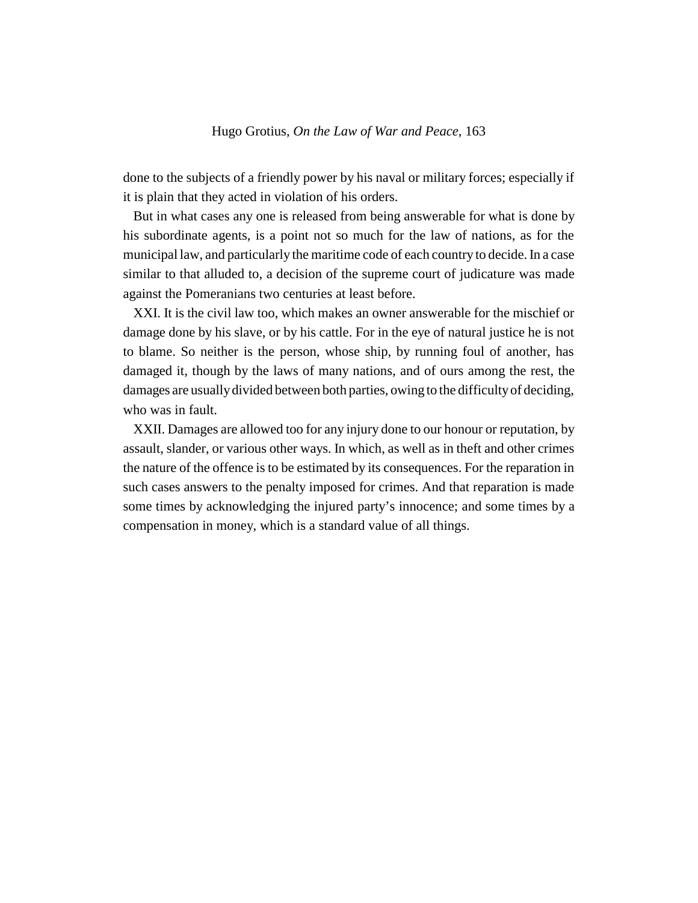done to the subjects of a friendly power by his naval or military forces; especially if it is plain that they acted in violation of his orders.

But in what cases any one is released from being answerable for what is done by his subordinate agents, is a point not so much for the law of nations, as for the municipal law, and particularly the maritime code of each country to decide. In a case similar to that alluded to, a decision of the supreme court of judicature was made against the Pomeranians two centuries at least before.

XXI. It is the civil law too, which makes an owner answerable for the mischief or damage done by his slave, or by his cattle. For in the eye of natural justice he is not to blame. So neither is the person, whose ship, by running foul of another, has damaged it, though by the laws of many nations, and of ours among the rest, the damages are usually divided between both parties, owing to the difficulty of deciding, who was in fault.

XXII. Damages are allowed too for any injury done to our honour or reputation, by assault, slander, or various other ways. In which, as well as in theft and other crimes the nature of the offence is to be estimated by its consequences. For the reparation in such cases answers to the penalty imposed for crimes. And that reparation is made some times by acknowledging the injured party's innocence; and some times by a compensation in money, which is a standard value of all things.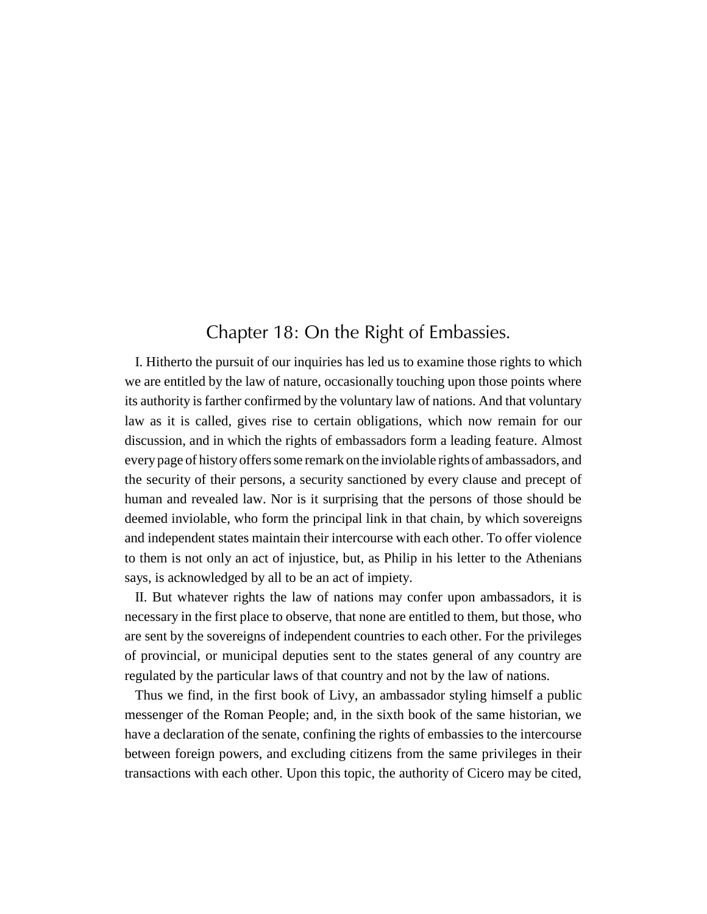## Chapter 18: On the Right of Embassies.

I. Hitherto the pursuit of our inquiries has led us to examine those rights to which we are entitled by the law of nature, occasionally touching upon those points where its authority is farther confirmed by the voluntary law of nations. And that voluntary law as it is called, gives rise to certain obligations, which now remain for our discussion, and in which the rights of embassadors form a leading feature. Almost every page of history offers some remark on the inviolable rights of ambassadors, and the security of their persons, a security sanctioned by every clause and precept of human and revealed law. Nor is it surprising that the persons of those should be deemed inviolable, who form the principal link in that chain, by which sovereigns and independent states maintain their intercourse with each other. To offer violence to them is not only an act of injustice, but, as Philip in his letter to the Athenians says, is acknowledged by all to be an act of impiety.

II. But whatever rights the law of nations may confer upon ambassadors, it is necessary in the first place to observe, that none are entitled to them, but those, who are sent by the sovereigns of independent countries to each other. For the privileges of provincial, or municipal deputies sent to the states general of any country are regulated by the particular laws of that country and not by the law of nations.

Thus we find, in the first book of Livy, an ambassador styling himself a public messenger of the Roman People; and, in the sixth book of the same historian, we have a declaration of the senate, confining the rights of embassies to the intercourse between foreign powers, and excluding citizens from the same privileges in their transactions with each other. Upon this topic, the authority of Cicero may be cited,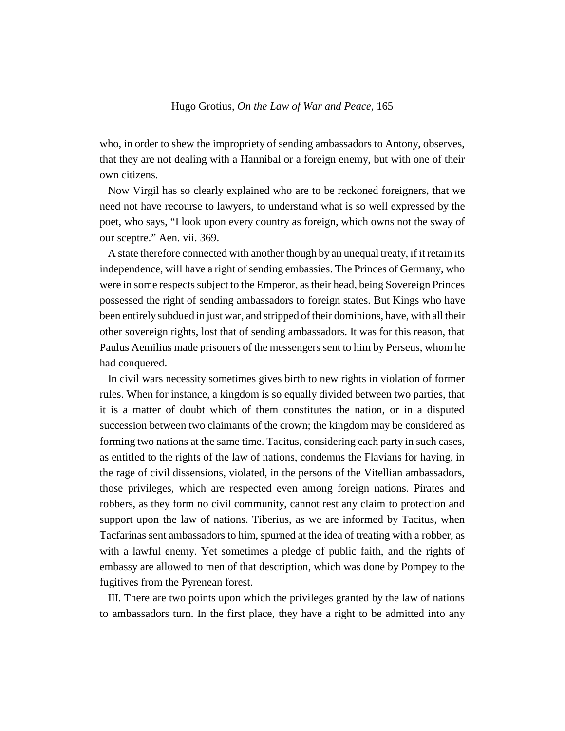who, in order to shew the impropriety of sending ambassadors to Antony, observes, that they are not dealing with a Hannibal or a foreign enemy, but with one of their own citizens.

Now Virgil has so clearly explained who are to be reckoned foreigners, that we need not have recourse to lawyers, to understand what is so well expressed by the poet, who says, "I look upon every country as foreign, which owns not the sway of our sceptre." Aen. vii. 369.

A state therefore connected with another though by an unequal treaty, if it retain its independence, will have a right of sending embassies. The Princes of Germany, who were in some respects subject to the Emperor, as their head, being Sovereign Princes possessed the right of sending ambassadors to foreign states. But Kings who have been entirely subdued in just war, and stripped of their dominions, have, with all their other sovereign rights, lost that of sending ambassadors. It was for this reason, that Paulus Aemilius made prisoners of the messengers sent to him by Perseus, whom he had conquered.

In civil wars necessity sometimes gives birth to new rights in violation of former rules. When for instance, a kingdom is so equally divided between two parties, that it is a matter of doubt which of them constitutes the nation, or in a disputed succession between two claimants of the crown; the kingdom may be considered as forming two nations at the same time. Tacitus, considering each party in such cases, as entitled to the rights of the law of nations, condemns the Flavians for having, in the rage of civil dissensions, violated, in the persons of the Vitellian ambassadors, those privileges, which are respected even among foreign nations. Pirates and robbers, as they form no civil community, cannot rest any claim to protection and support upon the law of nations. Tiberius, as we are informed by Tacitus, when Tacfarinas sent ambassadors to him, spurned at the idea of treating with a robber, as with a lawful enemy. Yet sometimes a pledge of public faith, and the rights of embassy are allowed to men of that description, which was done by Pompey to the fugitives from the Pyrenean forest.

III. There are two points upon which the privileges granted by the law of nations to ambassadors turn. In the first place, they have a right to be admitted into any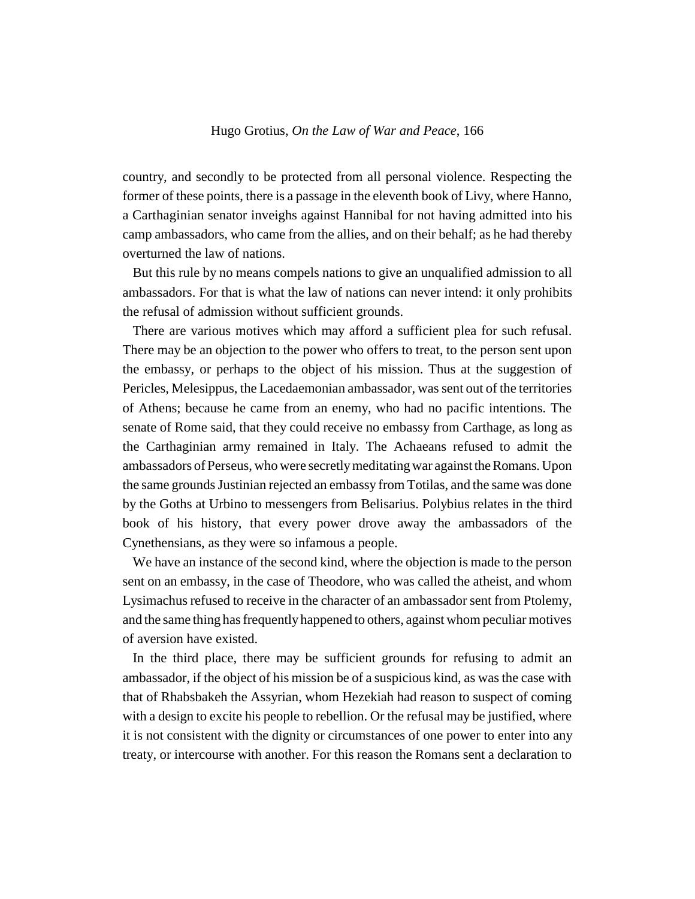country, and secondly to be protected from all personal violence. Respecting the former of these points, there is a passage in the eleventh book of Livy, where Hanno, a Carthaginian senator inveighs against Hannibal for not having admitted into his camp ambassadors, who came from the allies, and on their behalf; as he had thereby overturned the law of nations.

But this rule by no means compels nations to give an unqualified admission to all ambassadors. For that is what the law of nations can never intend: it only prohibits the refusal of admission without sufficient grounds.

There are various motives which may afford a sufficient plea for such refusal. There may be an objection to the power who offers to treat, to the person sent upon the embassy, or perhaps to the object of his mission. Thus at the suggestion of Pericles, Melesippus, the Lacedaemonian ambassador, was sent out of the territories of Athens; because he came from an enemy, who had no pacific intentions. The senate of Rome said, that they could receive no embassy from Carthage, as long as the Carthaginian army remained in Italy. The Achaeans refused to admit the ambassadors of Perseus, who were secretly meditating war against the Romans. Upon the same grounds Justinian rejected an embassy from Totilas, and the same was done by the Goths at Urbino to messengers from Belisarius. Polybius relates in the third book of his history, that every power drove away the ambassadors of the Cynethensians, as they were so infamous a people.

We have an instance of the second kind, where the objection is made to the person sent on an embassy, in the case of Theodore, who was called the atheist, and whom Lysimachus refused to receive in the character of an ambassador sent from Ptolemy, and the same thing has frequently happened to others, against whom peculiar motives of aversion have existed.

In the third place, there may be sufficient grounds for refusing to admit an ambassador, if the object of his mission be of a suspicious kind, as was the case with that of Rhabsbakeh the Assyrian, whom Hezekiah had reason to suspect of coming with a design to excite his people to rebellion. Or the refusal may be justified, where it is not consistent with the dignity or circumstances of one power to enter into any treaty, or intercourse with another. For this reason the Romans sent a declaration to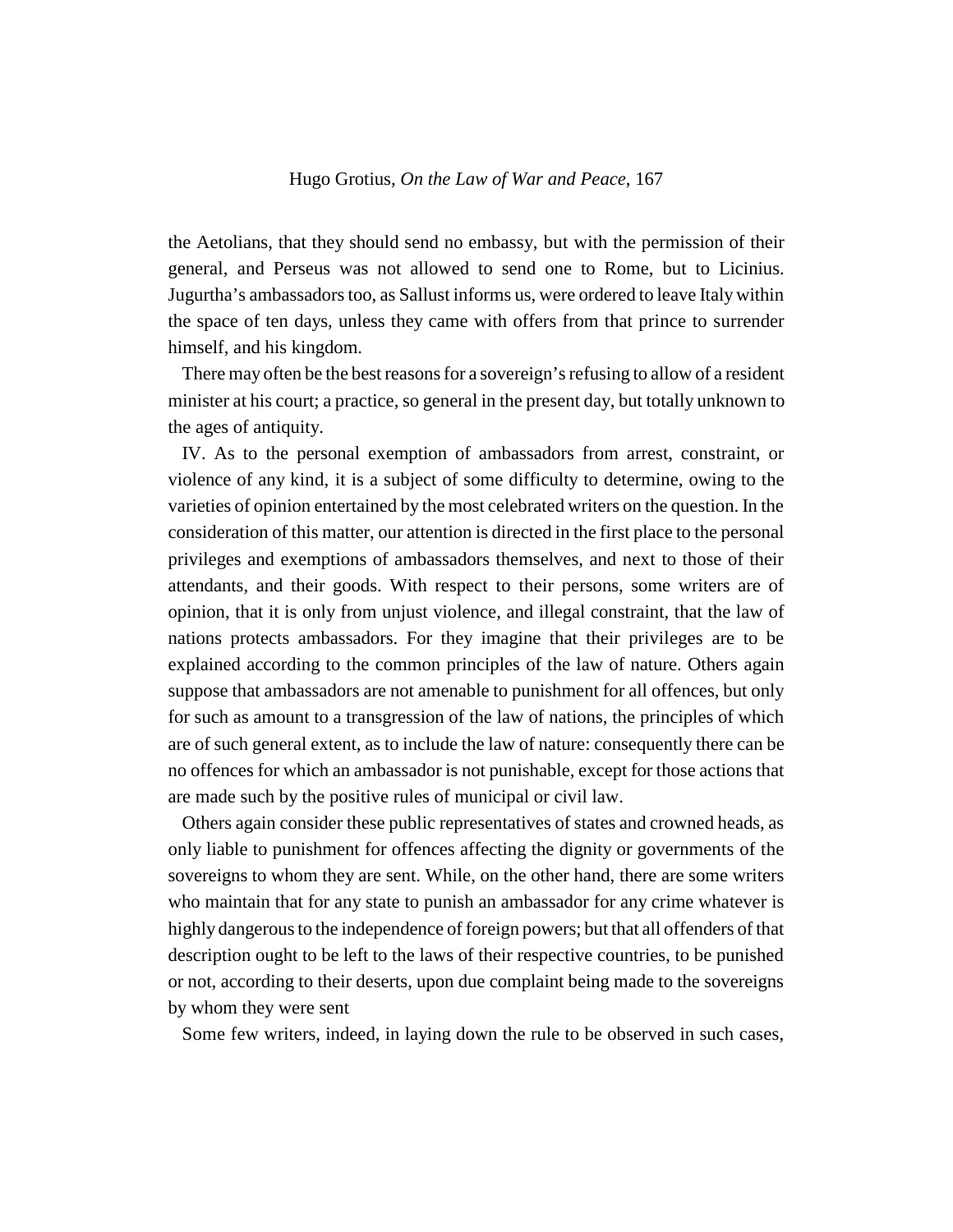the Aetolians, that they should send no embassy, but with the permission of their general, and Perseus was not allowed to send one to Rome, but to Licinius. Jugurtha's ambassadors too, as Sallust informs us, were ordered to leave Italy within the space of ten days, unless they came with offers from that prince to surrender himself, and his kingdom.

There may often be the best reasons for a sovereign's refusing to allow of a resident minister at his court; a practice, so general in the present day, but totally unknown to the ages of antiquity.

IV. As to the personal exemption of ambassadors from arrest, constraint, or violence of any kind, it is a subject of some difficulty to determine, owing to the varieties of opinion entertained by the most celebrated writers on the question. In the consideration of this matter, our attention is directed in the first place to the personal privileges and exemptions of ambassadors themselves, and next to those of their attendants, and their goods. With respect to their persons, some writers are of opinion, that it is only from unjust violence, and illegal constraint, that the law of nations protects ambassadors. For they imagine that their privileges are to be explained according to the common principles of the law of nature. Others again suppose that ambassadors are not amenable to punishment for all offences, but only for such as amount to a transgression of the law of nations, the principles of which are of such general extent, as to include the law of nature: consequently there can be no offences for which an ambassador is not punishable, except for those actions that are made such by the positive rules of municipal or civil law.

Others again consider these public representatives of states and crowned heads, as only liable to punishment for offences affecting the dignity or governments of the sovereigns to whom they are sent. While, on the other hand, there are some writers who maintain that for any state to punish an ambassador for any crime whatever is highly dangerous to the independence of foreign powers; but that all offenders of that description ought to be left to the laws of their respective countries, to be punished or not, according to their deserts, upon due complaint being made to the sovereigns by whom they were sent

Some few writers, indeed, in laying down the rule to be observed in such cases,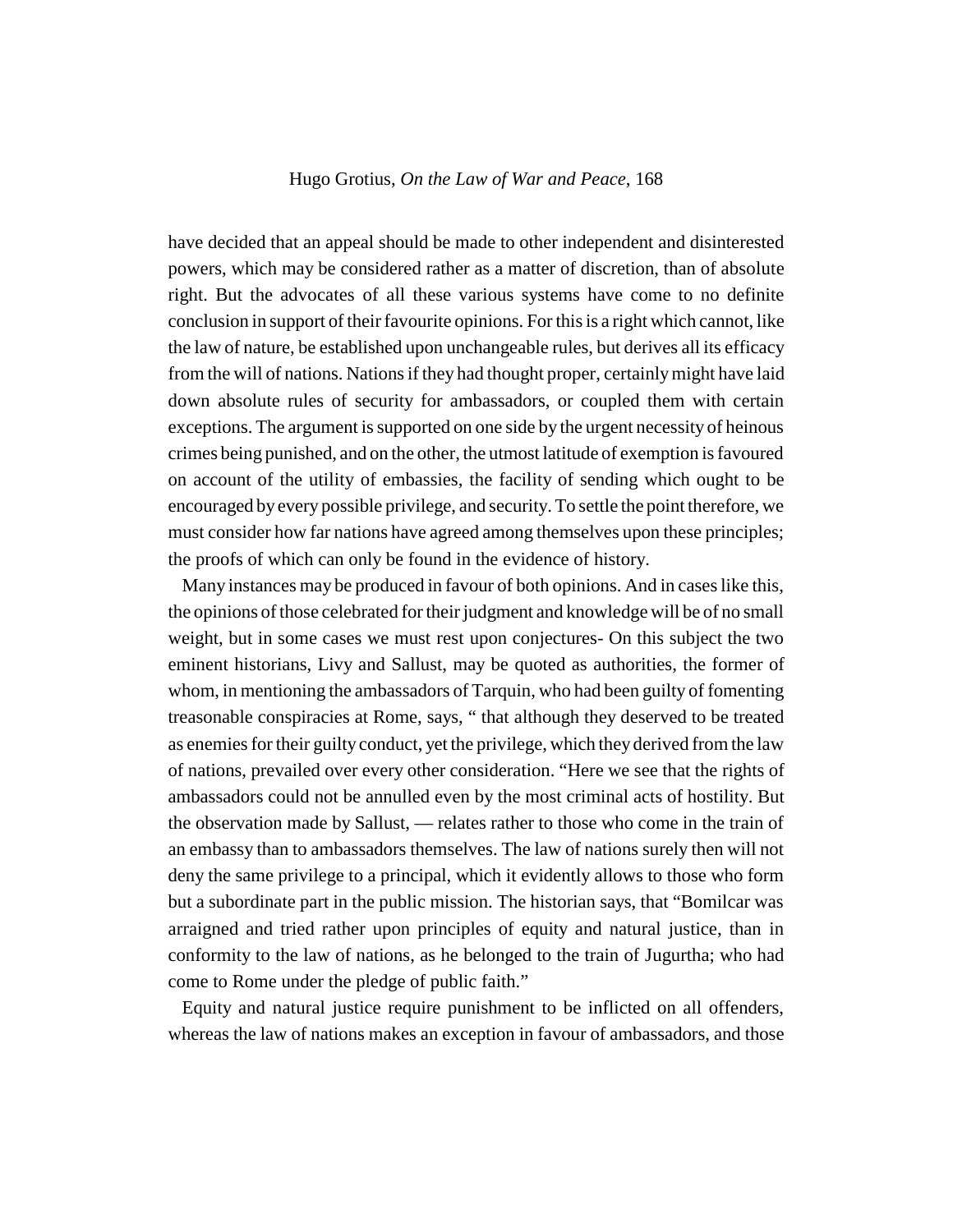have decided that an appeal should be made to other independent and disinterested powers, which may be considered rather as a matter of discretion, than of absolute right. But the advocates of all these various systems have come to no definite conclusion in support of their favourite opinions. For this is a right which cannot, like the law of nature, be established upon unchangeable rules, but derives all its efficacy from the will of nations. Nations if they had thought proper, certainly might have laid down absolute rules of security for ambassadors, or coupled them with certain exceptions. The argument is supported on one side by the urgent necessity of heinous crimes being punished, and on the other, the utmost latitude of exemption is favoured on account of the utility of embassies, the facility of sending which ought to be encouraged by every possible privilege, and security. To settle the point therefore, we must consider how far nations have agreed among themselves upon these principles; the proofs of which can only be found in the evidence of history.

Many instances may be produced in favour of both opinions. And in cases like this, the opinions of those celebrated for their judgment and knowledge will be of no small weight, but in some cases we must rest upon conjectures- On this subject the two eminent historians, Livy and Sallust, may be quoted as authorities, the former of whom, in mentioning the ambassadors of Tarquin, who had been guilty of fomenting treasonable conspiracies at Rome, says, " that although they deserved to be treated as enemies for their guilty conduct, yet the privilege, which they derived from the law of nations, prevailed over every other consideration. "Here we see that the rights of ambassadors could not be annulled even by the most criminal acts of hostility. But the observation made by Sallust, — relates rather to those who come in the train of an embassy than to ambassadors themselves. The law of nations surely then will not deny the same privilege to a principal, which it evidently allows to those who form but a subordinate part in the public mission. The historian says, that "Bomilcar was arraigned and tried rather upon principles of equity and natural justice, than in conformity to the law of nations, as he belonged to the train of Jugurtha; who had come to Rome under the pledge of public faith."

Equity and natural justice require punishment to be inflicted on all offenders, whereas the law of nations makes an exception in favour of ambassadors, and those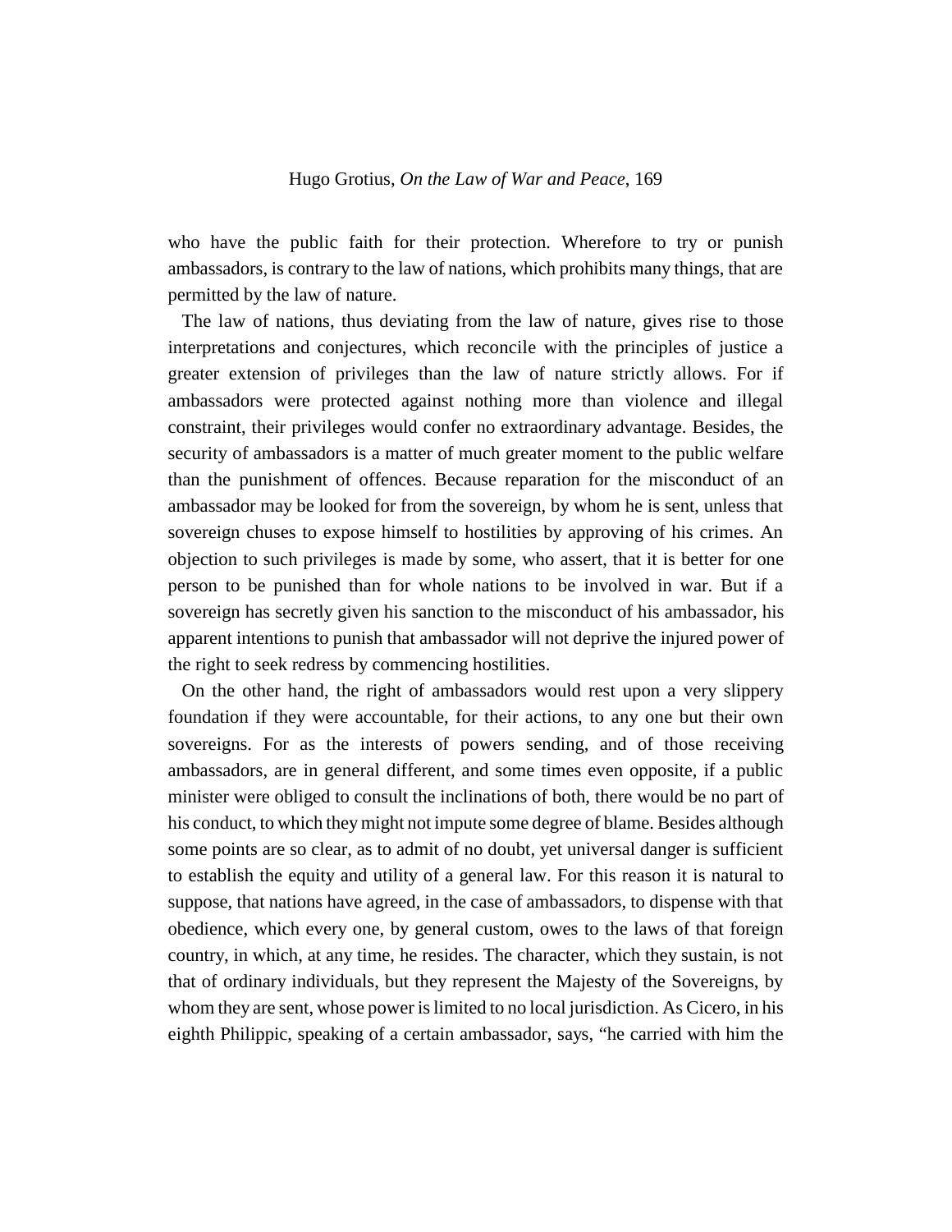who have the public faith for their protection. Wherefore to try or punish ambassadors, is contrary to the law of nations, which prohibits many things, that are permitted by the law of nature.

The law of nations, thus deviating from the law of nature, gives rise to those interpretations and conjectures, which reconcile with the principles of justice a greater extension of privileges than the law of nature strictly allows. For if ambassadors were protected against nothing more than violence and illegal constraint, their privileges would confer no extraordinary advantage. Besides, the security of ambassadors is a matter of much greater moment to the public welfare than the punishment of offences. Because reparation for the misconduct of an ambassador may be looked for from the sovereign, by whom he is sent, unless that sovereign chuses to expose himself to hostilities by approving of his crimes. An objection to such privileges is made by some, who assert, that it is better for one person to be punished than for whole nations to be involved in war. But if a sovereign has secretly given his sanction to the misconduct of his ambassador, his apparent intentions to punish that ambassador will not deprive the injured power of the right to seek redress by commencing hostilities.

On the other hand, the right of ambassadors would rest upon a very slippery foundation if they were accountable, for their actions, to any one but their own sovereigns. For as the interests of powers sending, and of those receiving ambassadors, are in general different, and some times even opposite, if a public minister were obliged to consult the inclinations of both, there would be no part of his conduct, to which they might not impute some degree of blame. Besides although some points are so clear, as to admit of no doubt, yet universal danger is sufficient to establish the equity and utility of a general law. For this reason it is natural to suppose, that nations have agreed, in the case of ambassadors, to dispense with that obedience, which every one, by general custom, owes to the laws of that foreign country, in which, at any time, he resides. The character, which they sustain, is not that of ordinary individuals, but they represent the Majesty of the Sovereigns, by whom they are sent, whose power is limited to no local jurisdiction. As Cicero, in his eighth Philippic, speaking of a certain ambassador, says, "he carried with him the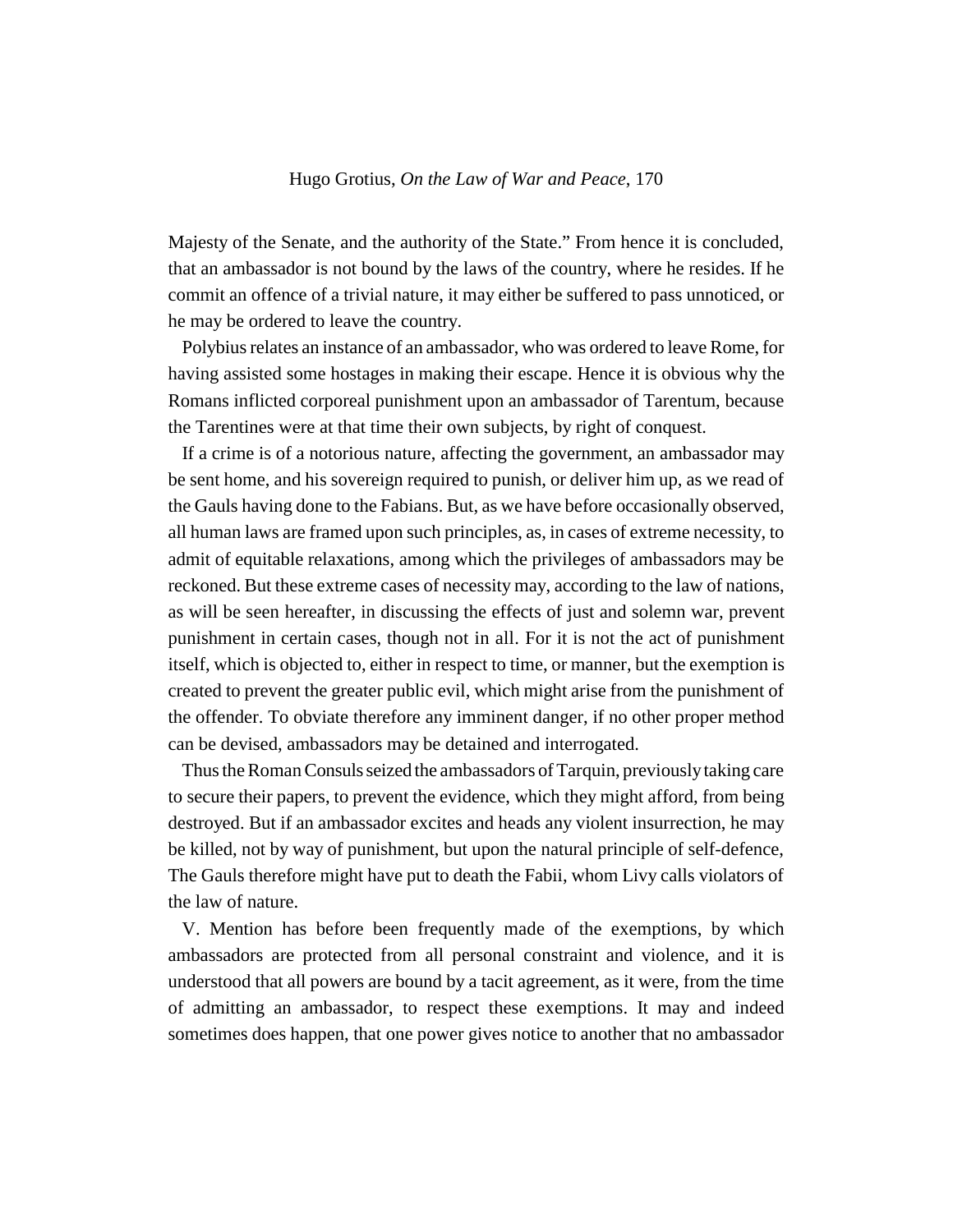Majesty of the Senate, and the authority of the State." From hence it is concluded, that an ambassador is not bound by the laws of the country, where he resides. If he commit an offence of a trivial nature, it may either be suffered to pass unnoticed, or he may be ordered to leave the country.

Polybius relates an instance of an ambassador, who was ordered to leave Rome, for having assisted some hostages in making their escape. Hence it is obvious why the Romans inflicted corporeal punishment upon an ambassador of Tarentum, because the Tarentines were at that time their own subjects, by right of conquest.

If a crime is of a notorious nature, affecting the government, an ambassador may be sent home, and his sovereign required to punish, or deliver him up, as we read of the Gauls having done to the Fabians. But, as we have before occasionally observed, all human laws are framed upon such principles, as, in cases of extreme necessity, to admit of equitable relaxations, among which the privileges of ambassadors may be reckoned. But these extreme cases of necessity may, according to the law of nations, as will be seen hereafter, in discussing the effects of just and solemn war, prevent punishment in certain cases, though not in all. For it is not the act of punishment itself, which is objected to, either in respect to time, or manner, but the exemption is created to prevent the greater public evil, which might arise from the punishment of the offender. To obviate therefore any imminent danger, if no other proper method can be devised, ambassadors may be detained and interrogated.

Thus the Roman Consuls seized the ambassadors of Tarquin, previously taking care to secure their papers, to prevent the evidence, which they might afford, from being destroyed. But if an ambassador excites and heads any violent insurrection, he may be killed, not by way of punishment, but upon the natural principle of self-defence, The Gauls therefore might have put to death the Fabii, whom Livy calls violators of the law of nature.

V. Mention has before been frequently made of the exemptions, by which ambassadors are protected from all personal constraint and violence, and it is understood that all powers are bound by a tacit agreement, as it were, from the time of admitting an ambassador, to respect these exemptions. It may and indeed sometimes does happen, that one power gives notice to another that no ambassador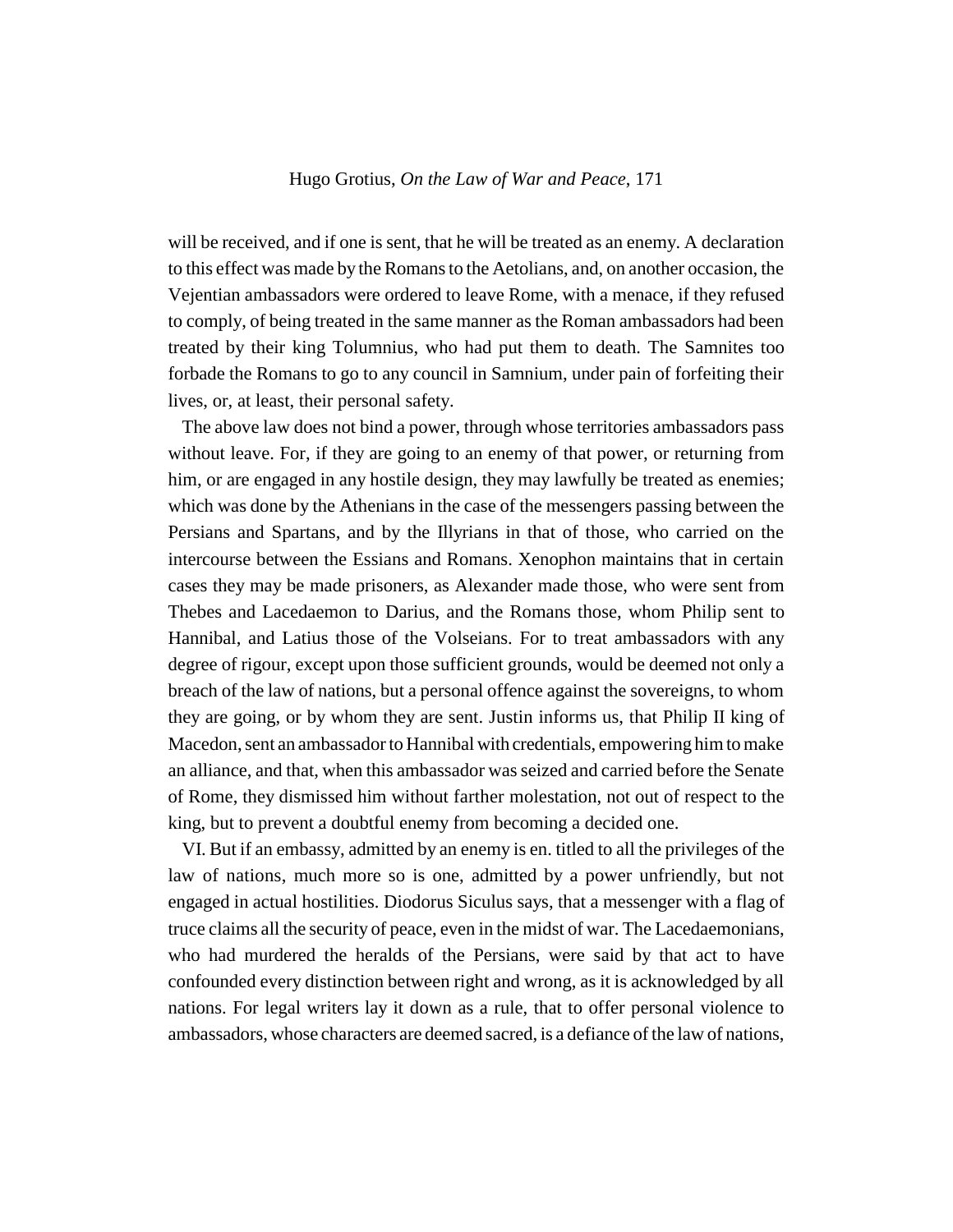will be received, and if one is sent, that he will be treated as an enemy. A declaration to this effect was made by the Romans to the Aetolians, and, on another occasion, the Vejentian ambassadors were ordered to leave Rome, with a menace, if they refused to comply, of being treated in the same manner as the Roman ambassadors had been treated by their king Tolumnius, who had put them to death. The Samnites too forbade the Romans to go to any council in Samnium, under pain of forfeiting their lives, or, at least, their personal safety.

The above law does not bind a power, through whose territories ambassadors pass without leave. For, if they are going to an enemy of that power, or returning from him, or are engaged in any hostile design, they may lawfully be treated as enemies; which was done by the Athenians in the case of the messengers passing between the Persians and Spartans, and by the Illyrians in that of those, who carried on the intercourse between the Essians and Romans. Xenophon maintains that in certain cases they may be made prisoners, as Alexander made those, who were sent from Thebes and Lacedaemon to Darius, and the Romans those, whom Philip sent to Hannibal, and Latius those of the Volseians. For to treat ambassadors with any degree of rigour, except upon those sufficient grounds, would be deemed not only a breach of the law of nations, but a personal offence against the sovereigns, to whom they are going, or by whom they are sent. Justin informs us, that Philip II king of Macedon, sent an ambassador to Hannibal with credentials, empowering him to make an alliance, and that, when this ambassador was seized and carried before the Senate of Rome, they dismissed him without farther molestation, not out of respect to the king, but to prevent a doubtful enemy from becoming a decided one.

VI. But if an embassy, admitted by an enemy is en. titled to all the privileges of the law of nations, much more so is one, admitted by a power unfriendly, but not engaged in actual hostilities. Diodorus Siculus says, that a messenger with a flag of truce claims all the security of peace, even in the midst of war. The Lacedaemonians, who had murdered the heralds of the Persians, were said by that act to have confounded every distinction between right and wrong, as it is acknowledged by all nations. For legal writers lay it down as a rule, that to offer personal violence to ambassadors, whose characters are deemed sacred, is a defiance of the law of nations,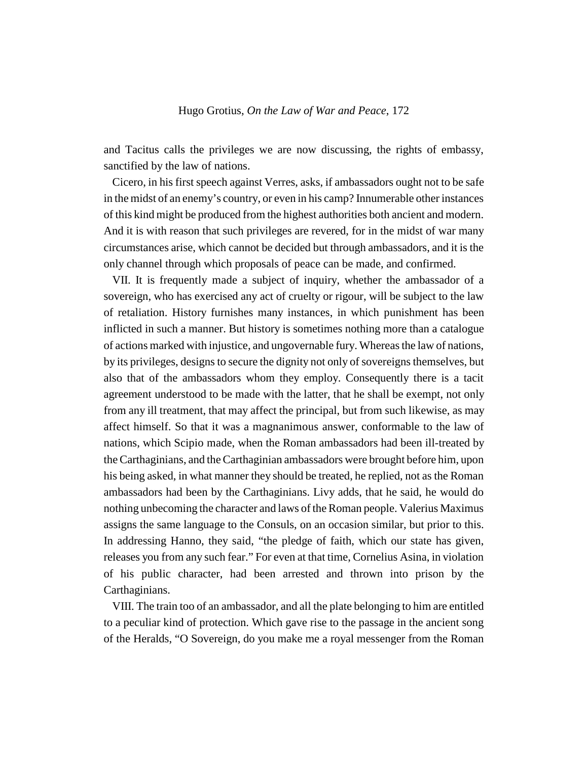and Tacitus calls the privileges we are now discussing, the rights of embassy, sanctified by the law of nations.

Cicero, in his first speech against Verres, asks, if ambassadors ought not to be safe in the midst of an enemy's country, or even in his camp? Innumerable other instances of this kind might be produced from the highest authorities both ancient and modern. And it is with reason that such privileges are revered, for in the midst of war many circumstances arise, which cannot be decided but through ambassadors, and it is the only channel through which proposals of peace can be made, and confirmed.

VII. It is frequently made a subject of inquiry, whether the ambassador of a sovereign, who has exercised any act of cruelty or rigour, will be subject to the law of retaliation. History furnishes many instances, in which punishment has been inflicted in such a manner. But history is sometimes nothing more than a catalogue of actions marked with injustice, and ungovernable fury. Whereas the law of nations, by its privileges, designs to secure the dignity not only of sovereigns themselves, but also that of the ambassadors whom they employ. Consequently there is a tacit agreement understood to be made with the latter, that he shall be exempt, not only from any ill treatment, that may affect the principal, but from such likewise, as may affect himself. So that it was a magnanimous answer, conformable to the law of nations, which Scipio made, when the Roman ambassadors had been ill-treated by the Carthaginians, and the Carthaginian ambassadors were brought before him, upon his being asked, in what manner they should be treated, he replied, not as the Roman ambassadors had been by the Carthaginians. Livy adds, that he said, he would do nothing unbecoming the character and laws of the Roman people. Valerius Maximus assigns the same language to the Consuls, on an occasion similar, but prior to this. In addressing Hanno, they said, "the pledge of faith, which our state has given, releases you from any such fear." For even at that time, Cornelius Asina, in violation of his public character, had been arrested and thrown into prison by the Carthaginians.

VIII. The train too of an ambassador, and all the plate belonging to him are entitled to a peculiar kind of protection. Which gave rise to the passage in the ancient song of the Heralds, "O Sovereign, do you make me a royal messenger from the Roman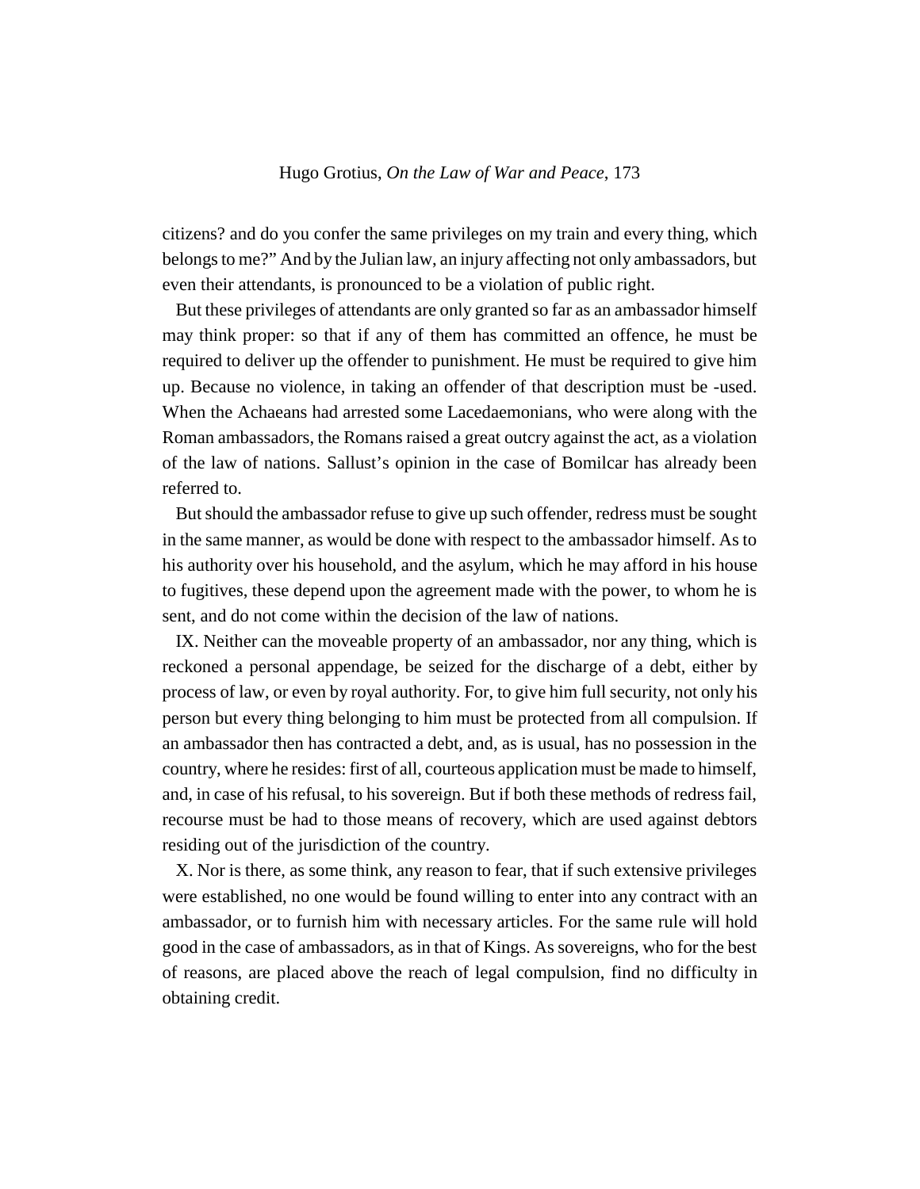citizens? and do you confer the same privileges on my train and every thing, which belongs to me?" And by the Julian law, an injury affecting not only ambassadors, but even their attendants, is pronounced to be a violation of public right.

But these privileges of attendants are only granted so far as an ambassador himself may think proper: so that if any of them has committed an offence, he must be required to deliver up the offender to punishment. He must be required to give him up. Because no violence, in taking an offender of that description must be -used. When the Achaeans had arrested some Lacedaemonians, who were along with the Roman ambassadors, the Romans raised a great outcry against the act, as a violation of the law of nations. Sallust's opinion in the case of Bomilcar has already been referred to.

But should the ambassador refuse to give up such offender, redress must be sought in the same manner, as would be done with respect to the ambassador himself. As to his authority over his household, and the asylum, which he may afford in his house to fugitives, these depend upon the agreement made with the power, to whom he is sent, and do not come within the decision of the law of nations.

IX. Neither can the moveable property of an ambassador, nor any thing, which is reckoned a personal appendage, be seized for the discharge of a debt, either by process of law, or even by royal authority. For, to give him full security, not only his person but every thing belonging to him must be protected from all compulsion. If an ambassador then has contracted a debt, and, as is usual, has no possession in the country, where he resides: first of all, courteous application must be made to himself, and, in case of his refusal, to his sovereign. But if both these methods of redress fail, recourse must be had to those means of recovery, which are used against debtors residing out of the jurisdiction of the country.

X. Nor is there, as some think, any reason to fear, that if such extensive privileges were established, no one would be found willing to enter into any contract with an ambassador, or to furnish him with necessary articles. For the same rule will hold good in the case of ambassadors, as in that of Kings. As sovereigns, who for the best of reasons, are placed above the reach of legal compulsion, find no difficulty in obtaining credit.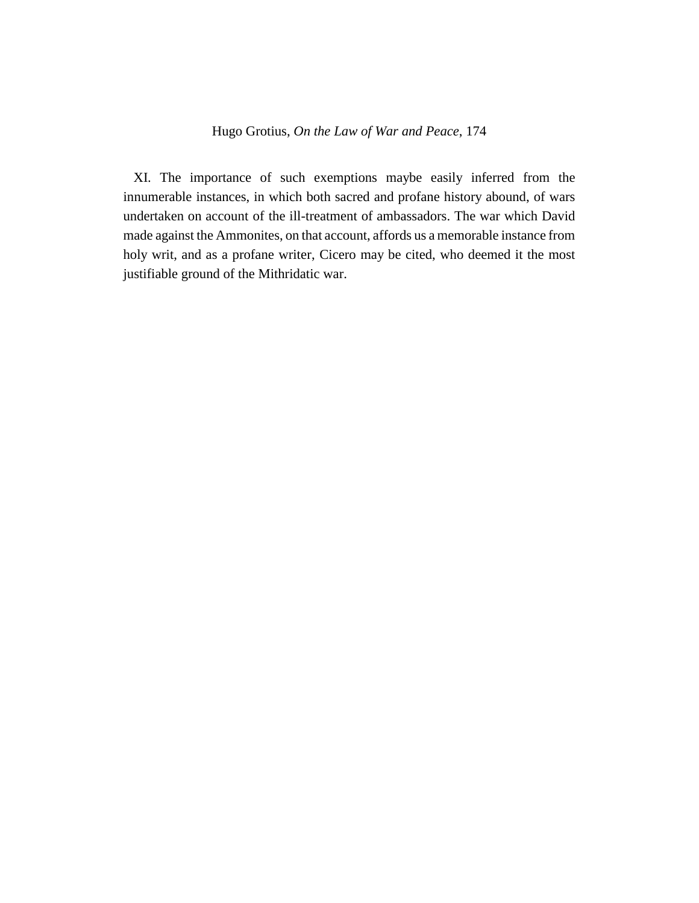XI. The importance of such exemptions maybe easily inferred from the innumerable instances, in which both sacred and profane history abound, of wars undertaken on account of the ill-treatment of ambassadors. The war which David made against the Ammonites, on that account, affords us a memorable instance from holy writ, and as a profane writer, Cicero may be cited, who deemed it the most justifiable ground of the Mithridatic war.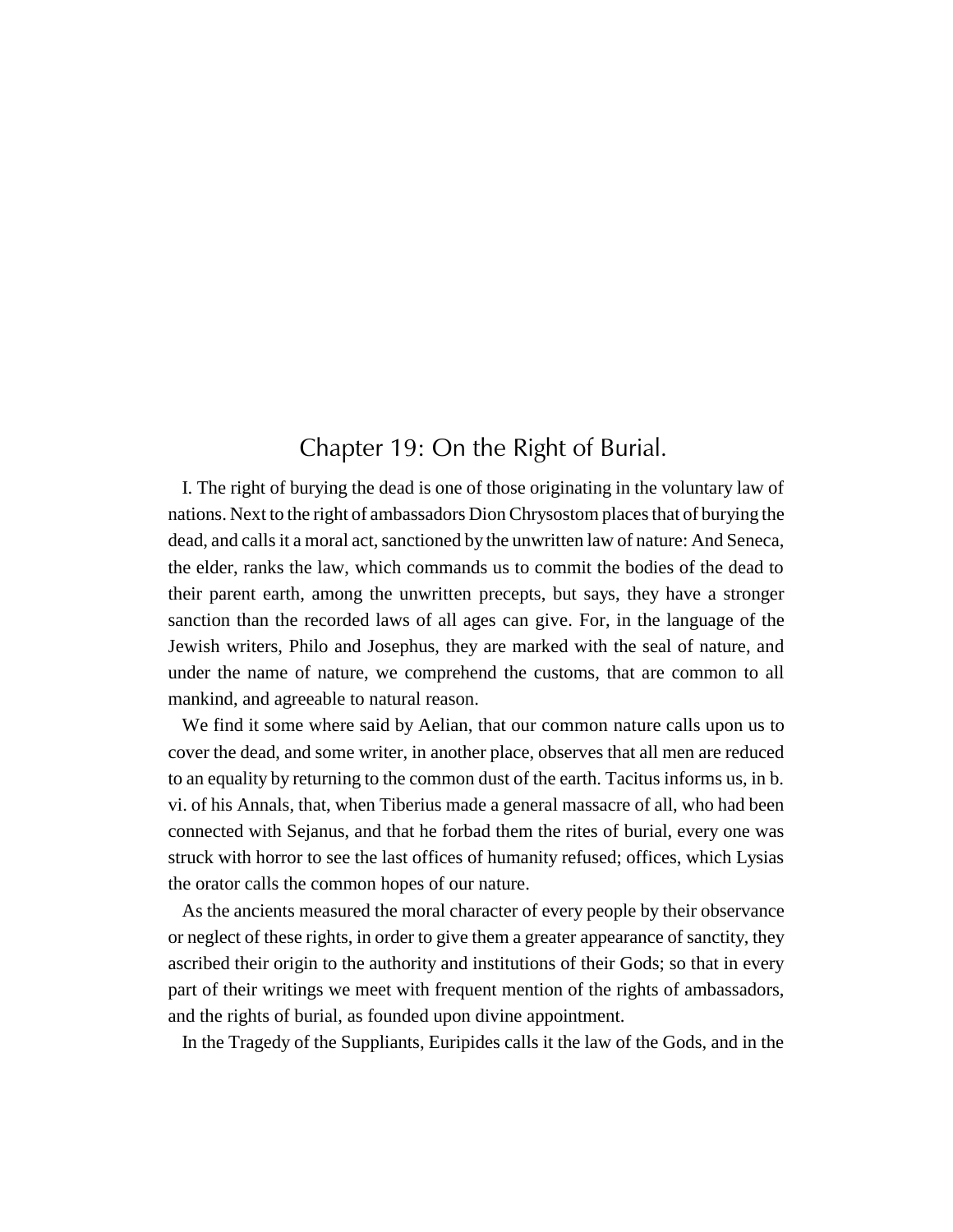# Chapter 19: On the Right of Burial.

I. The right of burying the dead is one of those originating in the voluntary law of nations. Next to the right of ambassadors Dion Chrysostom places that of burying the dead, and calls it a moral act, sanctioned by the unwritten law of nature: And Seneca, the elder, ranks the law, which commands us to commit the bodies of the dead to their parent earth, among the unwritten precepts, but says, they have a stronger sanction than the recorded laws of all ages can give. For, in the language of the Jewish writers, Philo and Josephus, they are marked with the seal of nature, and under the name of nature, we comprehend the customs, that are common to all mankind, and agreeable to natural reason.

We find it some where said by Aelian, that our common nature calls upon us to cover the dead, and some writer, in another place, observes that all men are reduced to an equality by returning to the common dust of the earth. Tacitus informs us, in b. vi. of his Annals, that, when Tiberius made a general massacre of all, who had been connected with Sejanus, and that he forbad them the rites of burial, every one was struck with horror to see the last offices of humanity refused; offices, which Lysias the orator calls the common hopes of our nature.

As the ancients measured the moral character of every people by their observance or neglect of these rights, in order to give them a greater appearance of sanctity, they ascribed their origin to the authority and institutions of their Gods; so that in every part of their writings we meet with frequent mention of the rights of ambassadors, and the rights of burial, as founded upon divine appointment.

In the Tragedy of the Suppliants, Euripides calls it the law of the Gods, and in the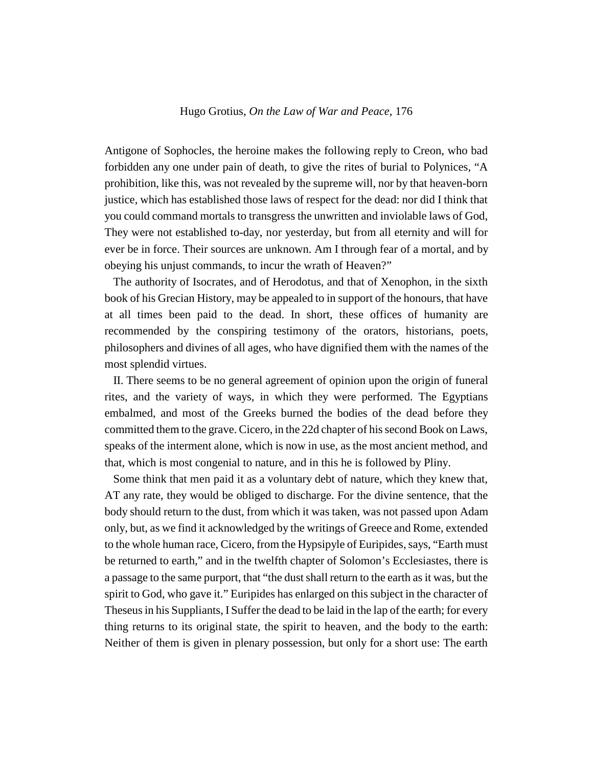Antigone of Sophocles, the heroine makes the following reply to Creon, who bad forbidden any one under pain of death, to give the rites of burial to Polynices, "A prohibition, like this, was not revealed by the supreme will, nor by that heaven-born justice, which has established those laws of respect for the dead: nor did I think that you could command mortals to transgress the unwritten and inviolable laws of God, They were not established to-day, nor yesterday, but from all eternity and will for ever be in force. Their sources are unknown. Am I through fear of a mortal, and by obeying his unjust commands, to incur the wrath of Heaven?"

The authority of Isocrates, and of Herodotus, and that of Xenophon, in the sixth book of his Grecian History, may be appealed to in support of the honours, that have at all times been paid to the dead. In short, these offices of humanity are recommended by the conspiring testimony of the orators, historians, poets, philosophers and divines of all ages, who have dignified them with the names of the most splendid virtues.

II. There seems to be no general agreement of opinion upon the origin of funeral rites, and the variety of ways, in which they were performed. The Egyptians embalmed, and most of the Greeks burned the bodies of the dead before they committed them to the grave. Cicero, in the 22d chapter of his second Book on Laws, speaks of the interment alone, which is now in use, as the most ancient method, and that, which is most congenial to nature, and in this he is followed by Pliny.

Some think that men paid it as a voluntary debt of nature, which they knew that, AT any rate, they would be obliged to discharge. For the divine sentence, that the body should return to the dust, from which it was taken, was not passed upon Adam only, but, as we find it acknowledged by the writings of Greece and Rome, extended to the whole human race, Cicero, from the Hypsipyle of Euripides, says, "Earth must be returned to earth," and in the twelfth chapter of Solomon's Ecclesiastes, there is a passage to the same purport, that "the dust shall return to the earth as it was, but the spirit to God, who gave it." Euripides has enlarged on this subject in the character of Theseus in his Suppliants, I Suffer the dead to be laid in the lap of the earth; for every thing returns to its original state, the spirit to heaven, and the body to the earth: Neither of them is given in plenary possession, but only for a short use: The earth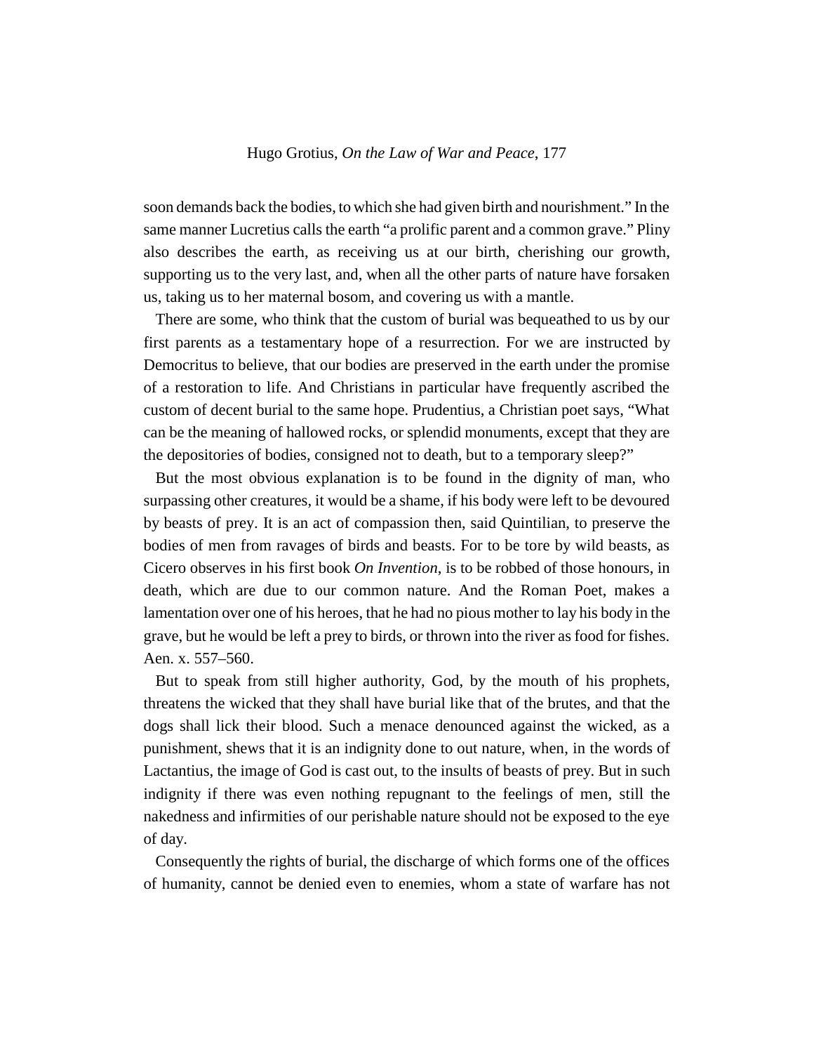soon demands back the bodies, to which she had given birth and nourishment." In the same manner Lucretius calls the earth "a prolific parent and a common grave." Pliny also describes the earth, as receiving us at our birth, cherishing our growth, supporting us to the very last, and, when all the other parts of nature have forsaken us, taking us to her maternal bosom, and covering us with a mantle.

There are some, who think that the custom of burial was bequeathed to us by our first parents as a testamentary hope of a resurrection. For we are instructed by Democritus to believe, that our bodies are preserved in the earth under the promise of a restoration to life. And Christians in particular have frequently ascribed the custom of decent burial to the same hope. Prudentius, a Christian poet says, "What can be the meaning of hallowed rocks, or splendid monuments, except that they are the depositories of bodies, consigned not to death, but to a temporary sleep?"

But the most obvious explanation is to be found in the dignity of man, who surpassing other creatures, it would be a shame, if his body were left to be devoured by beasts of prey. It is an act of compassion then, said Quintilian, to preserve the bodies of men from ravages of birds and beasts. For to be tore by wild beasts, as Cicero observes in his first book *On Invention*, is to be robbed of those honours, in death, which are due to our common nature. And the Roman Poet, makes a lamentation over one of his heroes, that he had no pious mother to lay his body in the grave, but he would be left a prey to birds, or thrown into the river as food for fishes. Aen. x. 557–560.

But to speak from still higher authority, God, by the mouth of his prophets, threatens the wicked that they shall have burial like that of the brutes, and that the dogs shall lick their blood. Such a menace denounced against the wicked, as a punishment, shews that it is an indignity done to out nature, when, in the words of Lactantius, the image of God is cast out, to the insults of beasts of prey. But in such indignity if there was even nothing repugnant to the feelings of men, still the nakedness and infirmities of our perishable nature should not be exposed to the eye of day.

Consequently the rights of burial, the discharge of which forms one of the offices of humanity, cannot be denied even to enemies, whom a state of warfare has not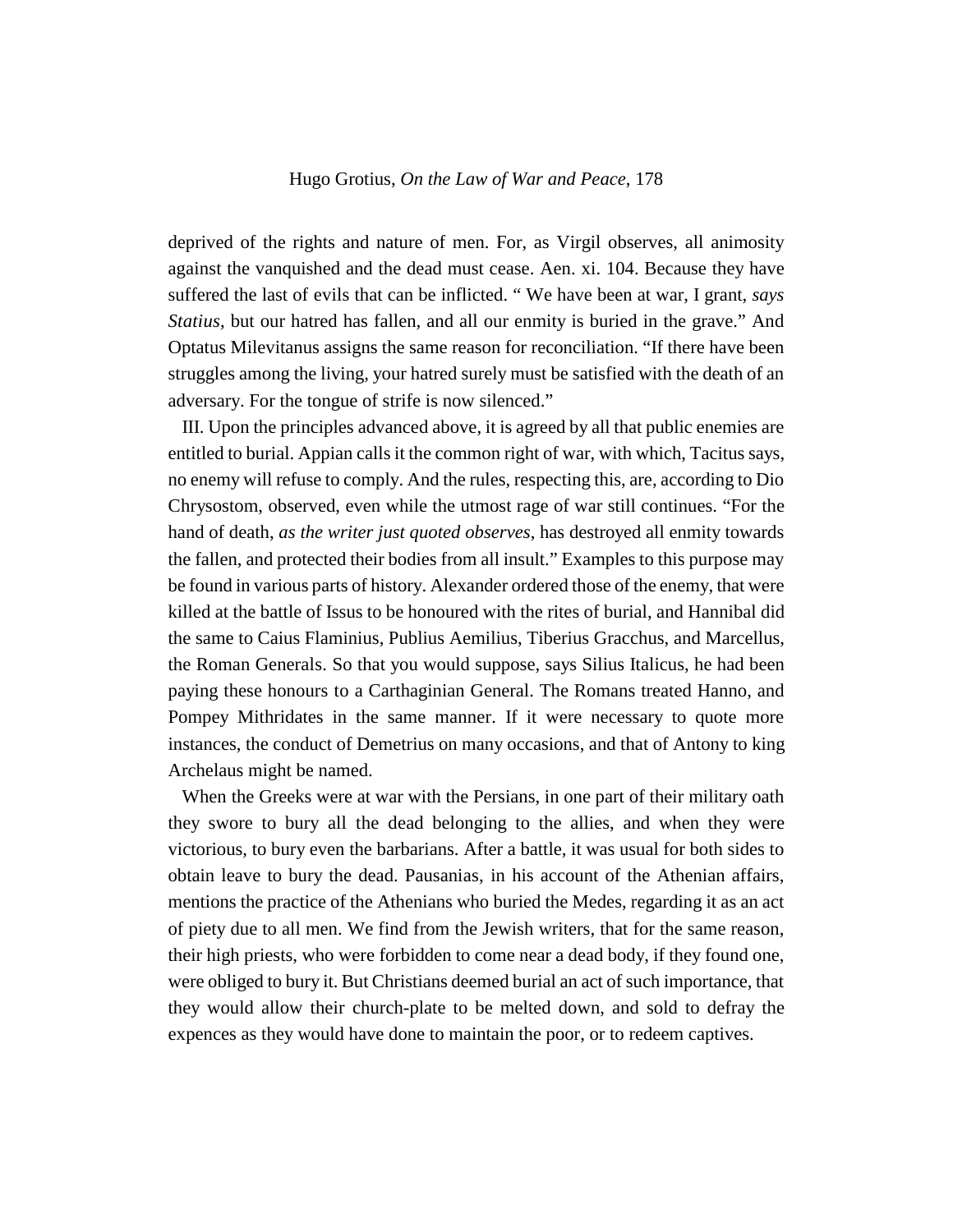deprived of the rights and nature of men. For, as Virgil observes, all animosity against the vanquished and the dead must cease. Aen. xi. 104. Because they have suffered the last of evils that can be inflicted. " We have been at war, I grant, *says Statius*, but our hatred has fallen, and all our enmity is buried in the grave." And Optatus Milevitanus assigns the same reason for reconciliation. "If there have been struggles among the living, your hatred surely must be satisfied with the death of an adversary. For the tongue of strife is now silenced."

III. Upon the principles advanced above, it is agreed by all that public enemies are entitled to burial. Appian calls it the common right of war, with which, Tacitus says, no enemy will refuse to comply. And the rules, respecting this, are, according to Dio Chrysostom, observed, even while the utmost rage of war still continues. "For the hand of death, *as the writer just quoted observes*, has destroyed all enmity towards the fallen, and protected their bodies from all insult." Examples to this purpose may be found in various parts of history. Alexander ordered those of the enemy, that were killed at the battle of Issus to be honoured with the rites of burial, and Hannibal did the same to Caius Flaminius, Publius Aemilius, Tiberius Gracchus, and Marcellus, the Roman Generals. So that you would suppose, says Silius Italicus, he had been paying these honours to a Carthaginian General. The Romans treated Hanno, and Pompey Mithridates in the same manner. If it were necessary to quote more instances, the conduct of Demetrius on many occasions, and that of Antony to king Archelaus might be named.

When the Greeks were at war with the Persians, in one part of their military oath they swore to bury all the dead belonging to the allies, and when they were victorious, to bury even the barbarians. After a battle, it was usual for both sides to obtain leave to bury the dead. Pausanias, in his account of the Athenian affairs, mentions the practice of the Athenians who buried the Medes, regarding it as an act of piety due to all men. We find from the Jewish writers, that for the same reason, their high priests, who were forbidden to come near a dead body, if they found one, were obliged to bury it. But Christians deemed burial an act of such importance, that they would allow their church-plate to be melted down, and sold to defray the expences as they would have done to maintain the poor, or to redeem captives.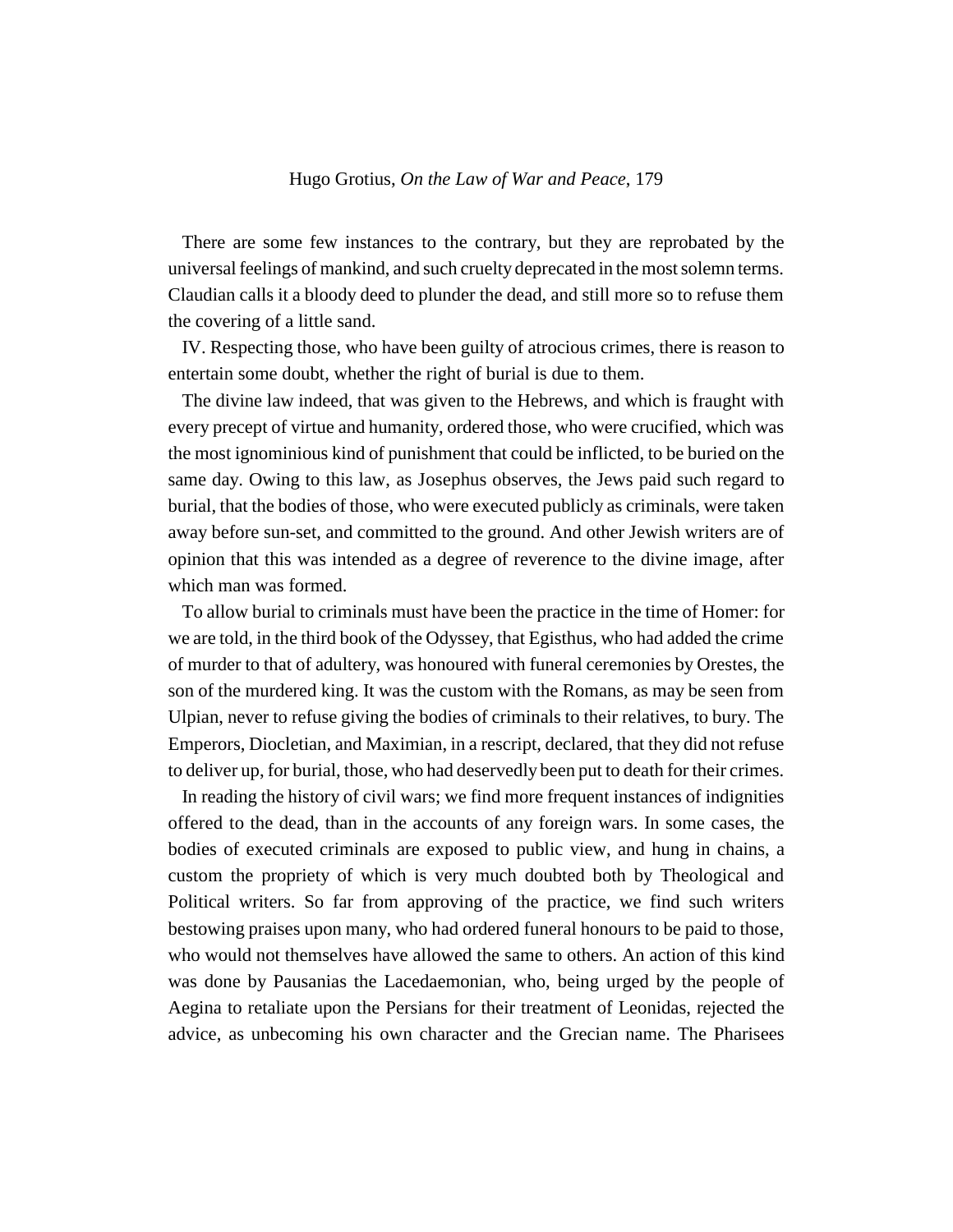There are some few instances to the contrary, but they are reprobated by the universal feelings of mankind, and such cruelty deprecated in the most solemn terms. Claudian calls it a bloody deed to plunder the dead, and still more so to refuse them the covering of a little sand.

IV. Respecting those, who have been guilty of atrocious crimes, there is reason to entertain some doubt, whether the right of burial is due to them.

The divine law indeed, that was given to the Hebrews, and which is fraught with every precept of virtue and humanity, ordered those, who were crucified, which was the most ignominious kind of punishment that could be inflicted, to be buried on the same day. Owing to this law, as Josephus observes, the Jews paid such regard to burial, that the bodies of those, who were executed publicly as criminals, were taken away before sun-set, and committed to the ground. And other Jewish writers are of opinion that this was intended as a degree of reverence to the divine image, after which man was formed.

To allow burial to criminals must have been the practice in the time of Homer: for we are told, in the third book of the Odyssey, that Egisthus, who had added the crime of murder to that of adultery, was honoured with funeral ceremonies by Orestes, the son of the murdered king. It was the custom with the Romans, as may be seen from Ulpian, never to refuse giving the bodies of criminals to their relatives, to bury. The Emperors, Diocletian, and Maximian, in a rescript, declared, that they did not refuse to deliver up, for burial, those, who had deservedly been put to death for their crimes.

In reading the history of civil wars; we find more frequent instances of indignities offered to the dead, than in the accounts of any foreign wars. In some cases, the bodies of executed criminals are exposed to public view, and hung in chains, a custom the propriety of which is very much doubted both by Theological and Political writers. So far from approving of the practice, we find such writers bestowing praises upon many, who had ordered funeral honours to be paid to those, who would not themselves have allowed the same to others. An action of this kind was done by Pausanias the Lacedaemonian, who, being urged by the people of Aegina to retaliate upon the Persians for their treatment of Leonidas, rejected the advice, as unbecoming his own character and the Grecian name. The Pharisees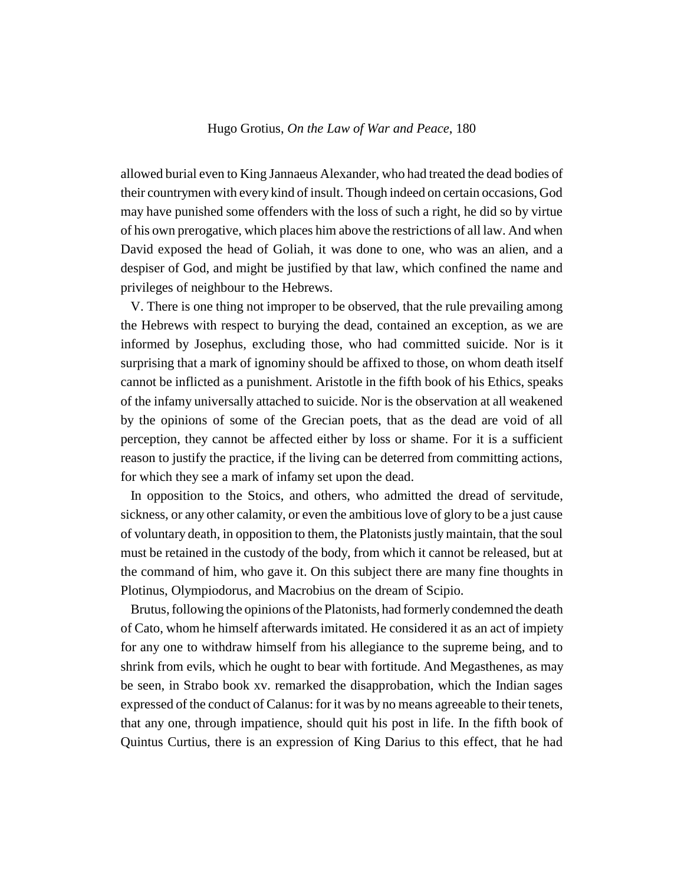allowed burial even to King Jannaeus Alexander, who had treated the dead bodies of their countrymen with every kind of insult. Though indeed on certain occasions, God may have punished some offenders with the loss of such a right, he did so by virtue of his own prerogative, which places him above the restrictions of all law. And when David exposed the head of Goliah, it was done to one, who was an alien, and a despiser of God, and might be justified by that law, which confined the name and privileges of neighbour to the Hebrews.

V. There is one thing not improper to be observed, that the rule prevailing among the Hebrews with respect to burying the dead, contained an exception, as we are informed by Josephus, excluding those, who had committed suicide. Nor is it surprising that a mark of ignominy should be affixed to those, on whom death itself cannot be inflicted as a punishment. Aristotle in the fifth book of his Ethics, speaks of the infamy universally attached to suicide. Nor is the observation at all weakened by the opinions of some of the Grecian poets, that as the dead are void of all perception, they cannot be affected either by loss or shame. For it is a sufficient reason to justify the practice, if the living can be deterred from committing actions, for which they see a mark of infamy set upon the dead.

In opposition to the Stoics, and others, who admitted the dread of servitude, sickness, or any other calamity, or even the ambitious love of glory to be a just cause of voluntary death, in opposition to them, the Platonists justly maintain, that the soul must be retained in the custody of the body, from which it cannot be released, but at the command of him, who gave it. On this subject there are many fine thoughts in Plotinus, Olympiodorus, and Macrobius on the dream of Scipio.

Brutus, following the opinions of the Platonists, had formerly condemned the death of Cato, whom he himself afterwards imitated. He considered it as an act of impiety for any one to withdraw himself from his allegiance to the supreme being, and to shrink from evils, which he ought to bear with fortitude. And Megasthenes, as may be seen, in Strabo book xv. remarked the disapprobation, which the Indian sages expressed of the conduct of Calanus: for it was by no means agreeable to their tenets, that any one, through impatience, should quit his post in life. In the fifth book of Quintus Curtius, there is an expression of King Darius to this effect, that he had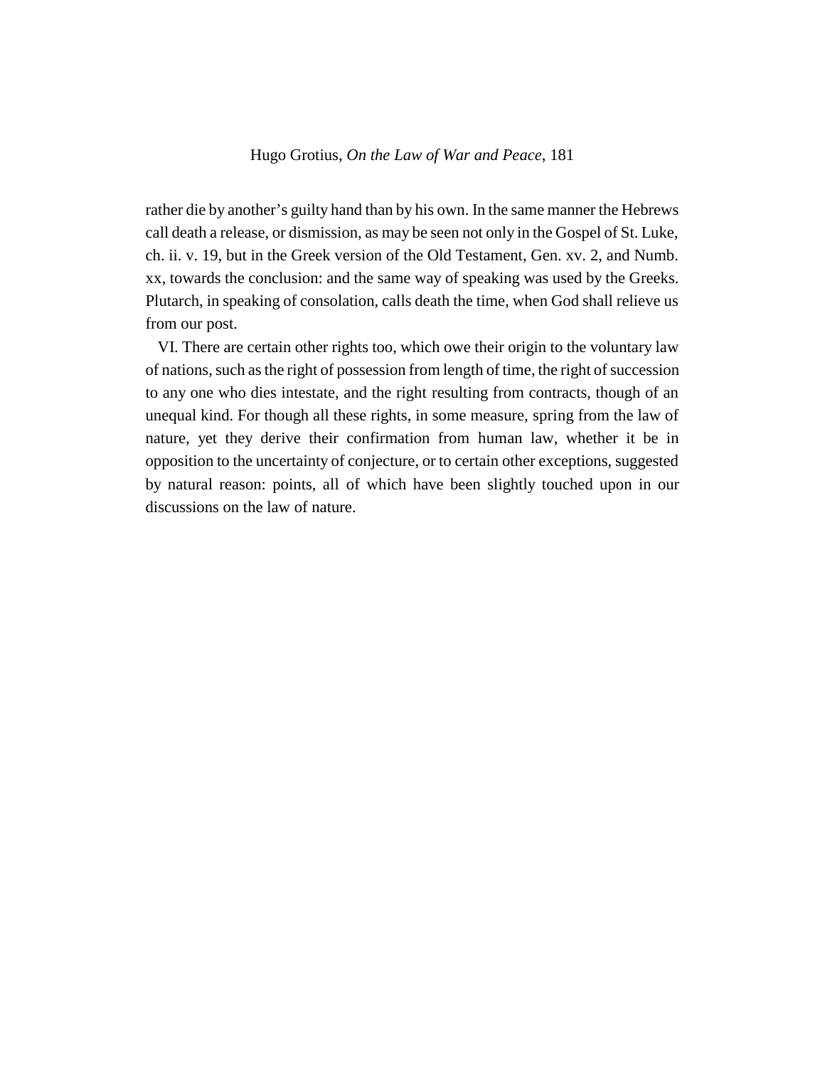rather die by another's guilty hand than by his own. In the same manner the Hebrews call death a release, or dismission, as may be seen not only in the Gospel of St. Luke, ch. ii. v. 19, but in the Greek version of the Old Testament, Gen. xv. 2, and Numb. xx, towards the conclusion: and the same way of speaking was used by the Greeks. Plutarch, in speaking of consolation, calls death the time, when God shall relieve us from our post.

VI. There are certain other rights too, which owe their origin to the voluntary law of nations, such as the right of possession from length of time, the right of succession to any one who dies intestate, and the right resulting from contracts, though of an unequal kind. For though all these rights, in some measure, spring from the law of nature, yet they derive their confirmation from human law, whether it be in opposition to the uncertainty of conjecture, or to certain other exceptions, suggested by natural reason: points, all of which have been slightly touched upon in our discussions on the law of nature.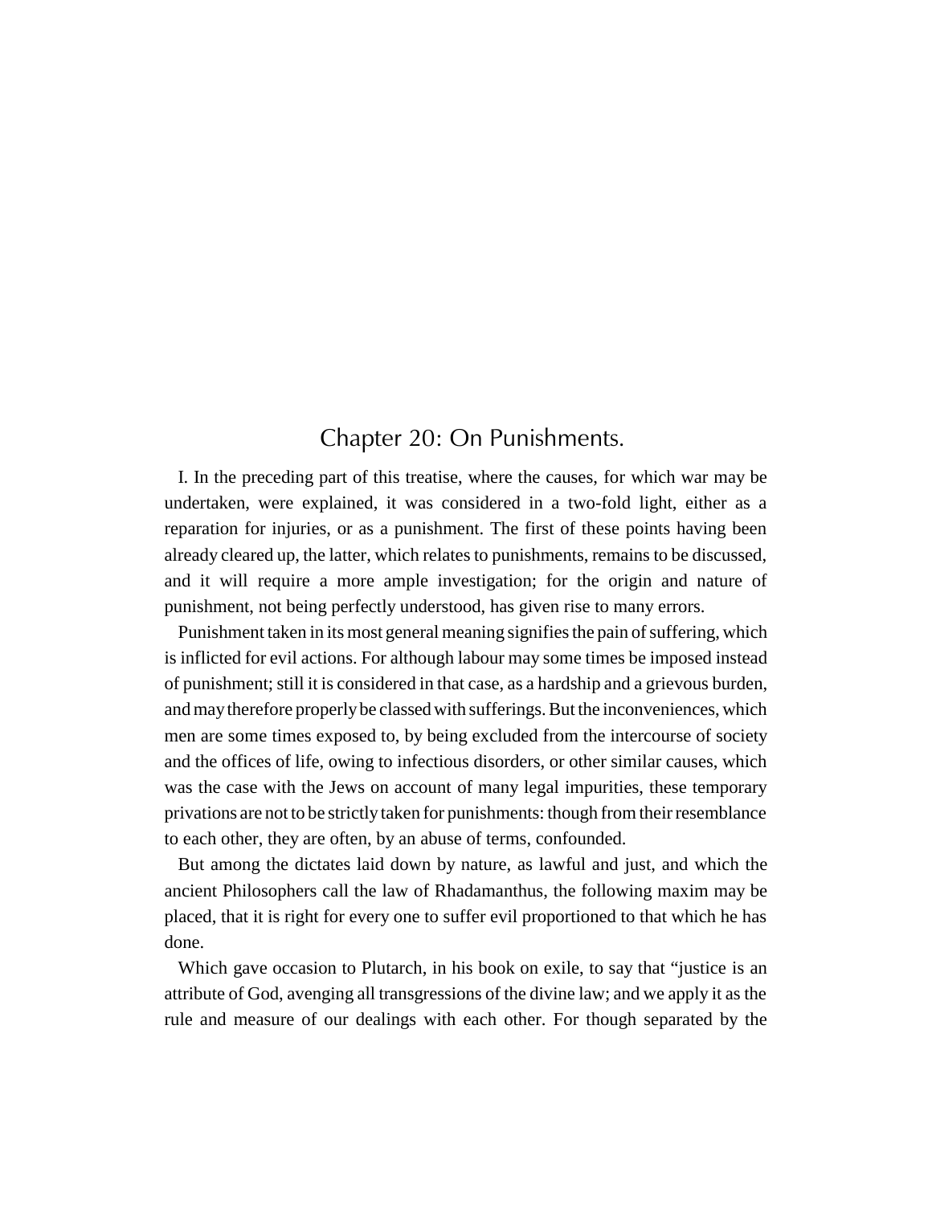## Chapter 20: On Punishments.

I. In the preceding part of this treatise, where the causes, for which war may be undertaken, were explained, it was considered in a two-fold light, either as a reparation for injuries, or as a punishment. The first of these points having been already cleared up, the latter, which relates to punishments, remains to be discussed, and it will require a more ample investigation; for the origin and nature of punishment, not being perfectly understood, has given rise to many errors.

Punishment taken in its most general meaning signifies the pain of suffering, which is inflicted for evil actions. For although labour may some times be imposed instead of punishment; still it is considered in that case, as a hardship and a grievous burden, and may therefore properly be classed with sufferings. But the inconveniences, which men are some times exposed to, by being excluded from the intercourse of society and the offices of life, owing to infectious disorders, or other similar causes, which was the case with the Jews on account of many legal impurities, these temporary privations are not to be strictly taken for punishments: though from their resemblance to each other, they are often, by an abuse of terms, confounded.

But among the dictates laid down by nature, as lawful and just, and which the ancient Philosophers call the law of Rhadamanthus, the following maxim may be placed, that it is right for every one to suffer evil proportioned to that which he has done.

Which gave occasion to Plutarch, in his book on exile, to say that "justice is an attribute of God, avenging all transgressions of the divine law; and we apply it as the rule and measure of our dealings with each other. For though separated by the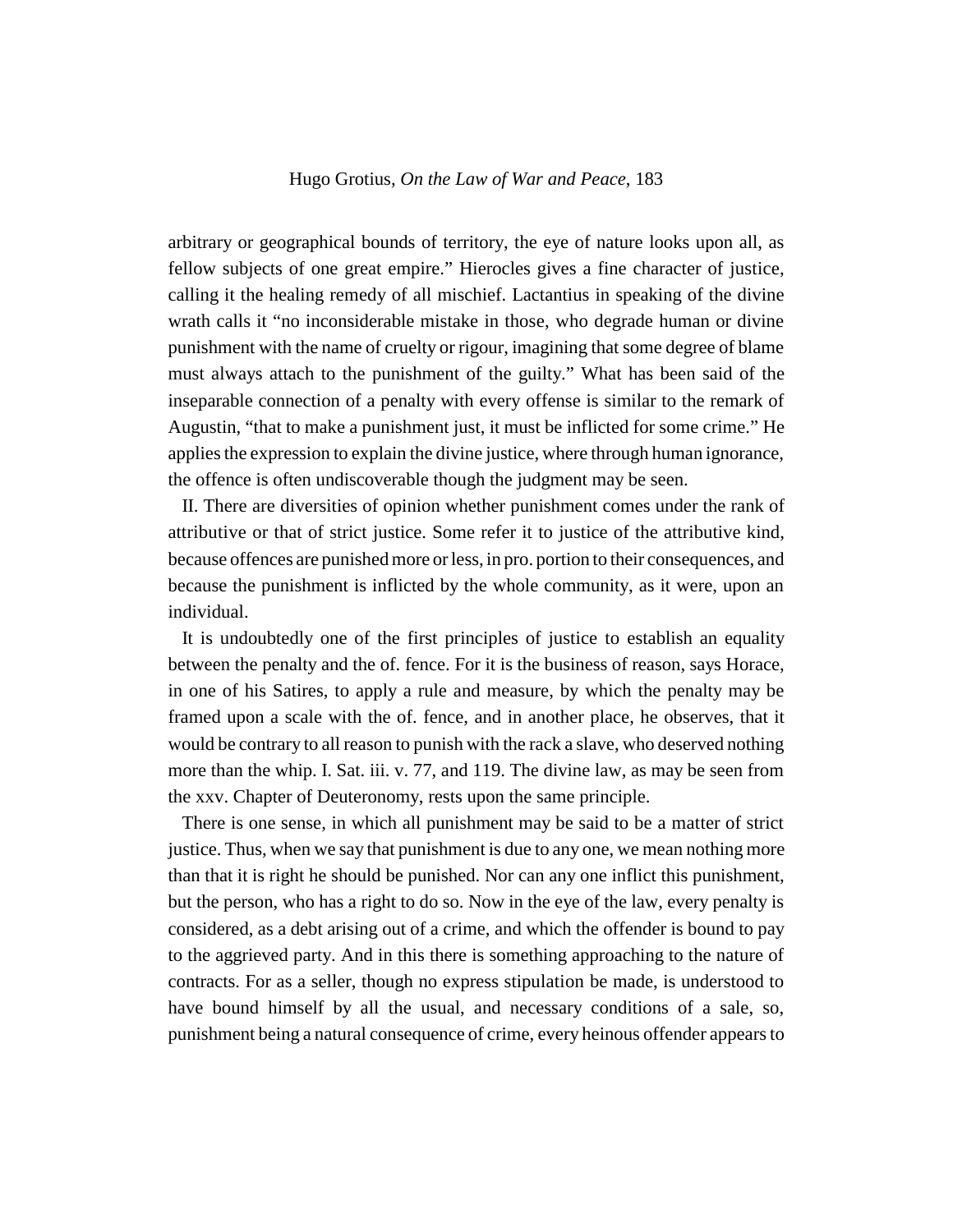arbitrary or geographical bounds of territory, the eye of nature looks upon all, as fellow subjects of one great empire." Hierocles gives a fine character of justice, calling it the healing remedy of all mischief. Lactantius in speaking of the divine wrath calls it "no inconsiderable mistake in those, who degrade human or divine punishment with the name of cruelty or rigour, imagining that some degree of blame must always attach to the punishment of the guilty." What has been said of the inseparable connection of a penalty with every offense is similar to the remark of Augustin, "that to make a punishment just, it must be inflicted for some crime." He applies the expression to explain the divine justice, where through human ignorance, the offence is often undiscoverable though the judgment may be seen.

II. There are diversities of opinion whether punishment comes under the rank of attributive or that of strict justice. Some refer it to justice of the attributive kind, because offences are punished more or less, in pro. portion to their consequences, and because the punishment is inflicted by the whole community, as it were, upon an individual.

It is undoubtedly one of the first principles of justice to establish an equality between the penalty and the of. fence. For it is the business of reason, says Horace, in one of his Satires, to apply a rule and measure, by which the penalty may be framed upon a scale with the of. fence, and in another place, he observes, that it would be contrary to all reason to punish with the rack a slave, who deserved nothing more than the whip. I. Sat. iii. v. 77, and 119. The divine law, as may be seen from the xxv. Chapter of Deuteronomy, rests upon the same principle.

There is one sense, in which all punishment may be said to be a matter of strict justice. Thus, when we say that punishment is due to any one, we mean nothing more than that it is right he should be punished. Nor can any one inflict this punishment, but the person, who has a right to do so. Now in the eye of the law, every penalty is considered, as a debt arising out of a crime, and which the offender is bound to pay to the aggrieved party. And in this there is something approaching to the nature of contracts. For as a seller, though no express stipulation be made, is understood to have bound himself by all the usual, and necessary conditions of a sale, so, punishment being a natural consequence of crime, every heinous offender appears to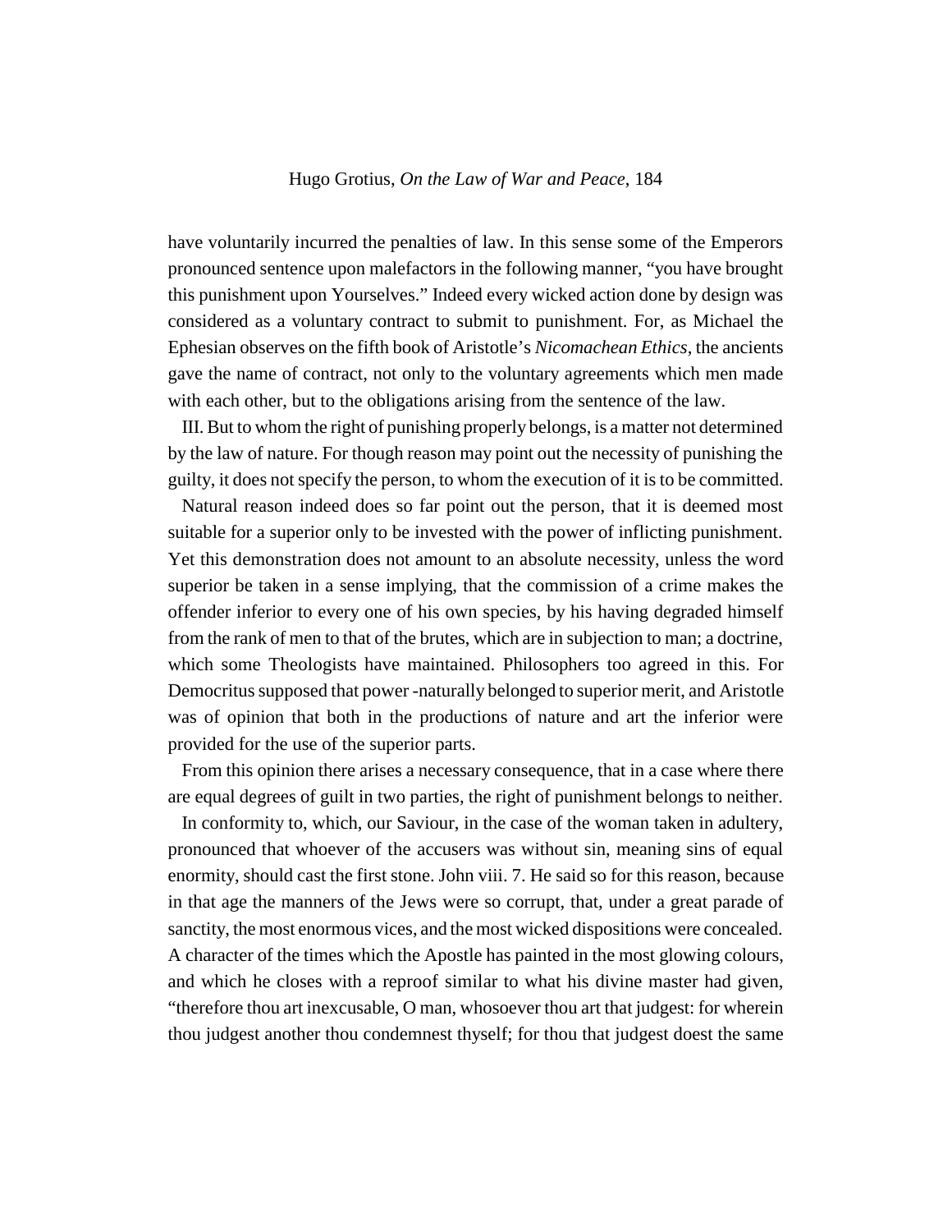have voluntarily incurred the penalties of law. In this sense some of the Emperors pronounced sentence upon malefactors in the following manner, "you have brought this punishment upon Yourselves." Indeed every wicked action done by design was considered as a voluntary contract to submit to punishment. For, as Michael the Ephesian observes on the fifth book of Aristotle's *Nicomachean Ethics*, the ancients gave the name of contract, not only to the voluntary agreements which men made with each other, but to the obligations arising from the sentence of the law.

III. But to whom the right of punishing properly belongs, is a matter not determined by the law of nature. For though reason may point out the necessity of punishing the guilty, it does not specify the person, to whom the execution of it is to be committed.

Natural reason indeed does so far point out the person, that it is deemed most suitable for a superior only to be invested with the power of inflicting punishment. Yet this demonstration does not amount to an absolute necessity, unless the word superior be taken in a sense implying, that the commission of a crime makes the offender inferior to every one of his own species, by his having degraded himself from the rank of men to that of the brutes, which are in subjection to man; a doctrine, which some Theologists have maintained. Philosophers too agreed in this. For Democritus supposed that power -naturally belonged to superior merit, and Aristotle was of opinion that both in the productions of nature and art the inferior were provided for the use of the superior parts.

From this opinion there arises a necessary consequence, that in a case where there are equal degrees of guilt in two parties, the right of punishment belongs to neither.

In conformity to, which, our Saviour, in the case of the woman taken in adultery, pronounced that whoever of the accusers was without sin, meaning sins of equal enormity, should cast the first stone. John viii. 7. He said so for this reason, because in that age the manners of the Jews were so corrupt, that, under a great parade of sanctity, the most enormous vices, and the most wicked dispositions were concealed. A character of the times which the Apostle has painted in the most glowing colours, and which he closes with a reproof similar to what his divine master had given, "therefore thou art inexcusable, O man, whosoever thou art that judgest: for wherein thou judgest another thou condemnest thyself; for thou that judgest doest the same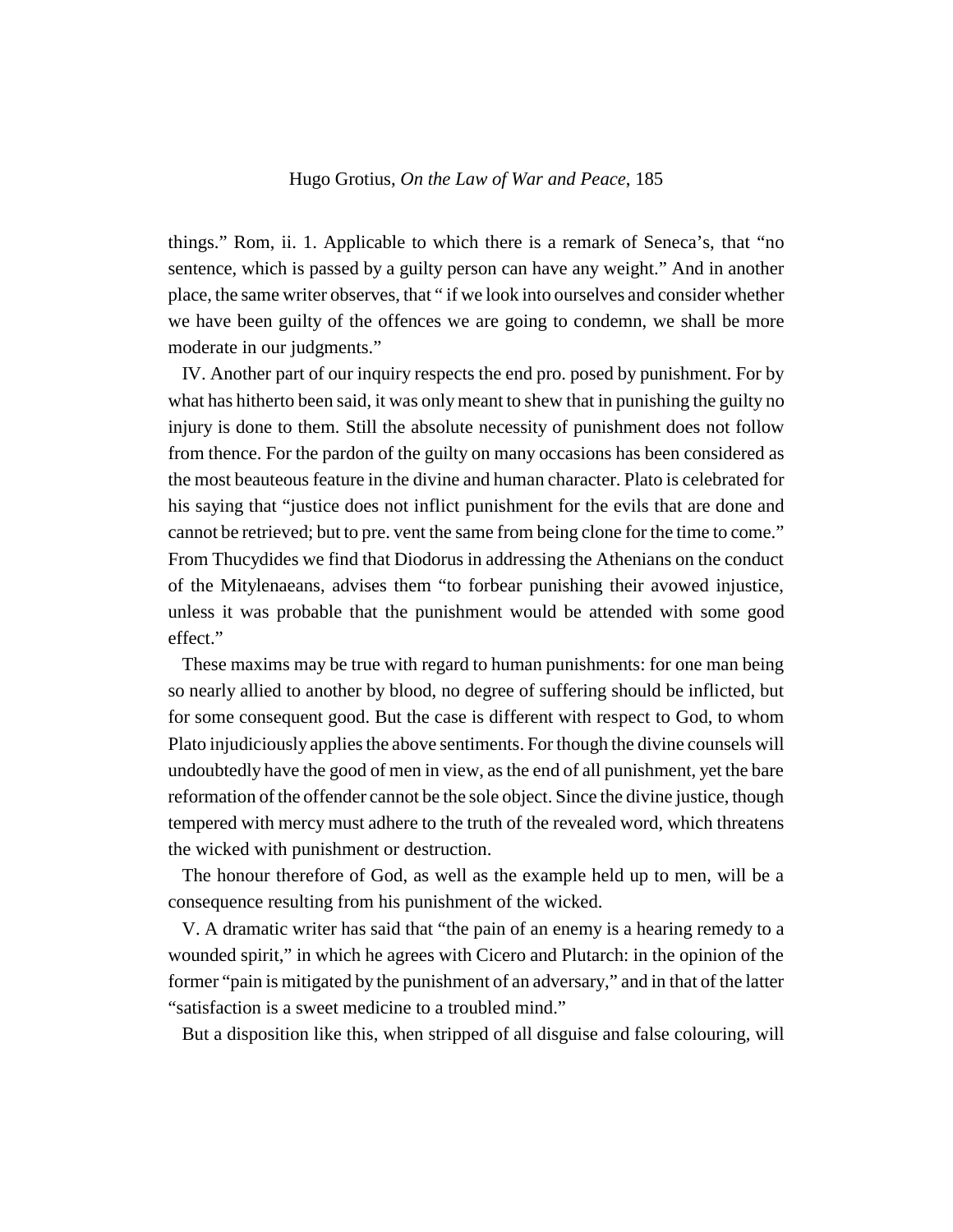things." Rom, ii. 1. Applicable to which there is a remark of Seneca's, that "no sentence, which is passed by a guilty person can have any weight." And in another place, the same writer observes, that " if we look into ourselves and consider whether we have been guilty of the offences we are going to condemn, we shall be more moderate in our judgments."

IV. Another part of our inquiry respects the end pro. posed by punishment. For by what has hitherto been said, it was only meant to shew that in punishing the guilty no injury is done to them. Still the absolute necessity of punishment does not follow from thence. For the pardon of the guilty on many occasions has been considered as the most beauteous feature in the divine and human character. Plato is celebrated for his saying that "justice does not inflict punishment for the evils that are done and cannot be retrieved; but to pre. vent the same from being clone for the time to come." From Thucydides we find that Diodorus in addressing the Athenians on the conduct of the Mitylenaeans, advises them "to forbear punishing their avowed injustice, unless it was probable that the punishment would be attended with some good effect."

These maxims may be true with regard to human punishments: for one man being so nearly allied to another by blood, no degree of suffering should be inflicted, but for some consequent good. But the case is different with respect to God, to whom Plato injudiciously applies the above sentiments. For though the divine counsels will undoubtedly have the good of men in view, as the end of all punishment, yet the bare reformation of the offender cannot be the sole object. Since the divine justice, though tempered with mercy must adhere to the truth of the revealed word, which threatens the wicked with punishment or destruction.

The honour therefore of God, as well as the example held up to men, will be a consequence resulting from his punishment of the wicked.

V. A dramatic writer has said that "the pain of an enemy is a hearing remedy to a wounded spirit," in which he agrees with Cicero and Plutarch: in the opinion of the former "pain is mitigated by the punishment of an adversary," and in that of the latter "satisfaction is a sweet medicine to a troubled mind."

But a disposition like this, when stripped of all disguise and false colouring, will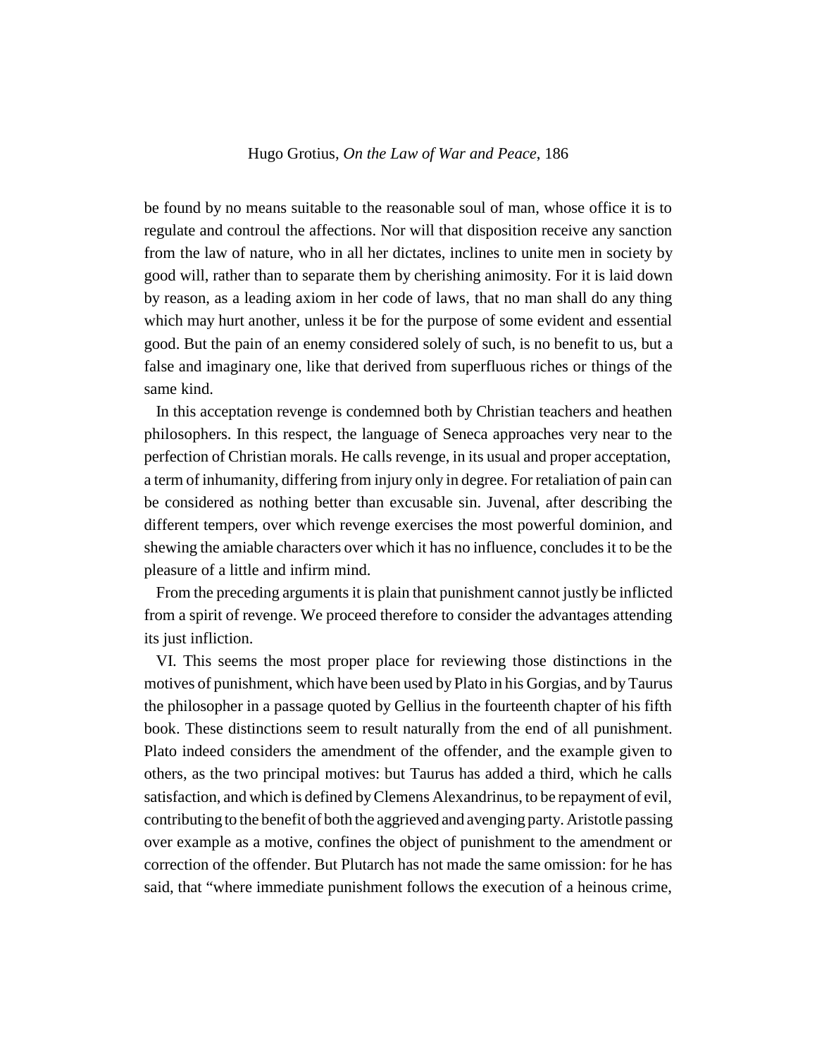be found by no means suitable to the reasonable soul of man, whose office it is to regulate and controul the affections. Nor will that disposition receive any sanction from the law of nature, who in all her dictates, inclines to unite men in society by good will, rather than to separate them by cherishing animosity. For it is laid down by reason, as a leading axiom in her code of laws, that no man shall do any thing which may hurt another, unless it be for the purpose of some evident and essential good. But the pain of an enemy considered solely of such, is no benefit to us, but a false and imaginary one, like that derived from superfluous riches or things of the same kind.

In this acceptation revenge is condemned both by Christian teachers and heathen philosophers. In this respect, the language of Seneca approaches very near to the perfection of Christian morals. He calls revenge, in its usual and proper acceptation, a term of inhumanity, differing from injury only in degree. For retaliation of pain can be considered as nothing better than excusable sin. Juvenal, after describing the different tempers, over which revenge exercises the most powerful dominion, and shewing the amiable characters over which it has no influence, concludes it to be the pleasure of a little and infirm mind.

From the preceding arguments it is plain that punishment cannot justly be inflicted from a spirit of revenge. We proceed therefore to consider the advantages attending its just infliction.

VI. This seems the most proper place for reviewing those distinctions in the motives of punishment, which have been used by Plato in his Gorgias, and by Taurus the philosopher in a passage quoted by Gellius in the fourteenth chapter of his fifth book. These distinctions seem to result naturally from the end of all punishment. Plato indeed considers the amendment of the offender, and the example given to others, as the two principal motives: but Taurus has added a third, which he calls satisfaction, and which is defined by Clemens Alexandrinus, to be repayment of evil, contributing to the benefit of both the aggrieved and avenging party. Aristotle passing over example as a motive, confines the object of punishment to the amendment or correction of the offender. But Plutarch has not made the same omission: for he has said, that "where immediate punishment follows the execution of a heinous crime,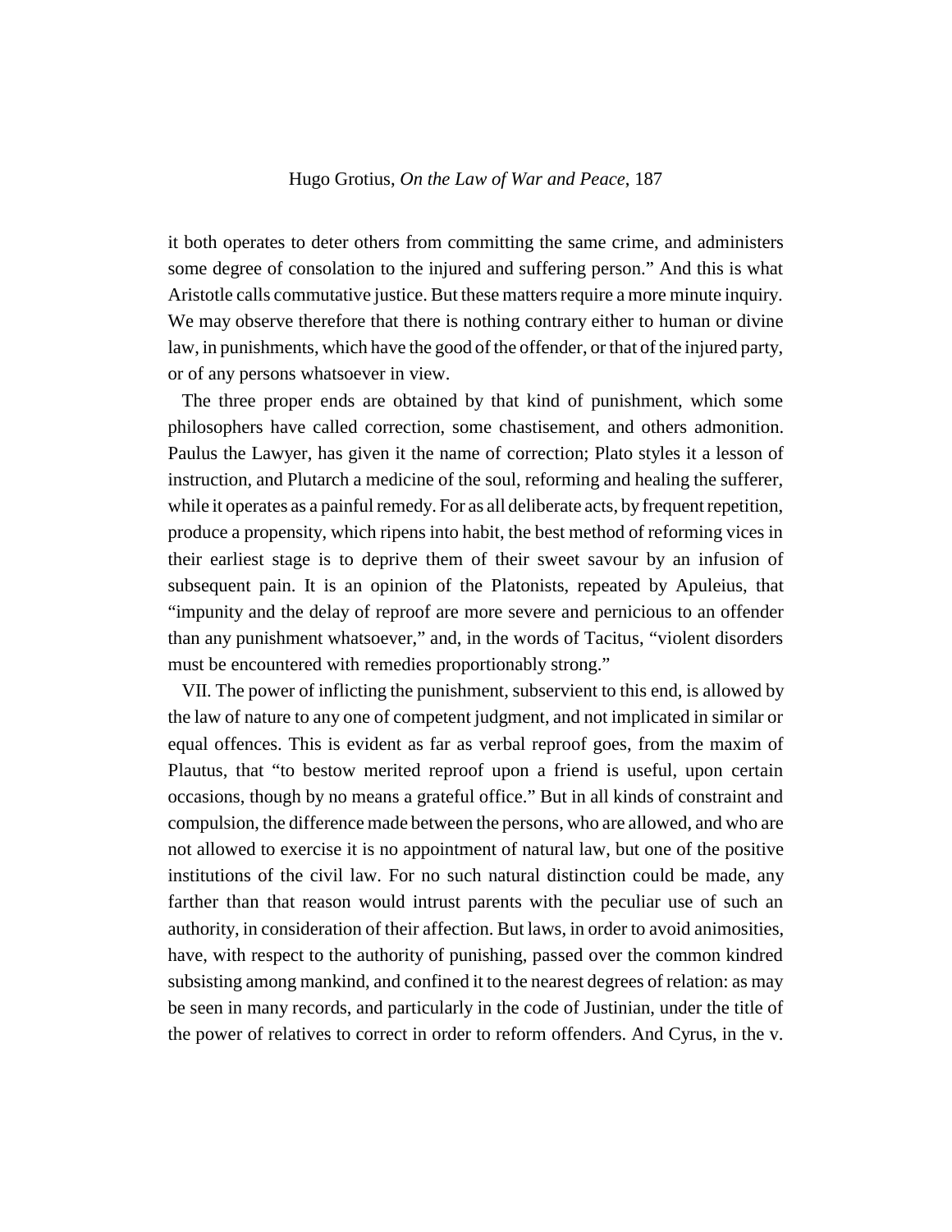it both operates to deter others from committing the same crime, and administers some degree of consolation to the injured and suffering person." And this is what Aristotle calls commutative justice. But these matters require a more minute inquiry. We may observe therefore that there is nothing contrary either to human or divine law, in punishments, which have the good of the offender, or that of the injured party, or of any persons whatsoever in view.

The three proper ends are obtained by that kind of punishment, which some philosophers have called correction, some chastisement, and others admonition. Paulus the Lawyer, has given it the name of correction; Plato styles it a lesson of instruction, and Plutarch a medicine of the soul, reforming and healing the sufferer, while it operates as a painful remedy. For as all deliberate acts, by frequent repetition, produce a propensity, which ripens into habit, the best method of reforming vices in their earliest stage is to deprive them of their sweet savour by an infusion of subsequent pain. It is an opinion of the Platonists, repeated by Apuleius, that "impunity and the delay of reproof are more severe and pernicious to an offender than any punishment whatsoever," and, in the words of Tacitus, "violent disorders must be encountered with remedies proportionably strong."

VII. The power of inflicting the punishment, subservient to this end, is allowed by the law of nature to any one of competent judgment, and not implicated in similar or equal offences. This is evident as far as verbal reproof goes, from the maxim of Plautus, that "to bestow merited reproof upon a friend is useful, upon certain occasions, though by no means a grateful office." But in all kinds of constraint and compulsion, the difference made between the persons, who are allowed, and who are not allowed to exercise it is no appointment of natural law, but one of the positive institutions of the civil law. For no such natural distinction could be made, any farther than that reason would intrust parents with the peculiar use of such an authority, in consideration of their affection. But laws, in order to avoid animosities, have, with respect to the authority of punishing, passed over the common kindred subsisting among mankind, and confined it to the nearest degrees of relation: as may be seen in many records, and particularly in the code of Justinian, under the title of the power of relatives to correct in order to reform offenders. And Cyrus, in the v.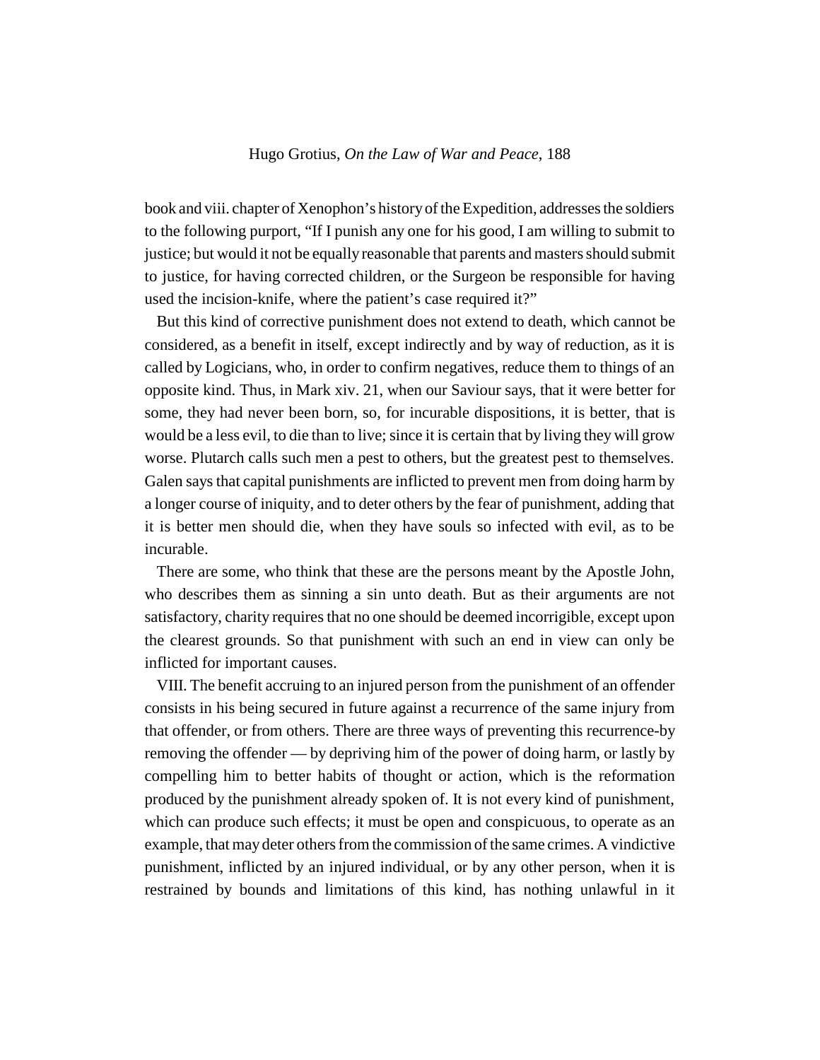book and viii. chapter of Xenophon's history of the Expedition, addresses the soldiers to the following purport, "If I punish any one for his good, I am willing to submit to justice; but would it not be equally reasonable that parents and masters should submit to justice, for having corrected children, or the Surgeon be responsible for having used the incision-knife, where the patient's case required it?"

But this kind of corrective punishment does not extend to death, which cannot be considered, as a benefit in itself, except indirectly and by way of reduction, as it is called by Logicians, who, in order to confirm negatives, reduce them to things of an opposite kind. Thus, in Mark xiv. 21, when our Saviour says, that it were better for some, they had never been born, so, for incurable dispositions, it is better, that is would be a less evil, to die than to live; since it is certain that by living they will grow worse. Plutarch calls such men a pest to others, but the greatest pest to themselves. Galen says that capital punishments are inflicted to prevent men from doing harm by a longer course of iniquity, and to deter others by the fear of punishment, adding that it is better men should die, when they have souls so infected with evil, as to be incurable.

There are some, who think that these are the persons meant by the Apostle John, who describes them as sinning a sin unto death. But as their arguments are not satisfactory, charity requires that no one should be deemed incorrigible, except upon the clearest grounds. So that punishment with such an end in view can only be inflicted for important causes.

VIII. The benefit accruing to an injured person from the punishment of an offender consists in his being secured in future against a recurrence of the same injury from that offender, or from others. There are three ways of preventing this recurrence-by removing the offender — by depriving him of the power of doing harm, or lastly by compelling him to better habits of thought or action, which is the reformation produced by the punishment already spoken of. It is not every kind of punishment, which can produce such effects; it must be open and conspicuous, to operate as an example, that may deter others from the commission of the same crimes. A vindictive punishment, inflicted by an injured individual, or by any other person, when it is restrained by bounds and limitations of this kind, has nothing unlawful in it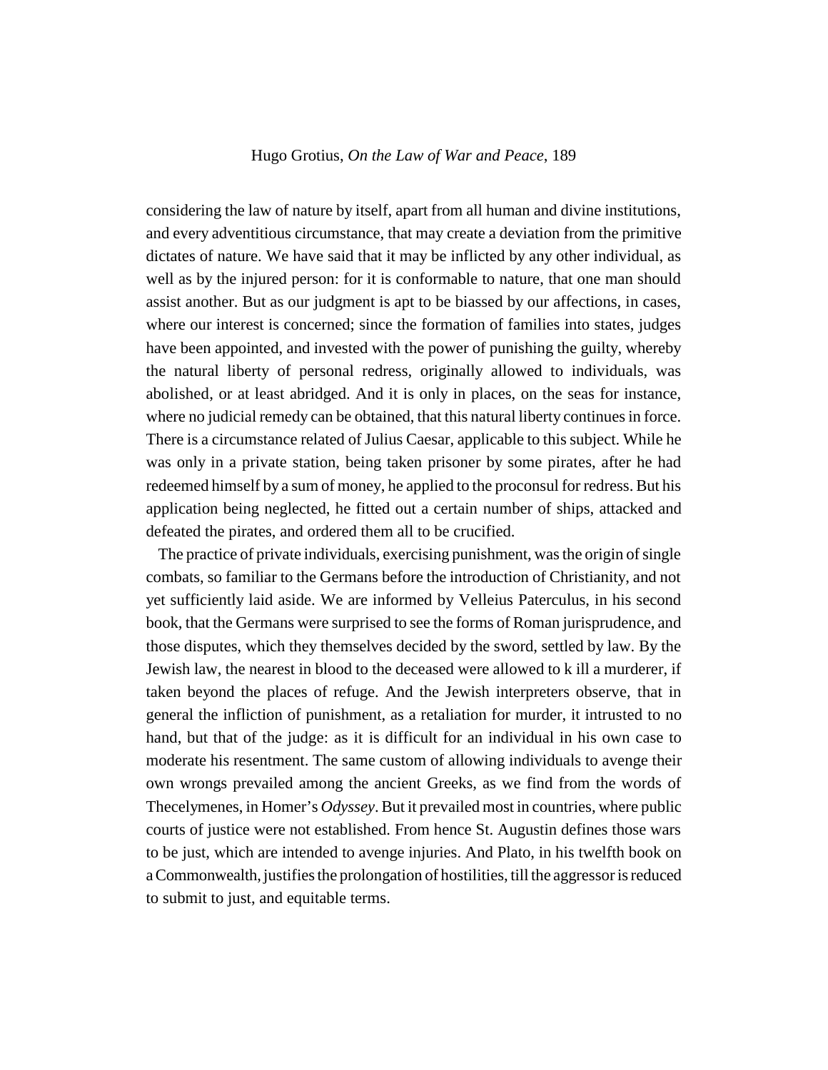considering the law of nature by itself, apart from all human and divine institutions, and every adventitious circumstance, that may create a deviation from the primitive dictates of nature. We have said that it may be inflicted by any other individual, as well as by the injured person: for it is conformable to nature, that one man should assist another. But as our judgment is apt to be biassed by our affections, in cases, where our interest is concerned; since the formation of families into states, judges have been appointed, and invested with the power of punishing the guilty, whereby the natural liberty of personal redress, originally allowed to individuals, was abolished, or at least abridged. And it is only in places, on the seas for instance, where no judicial remedy can be obtained, that this natural liberty continues in force. There is a circumstance related of Julius Caesar, applicable to this subject. While he was only in a private station, being taken prisoner by some pirates, after he had redeemed himself by a sum of money, he applied to the proconsul for redress. But his application being neglected, he fitted out a certain number of ships, attacked and defeated the pirates, and ordered them all to be crucified.

The practice of private individuals, exercising punishment, was the origin of single combats, so familiar to the Germans before the introduction of Christianity, and not yet sufficiently laid aside. We are informed by Velleius Paterculus, in his second book, that the Germans were surprised to see the forms of Roman jurisprudence, and those disputes, which they themselves decided by the sword, settled by law. By the Jewish law, the nearest in blood to the deceased were allowed to k ill a murderer, if taken beyond the places of refuge. And the Jewish interpreters observe, that in general the infliction of punishment, as a retaliation for murder, it intrusted to no hand, but that of the judge: as it is difficult for an individual in his own case to moderate his resentment. The same custom of allowing individuals to avenge their own wrongs prevailed among the ancient Greeks, as we find from the words of Thecelymenes, in Homer's *Odyssey*. But it prevailed most in countries, where public courts of justice were not established. From hence St. Augustin defines those wars to be just, which are intended to avenge injuries. And Plato, in his twelfth book on a Commonwealth, justifies the prolongation of hostilities, till the aggressor is reduced to submit to just, and equitable terms.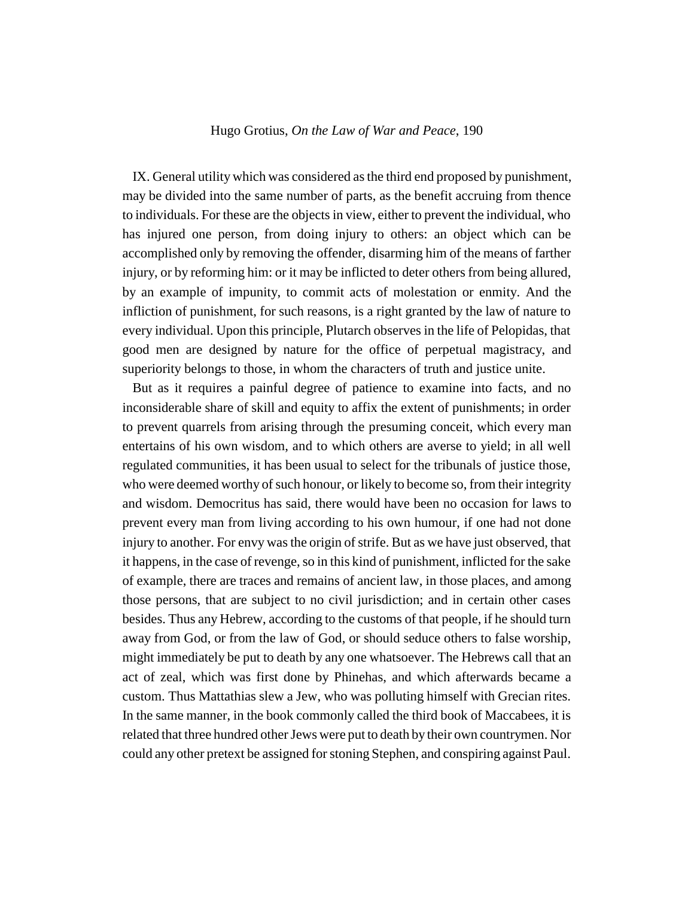IX. General utility which was considered as the third end proposed by punishment, may be divided into the same number of parts, as the benefit accruing from thence to individuals. For these are the objects in view, either to prevent the individual, who has injured one person, from doing injury to others: an object which can be accomplished only by removing the offender, disarming him of the means of farther injury, or by reforming him: or it may be inflicted to deter others from being allured, by an example of impunity, to commit acts of molestation or enmity. And the infliction of punishment, for such reasons, is a right granted by the law of nature to every individual. Upon this principle, Plutarch observes in the life of Pelopidas, that good men are designed by nature for the office of perpetual magistracy, and superiority belongs to those, in whom the characters of truth and justice unite.

But as it requires a painful degree of patience to examine into facts, and no inconsiderable share of skill and equity to affix the extent of punishments; in order to prevent quarrels from arising through the presuming conceit, which every man entertains of his own wisdom, and to which others are averse to yield; in all well regulated communities, it has been usual to select for the tribunals of justice those, who were deemed worthy of such honour, or likely to become so, from their integrity and wisdom. Democritus has said, there would have been no occasion for laws to prevent every man from living according to his own humour, if one had not done injury to another. For envy was the origin of strife. But as we have just observed, that it happens, in the case of revenge, so in this kind of punishment, inflicted for the sake of example, there are traces and remains of ancient law, in those places, and among those persons, that are subject to no civil jurisdiction; and in certain other cases besides. Thus any Hebrew, according to the customs of that people, if he should turn away from God, or from the law of God, or should seduce others to false worship, might immediately be put to death by any one whatsoever. The Hebrews call that an act of zeal, which was first done by Phinehas, and which afterwards became a custom. Thus Mattathias slew a Jew, who was polluting himself with Grecian rites. In the same manner, in the book commonly called the third book of Maccabees, it is related that three hundred other Jews were put to death by their own countrymen. Nor could any other pretext be assigned for stoning Stephen, and conspiring against Paul.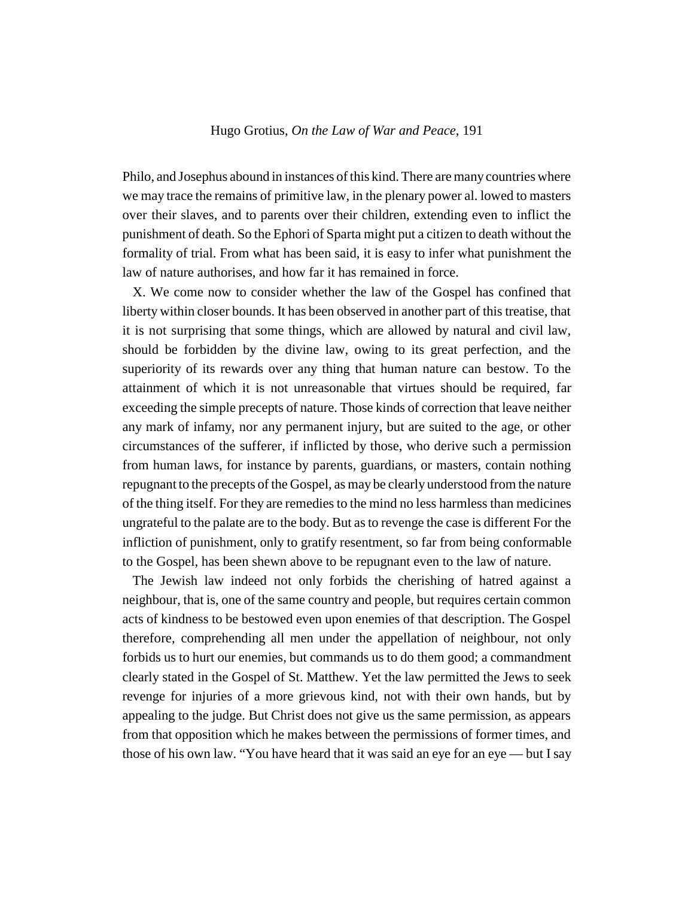Philo, and Josephus abound in instances of this kind. There are many countries where we may trace the remains of primitive law, in the plenary power al. lowed to masters over their slaves, and to parents over their children, extending even to inflict the punishment of death. So the Ephori of Sparta might put a citizen to death without the formality of trial. From what has been said, it is easy to infer what punishment the law of nature authorises, and how far it has remained in force.

X. We come now to consider whether the law of the Gospel has confined that liberty within closer bounds. It has been observed in another part of this treatise, that it is not surprising that some things, which are allowed by natural and civil law, should be forbidden by the divine law, owing to its great perfection, and the superiority of its rewards over any thing that human nature can bestow. To the attainment of which it is not unreasonable that virtues should be required, far exceeding the simple precepts of nature. Those kinds of correction that leave neither any mark of infamy, nor any permanent injury, but are suited to the age, or other circumstances of the sufferer, if inflicted by those, who derive such a permission from human laws, for instance by parents, guardians, or masters, contain nothing repugnant to the precepts of the Gospel, as may be clearly understood from the nature of the thing itself. For they are remedies to the mind no less harmless than medicines ungrateful to the palate are to the body. But as to revenge the case is different For the infliction of punishment, only to gratify resentment, so far from being conformable to the Gospel, has been shewn above to be repugnant even to the law of nature.

The Jewish law indeed not only forbids the cherishing of hatred against a neighbour, that is, one of the same country and people, but requires certain common acts of kindness to be bestowed even upon enemies of that description. The Gospel therefore, comprehending all men under the appellation of neighbour, not only forbids us to hurt our enemies, but commands us to do them good; a commandment clearly stated in the Gospel of St. Matthew. Yet the law permitted the Jews to seek revenge for injuries of a more grievous kind, not with their own hands, but by appealing to the judge. But Christ does not give us the same permission, as appears from that opposition which he makes between the permissions of former times, and those of his own law. "You have heard that it was said an eye for an eye — but I say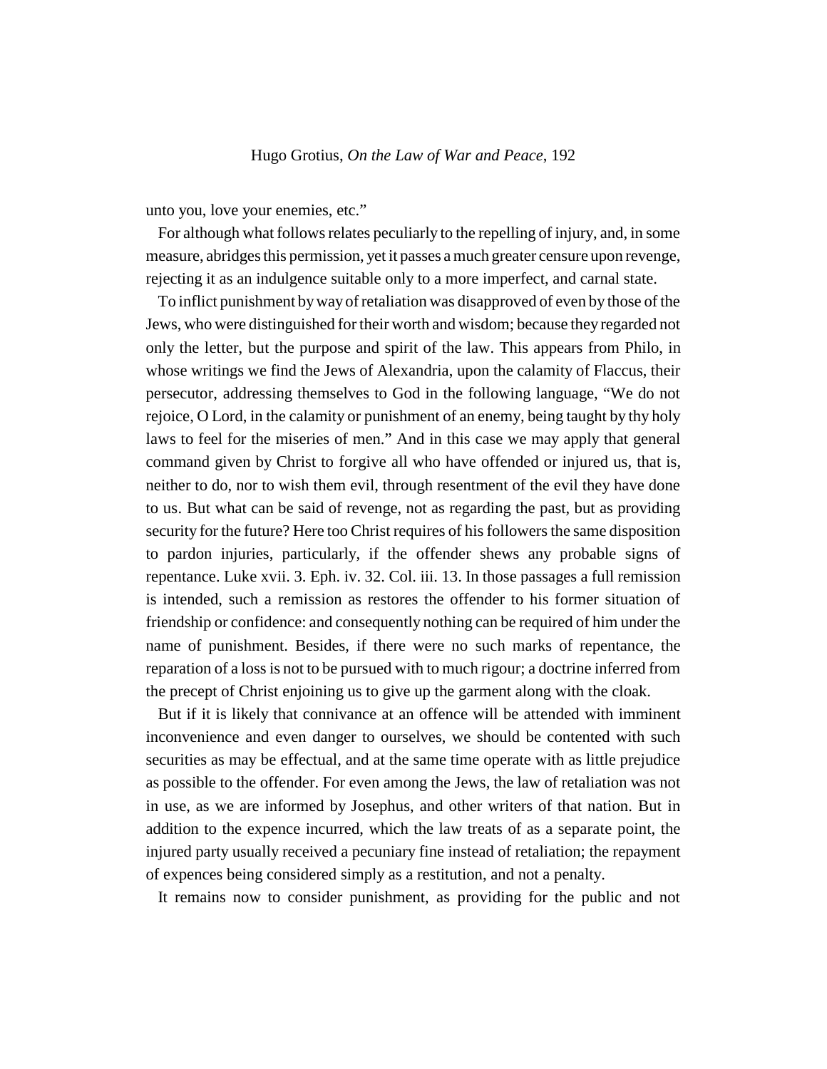unto you, love your enemies, etc."

For although what follows relates peculiarly to the repelling of injury, and, in some measure, abridges this permission, yet it passes a much greater censure upon revenge, rejecting it as an indulgence suitable only to a more imperfect, and carnal state.

To inflict punishment by way of retaliation was disapproved of even by those of the Jews, who were distinguished for their worth and wisdom; because they regarded not only the letter, but the purpose and spirit of the law. This appears from Philo, in whose writings we find the Jews of Alexandria, upon the calamity of Flaccus, their persecutor, addressing themselves to God in the following language, "We do not rejoice, O Lord, in the calamity or punishment of an enemy, being taught by thy holy laws to feel for the miseries of men." And in this case we may apply that general command given by Christ to forgive all who have offended or injured us, that is, neither to do, nor to wish them evil, through resentment of the evil they have done to us. But what can be said of revenge, not as regarding the past, but as providing security for the future? Here too Christ requires of his followers the same disposition to pardon injuries, particularly, if the offender shews any probable signs of repentance. Luke xvii. 3. Eph. iv. 32. Col. iii. 13. In those passages a full remission is intended, such a remission as restores the offender to his former situation of friendship or confidence: and consequently nothing can be required of him under the name of punishment. Besides, if there were no such marks of repentance, the reparation of a loss is not to be pursued with to much rigour; a doctrine inferred from the precept of Christ enjoining us to give up the garment along with the cloak.

But if it is likely that connivance at an offence will be attended with imminent inconvenience and even danger to ourselves, we should be contented with such securities as may be effectual, and at the same time operate with as little prejudice as possible to the offender. For even among the Jews, the law of retaliation was not in use, as we are informed by Josephus, and other writers of that nation. But in addition to the expence incurred, which the law treats of as a separate point, the injured party usually received a pecuniary fine instead of retaliation; the repayment of expences being considered simply as a restitution, and not a penalty.

It remains now to consider punishment, as providing for the public and not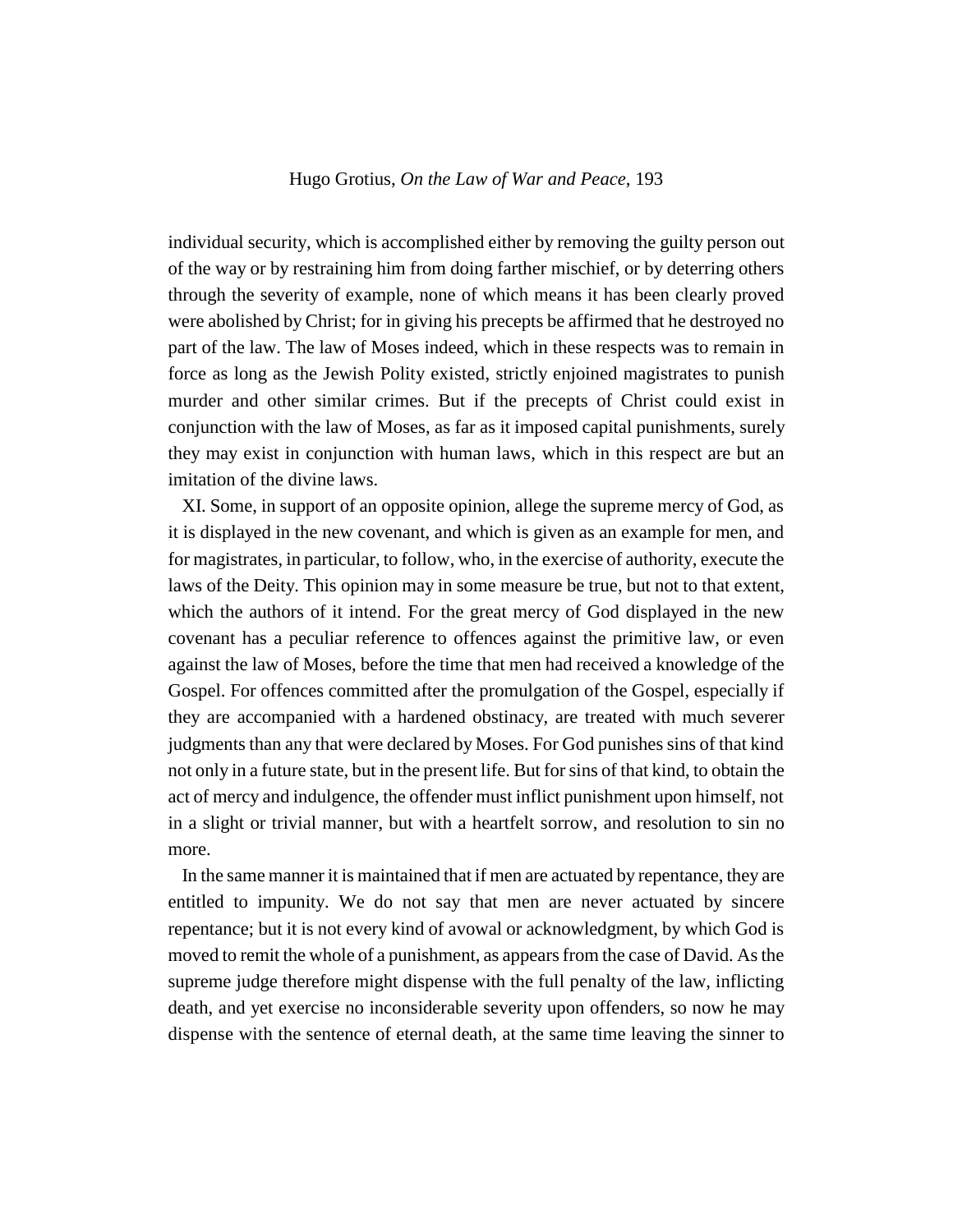individual security, which is accomplished either by removing the guilty person out of the way or by restraining him from doing farther mischief, or by deterring others through the severity of example, none of which means it has been clearly proved were abolished by Christ; for in giving his precepts be affirmed that he destroyed no part of the law. The law of Moses indeed, which in these respects was to remain in force as long as the Jewish Polity existed, strictly enjoined magistrates to punish murder and other similar crimes. But if the precepts of Christ could exist in conjunction with the law of Moses, as far as it imposed capital punishments, surely they may exist in conjunction with human laws, which in this respect are but an imitation of the divine laws.

XI. Some, in support of an opposite opinion, allege the supreme mercy of God, as it is displayed in the new covenant, and which is given as an example for men, and for magistrates, in particular, to follow, who, in the exercise of authority, execute the laws of the Deity. This opinion may in some measure be true, but not to that extent, which the authors of it intend. For the great mercy of God displayed in the new covenant has a peculiar reference to offences against the primitive law, or even against the law of Moses, before the time that men had received a knowledge of the Gospel. For offences committed after the promulgation of the Gospel, especially if they are accompanied with a hardened obstinacy, are treated with much severer judgments than any that were declared by Moses. For God punishes sins of that kind not only in a future state, but in the present life. But for sins of that kind, to obtain the act of mercy and indulgence, the offender must inflict punishment upon himself, not in a slight or trivial manner, but with a heartfelt sorrow, and resolution to sin no more.

In the same manner it is maintained that if men are actuated by repentance, they are entitled to impunity. We do not say that men are never actuated by sincere repentance; but it is not every kind of avowal or acknowledgment, by which God is moved to remit the whole of a punishment, as appears from the case of David. As the supreme judge therefore might dispense with the full penalty of the law, inflicting death, and yet exercise no inconsiderable severity upon offenders, so now he may dispense with the sentence of eternal death, at the same time leaving the sinner to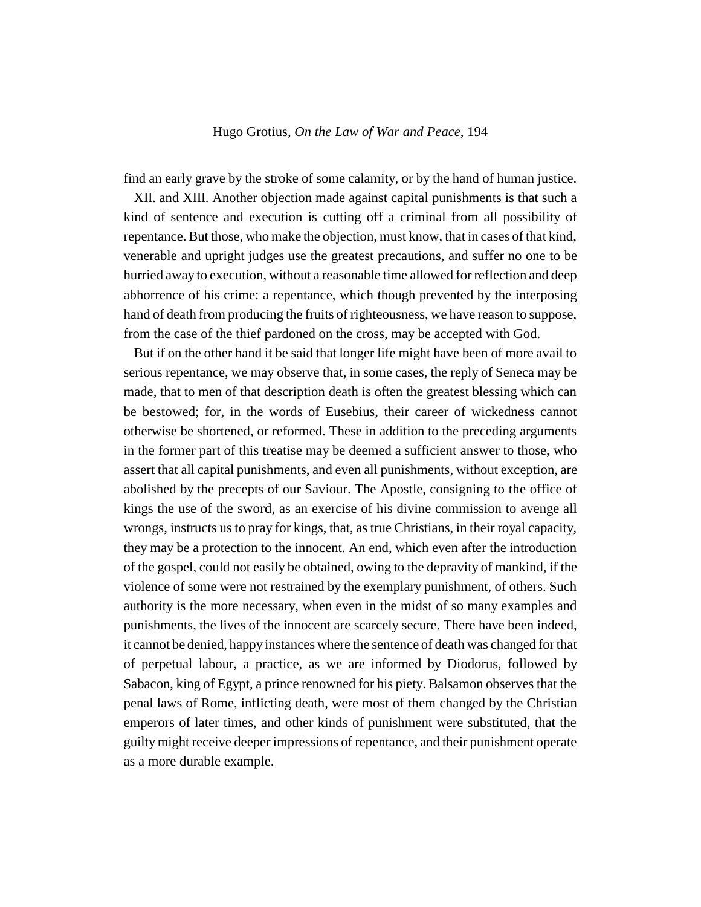find an early grave by the stroke of some calamity, or by the hand of human justice.

XII. and XIII. Another objection made against capital punishments is that such a kind of sentence and execution is cutting off a criminal from all possibility of repentance. But those, who make the objection, must know, that in cases of that kind, venerable and upright judges use the greatest precautions, and suffer no one to be hurried away to execution, without a reasonable time allowed for reflection and deep abhorrence of his crime: a repentance, which though prevented by the interposing hand of death from producing the fruits of righteousness, we have reason to suppose, from the case of the thief pardoned on the cross, may be accepted with God.

But if on the other hand it be said that longer life might have been of more avail to serious repentance, we may observe that, in some cases, the reply of Seneca may be made, that to men of that description death is often the greatest blessing which can be bestowed; for, in the words of Eusebius, their career of wickedness cannot otherwise be shortened, or reformed. These in addition to the preceding arguments in the former part of this treatise may be deemed a sufficient answer to those, who assert that all capital punishments, and even all punishments, without exception, are abolished by the precepts of our Saviour. The Apostle, consigning to the office of kings the use of the sword, as an exercise of his divine commission to avenge all wrongs, instructs us to pray for kings, that, as true Christians, in their royal capacity, they may be a protection to the innocent. An end, which even after the introduction of the gospel, could not easily be obtained, owing to the depravity of mankind, if the violence of some were not restrained by the exemplary punishment, of others. Such authority is the more necessary, when even in the midst of so many examples and punishments, the lives of the innocent are scarcely secure. There have been indeed, it cannot be denied, happy instances where the sentence of death was changed for that of perpetual labour, a practice, as we are informed by Diodorus, followed by Sabacon, king of Egypt, a prince renowned for his piety. Balsamon observes that the penal laws of Rome, inflicting death, were most of them changed by the Christian emperors of later times, and other kinds of punishment were substituted, that the guilty might receive deeper impressions of repentance, and their punishment operate as a more durable example.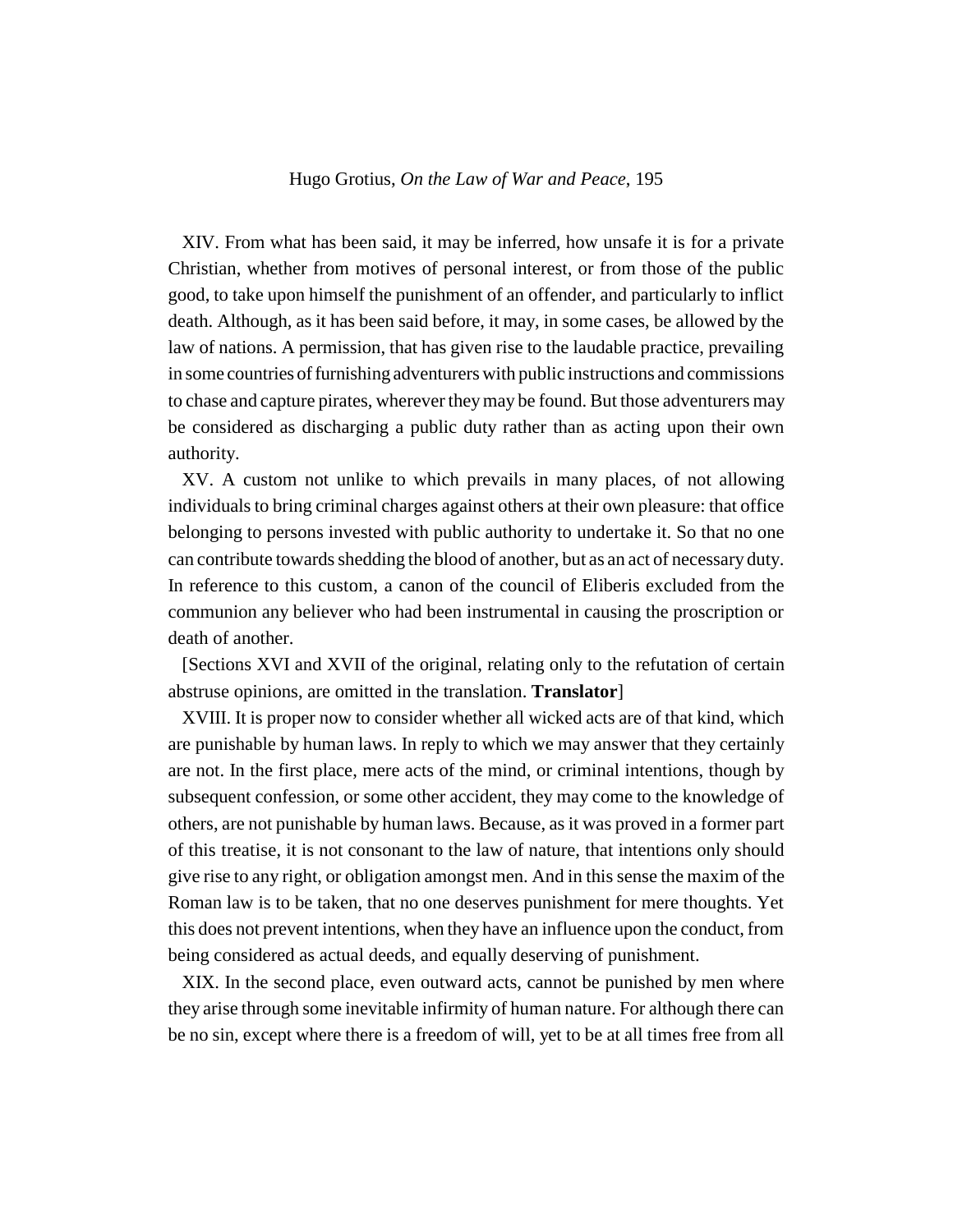XIV. From what has been said, it may be inferred, how unsafe it is for a private Christian, whether from motives of personal interest, or from those of the public good, to take upon himself the punishment of an offender, and particularly to inflict death. Although, as it has been said before, it may, in some cases, be allowed by the law of nations. A permission, that has given rise to the laudable practice, prevailing in some countries of furnishing adventurers with public instructions and commissions to chase and capture pirates, wherever they may be found. But those adventurers may be considered as discharging a public duty rather than as acting upon their own authority.

XV. A custom not unlike to which prevails in many places, of not allowing individuals to bring criminal charges against others at their own pleasure: that office belonging to persons invested with public authority to undertake it. So that no one can contribute towards shedding the blood of another, but as an act of necessary duty. In reference to this custom, a canon of the council of Eliberis excluded from the communion any believer who had been instrumental in causing the proscription or death of another.

[Sections XVI and XVII of the original, relating only to the refutation of certain abstruse opinions, are omitted in the translation. **Translator**]

XVIII. It is proper now to consider whether all wicked acts are of that kind, which are punishable by human laws. In reply to which we may answer that they certainly are not. In the first place, mere acts of the mind, or criminal intentions, though by subsequent confession, or some other accident, they may come to the knowledge of others, are not punishable by human laws. Because, as it was proved in a former part of this treatise, it is not consonant to the law of nature, that intentions only should give rise to any right, or obligation amongst men. And in this sense the maxim of the Roman law is to be taken, that no one deserves punishment for mere thoughts. Yet this does not prevent intentions, when they have an influence upon the conduct, from being considered as actual deeds, and equally deserving of punishment.

XIX. In the second place, even outward acts, cannot be punished by men where they arise through some inevitable infirmity of human nature. For although there can be no sin, except where there is a freedom of will, yet to be at all times free from all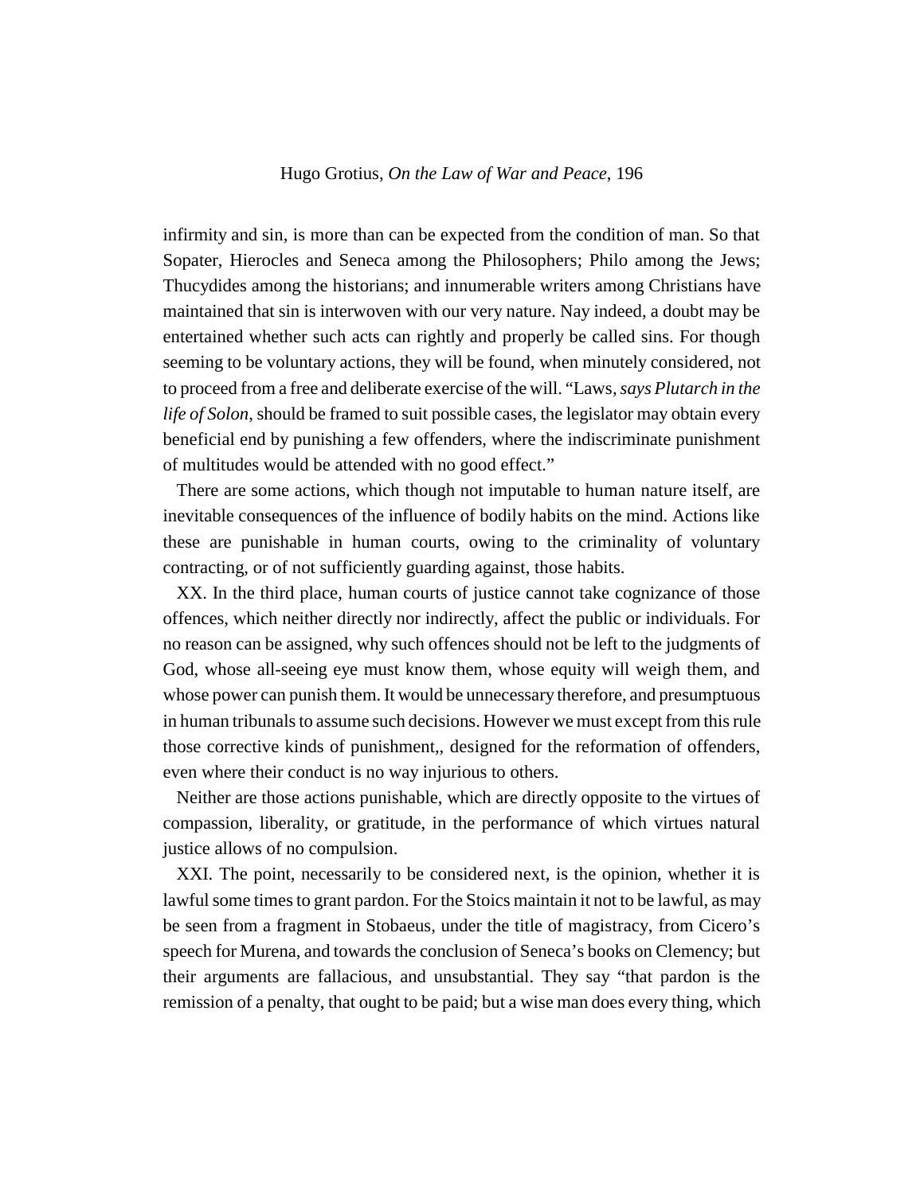infirmity and sin, is more than can be expected from the condition of man. So that Sopater, Hierocles and Seneca among the Philosophers; Philo among the Jews; Thucydides among the historians; and innumerable writers among Christians have maintained that sin is interwoven with our very nature. Nay indeed, a doubt may be entertained whether such acts can rightly and properly be called sins. For though seeming to be voluntary actions, they will be found, when minutely considered, not to proceed from a free and deliberate exercise of the will. "Laws, *says Plutarch in the life of Solon*, should be framed to suit possible cases, the legislator may obtain every beneficial end by punishing a few offenders, where the indiscriminate punishment of multitudes would be attended with no good effect."

There are some actions, which though not imputable to human nature itself, are inevitable consequences of the influence of bodily habits on the mind. Actions like these are punishable in human courts, owing to the criminality of voluntary contracting, or of not sufficiently guarding against, those habits.

XX. In the third place, human courts of justice cannot take cognizance of those offences, which neither directly nor indirectly, affect the public or individuals. For no reason can be assigned, why such offences should not be left to the judgments of God, whose all-seeing eye must know them, whose equity will weigh them, and whose power can punish them. It would be unnecessary therefore, and presumptuous in human tribunals to assume such decisions. However we must except from this rule those corrective kinds of punishment,, designed for the reformation of offenders, even where their conduct is no way injurious to others.

Neither are those actions punishable, which are directly opposite to the virtues of compassion, liberality, or gratitude, in the performance of which virtues natural justice allows of no compulsion.

XXI. The point, necessarily to be considered next, is the opinion, whether it is lawful some times to grant pardon. For the Stoics maintain it not to be lawful, as may be seen from a fragment in Stobaeus, under the title of magistracy, from Cicero's speech for Murena, and towards the conclusion of Seneca's books on Clemency; but their arguments are fallacious, and unsubstantial. They say "that pardon is the remission of a penalty, that ought to be paid; but a wise man does every thing, which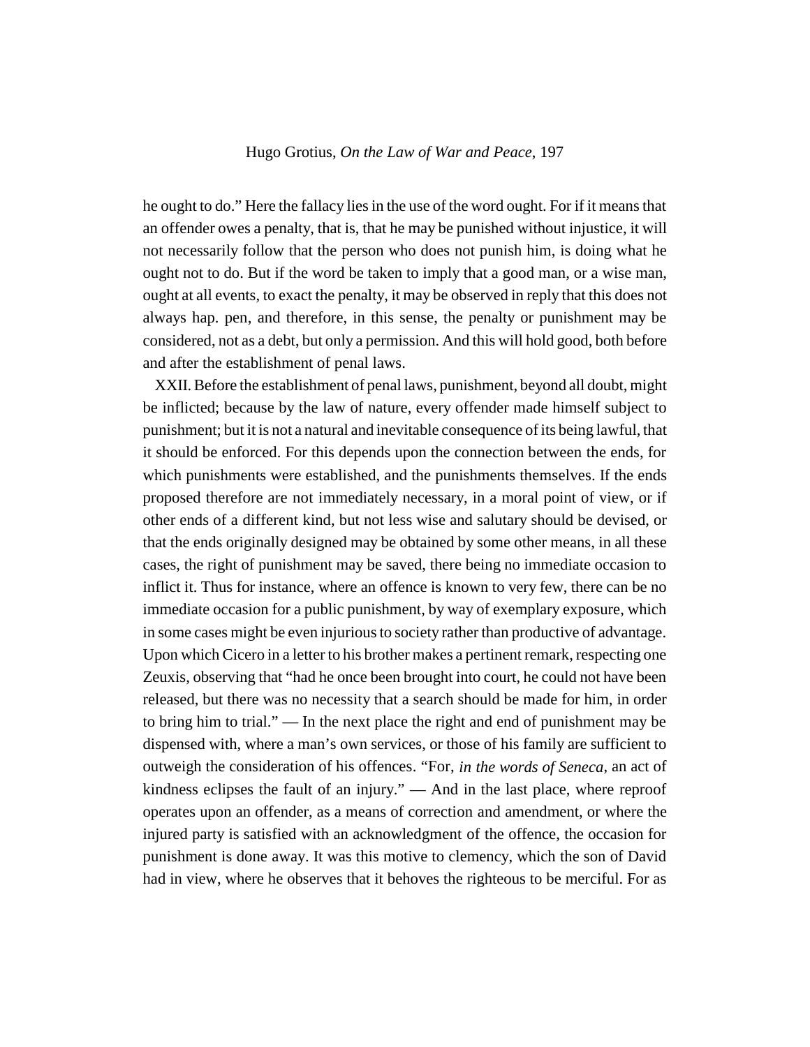he ought to do." Here the fallacy lies in the use of the word ought. For if it means that an offender owes a penalty, that is, that he may be punished without injustice, it will not necessarily follow that the person who does not punish him, is doing what he ought not to do. But if the word be taken to imply that a good man, or a wise man, ought at all events, to exact the penalty, it may be observed in reply that this does not always hap. pen, and therefore, in this sense, the penalty or punishment may be considered, not as a debt, but only a permission. And this will hold good, both before and after the establishment of penal laws.

XXII. Before the establishment of penal laws, punishment, beyond all doubt, might be inflicted; because by the law of nature, every offender made himself subject to punishment; but it is not a natural and inevitable consequence of its being lawful, that it should be enforced. For this depends upon the connection between the ends, for which punishments were established, and the punishments themselves. If the ends proposed therefore are not immediately necessary, in a moral point of view, or if other ends of a different kind, but not less wise and salutary should be devised, or that the ends originally designed may be obtained by some other means, in all these cases, the right of punishment may be saved, there being no immediate occasion to inflict it. Thus for instance, where an offence is known to very few, there can be no immediate occasion for a public punishment, by way of exemplary exposure, which in some cases might be even injurious to society rather than productive of advantage. Upon which Cicero in a letter to his brother makes a pertinent remark, respecting one Zeuxis, observing that "had he once been brought into court, he could not have been released, but there was no necessity that a search should be made for him, in order to bring him to trial." — In the next place the right and end of punishment may be dispensed with, where a man's own services, or those of his family are sufficient to outweigh the consideration of his offences. "For, *in the words of Seneca*, an act of kindness eclipses the fault of an injury." — And in the last place, where reproof operates upon an offender, as a means of correction and amendment, or where the injured party is satisfied with an acknowledgment of the offence, the occasion for punishment is done away. It was this motive to clemency, which the son of David had in view, where he observes that it behoves the righteous to be merciful. For as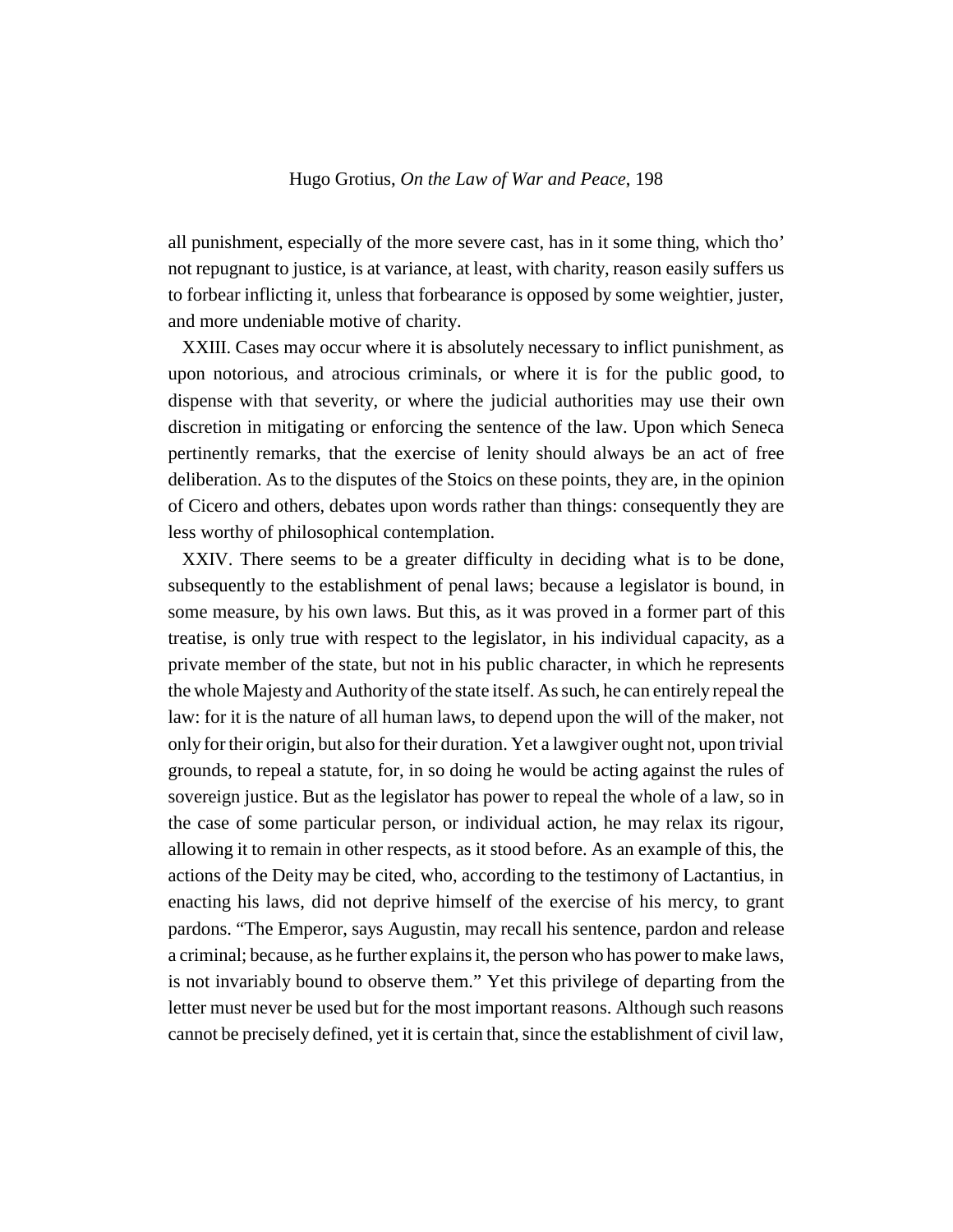all punishment, especially of the more severe cast, has in it some thing, which tho' not repugnant to justice, is at variance, at least, with charity, reason easily suffers us to forbear inflicting it, unless that forbearance is opposed by some weightier, juster, and more undeniable motive of charity.

XXIII. Cases may occur where it is absolutely necessary to inflict punishment, as upon notorious, and atrocious criminals, or where it is for the public good, to dispense with that severity, or where the judicial authorities may use their own discretion in mitigating or enforcing the sentence of the law. Upon which Seneca pertinently remarks, that the exercise of lenity should always be an act of free deliberation. As to the disputes of the Stoics on these points, they are, in the opinion of Cicero and others, debates upon words rather than things: consequently they are less worthy of philosophical contemplation.

XXIV. There seems to be a greater difficulty in deciding what is to be done, subsequently to the establishment of penal laws; because a legislator is bound, in some measure, by his own laws. But this, as it was proved in a former part of this treatise, is only true with respect to the legislator, in his individual capacity, as a private member of the state, but not in his public character, in which he represents the whole Majesty and Authority of the state itself. As such, he can entirely repeal the law: for it is the nature of all human laws, to depend upon the will of the maker, not only for their origin, but also for their duration. Yet a lawgiver ought not, upon trivial grounds, to repeal a statute, for, in so doing he would be acting against the rules of sovereign justice. But as the legislator has power to repeal the whole of a law, so in the case of some particular person, or individual action, he may relax its rigour, allowing it to remain in other respects, as it stood before. As an example of this, the actions of the Deity may be cited, who, according to the testimony of Lactantius, in enacting his laws, did not deprive himself of the exercise of his mercy, to grant pardons. "The Emperor, says Augustin, may recall his sentence, pardon and release a criminal; because, as he further explains it, the person who has power to make laws, is not invariably bound to observe them." Yet this privilege of departing from the letter must never be used but for the most important reasons. Although such reasons cannot be precisely defined, yet it is certain that, since the establishment of civil law,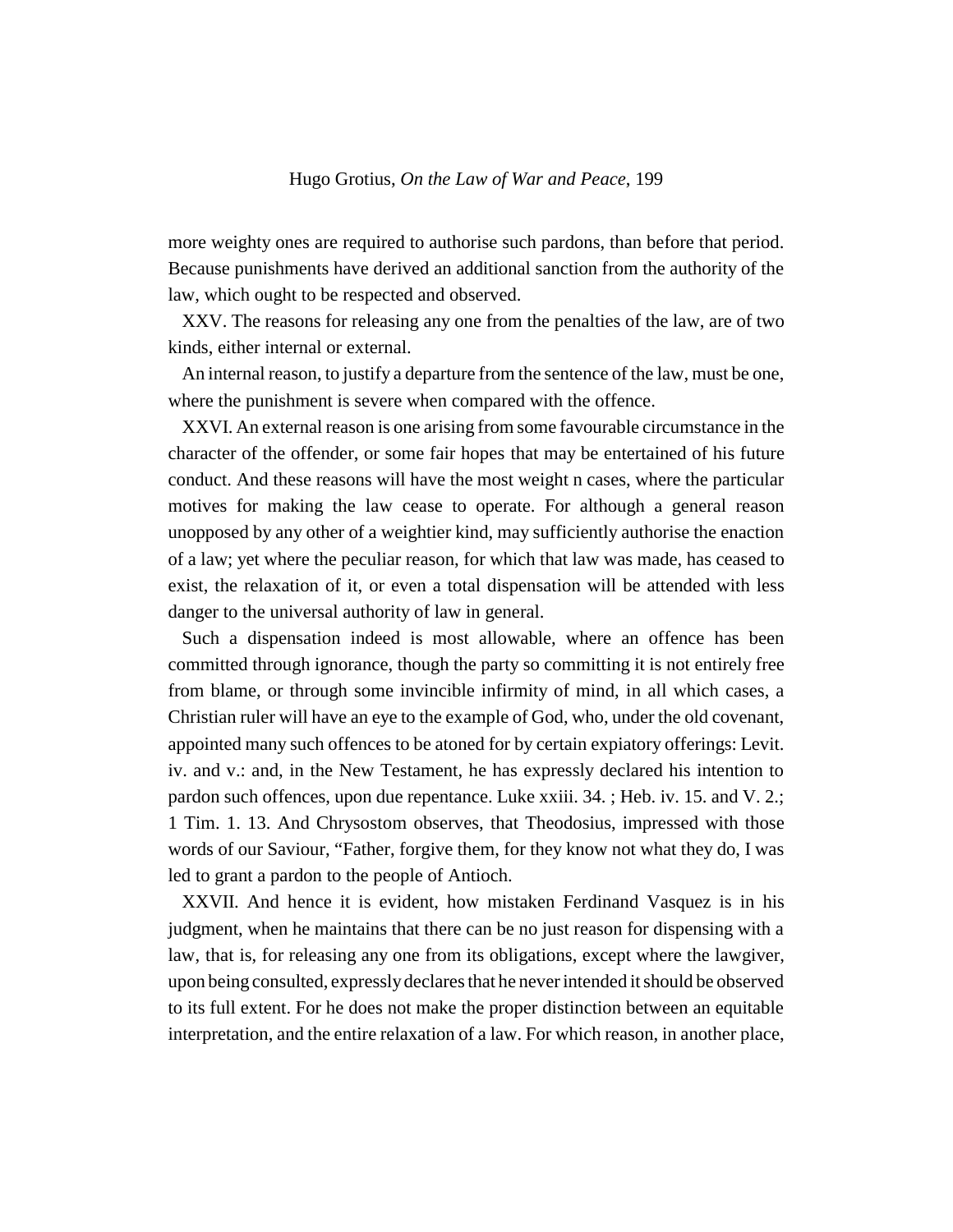more weighty ones are required to authorise such pardons, than before that period. Because punishments have derived an additional sanction from the authority of the law, which ought to be respected and observed.

XXV. The reasons for releasing any one from the penalties of the law, are of two kinds, either internal or external.

An internal reason, to justify a departure from the sentence of the law, must be one, where the punishment is severe when compared with the offence.

XXVI. An external reason is one arising from some favourable circumstance in the character of the offender, or some fair hopes that may be entertained of his future conduct. And these reasons will have the most weight n cases, where the particular motives for making the law cease to operate. For although a general reason unopposed by any other of a weightier kind, may sufficiently authorise the enaction of a law; yet where the peculiar reason, for which that law was made, has ceased to exist, the relaxation of it, or even a total dispensation will be attended with less danger to the universal authority of law in general.

Such a dispensation indeed is most allowable, where an offence has been committed through ignorance, though the party so committing it is not entirely free from blame, or through some invincible infirmity of mind, in all which cases, a Christian ruler will have an eye to the example of God, who, under the old covenant, appointed many such offences to be atoned for by certain expiatory offerings: Levit. iv. and v.: and, in the New Testament, he has expressly declared his intention to pardon such offences, upon due repentance. Luke xxiii. 34. ; Heb. iv. 15. and V. 2.; 1 Tim. 1. 13. And Chrysostom observes, that Theodosius, impressed with those words of our Saviour, "Father, forgive them, for they know not what they do, I was led to grant a pardon to the people of Antioch.

XXVII. And hence it is evident, how mistaken Ferdinand Vasquez is in his judgment, when he maintains that there can be no just reason for dispensing with a law, that is, for releasing any one from its obligations, except where the lawgiver, upon being consulted, expressly declares that he never intended it should be observed to its full extent. For he does not make the proper distinction between an equitable interpretation, and the entire relaxation of a law. For which reason, in another place,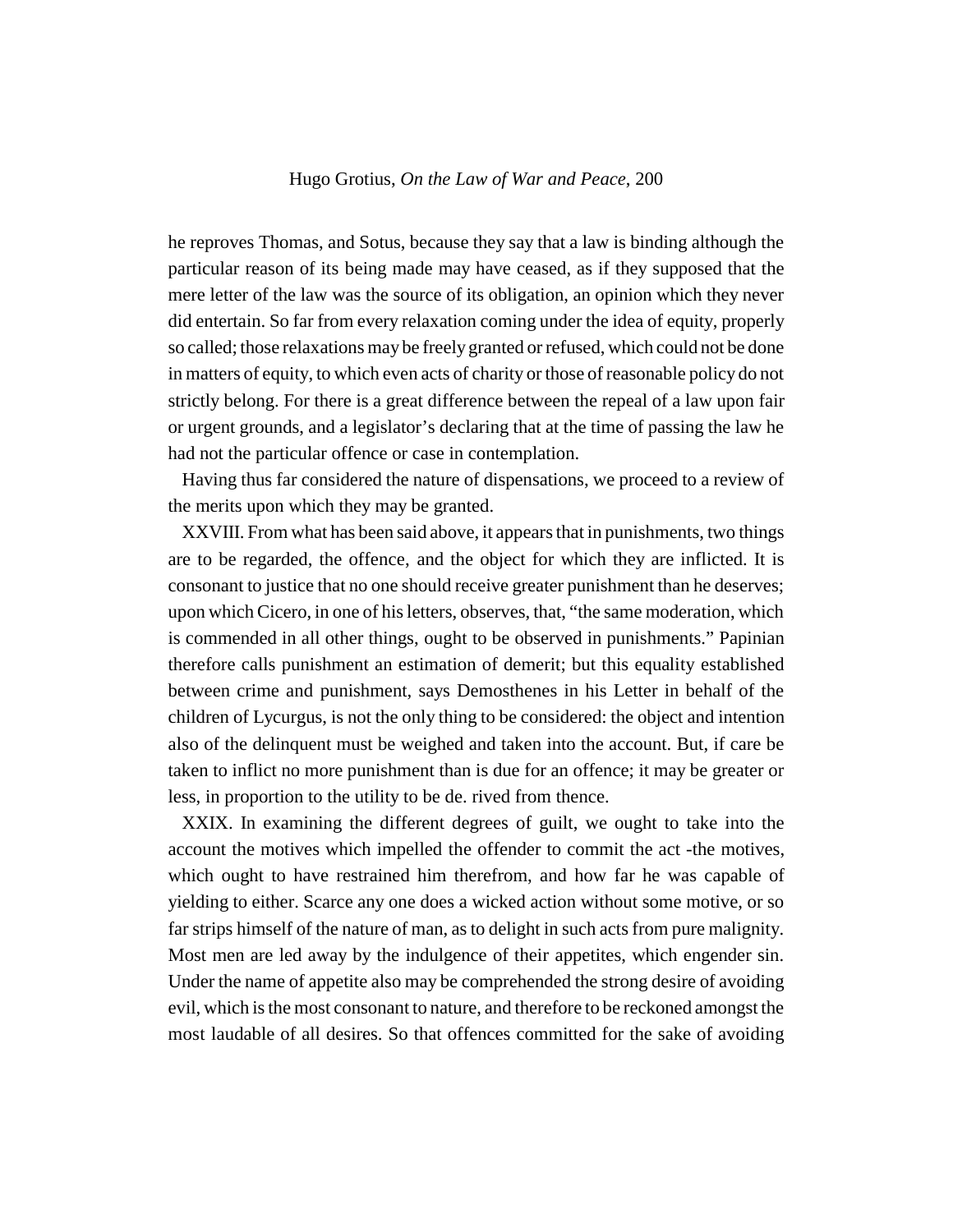he reproves Thomas, and Sotus, because they say that a law is binding although the particular reason of its being made may have ceased, as if they supposed that the mere letter of the law was the source of its obligation, an opinion which they never did entertain. So far from every relaxation coming under the idea of equity, properly so called; those relaxations may be freely granted or refused, which could not be done in matters of equity, to which even acts of charity or those of reasonable policy do not strictly belong. For there is a great difference between the repeal of a law upon fair or urgent grounds, and a legislator's declaring that at the time of passing the law he had not the particular offence or case in contemplation.

Having thus far considered the nature of dispensations, we proceed to a review of the merits upon which they may be granted.

XXVIII. From what has been said above, it appears that in punishments, two things are to be regarded, the offence, and the object for which they are inflicted. It is consonant to justice that no one should receive greater punishment than he deserves; upon which Cicero, in one of his letters, observes, that, "the same moderation, which is commended in all other things, ought to be observed in punishments." Papinian therefore calls punishment an estimation of demerit; but this equality established between crime and punishment, says Demosthenes in his Letter in behalf of the children of Lycurgus, is not the only thing to be considered: the object and intention also of the delinquent must be weighed and taken into the account. But, if care be taken to inflict no more punishment than is due for an offence; it may be greater or less, in proportion to the utility to be de. rived from thence.

XXIX. In examining the different degrees of guilt, we ought to take into the account the motives which impelled the offender to commit the act -the motives, which ought to have restrained him therefrom, and how far he was capable of yielding to either. Scarce any one does a wicked action without some motive, or so far strips himself of the nature of man, as to delight in such acts from pure malignity. Most men are led away by the indulgence of their appetites, which engender sin. Under the name of appetite also may be comprehended the strong desire of avoiding evil, which is the most consonant to nature, and therefore to be reckoned amongst the most laudable of all desires. So that offences committed for the sake of avoiding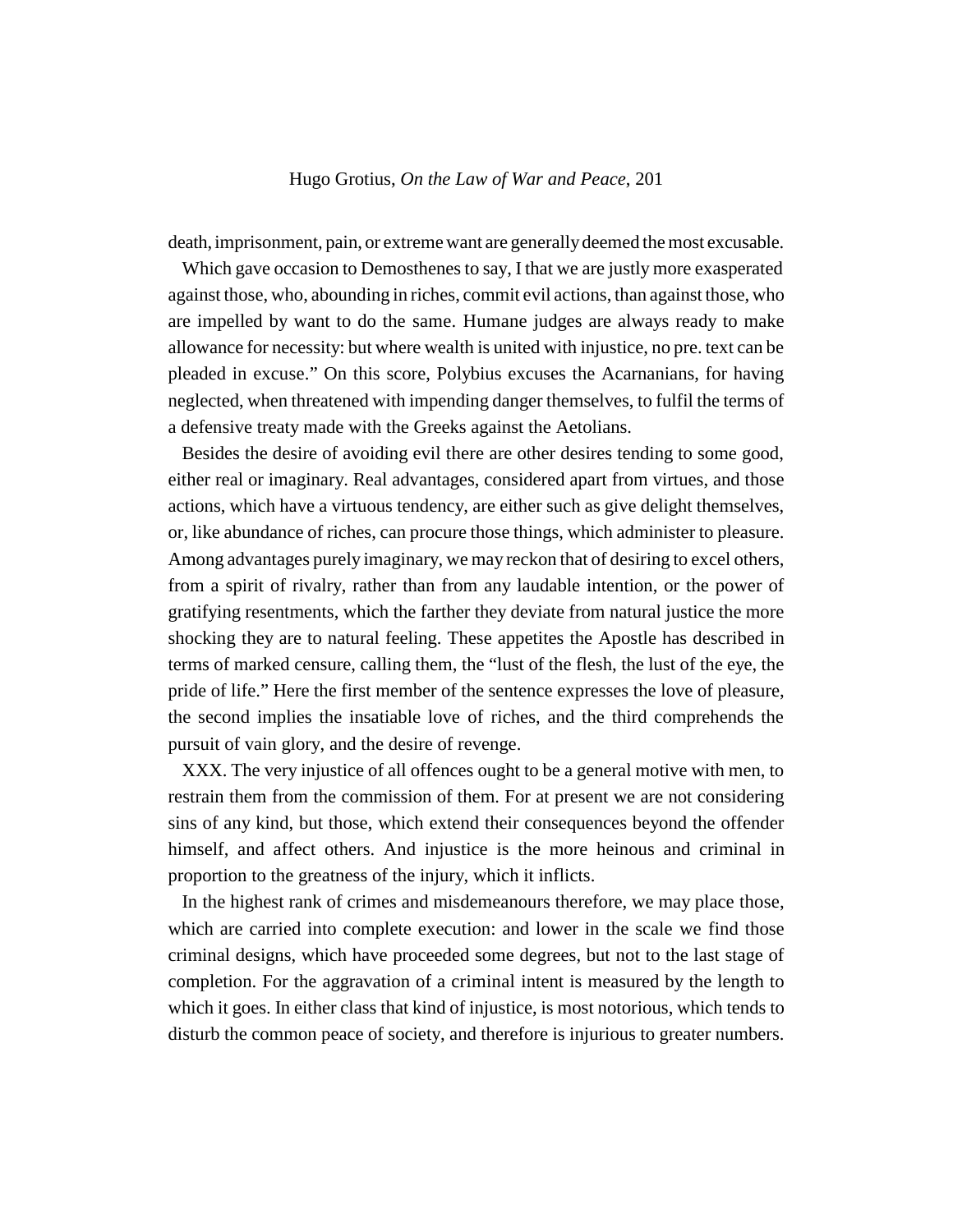death, imprisonment, pain, or extreme want are generally deemed the most excusable.

Which gave occasion to Demosthenes to say, I that we are justly more exasperated against those, who, abounding in riches, commit evil actions, than against those, who are impelled by want to do the same. Humane judges are always ready to make allowance for necessity: but where wealth is united with injustice, no pre. text can be pleaded in excuse." On this score, Polybius excuses the Acarnanians, for having neglected, when threatened with impending danger themselves, to fulfil the terms of a defensive treaty made with the Greeks against the Aetolians.

Besides the desire of avoiding evil there are other desires tending to some good, either real or imaginary. Real advantages, considered apart from virtues, and those actions, which have a virtuous tendency, are either such as give delight themselves, or, like abundance of riches, can procure those things, which administer to pleasure. Among advantages purely imaginary, we may reckon that of desiring to excel others, from a spirit of rivalry, rather than from any laudable intention, or the power of gratifying resentments, which the farther they deviate from natural justice the more shocking they are to natural feeling. These appetites the Apostle has described in terms of marked censure, calling them, the "lust of the flesh, the lust of the eye, the pride of life." Here the first member of the sentence expresses the love of pleasure, the second implies the insatiable love of riches, and the third comprehends the pursuit of vain glory, and the desire of revenge.

XXX. The very injustice of all offences ought to be a general motive with men, to restrain them from the commission of them. For at present we are not considering sins of any kind, but those, which extend their consequences beyond the offender himself, and affect others. And injustice is the more heinous and criminal in proportion to the greatness of the injury, which it inflicts.

In the highest rank of crimes and misdemeanours therefore, we may place those, which are carried into complete execution: and lower in the scale we find those criminal designs, which have proceeded some degrees, but not to the last stage of completion. For the aggravation of a criminal intent is measured by the length to which it goes. In either class that kind of injustice, is most notorious, which tends to disturb the common peace of society, and therefore is injurious to greater numbers.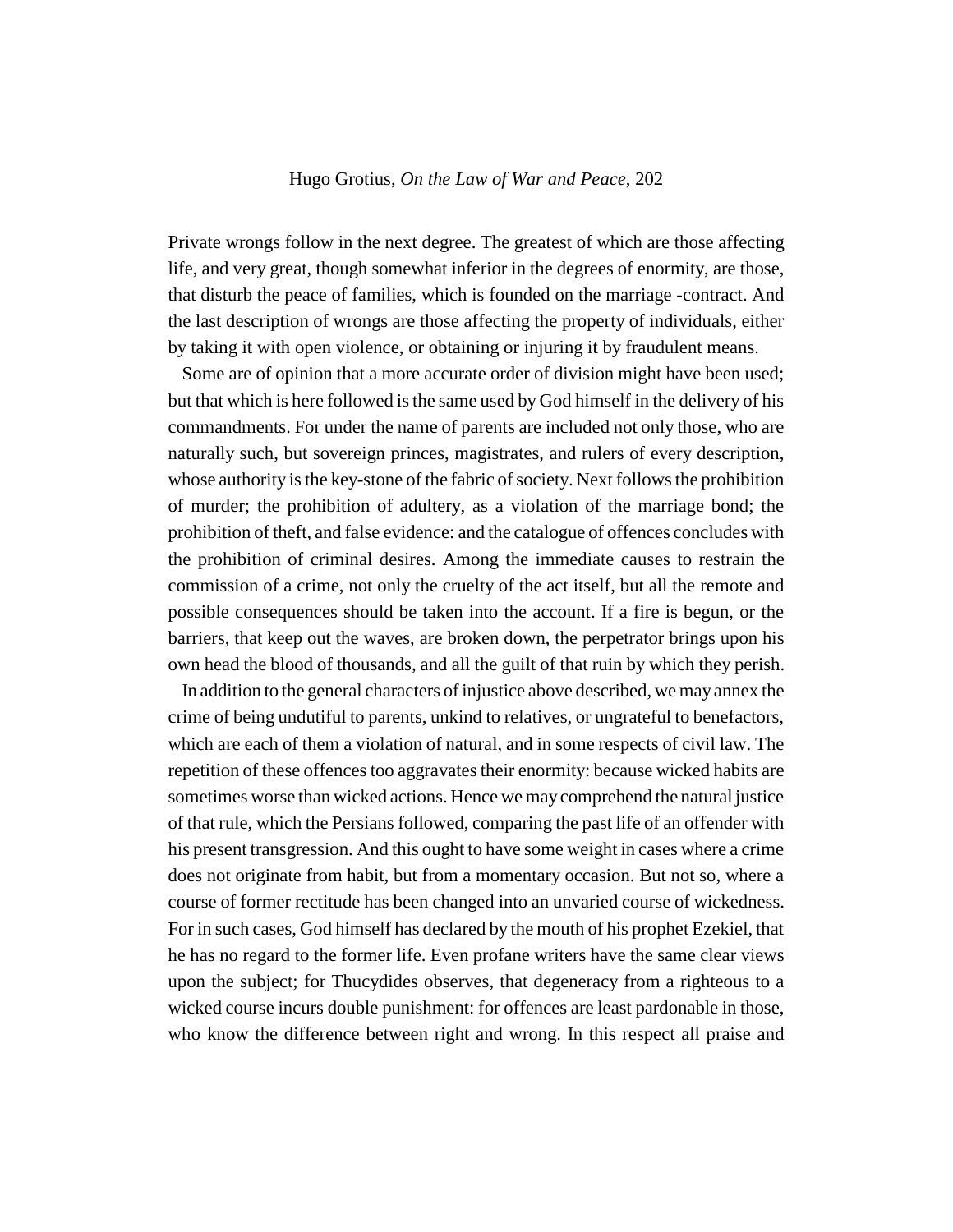Private wrongs follow in the next degree. The greatest of which are those affecting life, and very great, though somewhat inferior in the degrees of enormity, are those, that disturb the peace of families, which is founded on the marriage -contract. And the last description of wrongs are those affecting the property of individuals, either by taking it with open violence, or obtaining or injuring it by fraudulent means.

Some are of opinion that a more accurate order of division might have been used; but that which is here followed is the same used by God himself in the delivery of his commandments. For under the name of parents are included not only those, who are naturally such, but sovereign princes, magistrates, and rulers of every description, whose authority is the key-stone of the fabric of society. Next follows the prohibition of murder; the prohibition of adultery, as a violation of the marriage bond; the prohibition of theft, and false evidence: and the catalogue of offences concludes with the prohibition of criminal desires. Among the immediate causes to restrain the commission of a crime, not only the cruelty of the act itself, but all the remote and possible consequences should be taken into the account. If a fire is begun, or the barriers, that keep out the waves, are broken down, the perpetrator brings upon his own head the blood of thousands, and all the guilt of that ruin by which they perish.

In addition to the general characters of injustice above described, we may annex the crime of being undutiful to parents, unkind to relatives, or ungrateful to benefactors, which are each of them a violation of natural, and in some respects of civil law. The repetition of these offences too aggravates their enormity: because wicked habits are sometimes worse than wicked actions. Hence we may comprehend the natural justice of that rule, which the Persians followed, comparing the past life of an offender with his present transgression. And this ought to have some weight in cases where a crime does not originate from habit, but from a momentary occasion. But not so, where a course of former rectitude has been changed into an unvaried course of wickedness. For in such cases, God himself has declared by the mouth of his prophet Ezekiel, that he has no regard to the former life. Even profane writers have the same clear views upon the subject; for Thucydides observes, that degeneracy from a righteous to a wicked course incurs double punishment: for offences are least pardonable in those, who know the difference between right and wrong. In this respect all praise and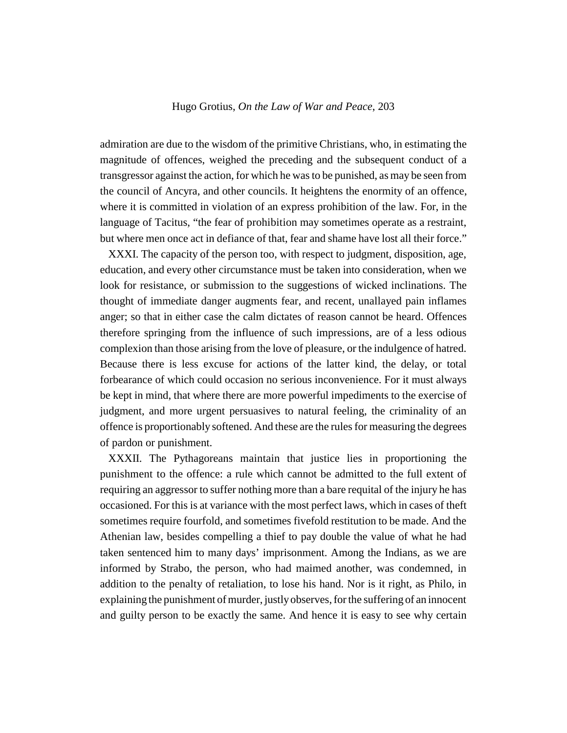admiration are due to the wisdom of the primitive Christians, who, in estimating the magnitude of offences, weighed the preceding and the subsequent conduct of a transgressor against the action, for which he was to be punished, as may be seen from the council of Ancyra, and other councils. It heightens the enormity of an offence, where it is committed in violation of an express prohibition of the law. For, in the language of Tacitus, "the fear of prohibition may sometimes operate as a restraint, but where men once act in defiance of that, fear and shame have lost all their force."

XXXI. The capacity of the person too, with respect to judgment, disposition, age, education, and every other circumstance must be taken into consideration, when we look for resistance, or submission to the suggestions of wicked inclinations. The thought of immediate danger augments fear, and recent, unallayed pain inflames anger; so that in either case the calm dictates of reason cannot be heard. Offences therefore springing from the influence of such impressions, are of a less odious complexion than those arising from the love of pleasure, or the indulgence of hatred. Because there is less excuse for actions of the latter kind, the delay, or total forbearance of which could occasion no serious inconvenience. For it must always be kept in mind, that where there are more powerful impediments to the exercise of judgment, and more urgent persuasives to natural feeling, the criminality of an offence is proportionably softened. And these are the rules for measuring the degrees of pardon or punishment.

XXXII. The Pythagoreans maintain that justice lies in proportioning the punishment to the offence: a rule which cannot be admitted to the full extent of requiring an aggressor to suffer nothing more than a bare requital of the injury he has occasioned. For this is at variance with the most perfect laws, which in cases of theft sometimes require fourfold, and sometimes fivefold restitution to be made. And the Athenian law, besides compelling a thief to pay double the value of what he had taken sentenced him to many days' imprisonment. Among the Indians, as we are informed by Strabo, the person, who had maimed another, was condemned, in addition to the penalty of retaliation, to lose his hand. Nor is it right, as Philo, in explaining the punishment of murder, justly observes, for the suffering of an innocent and guilty person to be exactly the same. And hence it is easy to see why certain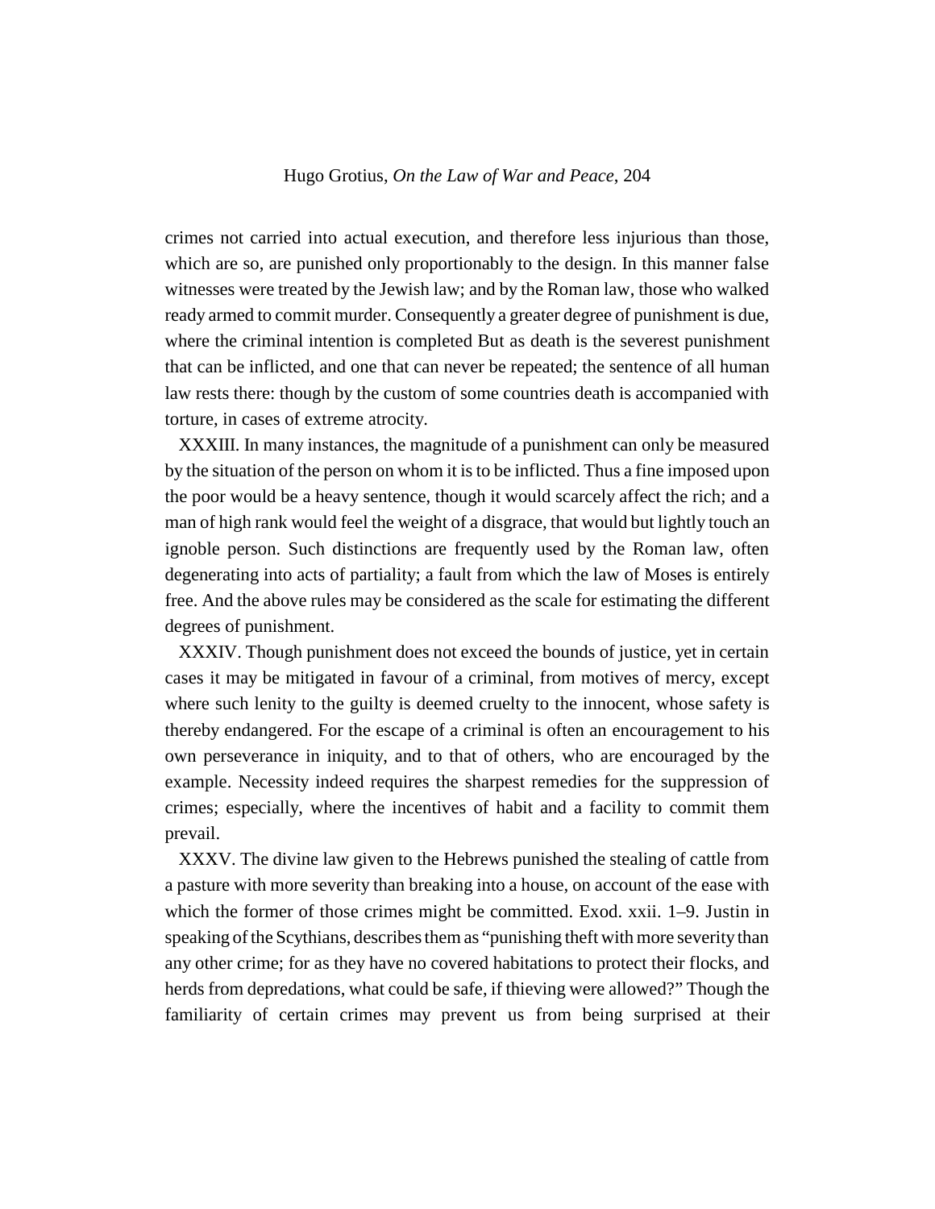crimes not carried into actual execution, and therefore less injurious than those, which are so, are punished only proportionably to the design. In this manner false witnesses were treated by the Jewish law; and by the Roman law, those who walked ready armed to commit murder. Consequently a greater degree of punishment is due, where the criminal intention is completed But as death is the severest punishment that can be inflicted, and one that can never be repeated; the sentence of all human law rests there: though by the custom of some countries death is accompanied with torture, in cases of extreme atrocity.

XXXIII. In many instances, the magnitude of a punishment can only be measured by the situation of the person on whom it is to be inflicted. Thus a fine imposed upon the poor would be a heavy sentence, though it would scarcely affect the rich; and a man of high rank would feel the weight of a disgrace, that would but lightly touch an ignoble person. Such distinctions are frequently used by the Roman law, often degenerating into acts of partiality; a fault from which the law of Moses is entirely free. And the above rules may be considered as the scale for estimating the different degrees of punishment.

XXXIV. Though punishment does not exceed the bounds of justice, yet in certain cases it may be mitigated in favour of a criminal, from motives of mercy, except where such lenity to the guilty is deemed cruelty to the innocent, whose safety is thereby endangered. For the escape of a criminal is often an encouragement to his own perseverance in iniquity, and to that of others, who are encouraged by the example. Necessity indeed requires the sharpest remedies for the suppression of crimes; especially, where the incentives of habit and a facility to commit them prevail.

XXXV. The divine law given to the Hebrews punished the stealing of cattle from a pasture with more severity than breaking into a house, on account of the ease with which the former of those crimes might be committed. Exod. xxii. 1–9. Justin in speaking of the Scythians, describes them as "punishing theft with more severity than any other crime; for as they have no covered habitations to protect their flocks, and herds from depredations, what could be safe, if thieving were allowed?" Though the familiarity of certain crimes may prevent us from being surprised at their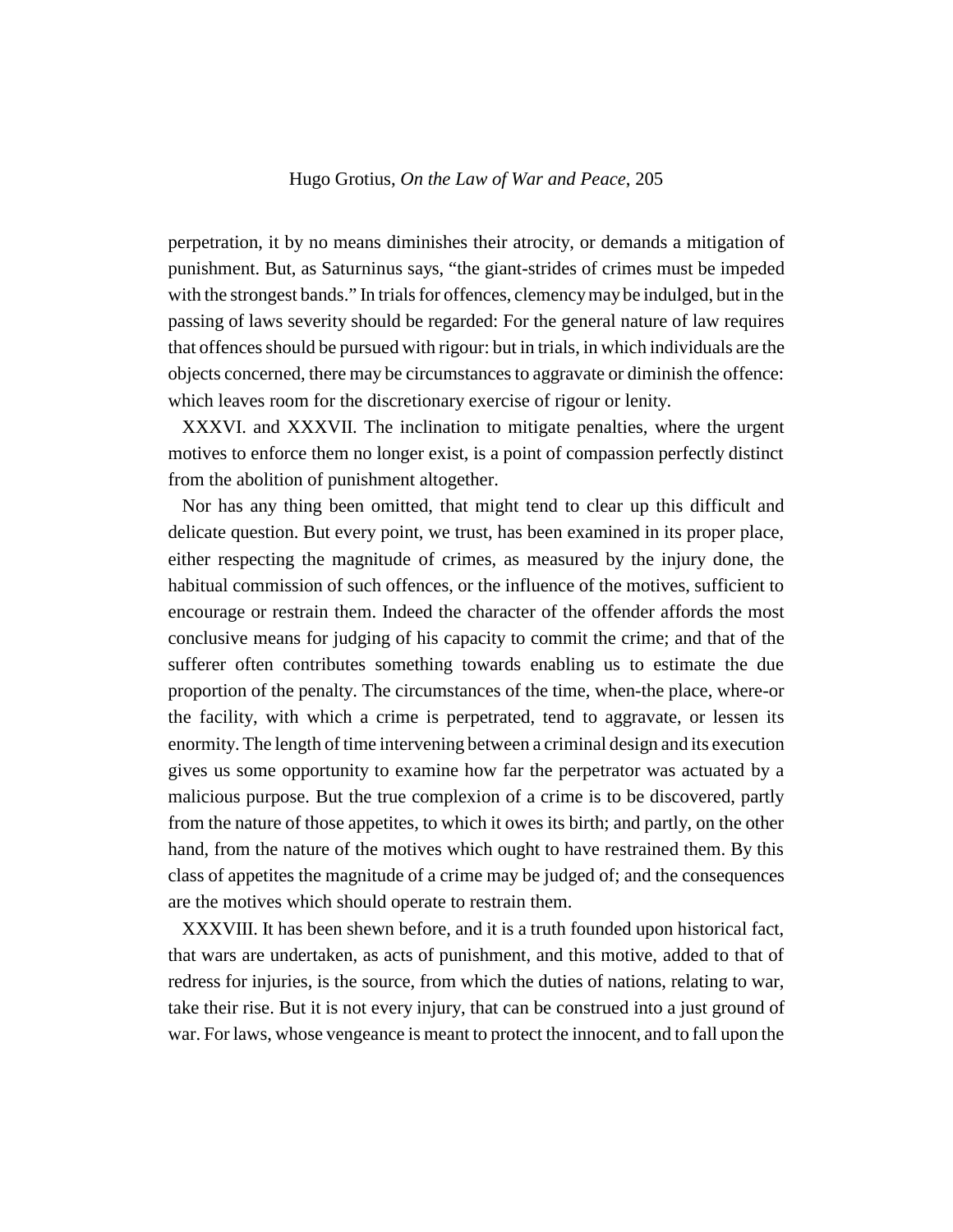perpetration, it by no means diminishes their atrocity, or demands a mitigation of punishment. But, as Saturninus says, "the giant-strides of crimes must be impeded with the strongest bands." In trials for offences, clemency may be indulged, but in the passing of laws severity should be regarded: For the general nature of law requires that offences should be pursued with rigour: but in trials, in which individuals are the objects concerned, there may be circumstances to aggravate or diminish the offence: which leaves room for the discretionary exercise of rigour or lenity.

XXXVI. and XXXVII. The inclination to mitigate penalties, where the urgent motives to enforce them no longer exist, is a point of compassion perfectly distinct from the abolition of punishment altogether.

Nor has any thing been omitted, that might tend to clear up this difficult and delicate question. But every point, we trust, has been examined in its proper place, either respecting the magnitude of crimes, as measured by the injury done, the habitual commission of such offences, or the influence of the motives, sufficient to encourage or restrain them. Indeed the character of the offender affords the most conclusive means for judging of his capacity to commit the crime; and that of the sufferer often contributes something towards enabling us to estimate the due proportion of the penalty. The circumstances of the time, when-the place, where-or the facility, with which a crime is perpetrated, tend to aggravate, or lessen its enormity. The length of time intervening between a criminal design and its execution gives us some opportunity to examine how far the perpetrator was actuated by a malicious purpose. But the true complexion of a crime is to be discovered, partly from the nature of those appetites, to which it owes its birth; and partly, on the other hand, from the nature of the motives which ought to have restrained them. By this class of appetites the magnitude of a crime may be judged of; and the consequences are the motives which should operate to restrain them.

XXXVIII. It has been shewn before, and it is a truth founded upon historical fact, that wars are undertaken, as acts of punishment, and this motive, added to that of redress for injuries, is the source, from which the duties of nations, relating to war, take their rise. But it is not every injury, that can be construed into a just ground of war. For laws, whose vengeance is meant to protect the innocent, and to fall upon the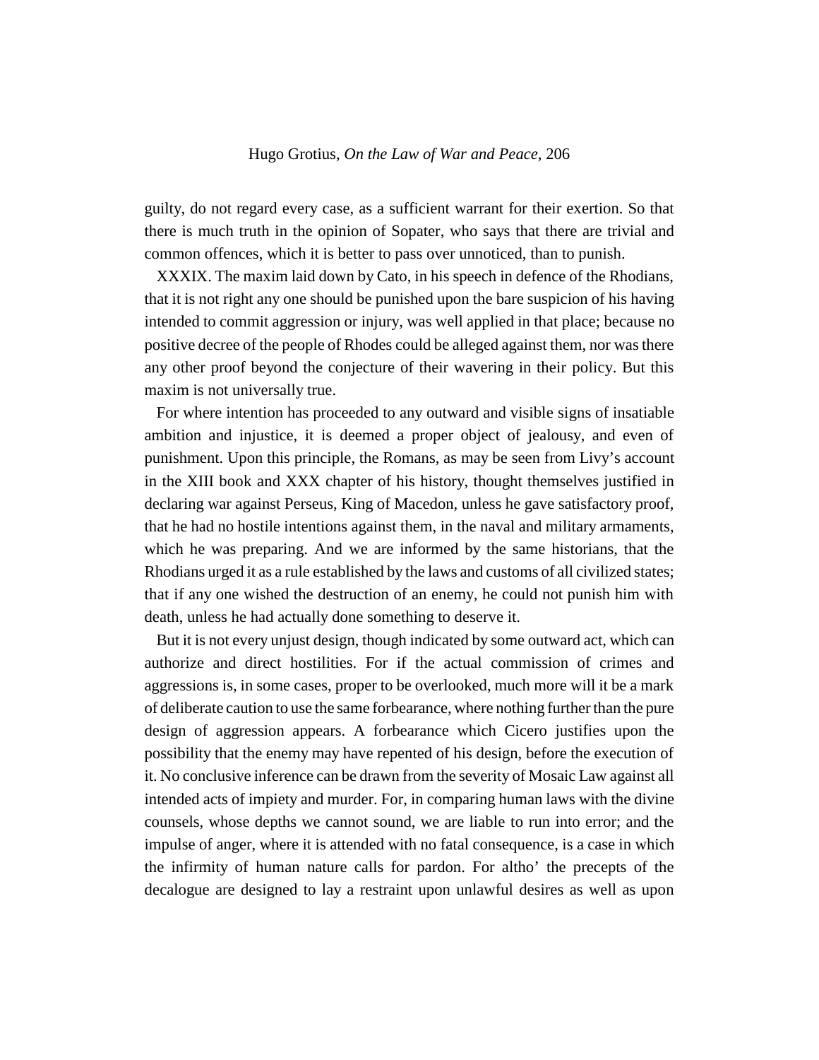guilty, do not regard every case, as a sufficient warrant for their exertion. So that there is much truth in the opinion of Sopater, who says that there are trivial and common offences, which it is better to pass over unnoticed, than to punish.

XXXIX. The maxim laid down by Cato, in his speech in defence of the Rhodians, that it is not right any one should be punished upon the bare suspicion of his having intended to commit aggression or injury, was well applied in that place; because no positive decree of the people of Rhodes could be alleged against them, nor was there any other proof beyond the conjecture of their wavering in their policy. But this maxim is not universally true.

For where intention has proceeded to any outward and visible signs of insatiable ambition and injustice, it is deemed a proper object of jealousy, and even of punishment. Upon this principle, the Romans, as may be seen from Livy's account in the XIII book and XXX chapter of his history, thought themselves justified in declaring war against Perseus, King of Macedon, unless he gave satisfactory proof, that he had no hostile intentions against them, in the naval and military armaments, which he was preparing. And we are informed by the same historians, that the Rhodians urged it as a rule established by the laws and customs of all civilized states; that if any one wished the destruction of an enemy, he could not punish him with death, unless he had actually done something to deserve it.

But it is not every unjust design, though indicated by some outward act, which can authorize and direct hostilities. For if the actual commission of crimes and aggressions is, in some cases, proper to be overlooked, much more will it be a mark of deliberate caution to use the same forbearance, where nothing further than the pure design of aggression appears. A forbearance which Cicero justifies upon the possibility that the enemy may have repented of his design, before the execution of it. No conclusive inference can be drawn from the severity of Mosaic Law against all intended acts of impiety and murder. For, in comparing human laws with the divine counsels, whose depths we cannot sound, we are liable to run into error; and the impulse of anger, where it is attended with no fatal consequence, is a case in which the infirmity of human nature calls for pardon. For altho' the precepts of the decalogue are designed to lay a restraint upon unlawful desires as well as upon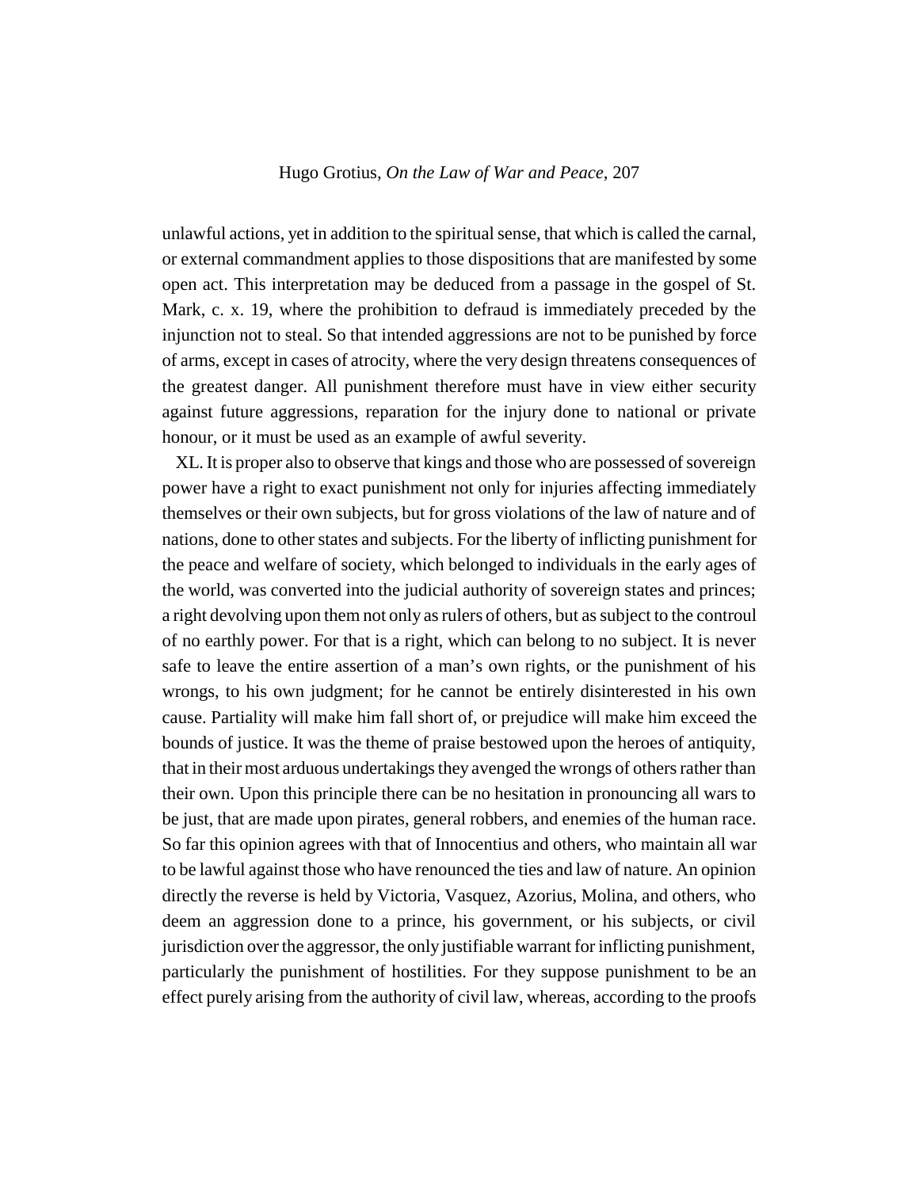unlawful actions, yet in addition to the spiritual sense, that which is called the carnal, or external commandment applies to those dispositions that are manifested by some open act. This interpretation may be deduced from a passage in the gospel of St. Mark, c. x. 19, where the prohibition to defraud is immediately preceded by the injunction not to steal. So that intended aggressions are not to be punished by force of arms, except in cases of atrocity, where the very design threatens consequences of the greatest danger. All punishment therefore must have in view either security against future aggressions, reparation for the injury done to national or private honour, or it must be used as an example of awful severity.

XL. It is proper also to observe that kings and those who are possessed of sovereign power have a right to exact punishment not only for injuries affecting immediately themselves or their own subjects, but for gross violations of the law of nature and of nations, done to other states and subjects. For the liberty of inflicting punishment for the peace and welfare of society, which belonged to individuals in the early ages of the world, was converted into the judicial authority of sovereign states and princes; a right devolving upon them not only as rulers of others, but as subject to the controul of no earthly power. For that is a right, which can belong to no subject. It is never safe to leave the entire assertion of a man's own rights, or the punishment of his wrongs, to his own judgment; for he cannot be entirely disinterested in his own cause. Partiality will make him fall short of, or prejudice will make him exceed the bounds of justice. It was the theme of praise bestowed upon the heroes of antiquity, that in their most arduous undertakings they avenged the wrongs of others rather than their own. Upon this principle there can be no hesitation in pronouncing all wars to be just, that are made upon pirates, general robbers, and enemies of the human race. So far this opinion agrees with that of Innocentius and others, who maintain all war to be lawful against those who have renounced the ties and law of nature. An opinion directly the reverse is held by Victoria, Vasquez, Azorius, Molina, and others, who deem an aggression done to a prince, his government, or his subjects, or civil jurisdiction over the aggressor, the only justifiable warrant for inflicting punishment, particularly the punishment of hostilities. For they suppose punishment to be an effect purely arising from the authority of civil law, whereas, according to the proofs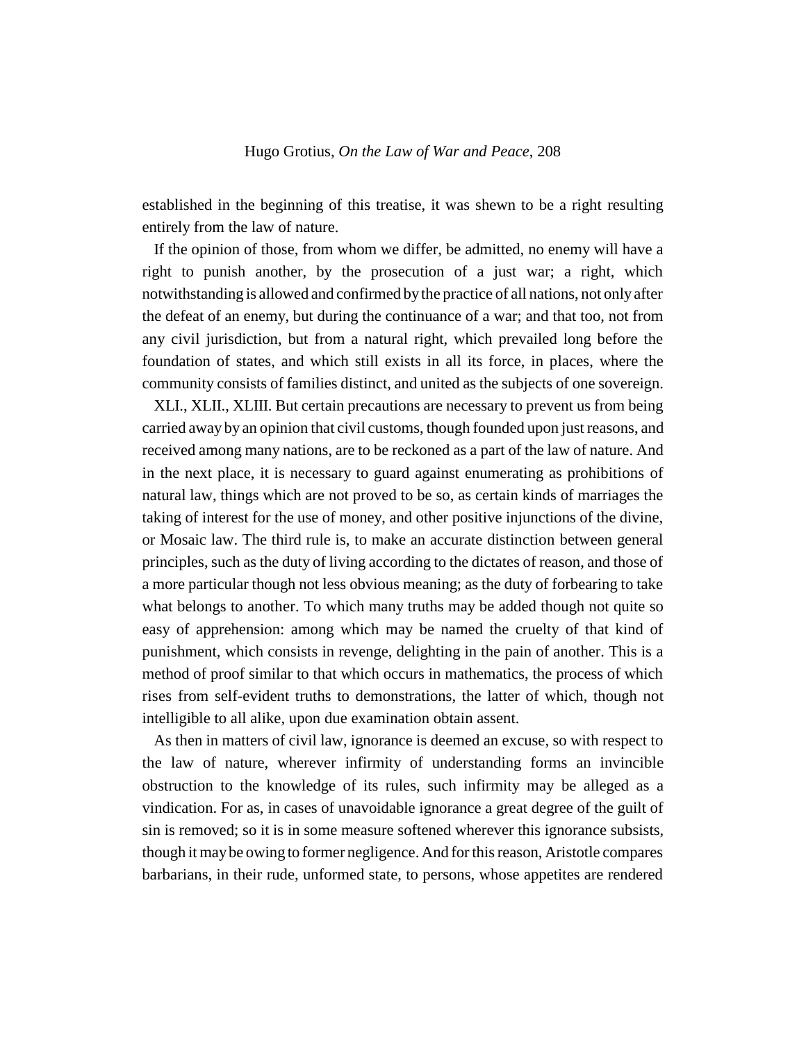established in the beginning of this treatise, it was shewn to be a right resulting entirely from the law of nature.

If the opinion of those, from whom we differ, be admitted, no enemy will have a right to punish another, by the prosecution of a just war; a right, which notwithstanding is allowed and confirmed by the practice of all nations, not only after the defeat of an enemy, but during the continuance of a war; and that too, not from any civil jurisdiction, but from a natural right, which prevailed long before the foundation of states, and which still exists in all its force, in places, where the community consists of families distinct, and united as the subjects of one sovereign.

XLI., XLII., XLIII. But certain precautions are necessary to prevent us from being carried away by an opinion that civil customs, though founded upon just reasons, and received among many nations, are to be reckoned as a part of the law of nature. And in the next place, it is necessary to guard against enumerating as prohibitions of natural law, things which are not proved to be so, as certain kinds of marriages the taking of interest for the use of money, and other positive injunctions of the divine, or Mosaic law. The third rule is, to make an accurate distinction between general principles, such as the duty of living according to the dictates of reason, and those of a more particular though not less obvious meaning; as the duty of forbearing to take what belongs to another. To which many truths may be added though not quite so easy of apprehension: among which may be named the cruelty of that kind of punishment, which consists in revenge, delighting in the pain of another. This is a method of proof similar to that which occurs in mathematics, the process of which rises from self-evident truths to demonstrations, the latter of which, though not intelligible to all alike, upon due examination obtain assent.

As then in matters of civil law, ignorance is deemed an excuse, so with respect to the law of nature, wherever infirmity of understanding forms an invincible obstruction to the knowledge of its rules, such infirmity may be alleged as a vindication. For as, in cases of unavoidable ignorance a great degree of the guilt of sin is removed; so it is in some measure softened wherever this ignorance subsists, though it may be owing to former negligence. And for this reason, Aristotle compares barbarians, in their rude, unformed state, to persons, whose appetites are rendered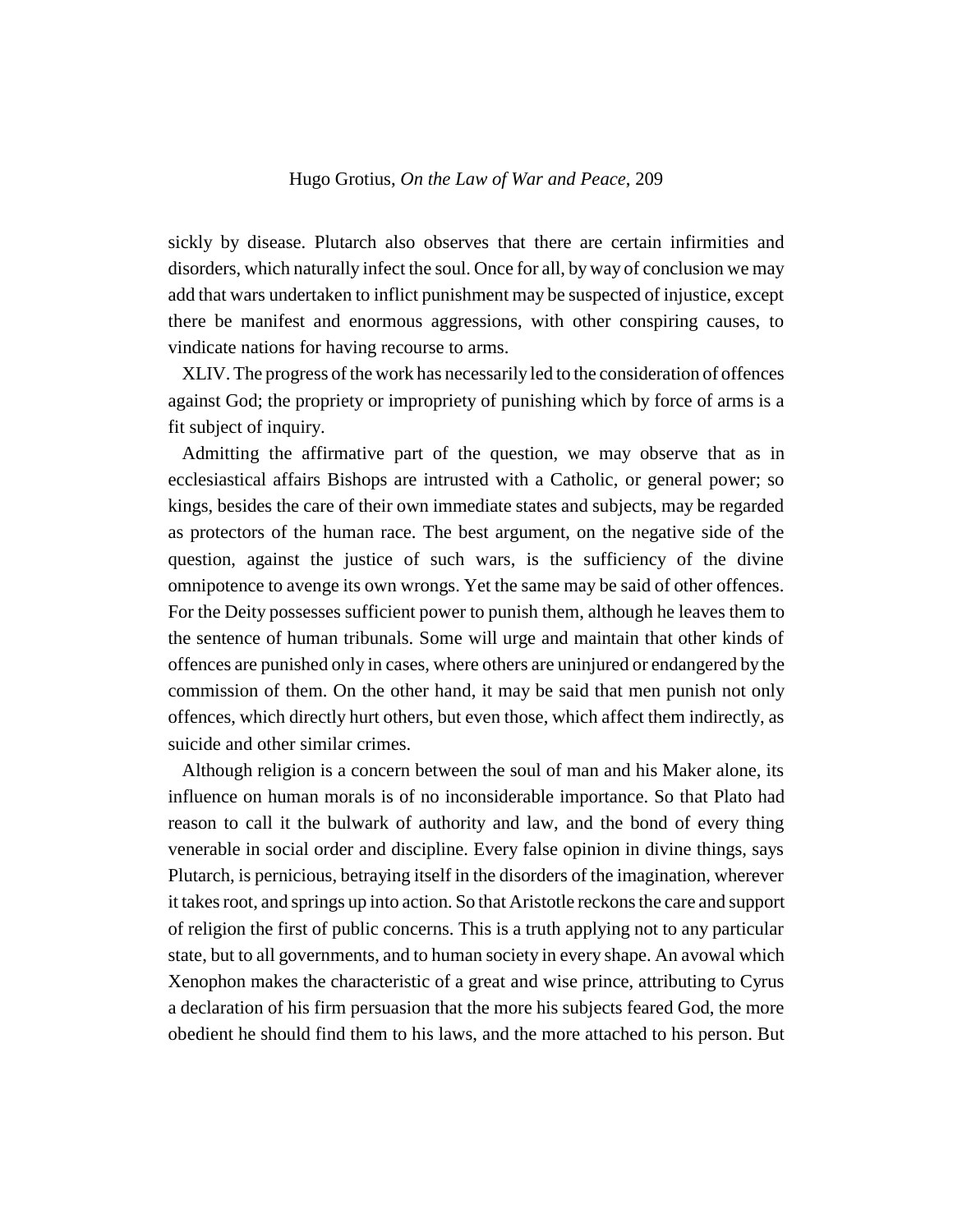sickly by disease. Plutarch also observes that there are certain infirmities and disorders, which naturally infect the soul. Once for all, by way of conclusion we may add that wars undertaken to inflict punishment may be suspected of injustice, except there be manifest and enormous aggressions, with other conspiring causes, to vindicate nations for having recourse to arms.

XLIV. The progress of the work has necessarily led to the consideration of offences against God; the propriety or impropriety of punishing which by force of arms is a fit subject of inquiry.

Admitting the affirmative part of the question, we may observe that as in ecclesiastical affairs Bishops are intrusted with a Catholic, or general power; so kings, besides the care of their own immediate states and subjects, may be regarded as protectors of the human race. The best argument, on the negative side of the question, against the justice of such wars, is the sufficiency of the divine omnipotence to avenge its own wrongs. Yet the same may be said of other offences. For the Deity possesses sufficient power to punish them, although he leaves them to the sentence of human tribunals. Some will urge and maintain that other kinds of offences are punished only in cases, where others are uninjured or endangered by the commission of them. On the other hand, it may be said that men punish not only offences, which directly hurt others, but even those, which affect them indirectly, as suicide and other similar crimes.

Although religion is a concern between the soul of man and his Maker alone, its influence on human morals is of no inconsiderable importance. So that Plato had reason to call it the bulwark of authority and law, and the bond of every thing venerable in social order and discipline. Every false opinion in divine things, says Plutarch, is pernicious, betraying itself in the disorders of the imagination, wherever it takes root, and springs up into action. So that Aristotle reckons the care and support of religion the first of public concerns. This is a truth applying not to any particular state, but to all governments, and to human society in every shape. An avowal which Xenophon makes the characteristic of a great and wise prince, attributing to Cyrus a declaration of his firm persuasion that the more his subjects feared God, the more obedient he should find them to his laws, and the more attached to his person. But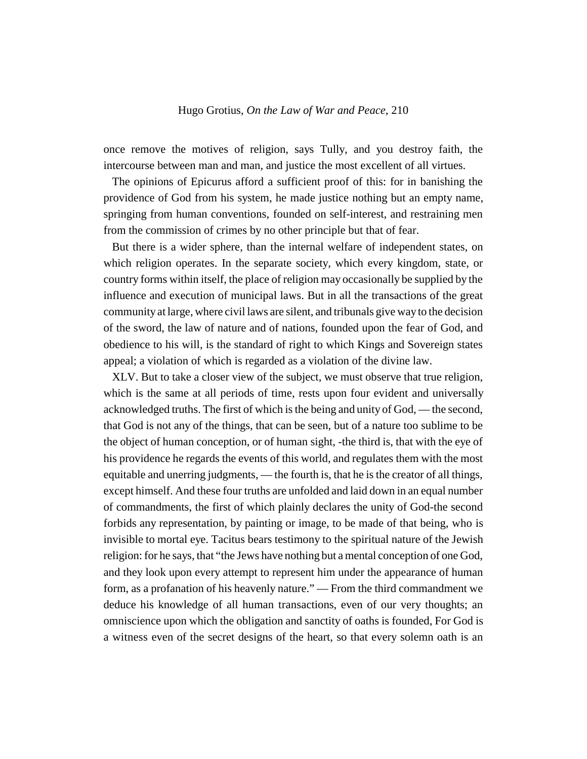once remove the motives of religion, says Tully, and you destroy faith, the intercourse between man and man, and justice the most excellent of all virtues.

The opinions of Epicurus afford a sufficient proof of this: for in banishing the providence of God from his system, he made justice nothing but an empty name, springing from human conventions, founded on self-interest, and restraining men from the commission of crimes by no other principle but that of fear.

But there is a wider sphere, than the internal welfare of independent states, on which religion operates. In the separate society, which every kingdom, state, or country forms within itself, the place of religion may occasionally be supplied by the influence and execution of municipal laws. But in all the transactions of the great community at large, where civil laws are silent, and tribunals give way to the decision of the sword, the law of nature and of nations, founded upon the fear of God, and obedience to his will, is the standard of right to which Kings and Sovereign states appeal; a violation of which is regarded as a violation of the divine law.

XLV. But to take a closer view of the subject, we must observe that true religion, which is the same at all periods of time, rests upon four evident and universally acknowledged truths. The first of which is the being and unity of God, — the second, that God is not any of the things, that can be seen, but of a nature too sublime to be the object of human conception, or of human sight, -the third is, that with the eye of his providence he regards the events of this world, and regulates them with the most equitable and unerring judgments, — the fourth is, that he is the creator of all things, except himself. And these four truths are unfolded and laid down in an equal number of commandments, the first of which plainly declares the unity of God-the second forbids any representation, by painting or image, to be made of that being, who is invisible to mortal eye. Tacitus bears testimony to the spiritual nature of the Jewish religion: for he says, that "the Jews have nothing but a mental conception of one God, and they look upon every attempt to represent him under the appearance of human form, as a profanation of his heavenly nature." — From the third commandment we deduce his knowledge of all human transactions, even of our very thoughts; an omniscience upon which the obligation and sanctity of oaths is founded, For God is a witness even of the secret designs of the heart, so that every solemn oath is an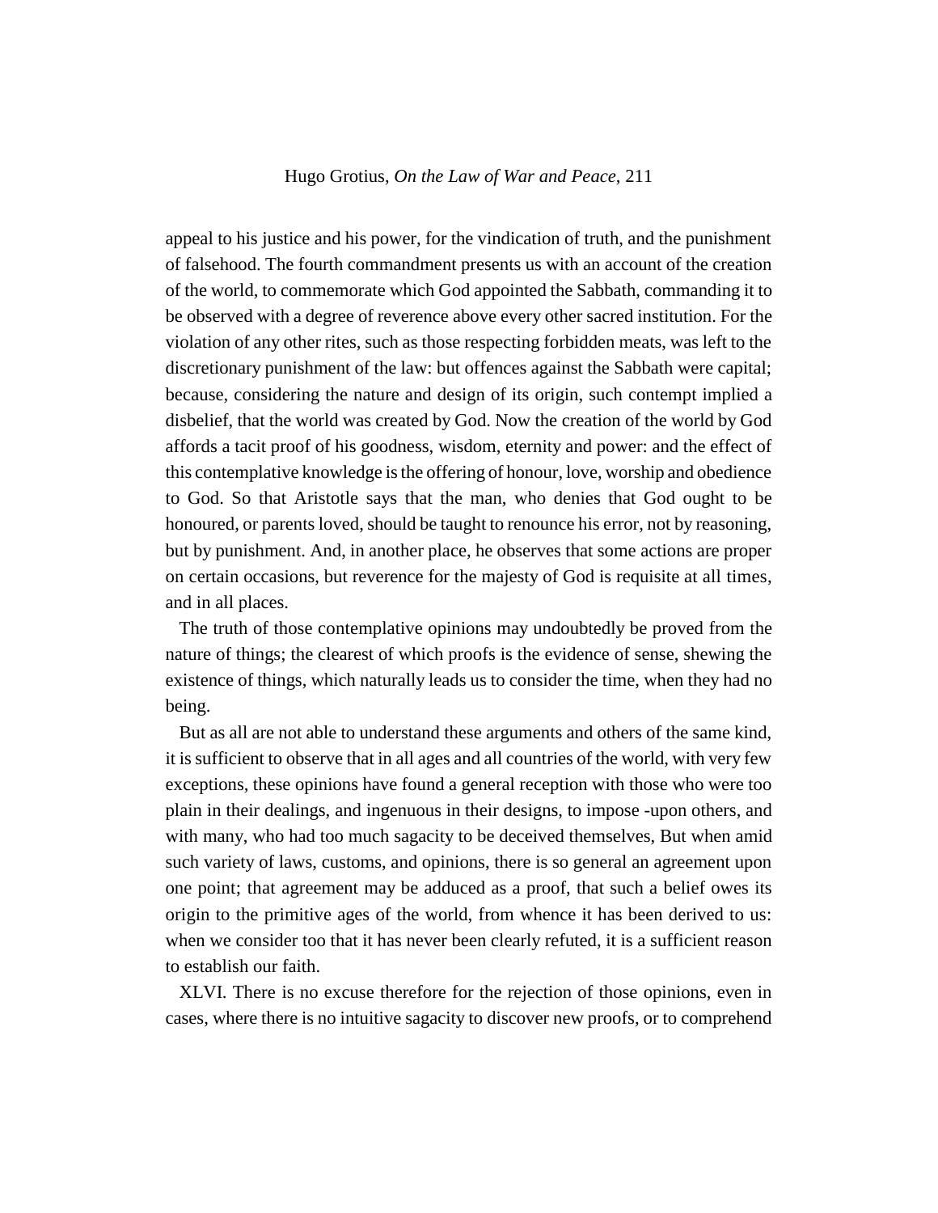appeal to his justice and his power, for the vindication of truth, and the punishment of falsehood. The fourth commandment presents us with an account of the creation of the world, to commemorate which God appointed the Sabbath, commanding it to be observed with a degree of reverence above every other sacred institution. For the violation of any other rites, such as those respecting forbidden meats, was left to the discretionary punishment of the law: but offences against the Sabbath were capital; because, considering the nature and design of its origin, such contempt implied a disbelief, that the world was created by God. Now the creation of the world by God affords a tacit proof of his goodness, wisdom, eternity and power: and the effect of this contemplative knowledge is the offering of honour, love, worship and obedience to God. So that Aristotle says that the man, who denies that God ought to be honoured, or parents loved, should be taught to renounce his error, not by reasoning, but by punishment. And, in another place, he observes that some actions are proper on certain occasions, but reverence for the majesty of God is requisite at all times, and in all places.

The truth of those contemplative opinions may undoubtedly be proved from the nature of things; the clearest of which proofs is the evidence of sense, shewing the existence of things, which naturally leads us to consider the time, when they had no being.

But as all are not able to understand these arguments and others of the same kind, it is sufficient to observe that in all ages and all countries of the world, with very few exceptions, these opinions have found a general reception with those who were too plain in their dealings, and ingenuous in their designs, to impose -upon others, and with many, who had too much sagacity to be deceived themselves, But when amid such variety of laws, customs, and opinions, there is so general an agreement upon one point; that agreement may be adduced as a proof, that such a belief owes its origin to the primitive ages of the world, from whence it has been derived to us: when we consider too that it has never been clearly refuted, it is a sufficient reason to establish our faith.

XLVI. There is no excuse therefore for the rejection of those opinions, even in cases, where there is no intuitive sagacity to discover new proofs, or to comprehend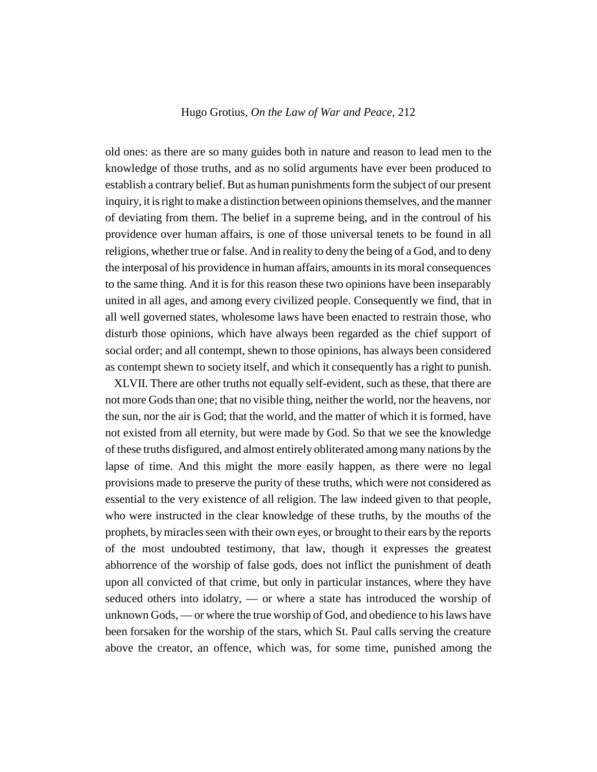old ones: as there are so many guides both in nature and reason to lead men to the knowledge of those truths, and as no solid arguments have ever been produced to establish a contrary belief. But as human punishments form the subject of our present inquiry, it is right to make a distinction between opinions themselves, and the manner of deviating from them. The belief in a supreme being, and in the controul of his providence over human affairs, is one of those universal tenets to be found in all religions, whether true or false. And in reality to deny the being of a God, and to deny the interposal of his providence in human affairs, amounts in its moral consequences to the same thing. And it is for this reason these two opinions have been inseparably united in all ages, and among every civilized people. Consequently we find, that in all well governed states, wholesome laws have been enacted to restrain those, who disturb those opinions, which have always been regarded as the chief support of social order; and all contempt, shewn to those opinions, has always been considered as contempt shewn to society itself, and which it consequently has a right to punish.

XLVII. There are other truths not equally self-evident, such as these, that there are not more Gods than one; that no visible thing, neither the world, nor the heavens, nor the sun, nor the air is God; that the world, and the matter of which it is formed, have not existed from all eternity, but were made by God. So that we see the knowledge of these truths disfigured, and almost entirely obliterated among many nations by the lapse of time. And this might the more easily happen, as there were no legal provisions made to preserve the purity of these truths, which were not considered as essential to the very existence of all religion. The law indeed given to that people, who were instructed in the clear knowledge of these truths, by the mouths of the prophets, by miracles seen with their own eyes, or brought to their ears by the reports of the most undoubted testimony, that law, though it expresses the greatest abhorrence of the worship of false gods, does not inflict the punishment of death upon all convicted of that crime, but only in particular instances, where they have seduced others into idolatry, — or where a state has introduced the worship of unknown Gods, — or where the true worship of God, and obedience to his laws have been forsaken for the worship of the stars, which St. Paul calls serving the creature above the creator, an offence, which was, for some time, punished among the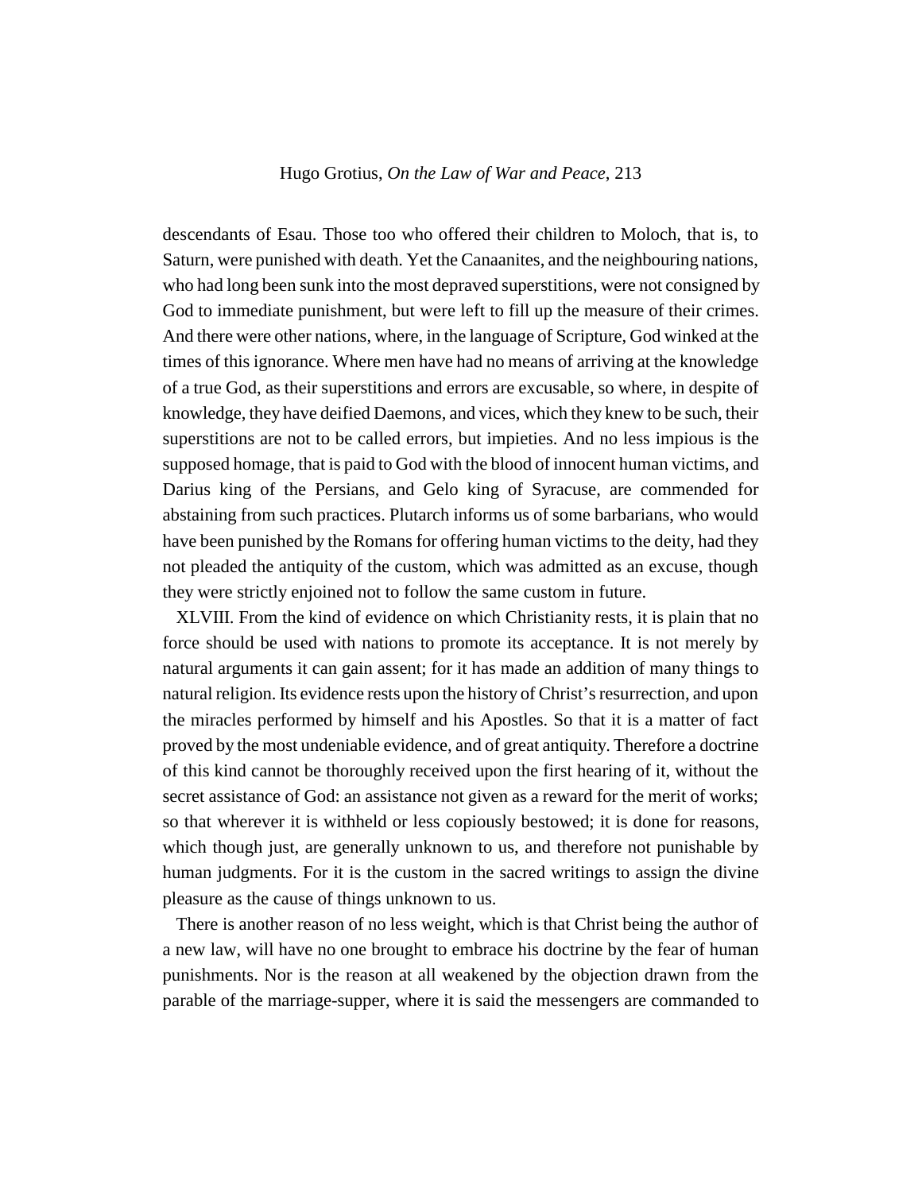descendants of Esau. Those too who offered their children to Moloch, that is, to Saturn, were punished with death. Yet the Canaanites, and the neighbouring nations, who had long been sunk into the most depraved superstitions, were not consigned by God to immediate punishment, but were left to fill up the measure of their crimes. And there were other nations, where, in the language of Scripture, God winked at the times of this ignorance. Where men have had no means of arriving at the knowledge of a true God, as their superstitions and errors are excusable, so where, in despite of knowledge, they have deified Daemons, and vices, which they knew to be such, their superstitions are not to be called errors, but impieties. And no less impious is the supposed homage, that is paid to God with the blood of innocent human victims, and Darius king of the Persians, and Gelo king of Syracuse, are commended for abstaining from such practices. Plutarch informs us of some barbarians, who would have been punished by the Romans for offering human victims to the deity, had they not pleaded the antiquity of the custom, which was admitted as an excuse, though they were strictly enjoined not to follow the same custom in future.

XLVIII. From the kind of evidence on which Christianity rests, it is plain that no force should be used with nations to promote its acceptance. It is not merely by natural arguments it can gain assent; for it has made an addition of many things to natural religion. Its evidence rests upon the history of Christ's resurrection, and upon the miracles performed by himself and his Apostles. So that it is a matter of fact proved by the most undeniable evidence, and of great antiquity. Therefore a doctrine of this kind cannot be thoroughly received upon the first hearing of it, without the secret assistance of God: an assistance not given as a reward for the merit of works; so that wherever it is withheld or less copiously bestowed; it is done for reasons, which though just, are generally unknown to us, and therefore not punishable by human judgments. For it is the custom in the sacred writings to assign the divine pleasure as the cause of things unknown to us.

There is another reason of no less weight, which is that Christ being the author of a new law, will have no one brought to embrace his doctrine by the fear of human punishments. Nor is the reason at all weakened by the objection drawn from the parable of the marriage-supper, where it is said the messengers are commanded to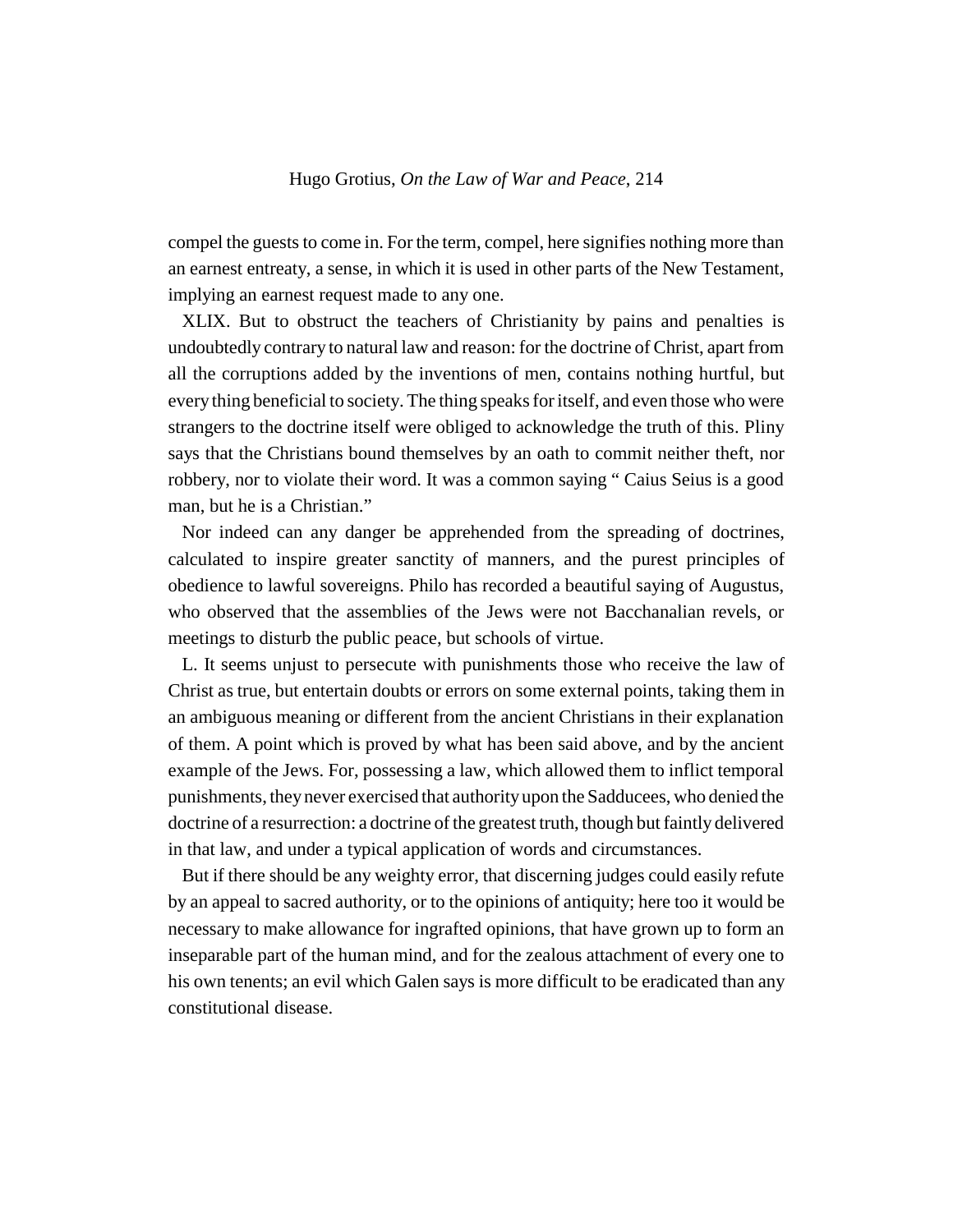compel the guests to come in. For the term, compel, here signifies nothing more than an earnest entreaty, a sense, in which it is used in other parts of the New Testament, implying an earnest request made to any one.

XLIX. But to obstruct the teachers of Christianity by pains and penalties is undoubtedly contrary to natural law and reason: for the doctrine of Christ, apart from all the corruptions added by the inventions of men, contains nothing hurtful, but every thing beneficial to society. The thing speaks for itself, and even those who were strangers to the doctrine itself were obliged to acknowledge the truth of this. Pliny says that the Christians bound themselves by an oath to commit neither theft, nor robbery, nor to violate their word. It was a common saying " Caius Seius is a good man, but he is a Christian."

Nor indeed can any danger be apprehended from the spreading of doctrines, calculated to inspire greater sanctity of manners, and the purest principles of obedience to lawful sovereigns. Philo has recorded a beautiful saying of Augustus, who observed that the assemblies of the Jews were not Bacchanalian revels, or meetings to disturb the public peace, but schools of virtue.

L. It seems unjust to persecute with punishments those who receive the law of Christ as true, but entertain doubts or errors on some external points, taking them in an ambiguous meaning or different from the ancient Christians in their explanation of them. A point which is proved by what has been said above, and by the ancient example of the Jews. For, possessing a law, which allowed them to inflict temporal punishments, they never exercised that authority upon the Sadducees, who denied the doctrine of a resurrection: a doctrine of the greatest truth, though but faintly delivered in that law, and under a typical application of words and circumstances.

But if there should be any weighty error, that discerning judges could easily refute by an appeal to sacred authority, or to the opinions of antiquity; here too it would be necessary to make allowance for ingrafted opinions, that have grown up to form an inseparable part of the human mind, and for the zealous attachment of every one to his own tenents; an evil which Galen says is more difficult to be eradicated than any constitutional disease.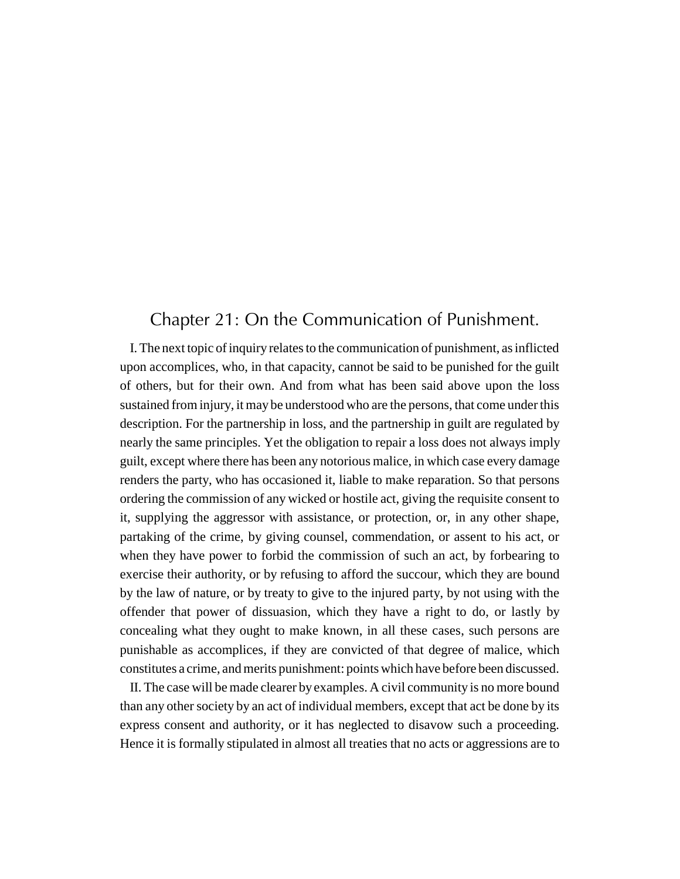## Chapter 21: On the Communication of Punishment.

I. The next topic of inquiry relates to the communication of punishment, as inflicted upon accomplices, who, in that capacity, cannot be said to be punished for the guilt of others, but for their own. And from what has been said above upon the loss sustained from injury, it may be understood who are the persons, that come under this description. For the partnership in loss, and the partnership in guilt are regulated by nearly the same principles. Yet the obligation to repair a loss does not always imply guilt, except where there has been any notorious malice, in which case every damage renders the party, who has occasioned it, liable to make reparation. So that persons ordering the commission of any wicked or hostile act, giving the requisite consent to it, supplying the aggressor with assistance, or protection, or, in any other shape, partaking of the crime, by giving counsel, commendation, or assent to his act, or when they have power to forbid the commission of such an act, by forbearing to exercise their authority, or by refusing to afford the succour, which they are bound by the law of nature, or by treaty to give to the injured party, by not using with the offender that power of dissuasion, which they have a right to do, or lastly by concealing what they ought to make known, in all these cases, such persons are punishable as accomplices, if they are convicted of that degree of malice, which constitutes a crime, and merits punishment: points which have before been discussed.

II. The case will be made clearer by examples. A civil community is no more bound than any other society by an act of individual members, except that act be done by its express consent and authority, or it has neglected to disavow such a proceeding. Hence it is formally stipulated in almost all treaties that no acts or aggressions are to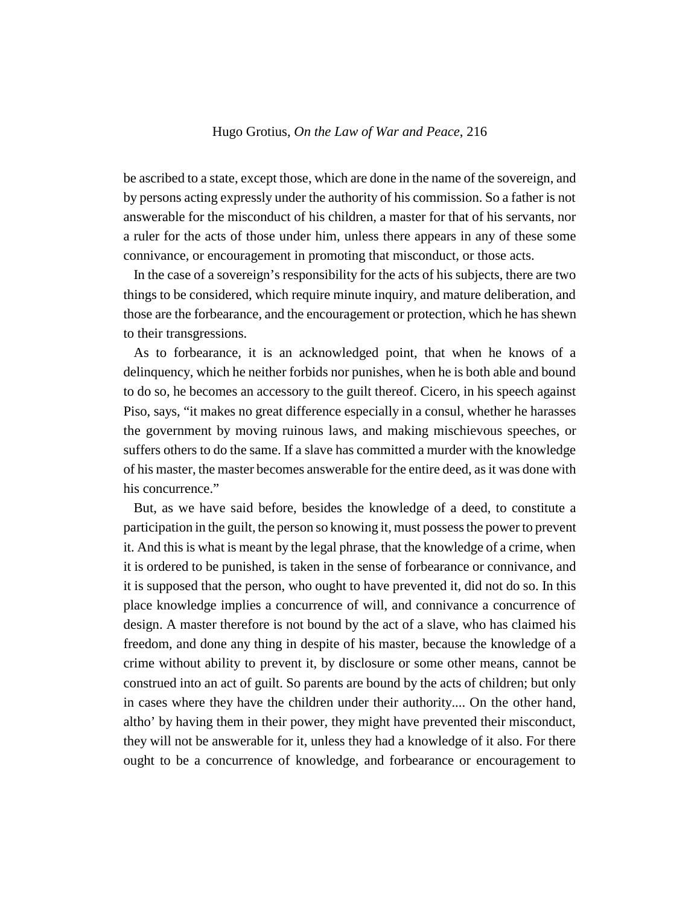be ascribed to a state, except those, which are done in the name of the sovereign, and by persons acting expressly under the authority of his commission. So a father is not answerable for the misconduct of his children, a master for that of his servants, nor a ruler for the acts of those under him, unless there appears in any of these some connivance, or encouragement in promoting that misconduct, or those acts.

In the case of a sovereign's responsibility for the acts of his subjects, there are two things to be considered, which require minute inquiry, and mature deliberation, and those are the forbearance, and the encouragement or protection, which he has shewn to their transgressions.

As to forbearance, it is an acknowledged point, that when he knows of a delinquency, which he neither forbids nor punishes, when he is both able and bound to do so, he becomes an accessory to the guilt thereof. Cicero, in his speech against Piso, says, "it makes no great difference especially in a consul, whether he harasses the government by moving ruinous laws, and making mischievous speeches, or suffers others to do the same. If a slave has committed a murder with the knowledge of his master, the master becomes answerable for the entire deed, as it was done with his concurrence."

But, as we have said before, besides the knowledge of a deed, to constitute a participation in the guilt, the person so knowing it, must possess the power to prevent it. And this is what is meant by the legal phrase, that the knowledge of a crime, when it is ordered to be punished, is taken in the sense of forbearance or connivance, and it is supposed that the person, who ought to have prevented it, did not do so. In this place knowledge implies a concurrence of will, and connivance a concurrence of design. A master therefore is not bound by the act of a slave, who has claimed his freedom, and done any thing in despite of his master, because the knowledge of a crime without ability to prevent it, by disclosure or some other means, cannot be construed into an act of guilt. So parents are bound by the acts of children; but only in cases where they have the children under their authority.... On the other hand, altho' by having them in their power, they might have prevented their misconduct, they will not be answerable for it, unless they had a knowledge of it also. For there ought to be a concurrence of knowledge, and forbearance or encouragement to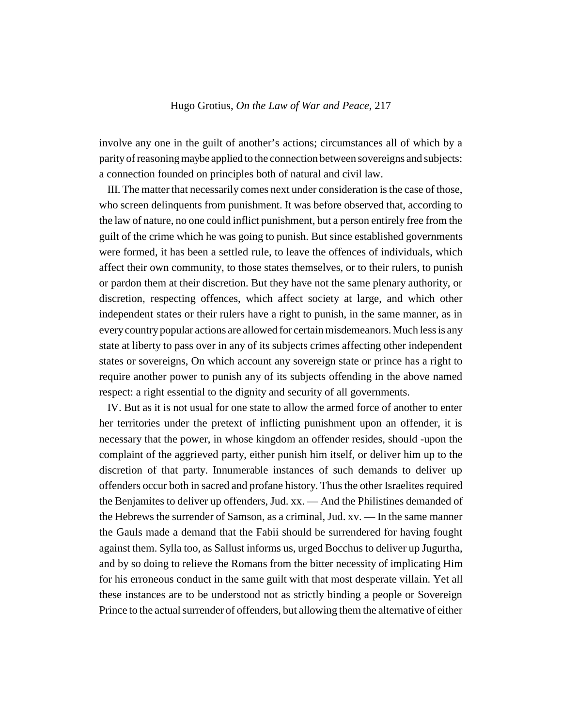involve any one in the guilt of another's actions; circumstances all of which by a parity of reasoning maybe applied to the connection between sovereigns and subjects: a connection founded on principles both of natural and civil law.

III. The matter that necessarily comes next under consideration is the case of those, who screen delinquents from punishment. It was before observed that, according to the law of nature, no one could inflict punishment, but a person entirely free from the guilt of the crime which he was going to punish. But since established governments were formed, it has been a settled rule, to leave the offences of individuals, which affect their own community, to those states themselves, or to their rulers, to punish or pardon them at their discretion. But they have not the same plenary authority, or discretion, respecting offences, which affect society at large, and which other independent states or their rulers have a right to punish, in the same manner, as in every country popular actions are allowed for certain misdemeanors. Much less is any state at liberty to pass over in any of its subjects crimes affecting other independent states or sovereigns, On which account any sovereign state or prince has a right to require another power to punish any of its subjects offending in the above named respect: a right essential to the dignity and security of all governments.

IV. But as it is not usual for one state to allow the armed force of another to enter her territories under the pretext of inflicting punishment upon an offender, it is necessary that the power, in whose kingdom an offender resides, should -upon the complaint of the aggrieved party, either punish him itself, or deliver him up to the discretion of that party. Innumerable instances of such demands to deliver up offenders occur both in sacred and profane history. Thus the other Israelites required the Benjamites to deliver up offenders, Jud. xx. — And the Philistines demanded of the Hebrews the surrender of Samson, as a criminal, Jud. xv. — In the same manner the Gauls made a demand that the Fabii should be surrendered for having fought against them. Sylla too, as Sallust informs us, urged Bocchus to deliver up Jugurtha, and by so doing to relieve the Romans from the bitter necessity of implicating Him for his erroneous conduct in the same guilt with that most desperate villain. Yet all these instances are to be understood not as strictly binding a people or Sovereign Prince to the actual surrender of offenders, but allowing them the alternative of either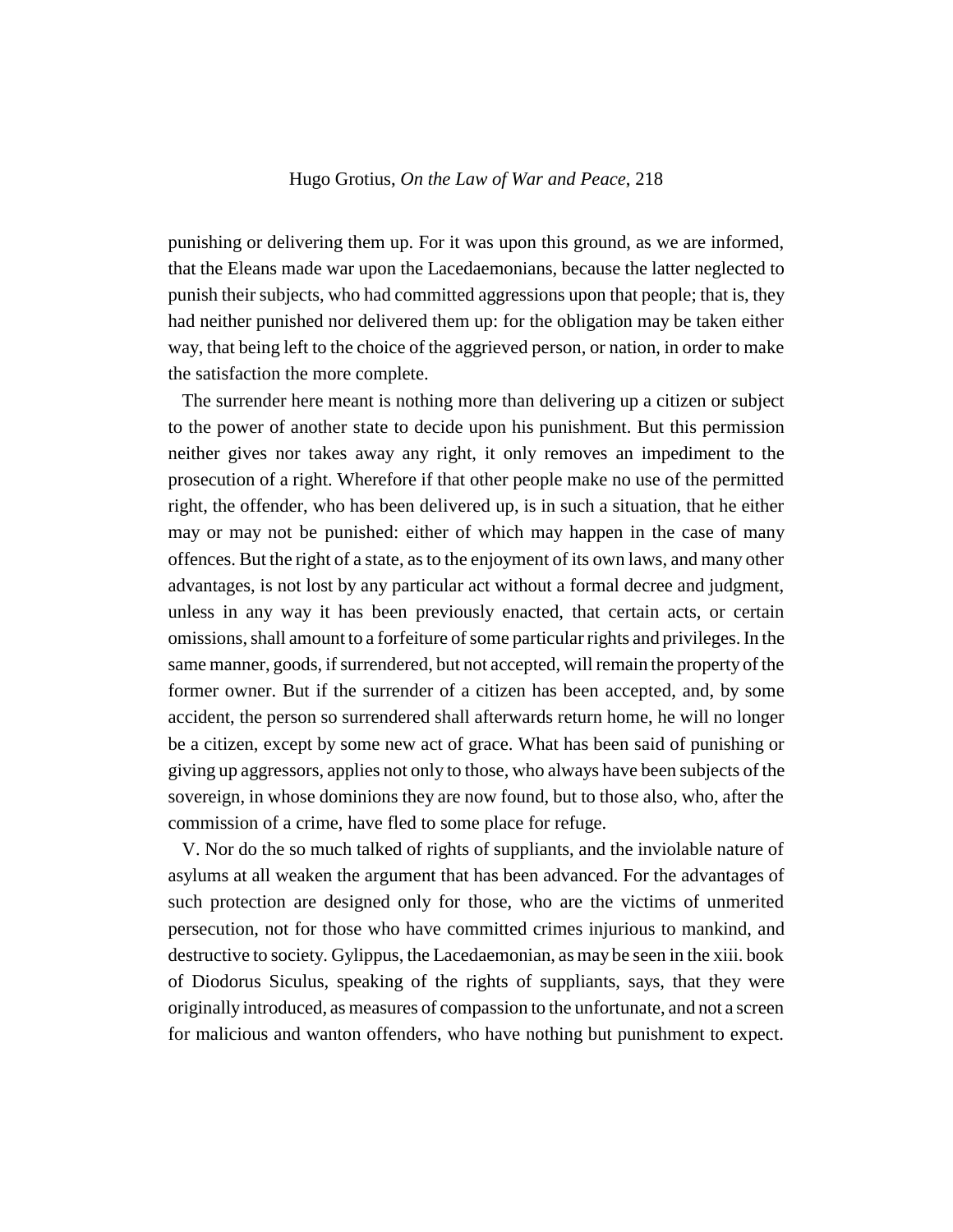punishing or delivering them up. For it was upon this ground, as we are informed, that the Eleans made war upon the Lacedaemonians, because the latter neglected to punish their subjects, who had committed aggressions upon that people; that is, they had neither punished nor delivered them up: for the obligation may be taken either way, that being left to the choice of the aggrieved person, or nation, in order to make the satisfaction the more complete.

The surrender here meant is nothing more than delivering up a citizen or subject to the power of another state to decide upon his punishment. But this permission neither gives nor takes away any right, it only removes an impediment to the prosecution of a right. Wherefore if that other people make no use of the permitted right, the offender, who has been delivered up, is in such a situation, that he either may or may not be punished: either of which may happen in the case of many offences. But the right of a state, as to the enjoyment of its own laws, and many other advantages, is not lost by any particular act without a formal decree and judgment, unless in any way it has been previously enacted, that certain acts, or certain omissions, shall amount to a forfeiture of some particular rights and privileges. In the same manner, goods, if surrendered, but not accepted, will remain the property of the former owner. But if the surrender of a citizen has been accepted, and, by some accident, the person so surrendered shall afterwards return home, he will no longer be a citizen, except by some new act of grace. What has been said of punishing or giving up aggressors, applies not only to those, who always have been subjects of the sovereign, in whose dominions they are now found, but to those also, who, after the commission of a crime, have fled to some place for refuge.

V. Nor do the so much talked of rights of suppliants, and the inviolable nature of asylums at all weaken the argument that has been advanced. For the advantages of such protection are designed only for those, who are the victims of unmerited persecution, not for those who have committed crimes injurious to mankind, and destructive to society. Gylippus, the Lacedaemonian, as may be seen in the xiii. book of Diodorus Siculus, speaking of the rights of suppliants, says, that they were originally introduced, as measures of compassion to the unfortunate, and not a screen for malicious and wanton offenders, who have nothing but punishment to expect.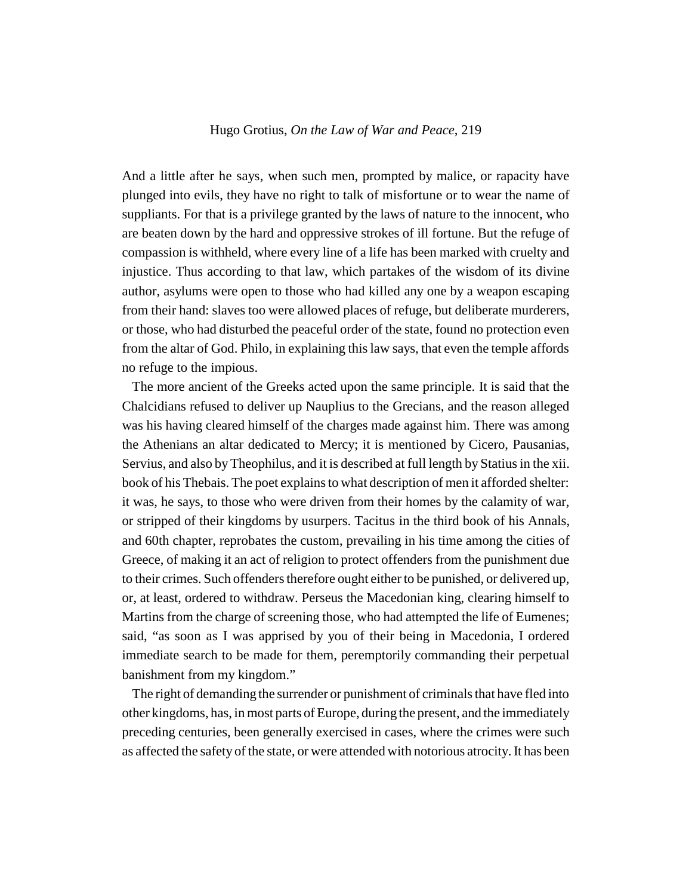And a little after he says, when such men, prompted by malice, or rapacity have plunged into evils, they have no right to talk of misfortune or to wear the name of suppliants. For that is a privilege granted by the laws of nature to the innocent, who are beaten down by the hard and oppressive strokes of ill fortune. But the refuge of compassion is withheld, where every line of a life has been marked with cruelty and injustice. Thus according to that law, which partakes of the wisdom of its divine author, asylums were open to those who had killed any one by a weapon escaping from their hand: slaves too were allowed places of refuge, but deliberate murderers, or those, who had disturbed the peaceful order of the state, found no protection even from the altar of God. Philo, in explaining this law says, that even the temple affords no refuge to the impious.

The more ancient of the Greeks acted upon the same principle. It is said that the Chalcidians refused to deliver up Nauplius to the Grecians, and the reason alleged was his having cleared himself of the charges made against him. There was among the Athenians an altar dedicated to Mercy; it is mentioned by Cicero, Pausanias, Servius, and also by Theophilus, and it is described at full length by Statius in the xii. book of his Thebais. The poet explains to what description of men it afforded shelter: it was, he says, to those who were driven from their homes by the calamity of war, or stripped of their kingdoms by usurpers. Tacitus in the third book of his Annals, and 60th chapter, reprobates the custom, prevailing in his time among the cities of Greece, of making it an act of religion to protect offenders from the punishment due to their crimes. Such offenders therefore ought either to be punished, or delivered up, or, at least, ordered to withdraw. Perseus the Macedonian king, clearing himself to Martins from the charge of screening those, who had attempted the life of Eumenes; said, "as soon as I was apprised by you of their being in Macedonia, I ordered immediate search to be made for them, peremptorily commanding their perpetual banishment from my kingdom."

The right of demanding the surrender or punishment of criminals that have fled into other kingdoms, has, in most parts of Europe, during the present, and the immediately preceding centuries, been generally exercised in cases, where the crimes were such as affected the safety of the state, or were attended with notorious atrocity. It has been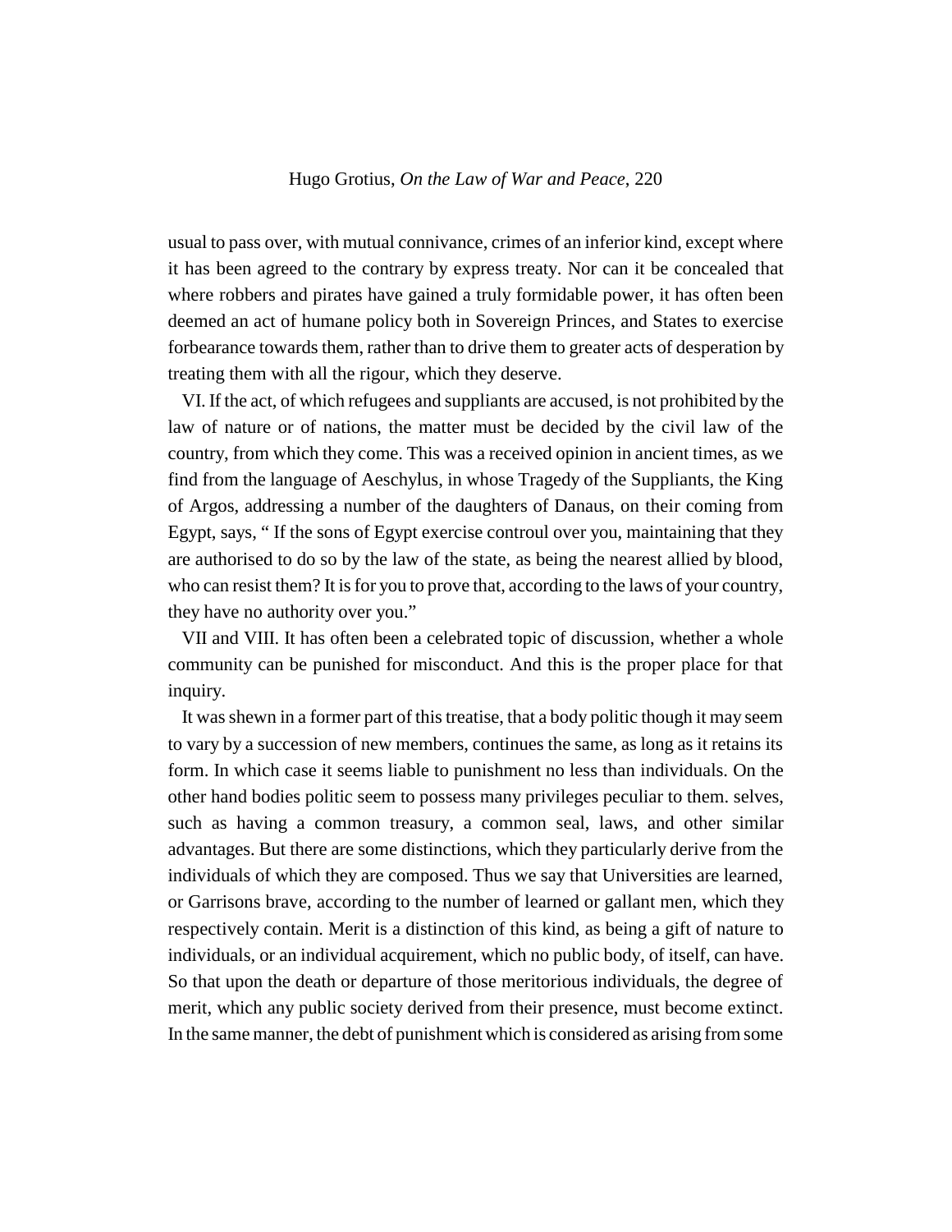usual to pass over, with mutual connivance, crimes of an inferior kind, except where it has been agreed to the contrary by express treaty. Nor can it be concealed that where robbers and pirates have gained a truly formidable power, it has often been deemed an act of humane policy both in Sovereign Princes, and States to exercise forbearance towards them, rather than to drive them to greater acts of desperation by treating them with all the rigour, which they deserve.

VI. If the act, of which refugees and suppliants are accused, is not prohibited by the law of nature or of nations, the matter must be decided by the civil law of the country, from which they come. This was a received opinion in ancient times, as we find from the language of Aeschylus, in whose Tragedy of the Suppliants, the King of Argos, addressing a number of the daughters of Danaus, on their coming from Egypt, says, " If the sons of Egypt exercise controul over you, maintaining that they are authorised to do so by the law of the state, as being the nearest allied by blood, who can resist them? It is for you to prove that, according to the laws of your country, they have no authority over you."

VII and VIII. It has often been a celebrated topic of discussion, whether a whole community can be punished for misconduct. And this is the proper place for that inquiry.

It was shewn in a former part of this treatise, that a body politic though it may seem to vary by a succession of new members, continues the same, as long as it retains its form. In which case it seems liable to punishment no less than individuals. On the other hand bodies politic seem to possess many privileges peculiar to them. selves, such as having a common treasury, a common seal, laws, and other similar advantages. But there are some distinctions, which they particularly derive from the individuals of which they are composed. Thus we say that Universities are learned, or Garrisons brave, according to the number of learned or gallant men, which they respectively contain. Merit is a distinction of this kind, as being a gift of nature to individuals, or an individual acquirement, which no public body, of itself, can have. So that upon the death or departure of those meritorious individuals, the degree of merit, which any public society derived from their presence, must become extinct. In the same manner, the debt of punishment which is considered as arising from some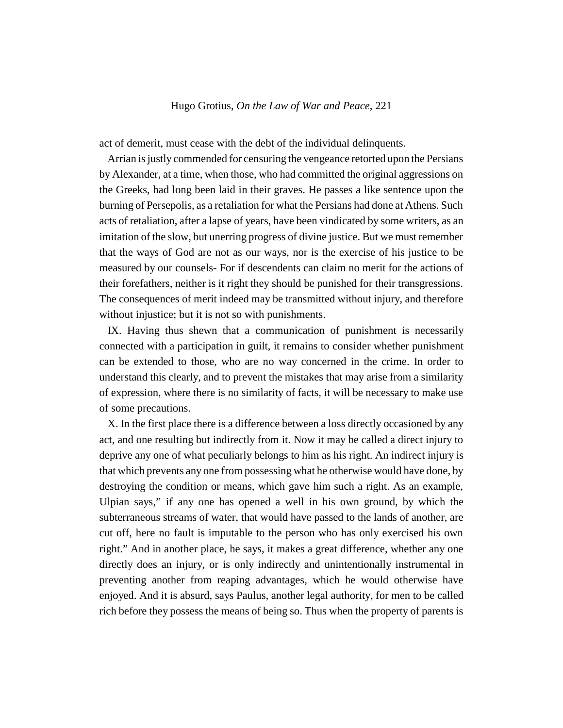act of demerit, must cease with the debt of the individual delinquents.

Arrian is justly commended for censuring the vengeance retorted upon the Persians by Alexander, at a time, when those, who had committed the original aggressions on the Greeks, had long been laid in their graves. He passes a like sentence upon the burning of Persepolis, as a retaliation for what the Persians had done at Athens. Such acts of retaliation, after a lapse of years, have been vindicated by some writers, as an imitation of the slow, but unerring progress of divine justice. But we must remember that the ways of God are not as our ways, nor is the exercise of his justice to be measured by our counsels- For if descendents can claim no merit for the actions of their forefathers, neither is it right they should be punished for their transgressions. The consequences of merit indeed may be transmitted without injury, and therefore without injustice; but it is not so with punishments.

IX. Having thus shewn that a communication of punishment is necessarily connected with a participation in guilt, it remains to consider whether punishment can be extended to those, who are no way concerned in the crime. In order to understand this clearly, and to prevent the mistakes that may arise from a similarity of expression, where there is no similarity of facts, it will be necessary to make use of some precautions.

X. In the first place there is a difference between a loss directly occasioned by any act, and one resulting but indirectly from it. Now it may be called a direct injury to deprive any one of what peculiarly belongs to him as his right. An indirect injury is that which prevents any one from possessing what he otherwise would have done, by destroying the condition or means, which gave him such a right. As an example, Ulpian says," if any one has opened a well in his own ground, by which the subterraneous streams of water, that would have passed to the lands of another, are cut off, here no fault is imputable to the person who has only exercised his own right." And in another place, he says, it makes a great difference, whether any one directly does an injury, or is only indirectly and unintentionally instrumental in preventing another from reaping advantages, which he would otherwise have enjoyed. And it is absurd, says Paulus, another legal authority, for men to be called rich before they possess the means of being so. Thus when the property of parents is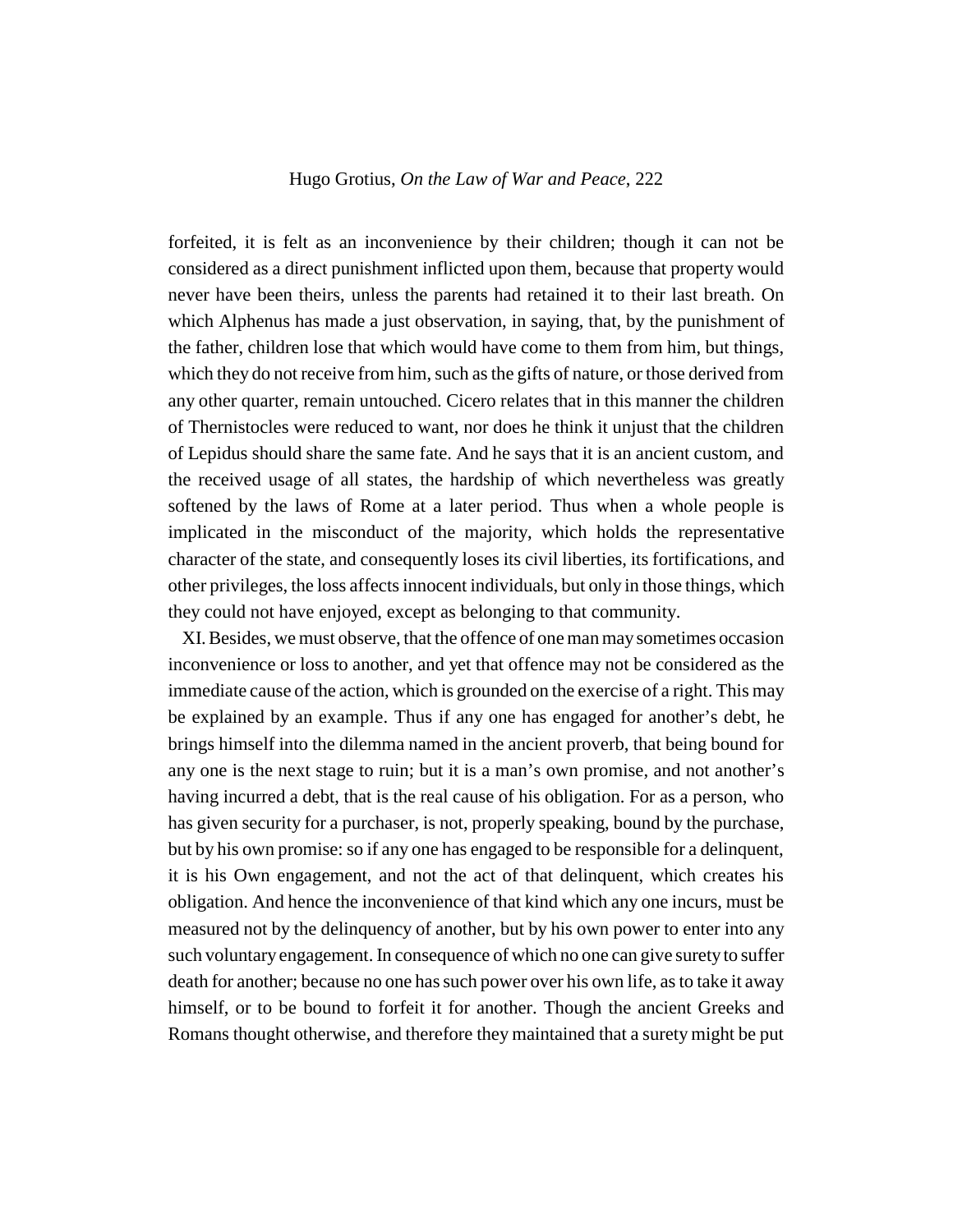forfeited, it is felt as an inconvenience by their children; though it can not be considered as a direct punishment inflicted upon them, because that property would never have been theirs, unless the parents had retained it to their last breath. On which Alphenus has made a just observation, in saying, that, by the punishment of the father, children lose that which would have come to them from him, but things, which they do not receive from him, such as the gifts of nature, or those derived from any other quarter, remain untouched. Cicero relates that in this manner the children of Thernistocles were reduced to want, nor does he think it unjust that the children of Lepidus should share the same fate. And he says that it is an ancient custom, and the received usage of all states, the hardship of which nevertheless was greatly softened by the laws of Rome at a later period. Thus when a whole people is implicated in the misconduct of the majority, which holds the representative character of the state, and consequently loses its civil liberties, its fortifications, and other privileges, the loss affects innocent individuals, but only in those things, which they could not have enjoyed, except as belonging to that community.

XI. Besides, we must observe, that the offence of one man may sometimes occasion inconvenience or loss to another, and yet that offence may not be considered as the immediate cause of the action, which is grounded on the exercise of a right. This may be explained by an example. Thus if any one has engaged for another's debt, he brings himself into the dilemma named in the ancient proverb, that being bound for any one is the next stage to ruin; but it is a man's own promise, and not another's having incurred a debt, that is the real cause of his obligation. For as a person, who has given security for a purchaser, is not, properly speaking, bound by the purchase, but by his own promise: so if any one has engaged to be responsible for a delinquent, it is his Own engagement, and not the act of that delinquent, which creates his obligation. And hence the inconvenience of that kind which any one incurs, must be measured not by the delinquency of another, but by his own power to enter into any such voluntary engagement. In consequence of which no one can give surety to suffer death for another; because no one has such power over his own life, as to take it away himself, or to be bound to forfeit it for another. Though the ancient Greeks and Romans thought otherwise, and therefore they maintained that a surety might be put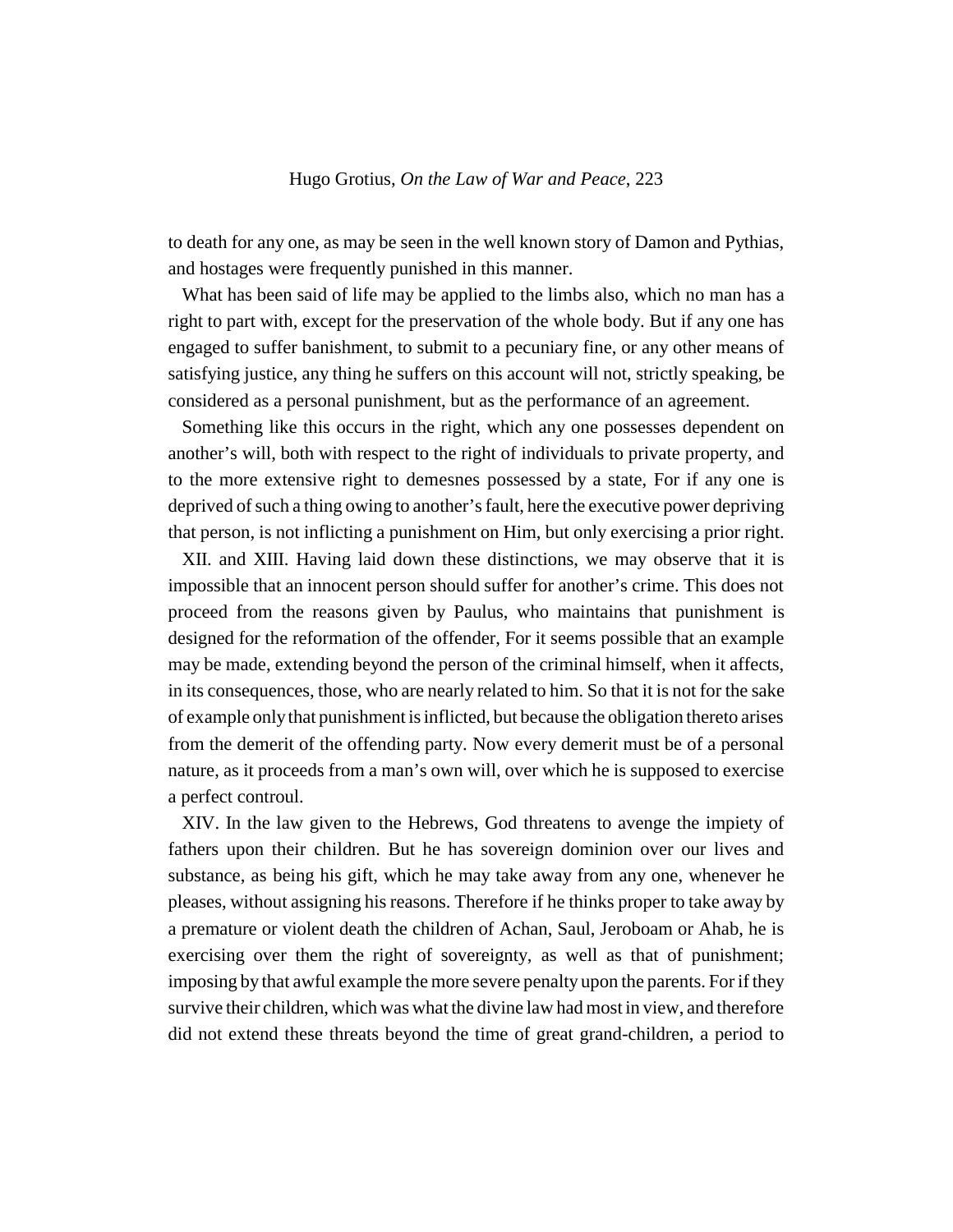to death for any one, as may be seen in the well known story of Damon and Pythias, and hostages were frequently punished in this manner.

What has been said of life may be applied to the limbs also, which no man has a right to part with, except for the preservation of the whole body. But if any one has engaged to suffer banishment, to submit to a pecuniary fine, or any other means of satisfying justice, any thing he suffers on this account will not, strictly speaking, be considered as a personal punishment, but as the performance of an agreement.

Something like this occurs in the right, which any one possesses dependent on another's will, both with respect to the right of individuals to private property, and to the more extensive right to demesnes possessed by a state, For if any one is deprived of such a thing owing to another's fault, here the executive power depriving that person, is not inflicting a punishment on Him, but only exercising a prior right.

XII. and XIII. Having laid down these distinctions, we may observe that it is impossible that an innocent person should suffer for another's crime. This does not proceed from the reasons given by Paulus, who maintains that punishment is designed for the reformation of the offender, For it seems possible that an example may be made, extending beyond the person of the criminal himself, when it affects, in its consequences, those, who are nearly related to him. So that it is not for the sake of example only that punishment is inflicted, but because the obligation thereto arises from the demerit of the offending party. Now every demerit must be of a personal nature, as it proceeds from a man's own will, over which he is supposed to exercise a perfect controul.

XIV. In the law given to the Hebrews, God threatens to avenge the impiety of fathers upon their children. But he has sovereign dominion over our lives and substance, as being his gift, which he may take away from any one, whenever he pleases, without assigning his reasons. Therefore if he thinks proper to take away by a premature or violent death the children of Achan, Saul, Jeroboam or Ahab, he is exercising over them the right of sovereignty, as well as that of punishment; imposing by that awful example the more severe penalty upon the parents. For if they survive their children, which was what the divine law had most in view, and therefore did not extend these threats beyond the time of great grand-children, a period to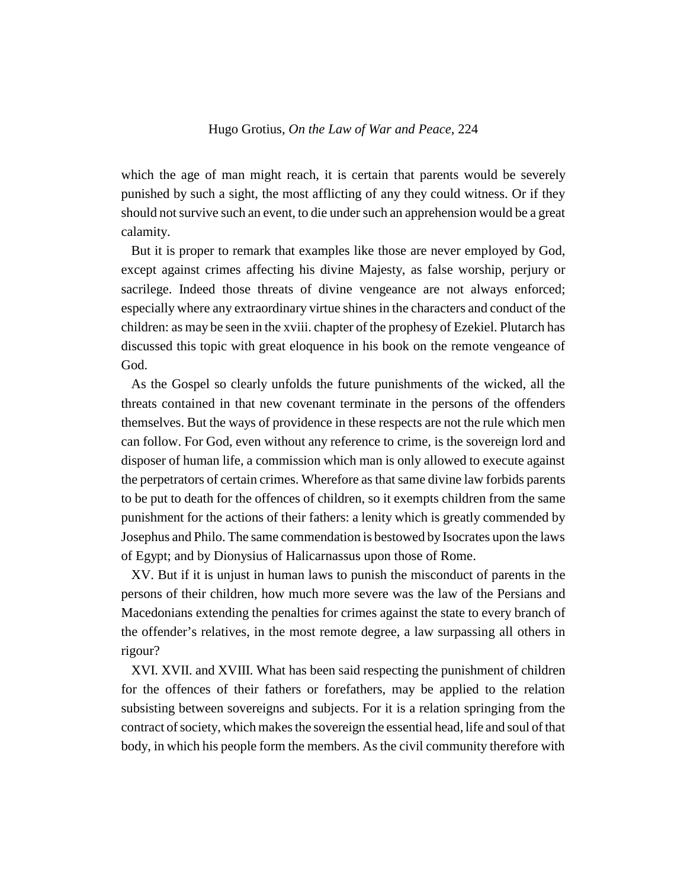which the age of man might reach, it is certain that parents would be severely punished by such a sight, the most afflicting of any they could witness. Or if they should not survive such an event, to die under such an apprehension would be a great calamity.

But it is proper to remark that examples like those are never employed by God, except against crimes affecting his divine Majesty, as false worship, perjury or sacrilege. Indeed those threats of divine vengeance are not always enforced; especially where any extraordinary virtue shines in the characters and conduct of the children: as may be seen in the xviii. chapter of the prophesy of Ezekiel. Plutarch has discussed this topic with great eloquence in his book on the remote vengeance of God.

As the Gospel so clearly unfolds the future punishments of the wicked, all the threats contained in that new covenant terminate in the persons of the offenders themselves. But the ways of providence in these respects are not the rule which men can follow. For God, even without any reference to crime, is the sovereign lord and disposer of human life, a commission which man is only allowed to execute against the perpetrators of certain crimes. Wherefore as that same divine law forbids parents to be put to death for the offences of children, so it exempts children from the same punishment for the actions of their fathers: a lenity which is greatly commended by Josephus and Philo. The same commendation is bestowed by Isocrates upon the laws of Egypt; and by Dionysius of Halicarnassus upon those of Rome.

XV. But if it is unjust in human laws to punish the misconduct of parents in the persons of their children, how much more severe was the law of the Persians and Macedonians extending the penalties for crimes against the state to every branch of the offender's relatives, in the most remote degree, a law surpassing all others in rigour?

XVI. XVII. and XVIII. What has been said respecting the punishment of children for the offences of their fathers or forefathers, may be applied to the relation subsisting between sovereigns and subjects. For it is a relation springing from the contract of society, which makes the sovereign the essential head, life and soul of that body, in which his people form the members. As the civil community therefore with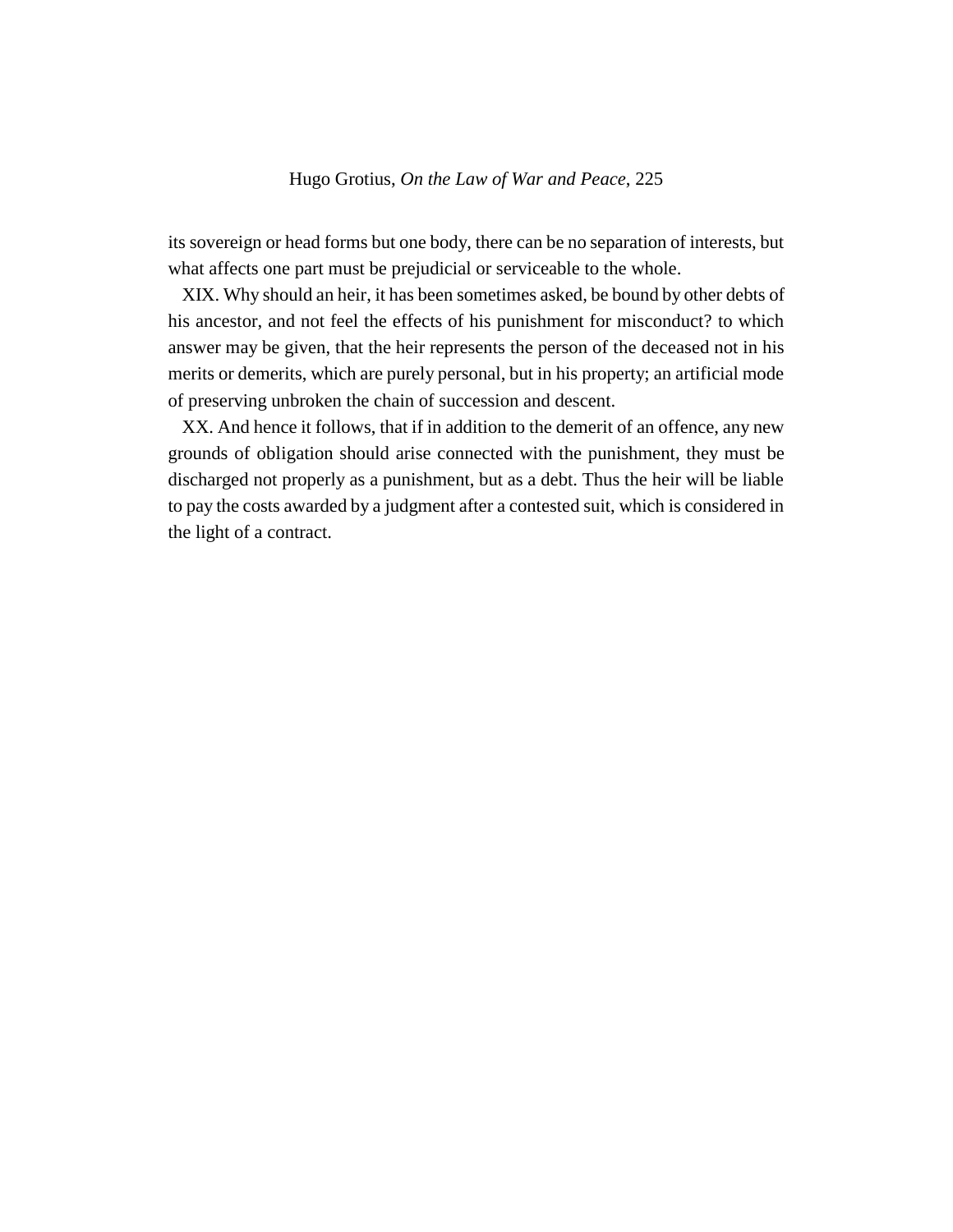its sovereign or head forms but one body, there can be no separation of interests, but what affects one part must be prejudicial or serviceable to the whole.

XIX. Why should an heir, it has been sometimes asked, be bound by other debts of his ancestor, and not feel the effects of his punishment for misconduct? to which answer may be given, that the heir represents the person of the deceased not in his merits or demerits, which are purely personal, but in his property; an artificial mode of preserving unbroken the chain of succession and descent.

XX. And hence it follows, that if in addition to the demerit of an offence, any new grounds of obligation should arise connected with the punishment, they must be discharged not properly as a punishment, but as a debt. Thus the heir will be liable to pay the costs awarded by a judgment after a contested suit, which is considered in the light of a contract.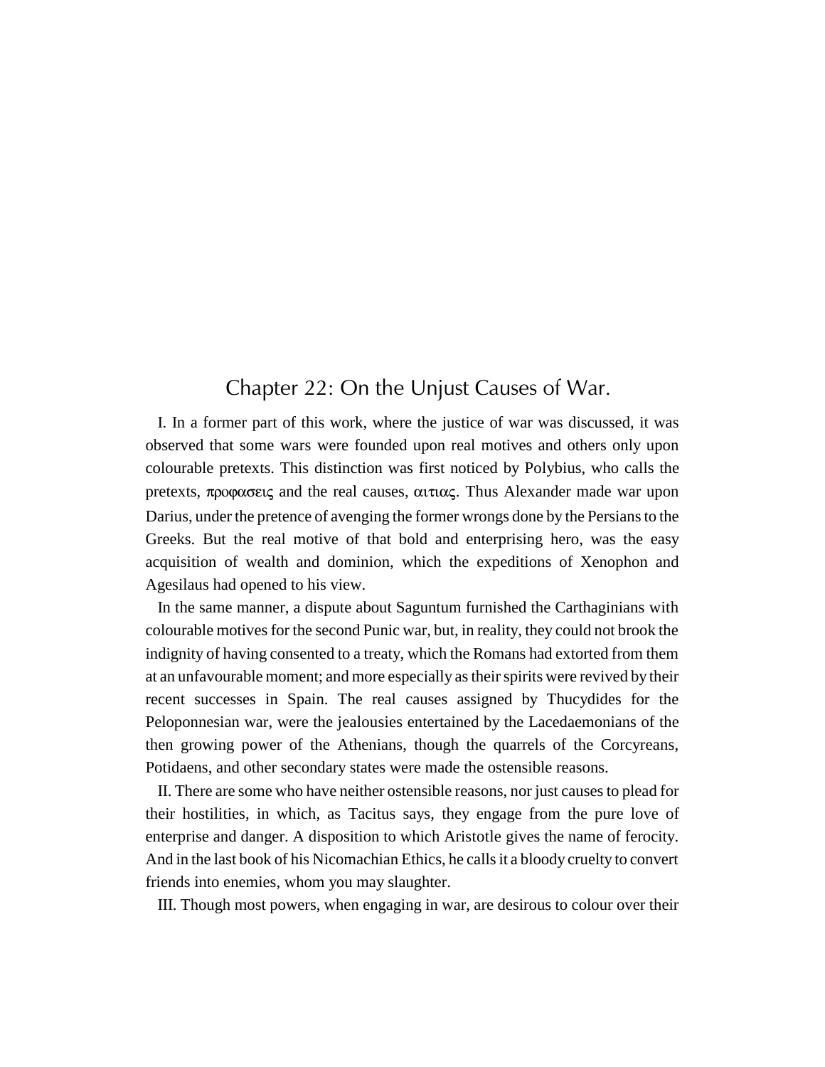## Chapter 22: On the Unjust Causes of War.

I. In a former part of this work, where the justice of war was discussed, it was observed that some wars were founded upon real motives and others only upon colourable pretexts. This distinction was first noticed by Polybius, who calls the pretexts, προφασεις and the real causes, αιτιας. Thus Alexander made war upon Darius, under the pretence of avenging the former wrongs done by the Persians to the Greeks. But the real motive of that bold and enterprising hero, was the easy acquisition of wealth and dominion, which the expeditions of Xenophon and Agesilaus had opened to his view.

In the same manner, a dispute about Saguntum furnished the Carthaginians with colourable motives for the second Punic war, but, in reality, they could not brook the indignity of having consented to a treaty, which the Romans had extorted from them at an unfavourable moment; and more especially as their spirits were revived by their recent successes in Spain. The real causes assigned by Thucydides for the Peloponnesian war, were the jealousies entertained by the Lacedaemonians of the then growing power of the Athenians, though the quarrels of the Corcyreans, Potidaens, and other secondary states were made the ostensible reasons.

II. There are some who have neither ostensible reasons, nor just causes to plead for their hostilities, in which, as Tacitus says, they engage from the pure love of enterprise and danger. A disposition to which Aristotle gives the name of ferocity. And in the last book of his Nicomachian Ethics, he calls it a bloody cruelty to convert friends into enemies, whom you may slaughter.

III. Though most powers, when engaging in war, are desirous to colour over their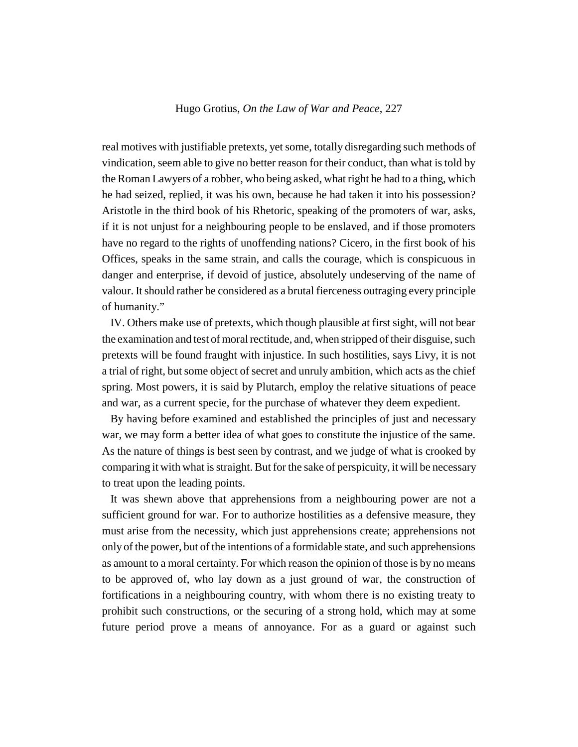real motives with justifiable pretexts, yet some, totally disregarding such methods of vindication, seem able to give no better reason for their conduct, than what is told by the Roman Lawyers of a robber, who being asked, what right he had to a thing, which he had seized, replied, it was his own, because he had taken it into his possession? Aristotle in the third book of his Rhetoric, speaking of the promoters of war, asks, if it is not unjust for a neighbouring people to be enslaved, and if those promoters have no regard to the rights of unoffending nations? Cicero, in the first book of his Offices, speaks in the same strain, and calls the courage, which is conspicuous in danger and enterprise, if devoid of justice, absolutely undeserving of the name of valour. It should rather be considered as a brutal fierceness outraging every principle of humanity."

IV. Others make use of pretexts, which though plausible at first sight, will not bear the examination and test of moral rectitude, and, when stripped of their disguise, such pretexts will be found fraught with injustice. In such hostilities, says Livy, it is not a trial of right, but some object of secret and unruly ambition, which acts as the chief spring. Most powers, it is said by Plutarch, employ the relative situations of peace and war, as a current specie, for the purchase of whatever they deem expedient.

By having before examined and established the principles of just and necessary war, we may form a better idea of what goes to constitute the injustice of the same. As the nature of things is best seen by contrast, and we judge of what is crooked by comparing it with what is straight. But for the sake of perspicuity, it will be necessary to treat upon the leading points.

It was shewn above that apprehensions from a neighbouring power are not a sufficient ground for war. For to authorize hostilities as a defensive measure, they must arise from the necessity, which just apprehensions create; apprehensions not only of the power, but of the intentions of a formidable state, and such apprehensions as amount to a moral certainty. For which reason the opinion of those is by no means to be approved of, who lay down as a just ground of war, the construction of fortifications in a neighbouring country, with whom there is no existing treaty to prohibit such constructions, or the securing of a strong hold, which may at some future period prove a means of annoyance. For as a guard or against such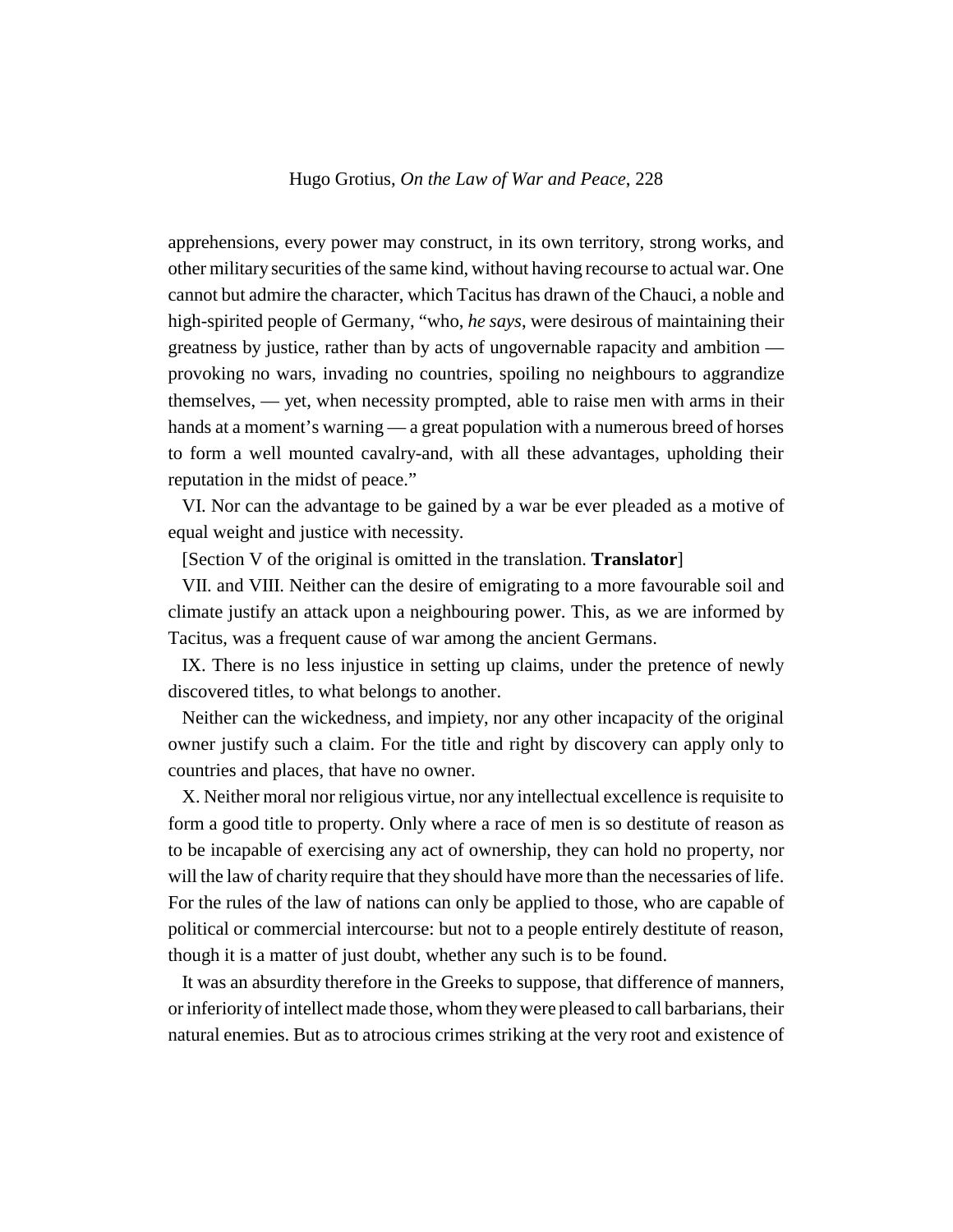apprehensions, every power may construct, in its own territory, strong works, and other military securities of the same kind, without having recourse to actual war. One cannot but admire the character, which Tacitus has drawn of the Chauci, a noble and high-spirited people of Germany, "who, *he says*, were desirous of maintaining their greatness by justice, rather than by acts of ungovernable rapacity and ambition — provoking no wars, invading no countries, spoiling no neighbours to aggrandize themselves, — yet, when necessity prompted, able to raise men with arms in their hands at a moment's warning — a great population with a numerous breed of horses to form a well mounted cavalry-and, with all these advantages, upholding their reputation in the midst of peace."

VI. Nor can the advantage to be gained by a war be ever pleaded as a motive of equal weight and justice with necessity.

[Section V of the original is omitted in the translation. **Translator**]

VII. and VIII. Neither can the desire of emigrating to a more favourable soil and climate justify an attack upon a neighbouring power. This, as we are informed by Tacitus, was a frequent cause of war among the ancient Germans.

IX. There is no less injustice in setting up claims, under the pretence of newly discovered titles, to what belongs to another.

Neither can the wickedness, and impiety, nor any other incapacity of the original owner justify such a claim. For the title and right by discovery can apply only to countries and places, that have no owner.

X. Neither moral nor religious virtue, nor any intellectual excellence is requisite to form a good title to property. Only where a race of men is so destitute of reason as to be incapable of exercising any act of ownership, they can hold no property, nor will the law of charity require that they should have more than the necessaries of life. For the rules of the law of nations can only be applied to those, who are capable of political or commercial intercourse: but not to a people entirely destitute of reason, though it is a matter of just doubt, whether any such is to be found.

It was an absurdity therefore in the Greeks to suppose, that difference of manners, or inferiority of intellect made those, whom they were pleased to call barbarians, their natural enemies. But as to atrocious crimes striking at the very root and existence of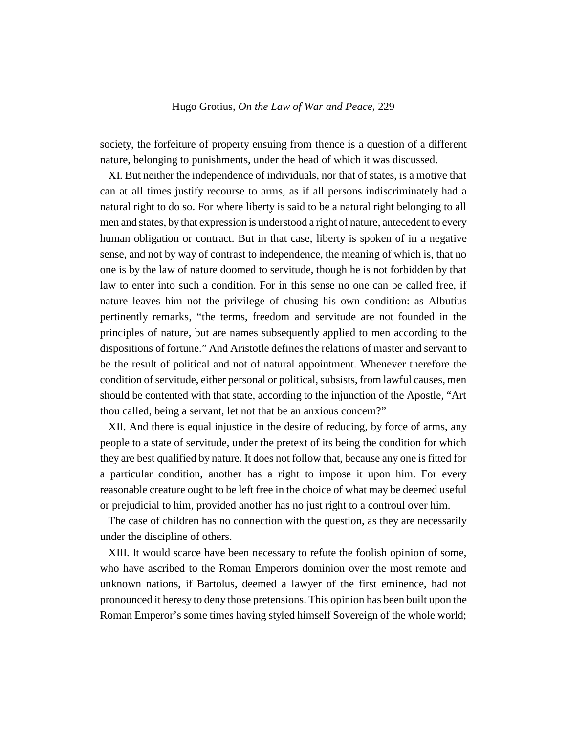society, the forfeiture of property ensuing from thence is a question of a different nature, belonging to punishments, under the head of which it was discussed.

XI. But neither the independence of individuals, nor that of states, is a motive that can at all times justify recourse to arms, as if all persons indiscriminately had a natural right to do so. For where liberty is said to be a natural right belonging to all men and states, by that expression is understood a right of nature, antecedent to every human obligation or contract. But in that case, liberty is spoken of in a negative sense, and not by way of contrast to independence, the meaning of which is, that no one is by the law of nature doomed to servitude, though he is not forbidden by that law to enter into such a condition. For in this sense no one can be called free, if nature leaves him not the privilege of chusing his own condition: as Albutius pertinently remarks, "the terms, freedom and servitude are not founded in the principles of nature, but are names subsequently applied to men according to the dispositions of fortune." And Aristotle defines the relations of master and servant to be the result of political and not of natural appointment. Whenever therefore the condition of servitude, either personal or political, subsists, from lawful causes, men should be contented with that state, according to the injunction of the Apostle, "Art thou called, being a servant, let not that be an anxious concern?"

XII. And there is equal injustice in the desire of reducing, by force of arms, any people to a state of servitude, under the pretext of its being the condition for which they are best qualified by nature. It does not follow that, because any one is fitted for a particular condition, another has a right to impose it upon him. For every reasonable creature ought to be left free in the choice of what may be deemed useful or prejudicial to him, provided another has no just right to a controul over him.

The case of children has no connection with the question, as they are necessarily under the discipline of others.

XIII. It would scarce have been necessary to refute the foolish opinion of some, who have ascribed to the Roman Emperors dominion over the most remote and unknown nations, if Bartolus, deemed a lawyer of the first eminence, had not pronounced it heresy to deny those pretensions. This opinion has been built upon the Roman Emperor's some times having styled himself Sovereign of the whole world;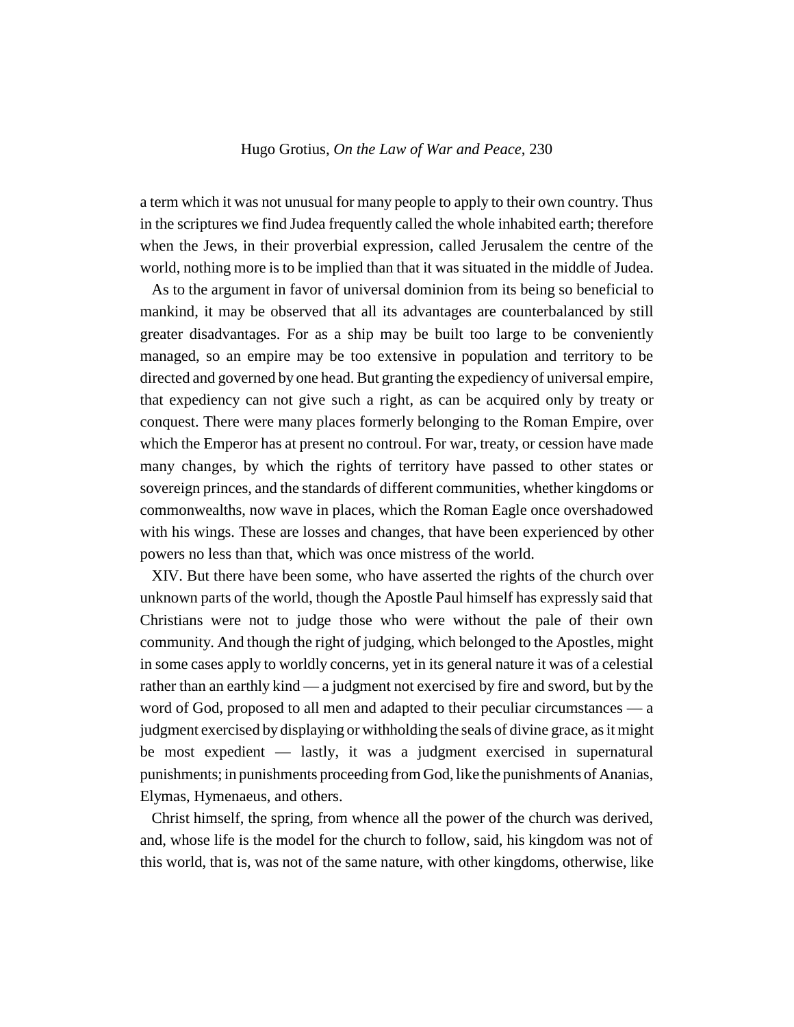a term which it was not unusual for many people to apply to their own country. Thus in the scriptures we find Judea frequently called the whole inhabited earth; therefore when the Jews, in their proverbial expression, called Jerusalem the centre of the world, nothing more is to be implied than that it was situated in the middle of Judea.

As to the argument in favor of universal dominion from its being so beneficial to mankind, it may be observed that all its advantages are counterbalanced by still greater disadvantages. For as a ship may be built too large to be conveniently managed, so an empire may be too extensive in population and territory to be directed and governed by one head. But granting the expediency of universal empire, that expediency can not give such a right, as can be acquired only by treaty or conquest. There were many places formerly belonging to the Roman Empire, over which the Emperor has at present no controul. For war, treaty, or cession have made many changes, by which the rights of territory have passed to other states or sovereign princes, and the standards of different communities, whether kingdoms or commonwealths, now wave in places, which the Roman Eagle once overshadowed with his wings. These are losses and changes, that have been experienced by other powers no less than that, which was once mistress of the world.

XIV. But there have been some, who have asserted the rights of the church over unknown parts of the world, though the Apostle Paul himself has expressly said that Christians were not to judge those who were without the pale of their own community. And though the right of judging, which belonged to the Apostles, might in some cases apply to worldly concerns, yet in its general nature it was of a celestial rather than an earthly kind — a judgment not exercised by fire and sword, but by the word of God, proposed to all men and adapted to their peculiar circumstances — a judgment exercised by displaying or withholding the seals of divine grace, as it might be most expedient — lastly, it was a judgment exercised in supernatural punishments; in punishments proceeding from God, like the punishments of Ananias, Elymas, Hymenaeus, and others.

Christ himself, the spring, from whence all the power of the church was derived, and, whose life is the model for the church to follow, said, his kingdom was not of this world, that is, was not of the same nature, with other kingdoms, otherwise, like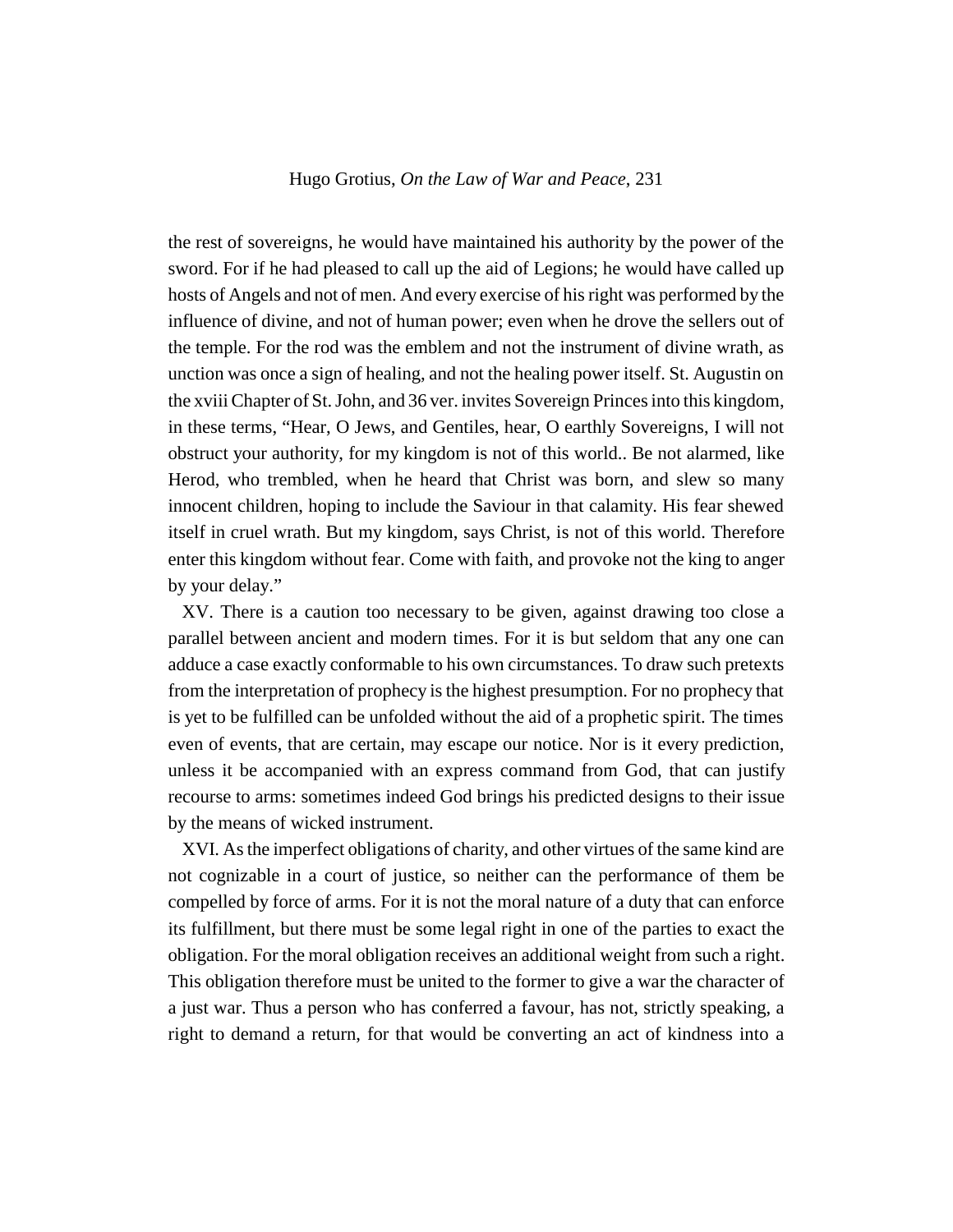the rest of sovereigns, he would have maintained his authority by the power of the sword. For if he had pleased to call up the aid of Legions; he would have called up hosts of Angels and not of men. And every exercise of his right was performed by the influence of divine, and not of human power; even when he drove the sellers out of the temple. For the rod was the emblem and not the instrument of divine wrath, as unction was once a sign of healing, and not the healing power itself. St. Augustin on the xviii Chapter of St. John, and 36 ver. invites Sovereign Princes into this kingdom, in these terms, "Hear, O Jews, and Gentiles, hear, O earthly Sovereigns, I will not obstruct your authority, for my kingdom is not of this world.. Be not alarmed, like Herod, who trembled, when he heard that Christ was born, and slew so many innocent children, hoping to include the Saviour in that calamity. His fear shewed itself in cruel wrath. But my kingdom, says Christ, is not of this world. Therefore enter this kingdom without fear. Come with faith, and provoke not the king to anger by your delay."

XV. There is a caution too necessary to be given, against drawing too close a parallel between ancient and modern times. For it is but seldom that any one can adduce a case exactly conformable to his own circumstances. To draw such pretexts from the interpretation of prophecy is the highest presumption. For no prophecy that is yet to be fulfilled can be unfolded without the aid of a prophetic spirit. The times even of events, that are certain, may escape our notice. Nor is it every prediction, unless it be accompanied with an express command from God, that can justify recourse to arms: sometimes indeed God brings his predicted designs to their issue by the means of wicked instrument.

XVI. As the imperfect obligations of charity, and other virtues of the same kind are not cognizable in a court of justice, so neither can the performance of them be compelled by force of arms. For it is not the moral nature of a duty that can enforce its fulfillment, but there must be some legal right in one of the parties to exact the obligation. For the moral obligation receives an additional weight from such a right. This obligation therefore must be united to the former to give a war the character of a just war. Thus a person who has conferred a favour, has not, strictly speaking, a right to demand a return, for that would be converting an act of kindness into a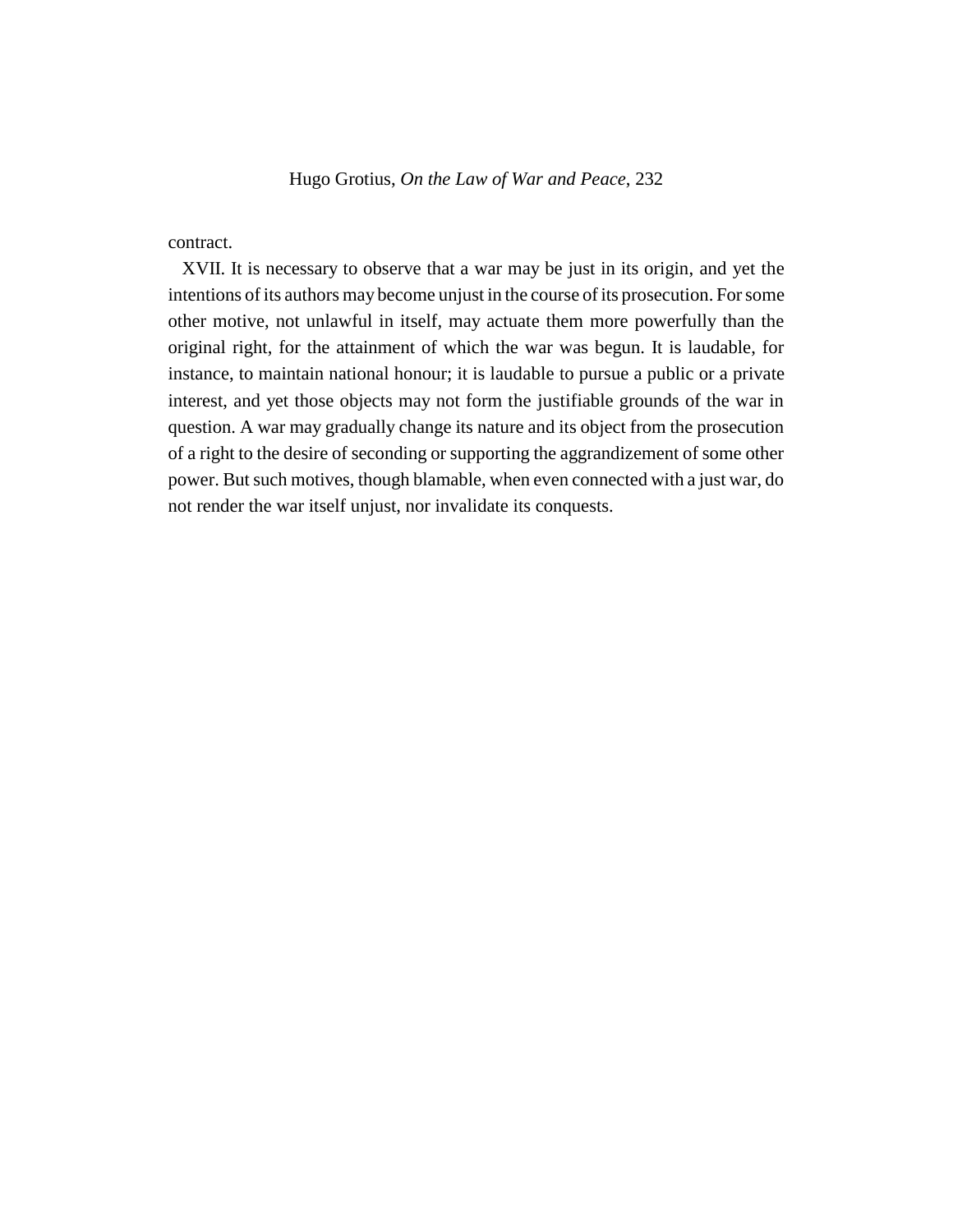contract.

XVII. It is necessary to observe that a war may be just in its origin, and yet the intentions of its authors may become unjust in the course of its prosecution. For some other motive, not unlawful in itself, may actuate them more powerfully than the original right, for the attainment of which the war was begun. It is laudable, for instance, to maintain national honour; it is laudable to pursue a public or a private interest, and yet those objects may not form the justifiable grounds of the war in question. A war may gradually change its nature and its object from the prosecution of a right to the desire of seconding or supporting the aggrandizement of some other power. But such motives, though blamable, when even connected with a just war, do not render the war itself unjust, nor invalidate its conquests.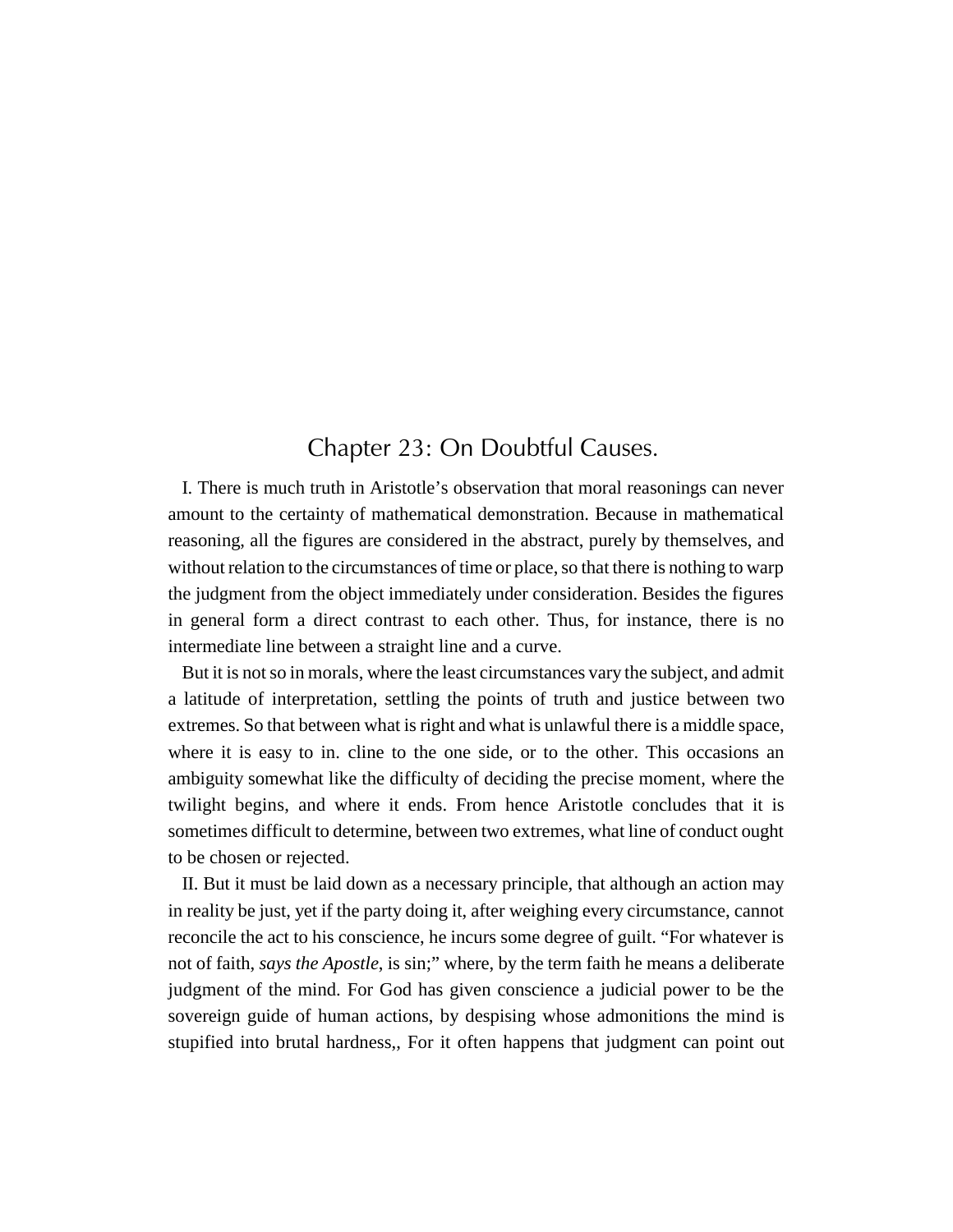# Chapter 23: On Doubtful Causes.

I. There is much truth in Aristotle's observation that moral reasonings can never amount to the certainty of mathematical demonstration. Because in mathematical reasoning, all the figures are considered in the abstract, purely by themselves, and without relation to the circumstances of time or place, so that there is nothing to warp the judgment from the object immediately under consideration. Besides the figures in general form a direct contrast to each other. Thus, for instance, there is no intermediate line between a straight line and a curve.

But it is not so in morals, where the least circumstances vary the subject, and admit a latitude of interpretation, settling the points of truth and justice between two extremes. So that between what is right and what is unlawful there is a middle space, where it is easy to in. cline to the one side, or to the other. This occasions an ambiguity somewhat like the difficulty of deciding the precise moment, where the twilight begins, and where it ends. From hence Aristotle concludes that it is sometimes difficult to determine, between two extremes, what line of conduct ought to be chosen or rejected.

II. But it must be laid down as a necessary principle, that although an action may in reality be just, yet if the party doing it, after weighing every circumstance, cannot reconcile the act to his conscience, he incurs some degree of guilt. "For whatever is not of faith, *says the Apostle*, is sin;" where, by the term faith he means a deliberate judgment of the mind. For God has given conscience a judicial power to be the sovereign guide of human actions, by despising whose admonitions the mind is stupified into brutal hardness,, For it often happens that judgment can point out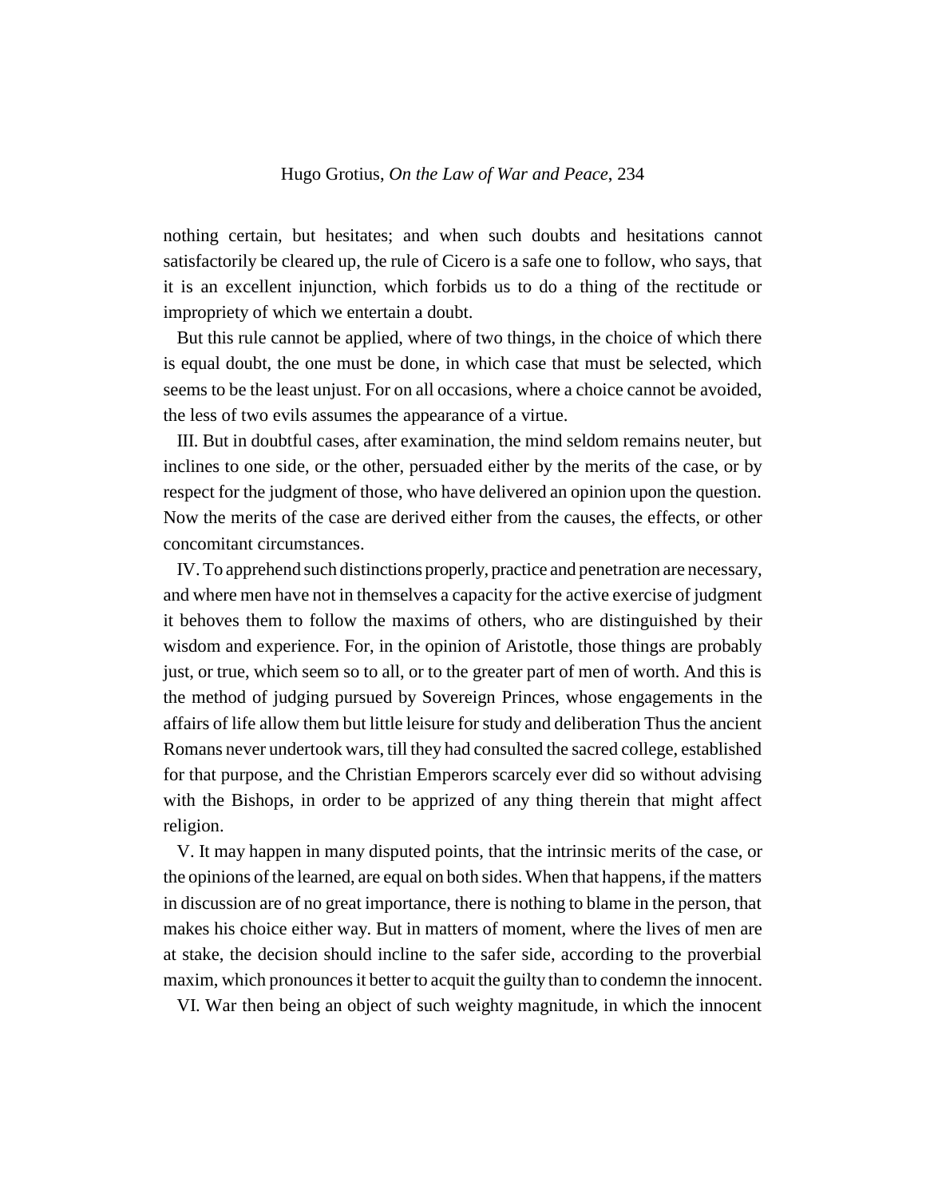nothing certain, but hesitates; and when such doubts and hesitations cannot satisfactorily be cleared up, the rule of Cicero is a safe one to follow, who says, that it is an excellent injunction, which forbids us to do a thing of the rectitude or impropriety of which we entertain a doubt.

But this rule cannot be applied, where of two things, in the choice of which there is equal doubt, the one must be done, in which case that must be selected, which seems to be the least unjust. For on all occasions, where a choice cannot be avoided, the less of two evils assumes the appearance of a virtue.

III. But in doubtful cases, after examination, the mind seldom remains neuter, but inclines to one side, or the other, persuaded either by the merits of the case, or by respect for the judgment of those, who have delivered an opinion upon the question. Now the merits of the case are derived either from the causes, the effects, or other concomitant circumstances.

IV. To apprehend such distinctions properly, practice and penetration are necessary, and where men have not in themselves a capacity for the active exercise of judgment it behoves them to follow the maxims of others, who are distinguished by their wisdom and experience. For, in the opinion of Aristotle, those things are probably just, or true, which seem so to all, or to the greater part of men of worth. And this is the method of judging pursued by Sovereign Princes, whose engagements in the affairs of life allow them but little leisure for study and deliberation Thus the ancient Romans never undertook wars, till they had consulted the sacred college, established for that purpose, and the Christian Emperors scarcely ever did so without advising with the Bishops, in order to be apprized of any thing therein that might affect religion.

V. It may happen in many disputed points, that the intrinsic merits of the case, or the opinions of the learned, are equal on both sides. When that happens, if the matters in discussion are of no great importance, there is nothing to blame in the person, that makes his choice either way. But in matters of moment, where the lives of men are at stake, the decision should incline to the safer side, according to the proverbial maxim, which pronounces it better to acquit the guilty than to condemn the innocent.

VI. War then being an object of such weighty magnitude, in which the innocent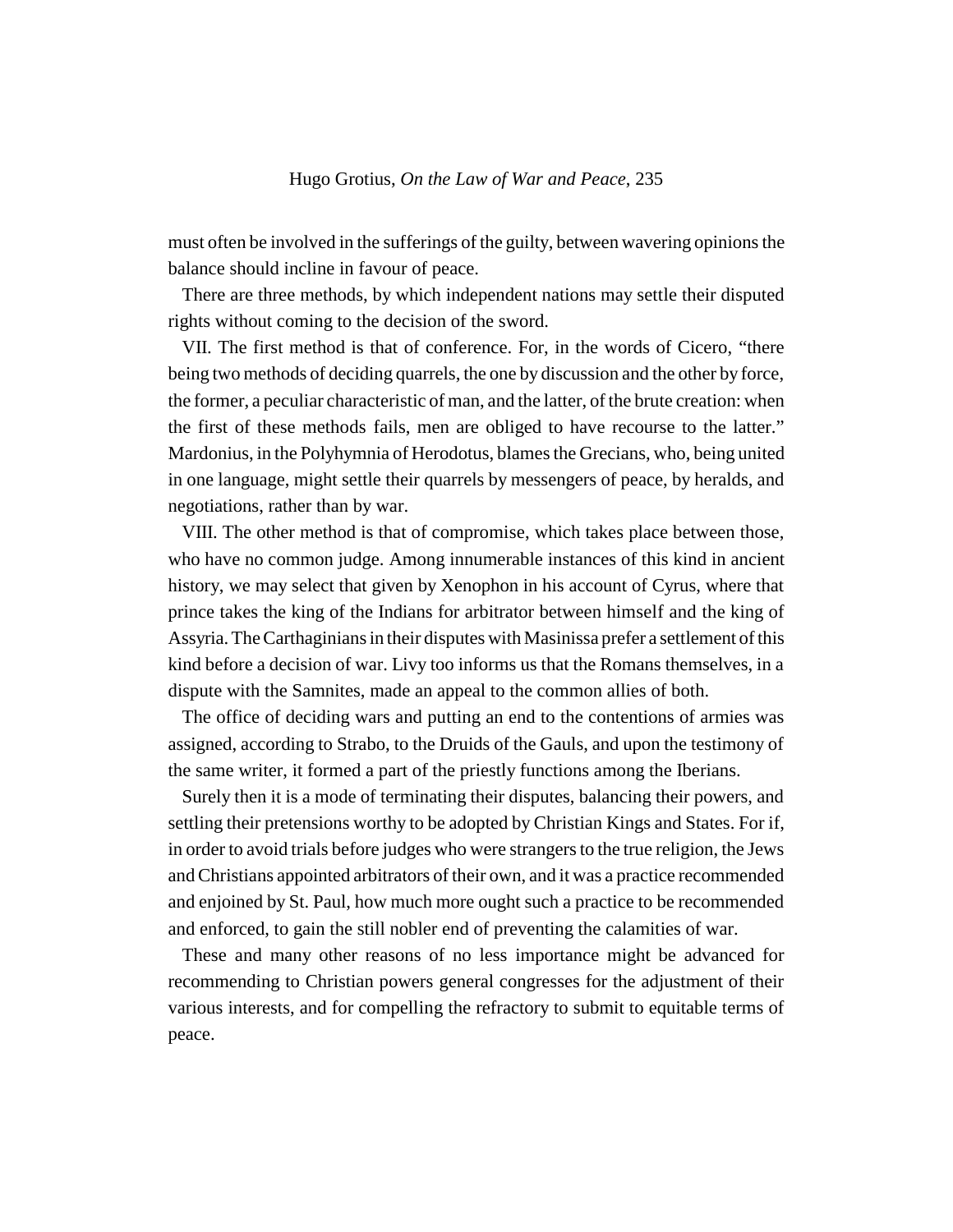must often be involved in the sufferings of the guilty, between wavering opinions the balance should incline in favour of peace.

There are three methods, by which independent nations may settle their disputed rights without coming to the decision of the sword.

VII. The first method is that of conference. For, in the words of Cicero, "there being two methods of deciding quarrels, the one by discussion and the other by force, the former, a peculiar characteristic of man, and the latter, of the brute creation: when the first of these methods fails, men are obliged to have recourse to the latter." Mardonius, in the Polyhymnia of Herodotus, blames the Grecians, who, being united in one language, might settle their quarrels by messengers of peace, by heralds, and negotiations, rather than by war.

VIII. The other method is that of compromise, which takes place between those, who have no common judge. Among innumerable instances of this kind in ancient history, we may select that given by Xenophon in his account of Cyrus, where that prince takes the king of the Indians for arbitrator between himself and the king of Assyria. The Carthaginians in their disputes with Masinissa prefer a settlement of this kind before a decision of war. Livy too informs us that the Romans themselves, in a dispute with the Samnites, made an appeal to the common allies of both.

The office of deciding wars and putting an end to the contentions of armies was assigned, according to Strabo, to the Druids of the Gauls, and upon the testimony of the same writer, it formed a part of the priestly functions among the Iberians.

Surely then it is a mode of terminating their disputes, balancing their powers, and settling their pretensions worthy to be adopted by Christian Kings and States. For if, in order to avoid trials before judges who were strangers to the true religion, the Jews and Christians appointed arbitrators of their own, and it was a practice recommended and enjoined by St. Paul, how much more ought such a practice to be recommended and enforced, to gain the still nobler end of preventing the calamities of war.

These and many other reasons of no less importance might be advanced for recommending to Christian powers general congresses for the adjustment of their various interests, and for compelling the refractory to submit to equitable terms of peace.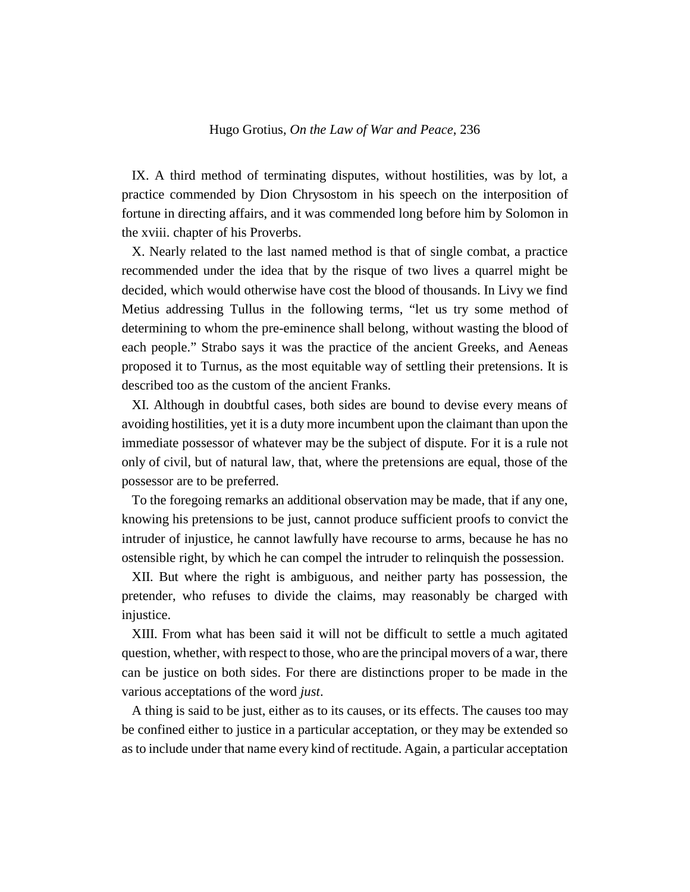IX. A third method of terminating disputes, without hostilities, was by lot, a practice commended by Dion Chrysostom in his speech on the interposition of fortune in directing affairs, and it was commended long before him by Solomon in the xviii. chapter of his Proverbs.

X. Nearly related to the last named method is that of single combat, a practice recommended under the idea that by the risque of two lives a quarrel might be decided, which would otherwise have cost the blood of thousands. In Livy we find Metius addressing Tullus in the following terms, "let us try some method of determining to whom the pre-eminence shall belong, without wasting the blood of each people." Strabo says it was the practice of the ancient Greeks, and Aeneas proposed it to Turnus, as the most equitable way of settling their pretensions. It is described too as the custom of the ancient Franks.

XI. Although in doubtful cases, both sides are bound to devise every means of avoiding hostilities, yet it is a duty more incumbent upon the claimant than upon the immediate possessor of whatever may be the subject of dispute. For it is a rule not only of civil, but of natural law, that, where the pretensions are equal, those of the possessor are to be preferred.

To the foregoing remarks an additional observation may be made, that if any one, knowing his pretensions to be just, cannot produce sufficient proofs to convict the intruder of injustice, he cannot lawfully have recourse to arms, because he has no ostensible right, by which he can compel the intruder to relinquish the possession.

XII. But where the right is ambiguous, and neither party has possession, the pretender, who refuses to divide the claims, may reasonably be charged with injustice.

XIII. From what has been said it will not be difficult to settle a much agitated question, whether, with respect to those, who are the principal movers of a war, there can be justice on both sides. For there are distinctions proper to be made in the various acceptations of the word *just*.

A thing is said to be just, either as to its causes, or its effects. The causes too may be confined either to justice in a particular acceptation, or they may be extended so as to include under that name every kind of rectitude. Again, a particular acceptation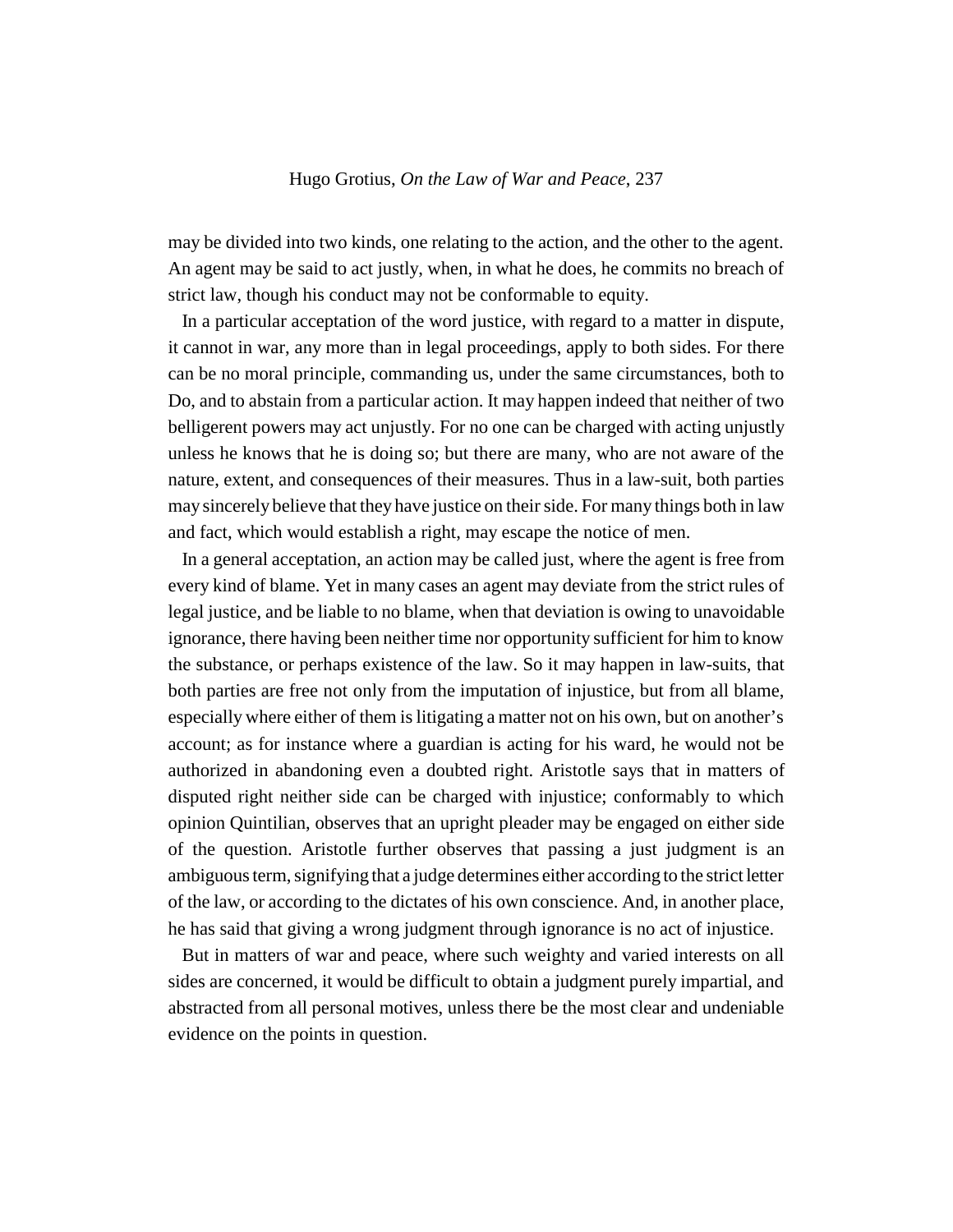may be divided into two kinds, one relating to the action, and the other to the agent. An agent may be said to act justly, when, in what he does, he commits no breach of strict law, though his conduct may not be conformable to equity.

In a particular acceptation of the word justice, with regard to a matter in dispute, it cannot in war, any more than in legal proceedings, apply to both sides. For there can be no moral principle, commanding us, under the same circumstances, both to Do, and to abstain from a particular action. It may happen indeed that neither of two belligerent powers may act unjustly. For no one can be charged with acting unjustly unless he knows that he is doing so; but there are many, who are not aware of the nature, extent, and consequences of their measures. Thus in a law-suit, both parties may sincerely believe that they have justice on their side. For many things both in law and fact, which would establish a right, may escape the notice of men.

In a general acceptation, an action may be called just, where the agent is free from every kind of blame. Yet in many cases an agent may deviate from the strict rules of legal justice, and be liable to no blame, when that deviation is owing to unavoidable ignorance, there having been neither time nor opportunity sufficient for him to know the substance, or perhaps existence of the law. So it may happen in law-suits, that both parties are free not only from the imputation of injustice, but from all blame, especially where either of them is litigating a matter not on his own, but on another's account; as for instance where a guardian is acting for his ward, he would not be authorized in abandoning even a doubted right. Aristotle says that in matters of disputed right neither side can be charged with injustice; conformably to which opinion Quintilian, observes that an upright pleader may be engaged on either side of the question. Aristotle further observes that passing a just judgment is an ambiguous term, signifying that a judge determines either according to the strict letter of the law, or according to the dictates of his own conscience. And, in another place, he has said that giving a wrong judgment through ignorance is no act of injustice.

But in matters of war and peace, where such weighty and varied interests on all sides are concerned, it would be difficult to obtain a judgment purely impartial, and abstracted from all personal motives, unless there be the most clear and undeniable evidence on the points in question.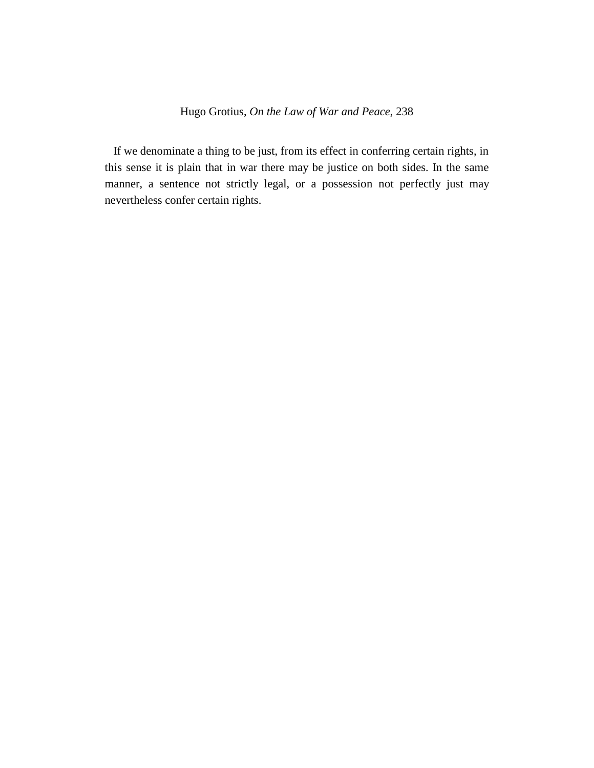If we denominate a thing to be just, from its effect in conferring certain rights, in this sense it is plain that in war there may be justice on both sides. In the same manner, a sentence not strictly legal, or a possession not perfectly just may nevertheless confer certain rights.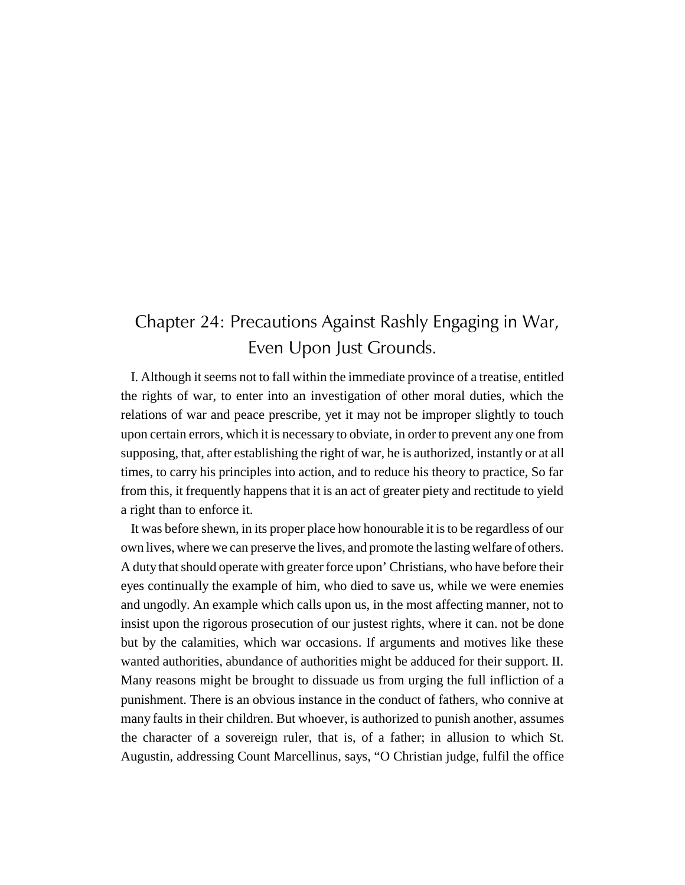# Chapter 24: Precautions Against Rashly Engaging in War, Even Upon Just Grounds.

I. Although it seems not to fall within the immediate province of a treatise, entitled the rights of war, to enter into an investigation of other moral duties, which the relations of war and peace prescribe, yet it may not be improper slightly to touch upon certain errors, which it is necessary to obviate, in order to prevent any one from supposing, that, after establishing the right of war, he is authorized, instantly or at all times, to carry his principles into action, and to reduce his theory to practice, So far from this, it frequently happens that it is an act of greater piety and rectitude to yield a right than to enforce it.

It was before shewn, in its proper place how honourable it is to be regardless of our own lives, where we can preserve the lives, and promote the lasting welfare of others. A duty that should operate with greater force upon' Christians, who have before their eyes continually the example of him, who died to save us, while we were enemies and ungodly. An example which calls upon us, in the most affecting manner, not to insist upon the rigorous prosecution of our justest rights, where it can. not be done but by the calamities, which war occasions. If arguments and motives like these wanted authorities, abundance of authorities might be adduced for their support. II. Many reasons might be brought to dissuade us from urging the full infliction of a punishment. There is an obvious instance in the conduct of fathers, who connive at many faults in their children. But whoever, is authorized to punish another, assumes the character of a sovereign ruler, that is, of a father; in allusion to which St. Augustin, addressing Count Marcellinus, says, "O Christian judge, fulfil the office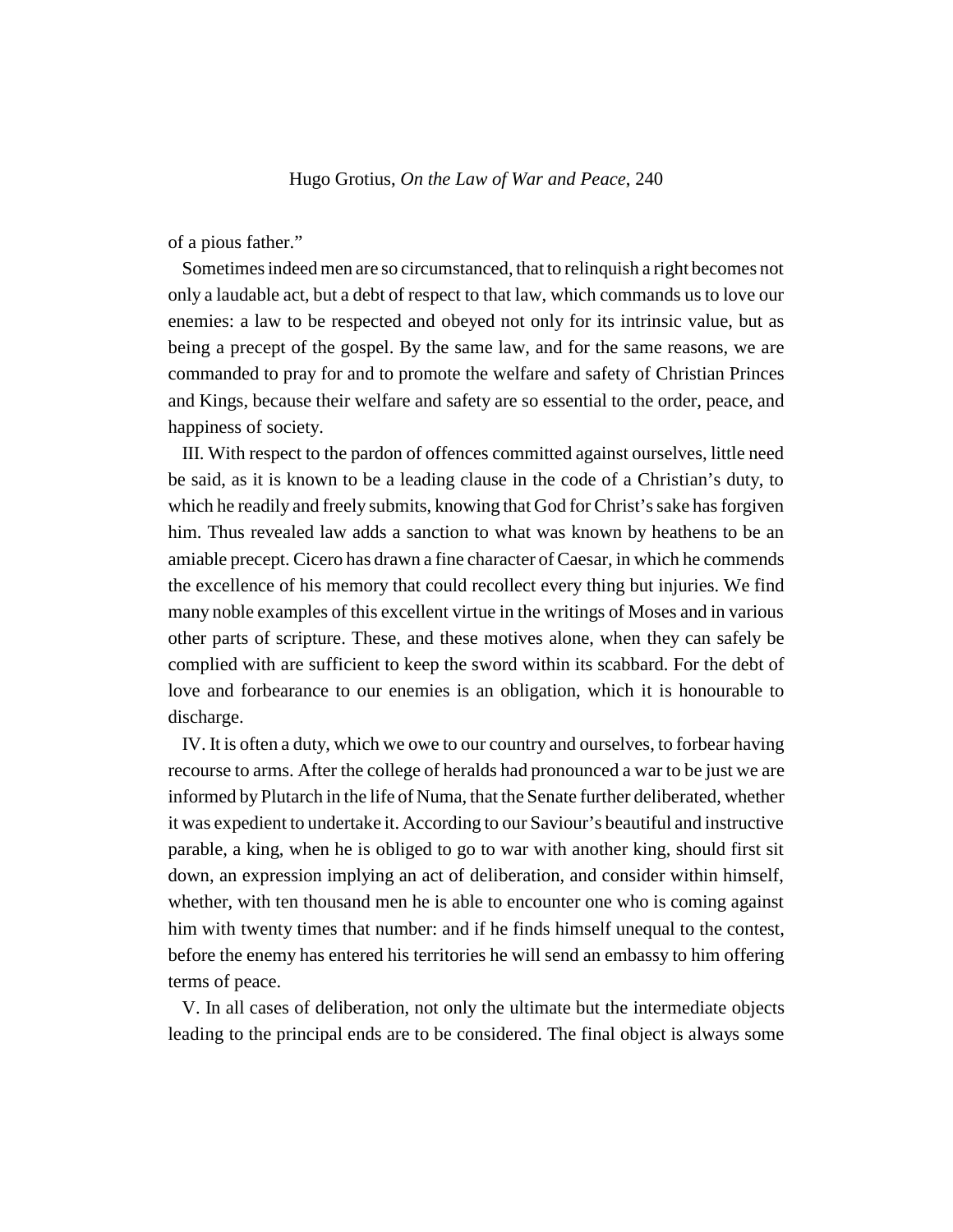of a pious father."

Sometimes indeed men are so circumstanced, that to relinquish a right becomes not only a laudable act, but a debt of respect to that law, which commands us to love our enemies: a law to be respected and obeyed not only for its intrinsic value, but as being a precept of the gospel. By the same law, and for the same reasons, we are commanded to pray for and to promote the welfare and safety of Christian Princes and Kings, because their welfare and safety are so essential to the order, peace, and happiness of society.

III. With respect to the pardon of offences committed against ourselves, little need be said, as it is known to be a leading clause in the code of a Christian's duty, to which he readily and freely submits, knowing that God for Christ's sake has forgiven him. Thus revealed law adds a sanction to what was known by heathens to be an amiable precept. Cicero has drawn a fine character of Caesar, in which he commends the excellence of his memory that could recollect every thing but injuries. We find many noble examples of this excellent virtue in the writings of Moses and in various other parts of scripture. These, and these motives alone, when they can safely be complied with are sufficient to keep the sword within its scabbard. For the debt of love and forbearance to our enemies is an obligation, which it is honourable to discharge.

IV. It is often a duty, which we owe to our country and ourselves, to forbear having recourse to arms. After the college of heralds had pronounced a war to be just we are informed by Plutarch in the life of Numa, that the Senate further deliberated, whether it was expedient to undertake it. According to our Saviour's beautiful and instructive parable, a king, when he is obliged to go to war with another king, should first sit down, an expression implying an act of deliberation, and consider within himself, whether, with ten thousand men he is able to encounter one who is coming against him with twenty times that number: and if he finds himself unequal to the contest, before the enemy has entered his territories he will send an embassy to him offering terms of peace.

V. In all cases of deliberation, not only the ultimate but the intermediate objects leading to the principal ends are to be considered. The final object is always some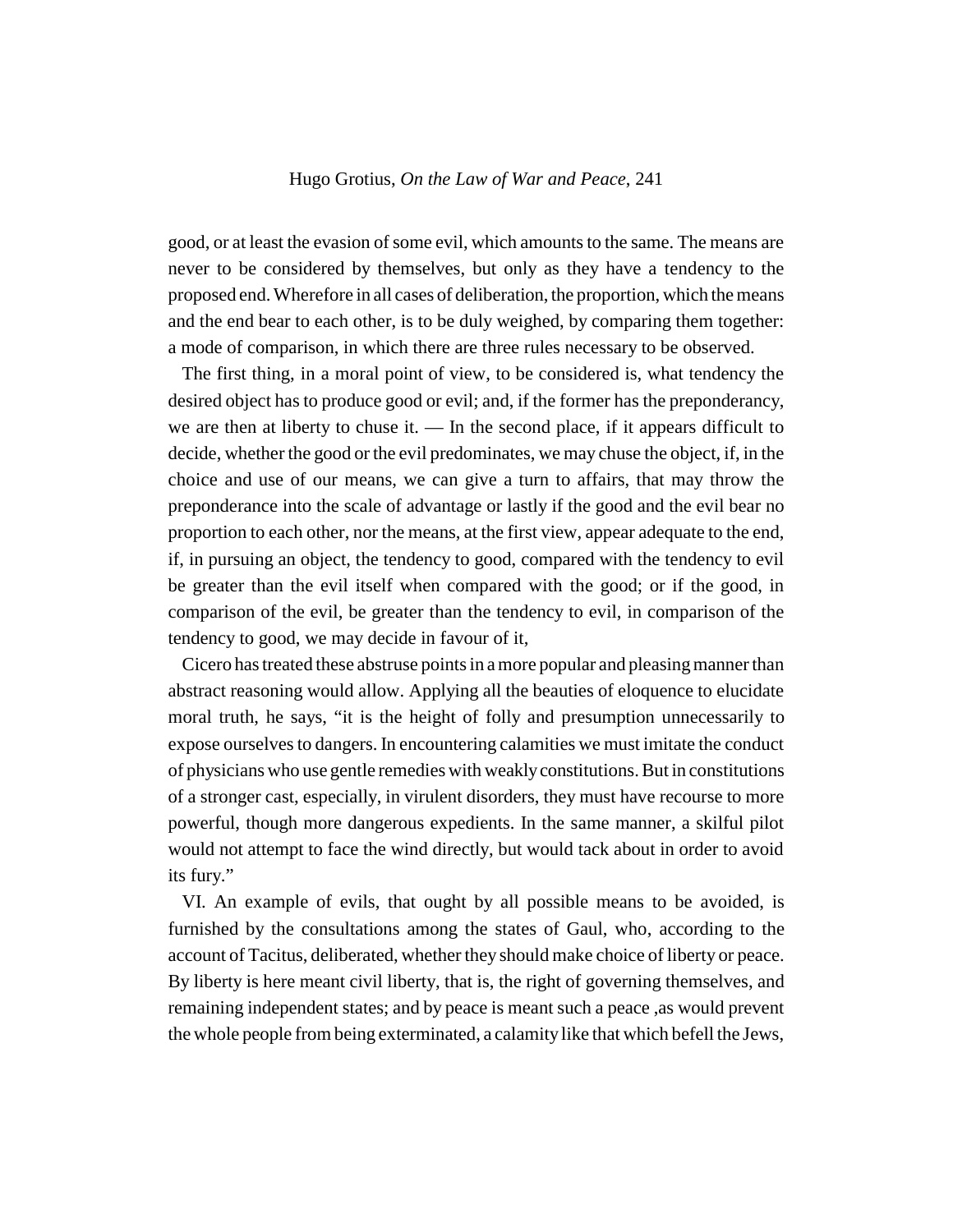good, or at least the evasion of some evil, which amounts to the same. The means are never to be considered by themselves, but only as they have a tendency to the proposed end. Wherefore in all cases of deliberation, the proportion, which the means and the end bear to each other, is to be duly weighed, by comparing them together: a mode of comparison, in which there are three rules necessary to be observed.

The first thing, in a moral point of view, to be considered is, what tendency the desired object has to produce good or evil; and, if the former has the preponderancy, we are then at liberty to chuse it. — In the second place, if it appears difficult to decide, whether the good or the evil predominates, we may chuse the object, if, in the choice and use of our means, we can give a turn to affairs, that may throw the preponderance into the scale of advantage or lastly if the good and the evil bear no proportion to each other, nor the means, at the first view, appear adequate to the end, if, in pursuing an object, the tendency to good, compared with the tendency to evil be greater than the evil itself when compared with the good; or if the good, in comparison of the evil, be greater than the tendency to evil, in comparison of the tendency to good, we may decide in favour of it,

Cicero has treated these abstruse points in a more popular and pleasing manner than abstract reasoning would allow. Applying all the beauties of eloquence to elucidate moral truth, he says, "it is the height of folly and presumption unnecessarily to expose ourselves to dangers. In encountering calamities we must imitate the conduct of physicians who use gentle remedies with weakly constitutions. But in constitutions of a stronger cast, especially, in virulent disorders, they must have recourse to more powerful, though more dangerous expedients. In the same manner, a skilful pilot would not attempt to face the wind directly, but would tack about in order to avoid its fury."

VI. An example of evils, that ought by all possible means to be avoided, is furnished by the consultations among the states of Gaul, who, according to the account of Tacitus, deliberated, whether they should make choice of liberty or peace. By liberty is here meant civil liberty, that is, the right of governing themselves, and remaining independent states; and by peace is meant such a peace ,as would prevent the whole people from being exterminated, a calamity like that which befell the Jews,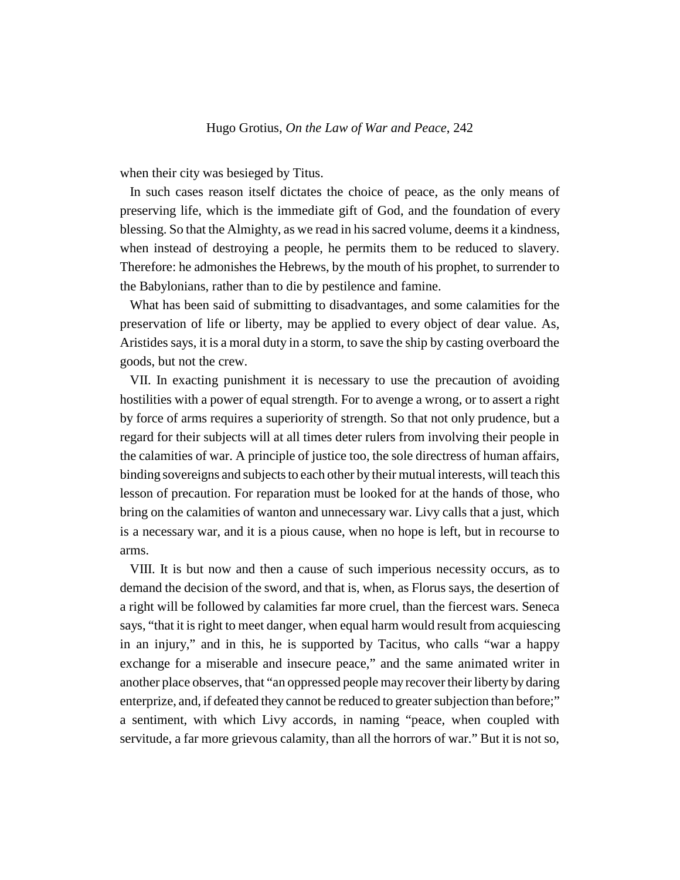when their city was besieged by Titus.

In such cases reason itself dictates the choice of peace, as the only means of preserving life, which is the immediate gift of God, and the foundation of every blessing. So that the Almighty, as we read in his sacred volume, deems it a kindness, when instead of destroying a people, he permits them to be reduced to slavery. Therefore: he admonishes the Hebrews, by the mouth of his prophet, to surrender to the Babylonians, rather than to die by pestilence and famine.

What has been said of submitting to disadvantages, and some calamities for the preservation of life or liberty, may be applied to every object of dear value. As, Aristides says, it is a moral duty in a storm, to save the ship by casting overboard the goods, but not the crew.

VII. In exacting punishment it is necessary to use the precaution of avoiding hostilities with a power of equal strength. For to avenge a wrong, or to assert a right by force of arms requires a superiority of strength. So that not only prudence, but a regard for their subjects will at all times deter rulers from involving their people in the calamities of war. A principle of justice too, the sole directress of human affairs, binding sovereigns and subjects to each other by their mutual interests, will teach this lesson of precaution. For reparation must be looked for at the hands of those, who bring on the calamities of wanton and unnecessary war. Livy calls that a just, which is a necessary war, and it is a pious cause, when no hope is left, but in recourse to arms.

VIII. It is but now and then a cause of such imperious necessity occurs, as to demand the decision of the sword, and that is, when, as Florus says, the desertion of a right will be followed by calamities far more cruel, than the fiercest wars. Seneca says, "that it is right to meet danger, when equal harm would result from acquiescing in an injury," and in this, he is supported by Tacitus, who calls "war a happy exchange for a miserable and insecure peace," and the same animated writer in another place observes, that "an oppressed people may recover their liberty by daring enterprize, and, if defeated they cannot be reduced to greater subjection than before;" a sentiment, with which Livy accords, in naming "peace, when coupled with servitude, a far more grievous calamity, than all the horrors of war." But it is not so,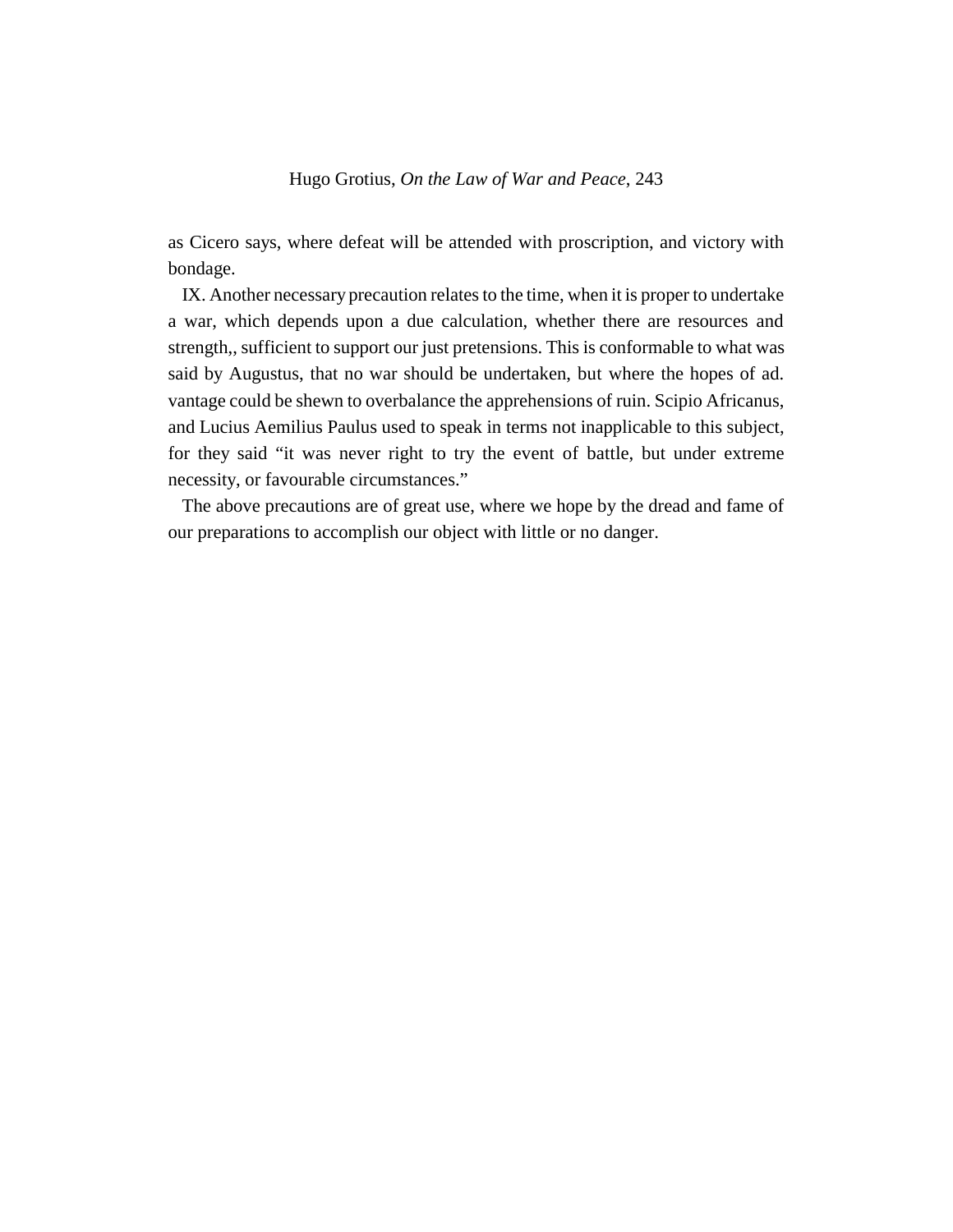as Cicero says, where defeat will be attended with proscription, and victory with bondage.

IX. Another necessary precaution relates to the time, when it is proper to undertake a war, which depends upon a due calculation, whether there are resources and strength,, sufficient to support our just pretensions. This is conformable to what was said by Augustus, that no war should be undertaken, but where the hopes of ad. vantage could be shewn to overbalance the apprehensions of ruin. Scipio Africanus, and Lucius Aemilius Paulus used to speak in terms not inapplicable to this subject, for they said "it was never right to try the event of battle, but under extreme necessity, or favourable circumstances."

The above precautions are of great use, where we hope by the dread and fame of our preparations to accomplish our object with little or no danger.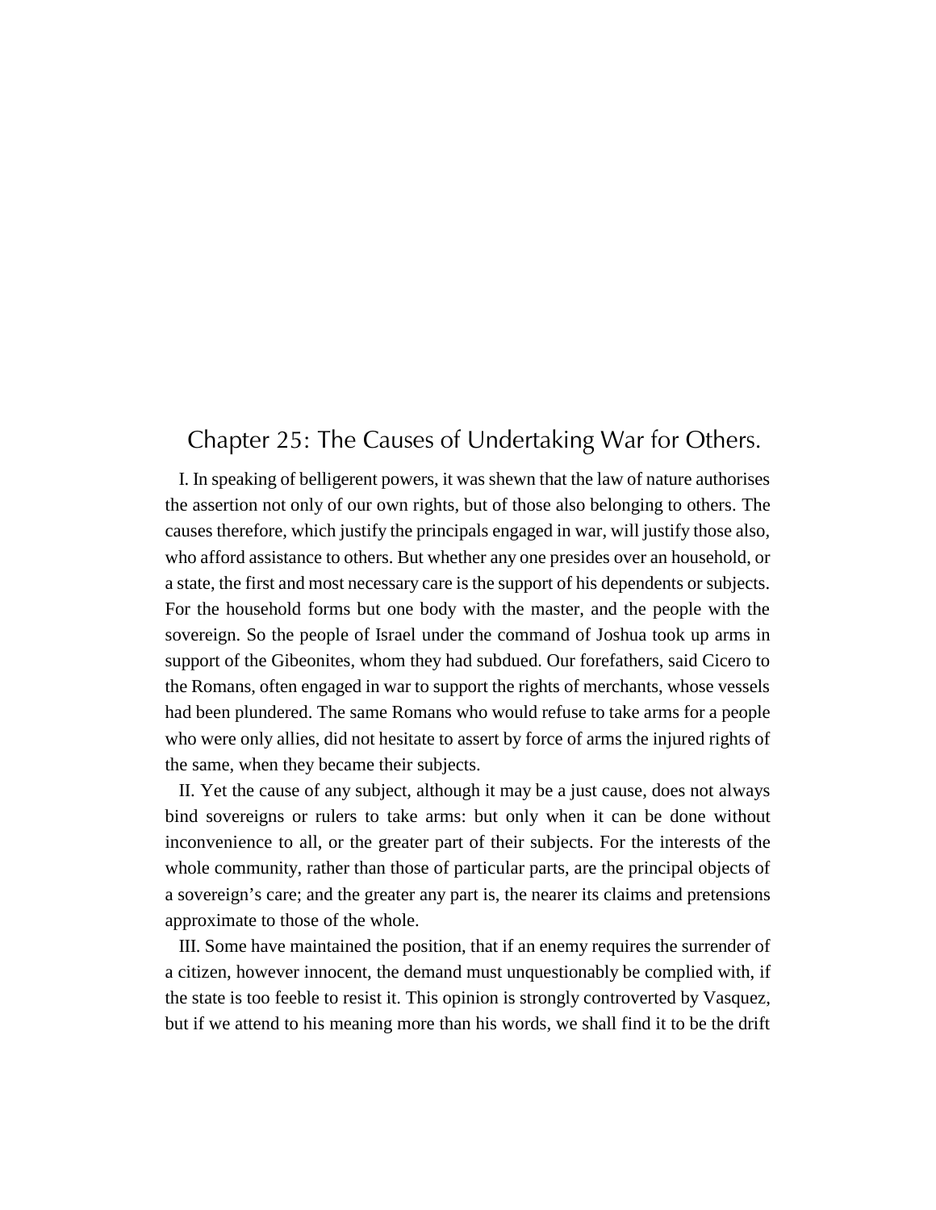## Chapter 25: The Causes of Undertaking War for Others.

I. In speaking of belligerent powers, it was shewn that the law of nature authorises the assertion not only of our own rights, but of those also belonging to others. The causes therefore, which justify the principals engaged in war, will justify those also, who afford assistance to others. But whether any one presides over an household, or a state, the first and most necessary care is the support of his dependents or subjects. For the household forms but one body with the master, and the people with the sovereign. So the people of Israel under the command of Joshua took up arms in support of the Gibeonites, whom they had subdued. Our forefathers, said Cicero to the Romans, often engaged in war to support the rights of merchants, whose vessels had been plundered. The same Romans who would refuse to take arms for a people who were only allies, did not hesitate to assert by force of arms the injured rights of the same, when they became their subjects.

II. Yet the cause of any subject, although it may be a just cause, does not always bind sovereigns or rulers to take arms: but only when it can be done without inconvenience to all, or the greater part of their subjects. For the interests of the whole community, rather than those of particular parts, are the principal objects of a sovereign's care; and the greater any part is, the nearer its claims and pretensions approximate to those of the whole.

III. Some have maintained the position, that if an enemy requires the surrender of a citizen, however innocent, the demand must unquestionably be complied with, if the state is too feeble to resist it. This opinion is strongly controverted by Vasquez, but if we attend to his meaning more than his words, we shall find it to be the drift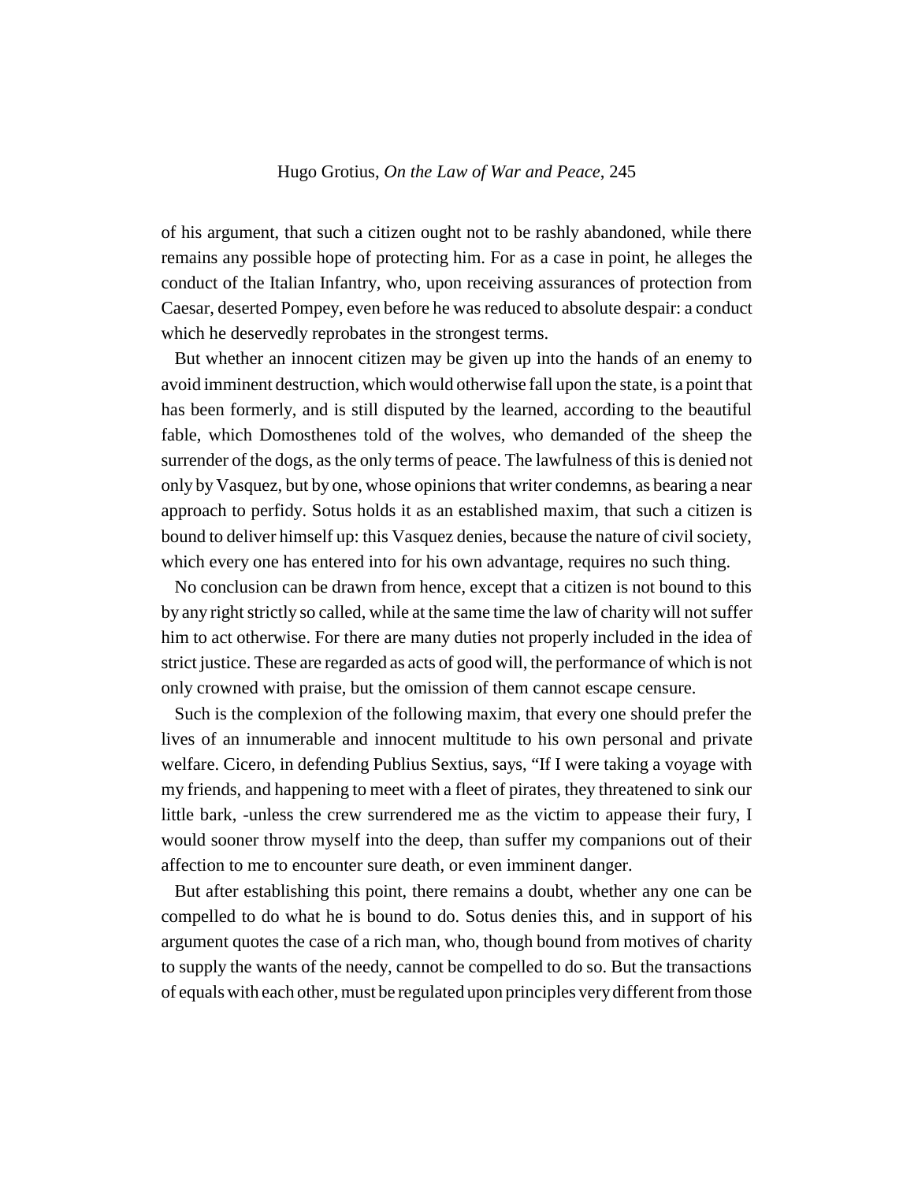of his argument, that such a citizen ought not to be rashly abandoned, while there remains any possible hope of protecting him. For as a case in point, he alleges the conduct of the Italian Infantry, who, upon receiving assurances of protection from Caesar, deserted Pompey, even before he was reduced to absolute despair: a conduct which he deservedly reprobates in the strongest terms.

But whether an innocent citizen may be given up into the hands of an enemy to avoid imminent destruction, which would otherwise fall upon the state, is a point that has been formerly, and is still disputed by the learned, according to the beautiful fable, which Domosthenes told of the wolves, who demanded of the sheep the surrender of the dogs, as the only terms of peace. The lawfulness of this is denied not only by Vasquez, but by one, whose opinions that writer condemns, as bearing a near approach to perfidy. Sotus holds it as an established maxim, that such a citizen is bound to deliver himself up: this Vasquez denies, because the nature of civil society, which every one has entered into for his own advantage, requires no such thing.

No conclusion can be drawn from hence, except that a citizen is not bound to this by any right strictly so called, while at the same time the law of charity will not suffer him to act otherwise. For there are many duties not properly included in the idea of strict justice. These are regarded as acts of good will, the performance of which is not only crowned with praise, but the omission of them cannot escape censure.

Such is the complexion of the following maxim, that every one should prefer the lives of an innumerable and innocent multitude to his own personal and private welfare. Cicero, in defending Publius Sextius, says, "If I were taking a voyage with my friends, and happening to meet with a fleet of pirates, they threatened to sink our little bark, -unless the crew surrendered me as the victim to appease their fury, I would sooner throw myself into the deep, than suffer my companions out of their affection to me to encounter sure death, or even imminent danger.

But after establishing this point, there remains a doubt, whether any one can be compelled to do what he is bound to do. Sotus denies this, and in support of his argument quotes the case of a rich man, who, though bound from motives of charity to supply the wants of the needy, cannot be compelled to do so. But the transactions of equals with each other, must be regulated upon principles very different from those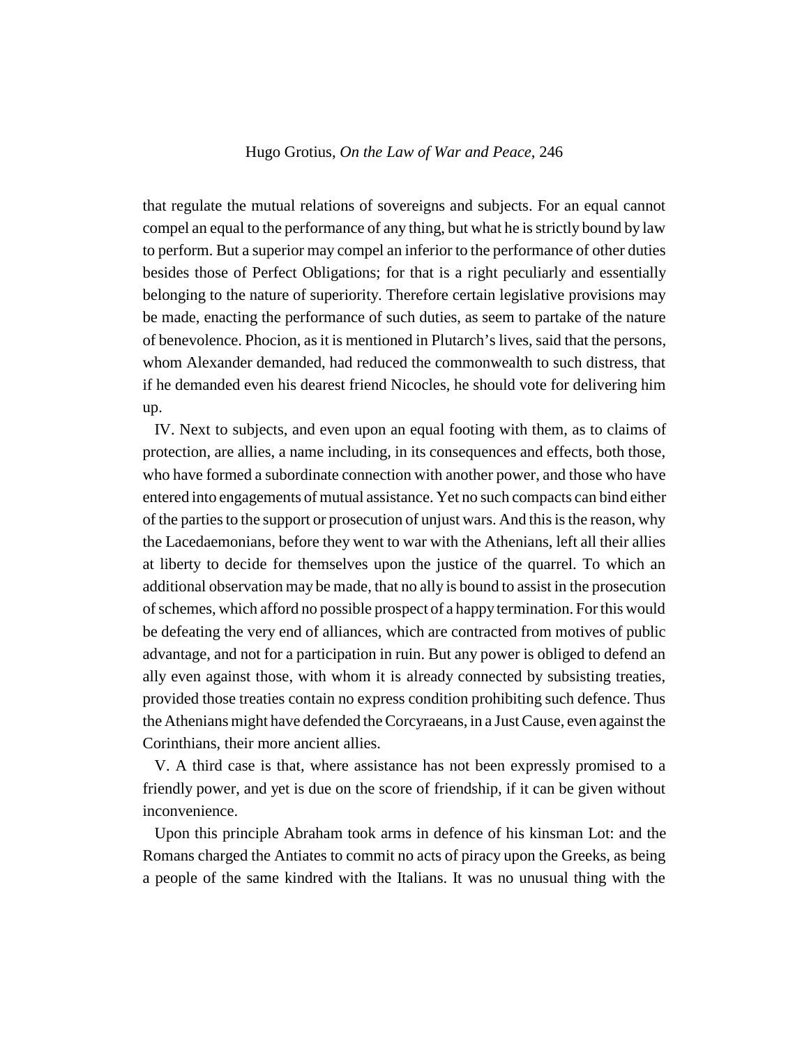that regulate the mutual relations of sovereigns and subjects. For an equal cannot compel an equal to the performance of any thing, but what he is strictly bound by law to perform. But a superior may compel an inferior to the performance of other duties besides those of Perfect Obligations; for that is a right peculiarly and essentially belonging to the nature of superiority. Therefore certain legislative provisions may be made, enacting the performance of such duties, as seem to partake of the nature of benevolence. Phocion, as it is mentioned in Plutarch's lives, said that the persons, whom Alexander demanded, had reduced the commonwealth to such distress, that if he demanded even his dearest friend Nicocles, he should vote for delivering him up.

IV. Next to subjects, and even upon an equal footing with them, as to claims of protection, are allies, a name including, in its consequences and effects, both those, who have formed a subordinate connection with another power, and those who have entered into engagements of mutual assistance. Yet no such compacts can bind either of the parties to the support or prosecution of unjust wars. And this is the reason, why the Lacedaemonians, before they went to war with the Athenians, left all their allies at liberty to decide for themselves upon the justice of the quarrel. To which an additional observation may be made, that no ally is bound to assist in the prosecution of schemes, which afford no possible prospect of a happy termination. For this would be defeating the very end of alliances, which are contracted from motives of public advantage, and not for a participation in ruin. But any power is obliged to defend an ally even against those, with whom it is already connected by subsisting treaties, provided those treaties contain no express condition prohibiting such defence. Thus the Athenians might have defended the Corcyraeans, in a Just Cause, even against the Corinthians, their more ancient allies.

V. A third case is that, where assistance has not been expressly promised to a friendly power, and yet is due on the score of friendship, if it can be given without inconvenience.

Upon this principle Abraham took arms in defence of his kinsman Lot: and the Romans charged the Antiates to commit no acts of piracy upon the Greeks, as being a people of the same kindred with the Italians. It was no unusual thing with the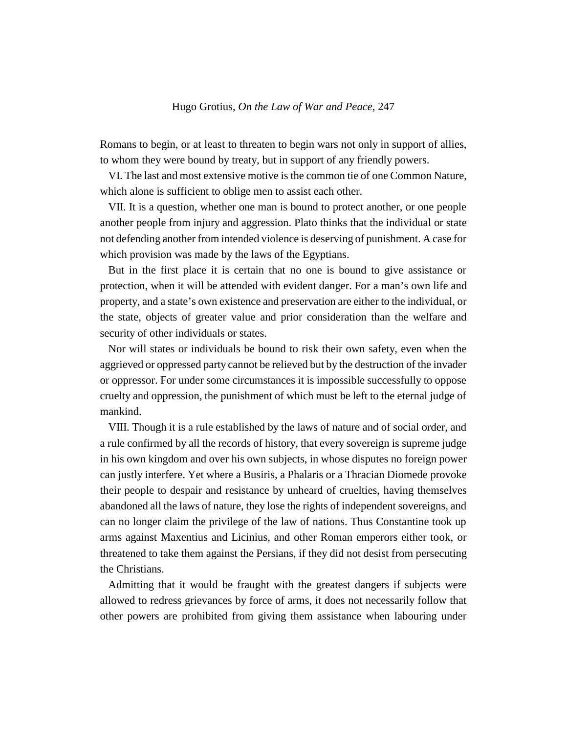Romans to begin, or at least to threaten to begin wars not only in support of allies, to whom they were bound by treaty, but in support of any friendly powers.

VI. The last and most extensive motive is the common tie of one Common Nature, which alone is sufficient to oblige men to assist each other.

VII. It is a question, whether one man is bound to protect another, or one people another people from injury and aggression. Plato thinks that the individual or state not defending another from intended violence is deserving of punishment. A case for which provision was made by the laws of the Egyptians.

But in the first place it is certain that no one is bound to give assistance or protection, when it will be attended with evident danger. For a man's own life and property, and a state's own existence and preservation are either to the individual, or the state, objects of greater value and prior consideration than the welfare and security of other individuals or states.

Nor will states or individuals be bound to risk their own safety, even when the aggrieved or oppressed party cannot be relieved but by the destruction of the invader or oppressor. For under some circumstances it is impossible successfully to oppose cruelty and oppression, the punishment of which must be left to the eternal judge of mankind.

VIII. Though it is a rule established by the laws of nature and of social order, and a rule confirmed by all the records of history, that every sovereign is supreme judge in his own kingdom and over his own subjects, in whose disputes no foreign power can justly interfere. Yet where a Busiris, a Phalaris or a Thracian Diomede provoke their people to despair and resistance by unheard of cruelties, having themselves abandoned all the laws of nature, they lose the rights of independent sovereigns, and can no longer claim the privilege of the law of nations. Thus Constantine took up arms against Maxentius and Licinius, and other Roman emperors either took, or threatened to take them against the Persians, if they did not desist from persecuting the Christians.

Admitting that it would be fraught with the greatest dangers if subjects were allowed to redress grievances by force of arms, it does not necessarily follow that other powers are prohibited from giving them assistance when labouring under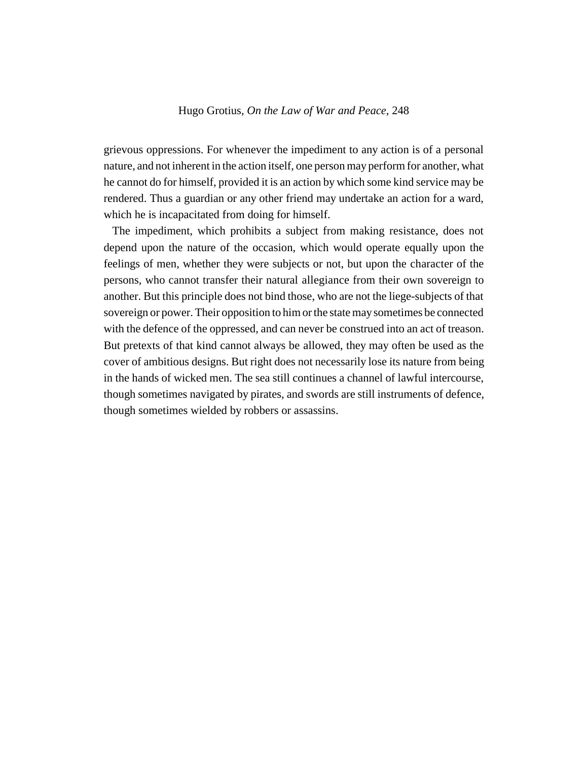grievous oppressions. For whenever the impediment to any action is of a personal nature, and not inherent in the action itself, one person may perform for another, what he cannot do for himself, provided it is an action by which some kind service may be rendered. Thus a guardian or any other friend may undertake an action for a ward, which he is incapacitated from doing for himself.

The impediment, which prohibits a subject from making resistance, does not depend upon the nature of the occasion, which would operate equally upon the feelings of men, whether they were subjects or not, but upon the character of the persons, who cannot transfer their natural allegiance from their own sovereign to another. But this principle does not bind those, who are not the liege-subjects of that sovereign or power. Their opposition to him or the state may sometimes be connected with the defence of the oppressed, and can never be construed into an act of treason. But pretexts of that kind cannot always be allowed, they may often be used as the cover of ambitious designs. But right does not necessarily lose its nature from being in the hands of wicked men. The sea still continues a channel of lawful intercourse, though sometimes navigated by pirates, and swords are still instruments of defence, though sometimes wielded by robbers or assassins.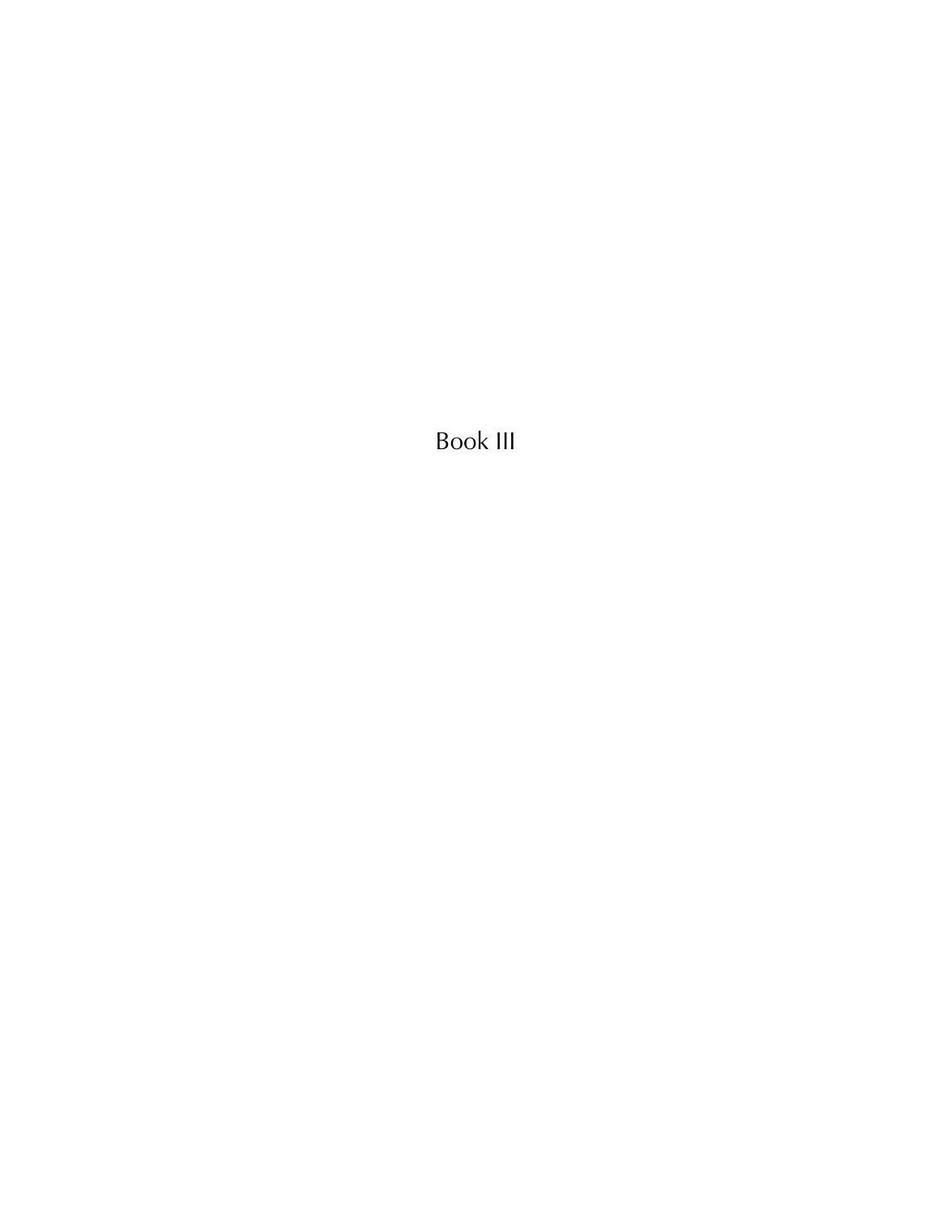# Book III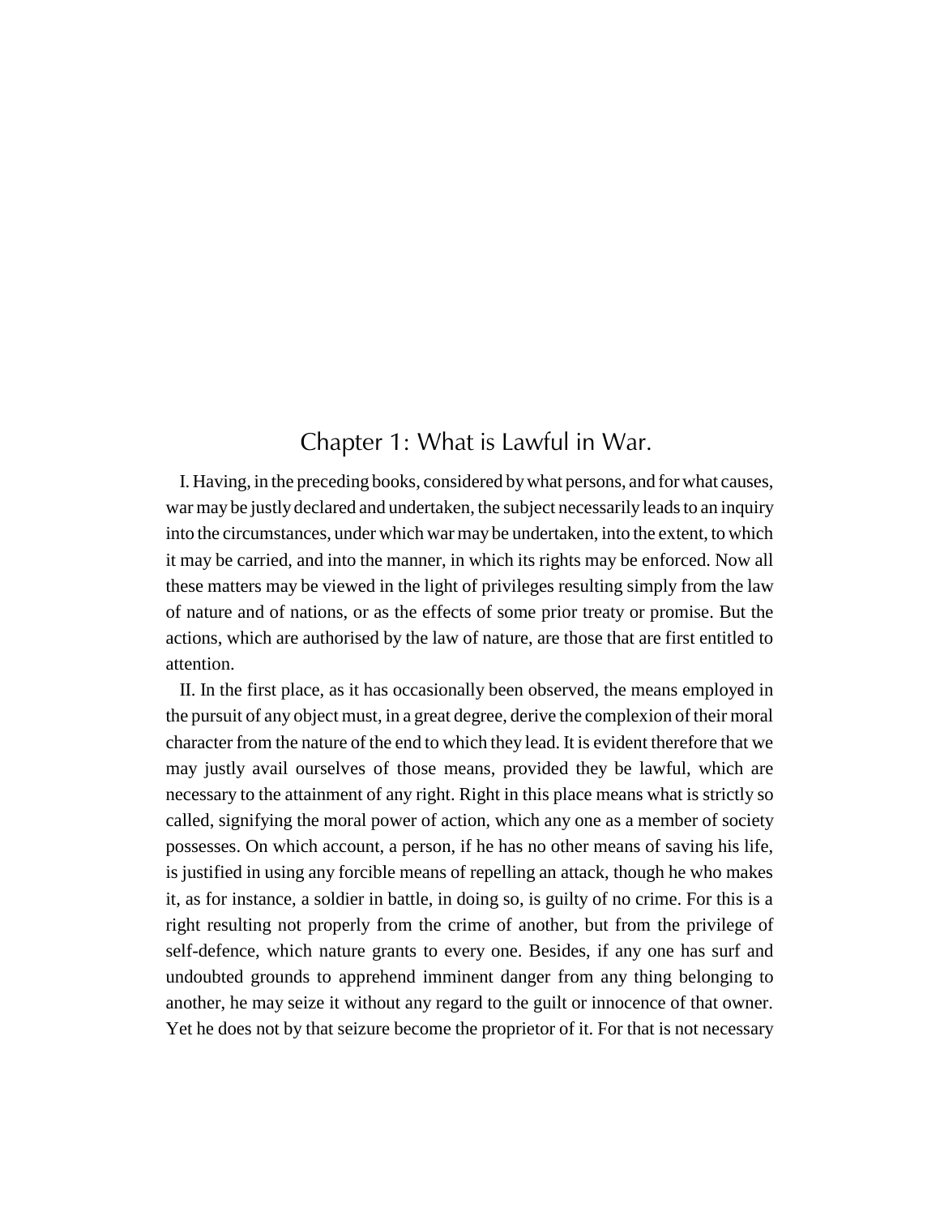## Chapter 1: What is Lawful in War.

I. Having, in the preceding books, considered by what persons, and for what causes, war may be justly declared and undertaken, the subject necessarily leads to an inquiry into the circumstances, under which war may be undertaken, into the extent, to which it may be carried, and into the manner, in which its rights may be enforced. Now all these matters may be viewed in the light of privileges resulting simply from the law of nature and of nations, or as the effects of some prior treaty or promise. But the actions, which are authorised by the law of nature, are those that are first entitled to attention.

II. In the first place, as it has occasionally been observed, the means employed in the pursuit of any object must, in a great degree, derive the complexion of their moral character from the nature of the end to which they lead. It is evident therefore that we may justly avail ourselves of those means, provided they be lawful, which are necessary to the attainment of any right. Right in this place means what is strictly so called, signifying the moral power of action, which any one as a member of society possesses. On which account, a person, if he has no other means of saving his life, is justified in using any forcible means of repelling an attack, though he who makes it, as for instance, a soldier in battle, in doing so, is guilty of no crime. For this is a right resulting not properly from the crime of another, but from the privilege of self-defence, which nature grants to every one. Besides, if any one has surf and undoubted grounds to apprehend imminent danger from any thing belonging to another, he may seize it without any regard to the guilt or innocence of that owner. Yet he does not by that seizure become the proprietor of it. For that is not necessary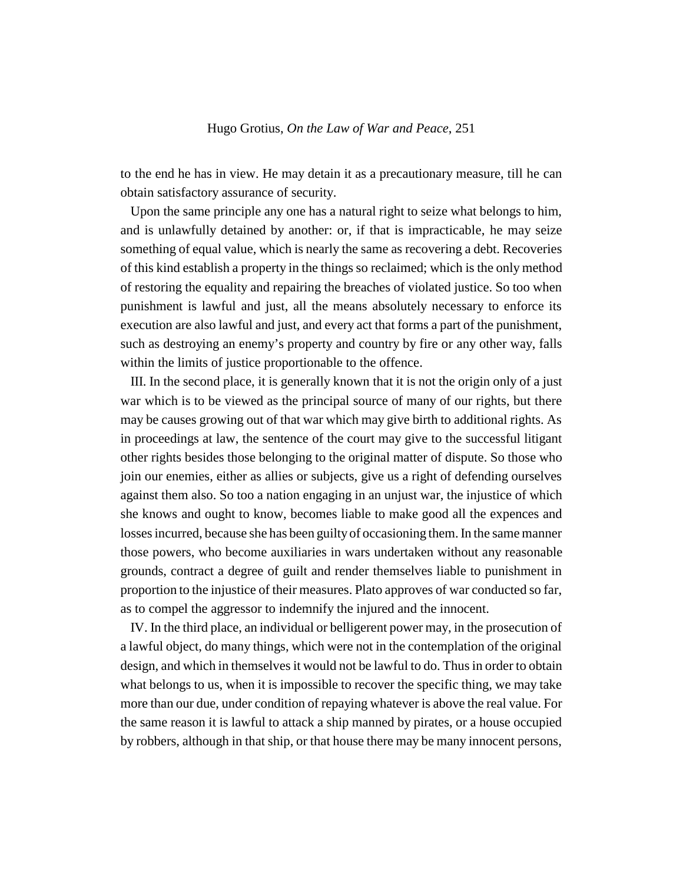to the end he has in view. He may detain it as a precautionary measure, till he can obtain satisfactory assurance of security.

Upon the same principle any one has a natural right to seize what belongs to him, and is unlawfully detained by another: or, if that is impracticable, he may seize something of equal value, which is nearly the same as recovering a debt. Recoveries of this kind establish a property in the things so reclaimed; which is the only method of restoring the equality and repairing the breaches of violated justice. So too when punishment is lawful and just, all the means absolutely necessary to enforce its execution are also lawful and just, and every act that forms a part of the punishment, such as destroying an enemy's property and country by fire or any other way, falls within the limits of justice proportionable to the offence.

III. In the second place, it is generally known that it is not the origin only of a just war which is to be viewed as the principal source of many of our rights, but there may be causes growing out of that war which may give birth to additional rights. As in proceedings at law, the sentence of the court may give to the successful litigant other rights besides those belonging to the original matter of dispute. So those who join our enemies, either as allies or subjects, give us a right of defending ourselves against them also. So too a nation engaging in an unjust war, the injustice of which she knows and ought to know, becomes liable to make good all the expences and losses incurred, because she has been guilty of occasioning them. In the same manner those powers, who become auxiliaries in wars undertaken without any reasonable grounds, contract a degree of guilt and render themselves liable to punishment in proportion to the injustice of their measures. Plato approves of war conducted so far, as to compel the aggressor to indemnify the injured and the innocent.

IV. In the third place, an individual or belligerent power may, in the prosecution of a lawful object, do many things, which were not in the contemplation of the original design, and which in themselves it would not be lawful to do. Thus in order to obtain what belongs to us, when it is impossible to recover the specific thing, we may take more than our due, under condition of repaying whatever is above the real value. For the same reason it is lawful to attack a ship manned by pirates, or a house occupied by robbers, although in that ship, or that house there may be many innocent persons,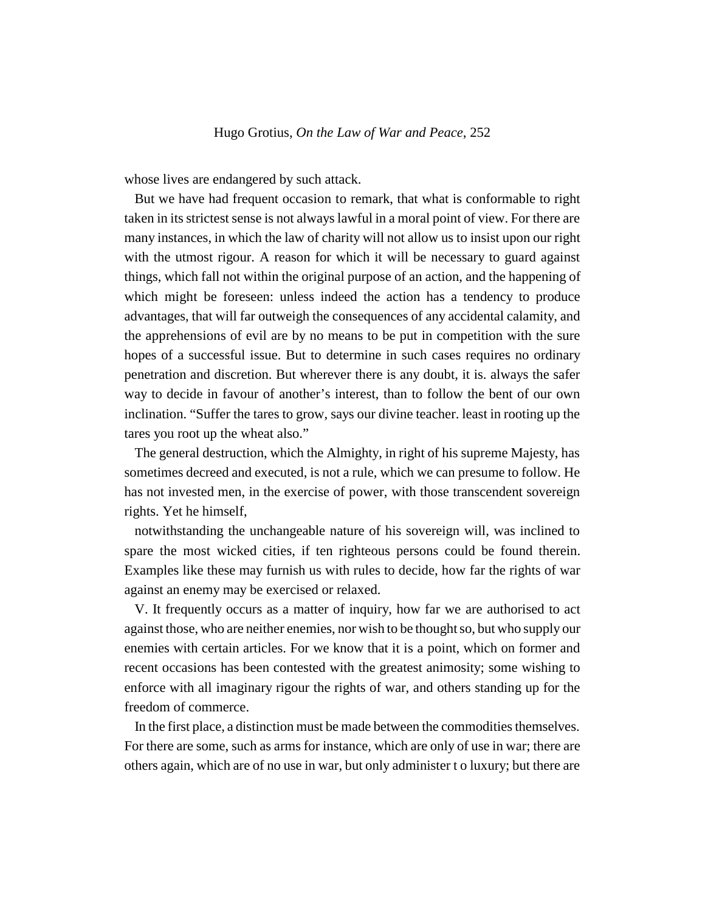whose lives are endangered by such attack.

But we have had frequent occasion to remark, that what is conformable to right taken in its strictest sense is not always lawful in a moral point of view. For there are many instances, in which the law of charity will not allow us to insist upon our right with the utmost rigour. A reason for which it will be necessary to guard against things, which fall not within the original purpose of an action, and the happening of which might be foreseen: unless indeed the action has a tendency to produce advantages, that will far outweigh the consequences of any accidental calamity, and the apprehensions of evil are by no means to be put in competition with the sure hopes of a successful issue. But to determine in such cases requires no ordinary penetration and discretion. But wherever there is any doubt, it is. always the safer way to decide in favour of another's interest, than to follow the bent of our own inclination. "Suffer the tares to grow, says our divine teacher. least in rooting up the tares you root up the wheat also."

The general destruction, which the Almighty, in right of his supreme Majesty, has sometimes decreed and executed, is not a rule, which we can presume to follow. He has not invested men, in the exercise of power, with those transcendent sovereign rights. Yet he himself,

notwithstanding the unchangeable nature of his sovereign will, was inclined to spare the most wicked cities, if ten righteous persons could be found therein. Examples like these may furnish us with rules to decide, how far the rights of war against an enemy may be exercised or relaxed.

V. It frequently occurs as a matter of inquiry, how far we are authorised to act against those, who are neither enemies, nor wish to be thought so, but who supply our enemies with certain articles. For we know that it is a point, which on former and recent occasions has been contested with the greatest animosity; some wishing to enforce with all imaginary rigour the rights of war, and others standing up for the freedom of commerce.

In the first place, a distinction must be made between the commodities themselves. For there are some, such as arms for instance, which are only of use in war; there are others again, which are of no use in war, but only administer t o luxury; but there are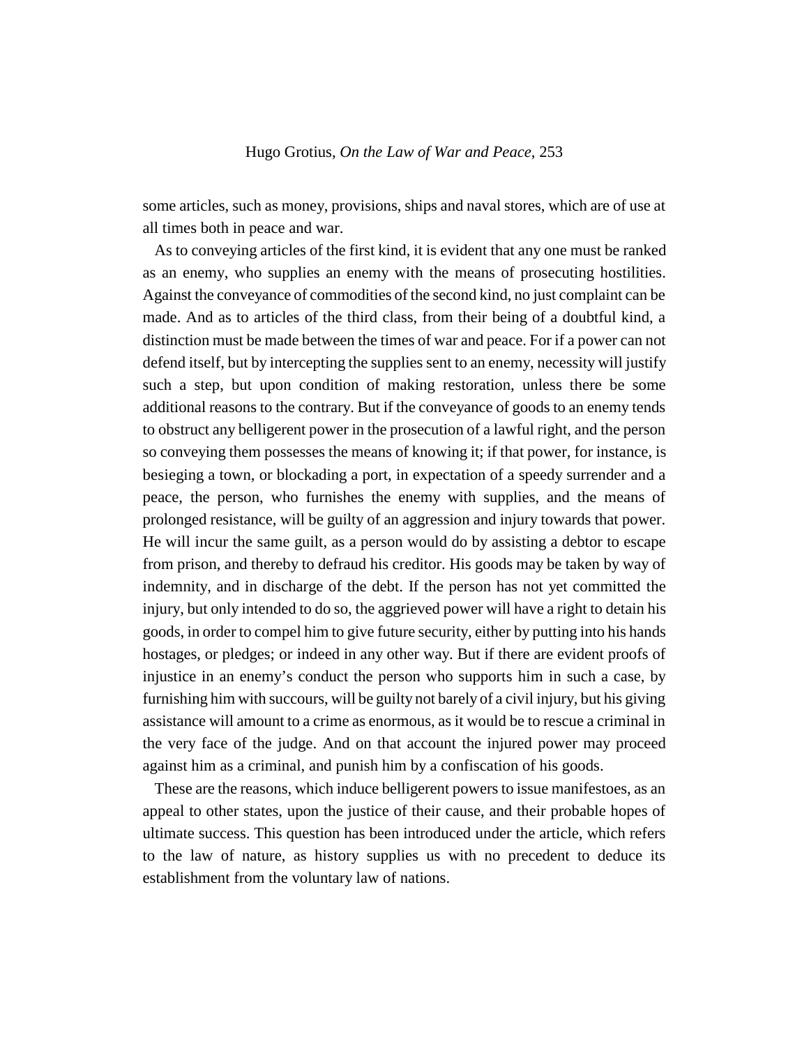some articles, such as money, provisions, ships and naval stores, which are of use at all times both in peace and war.

As to conveying articles of the first kind, it is evident that any one must be ranked as an enemy, who supplies an enemy with the means of prosecuting hostilities. Against the conveyance of commodities of the second kind, no just complaint can be made. And as to articles of the third class, from their being of a doubtful kind, a distinction must be made between the times of war and peace. For if a power can not defend itself, but by intercepting the supplies sent to an enemy, necessity will justify such a step, but upon condition of making restoration, unless there be some additional reasons to the contrary. But if the conveyance of goods to an enemy tends to obstruct any belligerent power in the prosecution of a lawful right, and the person so conveying them possesses the means of knowing it; if that power, for instance, is besieging a town, or blockading a port, in expectation of a speedy surrender and a peace, the person, who furnishes the enemy with supplies, and the means of prolonged resistance, will be guilty of an aggression and injury towards that power. He will incur the same guilt, as a person would do by assisting a debtor to escape from prison, and thereby to defraud his creditor. His goods may be taken by way of indemnity, and in discharge of the debt. If the person has not yet committed the injury, but only intended to do so, the aggrieved power will have a right to detain his goods, in order to compel him to give future security, either by putting into his hands hostages, or pledges; or indeed in any other way. But if there are evident proofs of injustice in an enemy's conduct the person who supports him in such a case, by furnishing him with succours, will be guilty not barely of a civil injury, but his giving assistance will amount to a crime as enormous, as it would be to rescue a criminal in the very face of the judge. And on that account the injured power may proceed against him as a criminal, and punish him by a confiscation of his goods.

These are the reasons, which induce belligerent powers to issue manifestoes, as an appeal to other states, upon the justice of their cause, and their probable hopes of ultimate success. This question has been introduced under the article, which refers to the law of nature, as history supplies us with no precedent to deduce its establishment from the voluntary law of nations.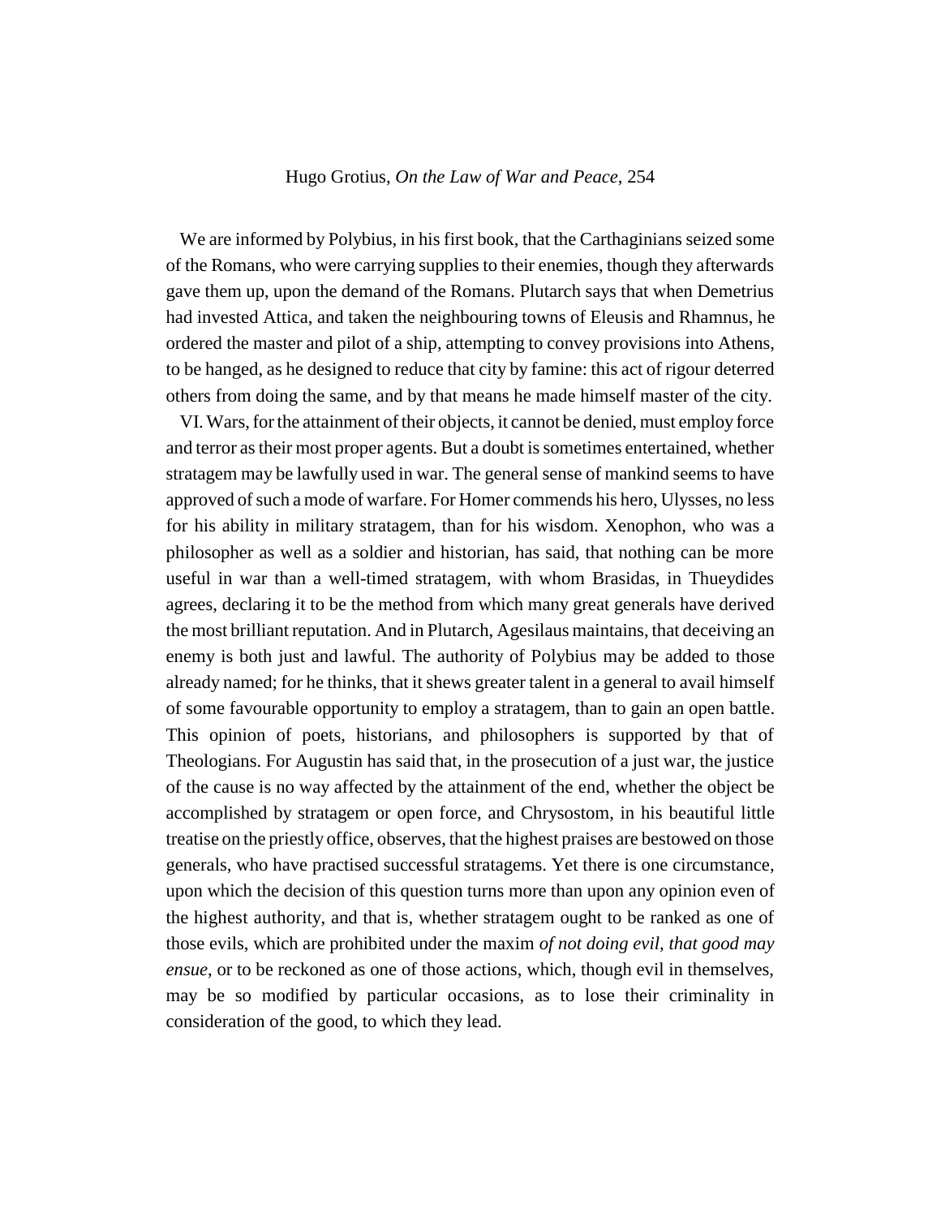We are informed by Polybius, in his first book, that the Carthaginians seized some of the Romans, who were carrying supplies to their enemies, though they afterwards gave them up, upon the demand of the Romans. Plutarch says that when Demetrius had invested Attica, and taken the neighbouring towns of Eleusis and Rhamnus, he ordered the master and pilot of a ship, attempting to convey provisions into Athens, to be hanged, as he designed to reduce that city by famine: this act of rigour deterred others from doing the same, and by that means he made himself master of the city.

VI. Wars, for the attainment of their objects, it cannot be denied, must employ force and terror as their most proper agents. But a doubt is sometimes entertained, whether stratagem may be lawfully used in war. The general sense of mankind seems to have approved of such a mode of warfare. For Homer commends his hero, Ulysses, no less for his ability in military stratagem, than for his wisdom. Xenophon, who was a philosopher as well as a soldier and historian, has said, that nothing can be more useful in war than a well-timed stratagem, with whom Brasidas, in Thueydides agrees, declaring it to be the method from which many great generals have derived the most brilliant reputation. And in Plutarch, Agesilaus maintains, that deceiving an enemy is both just and lawful. The authority of Polybius may be added to those already named; for he thinks, that it shews greater talent in a general to avail himself of some favourable opportunity to employ a stratagem, than to gain an open battle. This opinion of poets, historians, and philosophers is supported by that of Theologians. For Augustin has said that, in the prosecution of a just war, the justice of the cause is no way affected by the attainment of the end, whether the object be accomplished by stratagem or open force, and Chrysostom, in his beautiful little treatise on the priestly office, observes, that the highest praises are bestowed on those generals, who have practised successful stratagems. Yet there is one circumstance, upon which the decision of this question turns more than upon any opinion even of the highest authority, and that is, whether stratagem ought to be ranked as one of those evils, which are prohibited under the maxim *of not doing evil, that good may ensue*, or to be reckoned as one of those actions, which, though evil in themselves, may be so modified by particular occasions, as to lose their criminality in consideration of the good, to which they lead.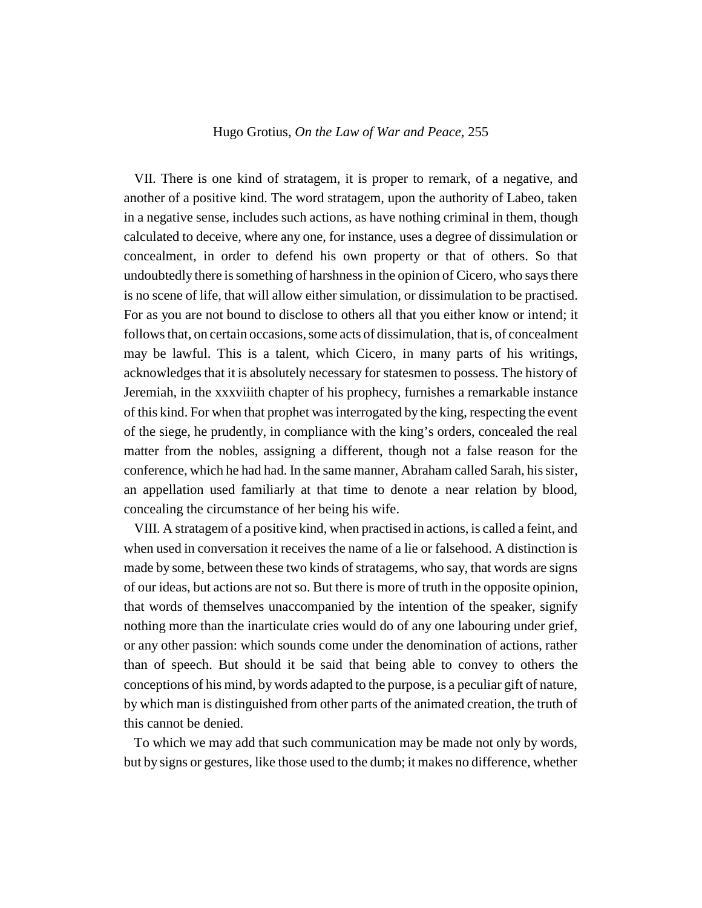VII. There is one kind of stratagem, it is proper to remark, of a negative, and another of a positive kind. The word stratagem, upon the authority of Labeo, taken in a negative sense, includes such actions, as have nothing criminal in them, though calculated to deceive, where any one, for instance, uses a degree of dissimulation or concealment, in order to defend his own property or that of others. So that undoubtedly there is something of harshness in the opinion of Cicero, who says there is no scene of life, that will allow either simulation, or dissimulation to be practised. For as you are not bound to disclose to others all that you either know or intend; it follows that, on certain occasions, some acts of dissimulation, that is, of concealment may be lawful. This is a talent, which Cicero, in many parts of his writings, acknowledges that it is absolutely necessary for statesmen to possess. The history of Jeremiah, in the xxxviiith chapter of his prophecy, furnishes a remarkable instance of this kind. For when that prophet was interrogated by the king, respecting the event of the siege, he prudently, in compliance with the king's orders, concealed the real matter from the nobles, assigning a different, though not a false reason for the conference, which he had had. In the same manner, Abraham called Sarah, his sister, an appellation used familiarly at that time to denote a near relation by blood, concealing the circumstance of her being his wife.

VIII. A stratagem of a positive kind, when practised in actions, is called a feint, and when used in conversation it receives the name of a lie or falsehood. A distinction is made by some, between these two kinds of stratagems, who say, that words are signs of our ideas, but actions are not so. But there is more of truth in the opposite opinion, that words of themselves unaccompanied by the intention of the speaker, signify nothing more than the inarticulate cries would do of any one labouring under grief, or any other passion: which sounds come under the denomination of actions, rather than of speech. But should it be said that being able to convey to others the conceptions of his mind, by words adapted to the purpose, is a peculiar gift of nature, by which man is distinguished from other parts of the animated creation, the truth of this cannot be denied.

To which we may add that such communication may be made not only by words, but by signs or gestures, like those used to the dumb; it makes no difference, whether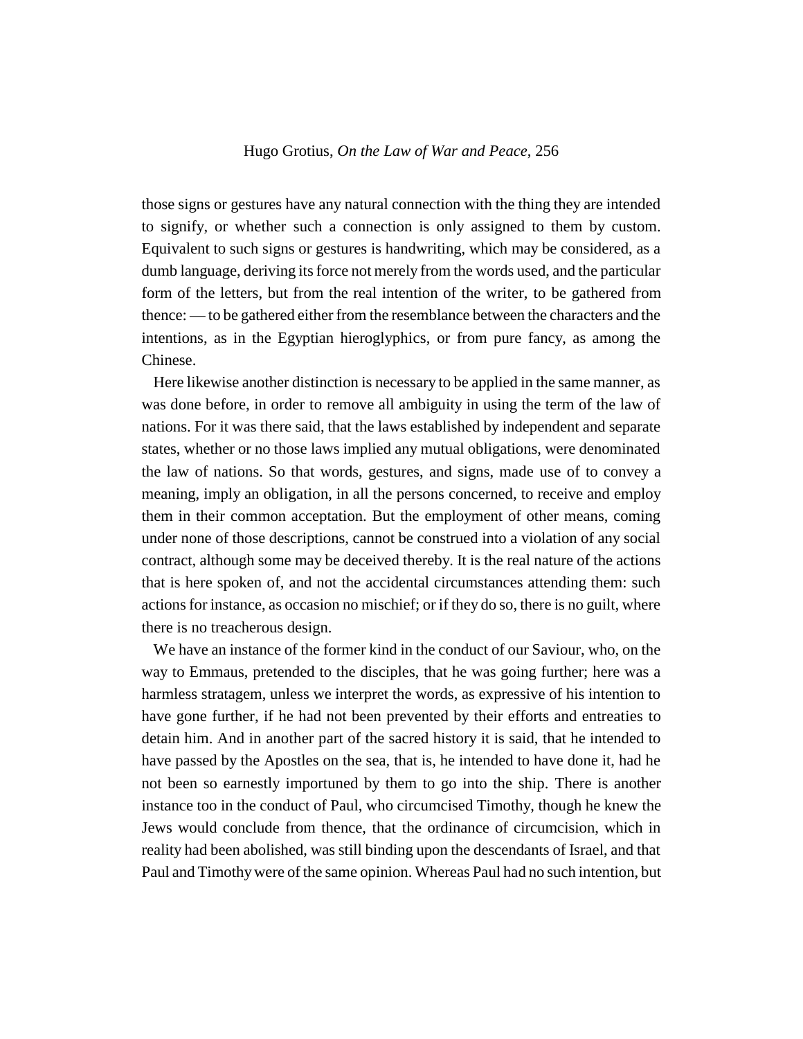those signs or gestures have any natural connection with the thing they are intended to signify, or whether such a connection is only assigned to them by custom. Equivalent to such signs or gestures is handwriting, which may be considered, as a dumb language, deriving its force not merely from the words used, and the particular form of the letters, but from the real intention of the writer, to be gathered from thence: — to be gathered either from the resemblance between the characters and the intentions, as in the Egyptian hieroglyphics, or from pure fancy, as among the Chinese.

Here likewise another distinction is necessary to be applied in the same manner, as was done before, in order to remove all ambiguity in using the term of the law of nations. For it was there said, that the laws established by independent and separate states, whether or no those laws implied any mutual obligations, were denominated the law of nations. So that words, gestures, and signs, made use of to convey a meaning, imply an obligation, in all the persons concerned, to receive and employ them in their common acceptation. But the employment of other means, coming under none of those descriptions, cannot be construed into a violation of any social contract, although some may be deceived thereby. It is the real nature of the actions that is here spoken of, and not the accidental circumstances attending them: such actions for instance, as occasion no mischief; or if they do so, there is no guilt, where there is no treacherous design.

We have an instance of the former kind in the conduct of our Saviour, who, on the way to Emmaus, pretended to the disciples, that he was going further; here was a harmless stratagem, unless we interpret the words, as expressive of his intention to have gone further, if he had not been prevented by their efforts and entreaties to detain him. And in another part of the sacred history it is said, that he intended to have passed by the Apostles on the sea, that is, he intended to have done it, had he not been so earnestly importuned by them to go into the ship. There is another instance too in the conduct of Paul, who circumcised Timothy, though he knew the Jews would conclude from thence, that the ordinance of circumcision, which in reality had been abolished, was still binding upon the descendants of Israel, and that Paul and Timothy were of the same opinion. Whereas Paul had no such intention, but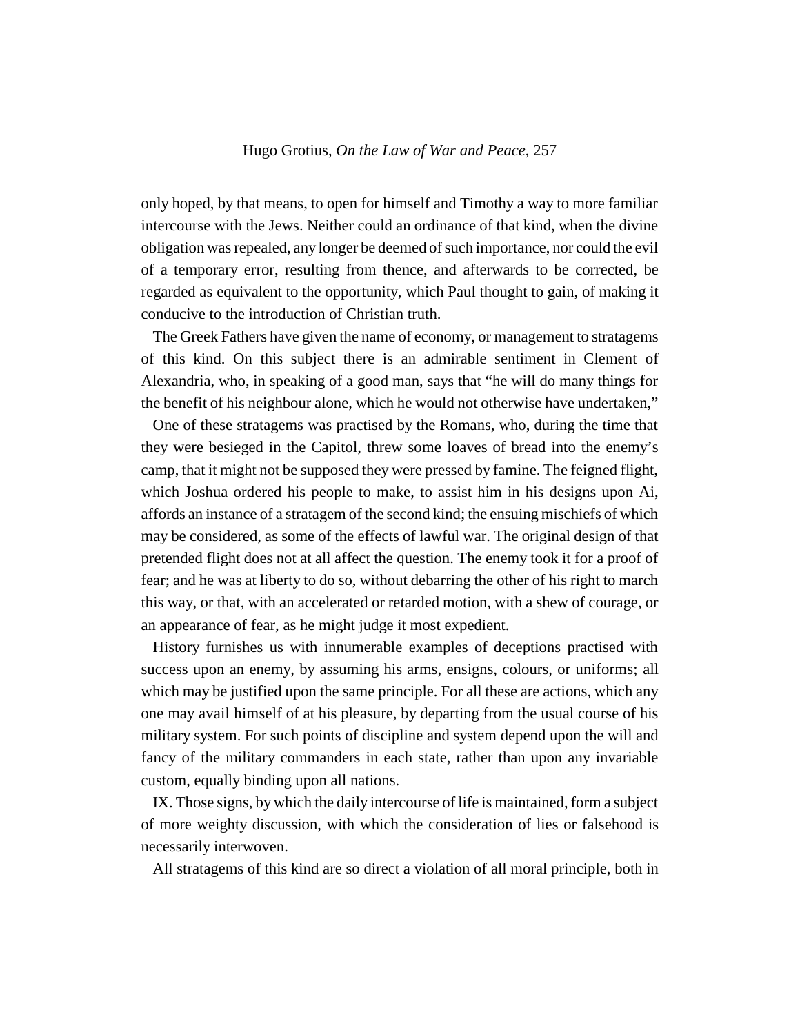only hoped, by that means, to open for himself and Timothy a way to more familiar intercourse with the Jews. Neither could an ordinance of that kind, when the divine obligation was repealed, any longer be deemed of such importance, nor could the evil of a temporary error, resulting from thence, and afterwards to be corrected, be regarded as equivalent to the opportunity, which Paul thought to gain, of making it conducive to the introduction of Christian truth.

The Greek Fathers have given the name of economy, or management to stratagems of this kind. On this subject there is an admirable sentiment in Clement of Alexandria, who, in speaking of a good man, says that "he will do many things for the benefit of his neighbour alone, which he would not otherwise have undertaken,"

One of these stratagems was practised by the Romans, who, during the time that they were besieged in the Capitol, threw some loaves of bread into the enemy's camp, that it might not be supposed they were pressed by famine. The feigned flight, which Joshua ordered his people to make, to assist him in his designs upon Ai, affords an instance of a stratagem of the second kind; the ensuing mischiefs of which may be considered, as some of the effects of lawful war. The original design of that pretended flight does not at all affect the question. The enemy took it for a proof of fear; and he was at liberty to do so, without debarring the other of his right to march this way, or that, with an accelerated or retarded motion, with a shew of courage, or an appearance of fear, as he might judge it most expedient.

History furnishes us with innumerable examples of deceptions practised with success upon an enemy, by assuming his arms, ensigns, colours, or uniforms; all which may be justified upon the same principle. For all these are actions, which any one may avail himself of at his pleasure, by departing from the usual course of his military system. For such points of discipline and system depend upon the will and fancy of the military commanders in each state, rather than upon any invariable custom, equally binding upon all nations.

IX. Those signs, by which the daily intercourse of life is maintained, form a subject of more weighty discussion, with which the consideration of lies or falsehood is necessarily interwoven.

All stratagems of this kind are so direct a violation of all moral principle, both in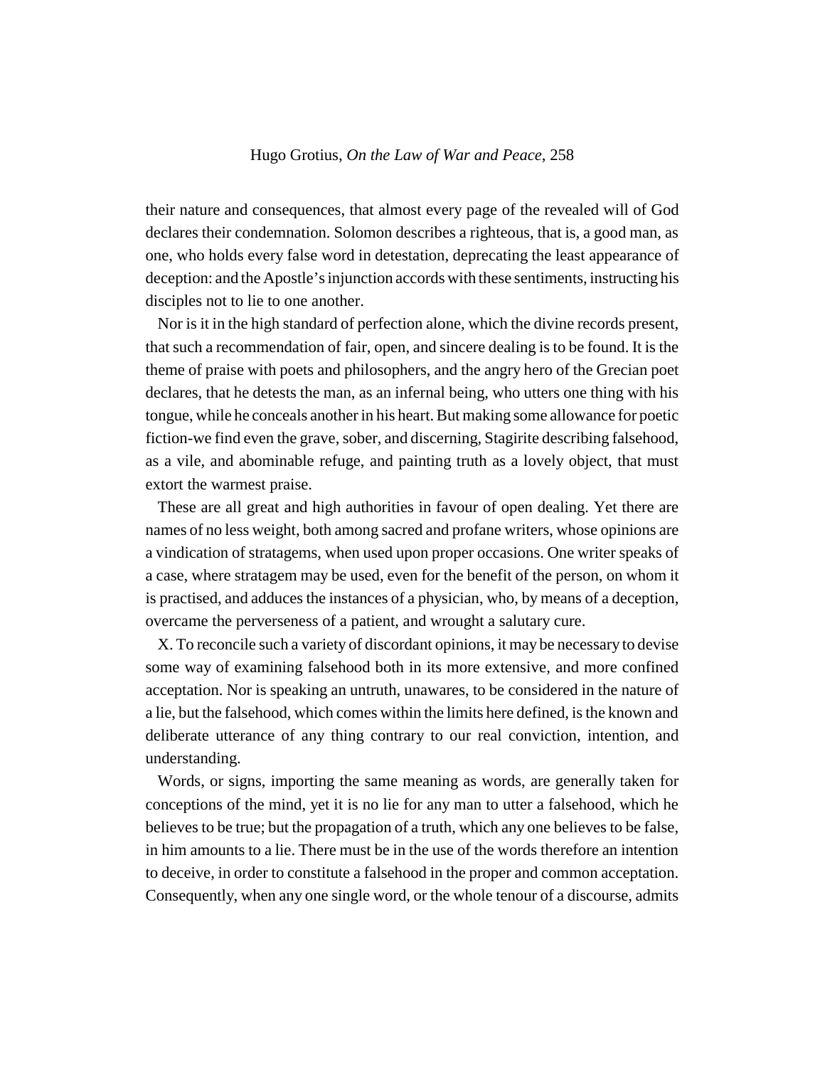their nature and consequences, that almost every page of the revealed will of God declares their condemnation. Solomon describes a righteous, that is, a good man, as one, who holds every false word in detestation, deprecating the least appearance of deception: and the Apostle's injunction accords with these sentiments, instructing his disciples not to lie to one another.

Nor is it in the high standard of perfection alone, which the divine records present, that such a recommendation of fair, open, and sincere dealing is to be found. It is the theme of praise with poets and philosophers, and the angry hero of the Grecian poet declares, that he detests the man, as an infernal being, who utters one thing with his tongue, while he conceals another in his heart. But making some allowance for poetic fiction-we find even the grave, sober, and discerning, Stagirite describing falsehood, as a vile, and abominable refuge, and painting truth as a lovely object, that must extort the warmest praise.

These are all great and high authorities in favour of open dealing. Yet there are names of no less weight, both among sacred and profane writers, whose opinions are a vindication of stratagems, when used upon proper occasions. One writer speaks of a case, where stratagem may be used, even for the benefit of the person, on whom it is practised, and adduces the instances of a physician, who, by means of a deception, overcame the perverseness of a patient, and wrought a salutary cure.

X. To reconcile such a variety of discordant opinions, it may be necessary to devise some way of examining falsehood both in its more extensive, and more confined acceptation. Nor is speaking an untruth, unawares, to be considered in the nature of a lie, but the falsehood, which comes within the limits here defined, is the known and deliberate utterance of any thing contrary to our real conviction, intention, and understanding.

Words, or signs, importing the same meaning as words, are generally taken for conceptions of the mind, yet it is no lie for any man to utter a falsehood, which he believes to be true; but the propagation of a truth, which any one believes to be false, in him amounts to a lie. There must be in the use of the words therefore an intention to deceive, in order to constitute a falsehood in the proper and common acceptation. Consequently, when any one single word, or the whole tenour of a discourse, admits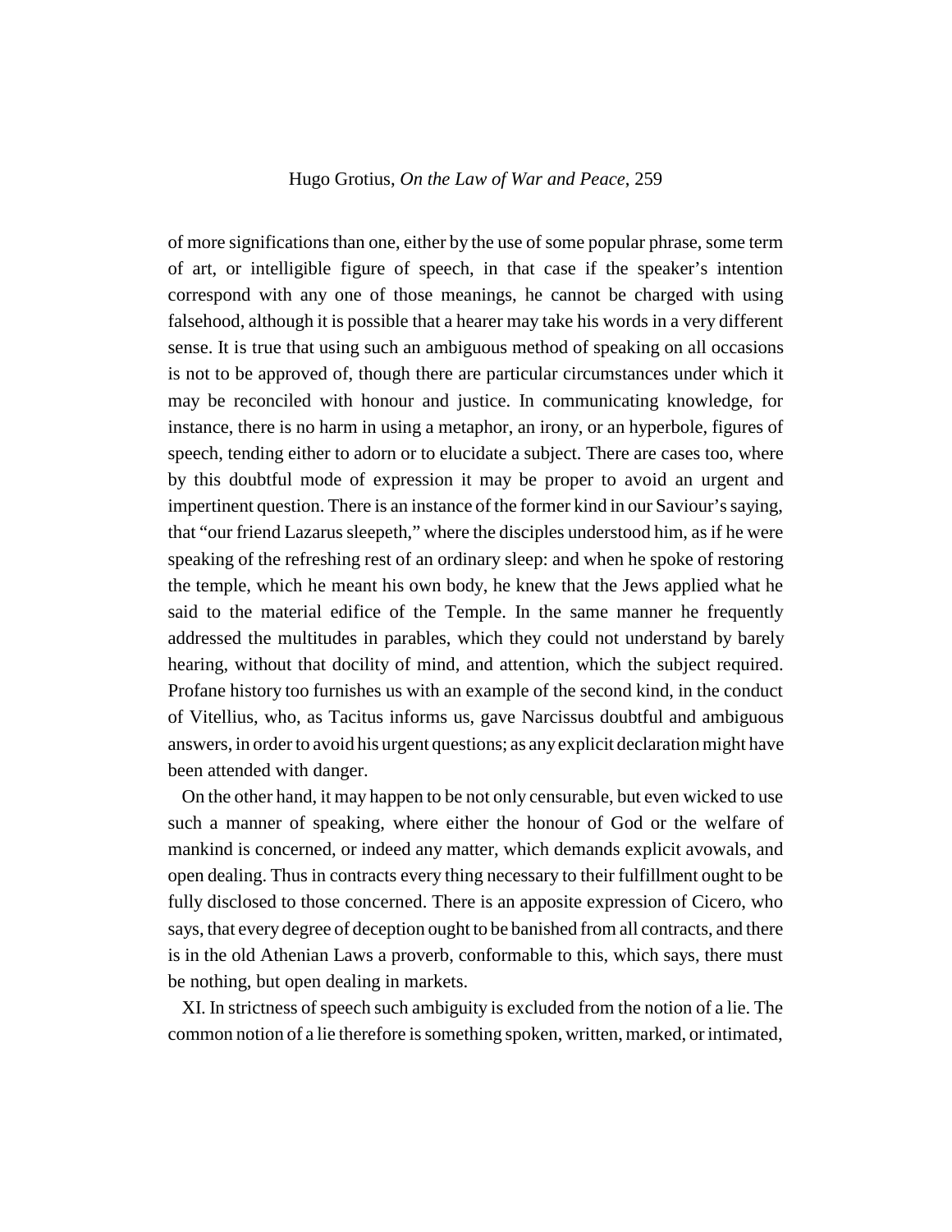of more significations than one, either by the use of some popular phrase, some term of art, or intelligible figure of speech, in that case if the speaker's intention correspond with any one of those meanings, he cannot be charged with using falsehood, although it is possible that a hearer may take his words in a very different sense. It is true that using such an ambiguous method of speaking on all occasions is not to be approved of, though there are particular circumstances under which it may be reconciled with honour and justice. In communicating knowledge, for instance, there is no harm in using a metaphor, an irony, or an hyperbole, figures of speech, tending either to adorn or to elucidate a subject. There are cases too, where by this doubtful mode of expression it may be proper to avoid an urgent and impertinent question. There is an instance of the former kind in our Saviour's saying, that "our friend Lazarus sleepeth," where the disciples understood him, as if he were speaking of the refreshing rest of an ordinary sleep: and when he spoke of restoring the temple, which he meant his own body, he knew that the Jews applied what he said to the material edifice of the Temple. In the same manner he frequently addressed the multitudes in parables, which they could not understand by barely hearing, without that docility of mind, and attention, which the subject required. Profane history too furnishes us with an example of the second kind, in the conduct of Vitellius, who, as Tacitus informs us, gave Narcissus doubtful and ambiguous answers, in order to avoid his urgent questions; as any explicit declaration might have been attended with danger.

On the other hand, it may happen to be not only censurable, but even wicked to use such a manner of speaking, where either the honour of God or the welfare of mankind is concerned, or indeed any matter, which demands explicit avowals, and open dealing. Thus in contracts every thing necessary to their fulfillment ought to be fully disclosed to those concerned. There is an apposite expression of Cicero, who says, that every degree of deception ought to be banished from all contracts, and there is in the old Athenian Laws a proverb, conformable to this, which says, there must be nothing, but open dealing in markets.

XI. In strictness of speech such ambiguity is excluded from the notion of a lie. The common notion of a lie therefore is something spoken, written, marked, or intimated,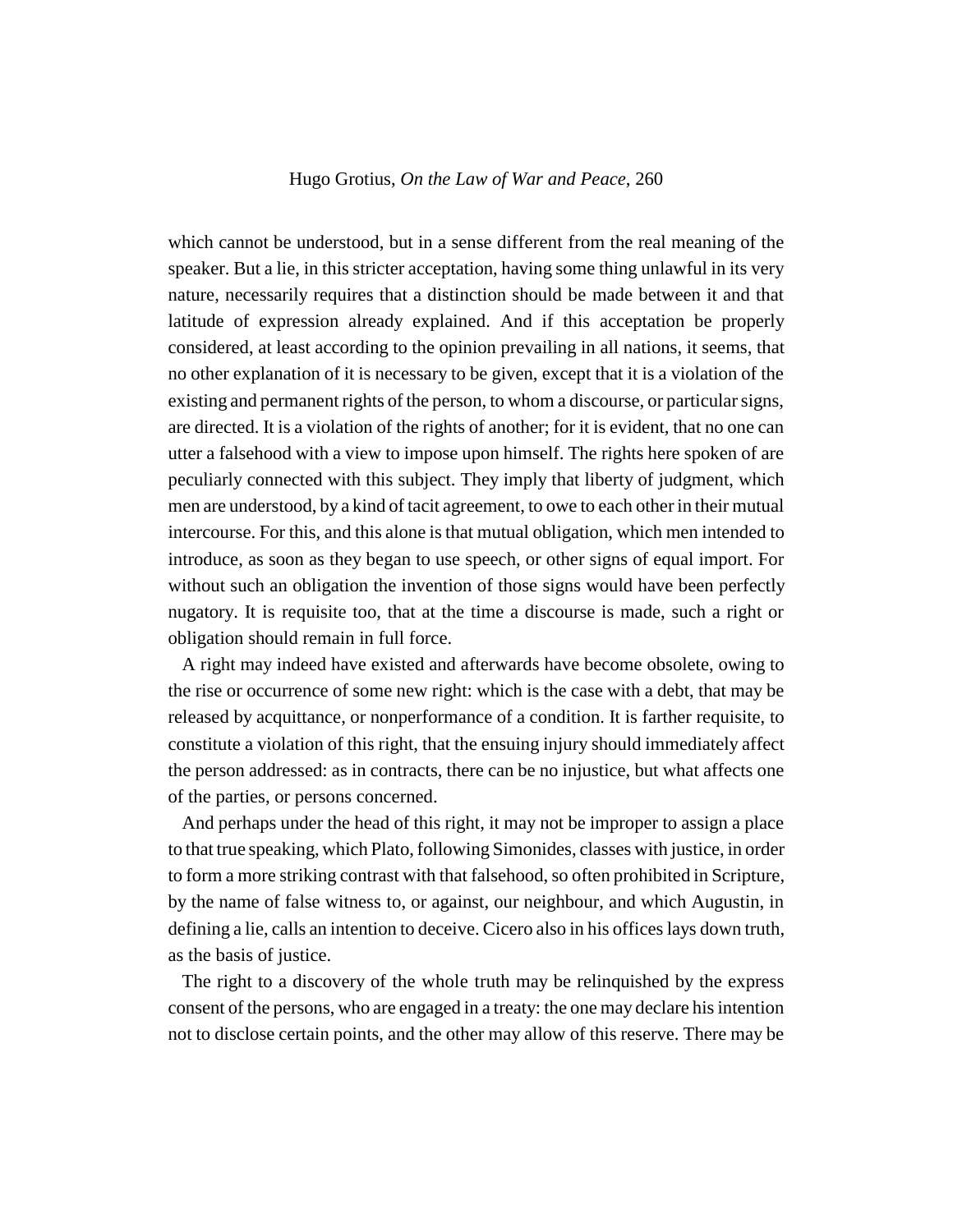which cannot be understood, but in a sense different from the real meaning of the speaker. But a lie, in this stricter acceptation, having some thing unlawful in its very nature, necessarily requires that a distinction should be made between it and that latitude of expression already explained. And if this acceptation be properly considered, at least according to the opinion prevailing in all nations, it seems, that no other explanation of it is necessary to be given, except that it is a violation of the existing and permanent rights of the person, to whom a discourse, or particular signs, are directed. It is a violation of the rights of another; for it is evident, that no one can utter a falsehood with a view to impose upon himself. The rights here spoken of are peculiarly connected with this subject. They imply that liberty of judgment, which men are understood, by a kind of tacit agreement, to owe to each other in their mutual intercourse. For this, and this alone is that mutual obligation, which men intended to introduce, as soon as they began to use speech, or other signs of equal import. For without such an obligation the invention of those signs would have been perfectly nugatory. It is requisite too, that at the time a discourse is made, such a right or obligation should remain in full force.

A right may indeed have existed and afterwards have become obsolete, owing to the rise or occurrence of some new right: which is the case with a debt, that may be released by acquittance, or nonperformance of a condition. It is farther requisite, to constitute a violation of this right, that the ensuing injury should immediately affect the person addressed: as in contracts, there can be no injustice, but what affects one of the parties, or persons concerned.

And perhaps under the head of this right, it may not be improper to assign a place to that true speaking, which Plato, following Simonides, classes with justice, in order to form a more striking contrast with that falsehood, so often prohibited in Scripture, by the name of false witness to, or against, our neighbour, and which Augustin, in defining a lie, calls an intention to deceive. Cicero also in his offices lays down truth, as the basis of justice.

The right to a discovery of the whole truth may be relinquished by the express consent of the persons, who are engaged in a treaty: the one may declare his intention not to disclose certain points, and the other may allow of this reserve. There may be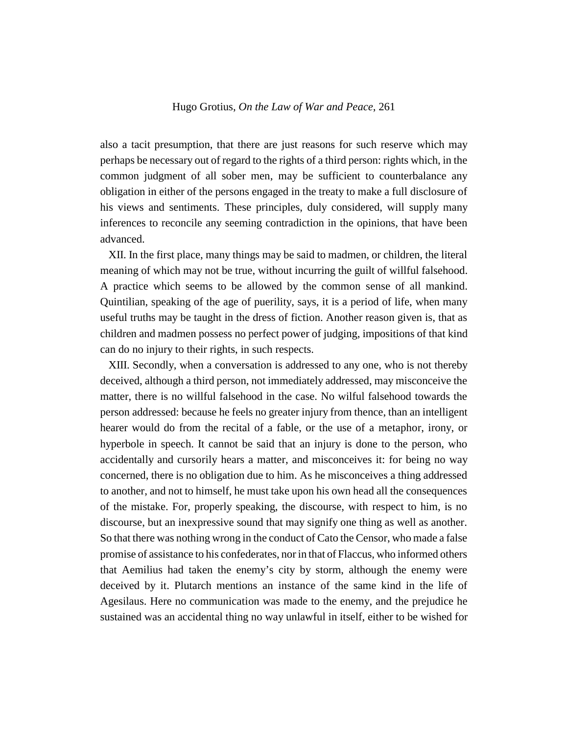also a tacit presumption, that there are just reasons for such reserve which may perhaps be necessary out of regard to the rights of a third person: rights which, in the common judgment of all sober men, may be sufficient to counterbalance any obligation in either of the persons engaged in the treaty to make a full disclosure of his views and sentiments. These principles, duly considered, will supply many inferences to reconcile any seeming contradiction in the opinions, that have been advanced.

XII. In the first place, many things may be said to madmen, or children, the literal meaning of which may not be true, without incurring the guilt of willful falsehood. A practice which seems to be allowed by the common sense of all mankind. Quintilian, speaking of the age of puerility, says, it is a period of life, when many useful truths may be taught in the dress of fiction. Another reason given is, that as children and madmen possess no perfect power of judging, impositions of that kind can do no injury to their rights, in such respects.

XIII. Secondly, when a conversation is addressed to any one, who is not thereby deceived, although a third person, not immediately addressed, may misconceive the matter, there is no willful falsehood in the case. No wilful falsehood towards the person addressed: because he feels no greater injury from thence, than an intelligent hearer would do from the recital of a fable, or the use of a metaphor, irony, or hyperbole in speech. It cannot be said that an injury is done to the person, who accidentally and cursorily hears a matter, and misconceives it: for being no way concerned, there is no obligation due to him. As he misconceives a thing addressed to another, and not to himself, he must take upon his own head all the consequences of the mistake. For, properly speaking, the discourse, with respect to him, is no discourse, but an inexpressive sound that may signify one thing as well as another. So that there was nothing wrong in the conduct of Cato the Censor, who made a false promise of assistance to his confederates, nor in that of Flaccus, who informed others that Aemilius had taken the enemy's city by storm, although the enemy were deceived by it. Plutarch mentions an instance of the same kind in the life of Agesilaus. Here no communication was made to the enemy, and the prejudice he sustained was an accidental thing no way unlawful in itself, either to be wished for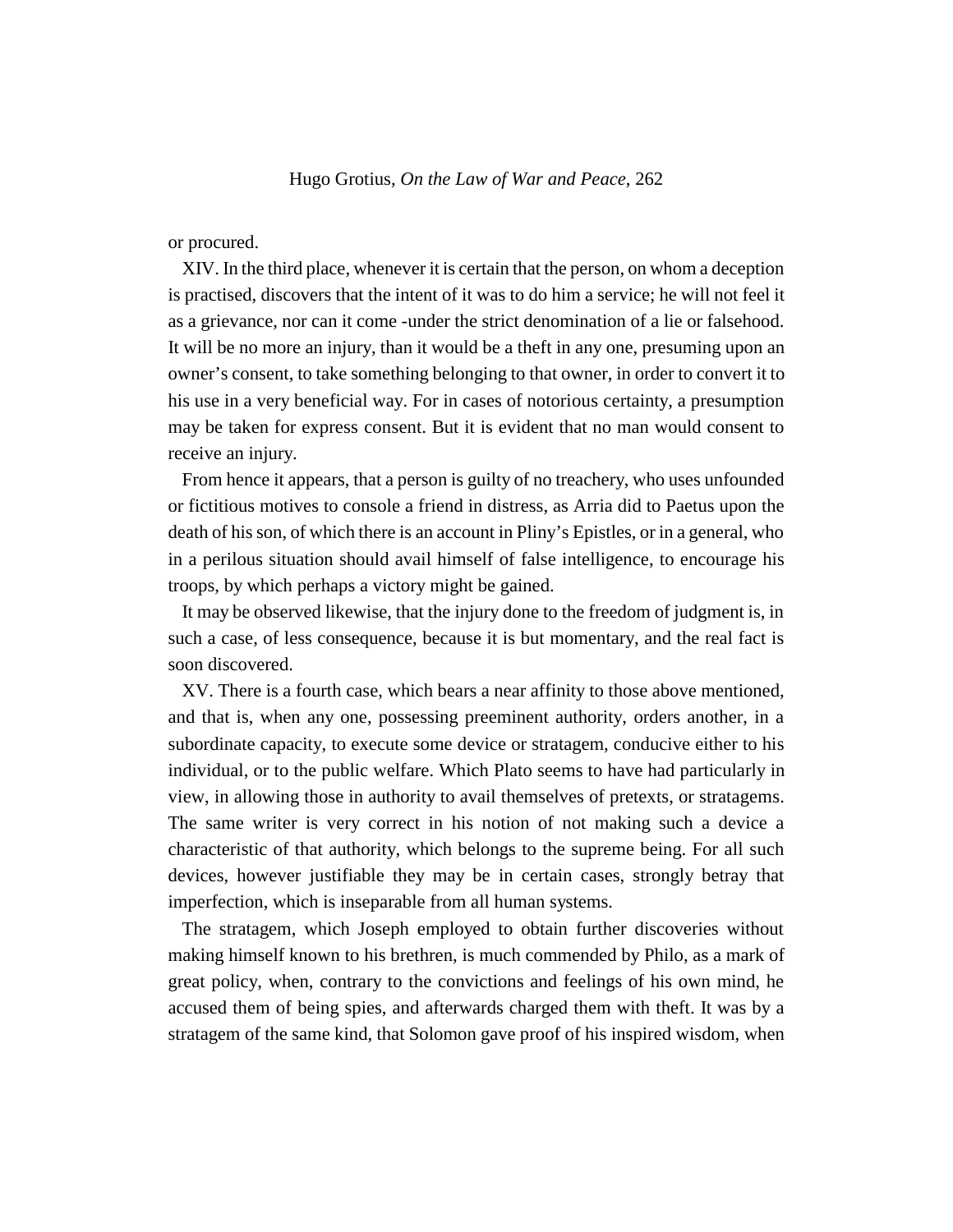or procured.

XIV. In the third place, whenever it is certain that the person, on whom a deception is practised, discovers that the intent of it was to do him a service; he will not feel it as a grievance, nor can it come -under the strict denomination of a lie or falsehood. It will be no more an injury, than it would be a theft in any one, presuming upon an owner's consent, to take something belonging to that owner, in order to convert it to his use in a very beneficial way. For in cases of notorious certainty, a presumption may be taken for express consent. But it is evident that no man would consent to receive an injury.

From hence it appears, that a person is guilty of no treachery, who uses unfounded or fictitious motives to console a friend in distress, as Arria did to Paetus upon the death of his son, of which there is an account in Pliny's Epistles, or in a general, who in a perilous situation should avail himself of false intelligence, to encourage his troops, by which perhaps a victory might be gained.

It may be observed likewise, that the injury done to the freedom of judgment is, in such a case, of less consequence, because it is but momentary, and the real fact is soon discovered.

XV. There is a fourth case, which bears a near affinity to those above mentioned, and that is, when any one, possessing preeminent authority, orders another, in a subordinate capacity, to execute some device or stratagem, conducive either to his individual, or to the public welfare. Which Plato seems to have had particularly in view, in allowing those in authority to avail themselves of pretexts, or stratagems. The same writer is very correct in his notion of not making such a device a characteristic of that authority, which belongs to the supreme being. For all such devices, however justifiable they may be in certain cases, strongly betray that imperfection, which is inseparable from all human systems.

The stratagem, which Joseph employed to obtain further discoveries without making himself known to his brethren, is much commended by Philo, as a mark of great policy, when, contrary to the convictions and feelings of his own mind, he accused them of being spies, and afterwards charged them with theft. It was by a stratagem of the same kind, that Solomon gave proof of his inspired wisdom, when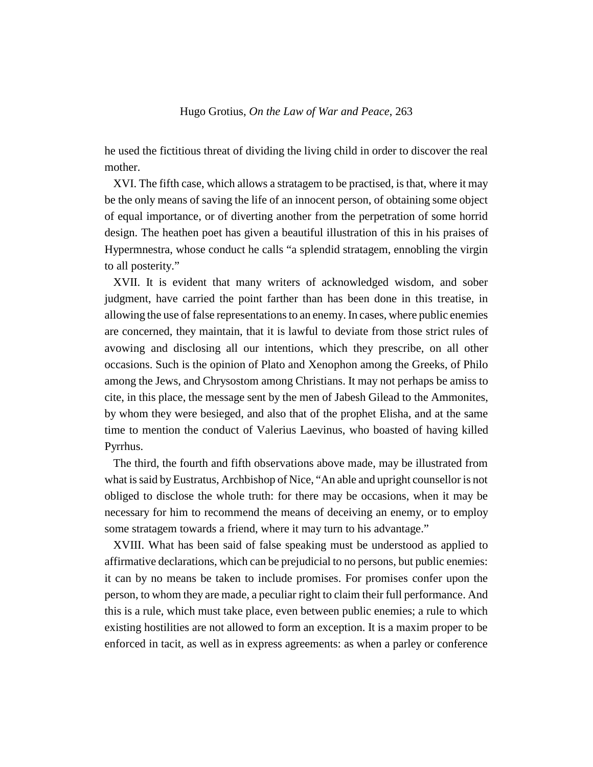he used the fictitious threat of dividing the living child in order to discover the real mother.

XVI. The fifth case, which allows a stratagem to be practised, is that, where it may be the only means of saving the life of an innocent person, of obtaining some object of equal importance, or of diverting another from the perpetration of some horrid design. The heathen poet has given a beautiful illustration of this in his praises of Hypermnestra, whose conduct he calls "a splendid stratagem, ennobling the virgin to all posterity."

XVII. It is evident that many writers of acknowledged wisdom, and sober judgment, have carried the point farther than has been done in this treatise, in allowing the use of false representations to an enemy. In cases, where public enemies are concerned, they maintain, that it is lawful to deviate from those strict rules of avowing and disclosing all our intentions, which they prescribe, on all other occasions. Such is the opinion of Plato and Xenophon among the Greeks, of Philo among the Jews, and Chrysostom among Christians. It may not perhaps be amiss to cite, in this place, the message sent by the men of Jabesh Gilead to the Ammonites, by whom they were besieged, and also that of the prophet Elisha, and at the same time to mention the conduct of Valerius Laevinus, who boasted of having killed Pyrrhus.

The third, the fourth and fifth observations above made, may be illustrated from what is said by Eustratus, Archbishop of Nice, "An able and upright counsellor is not obliged to disclose the whole truth: for there may be occasions, when it may be necessary for him to recommend the means of deceiving an enemy, or to employ some stratagem towards a friend, where it may turn to his advantage."

XVIII. What has been said of false speaking must be understood as applied to affirmative declarations, which can be prejudicial to no persons, but public enemies: it can by no means be taken to include promises. For promises confer upon the person, to whom they are made, a peculiar right to claim their full performance. And this is a rule, which must take place, even between public enemies; a rule to which existing hostilities are not allowed to form an exception. It is a maxim proper to be enforced in tacit, as well as in express agreements: as when a parley or conference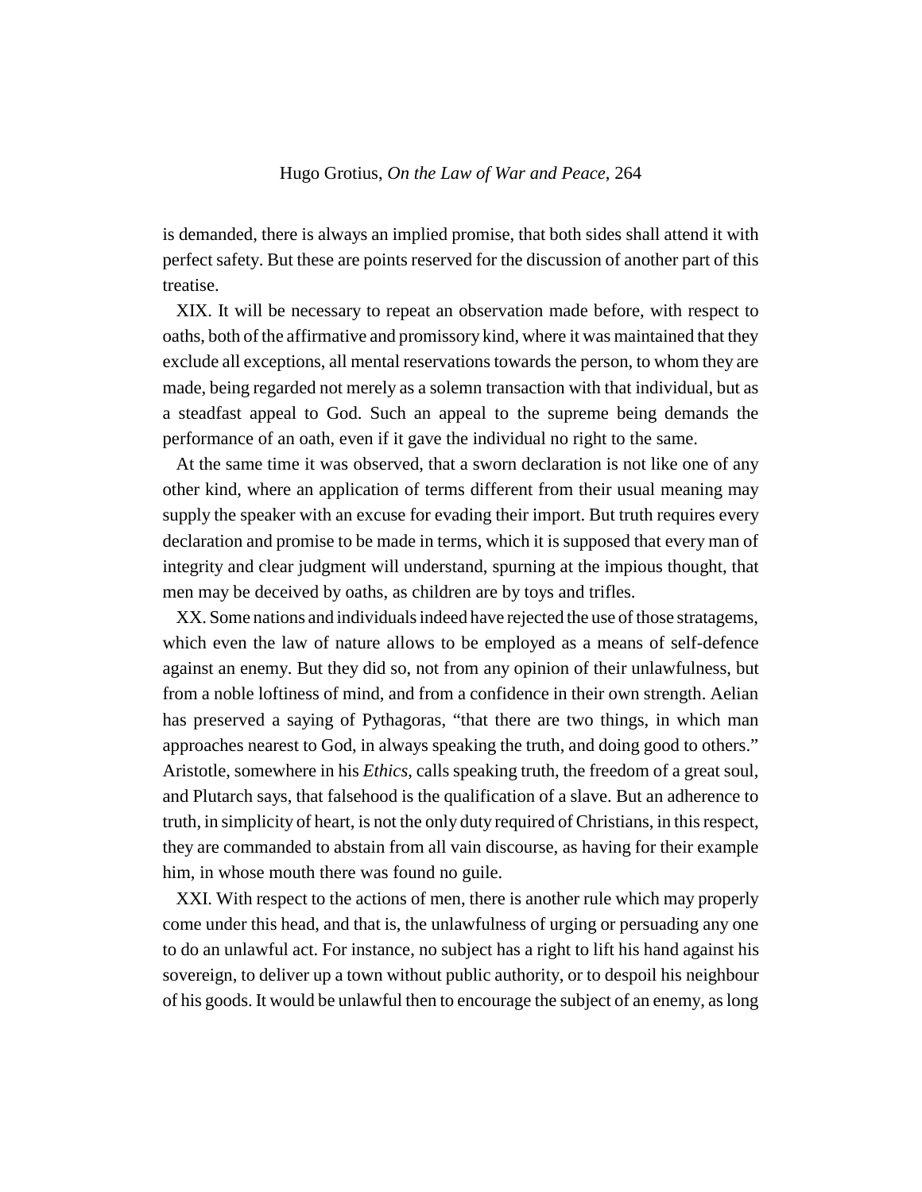is demanded, there is always an implied promise, that both sides shall attend it with perfect safety. But these are points reserved for the discussion of another part of this treatise.

XIX. It will be necessary to repeat an observation made before, with respect to oaths, both of the affirmative and promissory kind, where it was maintained that they exclude all exceptions, all mental reservations towards the person, to whom they are made, being regarded not merely as a solemn transaction with that individual, but as a steadfast appeal to God. Such an appeal to the supreme being demands the performance of an oath, even if it gave the individual no right to the same.

At the same time it was observed, that a sworn declaration is not like one of any other kind, where an application of terms different from their usual meaning may supply the speaker with an excuse for evading their import. But truth requires every declaration and promise to be made in terms, which it is supposed that every man of integrity and clear judgment will understand, spurning at the impious thought, that men may be deceived by oaths, as children are by toys and trifles.

XX. Some nations and individuals indeed have rejected the use of those stratagems, which even the law of nature allows to be employed as a means of self-defence against an enemy. But they did so, not from any opinion of their unlawfulness, but from a noble loftiness of mind, and from a confidence in their own strength. Aelian has preserved a saying of Pythagoras, "that there are two things, in which man approaches nearest to God, in always speaking the truth, and doing good to others." Aristotle, somewhere in his *Ethics*, calls speaking truth, the freedom of a great soul, and Plutarch says, that falsehood is the qualification of a slave. But an adherence to truth, in simplicity of heart, is not the only duty required of Christians, in this respect, they are commanded to abstain from all vain discourse, as having for their example him, in whose mouth there was found no guile.

XXI. With respect to the actions of men, there is another rule which may properly come under this head, and that is, the unlawfulness of urging or persuading any one to do an unlawful act. For instance, no subject has a right to lift his hand against his sovereign, to deliver up a town without public authority, or to despoil his neighbour of his goods. It would be unlawful then to encourage the subject of an enemy, as long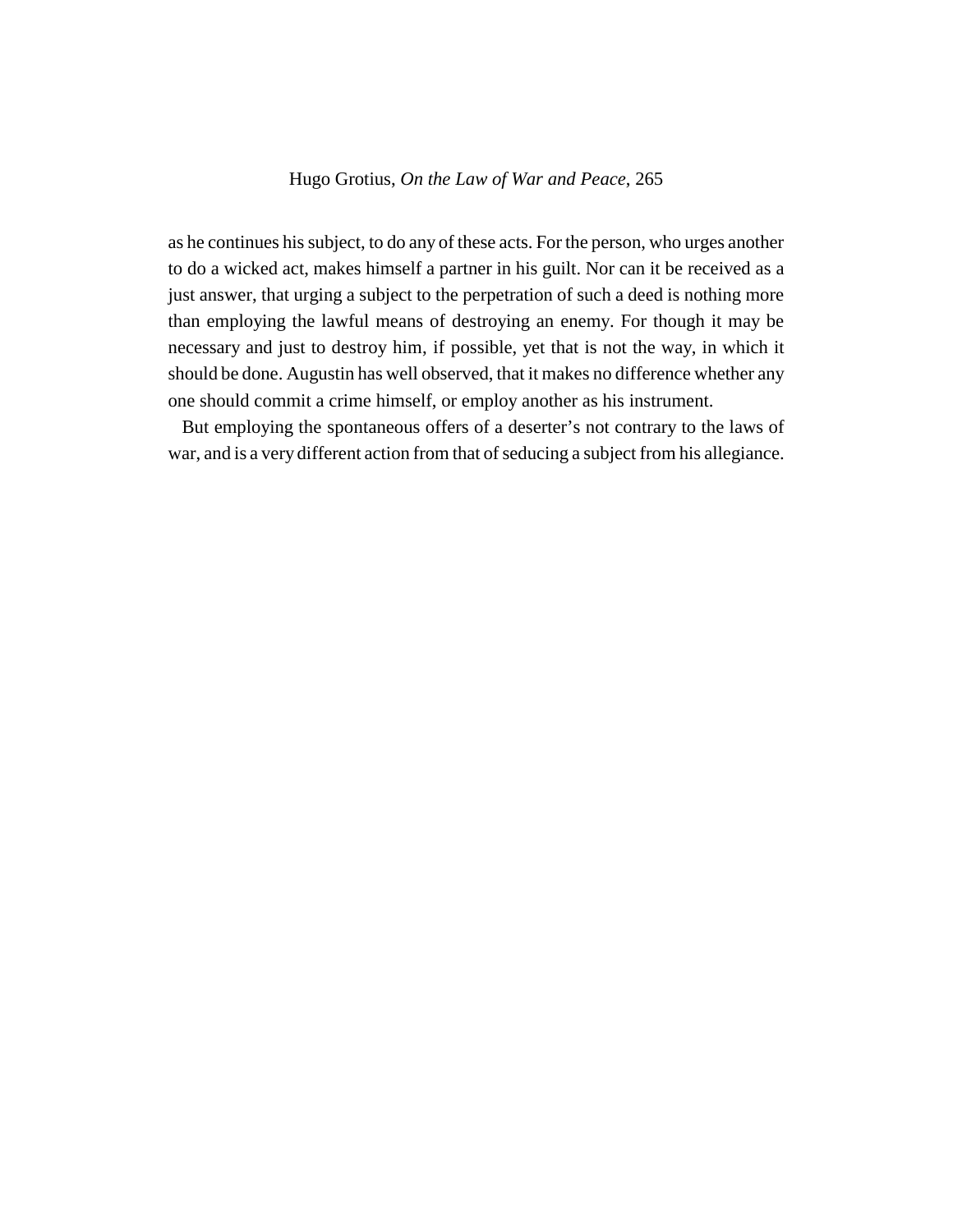as he continues his subject, to do any of these acts. For the person, who urges another to do a wicked act, makes himself a partner in his guilt. Nor can it be received as a just answer, that urging a subject to the perpetration of such a deed is nothing more than employing the lawful means of destroying an enemy. For though it may be necessary and just to destroy him, if possible, yet that is not the way, in which it should be done. Augustin has well observed, that it makes no difference whether any one should commit a crime himself, or employ another as his instrument.

But employing the spontaneous offers of a deserter's not contrary to the laws of war, and is a very different action from that of seducing a subject from his allegiance.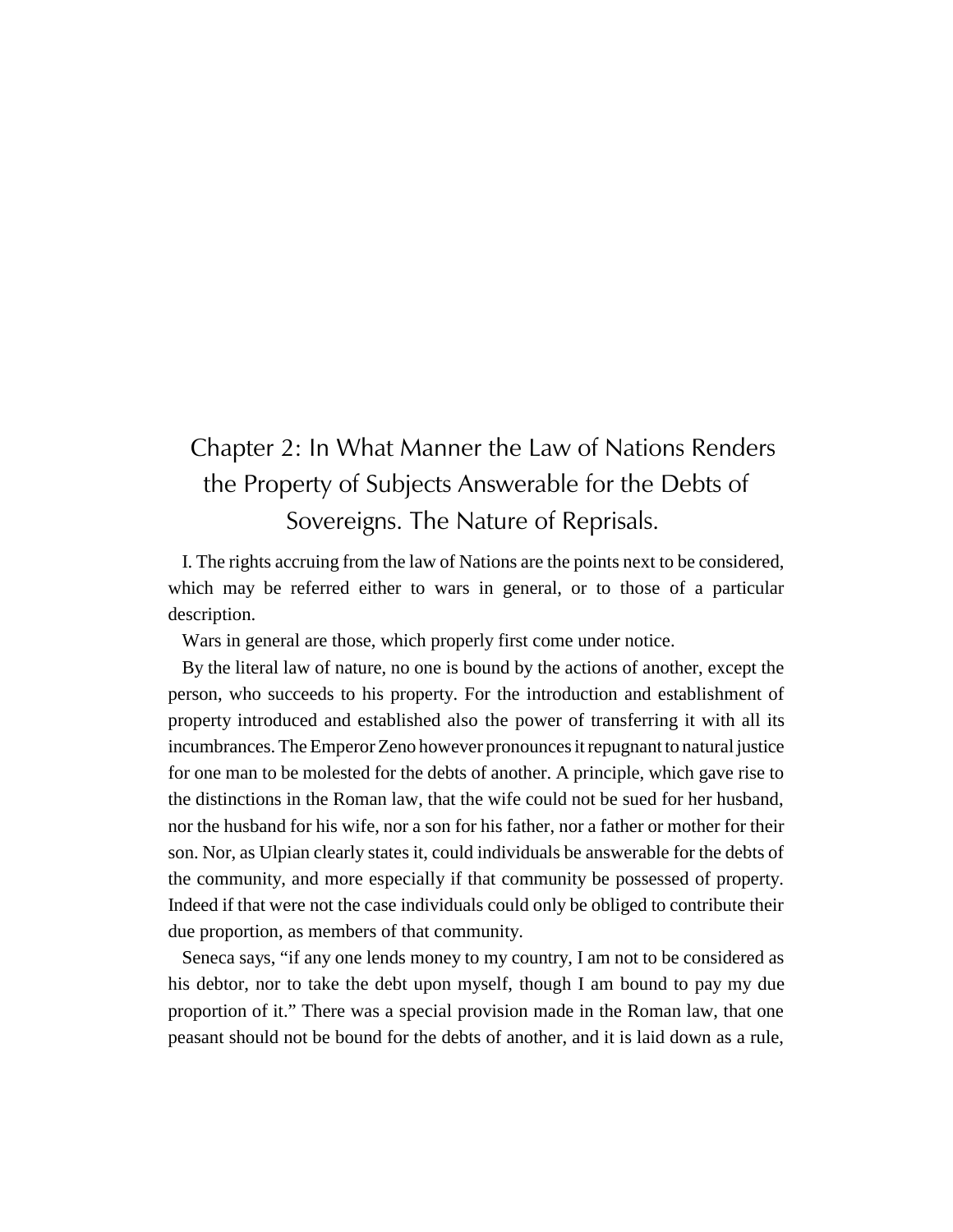## Chapter 2: In What Manner the Law of Nations Renders the Property of Subjects Answerable for the Debts of Sovereigns. The Nature of Reprisals.

I. The rights accruing from the law of Nations are the points next to be considered, which may be referred either to wars in general, or to those of a particular description.

Wars in general are those, which properly first come under notice.

By the literal law of nature, no one is bound by the actions of another, except the person, who succeeds to his property. For the introduction and establishment of property introduced and established also the power of transferring it with all its incumbrances. The Emperor Zeno however pronounces it repugnant to natural justice for one man to be molested for the debts of another. A principle, which gave rise to the distinctions in the Roman law, that the wife could not be sued for her husband, nor the husband for his wife, nor a son for his father, nor a father or mother for their son. Nor, as Ulpian clearly states it, could individuals be answerable for the debts of the community, and more especially if that community be possessed of property. Indeed if that were not the case individuals could only be obliged to contribute their due proportion, as members of that community.

Seneca says, "if any one lends money to my country, I am not to be considered as his debtor, nor to take the debt upon myself, though I am bound to pay my due proportion of it." There was a special provision made in the Roman law, that one peasant should not be bound for the debts of another, and it is laid down as a rule,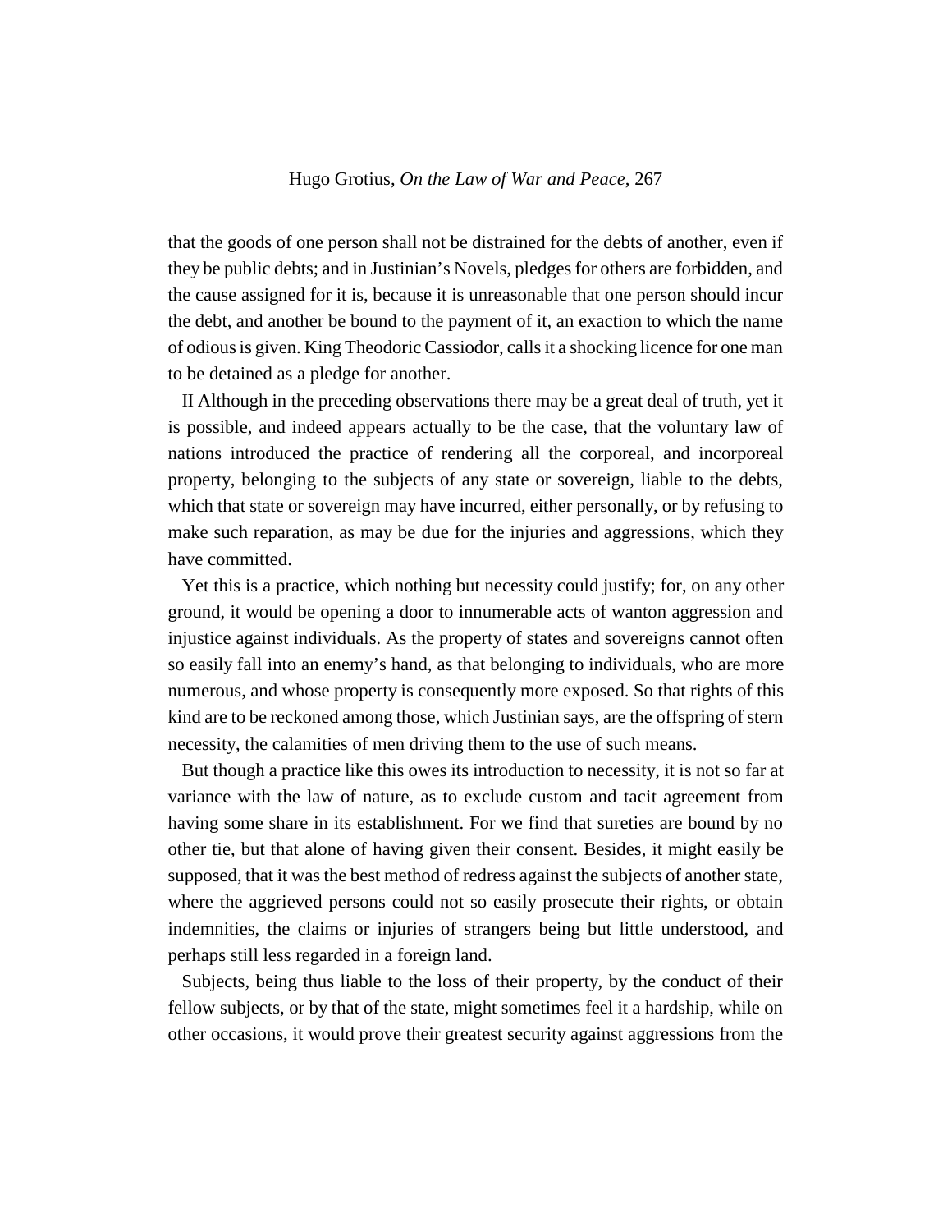that the goods of one person shall not be distrained for the debts of another, even if they be public debts; and in Justinian's Novels, pledges for others are forbidden, and the cause assigned for it is, because it is unreasonable that one person should incur the debt, and another be bound to the payment of it, an exaction to which the name of odious is given. King Theodoric Cassiodor, calls it a shocking licence for one man to be detained as a pledge for another.

II Although in the preceding observations there may be a great deal of truth, yet it is possible, and indeed appears actually to be the case, that the voluntary law of nations introduced the practice of rendering all the corporeal, and incorporeal property, belonging to the subjects of any state or sovereign, liable to the debts, which that state or sovereign may have incurred, either personally, or by refusing to make such reparation, as may be due for the injuries and aggressions, which they have committed.

Yet this is a practice, which nothing but necessity could justify; for, on any other ground, it would be opening a door to innumerable acts of wanton aggression and injustice against individuals. As the property of states and sovereigns cannot often so easily fall into an enemy's hand, as that belonging to individuals, who are more numerous, and whose property is consequently more exposed. So that rights of this kind are to be reckoned among those, which Justinian says, are the offspring of stern necessity, the calamities of men driving them to the use of such means.

But though a practice like this owes its introduction to necessity, it is not so far at variance with the law of nature, as to exclude custom and tacit agreement from having some share in its establishment. For we find that sureties are bound by no other tie, but that alone of having given their consent. Besides, it might easily be supposed, that it was the best method of redress against the subjects of another state, where the aggrieved persons could not so easily prosecute their rights, or obtain indemnities, the claims or injuries of strangers being but little understood, and perhaps still less regarded in a foreign land.

Subjects, being thus liable to the loss of their property, by the conduct of their fellow subjects, or by that of the state, might sometimes feel it a hardship, while on other occasions, it would prove their greatest security against aggressions from the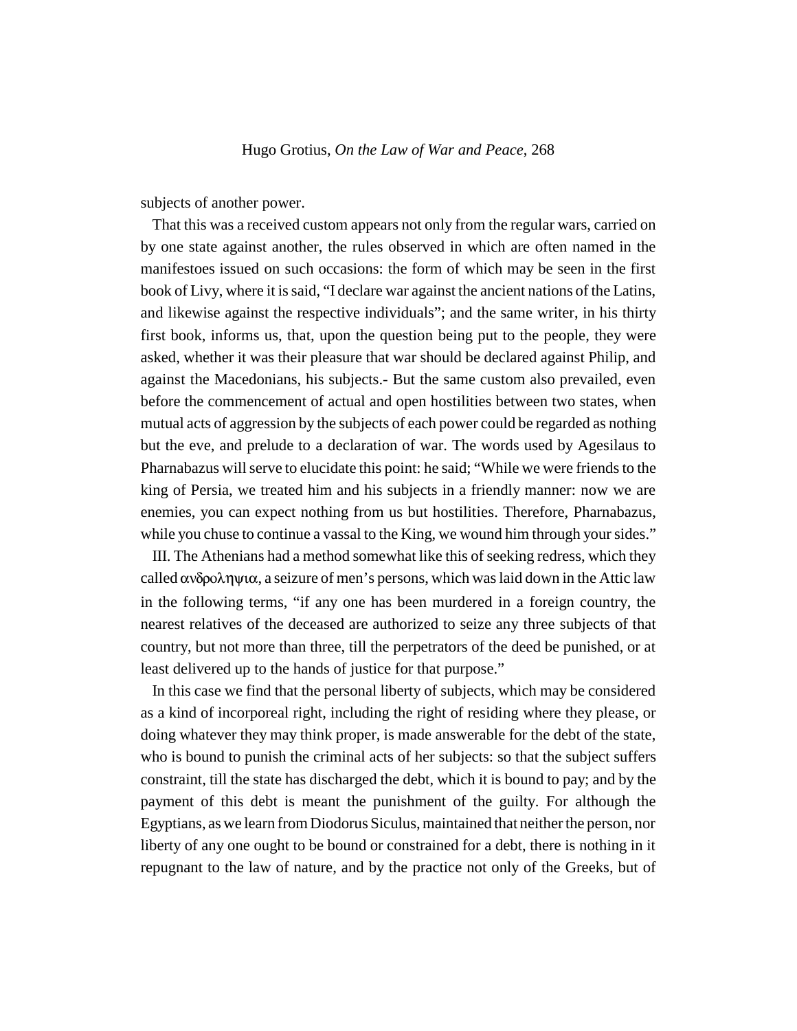subjects of another power.

That this was a received custom appears not only from the regular wars, carried on by one state against another, the rules observed in which are often named in the manifestoes issued on such occasions: the form of which may be seen in the first book of Livy, where it is said, "I declare war against the ancient nations of the Latins, and likewise against the respective individuals"; and the same writer, in his thirty first book, informs us, that, upon the question being put to the people, they were asked, whether it was their pleasure that war should be declared against Philip, and against the Macedonians, his subjects.- But the same custom also prevailed, even before the commencement of actual and open hostilities between two states, when mutual acts of aggression by the subjects of each power could be regarded as nothing but the eve, and prelude to a declaration of war. The words used by Agesilaus to Pharnabazus will serve to elucidate this point: he said; "While we were friends to the king of Persia, we treated him and his subjects in a friendly manner: now we are enemies, you can expect nothing from us but hostilities. Therefore, Pharnabazus, while you chuse to continue a vassal to the King, we wound him through your sides."

III. The Athenians had a method somewhat like this of seeking redress, which they called ανδροληψια, a seizure of men's persons, which was laid down in the Attic law in the following terms, "if any one has been murdered in a foreign country, the nearest relatives of the deceased are authorized to seize any three subjects of that country, but not more than three, till the perpetrators of the deed be punished, or at least delivered up to the hands of justice for that purpose."

In this case we find that the personal liberty of subjects, which may be considered as a kind of incorporeal right, including the right of residing where they please, or doing whatever they may think proper, is made answerable for the debt of the state, who is bound to punish the criminal acts of her subjects: so that the subject suffers constraint, till the state has discharged the debt, which it is bound to pay; and by the payment of this debt is meant the punishment of the guilty. For although the Egyptians, as we learn from Diodorus Siculus, maintained that neither the person, nor liberty of any one ought to be bound or constrained for a debt, there is nothing in it repugnant to the law of nature, and by the practice not only of the Greeks, but of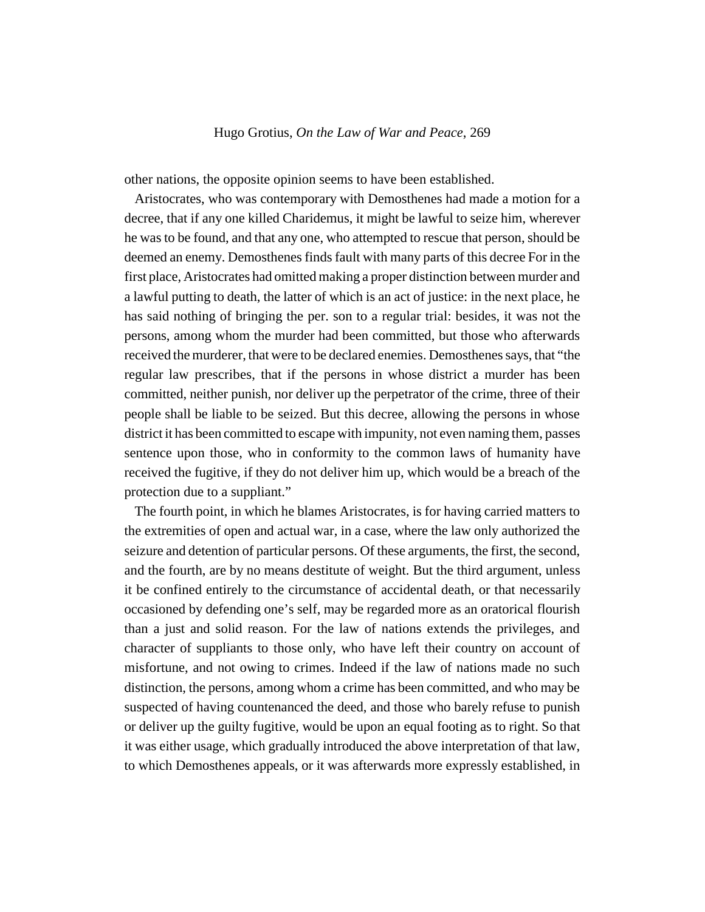other nations, the opposite opinion seems to have been established.

Aristocrates, who was contemporary with Demosthenes had made a motion for a decree, that if any one killed Charidemus, it might be lawful to seize him, wherever he was to be found, and that any one, who attempted to rescue that person, should be deemed an enemy. Demosthenes finds fault with many parts of this decree For in the first place, Aristocrates had omitted making a proper distinction between murder and a lawful putting to death, the latter of which is an act of justice: in the next place, he has said nothing of bringing the per. son to a regular trial: besides, it was not the persons, among whom the murder had been committed, but those who afterwards received the murderer, that were to be declared enemies. Demosthenes says, that "the regular law prescribes, that if the persons in whose district a murder has been committed, neither punish, nor deliver up the perpetrator of the crime, three of their people shall be liable to be seized. But this decree, allowing the persons in whose district it has been committed to escape with impunity, not even naming them, passes sentence upon those, who in conformity to the common laws of humanity have received the fugitive, if they do not deliver him up, which would be a breach of the protection due to a suppliant."

The fourth point, in which he blames Aristocrates, is for having carried matters to the extremities of open and actual war, in a case, where the law only authorized the seizure and detention of particular persons. Of these arguments, the first, the second, and the fourth, are by no means destitute of weight. But the third argument, unless it be confined entirely to the circumstance of accidental death, or that necessarily occasioned by defending one's self, may be regarded more as an oratorical flourish than a just and solid reason. For the law of nations extends the privileges, and character of suppliants to those only, who have left their country on account of misfortune, and not owing to crimes. Indeed if the law of nations made no such distinction, the persons, among whom a crime has been committed, and who may be suspected of having countenanced the deed, and those who barely refuse to punish or deliver up the guilty fugitive, would be upon an equal footing as to right. So that it was either usage, which gradually introduced the above interpretation of that law, to which Demosthenes appeals, or it was afterwards more expressly established, in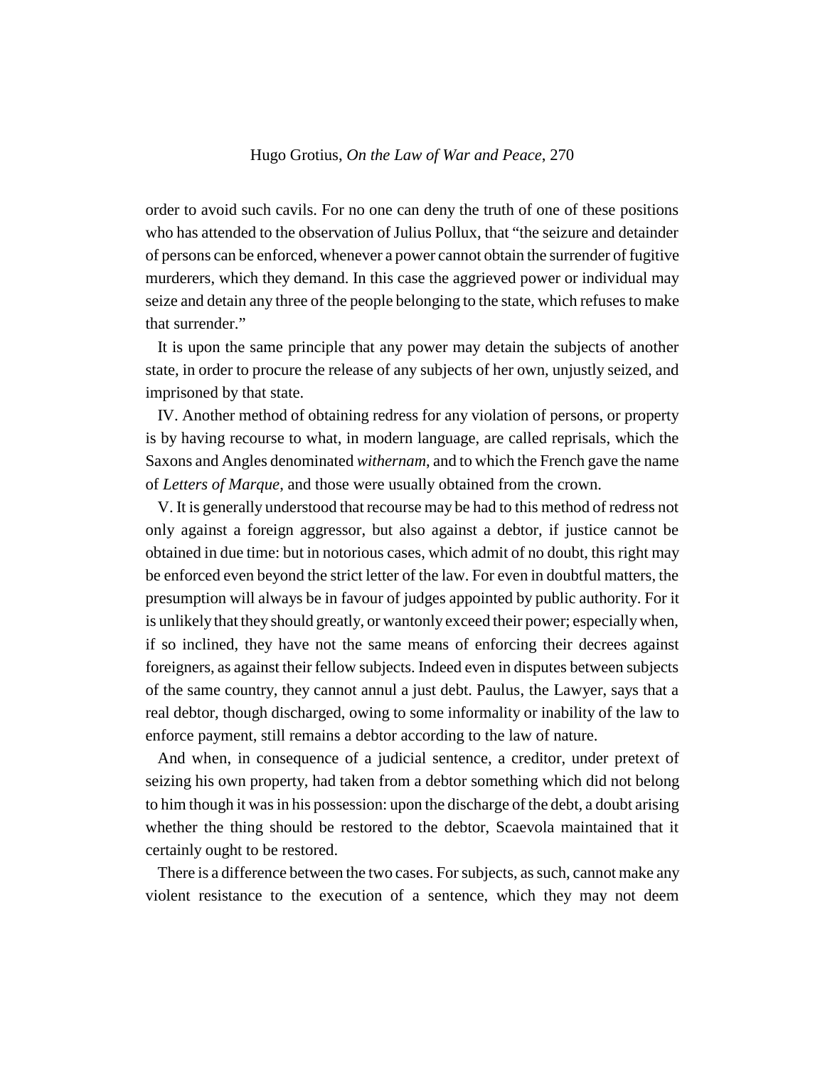order to avoid such cavils. For no one can deny the truth of one of these positions who has attended to the observation of Julius Pollux, that "the seizure and detainder of persons can be enforced, whenever a power cannot obtain the surrender of fugitive murderers, which they demand. In this case the aggrieved power or individual may seize and detain any three of the people belonging to the state, which refuses to make that surrender."

It is upon the same principle that any power may detain the subjects of another state, in order to procure the release of any subjects of her own, unjustly seized, and imprisoned by that state.

IV. Another method of obtaining redress for any violation of persons, or property is by having recourse to what, in modern language, are called reprisals, which the Saxons and Angles denominated *withernam*, and to which the French gave the name of *Letters of Marque*, and those were usually obtained from the crown.

V. It is generally understood that recourse may be had to this method of redress not only against a foreign aggressor, but also against a debtor, if justice cannot be obtained in due time: but in notorious cases, which admit of no doubt, this right may be enforced even beyond the strict letter of the law. For even in doubtful matters, the presumption will always be in favour of judges appointed by public authority. For it is unlikely that they should greatly, or wantonly exceed their power; especially when, if so inclined, they have not the same means of enforcing their decrees against foreigners, as against their fellow subjects. Indeed even in disputes between subjects of the same country, they cannot annul a just debt. Paulus, the Lawyer, says that a real debtor, though discharged, owing to some informality or inability of the law to enforce payment, still remains a debtor according to the law of nature.

And when, in consequence of a judicial sentence, a creditor, under pretext of seizing his own property, had taken from a debtor something which did not belong to him though it was in his possession: upon the discharge of the debt, a doubt arising whether the thing should be restored to the debtor, Scaevola maintained that it certainly ought to be restored.

There is a difference between the two cases. For subjects, as such, cannot make any violent resistance to the execution of a sentence, which they may not deem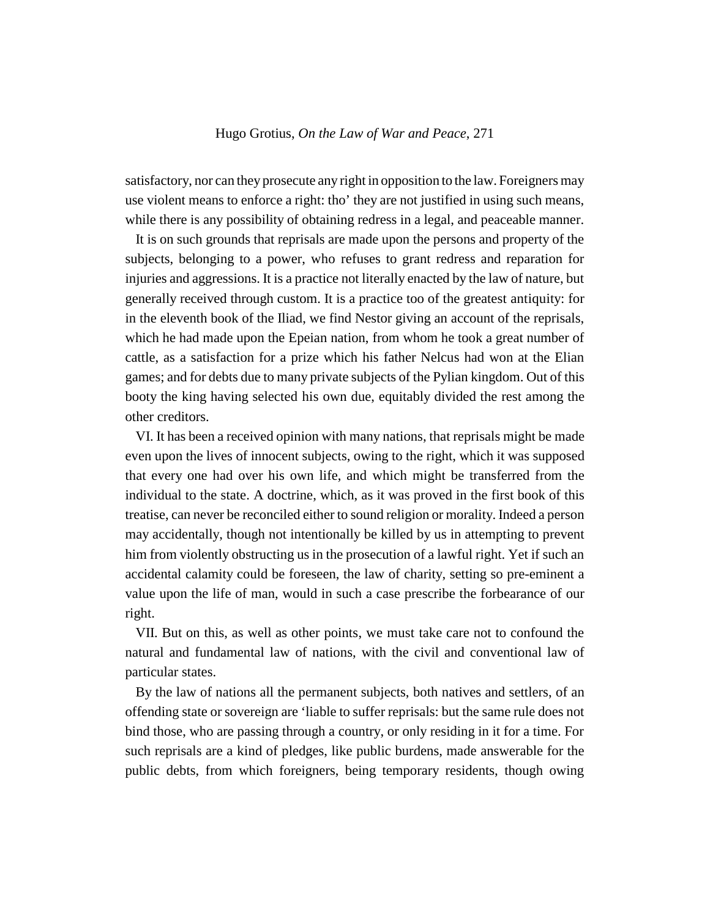satisfactory, nor can they prosecute any right in opposition to the law. Foreigners may use violent means to enforce a right: tho' they are not justified in using such means, while there is any possibility of obtaining redress in a legal, and peaceable manner.

It is on such grounds that reprisals are made upon the persons and property of the subjects, belonging to a power, who refuses to grant redress and reparation for injuries and aggressions. It is a practice not literally enacted by the law of nature, but generally received through custom. It is a practice too of the greatest antiquity: for in the eleventh book of the Iliad, we find Nestor giving an account of the reprisals, which he had made upon the Epeian nation, from whom he took a great number of cattle, as a satisfaction for a prize which his father Nelcus had won at the Elian games; and for debts due to many private subjects of the Pylian kingdom. Out of this booty the king having selected his own due, equitably divided the rest among the other creditors.

VI. It has been a received opinion with many nations, that reprisals might be made even upon the lives of innocent subjects, owing to the right, which it was supposed that every one had over his own life, and which might be transferred from the individual to the state. A doctrine, which, as it was proved in the first book of this treatise, can never be reconciled either to sound religion or morality. Indeed a person may accidentally, though not intentionally be killed by us in attempting to prevent him from violently obstructing us in the prosecution of a lawful right. Yet if such an accidental calamity could be foreseen, the law of charity, setting so pre-eminent a value upon the life of man, would in such a case prescribe the forbearance of our right.

VII. But on this, as well as other points, we must take care not to confound the natural and fundamental law of nations, with the civil and conventional law of particular states.

By the law of nations all the permanent subjects, both natives and settlers, of an offending state or sovereign are 'liable to suffer reprisals: but the same rule does not bind those, who are passing through a country, or only residing in it for a time. For such reprisals are a kind of pledges, like public burdens, made answerable for the public debts, from which foreigners, being temporary residents, though owing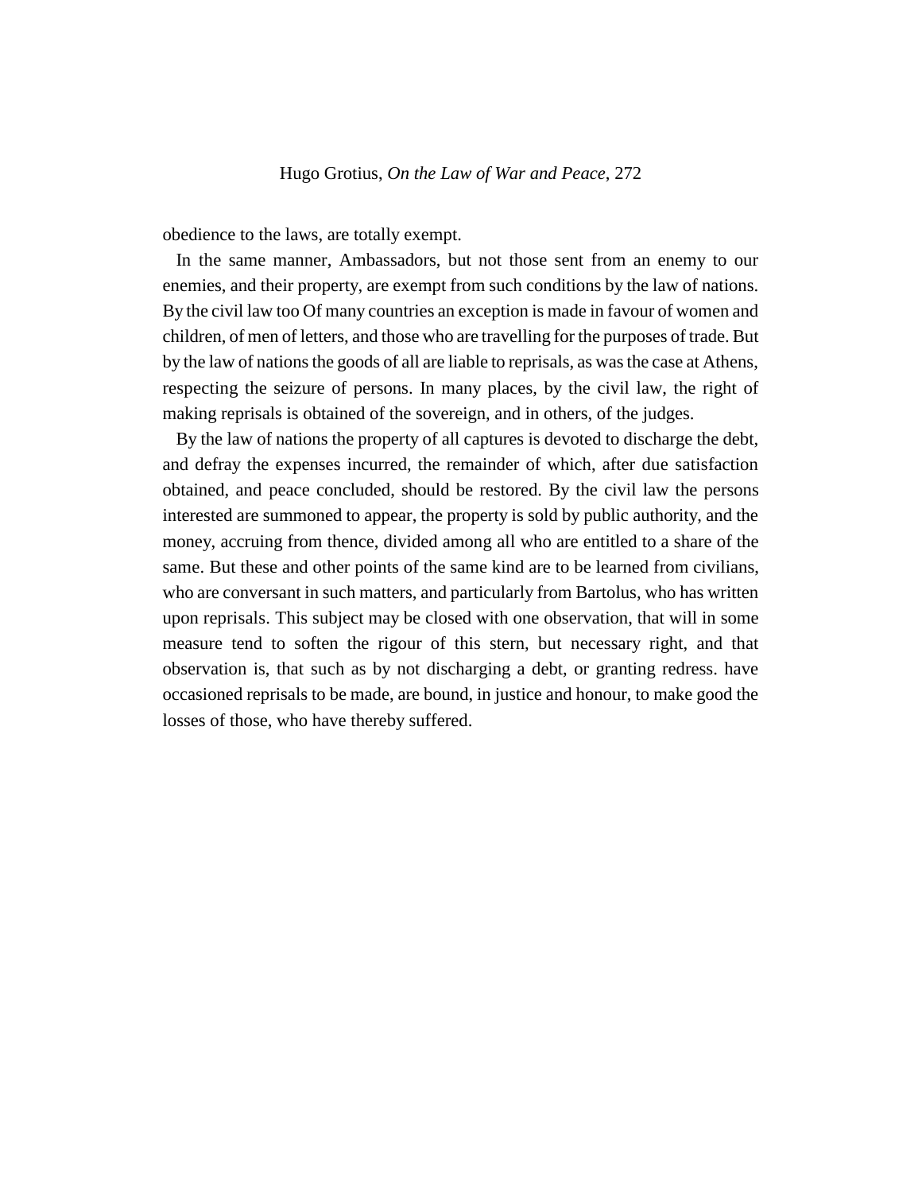obedience to the laws, are totally exempt.

In the same manner, Ambassadors, but not those sent from an enemy to our enemies, and their property, are exempt from such conditions by the law of nations. By the civil law too Of many countries an exception is made in favour of women and children, of men of letters, and those who are travelling for the purposes of trade. But by the law of nations the goods of all are liable to reprisals, as was the case at Athens, respecting the seizure of persons. In many places, by the civil law, the right of making reprisals is obtained of the sovereign, and in others, of the judges.

By the law of nations the property of all captures is devoted to discharge the debt, and defray the expenses incurred, the remainder of which, after due satisfaction obtained, and peace concluded, should be restored. By the civil law the persons interested are summoned to appear, the property is sold by public authority, and the money, accruing from thence, divided among all who are entitled to a share of the same. But these and other points of the same kind are to be learned from civilians, who are conversant in such matters, and particularly from Bartolus, who has written upon reprisals. This subject may be closed with one observation, that will in some measure tend to soften the rigour of this stern, but necessary right, and that observation is, that such as by not discharging a debt, or granting redress. have occasioned reprisals to be made, are bound, in justice and honour, to make good the losses of those, who have thereby suffered.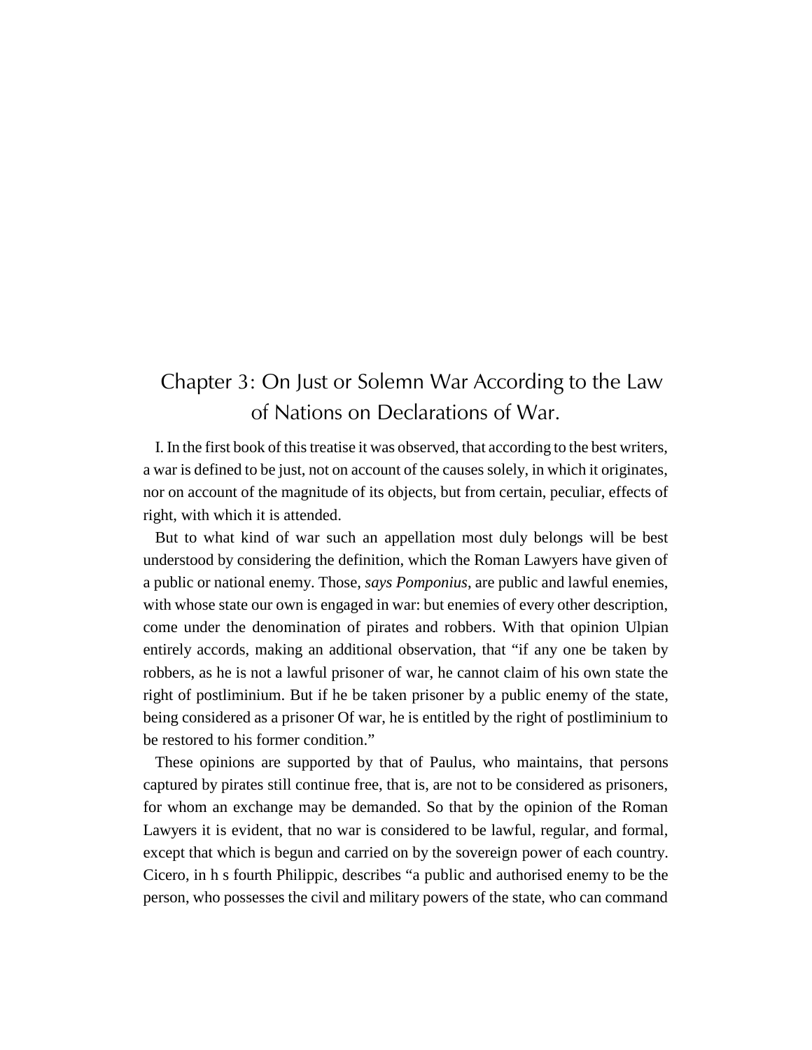# Chapter 3: On Just or Solemn War According to the Law of Nations on Declarations of War.

I. In the first book of this treatise it was observed, that according to the best writers, a war is defined to be just, not on account of the causes solely, in which it originates, nor on account of the magnitude of its objects, but from certain, peculiar, effects of right, with which it is attended.

But to what kind of war such an appellation most duly belongs will be best understood by considering the definition, which the Roman Lawyers have given of a public or national enemy. Those, *says Pomponius*, are public and lawful enemies, with whose state our own is engaged in war: but enemies of every other description, come under the denomination of pirates and robbers. With that opinion Ulpian entirely accords, making an additional observation, that "if any one be taken by robbers, as he is not a lawful prisoner of war, he cannot claim of his own state the right of postliminium. But if he be taken prisoner by a public enemy of the state, being considered as a prisoner Of war, he is entitled by the right of postliminium to be restored to his former condition."

These opinions are supported by that of Paulus, who maintains, that persons captured by pirates still continue free, that is, are not to be considered as prisoners, for whom an exchange may be demanded. So that by the opinion of the Roman Lawyers it is evident, that no war is considered to be lawful, regular, and formal, except that which is begun and carried on by the sovereign power of each country. Cicero, in h s fourth Philippic, describes "a public and authorised enemy to be the person, who possesses the civil and military powers of the state, who can command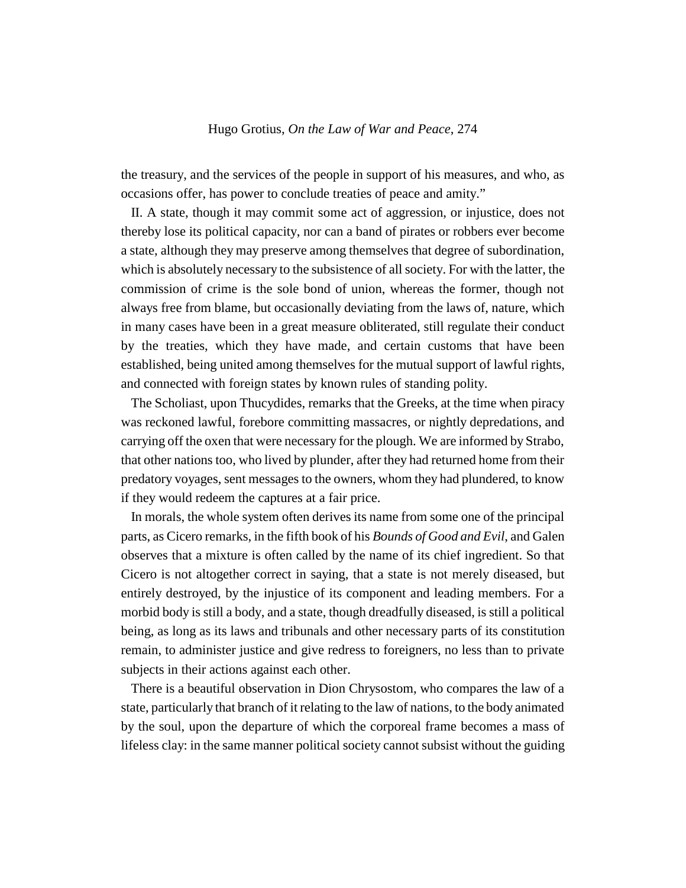the treasury, and the services of the people in support of his measures, and who, as occasions offer, has power to conclude treaties of peace and amity."

II. A state, though it may commit some act of aggression, or injustice, does not thereby lose its political capacity, nor can a band of pirates or robbers ever become a state, although they may preserve among themselves that degree of subordination, which is absolutely necessary to the subsistence of all society. For with the latter, the commission of crime is the sole bond of union, whereas the former, though not always free from blame, but occasionally deviating from the laws of, nature, which in many cases have been in a great measure obliterated, still regulate their conduct by the treaties, which they have made, and certain customs that have been established, being united among themselves for the mutual support of lawful rights, and connected with foreign states by known rules of standing polity.

The Scholiast, upon Thucydides, remarks that the Greeks, at the time when piracy was reckoned lawful, forebore committing massacres, or nightly depredations, and carrying off the oxen that were necessary for the plough. We are informed by Strabo, that other nations too, who lived by plunder, after they had returned home from their predatory voyages, sent messages to the owners, whom they had plundered, to know if they would redeem the captures at a fair price.

In morals, the whole system often derives its name from some one of the principal parts, as Cicero remarks, in the fifth book of his *Bounds of Good and Evil*, and Galen observes that a mixture is often called by the name of its chief ingredient. So that Cicero is not altogether correct in saying, that a state is not merely diseased, but entirely destroyed, by the injustice of its component and leading members. For a morbid body is still a body, and a state, though dreadfully diseased, is still a political being, as long as its laws and tribunals and other necessary parts of its constitution remain, to administer justice and give redress to foreigners, no less than to private subjects in their actions against each other.

There is a beautiful observation in Dion Chrysostom, who compares the law of a state, particularly that branch of it relating to the law of nations, to the body animated by the soul, upon the departure of which the corporeal frame becomes a mass of lifeless clay: in the same manner political society cannot subsist without the guiding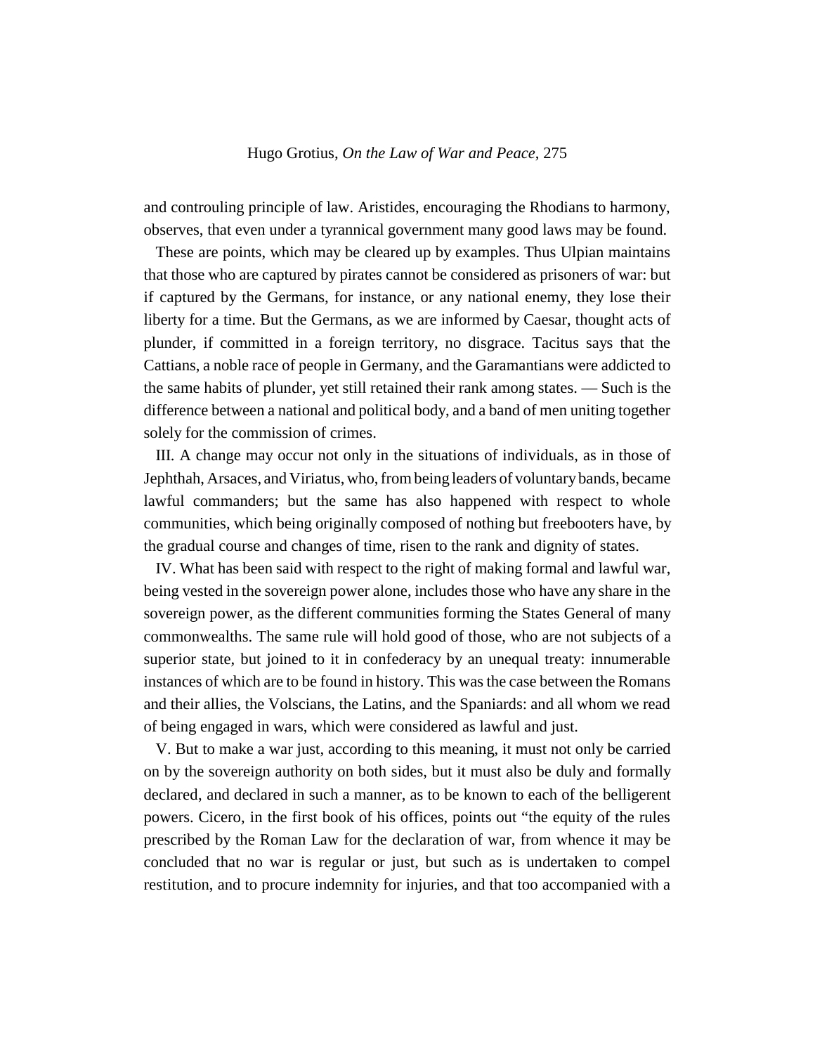and controuling principle of law. Aristides, encouraging the Rhodians to harmony, observes, that even under a tyrannical government many good laws may be found.

These are points, which may be cleared up by examples. Thus Ulpian maintains that those who are captured by pirates cannot be considered as prisoners of war: but if captured by the Germans, for instance, or any national enemy, they lose their liberty for a time. But the Germans, as we are informed by Caesar, thought acts of plunder, if committed in a foreign territory, no disgrace. Tacitus says that the Cattians, a noble race of people in Germany, and the Garamantians were addicted to the same habits of plunder, yet still retained their rank among states. — Such is the difference between a national and political body, and a band of men uniting together solely for the commission of crimes.

III. A change may occur not only in the situations of individuals, as in those of Jephthah, Arsaces, and Viriatus, who, from being leaders of voluntary bands, became lawful commanders; but the same has also happened with respect to whole communities, which being originally composed of nothing but freebooters have, by the gradual course and changes of time, risen to the rank and dignity of states.

IV. What has been said with respect to the right of making formal and lawful war, being vested in the sovereign power alone, includes those who have any share in the sovereign power, as the different communities forming the States General of many commonwealths. The same rule will hold good of those, who are not subjects of a superior state, but joined to it in confederacy by an unequal treaty: innumerable instances of which are to be found in history. This was the case between the Romans and their allies, the Volscians, the Latins, and the Spaniards: and all whom we read of being engaged in wars, which were considered as lawful and just.

V. But to make a war just, according to this meaning, it must not only be carried on by the sovereign authority on both sides, but it must also be duly and formally declared, and declared in such a manner, as to be known to each of the belligerent powers. Cicero, in the first book of his offices, points out "the equity of the rules prescribed by the Roman Law for the declaration of war, from whence it may be concluded that no war is regular or just, but such as is undertaken to compel restitution, and to procure indemnity for injuries, and that too accompanied with a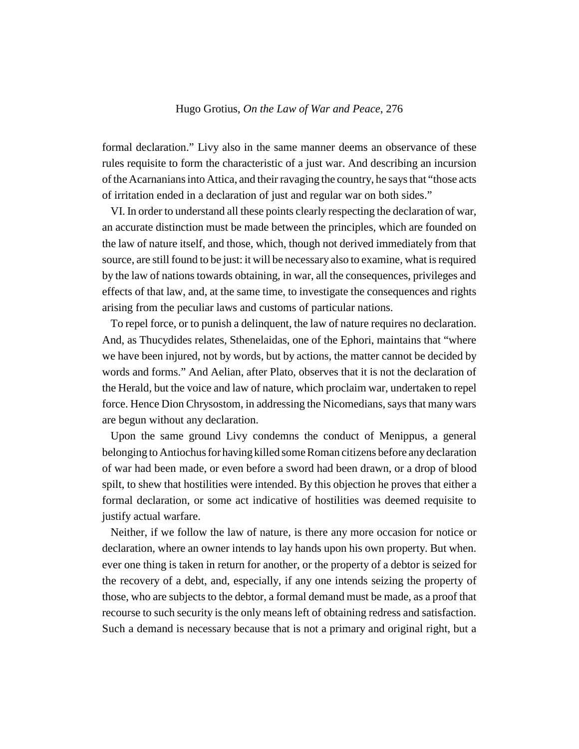formal declaration." Livy also in the same manner deems an observance of these rules requisite to form the characteristic of a just war. And describing an incursion of the Acarnanians into Attica, and their ravaging the country, he says that "those acts of irritation ended in a declaration of just and regular war on both sides."

VI. In order to understand all these points clearly respecting the declaration of war, an accurate distinction must be made between the principles, which are founded on the law of nature itself, and those, which, though not derived immediately from that source, are still found to be just: it will be necessary also to examine, what is required by the law of nations towards obtaining, in war, all the consequences, privileges and effects of that law, and, at the same time, to investigate the consequences and rights arising from the peculiar laws and customs of particular nations.

To repel force, or to punish a delinquent, the law of nature requires no declaration. And, as Thucydides relates, Sthenelaidas, one of the Ephori, maintains that "where we have been injured, not by words, but by actions, the matter cannot be decided by words and forms." And Aelian, after Plato, observes that it is not the declaration of the Herald, but the voice and law of nature, which proclaim war, undertaken to repel force. Hence Dion Chrysostom, in addressing the Nicomedians, says that many wars are begun without any declaration.

Upon the same ground Livy condemns the conduct of Menippus, a general belonging to Antiochus for having killed some Roman citizens before any declaration of war had been made, or even before a sword had been drawn, or a drop of blood spilt, to shew that hostilities were intended. By this objection he proves that either a formal declaration, or some act indicative of hostilities was deemed requisite to justify actual warfare.

Neither, if we follow the law of nature, is there any more occasion for notice or declaration, where an owner intends to lay hands upon his own property. But when. ever one thing is taken in return for another, or the property of a debtor is seized for the recovery of a debt, and, especially, if any one intends seizing the property of those, who are subjects to the debtor, a formal demand must be made, as a proof that recourse to such security is the only means left of obtaining redress and satisfaction. Such a demand is necessary because that is not a primary and original right, but a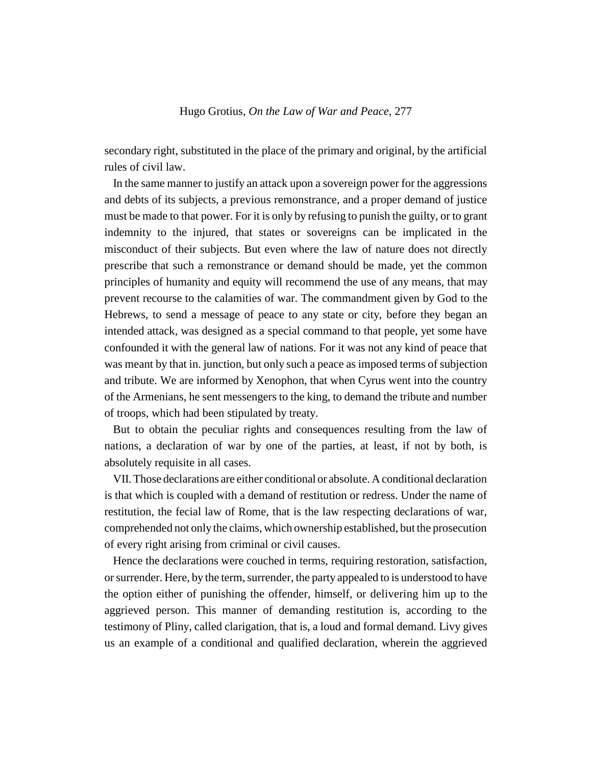secondary right, substituted in the place of the primary and original, by the artificial rules of civil law.

In the same manner to justify an attack upon a sovereign power for the aggressions and debts of its subjects, a previous remonstrance, and a proper demand of justice must be made to that power. For it is only by refusing to punish the guilty, or to grant indemnity to the injured, that states or sovereigns can be implicated in the misconduct of their subjects. But even where the law of nature does not directly prescribe that such a remonstrance or demand should be made, yet the common principles of humanity and equity will recommend the use of any means, that may prevent recourse to the calamities of war. The commandment given by God to the Hebrews, to send a message of peace to any state or city, before they began an intended attack, was designed as a special command to that people, yet some have confounded it with the general law of nations. For it was not any kind of peace that was meant by that in. junction, but only such a peace as imposed terms of subjection and tribute. We are informed by Xenophon, that when Cyrus went into the country of the Armenians, he sent messengers to the king, to demand the tribute and number of troops, which had been stipulated by treaty.

But to obtain the peculiar rights and consequences resulting from the law of nations, a declaration of war by one of the parties, at least, if not by both, is absolutely requisite in all cases.

VII. Those declarations are either conditional or absolute. A conditional declaration is that which is coupled with a demand of restitution or redress. Under the name of restitution, the fecial law of Rome, that is the law respecting declarations of war, comprehended not only the claims, which ownership established, but the prosecution of every right arising from criminal or civil causes.

Hence the declarations were couched in terms, requiring restoration, satisfaction, or surrender. Here, by the term, surrender, the party appealed to is understood to have the option either of punishing the offender, himself, or delivering him up to the aggrieved person. This manner of demanding restitution is, according to the testimony of Pliny, called clarigation, that is, a loud and formal demand. Livy gives us an example of a conditional and qualified declaration, wherein the aggrieved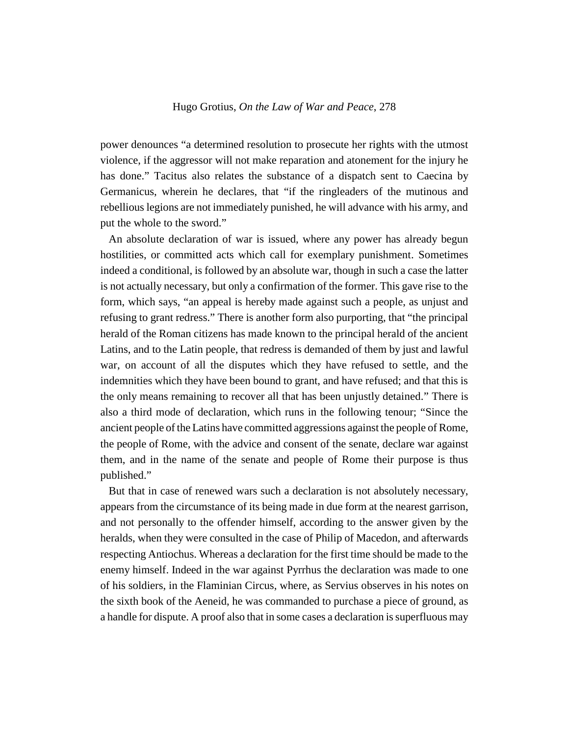power denounces "a determined resolution to prosecute her rights with the utmost violence, if the aggressor will not make reparation and atonement for the injury he has done." Tacitus also relates the substance of a dispatch sent to Caecina by Germanicus, wherein he declares, that "if the ringleaders of the mutinous and rebellious legions are not immediately punished, he will advance with his army, and put the whole to the sword."

An absolute declaration of war is issued, where any power has already begun hostilities, or committed acts which call for exemplary punishment. Sometimes indeed a conditional, is followed by an absolute war, though in such a case the latter is not actually necessary, but only a confirmation of the former. This gave rise to the form, which says, "an appeal is hereby made against such a people, as unjust and refusing to grant redress." There is another form also purporting, that "the principal herald of the Roman citizens has made known to the principal herald of the ancient Latins, and to the Latin people, that redress is demanded of them by just and lawful war, on account of all the disputes which they have refused to settle, and the indemnities which they have been bound to grant, and have refused; and that this is the only means remaining to recover all that has been unjustly detained." There is also a third mode of declaration, which runs in the following tenour; "Since the ancient people of the Latins have committed aggressions against the people of Rome, the people of Rome, with the advice and consent of the senate, declare war against them, and in the name of the senate and people of Rome their purpose is thus published."

But that in case of renewed wars such a declaration is not absolutely necessary, appears from the circumstance of its being made in due form at the nearest garrison, and not personally to the offender himself, according to the answer given by the heralds, when they were consulted in the case of Philip of Macedon, and afterwards respecting Antiochus. Whereas a declaration for the first time should be made to the enemy himself. Indeed in the war against Pyrrhus the declaration was made to one of his soldiers, in the Flaminian Circus, where, as Servius observes in his notes on the sixth book of the Aeneid, he was commanded to purchase a piece of ground, as a handle for dispute. A proof also that in some cases a declaration is superfluous may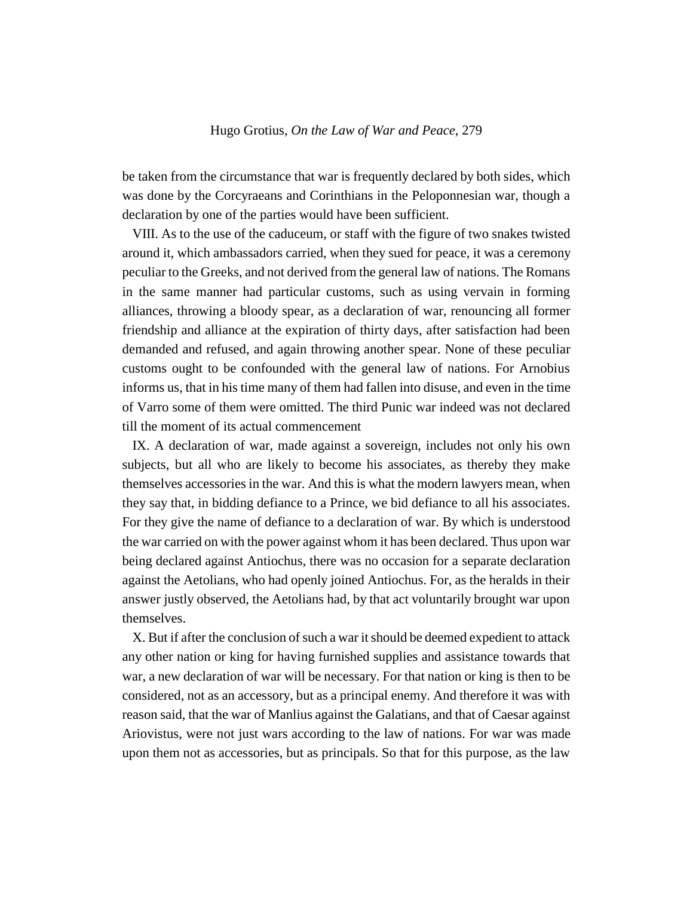be taken from the circumstance that war is frequently declared by both sides, which was done by the Corcyraeans and Corinthians in the Peloponnesian war, though a declaration by one of the parties would have been sufficient.

VIII. As to the use of the caduceum, or staff with the figure of two snakes twisted around it, which ambassadors carried, when they sued for peace, it was a ceremony peculiar to the Greeks, and not derived from the general law of nations. The Romans in the same manner had particular customs, such as using vervain in forming alliances, throwing a bloody spear, as a declaration of war, renouncing all former friendship and alliance at the expiration of thirty days, after satisfaction had been demanded and refused, and again throwing another spear. None of these peculiar customs ought to be confounded with the general law of nations. For Arnobius informs us, that in his time many of them had fallen into disuse, and even in the time of Varro some of them were omitted. The third Punic war indeed was not declared till the moment of its actual commencement

IX. A declaration of war, made against a sovereign, includes not only his own subjects, but all who are likely to become his associates, as thereby they make themselves accessories in the war. And this is what the modern lawyers mean, when they say that, in bidding defiance to a Prince, we bid defiance to all his associates. For they give the name of defiance to a declaration of war. By which is understood the war carried on with the power against whom it has been declared. Thus upon war being declared against Antiochus, there was no occasion for a separate declaration against the Aetolians, who had openly joined Antiochus. For, as the heralds in their answer justly observed, the Aetolians had, by that act voluntarily brought war upon themselves.

X. But if after the conclusion of such a war it should be deemed expedient to attack any other nation or king for having furnished supplies and assistance towards that war, a new declaration of war will be necessary. For that nation or king is then to be considered, not as an accessory, but as a principal enemy. And therefore it was with reason said, that the war of Manlius against the Galatians, and that of Caesar against Ariovistus, were not just wars according to the law of nations. For war was made upon them not as accessories, but as principals. So that for this purpose, as the law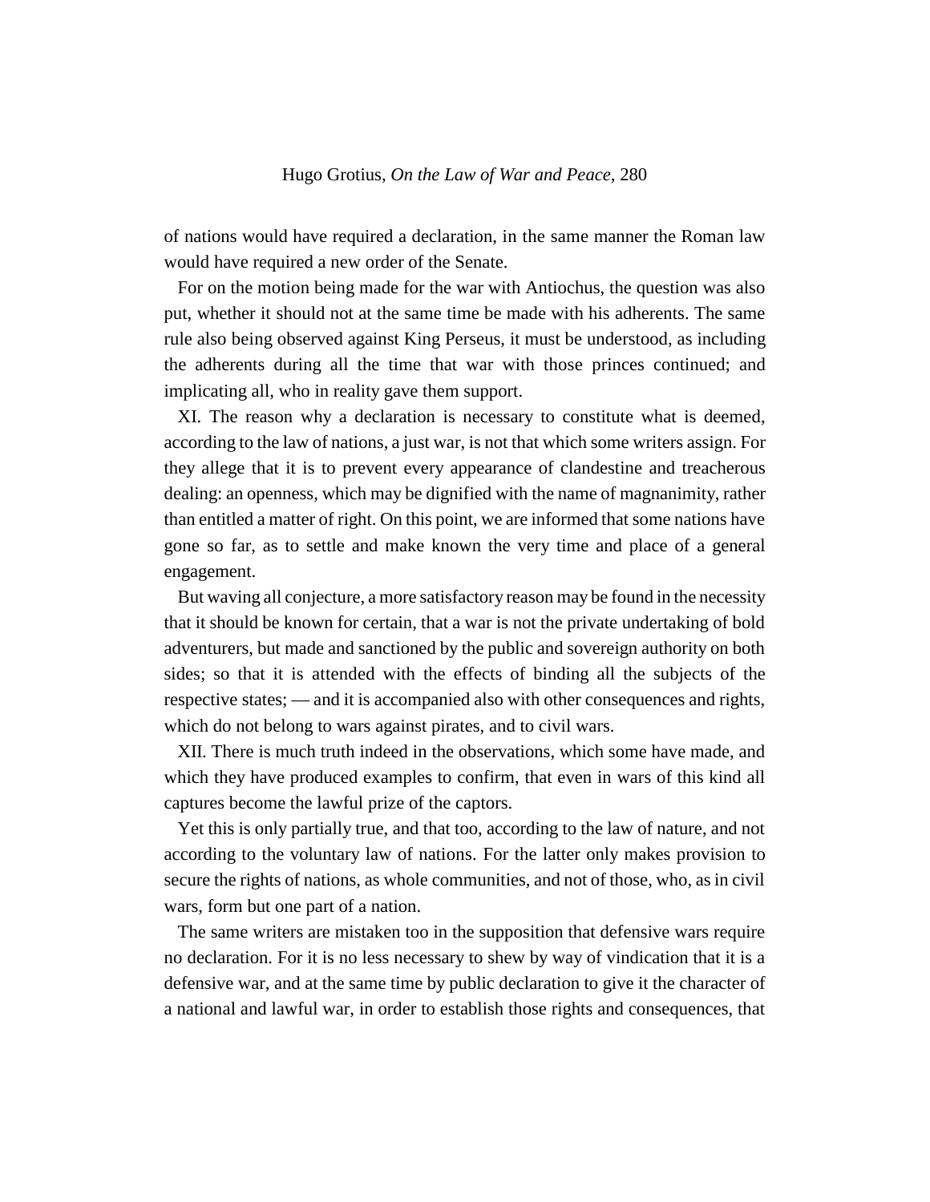of nations would have required a declaration, in the same manner the Roman law would have required a new order of the Senate.

For on the motion being made for the war with Antiochus, the question was also put, whether it should not at the same time be made with his adherents. The same rule also being observed against King Perseus, it must be understood, as including the adherents during all the time that war with those princes continued; and implicating all, who in reality gave them support.

XI. The reason why a declaration is necessary to constitute what is deemed, according to the law of nations, a just war, is not that which some writers assign. For they allege that it is to prevent every appearance of clandestine and treacherous dealing: an openness, which may be dignified with the name of magnanimity, rather than entitled a matter of right. On this point, we are informed that some nations have gone so far, as to settle and make known the very time and place of a general engagement.

But waving all conjecture, a more satisfactory reason may be found in the necessity that it should be known for certain, that a war is not the private undertaking of bold adventurers, but made and sanctioned by the public and sovereign authority on both sides; so that it is attended with the effects of binding all the subjects of the respective states; — and it is accompanied also with other consequences and rights, which do not belong to wars against pirates, and to civil wars.

XII. There is much truth indeed in the observations, which some have made, and which they have produced examples to confirm, that even in wars of this kind all captures become the lawful prize of the captors.

Yet this is only partially true, and that too, according to the law of nature, and not according to the voluntary law of nations. For the latter only makes provision to secure the rights of nations, as whole communities, and not of those, who, as in civil wars, form but one part of a nation.

The same writers are mistaken too in the supposition that defensive wars require no declaration. For it is no less necessary to shew by way of vindication that it is a defensive war, and at the same time by public declaration to give it the character of a national and lawful war, in order to establish those rights and consequences, that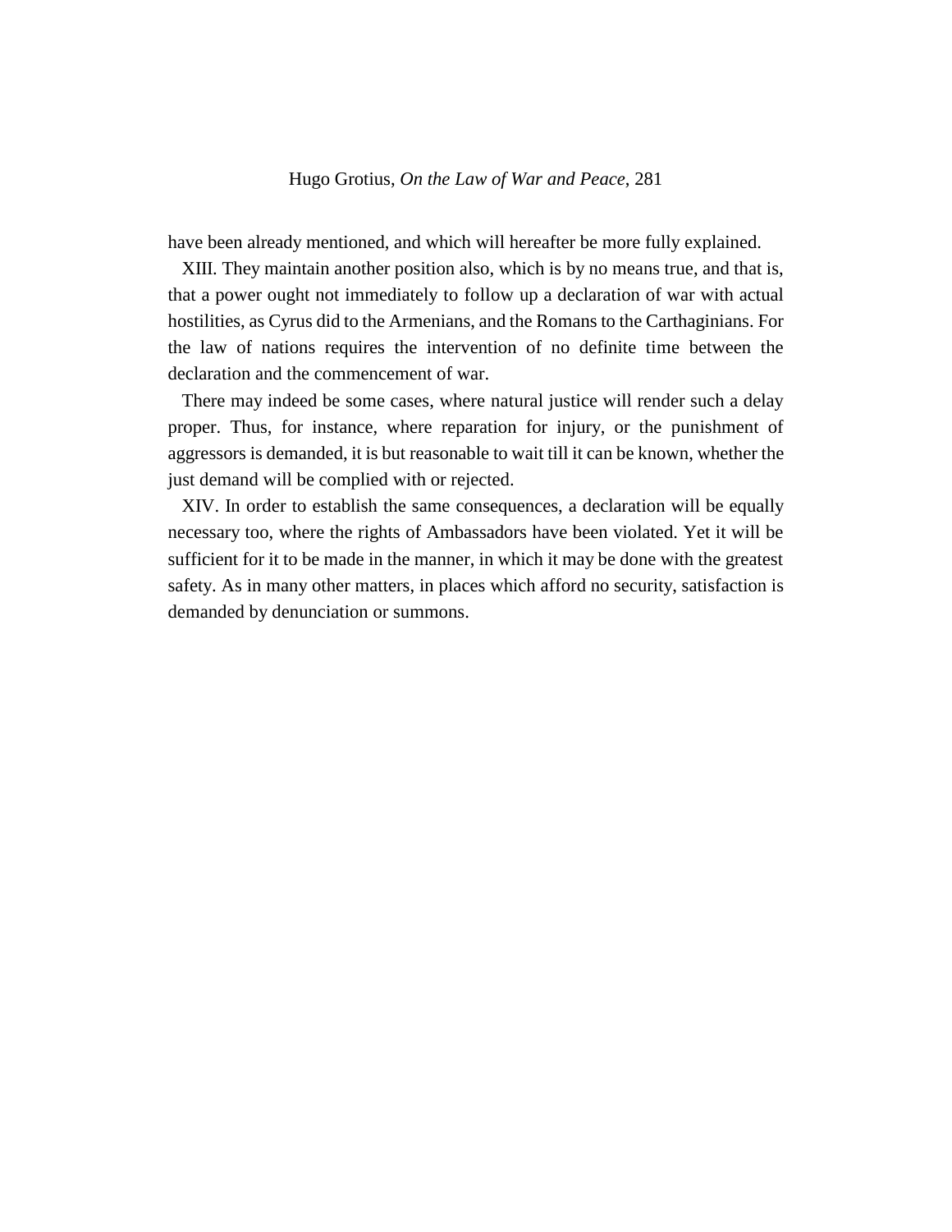have been already mentioned, and which will hereafter be more fully explained.

XIII. They maintain another position also, which is by no means true, and that is, that a power ought not immediately to follow up a declaration of war with actual hostilities, as Cyrus did to the Armenians, and the Romans to the Carthaginians. For the law of nations requires the intervention of no definite time between the declaration and the commencement of war.

There may indeed be some cases, where natural justice will render such a delay proper. Thus, for instance, where reparation for injury, or the punishment of aggressors is demanded, it is but reasonable to wait till it can be known, whether the just demand will be complied with or rejected.

XIV. In order to establish the same consequences, a declaration will be equally necessary too, where the rights of Ambassadors have been violated. Yet it will be sufficient for it to be made in the manner, in which it may be done with the greatest safety. As in many other matters, in places which afford no security, satisfaction is demanded by denunciation or summons.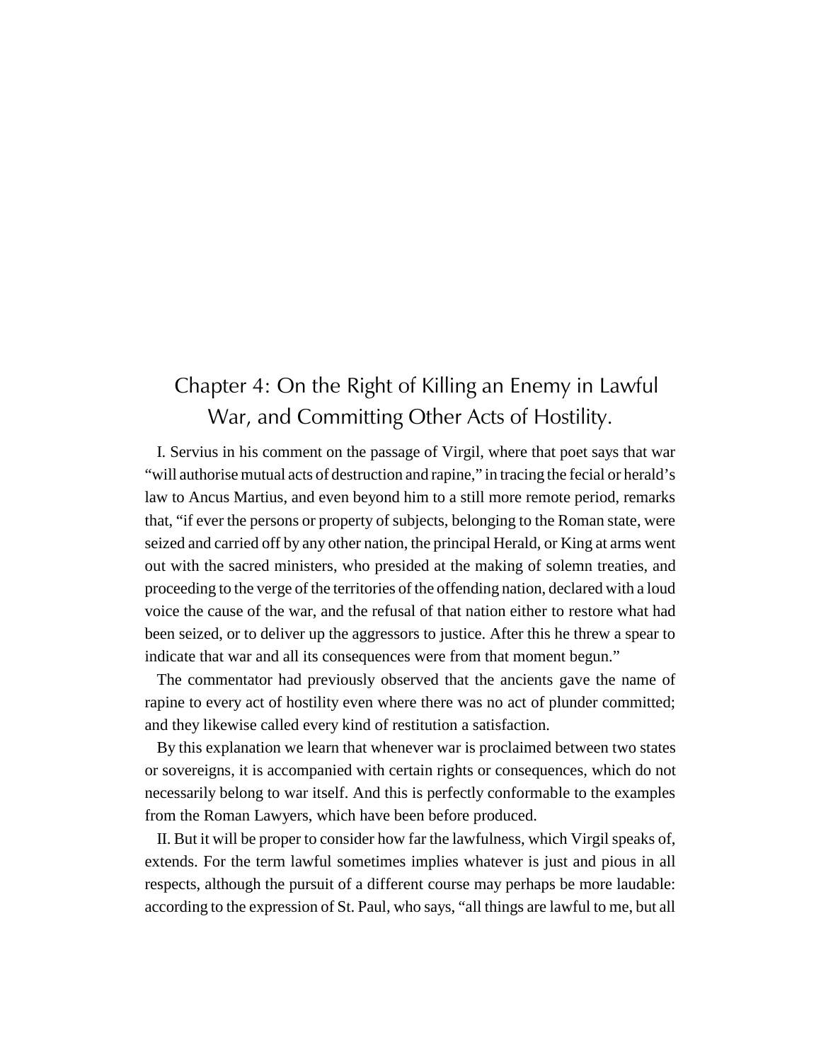## Chapter 4: On the Right of Killing an Enemy in Lawful War, and Committing Other Acts of Hostility.

I. Servius in his comment on the passage of Virgil, where that poet says that war "will authorise mutual acts of destruction and rapine," in tracing the fecial or herald's law to Ancus Martius, and even beyond him to a still more remote period, remarks that, "if ever the persons or property of subjects, belonging to the Roman state, were seized and carried off by any other nation, the principal Herald, or King at arms went out with the sacred ministers, who presided at the making of solemn treaties, and proceeding to the verge of the territories of the offending nation, declared with a loud voice the cause of the war, and the refusal of that nation either to restore what had been seized, or to deliver up the aggressors to justice. After this he threw a spear to indicate that war and all its consequences were from that moment begun."

The commentator had previously observed that the ancients gave the name of rapine to every act of hostility even where there was no act of plunder committed; and they likewise called every kind of restitution a satisfaction.

By this explanation we learn that whenever war is proclaimed between two states or sovereigns, it is accompanied with certain rights or consequences, which do not necessarily belong to war itself. And this is perfectly conformable to the examples from the Roman Lawyers, which have been before produced.

II. But it will be proper to consider how far the lawfulness, which Virgil speaks of, extends. For the term lawful sometimes implies whatever is just and pious in all respects, although the pursuit of a different course may perhaps be more laudable: according to the expression of St. Paul, who says, "all things are lawful to me, but all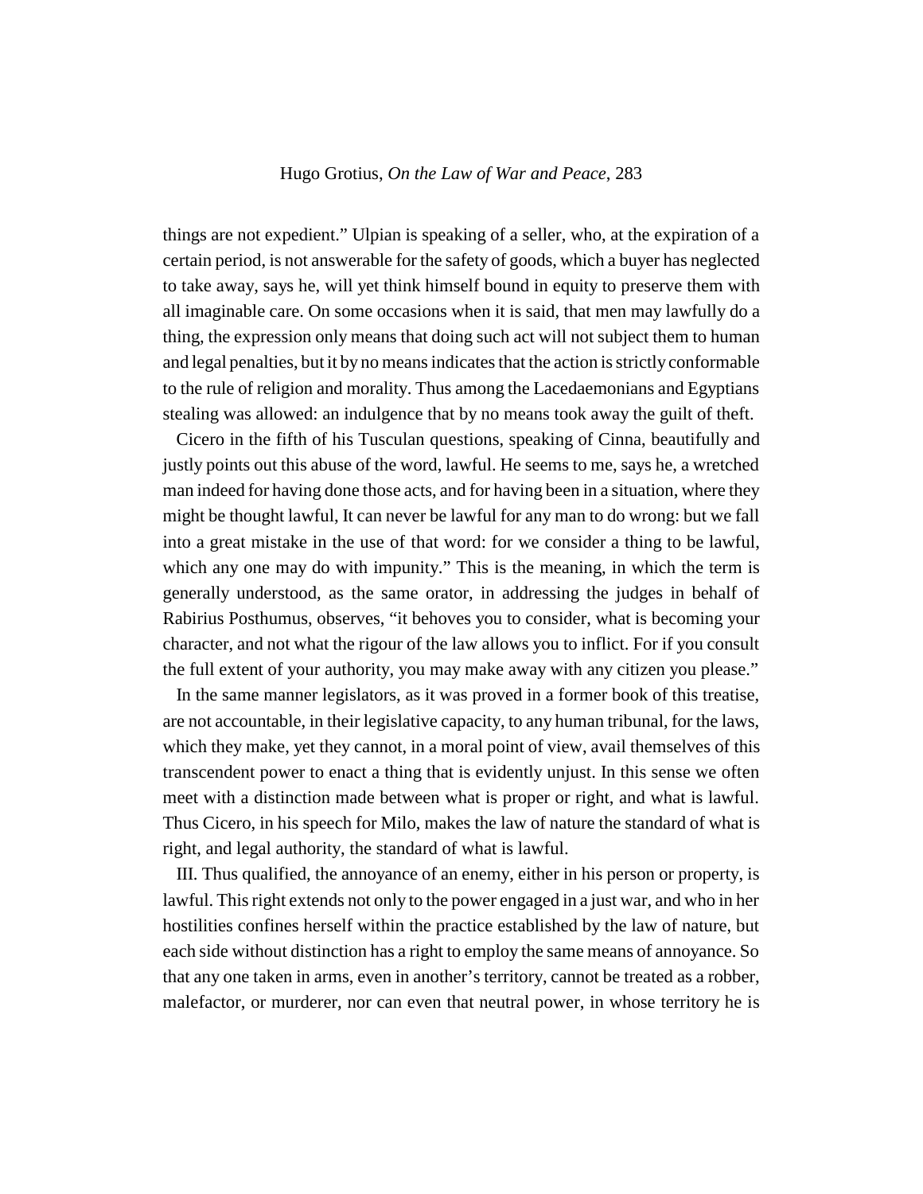things are not expedient." Ulpian is speaking of a seller, who, at the expiration of a certain period, is not answerable for the safety of goods, which a buyer has neglected to take away, says he, will yet think himself bound in equity to preserve them with all imaginable care. On some occasions when it is said, that men may lawfully do a thing, the expression only means that doing such act will not subject them to human and legal penalties, but it by no means indicates that the action is strictly conformable to the rule of religion and morality. Thus among the Lacedaemonians and Egyptians stealing was allowed: an indulgence that by no means took away the guilt of theft.

Cicero in the fifth of his Tusculan questions, speaking of Cinna, beautifully and justly points out this abuse of the word, lawful. He seems to me, says he, a wretched man indeed for having done those acts, and for having been in a situation, where they might be thought lawful, It can never be lawful for any man to do wrong: but we fall into a great mistake in the use of that word: for we consider a thing to be lawful, which any one may do with impunity." This is the meaning, in which the term is generally understood, as the same orator, in addressing the judges in behalf of Rabirius Posthumus, observes, "it behoves you to consider, what is becoming your character, and not what the rigour of the law allows you to inflict. For if you consult the full extent of your authority, you may make away with any citizen you please."

In the same manner legislators, as it was proved in a former book of this treatise, are not accountable, in their legislative capacity, to any human tribunal, for the laws, which they make, yet they cannot, in a moral point of view, avail themselves of this transcendent power to enact a thing that is evidently unjust. In this sense we often meet with a distinction made between what is proper or right, and what is lawful. Thus Cicero, in his speech for Milo, makes the law of nature the standard of what is right, and legal authority, the standard of what is lawful.

III. Thus qualified, the annoyance of an enemy, either in his person or property, is lawful. This right extends not only to the power engaged in a just war, and who in her hostilities confines herself within the practice established by the law of nature, but each side without distinction has a right to employ the same means of annoyance. So that any one taken in arms, even in another's territory, cannot be treated as a robber, malefactor, or murderer, nor can even that neutral power, in whose territory he is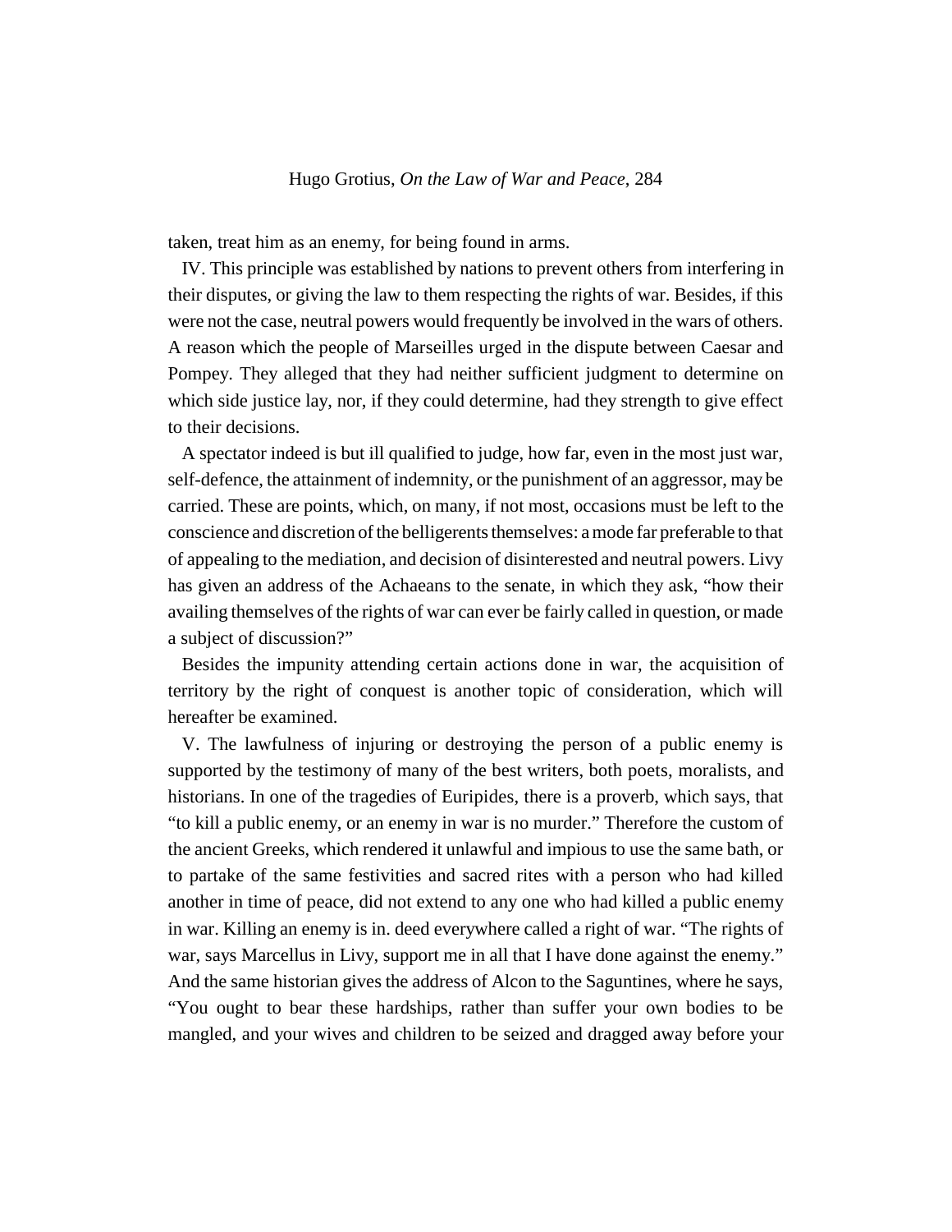taken, treat him as an enemy, for being found in arms.

IV. This principle was established by nations to prevent others from interfering in their disputes, or giving the law to them respecting the rights of war. Besides, if this were not the case, neutral powers would frequently be involved in the wars of others. A reason which the people of Marseilles urged in the dispute between Caesar and Pompey. They alleged that they had neither sufficient judgment to determine on which side justice lay, nor, if they could determine, had they strength to give effect to their decisions.

A spectator indeed is but ill qualified to judge, how far, even in the most just war, self-defence, the attainment of indemnity, or the punishment of an aggressor, may be carried. These are points, which, on many, if not most, occasions must be left to the conscience and discretion of the belligerents themselves: a mode far preferable to that of appealing to the mediation, and decision of disinterested and neutral powers. Livy has given an address of the Achaeans to the senate, in which they ask, "how their availing themselves of the rights of war can ever be fairly called in question, or made a subject of discussion?"

Besides the impunity attending certain actions done in war, the acquisition of territory by the right of conquest is another topic of consideration, which will hereafter be examined.

V. The lawfulness of injuring or destroying the person of a public enemy is supported by the testimony of many of the best writers, both poets, moralists, and historians. In one of the tragedies of Euripides, there is a proverb, which says, that "to kill a public enemy, or an enemy in war is no murder." Therefore the custom of the ancient Greeks, which rendered it unlawful and impious to use the same bath, or to partake of the same festivities and sacred rites with a person who had killed another in time of peace, did not extend to any one who had killed a public enemy in war. Killing an enemy is in. deed everywhere called a right of war. "The rights of war, says Marcellus in Livy, support me in all that I have done against the enemy." And the same historian gives the address of Alcon to the Saguntines, where he says, "You ought to bear these hardships, rather than suffer your own bodies to be mangled, and your wives and children to be seized and dragged away before your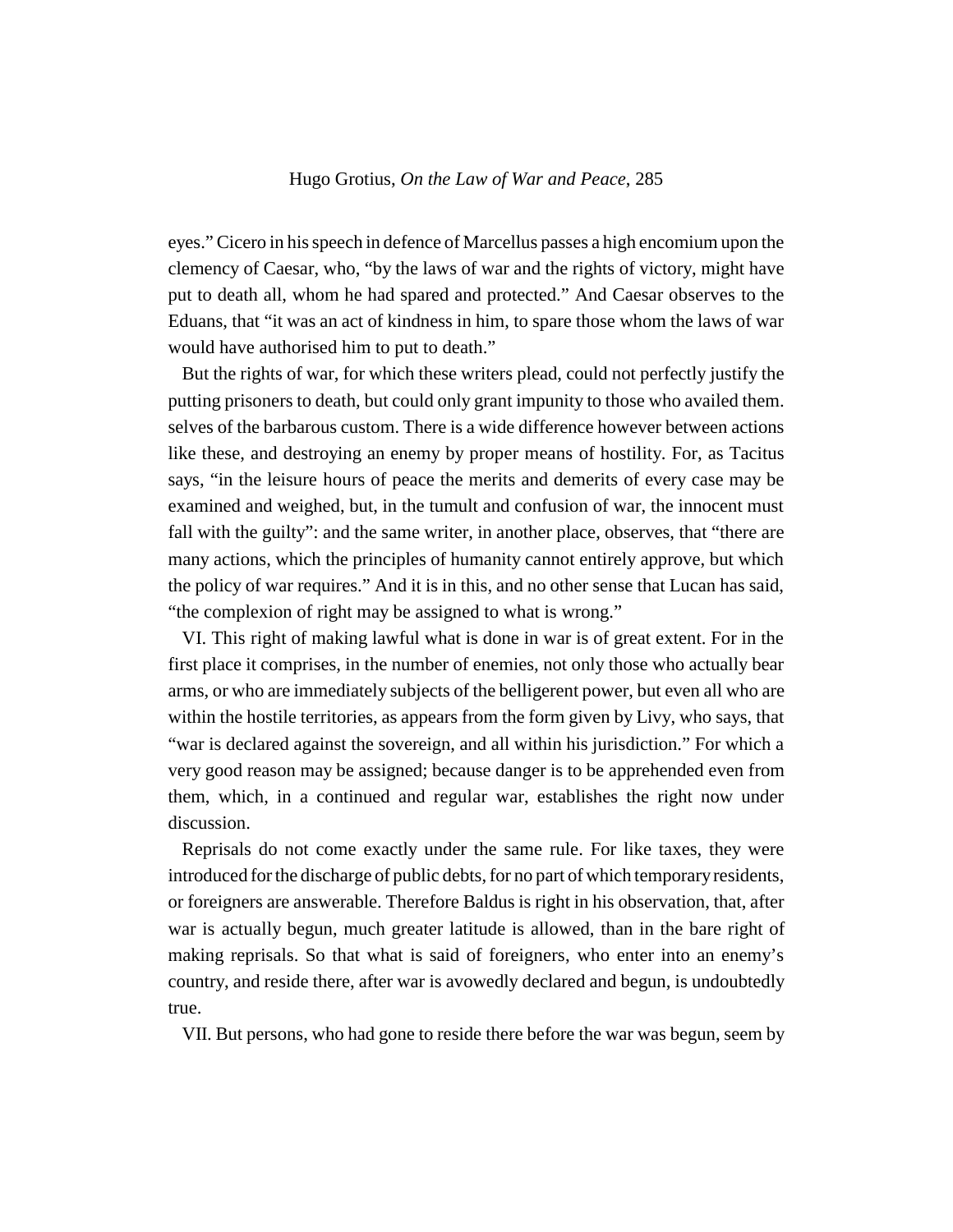eyes." Cicero in his speech in defence of Marcellus passes a high encomium upon the clemency of Caesar, who, "by the laws of war and the rights of victory, might have put to death all, whom he had spared and protected." And Caesar observes to the Eduans, that "it was an act of kindness in him, to spare those whom the laws of war would have authorised him to put to death."

But the rights of war, for which these writers plead, could not perfectly justify the putting prisoners to death, but could only grant impunity to those who availed them. selves of the barbarous custom. There is a wide difference however between actions like these, and destroying an enemy by proper means of hostility. For, as Tacitus says, "in the leisure hours of peace the merits and demerits of every case may be examined and weighed, but, in the tumult and confusion of war, the innocent must fall with the guilty": and the same writer, in another place, observes, that "there are many actions, which the principles of humanity cannot entirely approve, but which the policy of war requires." And it is in this, and no other sense that Lucan has said, "the complexion of right may be assigned to what is wrong."

VI. This right of making lawful what is done in war is of great extent. For in the first place it comprises, in the number of enemies, not only those who actually bear arms, or who are immediately subjects of the belligerent power, but even all who are within the hostile territories, as appears from the form given by Livy, who says, that "war is declared against the sovereign, and all within his jurisdiction." For which a very good reason may be assigned; because danger is to be apprehended even from them, which, in a continued and regular war, establishes the right now under discussion.

Reprisals do not come exactly under the same rule. For like taxes, they were introduced for the discharge of public debts, for no part of which temporary residents, or foreigners are answerable. Therefore Baldus is right in his observation, that, after war is actually begun, much greater latitude is allowed, than in the bare right of making reprisals. So that what is said of foreigners, who enter into an enemy's country, and reside there, after war is avowedly declared and begun, is undoubtedly true.

VII. But persons, who had gone to reside there before the war was begun, seem by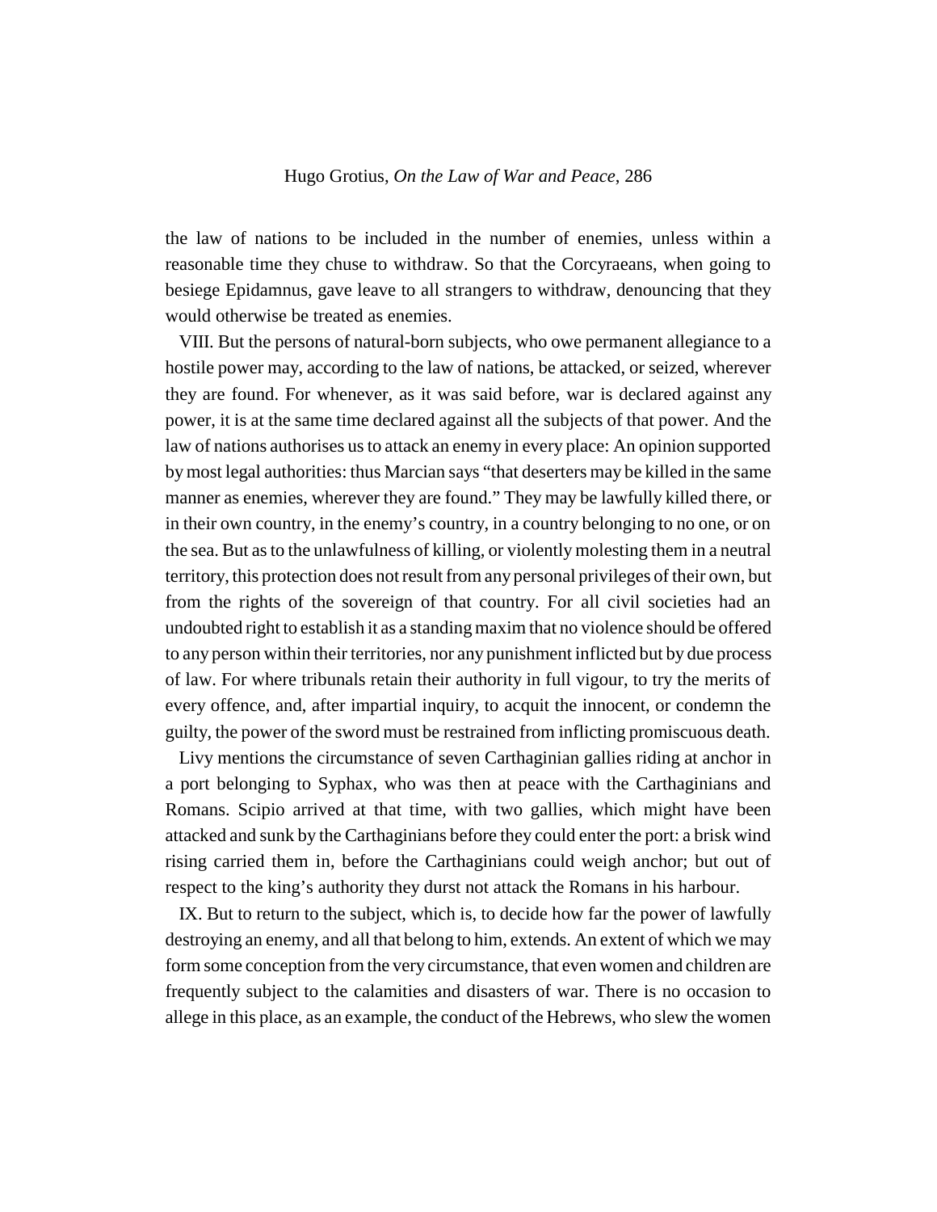the law of nations to be included in the number of enemies, unless within a reasonable time they chuse to withdraw. So that the Corcyraeans, when going to besiege Epidamnus, gave leave to all strangers to withdraw, denouncing that they would otherwise be treated as enemies.

VIII. But the persons of natural-born subjects, who owe permanent allegiance to a hostile power may, according to the law of nations, be attacked, or seized, wherever they are found. For whenever, as it was said before, war is declared against any power, it is at the same time declared against all the subjects of that power. And the law of nations authorises us to attack an enemy in every place: An opinion supported by most legal authorities: thus Marcian says "that deserters may be killed in the same manner as enemies, wherever they are found." They may be lawfully killed there, or in their own country, in the enemy's country, in a country belonging to no one, or on the sea. But as to the unlawfulness of killing, or violently molesting them in a neutral territory, this protection does not result from any personal privileges of their own, but from the rights of the sovereign of that country. For all civil societies had an undoubted right to establish it as a standing maxim that no violence should be offered to any person within their territories, nor any punishment inflicted but by due process of law. For where tribunals retain their authority in full vigour, to try the merits of every offence, and, after impartial inquiry, to acquit the innocent, or condemn the guilty, the power of the sword must be restrained from inflicting promiscuous death.

Livy mentions the circumstance of seven Carthaginian gallies riding at anchor in a port belonging to Syphax, who was then at peace with the Carthaginians and Romans. Scipio arrived at that time, with two gallies, which might have been attacked and sunk by the Carthaginians before they could enter the port: a brisk wind rising carried them in, before the Carthaginians could weigh anchor; but out of respect to the king's authority they durst not attack the Romans in his harbour.

IX. But to return to the subject, which is, to decide how far the power of lawfully destroying an enemy, and all that belong to him, extends. An extent of which we may form some conception from the very circumstance, that even women and children are frequently subject to the calamities and disasters of war. There is no occasion to allege in this place, as an example, the conduct of the Hebrews, who slew the women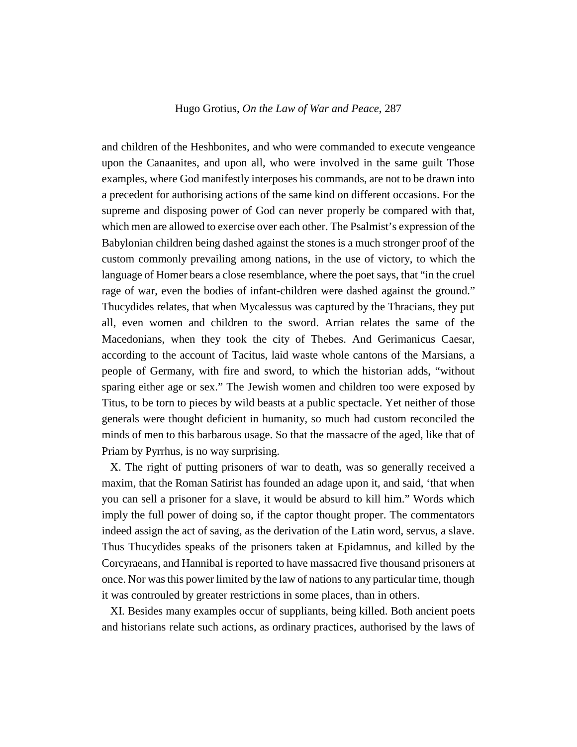and children of the Heshbonites, and who were commanded to execute vengeance upon the Canaanites, and upon all, who were involved in the same guilt Those examples, where God manifestly interposes his commands, are not to be drawn into a precedent for authorising actions of the same kind on different occasions. For the supreme and disposing power of God can never properly be compared with that, which men are allowed to exercise over each other. The Psalmist's expression of the Babylonian children being dashed against the stones is a much stronger proof of the custom commonly prevailing among nations, in the use of victory, to which the language of Homer bears a close resemblance, where the poet says, that "in the cruel rage of war, even the bodies of infant-children were dashed against the ground." Thucydides relates, that when Mycalessus was captured by the Thracians, they put all, even women and children to the sword. Arrian relates the same of the Macedonians, when they took the city of Thebes. And Gerimanicus Caesar, according to the account of Tacitus, laid waste whole cantons of the Marsians, a people of Germany, with fire and sword, to which the historian adds, "without sparing either age or sex." The Jewish women and children too were exposed by Titus, to be torn to pieces by wild beasts at a public spectacle. Yet neither of those generals were thought deficient in humanity, so much had custom reconciled the minds of men to this barbarous usage. So that the massacre of the aged, like that of Priam by Pyrrhus, is no way surprising.

X. The right of putting prisoners of war to death, was so generally received a maxim, that the Roman Satirist has founded an adage upon it, and said, 'that when you can sell a prisoner for a slave, it would be absurd to kill him." Words which imply the full power of doing so, if the captor thought proper. The commentators indeed assign the act of saving, as the derivation of the Latin word, servus, a slave. Thus Thucydides speaks of the prisoners taken at Epidamnus, and killed by the Corcyraeans, and Hannibal is reported to have massacred five thousand prisoners at once. Nor was this power limited by the law of nations to any particular time, though it was controuled by greater restrictions in some places, than in others.

XI. Besides many examples occur of suppliants, being killed. Both ancient poets and historians relate such actions, as ordinary practices, authorised by the laws of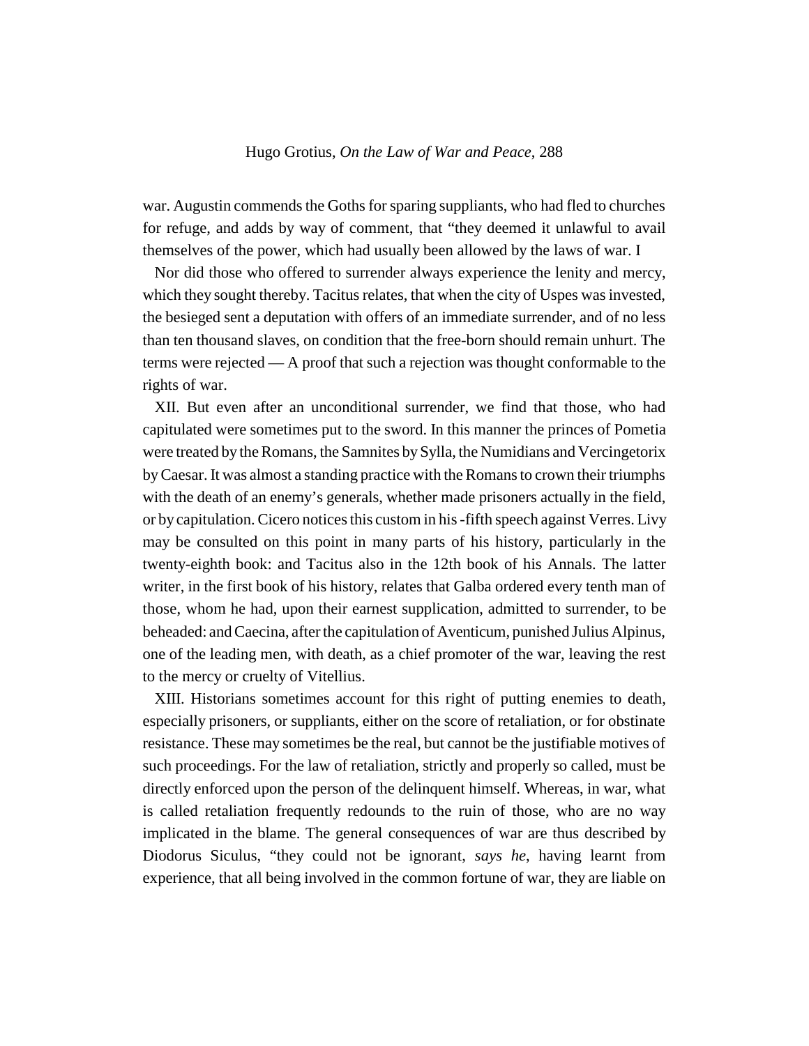war. Augustin commends the Goths for sparing suppliants, who had fled to churches for refuge, and adds by way of comment, that "they deemed it unlawful to avail themselves of the power, which had usually been allowed by the laws of war. I

Nor did those who offered to surrender always experience the lenity and mercy, which they sought thereby. Tacitus relates, that when the city of Uspes was invested, the besieged sent a deputation with offers of an immediate surrender, and of no less than ten thousand slaves, on condition that the free-born should remain unhurt. The terms were rejected — A proof that such a rejection was thought conformable to the rights of war.

XII. But even after an unconditional surrender, we find that those, who had capitulated were sometimes put to the sword. In this manner the princes of Pometia were treated by the Romans, the Samnites by Sylla, the Numidians and Vercingetorix by Caesar. It was almost a standing practice with the Romans to crown their triumphs with the death of an enemy's generals, whether made prisoners actually in the field, or by capitulation. Cicero notices this custom in his -fifth speech against Verres. Livy may be consulted on this point in many parts of his history, particularly in the twenty-eighth book: and Tacitus also in the 12th book of his Annals. The latter writer, in the first book of his history, relates that Galba ordered every tenth man of those, whom he had, upon their earnest supplication, admitted to surrender, to be beheaded: and Caecina, after the capitulation of Aventicum, punished Julius Alpinus, one of the leading men, with death, as a chief promoter of the war, leaving the rest to the mercy or cruelty of Vitellius.

XIII. Historians sometimes account for this right of putting enemies to death, especially prisoners, or suppliants, either on the score of retaliation, or for obstinate resistance. These may sometimes be the real, but cannot be the justifiable motives of such proceedings. For the law of retaliation, strictly and properly so called, must be directly enforced upon the person of the delinquent himself. Whereas, in war, what is called retaliation frequently redounds to the ruin of those, who are no way implicated in the blame. The general consequences of war are thus described by Diodorus Siculus, "they could not be ignorant, *says he*, having learnt from experience, that all being involved in the common fortune of war, they are liable on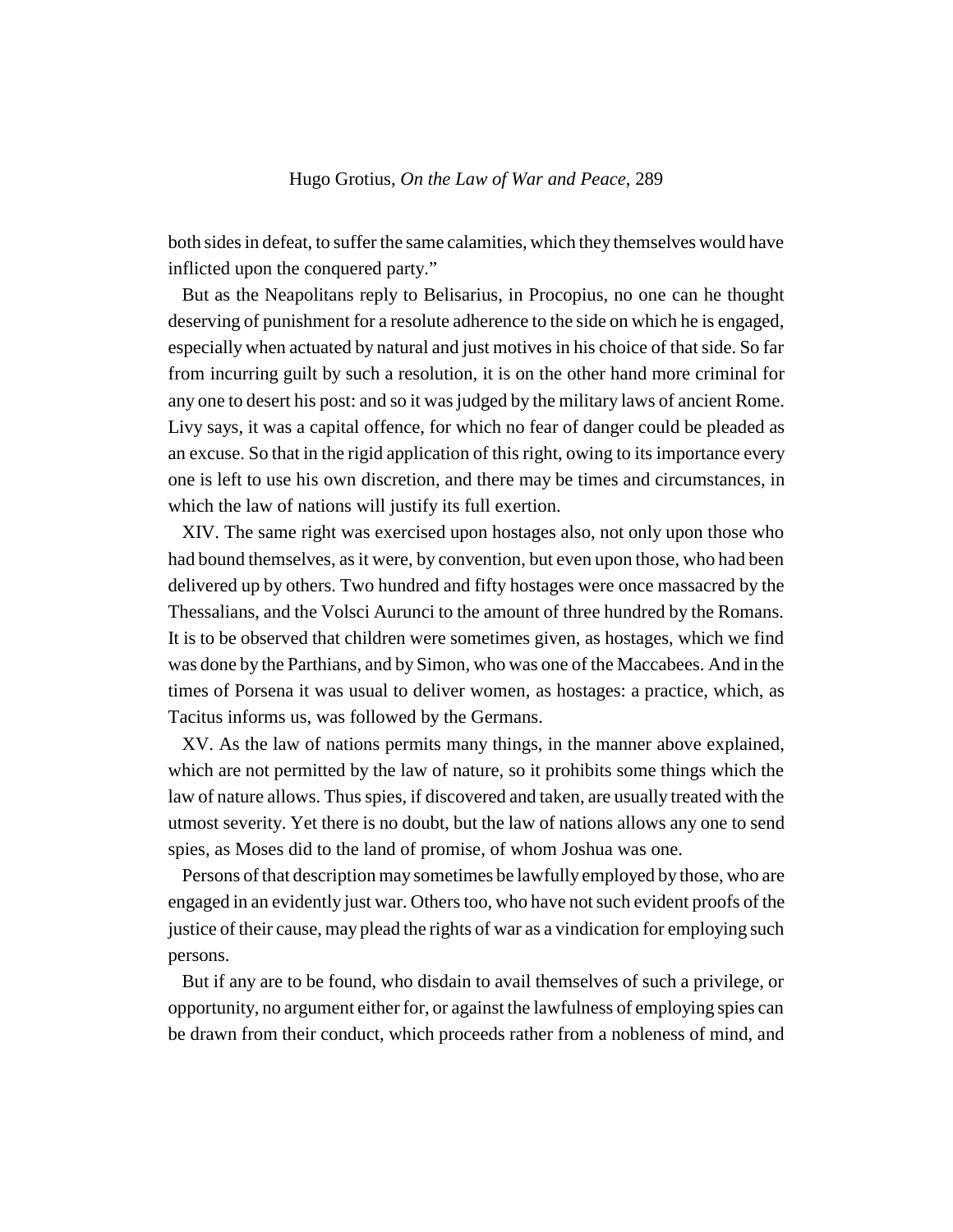both sides in defeat, to suffer the same calamities, which they themselves would have inflicted upon the conquered party."

But as the Neapolitans reply to Belisarius, in Procopius, no one can he thought deserving of punishment for a resolute adherence to the side on which he is engaged, especially when actuated by natural and just motives in his choice of that side. So far from incurring guilt by such a resolution, it is on the other hand more criminal for any one to desert his post: and so it was judged by the military laws of ancient Rome. Livy says, it was a capital offence, for which no fear of danger could be pleaded as an excuse. So that in the rigid application of this right, owing to its importance every one is left to use his own discretion, and there may be times and circumstances, in which the law of nations will justify its full exertion.

XIV. The same right was exercised upon hostages also, not only upon those who had bound themselves, as it were, by convention, but even upon those, who had been delivered up by others. Two hundred and fifty hostages were once massacred by the Thessalians, and the Volsci Aurunci to the amount of three hundred by the Romans. It is to be observed that children were sometimes given, as hostages, which we find was done by the Parthians, and by Simon, who was one of the Maccabees. And in the times of Porsena it was usual to deliver women, as hostages: a practice, which, as Tacitus informs us, was followed by the Germans.

XV. As the law of nations permits many things, in the manner above explained, which are not permitted by the law of nature, so it prohibits some things which the law of nature allows. Thus spies, if discovered and taken, are usually treated with the utmost severity. Yet there is no doubt, but the law of nations allows any one to send spies, as Moses did to the land of promise, of whom Joshua was one.

Persons of that description may sometimes be lawfully employed by those, who are engaged in an evidently just war. Others too, who have not such evident proofs of the justice of their cause, may plead the rights of war as a vindication for employing such persons.

But if any are to be found, who disdain to avail themselves of such a privilege, or opportunity, no argument either for, or against the lawfulness of employing spies can be drawn from their conduct, which proceeds rather from a nobleness of mind, and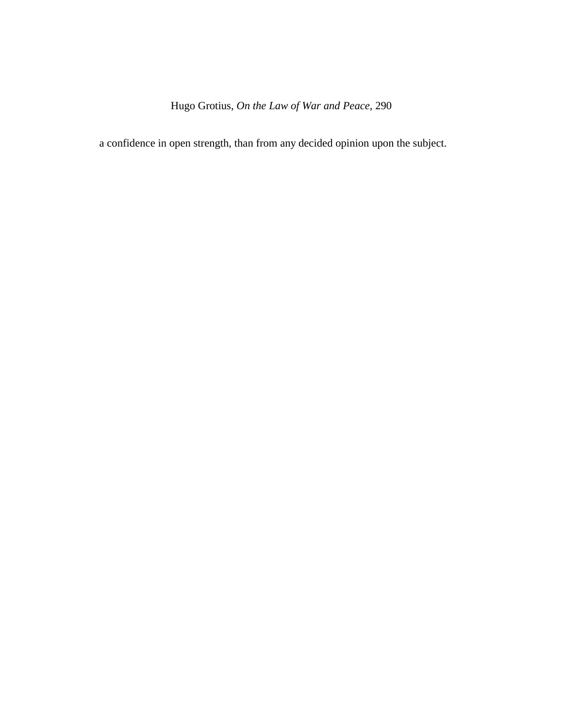a confidence in open strength, than from any decided opinion upon the subject.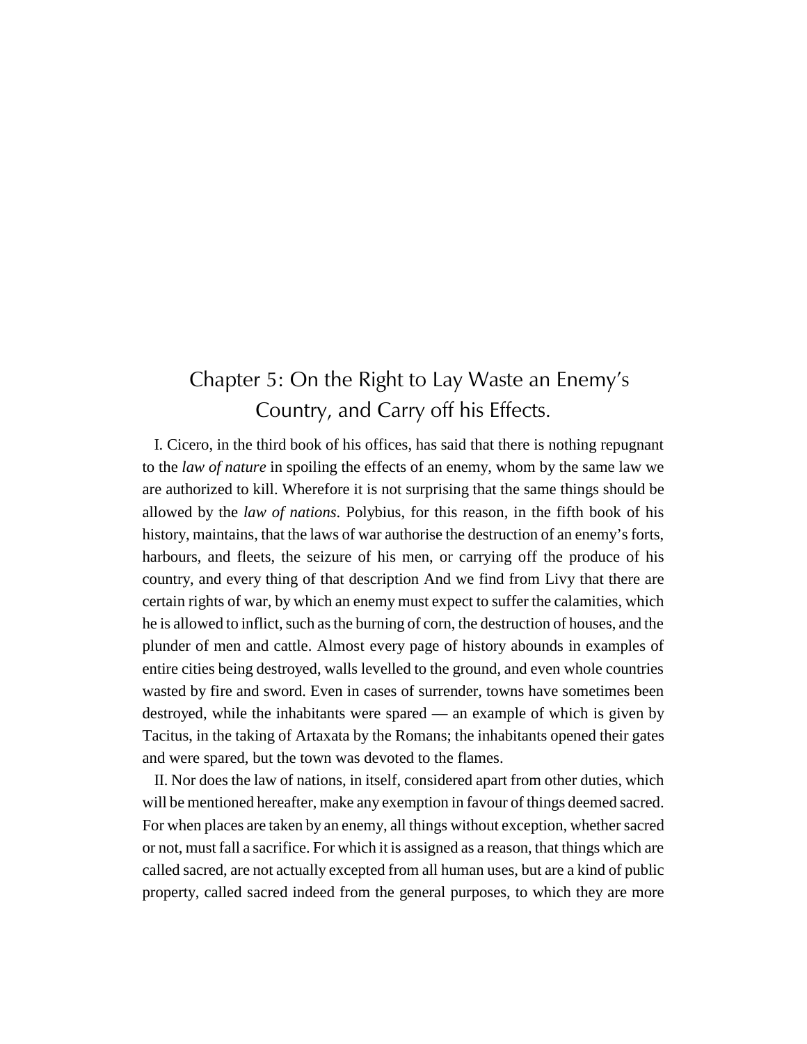# Chapter 5: On the Right to Lay Waste an Enemy's Country, and Carry off his Effects.

I. Cicero, in the third book of his offices, has said that there is nothing repugnant to the *law of nature* in spoiling the effects of an enemy, whom by the same law we are authorized to kill. Wherefore it is not surprising that the same things should be allowed by the *law of nations*. Polybius, for this reason, in the fifth book of his history, maintains, that the laws of war authorise the destruction of an enemy's forts, harbours, and fleets, the seizure of his men, or carrying off the produce of his country, and every thing of that description And we find from Livy that there are certain rights of war, by which an enemy must expect to suffer the calamities, which he is allowed to inflict, such as the burning of corn, the destruction of houses, and the plunder of men and cattle. Almost every page of history abounds in examples of entire cities being destroyed, walls levelled to the ground, and even whole countries wasted by fire and sword. Even in cases of surrender, towns have sometimes been destroyed, while the inhabitants were spared — an example of which is given by Tacitus, in the taking of Artaxata by the Romans; the inhabitants opened their gates and were spared, but the town was devoted to the flames.

II. Nor does the law of nations, in itself, considered apart from other duties, which will be mentioned hereafter, make any exemption in favour of things deemed sacred. For when places are taken by an enemy, all things without exception, whether sacred or not, must fall a sacrifice. For which it is assigned as a reason, that things which are called sacred, are not actually excepted from all human uses, but are a kind of public property, called sacred indeed from the general purposes, to which they are more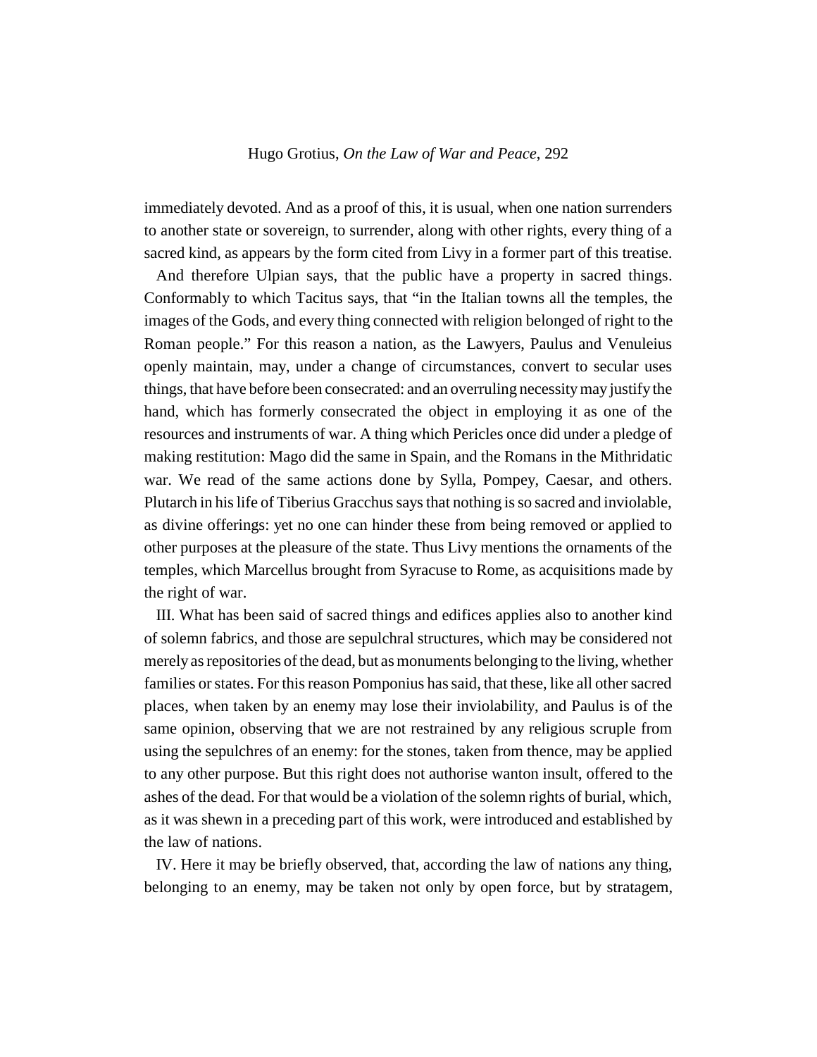immediately devoted. And as a proof of this, it is usual, when one nation surrenders to another state or sovereign, to surrender, along with other rights, every thing of a sacred kind, as appears by the form cited from Livy in a former part of this treatise.

And therefore Ulpian says, that the public have a property in sacred things. Conformably to which Tacitus says, that "in the Italian towns all the temples, the images of the Gods, and every thing connected with religion belonged of right to the Roman people." For this reason a nation, as the Lawyers, Paulus and Venuleius openly maintain, may, under a change of circumstances, convert to secular uses things, that have before been consecrated: and an overruling necessity may justify the hand, which has formerly consecrated the object in employing it as one of the resources and instruments of war. A thing which Pericles once did under a pledge of making restitution: Mago did the same in Spain, and the Romans in the Mithridatic war. We read of the same actions done by Sylla, Pompey, Caesar, and others. Plutarch in his life of Tiberius Gracchus says that nothing is so sacred and inviolable, as divine offerings: yet no one can hinder these from being removed or applied to other purposes at the pleasure of the state. Thus Livy mentions the ornaments of the temples, which Marcellus brought from Syracuse to Rome, as acquisitions made by the right of war.

III. What has been said of sacred things and edifices applies also to another kind of solemn fabrics, and those are sepulchral structures, which may be considered not merely as repositories of the dead, but as monuments belonging to the living, whether families or states. For this reason Pomponius has said, that these, like all other sacred places, when taken by an enemy may lose their inviolability, and Paulus is of the same opinion, observing that we are not restrained by any religious scruple from using the sepulchres of an enemy: for the stones, taken from thence, may be applied to any other purpose. But this right does not authorise wanton insult, offered to the ashes of the dead. For that would be a violation of the solemn rights of burial, which, as it was shewn in a preceding part of this work, were introduced and established by the law of nations.

IV. Here it may be briefly observed, that, according the law of nations any thing, belonging to an enemy, may be taken not only by open force, but by stratagem,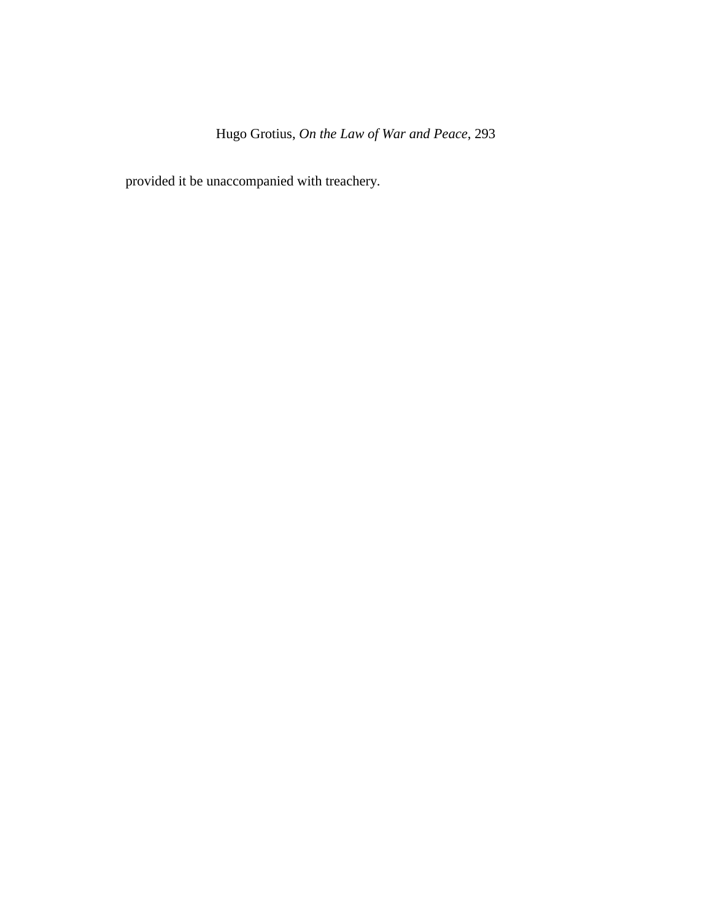provided it be unaccompanied with treachery.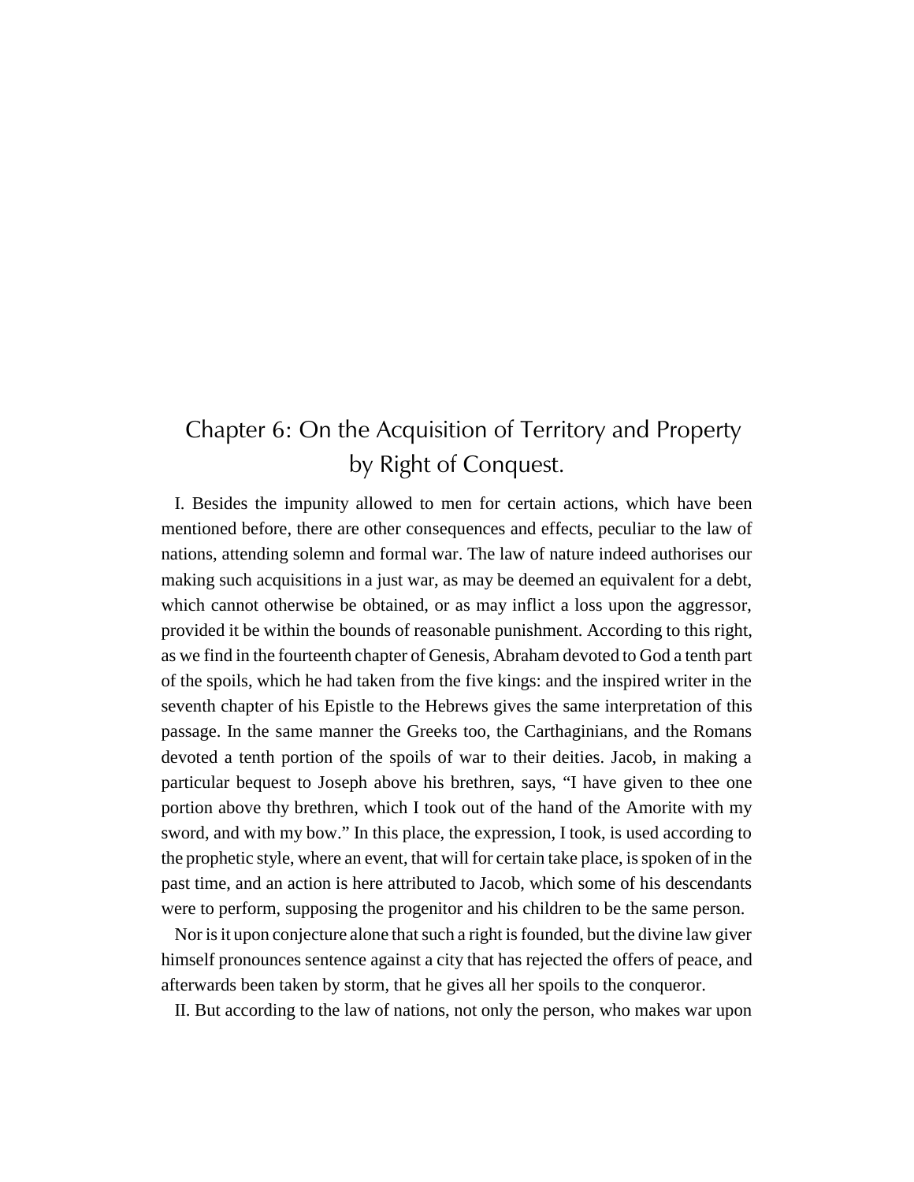# Chapter 6: On the Acquisition of Territory and Property by Right of Conquest.

I. Besides the impunity allowed to men for certain actions, which have been mentioned before, there are other consequences and effects, peculiar to the law of nations, attending solemn and formal war. The law of nature indeed authorises our making such acquisitions in a just war, as may be deemed an equivalent for a debt, which cannot otherwise be obtained, or as may inflict a loss upon the aggressor, provided it be within the bounds of reasonable punishment. According to this right, as we find in the fourteenth chapter of Genesis, Abraham devoted to God a tenth part of the spoils, which he had taken from the five kings: and the inspired writer in the seventh chapter of his Epistle to the Hebrews gives the same interpretation of this passage. In the same manner the Greeks too, the Carthaginians, and the Romans devoted a tenth portion of the spoils of war to their deities. Jacob, in making a particular bequest to Joseph above his brethren, says, "I have given to thee one portion above thy brethren, which I took out of the hand of the Amorite with my sword, and with my bow." In this place, the expression, I took, is used according to the prophetic style, where an event, that will for certain take place, is spoken of in the past time, and an action is here attributed to Jacob, which some of his descendants were to perform, supposing the progenitor and his children to be the same person.

Nor is it upon conjecture alone that such a right is founded, but the divine law giver himself pronounces sentence against a city that has rejected the offers of peace, and afterwards been taken by storm, that he gives all her spoils to the conqueror.

II. But according to the law of nations, not only the person, who makes war upon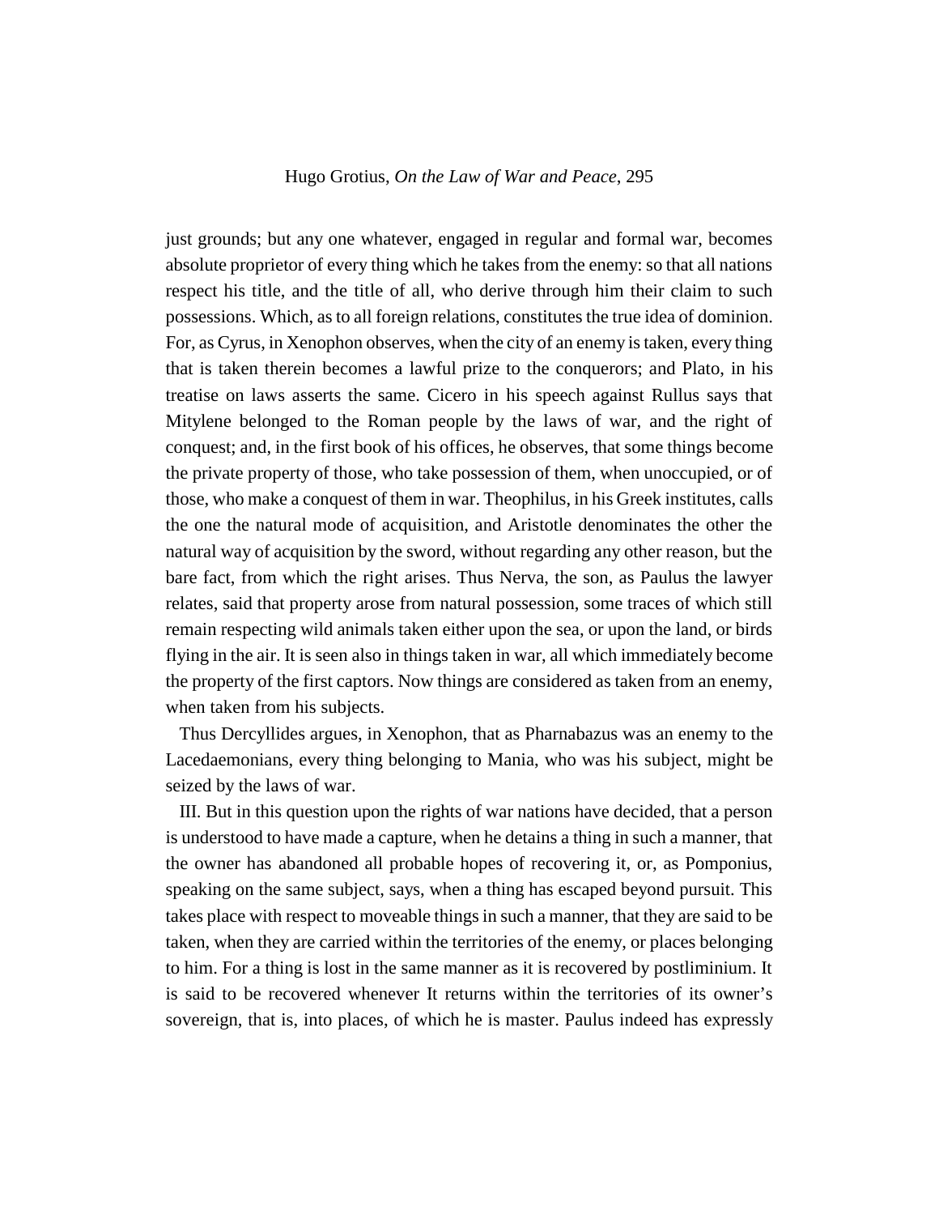just grounds; but any one whatever, engaged in regular and formal war, becomes absolute proprietor of every thing which he takes from the enemy: so that all nations respect his title, and the title of all, who derive through him their claim to such possessions. Which, as to all foreign relations, constitutes the true idea of dominion. For, as Cyrus, in Xenophon observes, when the city of an enemy is taken, every thing that is taken therein becomes a lawful prize to the conquerors; and Plato, in his treatise on laws asserts the same. Cicero in his speech against Rullus says that Mitylene belonged to the Roman people by the laws of war, and the right of conquest; and, in the first book of his offices, he observes, that some things become the private property of those, who take possession of them, when unoccupied, or of those, who make a conquest of them in war. Theophilus, in his Greek institutes, calls the one the natural mode of acquisition, and Aristotle denominates the other the natural way of acquisition by the sword, without regarding any other reason, but the bare fact, from which the right arises. Thus Nerva, the son, as Paulus the lawyer relates, said that property arose from natural possession, some traces of which still remain respecting wild animals taken either upon the sea, or upon the land, or birds flying in the air. It is seen also in things taken in war, all which immediately become the property of the first captors. Now things are considered as taken from an enemy, when taken from his subjects.

Thus Dercyllides argues, in Xenophon, that as Pharnabazus was an enemy to the Lacedaemonians, every thing belonging to Mania, who was his subject, might be seized by the laws of war.

III. But in this question upon the rights of war nations have decided, that a person is understood to have made a capture, when he detains a thing in such a manner, that the owner has abandoned all probable hopes of recovering it, or, as Pomponius, speaking on the same subject, says, when a thing has escaped beyond pursuit. This takes place with respect to moveable things in such a manner, that they are said to be taken, when they are carried within the territories of the enemy, or places belonging to him. For a thing is lost in the same manner as it is recovered by postliminium. It is said to be recovered whenever It returns within the territories of its owner's sovereign, that is, into places, of which he is master. Paulus indeed has expressly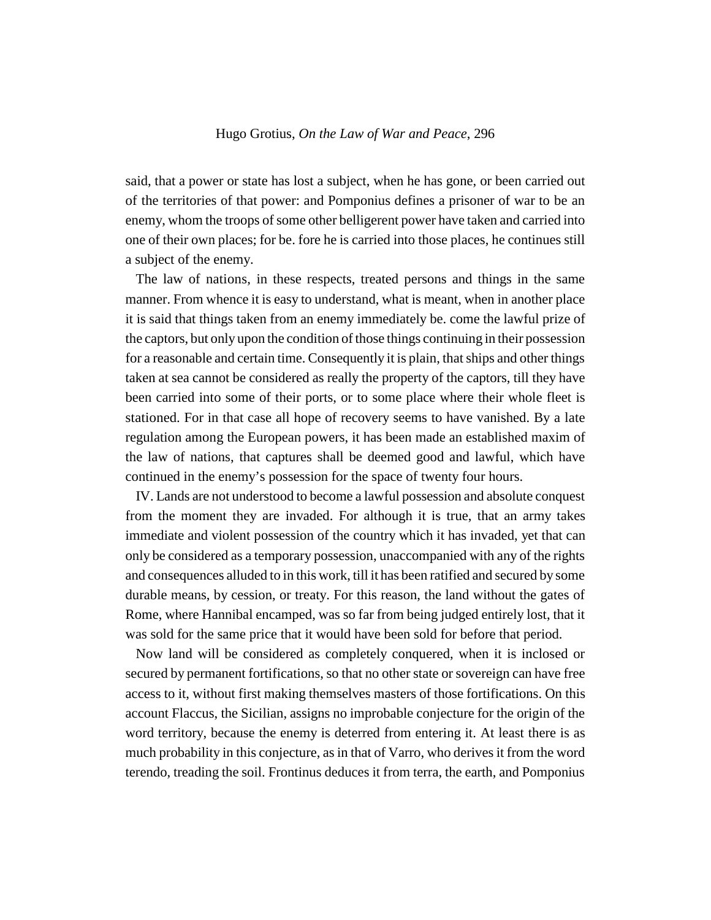said, that a power or state has lost a subject, when he has gone, or been carried out of the territories of that power: and Pomponius defines a prisoner of war to be an enemy, whom the troops of some other belligerent power have taken and carried into one of their own places; for be. fore he is carried into those places, he continues still a subject of the enemy.

The law of nations, in these respects, treated persons and things in the same manner. From whence it is easy to understand, what is meant, when in another place it is said that things taken from an enemy immediately be. come the lawful prize of the captors, but only upon the condition of those things continuing in their possession for a reasonable and certain time. Consequently it is plain, that ships and other things taken at sea cannot be considered as really the property of the captors, till they have been carried into some of their ports, or to some place where their whole fleet is stationed. For in that case all hope of recovery seems to have vanished. By a late regulation among the European powers, it has been made an established maxim of the law of nations, that captures shall be deemed good and lawful, which have continued in the enemy's possession for the space of twenty four hours.

IV. Lands are not understood to become a lawful possession and absolute conquest from the moment they are invaded. For although it is true, that an army takes immediate and violent possession of the country which it has invaded, yet that can only be considered as a temporary possession, unaccompanied with any of the rights and consequences alluded to in this work, till it has been ratified and secured by some durable means, by cession, or treaty. For this reason, the land without the gates of Rome, where Hannibal encamped, was so far from being judged entirely lost, that it was sold for the same price that it would have been sold for before that period.

Now land will be considered as completely conquered, when it is inclosed or secured by permanent fortifications, so that no other state or sovereign can have free access to it, without first making themselves masters of those fortifications. On this account Flaccus, the Sicilian, assigns no improbable conjecture for the origin of the word territory, because the enemy is deterred from entering it. At least there is as much probability in this conjecture, as in that of Varro, who derives it from the word terendo, treading the soil. Frontinus deduces it from terra, the earth, and Pomponius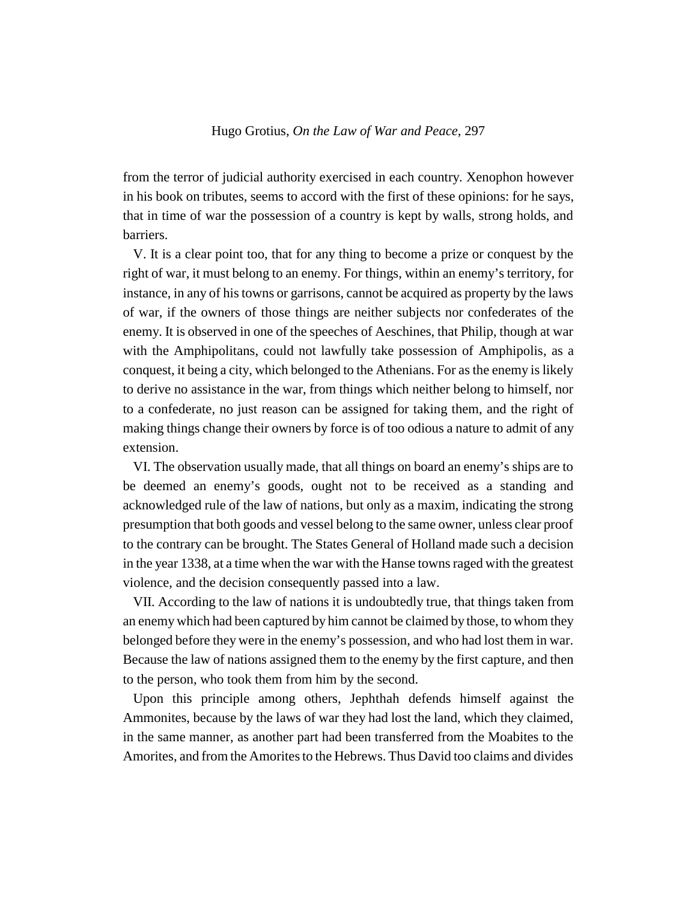from the terror of judicial authority exercised in each country. Xenophon however in his book on tributes, seems to accord with the first of these opinions: for he says, that in time of war the possession of a country is kept by walls, strong holds, and barriers.

V. It is a clear point too, that for any thing to become a prize or conquest by the right of war, it must belong to an enemy. For things, within an enemy's territory, for instance, in any of his towns or garrisons, cannot be acquired as property by the laws of war, if the owners of those things are neither subjects nor confederates of the enemy. It is observed in one of the speeches of Aeschines, that Philip, though at war with the Amphipolitans, could not lawfully take possession of Amphipolis, as a conquest, it being a city, which belonged to the Athenians. For as the enemy is likely to derive no assistance in the war, from things which neither belong to himself, nor to a confederate, no just reason can be assigned for taking them, and the right of making things change their owners by force is of too odious a nature to admit of any extension.

VI. The observation usually made, that all things on board an enemy's ships are to be deemed an enemy's goods, ought not to be received as a standing and acknowledged rule of the law of nations, but only as a maxim, indicating the strong presumption that both goods and vessel belong to the same owner, unless clear proof to the contrary can be brought. The States General of Holland made such a decision in the year 1338, at a time when the war with the Hanse towns raged with the greatest violence, and the decision consequently passed into a law.

VII. According to the law of nations it is undoubtedly true, that things taken from an enemy which had been captured by him cannot be claimed by those, to whom they belonged before they were in the enemy's possession, and who had lost them in war. Because the law of nations assigned them to the enemy by the first capture, and then to the person, who took them from him by the second.

Upon this principle among others, Jephthah defends himself against the Ammonites, because by the laws of war they had lost the land, which they claimed, in the same manner, as another part had been transferred from the Moabites to the Amorites, and from the Amorites to the Hebrews. Thus David too claims and divides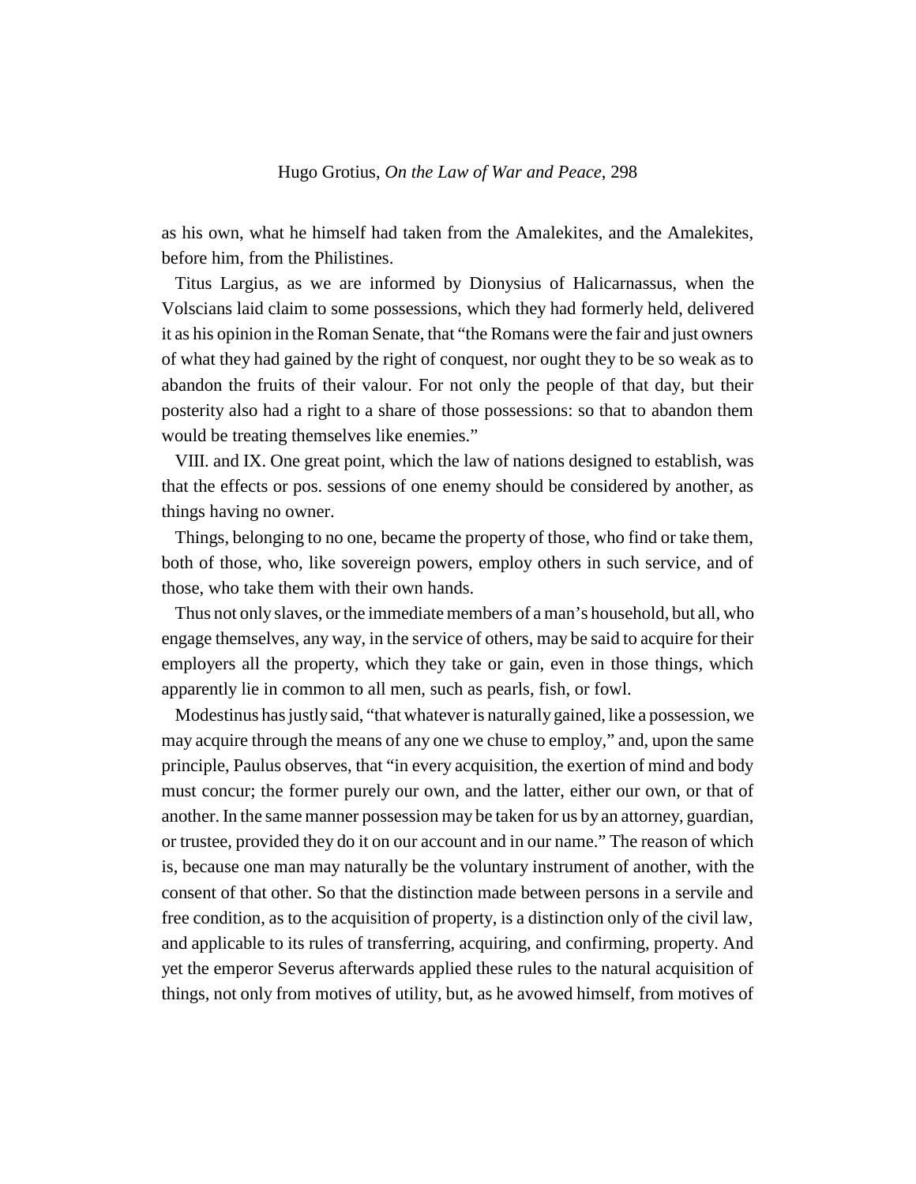as his own, what he himself had taken from the Amalekites, and the Amalekites, before him, from the Philistines.

Titus Largius, as we are informed by Dionysius of Halicarnassus, when the Volscians laid claim to some possessions, which they had formerly held, delivered it as his opinion in the Roman Senate, that "the Romans were the fair and just owners of what they had gained by the right of conquest, nor ought they to be so weak as to abandon the fruits of their valour. For not only the people of that day, but their posterity also had a right to a share of those possessions: so that to abandon them would be treating themselves like enemies."

VIII. and IX. One great point, which the law of nations designed to establish, was that the effects or pos. sessions of one enemy should be considered by another, as things having no owner.

Things, belonging to no one, became the property of those, who find or take them, both of those, who, like sovereign powers, employ others in such service, and of those, who take them with their own hands.

Thus not only slaves, or the immediate members of a man's household, but all, who engage themselves, any way, in the service of others, may be said to acquire for their employers all the property, which they take or gain, even in those things, which apparently lie in common to all men, such as pearls, fish, or fowl.

Modestinus has justly said, "that whatever is naturally gained, like a possession, we may acquire through the means of any one we chuse to employ," and, upon the same principle, Paulus observes, that "in every acquisition, the exertion of mind and body must concur; the former purely our own, and the latter, either our own, or that of another. In the same manner possession may be taken for us by an attorney, guardian, or trustee, provided they do it on our account and in our name." The reason of which is, because one man may naturally be the voluntary instrument of another, with the consent of that other. So that the distinction made between persons in a servile and free condition, as to the acquisition of property, is a distinction only of the civil law, and applicable to its rules of transferring, acquiring, and confirming, property. And yet the emperor Severus afterwards applied these rules to the natural acquisition of things, not only from motives of utility, but, as he avowed himself, from motives of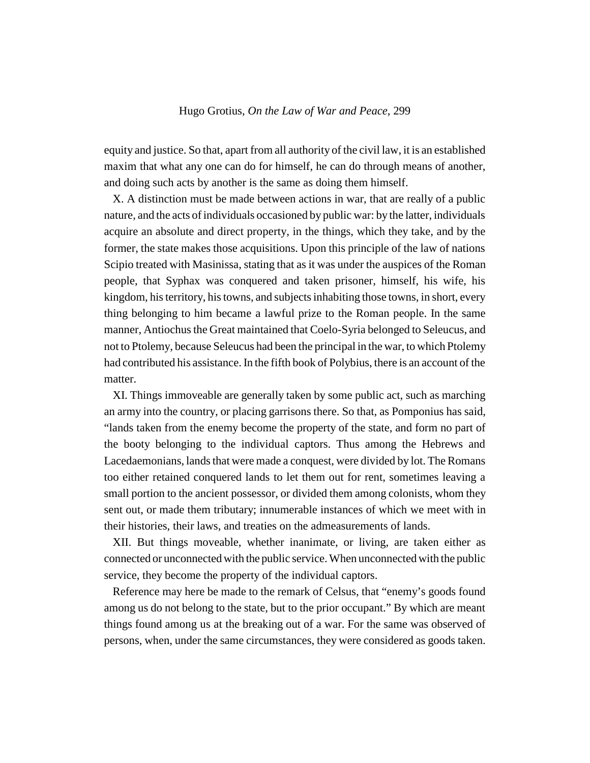equity and justice. So that, apart from all authority of the civil law, it is an established maxim that what any one can do for himself, he can do through means of another, and doing such acts by another is the same as doing them himself.

X. A distinction must be made between actions in war, that are really of a public nature, and the acts of individuals occasioned by public war: by the latter, individuals acquire an absolute and direct property, in the things, which they take, and by the former, the state makes those acquisitions. Upon this principle of the law of nations Scipio treated with Masinissa, stating that as it was under the auspices of the Roman people, that Syphax was conquered and taken prisoner, himself, his wife, his kingdom, his territory, his towns, and subjects inhabiting those towns, in short, every thing belonging to him became a lawful prize to the Roman people. In the same manner, Antiochus the Great maintained that Coelo-Syria belonged to Seleucus, and not to Ptolemy, because Seleucus had been the principal in the war, to which Ptolemy had contributed his assistance. In the fifth book of Polybius, there is an account of the matter.

XI. Things immoveable are generally taken by some public act, such as marching an army into the country, or placing garrisons there. So that, as Pomponius has said, "lands taken from the enemy become the property of the state, and form no part of the booty belonging to the individual captors. Thus among the Hebrews and Lacedaemonians, lands that were made a conquest, were divided by lot. The Romans too either retained conquered lands to let them out for rent, sometimes leaving a small portion to the ancient possessor, or divided them among colonists, whom they sent out, or made them tributary; innumerable instances of which we meet with in their histories, their laws, and treaties on the admeasurements of lands.

XII. But things moveable, whether inanimate, or living, are taken either as connected or unconnected with the public service. When unconnected with the public service, they become the property of the individual captors.

Reference may here be made to the remark of Celsus, that "enemy's goods found among us do not belong to the state, but to the prior occupant." By which are meant things found among us at the breaking out of a war. For the same was observed of persons, when, under the same circumstances, they were considered as goods taken.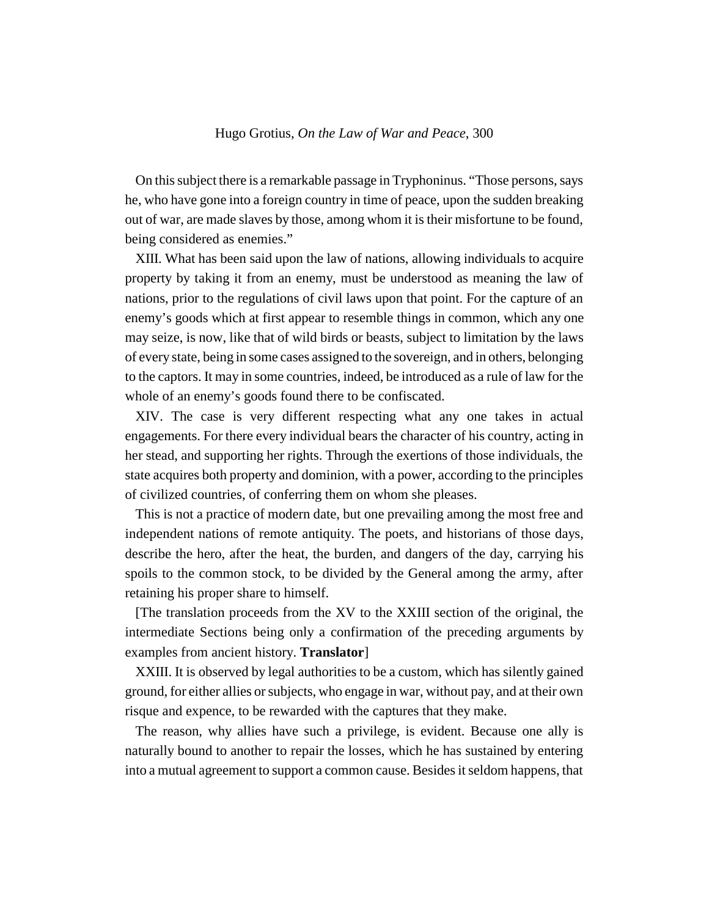On this subject there is a remarkable passage in Tryphoninus. "Those persons, says he, who have gone into a foreign country in time of peace, upon the sudden breaking out of war, are made slaves by those, among whom it is their misfortune to be found, being considered as enemies."

XIII. What has been said upon the law of nations, allowing individuals to acquire property by taking it from an enemy, must be understood as meaning the law of nations, prior to the regulations of civil laws upon that point. For the capture of an enemy's goods which at first appear to resemble things in common, which any one may seize, is now, like that of wild birds or beasts, subject to limitation by the laws of every state, being in some cases assigned to the sovereign, and in others, belonging to the captors. It may in some countries, indeed, be introduced as a rule of law for the whole of an enemy's goods found there to be confiscated.

XIV. The case is very different respecting what any one takes in actual engagements. For there every individual bears the character of his country, acting in her stead, and supporting her rights. Through the exertions of those individuals, the state acquires both property and dominion, with a power, according to the principles of civilized countries, of conferring them on whom she pleases.

This is not a practice of modern date, but one prevailing among the most free and independent nations of remote antiquity. The poets, and historians of those days, describe the hero, after the heat, the burden, and dangers of the day, carrying his spoils to the common stock, to be divided by the General among the army, after retaining his proper share to himself.

[The translation proceeds from the XV to the XXIII section of the original, the intermediate Sections being only a confirmation of the preceding arguments by examples from ancient history. **Translator**]

XXIII. It is observed by legal authorities to be a custom, which has silently gained ground, for either allies or subjects, who engage in war, without pay, and at their own risque and expence, to be rewarded with the captures that they make.

The reason, why allies have such a privilege, is evident. Because one ally is naturally bound to another to repair the losses, which he has sustained by entering into a mutual agreement to support a common cause. Besides it seldom happens, that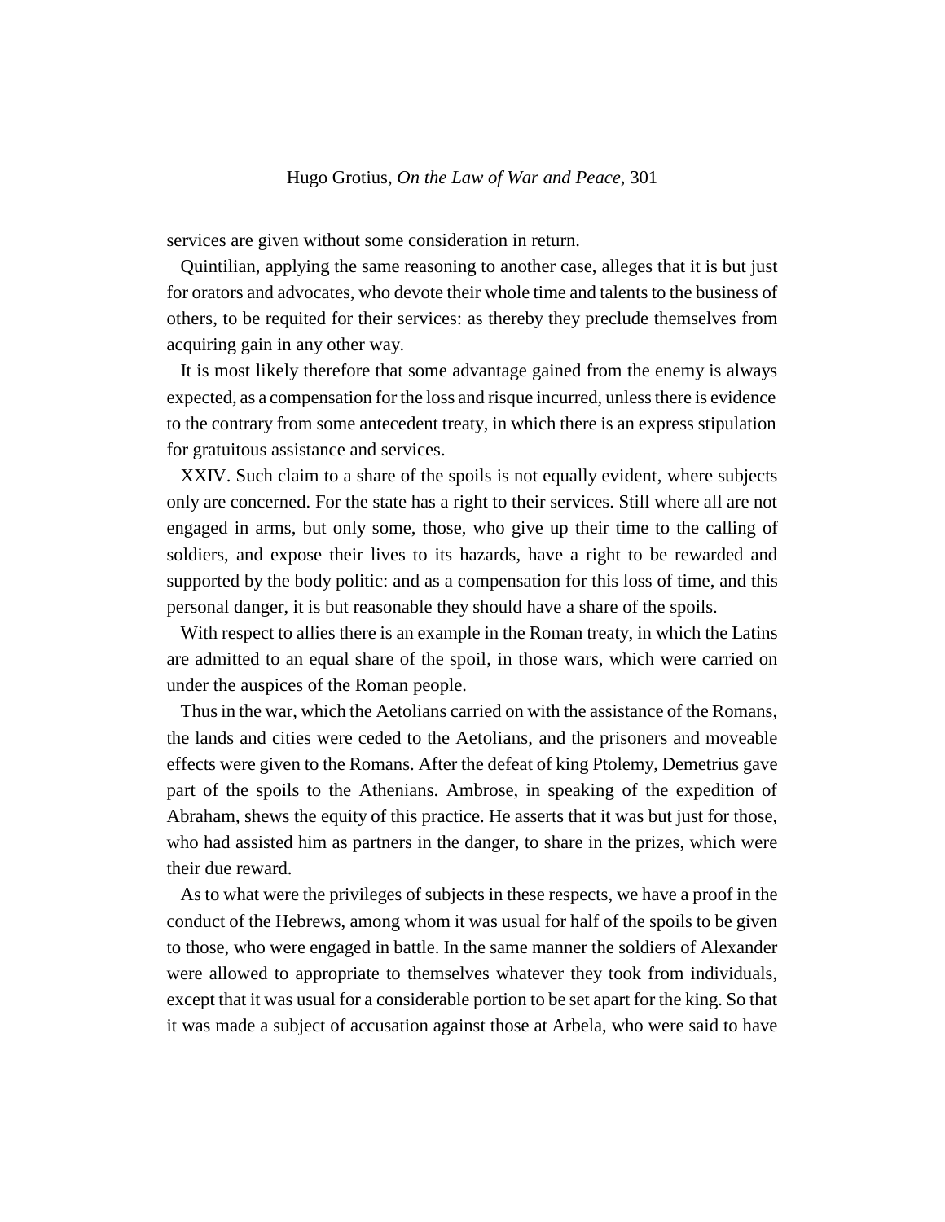services are given without some consideration in return.

Quintilian, applying the same reasoning to another case, alleges that it is but just for orators and advocates, who devote their whole time and talents to the business of others, to be requited for their services: as thereby they preclude themselves from acquiring gain in any other way.

It is most likely therefore that some advantage gained from the enemy is always expected, as a compensation for the loss and risque incurred, unless there is evidence to the contrary from some antecedent treaty, in which there is an express stipulation for gratuitous assistance and services.

XXIV. Such claim to a share of the spoils is not equally evident, where subjects only are concerned. For the state has a right to their services. Still where all are not engaged in arms, but only some, those, who give up their time to the calling of soldiers, and expose their lives to its hazards, have a right to be rewarded and supported by the body politic: and as a compensation for this loss of time, and this personal danger, it is but reasonable they should have a share of the spoils.

With respect to allies there is an example in the Roman treaty, in which the Latins are admitted to an equal share of the spoil, in those wars, which were carried on under the auspices of the Roman people.

Thus in the war, which the Aetolians carried on with the assistance of the Romans, the lands and cities were ceded to the Aetolians, and the prisoners and moveable effects were given to the Romans. After the defeat of king Ptolemy, Demetrius gave part of the spoils to the Athenians. Ambrose, in speaking of the expedition of Abraham, shews the equity of this practice. He asserts that it was but just for those, who had assisted him as partners in the danger, to share in the prizes, which were their due reward.

As to what were the privileges of subjects in these respects, we have a proof in the conduct of the Hebrews, among whom it was usual for half of the spoils to be given to those, who were engaged in battle. In the same manner the soldiers of Alexander were allowed to appropriate to themselves whatever they took from individuals, except that it was usual for a considerable portion to be set apart for the king. So that it was made a subject of accusation against those at Arbela, who were said to have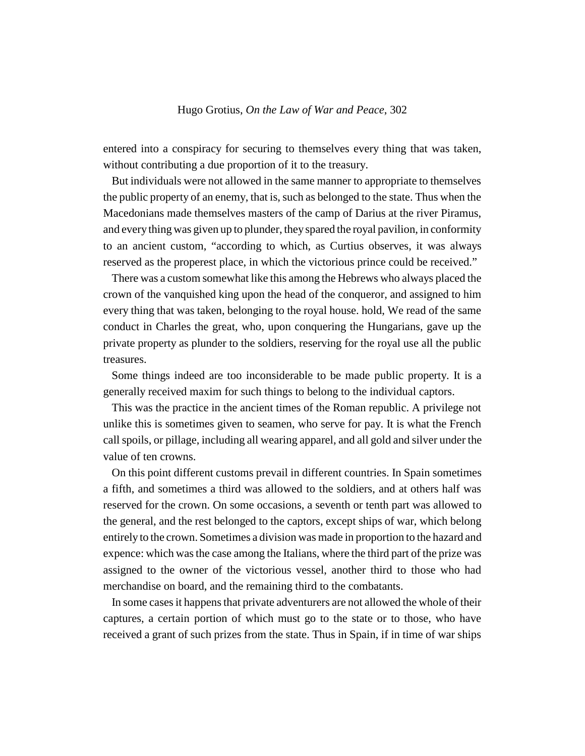entered into a conspiracy for securing to themselves every thing that was taken, without contributing a due proportion of it to the treasury.

But individuals were not allowed in the same manner to appropriate to themselves the public property of an enemy, that is, such as belonged to the state. Thus when the Macedonians made themselves masters of the camp of Darius at the river Piramus, and every thing was given up to plunder, they spared the royal pavilion, in conformity to an ancient custom, "according to which, as Curtius observes, it was always reserved as the properest place, in which the victorious prince could be received."

There was a custom somewhat like this among the Hebrews who always placed the crown of the vanquished king upon the head of the conqueror, and assigned to him every thing that was taken, belonging to the royal house. hold, We read of the same conduct in Charles the great, who, upon conquering the Hungarians, gave up the private property as plunder to the soldiers, reserving for the royal use all the public treasures.

Some things indeed are too inconsiderable to be made public property. It is a generally received maxim for such things to belong to the individual captors.

This was the practice in the ancient times of the Roman republic. A privilege not unlike this is sometimes given to seamen, who serve for pay. It is what the French call spoils, or pillage, including all wearing apparel, and all gold and silver under the value of ten crowns.

On this point different customs prevail in different countries. In Spain sometimes a fifth, and sometimes a third was allowed to the soldiers, and at others half was reserved for the crown. On some occasions, a seventh or tenth part was allowed to the general, and the rest belonged to the captors, except ships of war, which belong entirely to the crown. Sometimes a division was made in proportion to the hazard and expence: which was the case among the Italians, where the third part of the prize was assigned to the owner of the victorious vessel, another third to those who had merchandise on board, and the remaining third to the combatants.

In some cases it happens that private adventurers are not allowed the whole of their captures, a certain portion of which must go to the state or to those, who have received a grant of such prizes from the state. Thus in Spain, if in time of war ships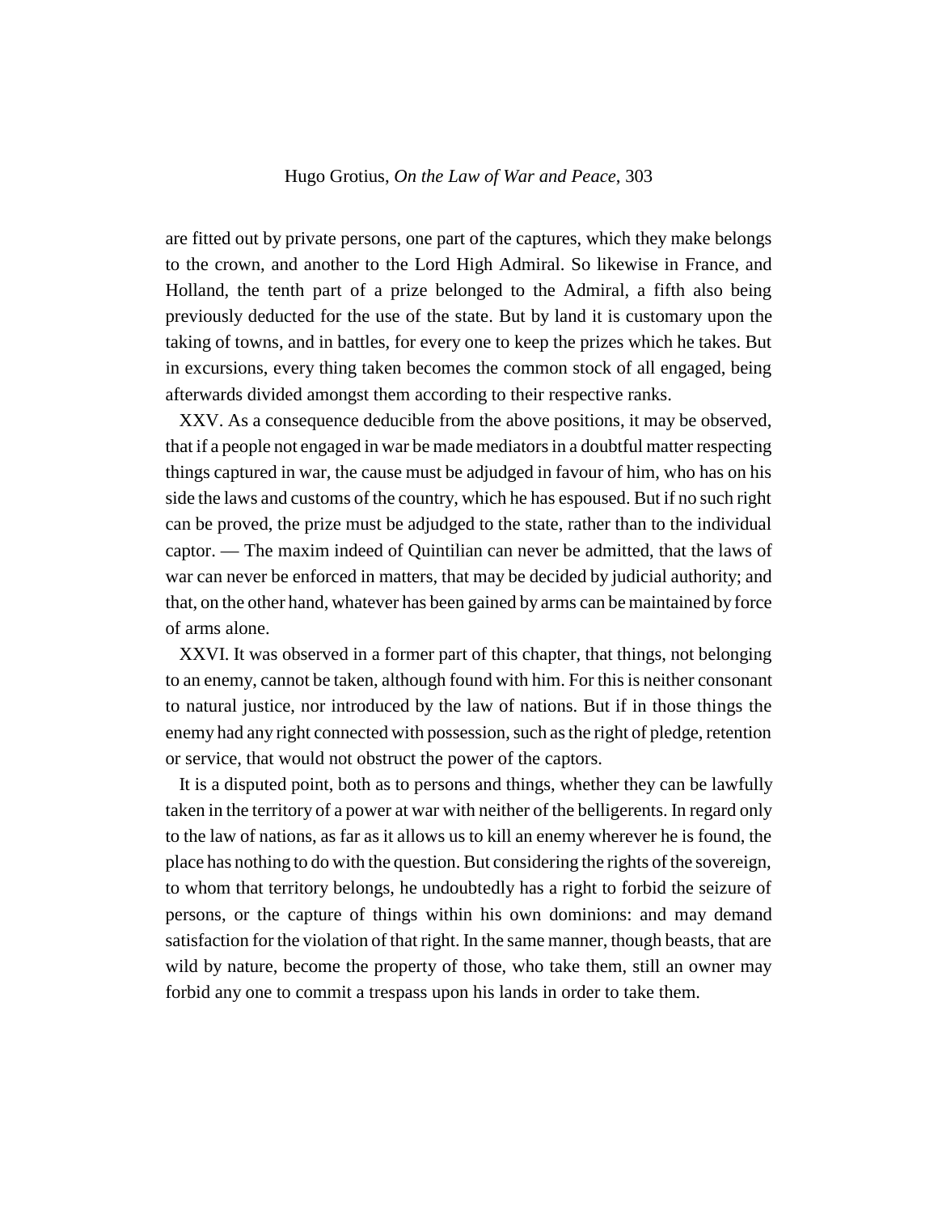are fitted out by private persons, one part of the captures, which they make belongs to the crown, and another to the Lord High Admiral. So likewise in France, and Holland, the tenth part of a prize belonged to the Admiral, a fifth also being previously deducted for the use of the state. But by land it is customary upon the taking of towns, and in battles, for every one to keep the prizes which he takes. But in excursions, every thing taken becomes the common stock of all engaged, being afterwards divided amongst them according to their respective ranks.

XXV. As a consequence deducible from the above positions, it may be observed, that if a people not engaged in war be made mediators in a doubtful matter respecting things captured in war, the cause must be adjudged in favour of him, who has on his side the laws and customs of the country, which he has espoused. But if no such right can be proved, the prize must be adjudged to the state, rather than to the individual captor. — The maxim indeed of Quintilian can never be admitted, that the laws of war can never be enforced in matters, that may be decided by judicial authority; and that, on the other hand, whatever has been gained by arms can be maintained by force of arms alone.

XXVI. It was observed in a former part of this chapter, that things, not belonging to an enemy, cannot be taken, although found with him. For this is neither consonant to natural justice, nor introduced by the law of nations. But if in those things the enemy had any right connected with possession, such as the right of pledge, retention or service, that would not obstruct the power of the captors.

It is a disputed point, both as to persons and things, whether they can be lawfully taken in the territory of a power at war with neither of the belligerents. In regard only to the law of nations, as far as it allows us to kill an enemy wherever he is found, the place has nothing to do with the question. But considering the rights of the sovereign, to whom that territory belongs, he undoubtedly has a right to forbid the seizure of persons, or the capture of things within his own dominions: and may demand satisfaction for the violation of that right. In the same manner, though beasts, that are wild by nature, become the property of those, who take them, still an owner may forbid any one to commit a trespass upon his lands in order to take them.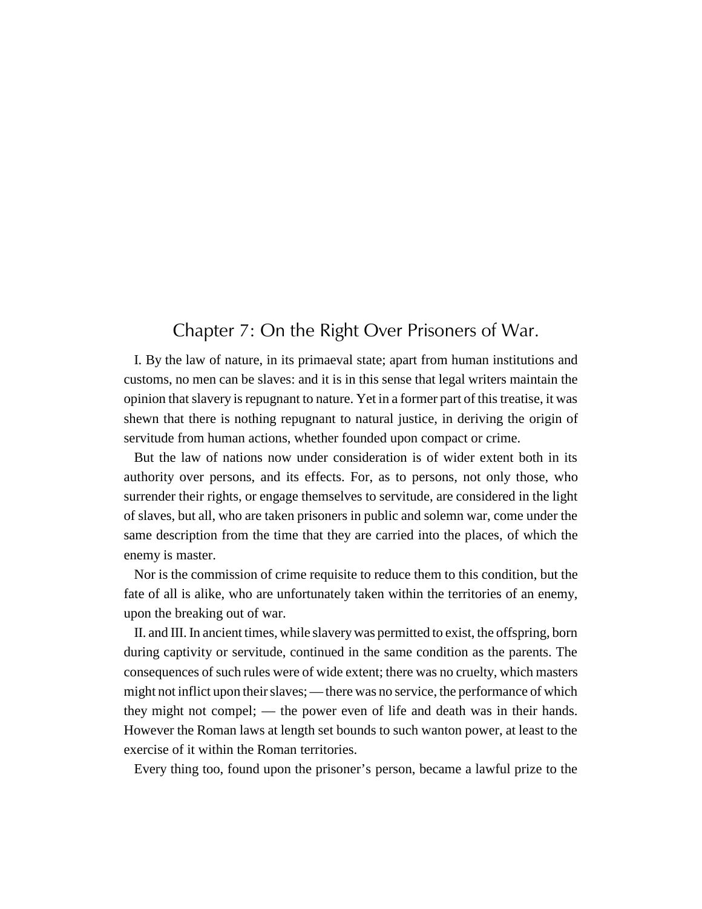# Chapter 7: On the Right Over Prisoners of War.

I. By the law of nature, in its primaeval state; apart from human institutions and customs, no men can be slaves: and it is in this sense that legal writers maintain the opinion that slavery is repugnant to nature. Yet in a former part of this treatise, it was shewn that there is nothing repugnant to natural justice, in deriving the origin of servitude from human actions, whether founded upon compact or crime.

But the law of nations now under consideration is of wider extent both in its authority over persons, and its effects. For, as to persons, not only those, who surrender their rights, or engage themselves to servitude, are considered in the light of slaves, but all, who are taken prisoners in public and solemn war, come under the same description from the time that they are carried into the places, of which the enemy is master.

Nor is the commission of crime requisite to reduce them to this condition, but the fate of all is alike, who are unfortunately taken within the territories of an enemy, upon the breaking out of war.

II. and III. In ancient times, while slavery was permitted to exist, the offspring, born during captivity or servitude, continued in the same condition as the parents. The consequences of such rules were of wide extent; there was no cruelty, which masters might not inflict upon their slaves; — there was no service, the performance of which they might not compel; — the power even of life and death was in their hands. However the Roman laws at length set bounds to such wanton power, at least to the exercise of it within the Roman territories.

Every thing too, found upon the prisoner's person, became a lawful prize to the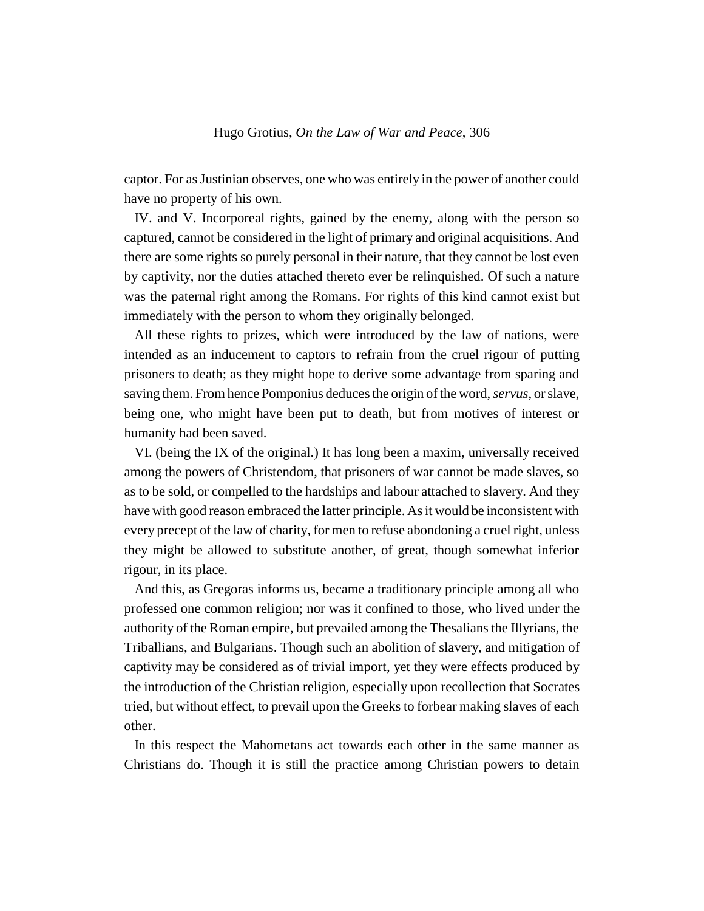captor. For as Justinian observes, one who was entirely in the power of another could have no property of his own.

IV. and V. Incorporeal rights, gained by the enemy, along with the person so captured, cannot be considered in the light of primary and original acquisitions. And there are some rights so purely personal in their nature, that they cannot be lost even by captivity, nor the duties attached thereto ever be relinquished. Of such a nature was the paternal right among the Romans. For rights of this kind cannot exist but immediately with the person to whom they originally belonged.

All these rights to prizes, which were introduced by the law of nations, were intended as an inducement to captors to refrain from the cruel rigour of putting prisoners to death; as they might hope to derive some advantage from sparing and saving them. From hence Pomponius deduces the origin of the word, *servus*, or slave, being one, who might have been put to death, but from motives of interest or humanity had been saved.

VI. (being the IX of the original.) It has long been a maxim, universally received among the powers of Christendom, that prisoners of war cannot be made slaves, so as to be sold, or compelled to the hardships and labour attached to slavery. And they have with good reason embraced the latter principle. As it would be inconsistent with every precept of the law of charity, for men to refuse abondoning a cruel right, unless they might be allowed to substitute another, of great, though somewhat inferior rigour, in its place.

And this, as Gregoras informs us, became a traditionary principle among all who professed one common religion; nor was it confined to those, who lived under the authority of the Roman empire, but prevailed among the Thesalians the Illyrians, the Triballians, and Bulgarians. Though such an abolition of slavery, and mitigation of captivity may be considered as of trivial import, yet they were effects produced by the introduction of the Christian religion, especially upon recollection that Socrates tried, but without effect, to prevail upon the Greeks to forbear making slaves of each other.

In this respect the Mahometans act towards each other in the same manner as Christians do. Though it is still the practice among Christian powers to detain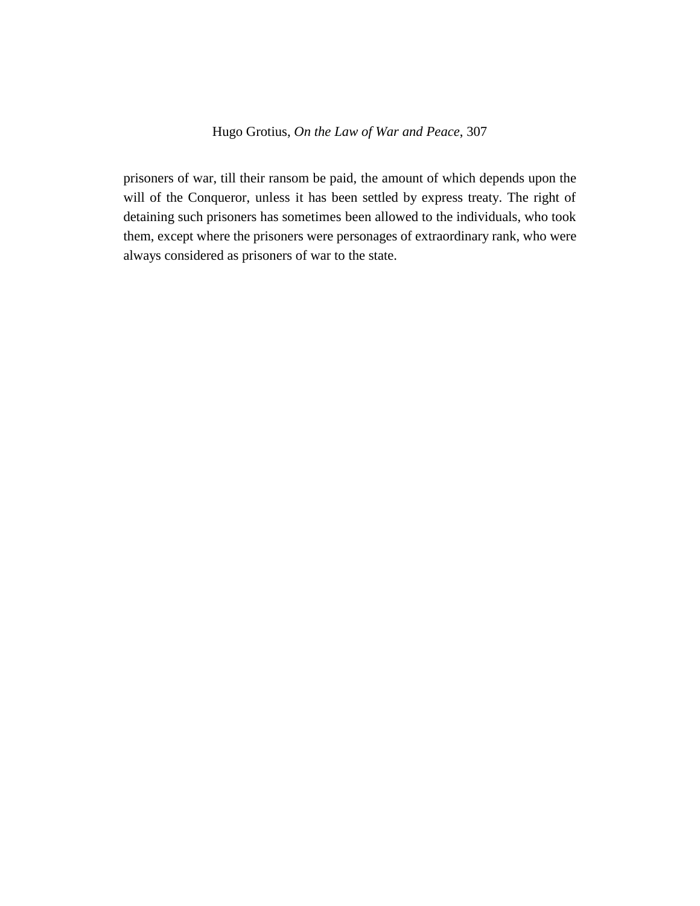prisoners of war, till their ransom be paid, the amount of which depends upon the will of the Conqueror, unless it has been settled by express treaty. The right of detaining such prisoners has sometimes been allowed to the individuals, who took them, except where the prisoners were personages of extraordinary rank, who were always considered as prisoners of war to the state.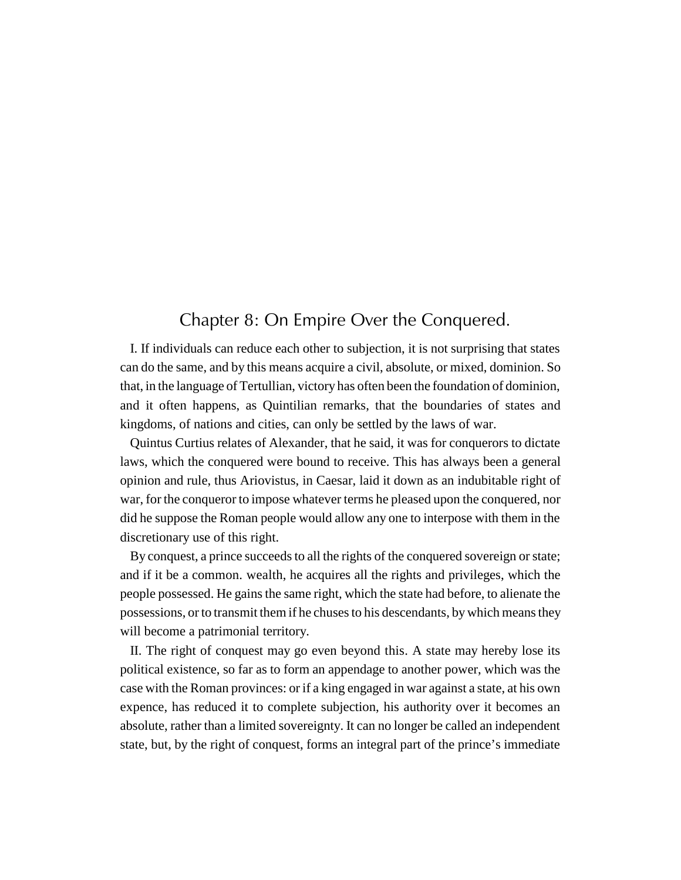## Chapter 8: On Empire Over the Conquered.

I. If individuals can reduce each other to subjection, it is not surprising that states can do the same, and by this means acquire a civil, absolute, or mixed, dominion. So that, in the language of Tertullian, victory has often been the foundation of dominion, and it often happens, as Quintilian remarks, that the boundaries of states and kingdoms, of nations and cities, can only be settled by the laws of war.

Quintus Curtius relates of Alexander, that he said, it was for conquerors to dictate laws, which the conquered were bound to receive. This has always been a general opinion and rule, thus Ariovistus, in Caesar, laid it down as an indubitable right of war, for the conqueror to impose whatever terms he pleased upon the conquered, nor did he suppose the Roman people would allow any one to interpose with them in the discretionary use of this right.

By conquest, a prince succeeds to all the rights of the conquered sovereign or state; and if it be a common. wealth, he acquires all the rights and privileges, which the people possessed. He gains the same right, which the state had before, to alienate the possessions, or to transmit them if he chuses to his descendants, by which means they will become a patrimonial territory.

II. The right of conquest may go even beyond this. A state may hereby lose its political existence, so far as to form an appendage to another power, which was the case with the Roman provinces: or if a king engaged in war against a state, at his own expence, has reduced it to complete subjection, his authority over it becomes an absolute, rather than a limited sovereignty. It can no longer be called an independent state, but, by the right of conquest, forms an integral part of the prince's immediate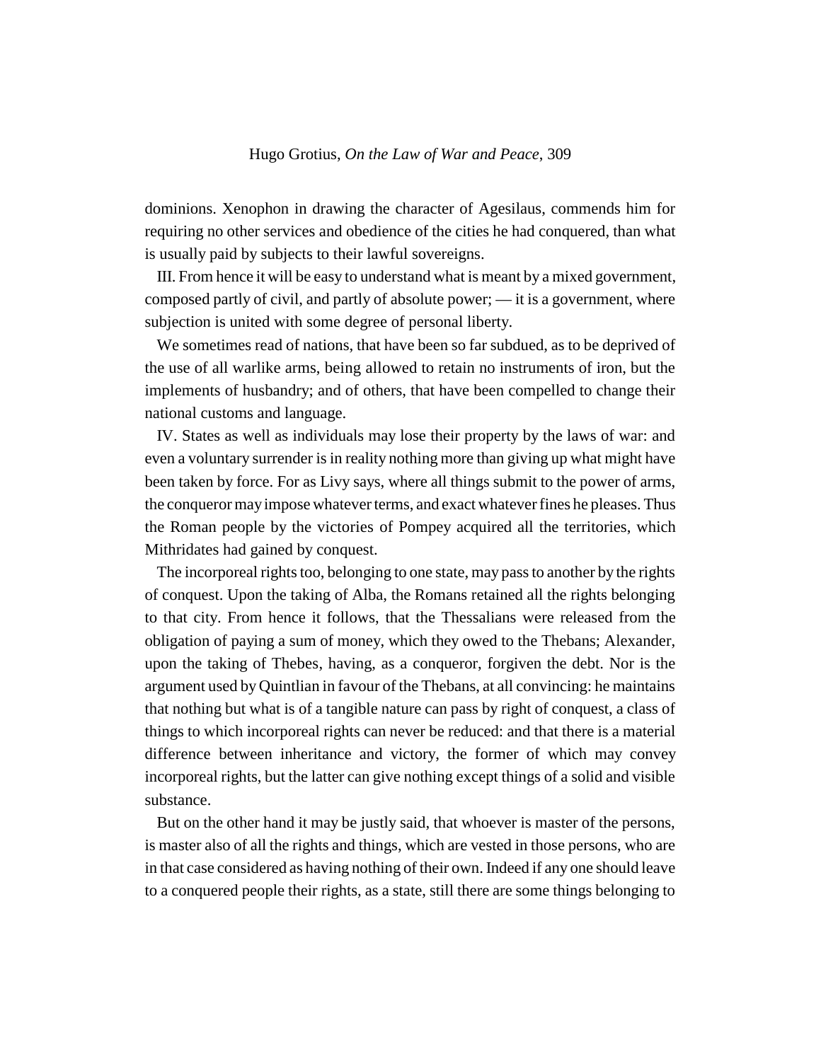dominions. Xenophon in drawing the character of Agesilaus, commends him for requiring no other services and obedience of the cities he had conquered, than what is usually paid by subjects to their lawful sovereigns.

III. From hence it will be easy to understand what is meant by a mixed government, composed partly of civil, and partly of absolute power; — it is a government, where subjection is united with some degree of personal liberty.

We sometimes read of nations, that have been so far subdued, as to be deprived of the use of all warlike arms, being allowed to retain no instruments of iron, but the implements of husbandry; and of others, that have been compelled to change their national customs and language.

IV. States as well as individuals may lose their property by the laws of war: and even a voluntary surrender is in reality nothing more than giving up what might have been taken by force. For as Livy says, where all things submit to the power of arms, the conqueror may impose whatever terms, and exact whatever fines he pleases. Thus the Roman people by the victories of Pompey acquired all the territories, which Mithridates had gained by conquest.

The incorporeal rights too, belonging to one state, may pass to another by the rights of conquest. Upon the taking of Alba, the Romans retained all the rights belonging to that city. From hence it follows, that the Thessalians were released from the obligation of paying a sum of money, which they owed to the Thebans; Alexander, upon the taking of Thebes, having, as a conqueror, forgiven the debt. Nor is the argument used by Quintlian in favour of the Thebans, at all convincing: he maintains that nothing but what is of a tangible nature can pass by right of conquest, a class of things to which incorporeal rights can never be reduced: and that there is a material difference between inheritance and victory, the former of which may convey incorporeal rights, but the latter can give nothing except things of a solid and visible substance.

But on the other hand it may be justly said, that whoever is master of the persons, is master also of all the rights and things, which are vested in those persons, who are in that case considered as having nothing of their own. Indeed if any one should leave to a conquered people their rights, as a state, still there are some things belonging to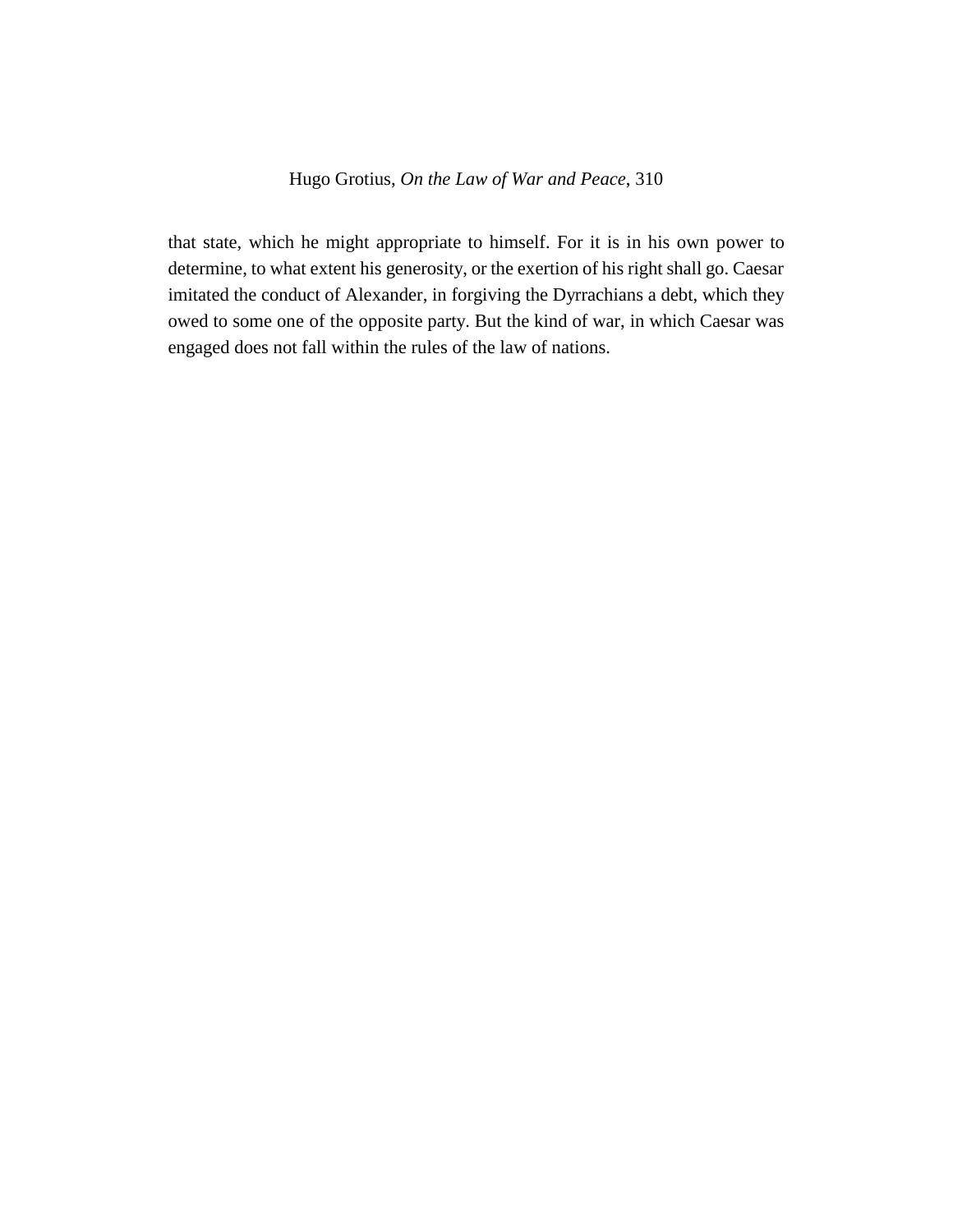that state, which he might appropriate to himself. For it is in his own power to determine, to what extent his generosity, or the exertion of his right shall go. Caesar imitated the conduct of Alexander, in forgiving the Dyrrachians a debt, which they owed to some one of the opposite party. But the kind of war, in which Caesar was engaged does not fall within the rules of the law of nations.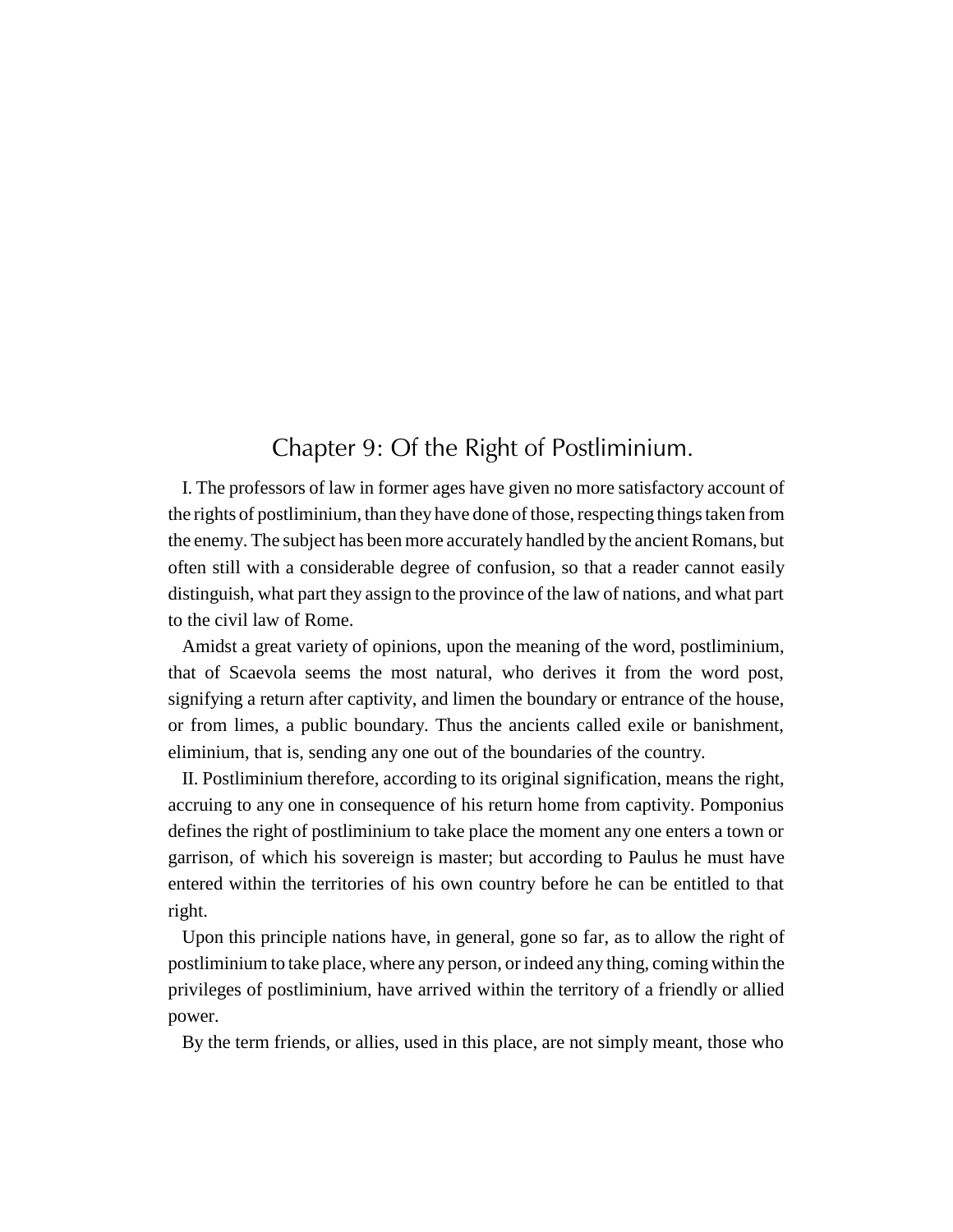# Chapter 9: Of the Right of Postliminium.

I. The professors of law in former ages have given no more satisfactory account of the rights of postliminium, than they have done of those, respecting things taken from the enemy. The subject has been more accurately handled by the ancient Romans, but often still with a considerable degree of confusion, so that a reader cannot easily distinguish, what part they assign to the province of the law of nations, and what part to the civil law of Rome.

Amidst a great variety of opinions, upon the meaning of the word, postliminium, that of Scaevola seems the most natural, who derives it from the word post, signifying a return after captivity, and limen the boundary or entrance of the house, or from limes, a public boundary. Thus the ancients called exile or banishment, eliminium, that is, sending any one out of the boundaries of the country.

II. Postliminium therefore, according to its original signification, means the right, accruing to any one in consequence of his return home from captivity. Pomponius defines the right of postliminium to take place the moment any one enters a town or garrison, of which his sovereign is master; but according to Paulus he must have entered within the territories of his own country before he can be entitled to that right.

Upon this principle nations have, in general, gone so far, as to allow the right of postliminium to take place, where any person, or indeed any thing, coming within the privileges of postliminium, have arrived within the territory of a friendly or allied power.

By the term friends, or allies, used in this place, are not simply meant, those who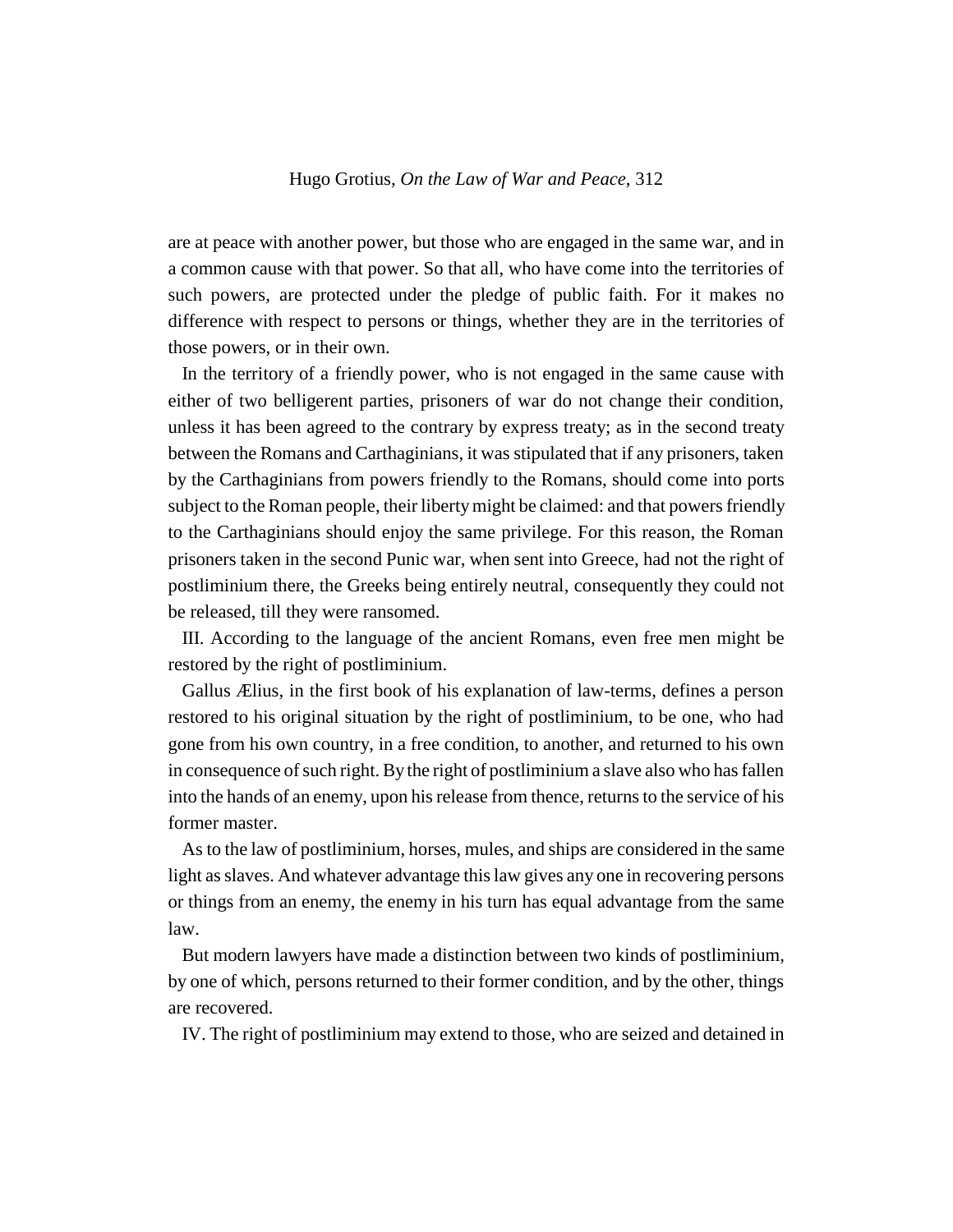are at peace with another power, but those who are engaged in the same war, and in a common cause with that power. So that all, who have come into the territories of such powers, are protected under the pledge of public faith. For it makes no difference with respect to persons or things, whether they are in the territories of those powers, or in their own.

In the territory of a friendly power, who is not engaged in the same cause with either of two belligerent parties, prisoners of war do not change their condition, unless it has been agreed to the contrary by express treaty; as in the second treaty between the Romans and Carthaginians, it was stipulated that if any prisoners, taken by the Carthaginians from powers friendly to the Romans, should come into ports subject to the Roman people, their liberty might be claimed: and that powers friendly to the Carthaginians should enjoy the same privilege. For this reason, the Roman prisoners taken in the second Punic war, when sent into Greece, had not the right of postliminium there, the Greeks being entirely neutral, consequently they could not be released, till they were ransomed.

III. According to the language of the ancient Romans, even free men might be restored by the right of postliminium.

Gallus Ælius, in the first book of his explanation of law-terms, defines a person restored to his original situation by the right of postliminium, to be one, who had gone from his own country, in a free condition, to another, and returned to his own in consequence of such right. By the right of postliminium a slave also who has fallen into the hands of an enemy, upon his release from thence, returns to the service of his former master.

As to the law of postliminium, horses, mules, and ships are considered in the same light as slaves. And whatever advantage this law gives any one in recovering persons or things from an enemy, the enemy in his turn has equal advantage from the same law.

But modern lawyers have made a distinction between two kinds of postliminium, by one of which, persons returned to their former condition, and by the other, things are recovered.

IV. The right of postliminium may extend to those, who are seized and detained in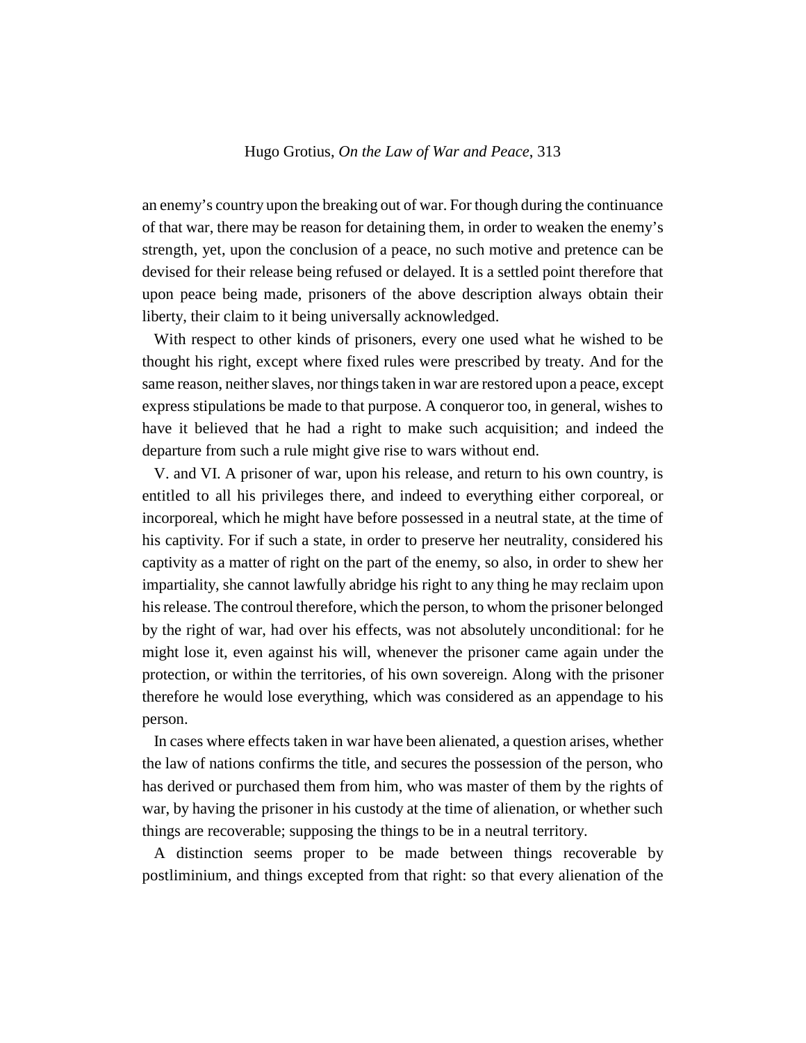an enemy's country upon the breaking out of war. For though during the continuance of that war, there may be reason for detaining them, in order to weaken the enemy's strength, yet, upon the conclusion of a peace, no such motive and pretence can be devised for their release being refused or delayed. It is a settled point therefore that upon peace being made, prisoners of the above description always obtain their liberty, their claim to it being universally acknowledged.

With respect to other kinds of prisoners, every one used what he wished to be thought his right, except where fixed rules were prescribed by treaty. And for the same reason, neither slaves, nor things taken in war are restored upon a peace, except express stipulations be made to that purpose. A conqueror too, in general, wishes to have it believed that he had a right to make such acquisition; and indeed the departure from such a rule might give rise to wars without end.

V. and VI. A prisoner of war, upon his release, and return to his own country, is entitled to all his privileges there, and indeed to everything either corporeal, or incorporeal, which he might have before possessed in a neutral state, at the time of his captivity. For if such a state, in order to preserve her neutrality, considered his captivity as a matter of right on the part of the enemy, so also, in order to shew her impartiality, she cannot lawfully abridge his right to any thing he may reclaim upon his release. The controul therefore, which the person, to whom the prisoner belonged by the right of war, had over his effects, was not absolutely unconditional: for he might lose it, even against his will, whenever the prisoner came again under the protection, or within the territories, of his own sovereign. Along with the prisoner therefore he would lose everything, which was considered as an appendage to his person.

In cases where effects taken in war have been alienated, a question arises, whether the law of nations confirms the title, and secures the possession of the person, who has derived or purchased them from him, who was master of them by the rights of war, by having the prisoner in his custody at the time of alienation, or whether such things are recoverable; supposing the things to be in a neutral territory.

A distinction seems proper to be made between things recoverable by postliminium, and things excepted from that right: so that every alienation of the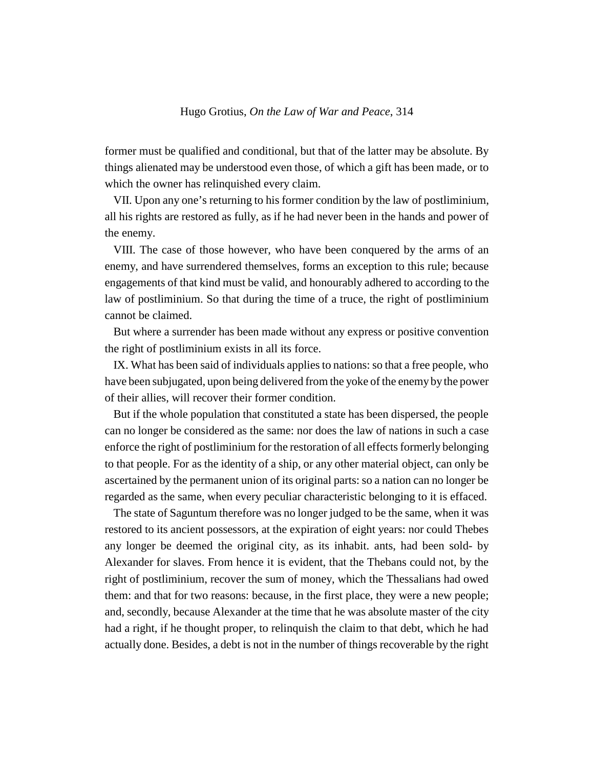former must be qualified and conditional, but that of the latter may be absolute. By things alienated may be understood even those, of which a gift has been made, or to which the owner has relinquished every claim.

VII. Upon any one's returning to his former condition by the law of postliminium, all his rights are restored as fully, as if he had never been in the hands and power of the enemy.

VIII. The case of those however, who have been conquered by the arms of an enemy, and have surrendered themselves, forms an exception to this rule; because engagements of that kind must be valid, and honourably adhered to according to the law of postliminium. So that during the time of a truce, the right of postliminium cannot be claimed.

But where a surrender has been made without any express or positive convention the right of postliminium exists in all its force.

IX. What has been said of individuals applies to nations: so that a free people, who have been subjugated, upon being delivered from the yoke of the enemy by the power of their allies, will recover their former condition.

But if the whole population that constituted a state has been dispersed, the people can no longer be considered as the same: nor does the law of nations in such a case enforce the right of postliminium for the restoration of all effects formerly belonging to that people. For as the identity of a ship, or any other material object, can only be ascertained by the permanent union of its original parts: so a nation can no longer be regarded as the same, when every peculiar characteristic belonging to it is effaced.

The state of Saguntum therefore was no longer judged to be the same, when it was restored to its ancient possessors, at the expiration of eight years: nor could Thebes any longer be deemed the original city, as its inhabit. ants, had been sold- by Alexander for slaves. From hence it is evident, that the Thebans could not, by the right of postliminium, recover the sum of money, which the Thessalians had owed them: and that for two reasons: because, in the first place, they were a new people; and, secondly, because Alexander at the time that he was absolute master of the city had a right, if he thought proper, to relinquish the claim to that debt, which he had actually done. Besides, a debt is not in the number of things recoverable by the right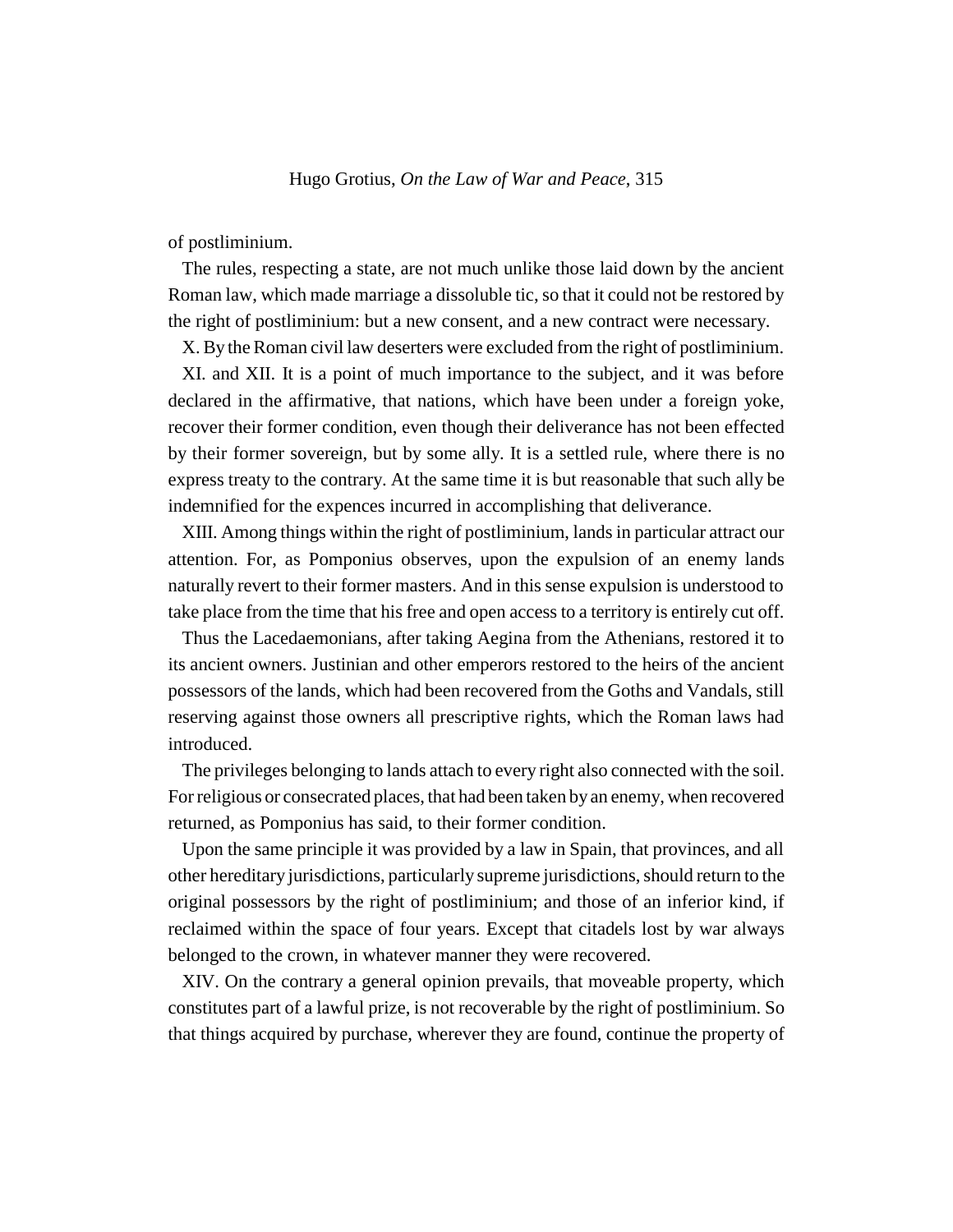of postliminium.

The rules, respecting a state, are not much unlike those laid down by the ancient Roman law, which made marriage a dissoluble tic, so that it could not be restored by the right of postliminium: but a new consent, and a new contract were necessary.

X. By the Roman civil law deserters were excluded from the right of postliminium.

XI. and XII. It is a point of much importance to the subject, and it was before declared in the affirmative, that nations, which have been under a foreign yoke, recover their former condition, even though their deliverance has not been effected by their former sovereign, but by some ally. It is a settled rule, where there is no express treaty to the contrary. At the same time it is but reasonable that such ally be indemnified for the expences incurred in accomplishing that deliverance.

XIII. Among things within the right of postliminium, lands in particular attract our attention. For, as Pomponius observes, upon the expulsion of an enemy lands naturally revert to their former masters. And in this sense expulsion is understood to take place from the time that his free and open access to a territory is entirely cut off.

Thus the Lacedaemonians, after taking Aegina from the Athenians, restored it to its ancient owners. Justinian and other emperors restored to the heirs of the ancient possessors of the lands, which had been recovered from the Goths and Vandals, still reserving against those owners all prescriptive rights, which the Roman laws had introduced.

The privileges belonging to lands attach to every right also connected with the soil. For religious or consecrated places, that had been taken by an enemy, when recovered returned, as Pomponius has said, to their former condition.

Upon the same principle it was provided by a law in Spain, that provinces, and all other hereditary jurisdictions, particularly supreme jurisdictions, should return to the original possessors by the right of postliminium; and those of an inferior kind, if reclaimed within the space of four years. Except that citadels lost by war always belonged to the crown, in whatever manner they were recovered.

XIV. On the contrary a general opinion prevails, that moveable property, which constitutes part of a lawful prize, is not recoverable by the right of postliminium. So that things acquired by purchase, wherever they are found, continue the property of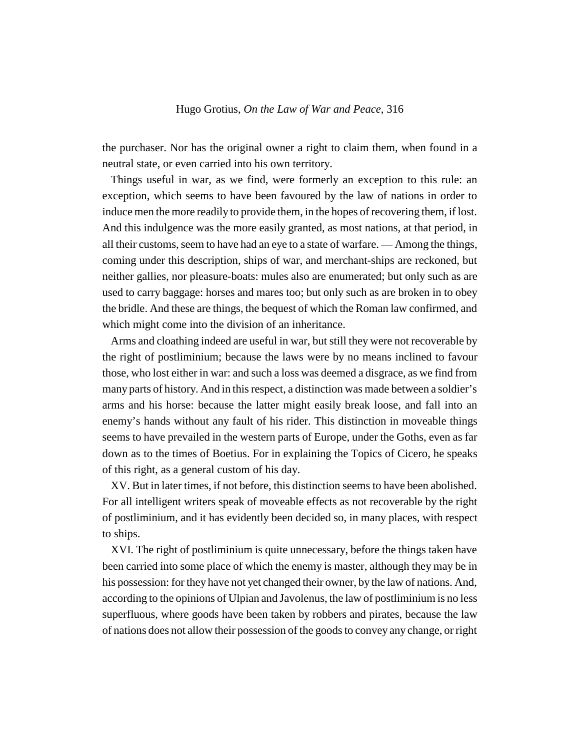the purchaser. Nor has the original owner a right to claim them, when found in a neutral state, or even carried into his own territory.

Things useful in war, as we find, were formerly an exception to this rule: an exception, which seems to have been favoured by the law of nations in order to induce men the more readily to provide them, in the hopes of recovering them, if lost. And this indulgence was the more easily granted, as most nations, at that period, in all their customs, seem to have had an eye to a state of warfare. — Among the things, coming under this description, ships of war, and merchant-ships are reckoned, but neither gallies, nor pleasure-boats: mules also are enumerated; but only such as are used to carry baggage: horses and mares too; but only such as are broken in to obey the bridle. And these are things, the bequest of which the Roman law confirmed, and which might come into the division of an inheritance.

Arms and cloathing indeed are useful in war, but still they were not recoverable by the right of postliminium; because the laws were by no means inclined to favour those, who lost either in war: and such a loss was deemed a disgrace, as we find from many parts of history. And in this respect, a distinction was made between a soldier's arms and his horse: because the latter might easily break loose, and fall into an enemy's hands without any fault of his rider. This distinction in moveable things seems to have prevailed in the western parts of Europe, under the Goths, even as far down as to the times of Boetius. For in explaining the Topics of Cicero, he speaks of this right, as a general custom of his day.

XV. But in later times, if not before, this distinction seems to have been abolished. For all intelligent writers speak of moveable effects as not recoverable by the right of postliminium, and it has evidently been decided so, in many places, with respect to ships.

XVI. The right of postliminium is quite unnecessary, before the things taken have been carried into some place of which the enemy is master, although they may be in his possession: for they have not yet changed their owner, by the law of nations. And, according to the opinions of Ulpian and Javolenus, the law of postliminium is no less superfluous, where goods have been taken by robbers and pirates, because the law of nations does not allow their possession of the goods to convey any change, or right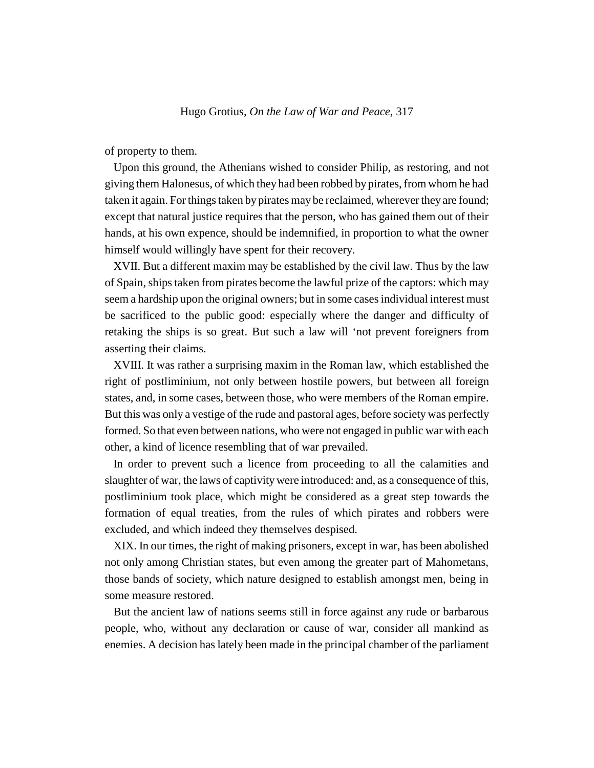of property to them.

Upon this ground, the Athenians wished to consider Philip, as restoring, and not giving them Halonesus, of which they had been robbed by pirates, from whom he had taken it again. For things taken by pirates may be reclaimed, wherever they are found; except that natural justice requires that the person, who has gained them out of their hands, at his own expence, should be indemnified, in proportion to what the owner himself would willingly have spent for their recovery.

XVII. But a different maxim may be established by the civil law. Thus by the law of Spain, ships taken from pirates become the lawful prize of the captors: which may seem a hardship upon the original owners; but in some cases individual interest must be sacrificed to the public good: especially where the danger and difficulty of retaking the ships is so great. But such a law will 'not prevent foreigners from asserting their claims.

XVIII. It was rather a surprising maxim in the Roman law, which established the right of postliminium, not only between hostile powers, but between all foreign states, and, in some cases, between those, who were members of the Roman empire. But this was only a vestige of the rude and pastoral ages, before society was perfectly formed. So that even between nations, who were not engaged in public war with each other, a kind of licence resembling that of war prevailed.

In order to prevent such a licence from proceeding to all the calamities and slaughter of war, the laws of captivity were introduced: and, as a consequence of this, postliminium took place, which might be considered as a great step towards the formation of equal treaties, from the rules of which pirates and robbers were excluded, and which indeed they themselves despised.

XIX. In our times, the right of making prisoners, except in war, has been abolished not only among Christian states, but even among the greater part of Mahometans, those bands of society, which nature designed to establish amongst men, being in some measure restored.

But the ancient law of nations seems still in force against any rude or barbarous people, who, without any declaration or cause of war, consider all mankind as enemies. A decision has lately been made in the principal chamber of the parliament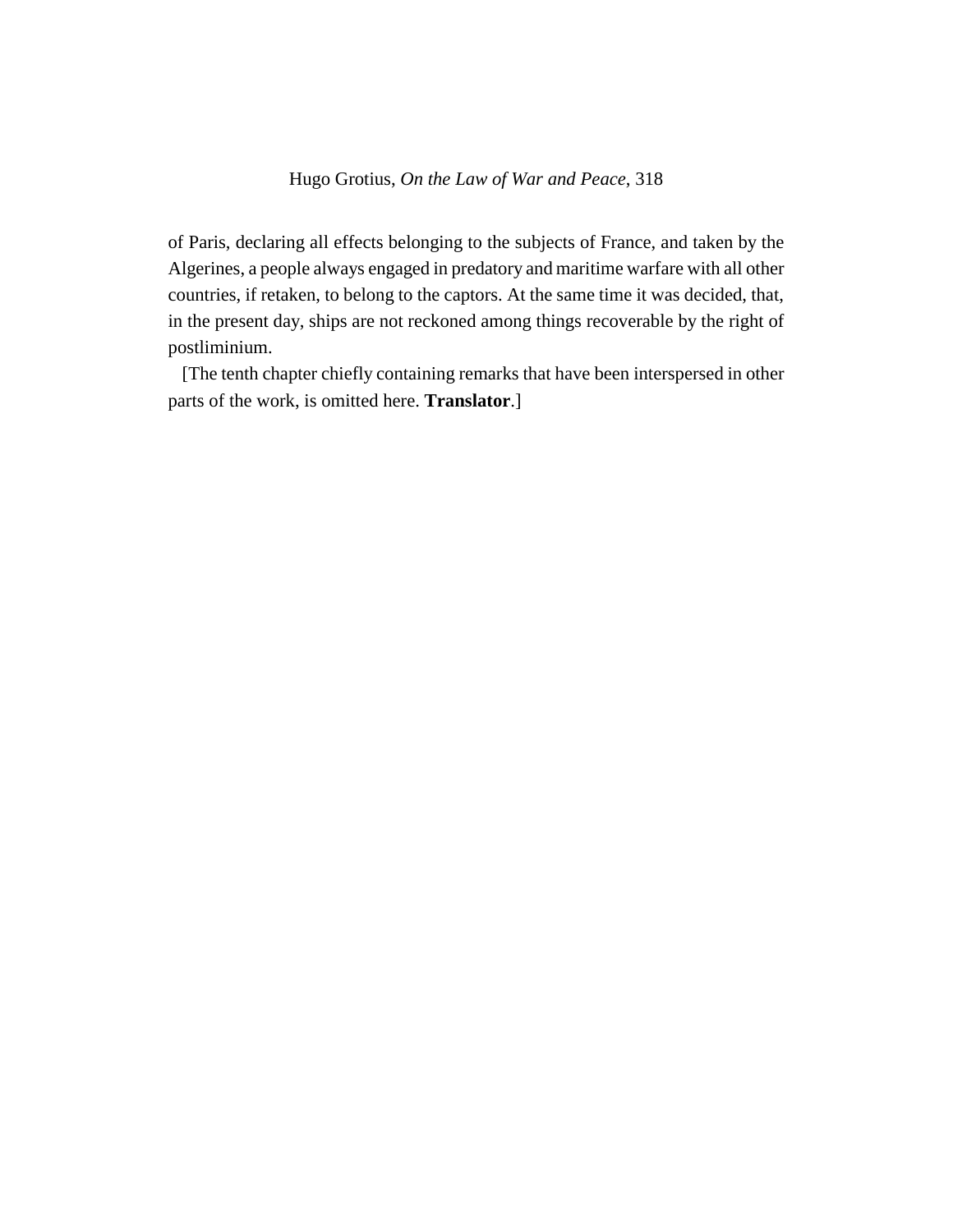of Paris, declaring all effects belonging to the subjects of France, and taken by the Algerines, a people always engaged in predatory and maritime warfare with all other countries, if retaken, to belong to the captors. At the same time it was decided, that, in the present day, ships are not reckoned among things recoverable by the right of postliminium.

[The tenth chapter chiefly containing remarks that have been interspersed in other parts of the work, is omitted here. **Translator**.]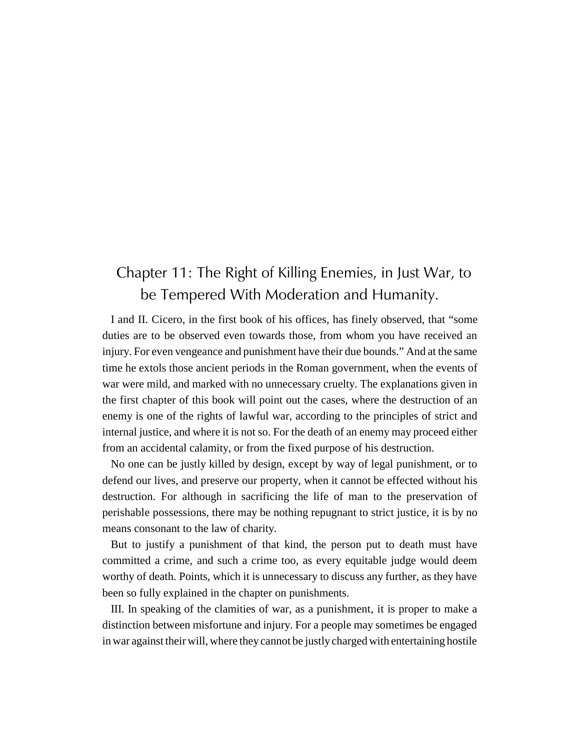# Chapter 11: The Right of Killing Enemies, in Just War, to be Tempered With Moderation and Humanity.

I and II. Cicero, in the first book of his offices, has finely observed, that "some duties are to be observed even towards those, from whom you have received an injury. For even vengeance and punishment have their due bounds." And at the same time he extols those ancient periods in the Roman government, when the events of war were mild, and marked with no unnecessary cruelty. The explanations given in the first chapter of this book will point out the cases, where the destruction of an enemy is one of the rights of lawful war, according to the principles of strict and internal justice, and where it is not so. For the death of an enemy may proceed either from an accidental calamity, or from the fixed purpose of his destruction.

No one can be justly killed by design, except by way of legal punishment, or to defend our lives, and preserve our property, when it cannot be effected without his destruction. For although in sacrificing the life of man to the preservation of perishable possessions, there may be nothing repugnant to strict justice, it is by no means consonant to the law of charity.

But to justify a punishment of that kind, the person put to death must have committed a crime, and such a crime too, as every equitable judge would deem worthy of death. Points, which it is unnecessary to discuss any further, as they have been so fully explained in the chapter on punishments.

III. In speaking of the clamities of war, as a punishment, it is proper to make a distinction between misfortune and injury. For a people may sometimes be engaged in war against their will, where they cannot be justly charged with entertaining hostile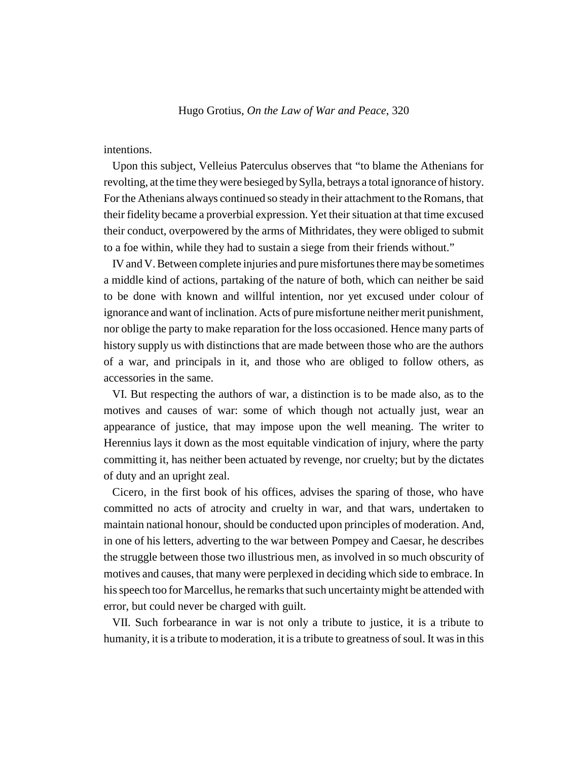intentions.

Upon this subject, Velleius Paterculus observes that "to blame the Athenians for revolting, at the time they were besieged by Sylla, betrays a total ignorance of history. For the Athenians always continued so steady in their attachment to the Romans, that their fidelity became a proverbial expression. Yet their situation at that time excused their conduct, overpowered by the arms of Mithridates, they were obliged to submit to a foe within, while they had to sustain a siege from their friends without."

IV and V. Between complete injuries and pure misfortunes there may be sometimes a middle kind of actions, partaking of the nature of both, which can neither be said to be done with known and willful intention, nor yet excused under colour of ignorance and want of inclination. Acts of pure misfortune neither merit punishment, nor oblige the party to make reparation for the loss occasioned. Hence many parts of history supply us with distinctions that are made between those who are the authors of a war, and principals in it, and those who are obliged to follow others, as accessories in the same.

VI. But respecting the authors of war, a distinction is to be made also, as to the motives and causes of war: some of which though not actually just, wear an appearance of justice, that may impose upon the well meaning. The writer to Herennius lays it down as the most equitable vindication of injury, where the party committing it, has neither been actuated by revenge, nor cruelty; but by the dictates of duty and an upright zeal.

Cicero, in the first book of his offices, advises the sparing of those, who have committed no acts of atrocity and cruelty in war, and that wars, undertaken to maintain national honour, should be conducted upon principles of moderation. And, in one of his letters, adverting to the war between Pompey and Caesar, he describes the struggle between those two illustrious men, as involved in so much obscurity of motives and causes, that many were perplexed in deciding which side to embrace. In his speech too for Marcellus, he remarks that such uncertainty might be attended with error, but could never be charged with guilt.

VII. Such forbearance in war is not only a tribute to justice, it is a tribute to humanity, it is a tribute to moderation, it is a tribute to greatness of soul. It was in this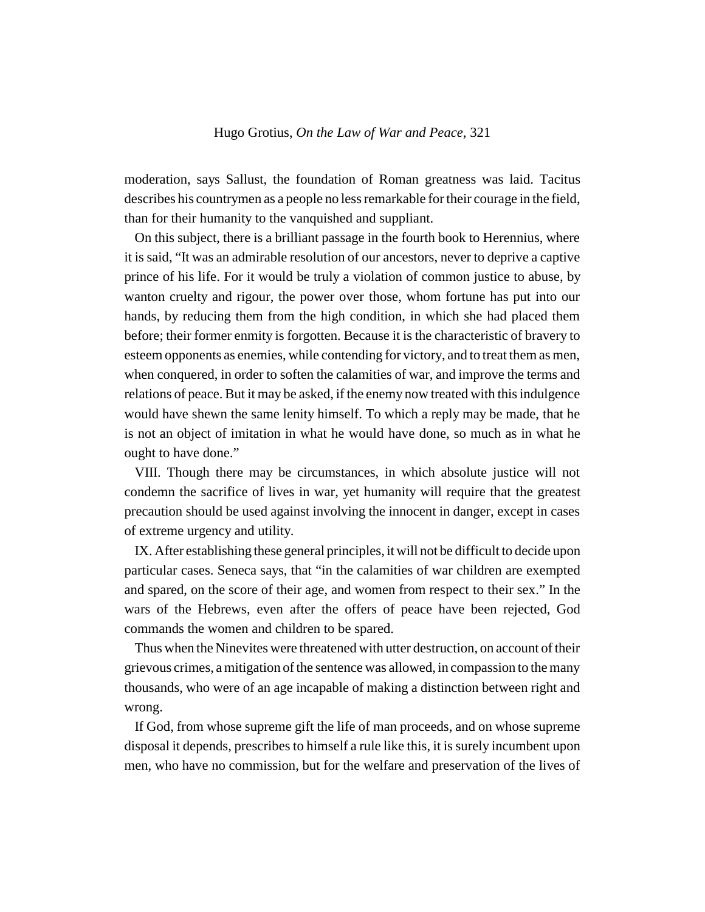moderation, says Sallust, the foundation of Roman greatness was laid. Tacitus describes his countrymen as a people no less remarkable for their courage in the field, than for their humanity to the vanquished and suppliant.

On this subject, there is a brilliant passage in the fourth book to Herennius, where it is said, "It was an admirable resolution of our ancestors, never to deprive a captive prince of his life. For it would be truly a violation of common justice to abuse, by wanton cruelty and rigour, the power over those, whom fortune has put into our hands, by reducing them from the high condition, in which she had placed them before; their former enmity is forgotten. Because it is the characteristic of bravery to esteem opponents as enemies, while contending for victory, and to treat them as men, when conquered, in order to soften the calamities of war, and improve the terms and relations of peace. But it may be asked, if the enemy now treated with this indulgence would have shewn the same lenity himself. To which a reply may be made, that he is not an object of imitation in what he would have done, so much as in what he ought to have done."

VIII. Though there may be circumstances, in which absolute justice will not condemn the sacrifice of lives in war, yet humanity will require that the greatest precaution should be used against involving the innocent in danger, except in cases of extreme urgency and utility.

IX. After establishing these general principles, it will not be difficult to decide upon particular cases. Seneca says, that "in the calamities of war children are exempted and spared, on the score of their age, and women from respect to their sex." In the wars of the Hebrews, even after the offers of peace have been rejected, God commands the women and children to be spared.

Thus when the Ninevites were threatened with utter destruction, on account of their grievous crimes, a mitigation of the sentence was allowed, in compassion to the many thousands, who were of an age incapable of making a distinction between right and wrong.

If God, from whose supreme gift the life of man proceeds, and on whose supreme disposal it depends, prescribes to himself a rule like this, it is surely incumbent upon men, who have no commission, but for the welfare and preservation of the lives of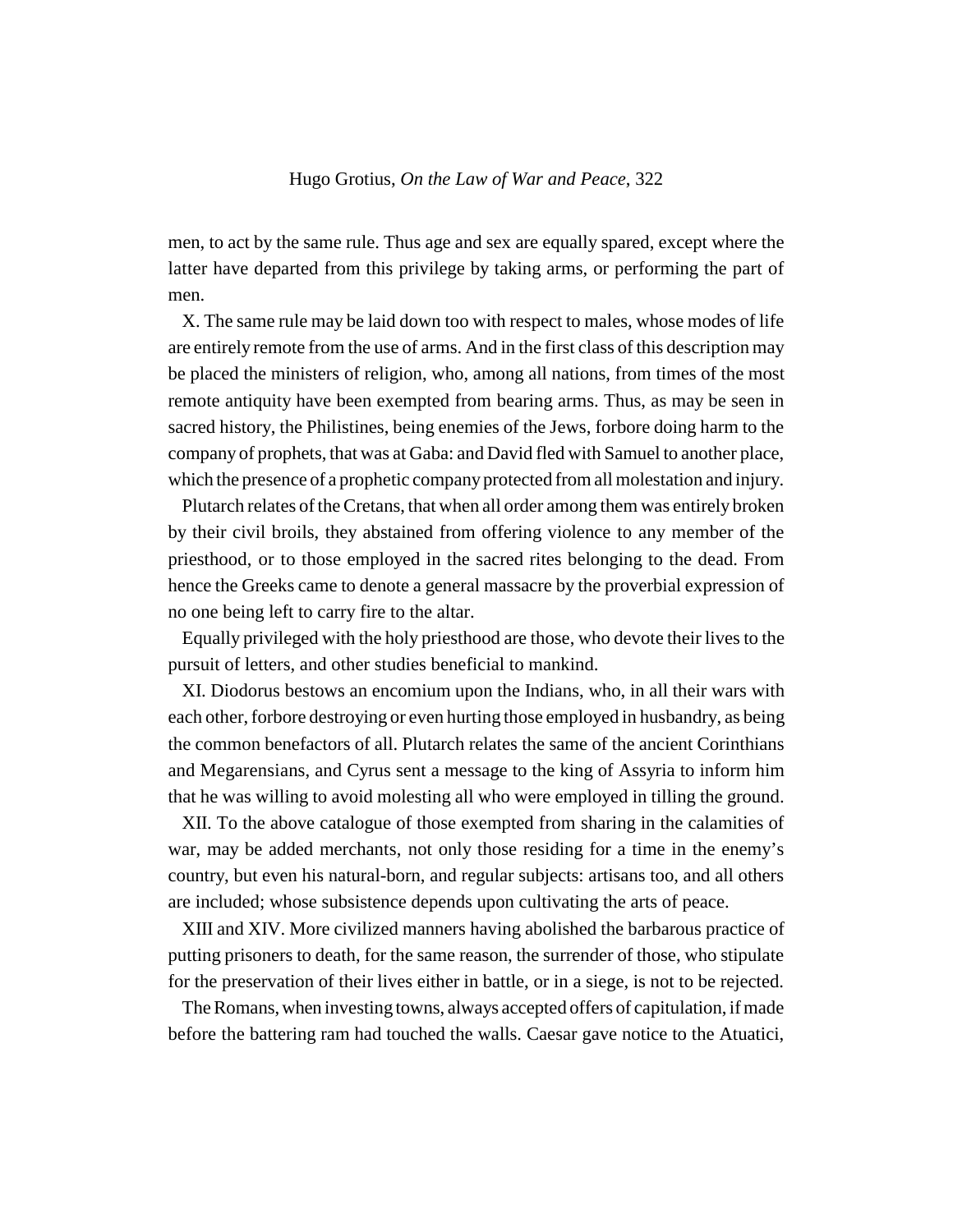men, to act by the same rule. Thus age and sex are equally spared, except where the latter have departed from this privilege by taking arms, or performing the part of men.

X. The same rule may be laid down too with respect to males, whose modes of life are entirely remote from the use of arms. And in the first class of this description may be placed the ministers of religion, who, among all nations, from times of the most remote antiquity have been exempted from bearing arms. Thus, as may be seen in sacred history, the Philistines, being enemies of the Jews, forbore doing harm to the company of prophets, that was at Gaba: and David fled with Samuel to another place, which the presence of a prophetic company protected from all molestation and injury.

Plutarch relates of the Cretans, that when all order among them was entirely broken by their civil broils, they abstained from offering violence to any member of the priesthood, or to those employed in the sacred rites belonging to the dead. From hence the Greeks came to denote a general massacre by the proverbial expression of no one being left to carry fire to the altar.

Equally privileged with the holy priesthood are those, who devote their lives to the pursuit of letters, and other studies beneficial to mankind.

XI. Diodorus bestows an encomium upon the Indians, who, in all their wars with each other, forbore destroying or even hurting those employed in husbandry, as being the common benefactors of all. Plutarch relates the same of the ancient Corinthians and Megarensians, and Cyrus sent a message to the king of Assyria to inform him that he was willing to avoid molesting all who were employed in tilling the ground.

XII. To the above catalogue of those exempted from sharing in the calamities of war, may be added merchants, not only those residing for a time in the enemy's country, but even his natural-born, and regular subjects: artisans too, and all others are included; whose subsistence depends upon cultivating the arts of peace.

XIII and XIV. More civilized manners having abolished the barbarous practice of putting prisoners to death, for the same reason, the surrender of those, who stipulate for the preservation of their lives either in battle, or in a siege, is not to be rejected.

The Romans, when investing towns, always accepted offers of capitulation, if made before the battering ram had touched the walls. Caesar gave notice to the Atuatici,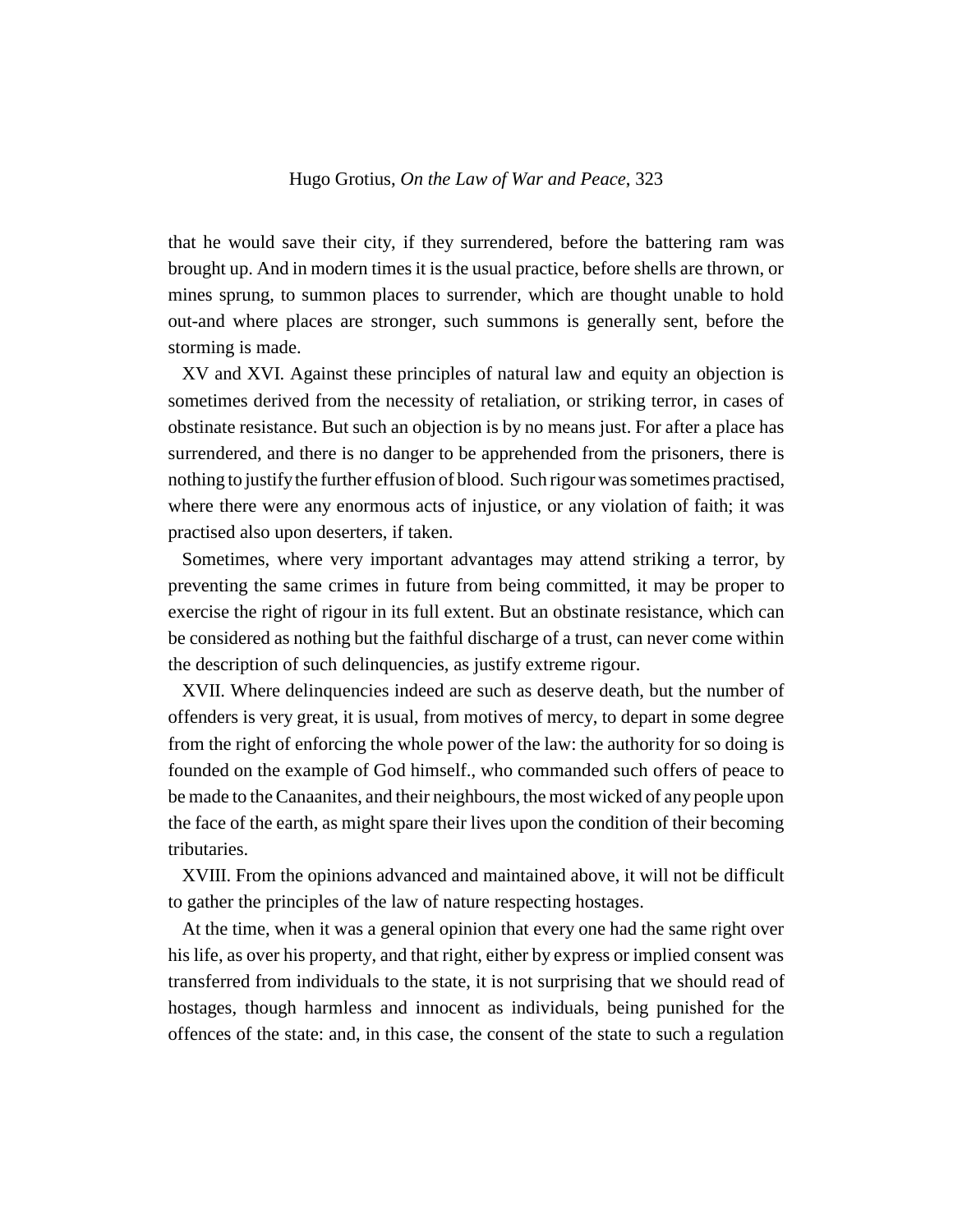that he would save their city, if they surrendered, before the battering ram was brought up. And in modern times it is the usual practice, before shells are thrown, or mines sprung, to summon places to surrender, which are thought unable to hold out-and where places are stronger, such summons is generally sent, before the storming is made.

XV and XVI. Against these principles of natural law and equity an objection is sometimes derived from the necessity of retaliation, or striking terror, in cases of obstinate resistance. But such an objection is by no means just. For after a place has surrendered, and there is no danger to be apprehended from the prisoners, there is nothing to justify the further effusion of blood. Such rigour was sometimes practised, where there were any enormous acts of injustice, or any violation of faith; it was practised also upon deserters, if taken.

Sometimes, where very important advantages may attend striking a terror, by preventing the same crimes in future from being committed, it may be proper to exercise the right of rigour in its full extent. But an obstinate resistance, which can be considered as nothing but the faithful discharge of a trust, can never come within the description of such delinquencies, as justify extreme rigour.

XVII. Where delinquencies indeed are such as deserve death, but the number of offenders is very great, it is usual, from motives of mercy, to depart in some degree from the right of enforcing the whole power of the law: the authority for so doing is founded on the example of God himself., who commanded such offers of peace to be made to the Canaanites, and their neighbours, the most wicked of any people upon the face of the earth, as might spare their lives upon the condition of their becoming tributaries.

XVIII. From the opinions advanced and maintained above, it will not be difficult to gather the principles of the law of nature respecting hostages.

At the time, when it was a general opinion that every one had the same right over his life, as over his property, and that right, either by express or implied consent was transferred from individuals to the state, it is not surprising that we should read of hostages, though harmless and innocent as individuals, being punished for the offences of the state: and, in this case, the consent of the state to such a regulation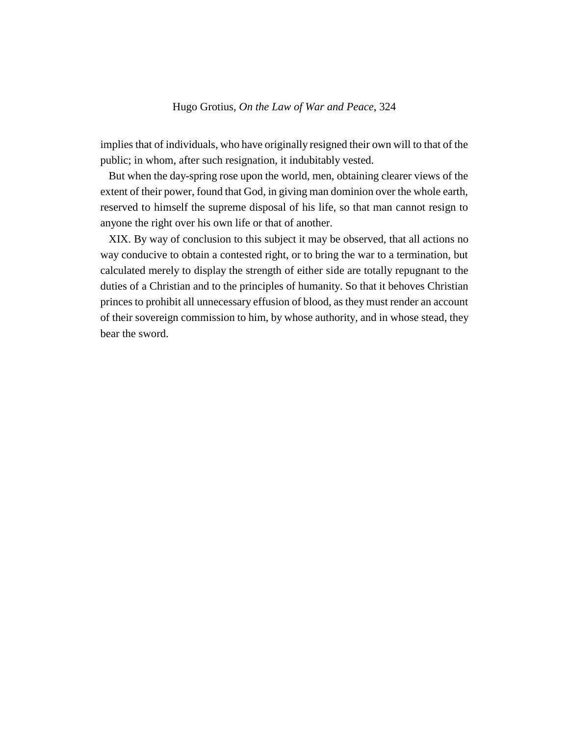implies that of individuals, who have originally resigned their own will to that of the public; in whom, after such resignation, it indubitably vested.

But when the day-spring rose upon the world, men, obtaining clearer views of the extent of their power, found that God, in giving man dominion over the whole earth, reserved to himself the supreme disposal of his life, so that man cannot resign to anyone the right over his own life or that of another.

XIX. By way of conclusion to this subject it may be observed, that all actions no way conducive to obtain a contested right, or to bring the war to a termination, but calculated merely to display the strength of either side are totally repugnant to the duties of a Christian and to the principles of humanity. So that it behoves Christian princes to prohibit all unnecessary effusion of blood, as they must render an account of their sovereign commission to him, by whose authority, and in whose stead, they bear the sword.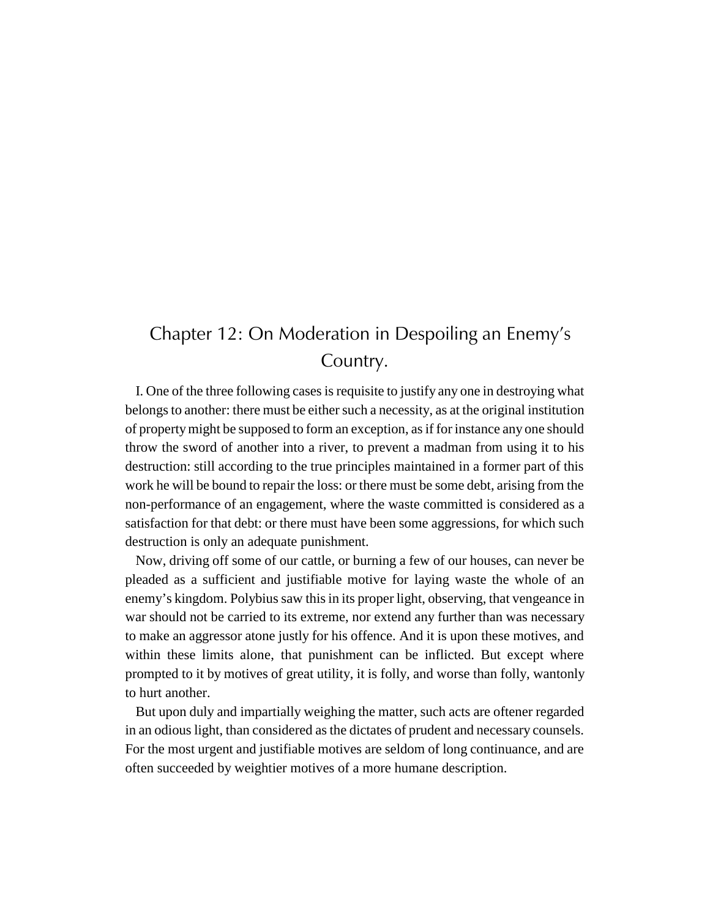# Chapter 12: On Moderation in Despoiling an Enemy's Country.

I. One of the three following cases is requisite to justify any one in destroying what belongs to another: there must be either such a necessity, as at the original institution of property might be supposed to form an exception, as if for instance any one should throw the sword of another into a river, to prevent a madman from using it to his destruction: still according to the true principles maintained in a former part of this work he will be bound to repair the loss: or there must be some debt, arising from the non-performance of an engagement, where the waste committed is considered as a satisfaction for that debt: or there must have been some aggressions, for which such destruction is only an adequate punishment.

Now, driving off some of our cattle, or burning a few of our houses, can never be pleaded as a sufficient and justifiable motive for laying waste the whole of an enemy's kingdom. Polybius saw this in its proper light, observing, that vengeance in war should not be carried to its extreme, nor extend any further than was necessary to make an aggressor atone justly for his offence. And it is upon these motives, and within these limits alone, that punishment can be inflicted. But except where prompted to it by motives of great utility, it is folly, and worse than folly, wantonly to hurt another.

But upon duly and impartially weighing the matter, such acts are oftener regarded in an odious light, than considered as the dictates of prudent and necessary counsels. For the most urgent and justifiable motives are seldom of long continuance, and are often succeeded by weightier motives of a more humane description.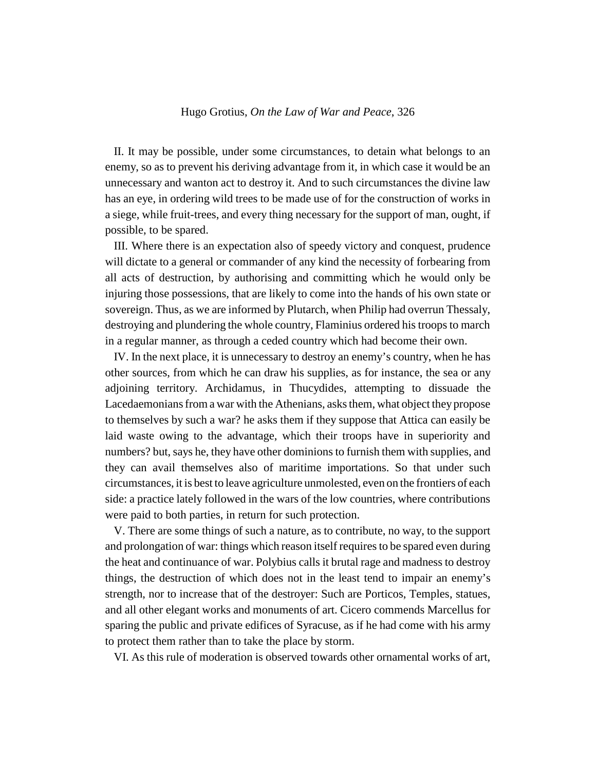II. It may be possible, under some circumstances, to detain what belongs to an enemy, so as to prevent his deriving advantage from it, in which case it would be an unnecessary and wanton act to destroy it. And to such circumstances the divine law has an eye, in ordering wild trees to be made use of for the construction of works in a siege, while fruit-trees, and every thing necessary for the support of man, ought, if possible, to be spared.

III. Where there is an expectation also of speedy victory and conquest, prudence will dictate to a general or commander of any kind the necessity of forbearing from all acts of destruction, by authorising and committing which he would only be injuring those possessions, that are likely to come into the hands of his own state or sovereign. Thus, as we are informed by Plutarch, when Philip had overrun Thessaly, destroying and plundering the whole country, Flaminius ordered his troops to march in a regular manner, as through a ceded country which had become their own.

IV. In the next place, it is unnecessary to destroy an enemy's country, when he has other sources, from which he can draw his supplies, as for instance, the sea or any adjoining territory. Archidamus, in Thucydides, attempting to dissuade the Lacedaemonians from a war with the Athenians, asks them, what object they propose to themselves by such a war? he asks them if they suppose that Attica can easily be laid waste owing to the advantage, which their troops have in superiority and numbers? but, says he, they have other dominions to furnish them with supplies, and they can avail themselves also of maritime importations. So that under such circumstances, it is best to leave agriculture unmolested, even on the frontiers of each side: a practice lately followed in the wars of the low countries, where contributions were paid to both parties, in return for such protection.

V. There are some things of such a nature, as to contribute, no way, to the support and prolongation of war: things which reason itself requires to be spared even during the heat and continuance of war. Polybius calls it brutal rage and madness to destroy things, the destruction of which does not in the least tend to impair an enemy's strength, nor to increase that of the destroyer: Such are Porticos, Temples, statues, and all other elegant works and monuments of art. Cicero commends Marcellus for sparing the public and private edifices of Syracuse, as if he had come with his army to protect them rather than to take the place by storm.

VI. As this rule of moderation is observed towards other ornamental works of art,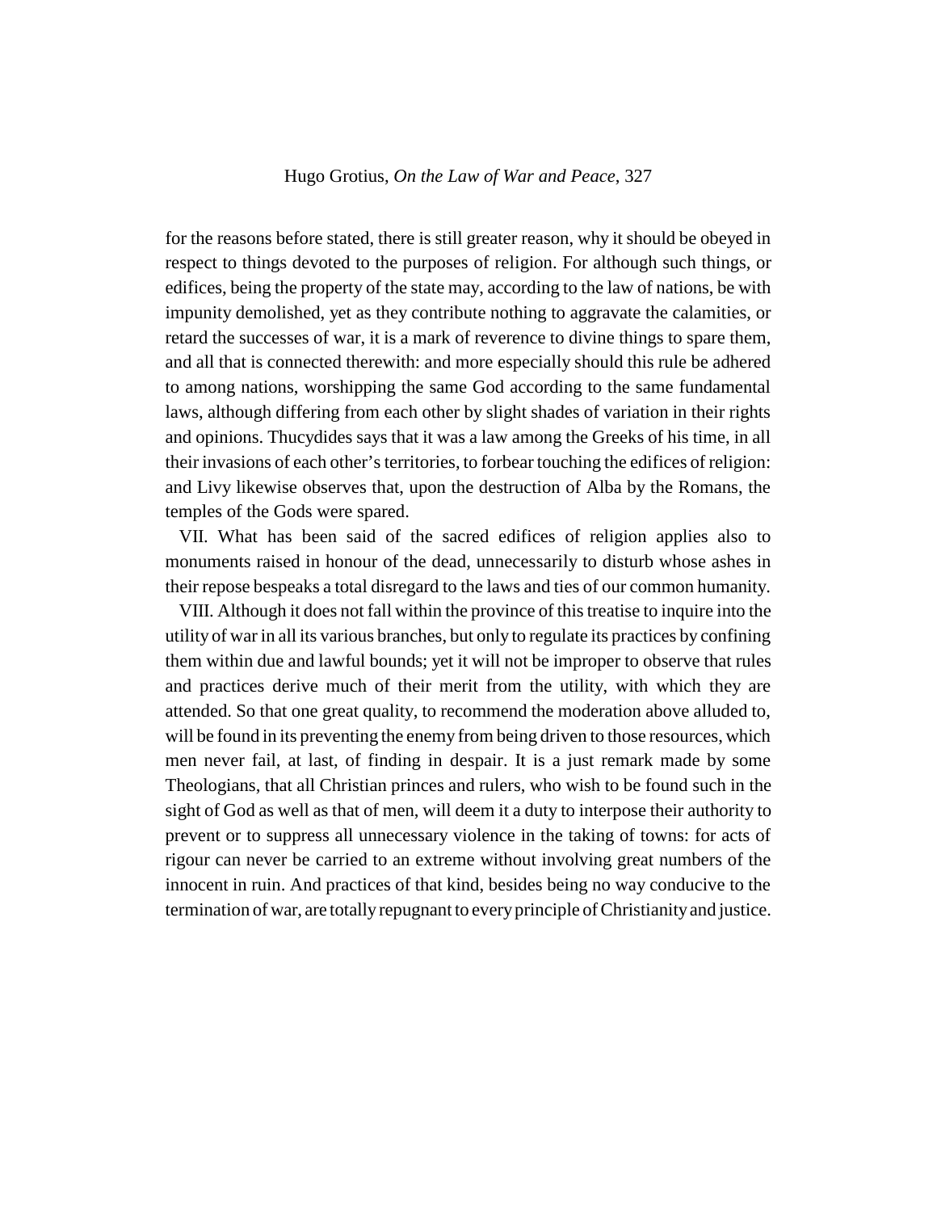for the reasons before stated, there is still greater reason, why it should be obeyed in respect to things devoted to the purposes of religion. For although such things, or edifices, being the property of the state may, according to the law of nations, be with impunity demolished, yet as they contribute nothing to aggravate the calamities, or retard the successes of war, it is a mark of reverence to divine things to spare them, and all that is connected therewith: and more especially should this rule be adhered to among nations, worshipping the same God according to the same fundamental laws, although differing from each other by slight shades of variation in their rights and opinions. Thucydides says that it was a law among the Greeks of his time, in all their invasions of each other's territories, to forbear touching the edifices of religion: and Livy likewise observes that, upon the destruction of Alba by the Romans, the temples of the Gods were spared.

VII. What has been said of the sacred edifices of religion applies also to monuments raised in honour of the dead, unnecessarily to disturb whose ashes in their repose bespeaks a total disregard to the laws and ties of our common humanity.

VIII. Although it does not fall within the province of this treatise to inquire into the utility of war in all its various branches, but only to regulate its practices by confining them within due and lawful bounds; yet it will not be improper to observe that rules and practices derive much of their merit from the utility, with which they are attended. So that one great quality, to recommend the moderation above alluded to, will be found in its preventing the enemy from being driven to those resources, which men never fail, at last, of finding in despair. It is a just remark made by some Theologians, that all Christian princes and rulers, who wish to be found such in the sight of God as well as that of men, will deem it a duty to interpose their authority to prevent or to suppress all unnecessary violence in the taking of towns: for acts of rigour can never be carried to an extreme without involving great numbers of the innocent in ruin. And practices of that kind, besides being no way conducive to the termination of war, are totally repugnant to every principle of Christianity and justice.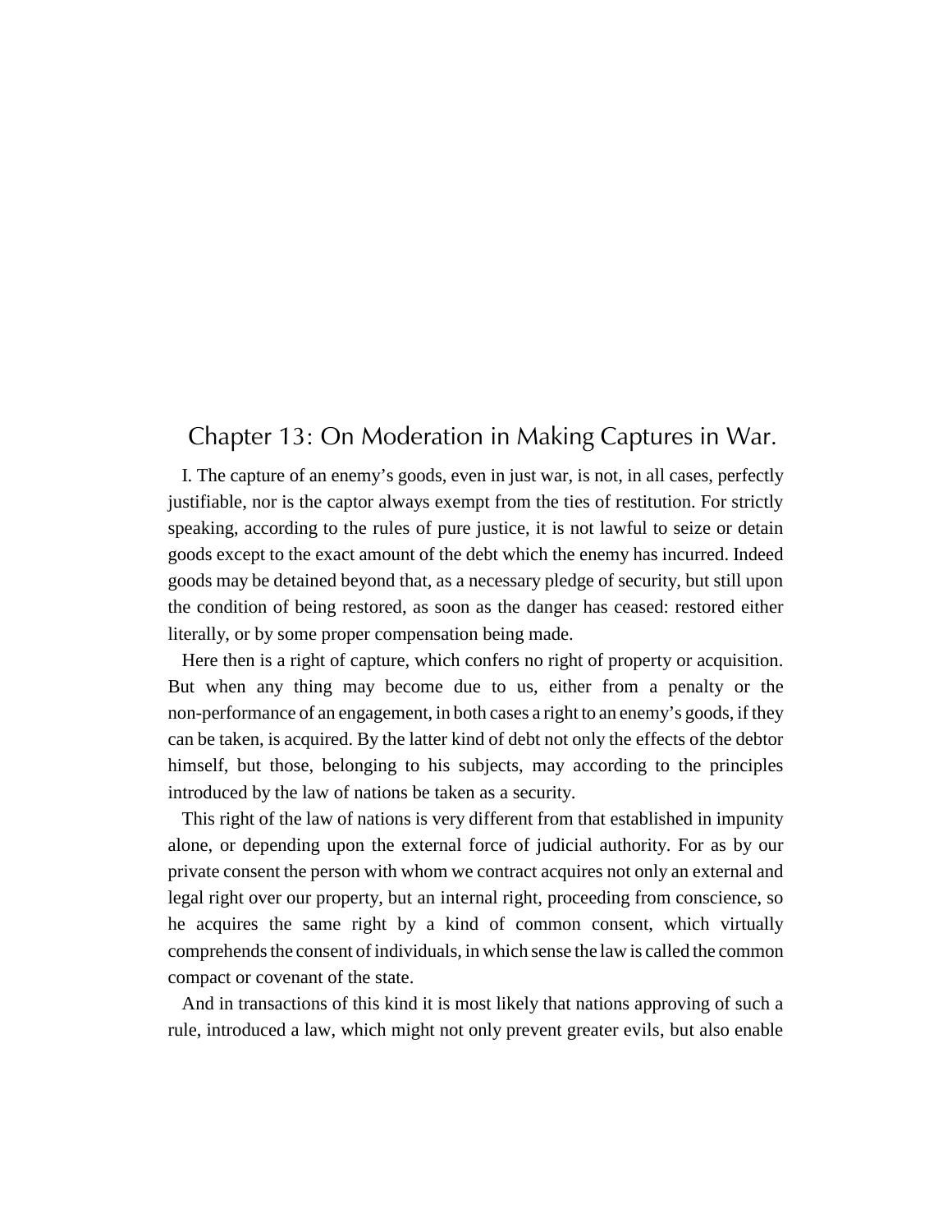# Chapter 13: On Moderation in Making Captures in War.

I. The capture of an enemy's goods, even in just war, is not, in all cases, perfectly justifiable, nor is the captor always exempt from the ties of restitution. For strictly speaking, according to the rules of pure justice, it is not lawful to seize or detain goods except to the exact amount of the debt which the enemy has incurred. Indeed goods may be detained beyond that, as a necessary pledge of security, but still upon the condition of being restored, as soon as the danger has ceased: restored either literally, or by some proper compensation being made.

Here then is a right of capture, which confers no right of property or acquisition. But when any thing may become due to us, either from a penalty or the non-performance of an engagement, in both cases a right to an enemy's goods, if they can be taken, is acquired. By the latter kind of debt not only the effects of the debtor himself, but those, belonging to his subjects, may according to the principles introduced by the law of nations be taken as a security.

This right of the law of nations is very different from that established in impunity alone, or depending upon the external force of judicial authority. For as by our private consent the person with whom we contract acquires not only an external and legal right over our property, but an internal right, proceeding from conscience, so he acquires the same right by a kind of common consent, which virtually comprehends the consent of individuals, in which sense the law is called the common compact or covenant of the state.

And in transactions of this kind it is most likely that nations approving of such a rule, introduced a law, which might not only prevent greater evils, but also enable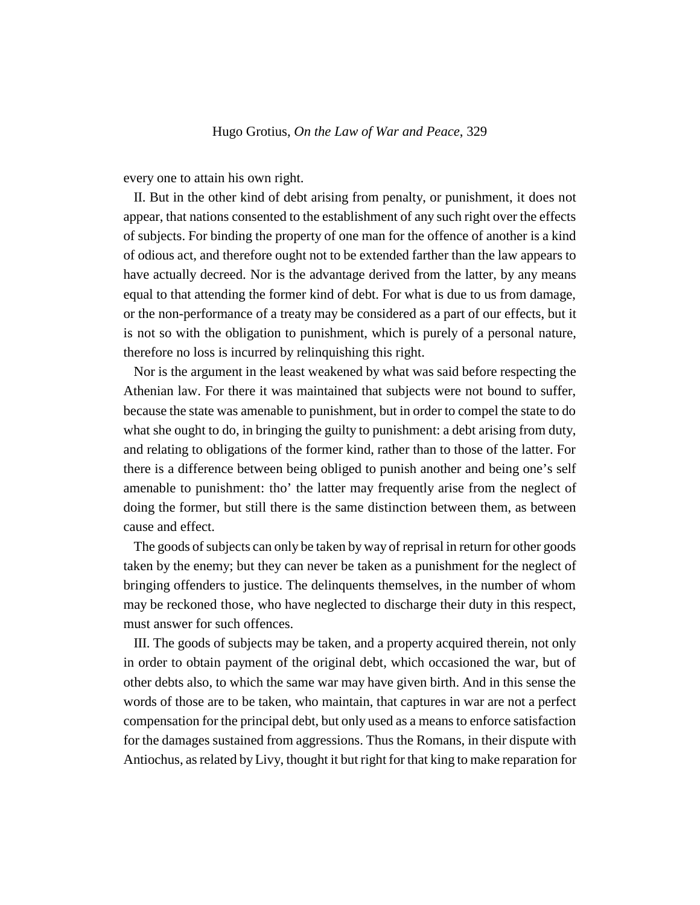every one to attain his own right.

II. But in the other kind of debt arising from penalty, or punishment, it does not appear, that nations consented to the establishment of any such right over the effects of subjects. For binding the property of one man for the offence of another is a kind of odious act, and therefore ought not to be extended farther than the law appears to have actually decreed. Nor is the advantage derived from the latter, by any means equal to that attending the former kind of debt. For what is due to us from damage, or the non-performance of a treaty may be considered as a part of our effects, but it is not so with the obligation to punishment, which is purely of a personal nature, therefore no loss is incurred by relinquishing this right.

Nor is the argument in the least weakened by what was said before respecting the Athenian law. For there it was maintained that subjects were not bound to suffer, because the state was amenable to punishment, but in order to compel the state to do what she ought to do, in bringing the guilty to punishment: a debt arising from duty, and relating to obligations of the former kind, rather than to those of the latter. For there is a difference between being obliged to punish another and being one's self amenable to punishment: tho' the latter may frequently arise from the neglect of doing the former, but still there is the same distinction between them, as between cause and effect.

The goods of subjects can only be taken by way of reprisal in return for other goods taken by the enemy; but they can never be taken as a punishment for the neglect of bringing offenders to justice. The delinquents themselves, in the number of whom may be reckoned those, who have neglected to discharge their duty in this respect, must answer for such offences.

III. The goods of subjects may be taken, and a property acquired therein, not only in order to obtain payment of the original debt, which occasioned the war, but of other debts also, to which the same war may have given birth. And in this sense the words of those are to be taken, who maintain, that captures in war are not a perfect compensation for the principal debt, but only used as a means to enforce satisfaction for the damages sustained from aggressions. Thus the Romans, in their dispute with Antiochus, as related by Livy, thought it but right for that king to make reparation for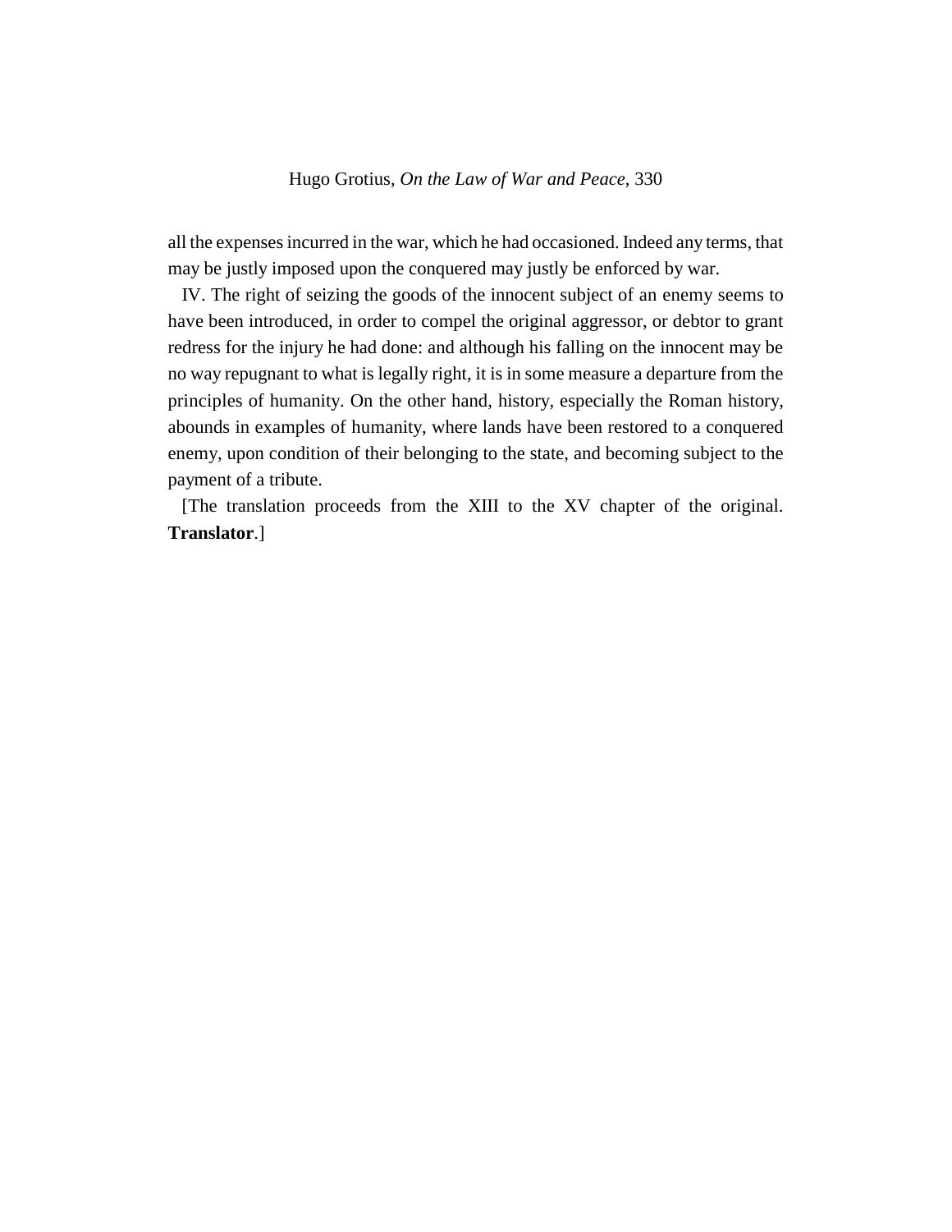all the expenses incurred in the war, which he had occasioned. Indeed any terms, that may be justly imposed upon the conquered may justly be enforced by war.

IV. The right of seizing the goods of the innocent subject of an enemy seems to have been introduced, in order to compel the original aggressor, or debtor to grant redress for the injury he had done: and although his falling on the innocent may be no way repugnant to what is legally right, it is in some measure a departure from the principles of humanity. On the other hand, history, especially the Roman history, abounds in examples of humanity, where lands have been restored to a conquered enemy, upon condition of their belonging to the state, and becoming subject to the payment of a tribute.

[The translation proceeds from the XIII to the XV chapter of the original. **Translator**.]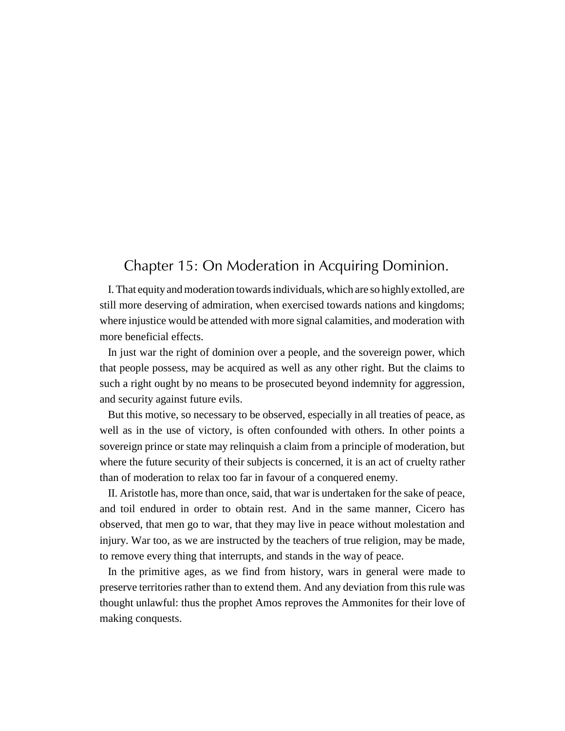## Chapter 15: On Moderation in Acquiring Dominion.

I. That equity and moderation towards individuals, which are so highly extolled, are still more deserving of admiration, when exercised towards nations and kingdoms; where injustice would be attended with more signal calamities, and moderation with more beneficial effects.

In just war the right of dominion over a people, and the sovereign power, which that people possess, may be acquired as well as any other right. But the claims to such a right ought by no means to be prosecuted beyond indemnity for aggression, and security against future evils.

But this motive, so necessary to be observed, especially in all treaties of peace, as well as in the use of victory, is often confounded with others. In other points a sovereign prince or state may relinquish a claim from a principle of moderation, but where the future security of their subjects is concerned, it is an act of cruelty rather than of moderation to relax too far in favour of a conquered enemy.

II. Aristotle has, more than once, said, that war is undertaken for the sake of peace, and toil endured in order to obtain rest. And in the same manner, Cicero has observed, that men go to war, that they may live in peace without molestation and injury. War too, as we are instructed by the teachers of true religion, may be made, to remove every thing that interrupts, and stands in the way of peace.

In the primitive ages, as we find from history, wars in general were made to preserve territories rather than to extend them. And any deviation from this rule was thought unlawful: thus the prophet Amos reproves the Ammonites for their love of making conquests.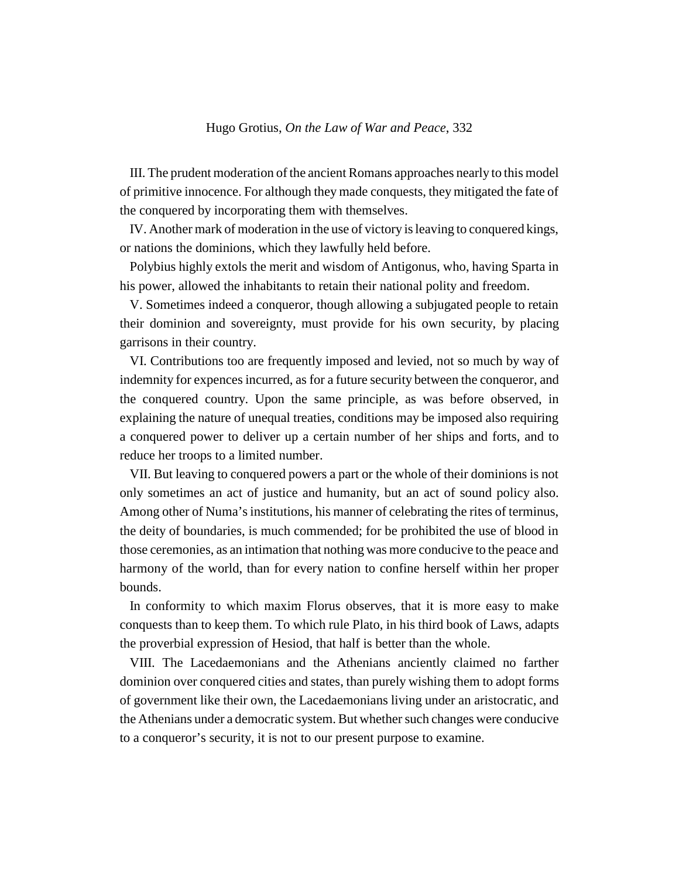III. The prudent moderation of the ancient Romans approaches nearly to this model of primitive innocence. For although they made conquests, they mitigated the fate of the conquered by incorporating them with themselves.

IV. Another mark of moderation in the use of victory is leaving to conquered kings, or nations the dominions, which they lawfully held before.

Polybius highly extols the merit and wisdom of Antigonus, who, having Sparta in his power, allowed the inhabitants to retain their national polity and freedom.

V. Sometimes indeed a conqueror, though allowing a subjugated people to retain their dominion and sovereignty, must provide for his own security, by placing garrisons in their country.

VI. Contributions too are frequently imposed and levied, not so much by way of indemnity for expences incurred, as for a future security between the conqueror, and the conquered country. Upon the same principle, as was before observed, in explaining the nature of unequal treaties, conditions may be imposed also requiring a conquered power to deliver up a certain number of her ships and forts, and to reduce her troops to a limited number.

VII. But leaving to conquered powers a part or the whole of their dominions is not only sometimes an act of justice and humanity, but an act of sound policy also. Among other of Numa's institutions, his manner of celebrating the rites of terminus, the deity of boundaries, is much commended; for be prohibited the use of blood in those ceremonies, as an intimation that nothing was more conducive to the peace and harmony of the world, than for every nation to confine herself within her proper bounds.

In conformity to which maxim Florus observes, that it is more easy to make conquests than to keep them. To which rule Plato, in his third book of Laws, adapts the proverbial expression of Hesiod, that half is better than the whole.

VIII. The Lacedaemonians and the Athenians anciently claimed no farther dominion over conquered cities and states, than purely wishing them to adopt forms of government like their own, the Lacedaemonians living under an aristocratic, and the Athenians under a democratic system. But whether such changes were conducive to a conqueror's security, it is not to our present purpose to examine.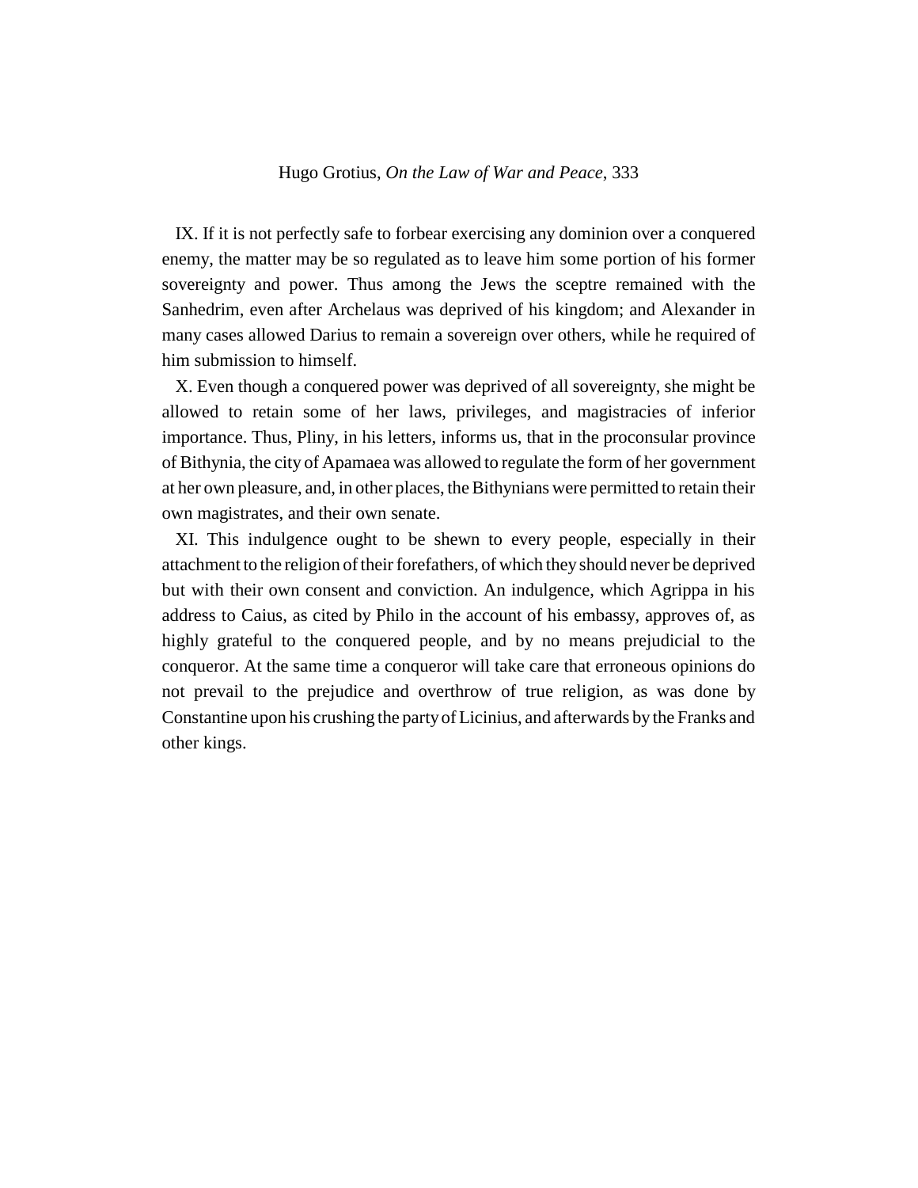IX. If it is not perfectly safe to forbear exercising any dominion over a conquered enemy, the matter may be so regulated as to leave him some portion of his former sovereignty and power. Thus among the Jews the sceptre remained with the Sanhedrim, even after Archelaus was deprived of his kingdom; and Alexander in many cases allowed Darius to remain a sovereign over others, while he required of him submission to himself.

X. Even though a conquered power was deprived of all sovereignty, she might be allowed to retain some of her laws, privileges, and magistracies of inferior importance. Thus, Pliny, in his letters, informs us, that in the proconsular province of Bithynia, the city of Apamaea was allowed to regulate the form of her government at her own pleasure, and, in other places, the Bithynians were permitted to retain their own magistrates, and their own senate.

XI. This indulgence ought to be shewn to every people, especially in their attachment to the religion of their forefathers, of which they should never be deprived but with their own consent and conviction. An indulgence, which Agrippa in his address to Caius, as cited by Philo in the account of his embassy, approves of, as highly grateful to the conquered people, and by no means prejudicial to the conqueror. At the same time a conqueror will take care that erroneous opinions do not prevail to the prejudice and overthrow of true religion, as was done by Constantine upon his crushing the party of Licinius, and afterwards by the Franks and other kings.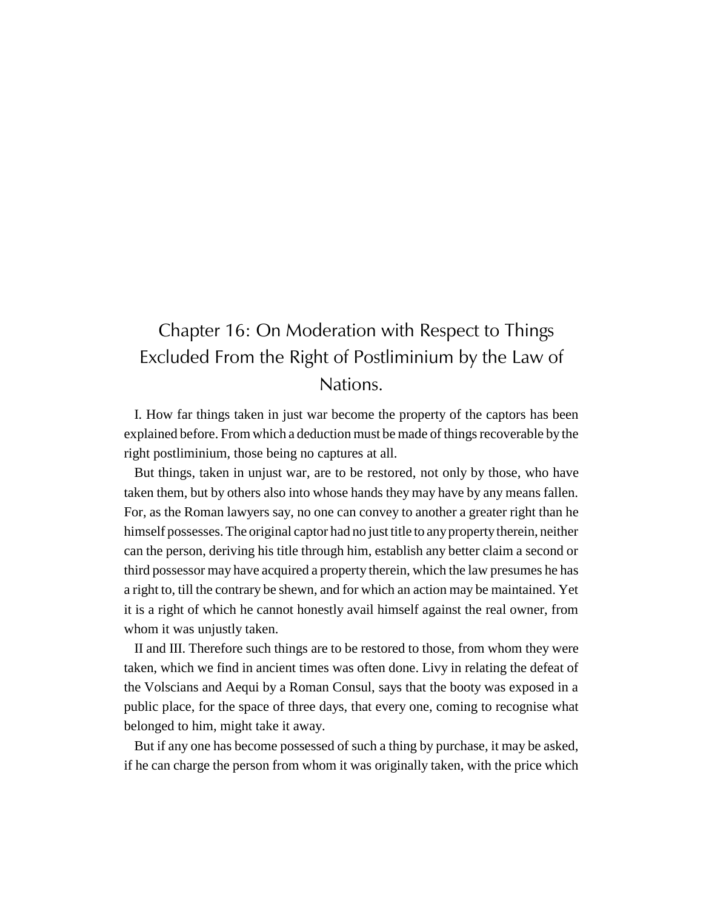# Chapter 16: On Moderation with Respect to Things Excluded From the Right of Postliminium by the Law of Nations.

I. How far things taken in just war become the property of the captors has been explained before. From which a deduction must be made of things recoverable by the right postliminium, those being no captures at all.

But things, taken in unjust war, are to be restored, not only by those, who have taken them, but by others also into whose hands they may have by any means fallen. For, as the Roman lawyers say, no one can convey to another a greater right than he himself possesses. The original captor had no just title to any property therein, neither can the person, deriving his title through him, establish any better claim a second or third possessor may have acquired a property therein, which the law presumes he has a right to, till the contrary be shewn, and for which an action may be maintained. Yet it is a right of which he cannot honestly avail himself against the real owner, from whom it was unjustly taken.

II and III. Therefore such things are to be restored to those, from whom they were taken, which we find in ancient times was often done. Livy in relating the defeat of the Volscians and Aequi by a Roman Consul, says that the booty was exposed in a public place, for the space of three days, that every one, coming to recognise what belonged to him, might take it away.

But if any one has become possessed of such a thing by purchase, it may be asked, if he can charge the person from whom it was originally taken, with the price which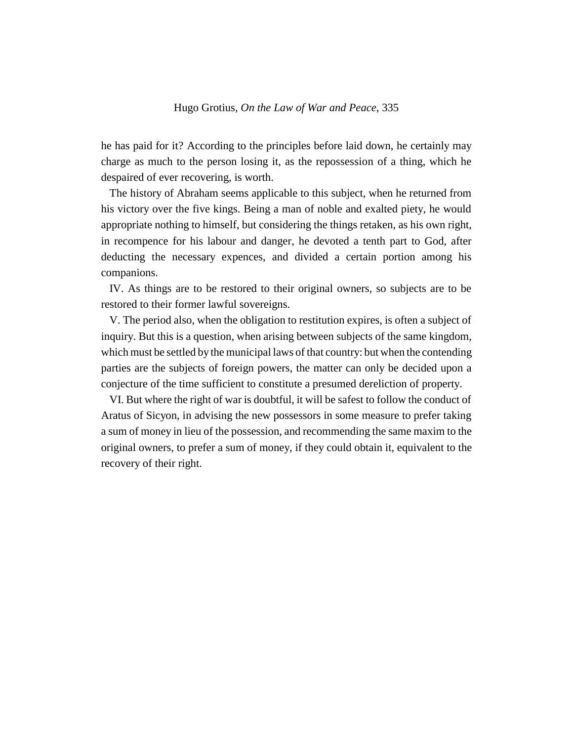he has paid for it? According to the principles before laid down, he certainly may charge as much to the person losing it, as the repossession of a thing, which he despaired of ever recovering, is worth.

The history of Abraham seems applicable to this subject, when he returned from his victory over the five kings. Being a man of noble and exalted piety, he would appropriate nothing to himself, but considering the things retaken, as his own right, in recompence for his labour and danger, he devoted a tenth part to God, after deducting the necessary expences, and divided a certain portion among his companions.

IV. As things are to be restored to their original owners, so subjects are to be restored to their former lawful sovereigns.

V. The period also, when the obligation to restitution expires, is often a subject of inquiry. But this is a question, when arising between subjects of the same kingdom, which must be settled by the municipal laws of that country: but when the contending parties are the subjects of foreign powers, the matter can only be decided upon a conjecture of the time sufficient to constitute a presumed dereliction of property.

VI. But where the right of war is doubtful, it will be safest to follow the conduct of Aratus of Sicyon, in advising the new possessors in some measure to prefer taking a sum of money in lieu of the possession, and recommending the same maxim to the original owners, to prefer a sum of money, if they could obtain it, equivalent to the recovery of their right.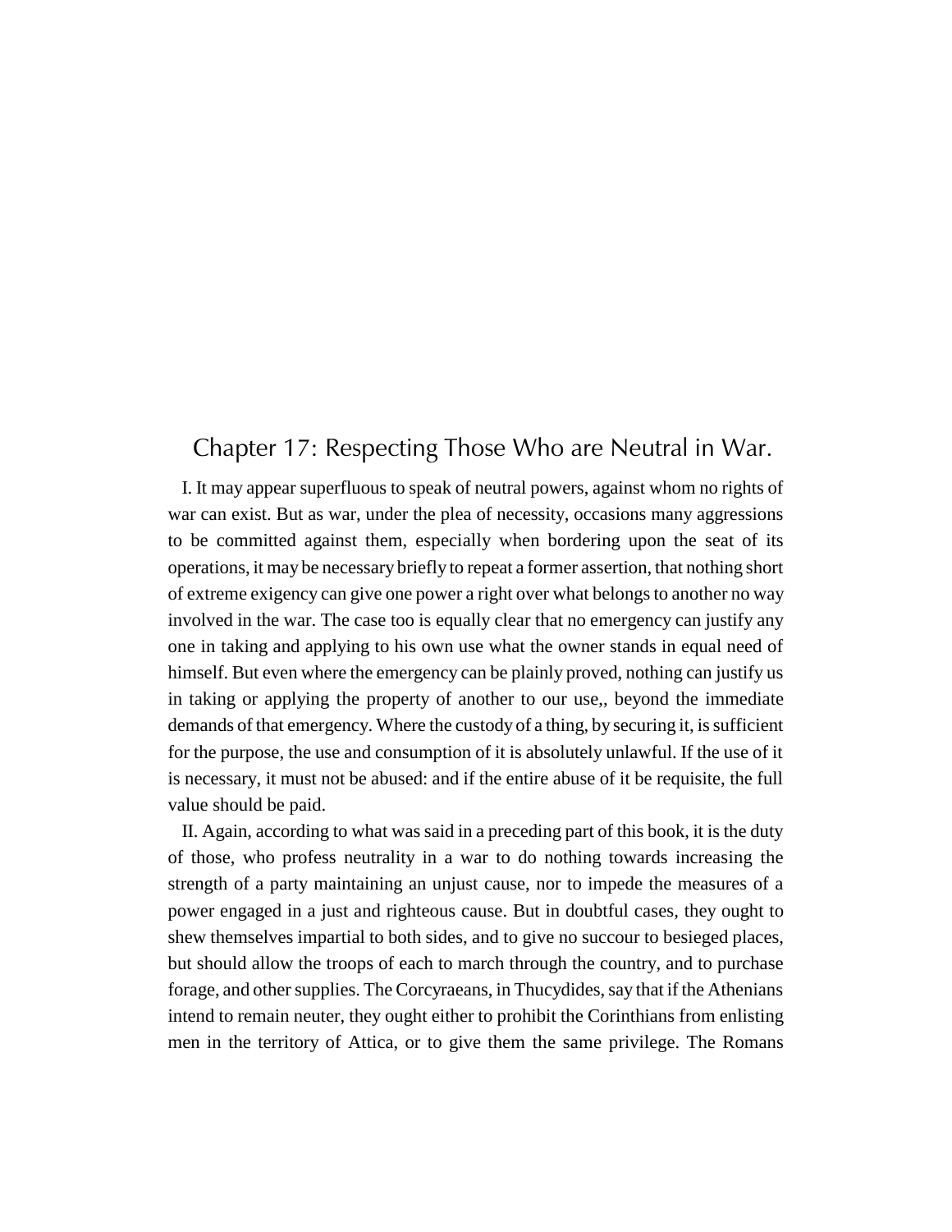## Chapter 17: Respecting Those Who are Neutral in War.

I. It may appear superfluous to speak of neutral powers, against whom no rights of war can exist. But as war, under the plea of necessity, occasions many aggressions to be committed against them, especially when bordering upon the seat of its operations, it may be necessary briefly to repeat a former assertion, that nothing short of extreme exigency can give one power a right over what belongs to another no way involved in the war. The case too is equally clear that no emergency can justify any one in taking and applying to his own use what the owner stands in equal need of himself. But even where the emergency can be plainly proved, nothing can justify us in taking or applying the property of another to our use,, beyond the immediate demands of that emergency. Where the custody of a thing, by securing it, is sufficient for the purpose, the use and consumption of it is absolutely unlawful. If the use of it is necessary, it must not be abused: and if the entire abuse of it be requisite, the full value should be paid.

II. Again, according to what was said in a preceding part of this book, it is the duty of those, who profess neutrality in a war to do nothing towards increasing the strength of a party maintaining an unjust cause, nor to impede the measures of a power engaged in a just and righteous cause. But in doubtful cases, they ought to shew themselves impartial to both sides, and to give no succour to besieged places, but should allow the troops of each to march through the country, and to purchase forage, and other supplies. The Corcyraeans, in Thucydides, say that if the Athenians intend to remain neuter, they ought either to prohibit the Corinthians from enlisting men in the territory of Attica, or to give them the same privilege. The Romans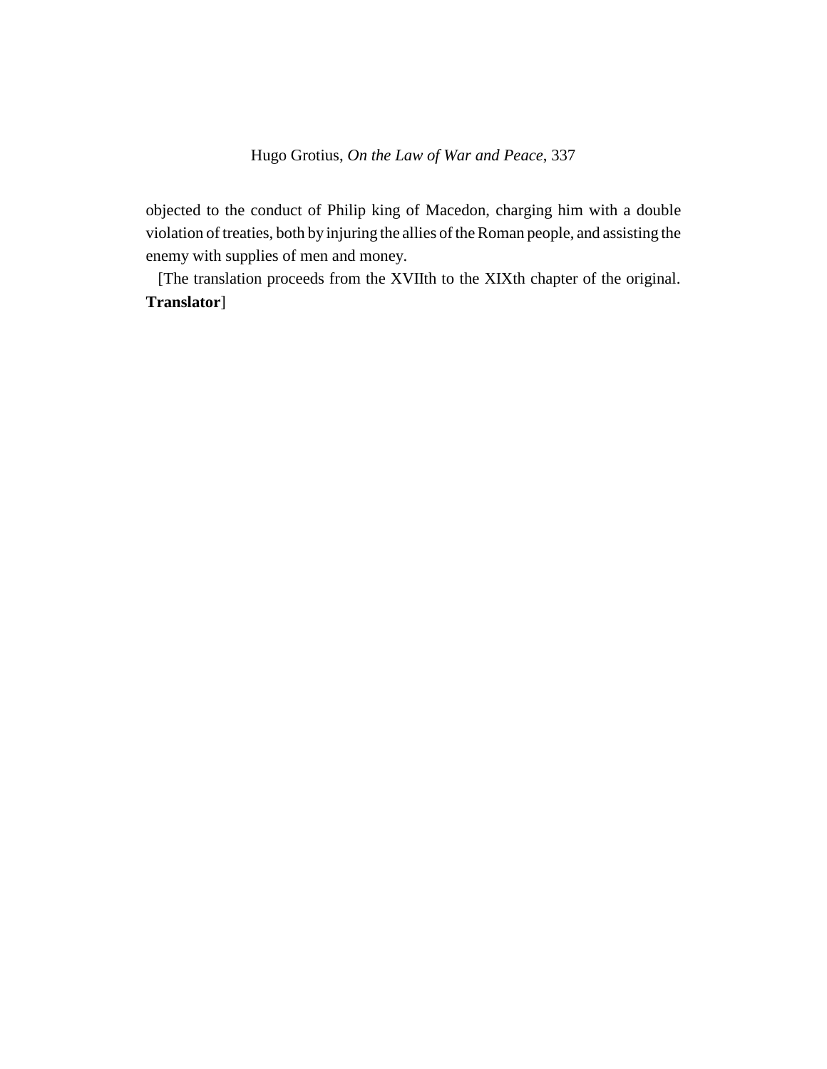objected to the conduct of Philip king of Macedon, charging him with a double violation of treaties, both by injuring the allies of the Roman people, and assisting the enemy with supplies of men and money.

[The translation proceeds from the XVIIth to the XIXth chapter of the original. **Translator**]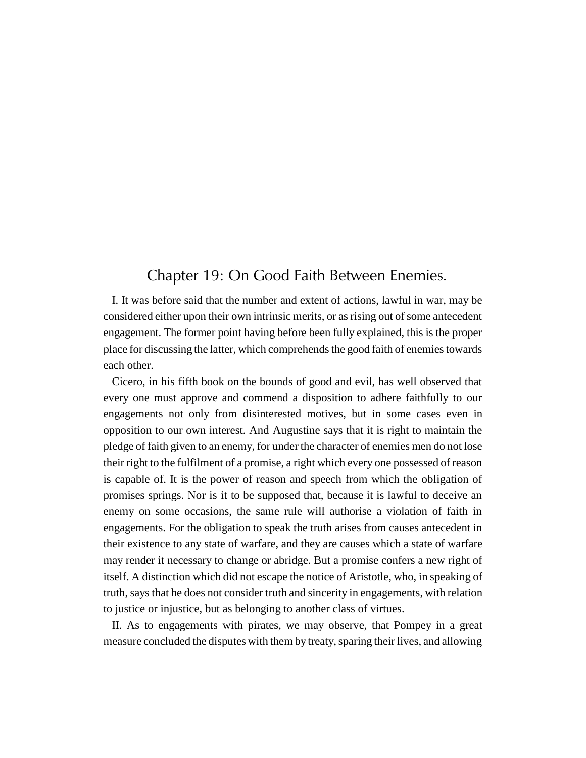# Chapter 19: On Good Faith Between Enemies.

I. It was before said that the number and extent of actions, lawful in war, may be considered either upon their own intrinsic merits, or as rising out of some antecedent engagement. The former point having before been fully explained, this is the proper place for discussing the latter, which comprehends the good faith of enemies towards each other.

Cicero, in his fifth book on the bounds of good and evil, has well observed that every one must approve and commend a disposition to adhere faithfully to our engagements not only from disinterested motives, but in some cases even in opposition to our own interest. And Augustine says that it is right to maintain the pledge of faith given to an enemy, for under the character of enemies men do not lose their right to the fulfilment of a promise, a right which every one possessed of reason is capable of. It is the power of reason and speech from which the obligation of promises springs. Nor is it to be supposed that, because it is lawful to deceive an enemy on some occasions, the same rule will authorise a violation of faith in engagements. For the obligation to speak the truth arises from causes antecedent in their existence to any state of warfare, and they are causes which a state of warfare may render it necessary to change or abridge. But a promise confers a new right of itself. A distinction which did not escape the notice of Aristotle, who, in speaking of truth, says that he does not consider truth and sincerity in engagements, with relation to justice or injustice, but as belonging to another class of virtues.

II. As to engagements with pirates, we may observe, that Pompey in a great measure concluded the disputes with them by treaty, sparing their lives, and allowing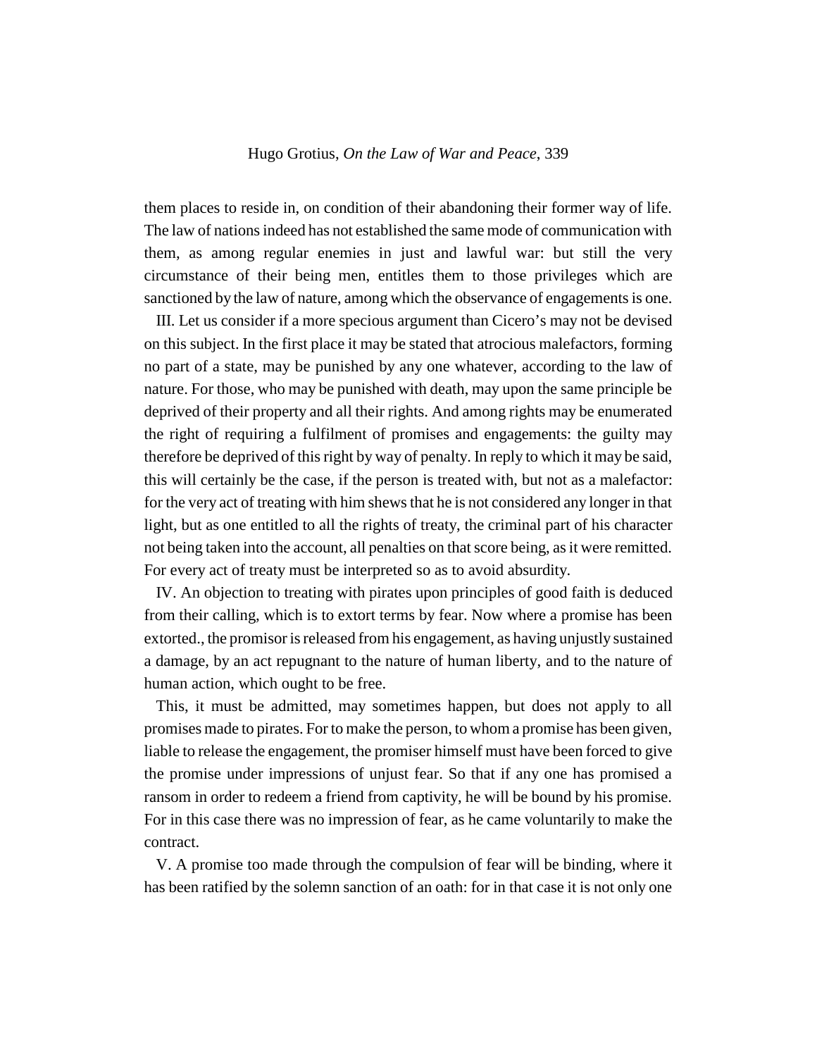them places to reside in, on condition of their abandoning their former way of life. The law of nations indeed has not established the same mode of communication with them, as among regular enemies in just and lawful war: but still the very circumstance of their being men, entitles them to those privileges which are sanctioned by the law of nature, among which the observance of engagements is one.

III. Let us consider if a more specious argument than Cicero's may not be devised on this subject. In the first place it may be stated that atrocious malefactors, forming no part of a state, may be punished by any one whatever, according to the law of nature. For those, who may be punished with death, may upon the same principle be deprived of their property and all their rights. And among rights may be enumerated the right of requiring a fulfilment of promises and engagements: the guilty may therefore be deprived of this right by way of penalty. In reply to which it may be said, this will certainly be the case, if the person is treated with, but not as a malefactor: for the very act of treating with him shews that he is not considered any longer in that light, but as one entitled to all the rights of treaty, the criminal part of his character not being taken into the account, all penalties on that score being, as it were remitted. For every act of treaty must be interpreted so as to avoid absurdity.

IV. An objection to treating with pirates upon principles of good faith is deduced from their calling, which is to extort terms by fear. Now where a promise has been extorted., the promisor is released from his engagement, as having unjustly sustained a damage, by an act repugnant to the nature of human liberty, and to the nature of human action, which ought to be free.

This, it must be admitted, may sometimes happen, but does not apply to all promises made to pirates. For to make the person, to whom a promise has been given, liable to release the engagement, the promiser himself must have been forced to give the promise under impressions of unjust fear. So that if any one has promised a ransom in order to redeem a friend from captivity, he will be bound by his promise. For in this case there was no impression of fear, as he came voluntarily to make the contract.

V. A promise too made through the compulsion of fear will be binding, where it has been ratified by the solemn sanction of an oath: for in that case it is not only one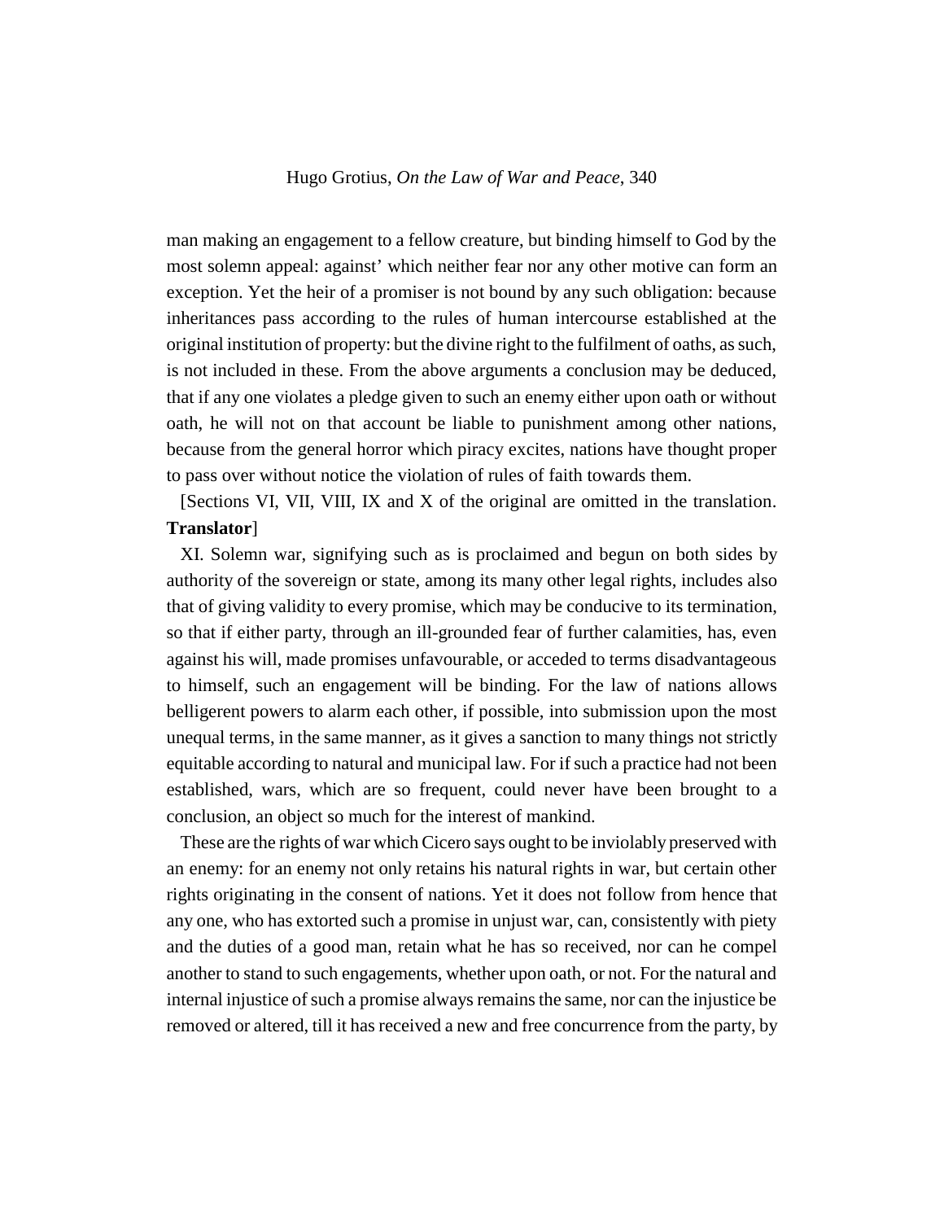man making an engagement to a fellow creature, but binding himself to God by the most solemn appeal: against' which neither fear nor any other motive can form an exception. Yet the heir of a promiser is not bound by any such obligation: because inheritances pass according to the rules of human intercourse established at the original institution of property: but the divine right to the fulfilment of oaths, as such, is not included in these. From the above arguments a conclusion may be deduced, that if any one violates a pledge given to such an enemy either upon oath or without oath, he will not on that account be liable to punishment among other nations, because from the general horror which piracy excites, nations have thought proper to pass over without notice the violation of rules of faith towards them.

[Sections VI, VII, VIII, IX and X of the original are omitted in the translation. **Translator**]

XI. Solemn war, signifying such as is proclaimed and begun on both sides by authority of the sovereign or state, among its many other legal rights, includes also that of giving validity to every promise, which may be conducive to its termination, so that if either party, through an ill-grounded fear of further calamities, has, even against his will, made promises unfavourable, or acceded to terms disadvantageous to himself, such an engagement will be binding. For the law of nations allows belligerent powers to alarm each other, if possible, into submission upon the most unequal terms, in the same manner, as it gives a sanction to many things not strictly equitable according to natural and municipal law. For if such a practice had not been established, wars, which are so frequent, could never have been brought to a conclusion, an object so much for the interest of mankind.

These are the rights of war which Cicero says ought to be inviolably preserved with an enemy: for an enemy not only retains his natural rights in war, but certain other rights originating in the consent of nations. Yet it does not follow from hence that any one, who has extorted such a promise in unjust war, can, consistently with piety and the duties of a good man, retain what he has so received, nor can he compel another to stand to such engagements, whether upon oath, or not. For the natural and internal injustice of such a promise always remains the same, nor can the injustice be removed or altered, till it has received a new and free concurrence from the party, by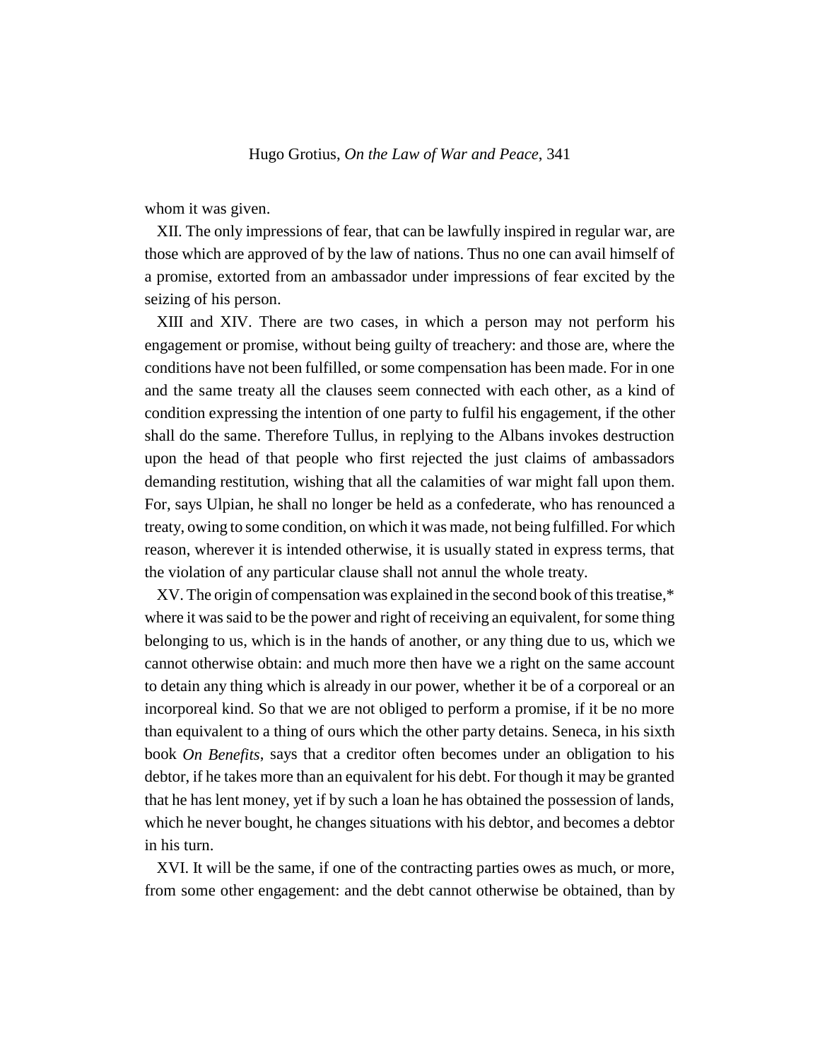whom it was given.

XII. The only impressions of fear, that can be lawfully inspired in regular war, are those which are approved of by the law of nations. Thus no one can avail himself of a promise, extorted from an ambassador under impressions of fear excited by the seizing of his person.

XIII and XIV. There are two cases, in which a person may not perform his engagement or promise, without being guilty of treachery: and those are, where the conditions have not been fulfilled, or some compensation has been made. For in one and the same treaty all the clauses seem connected with each other, as a kind of condition expressing the intention of one party to fulfil his engagement, if the other shall do the same. Therefore Tullus, in replying to the Albans invokes destruction upon the head of that people who first rejected the just claims of ambassadors demanding restitution, wishing that all the calamities of war might fall upon them. For, says Ulpian, he shall no longer be held as a confederate, who has renounced a treaty, owing to some condition, on which it was made, not being fulfilled. For which reason, wherever it is intended otherwise, it is usually stated in express terms, that the violation of any particular clause shall not annul the whole treaty.

XV. The origin of compensation was explained in the second book of this treatise,* where it was said to be the power and right of receiving an equivalent, for some thing belonging to us, which is in the hands of another, or any thing due to us, which we cannot otherwise obtain: and much more then have we a right on the same account to detain any thing which is already in our power, whether it be of a corporeal or an incorporeal kind. So that we are not obliged to perform a promise, if it be no more than equivalent to a thing of ours which the other party detains. Seneca, in his sixth book *On Benefits*, says that a creditor often becomes under an obligation to his debtor, if he takes more than an equivalent for his debt. For though it may be granted that he has lent money, yet if by such a loan he has obtained the possession of lands, which he never bought, he changes situations with his debtor, and becomes a debtor in his turn.

XVI. It will be the same, if one of the contracting parties owes as much, or more, from some other engagement: and the debt cannot otherwise be obtained, than by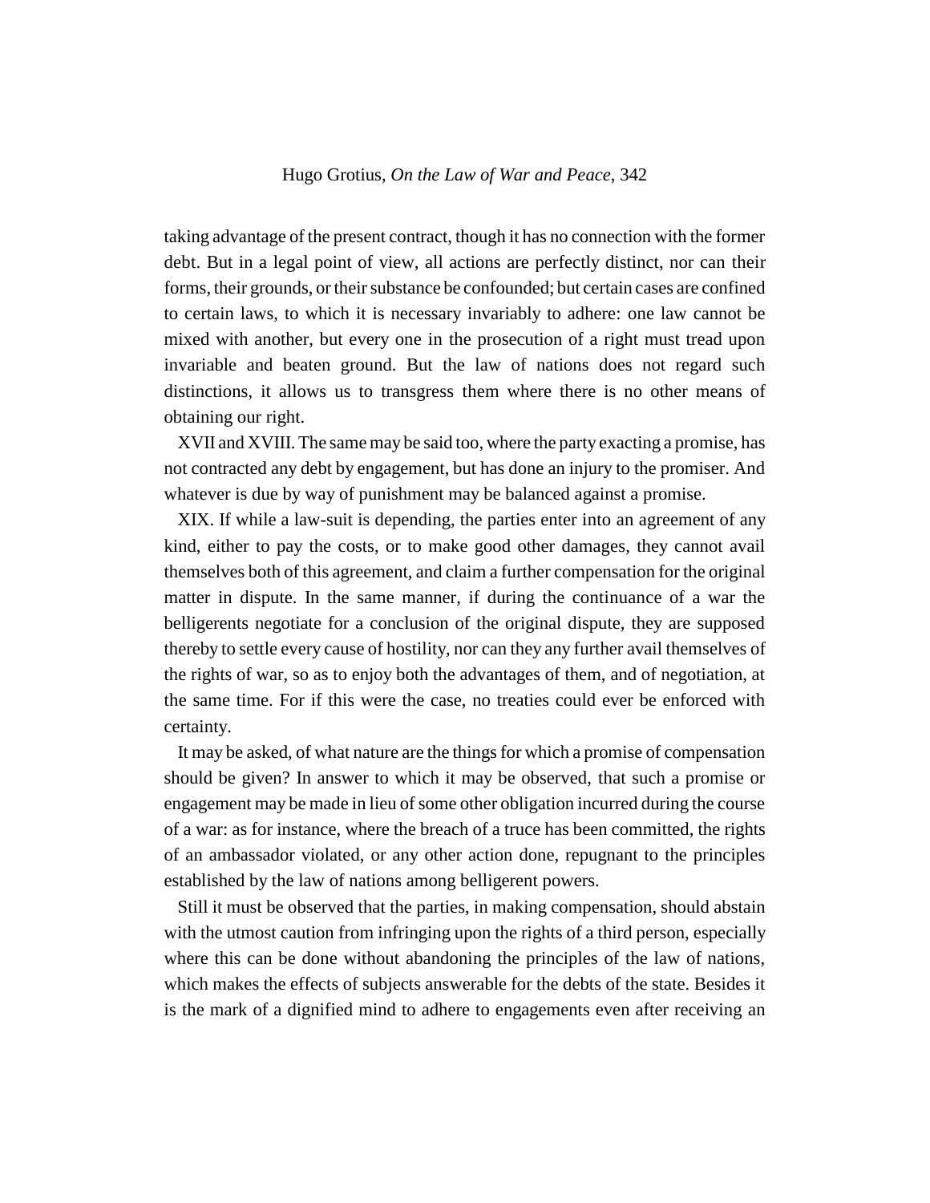taking advantage of the present contract, though it has no connection with the former debt. But in a legal point of view, all actions are perfectly distinct, nor can their forms, their grounds, or their substance be confounded; but certain cases are confined to certain laws, to which it is necessary invariably to adhere: one law cannot be mixed with another, but every one in the prosecution of a right must tread upon invariable and beaten ground. But the law of nations does not regard such distinctions, it allows us to transgress them where there is no other means of obtaining our right.

XVII and XVIII. The same may be said too, where the party exacting a promise, has not contracted any debt by engagement, but has done an injury to the promiser. And whatever is due by way of punishment may be balanced against a promise.

XIX. If while a law-suit is depending, the parties enter into an agreement of any kind, either to pay the costs, or to make good other damages, they cannot avail themselves both of this agreement, and claim a further compensation for the original matter in dispute. In the same manner, if during the continuance of a war the belligerents negotiate for a conclusion of the original dispute, they are supposed thereby to settle every cause of hostility, nor can they any further avail themselves of the rights of war, so as to enjoy both the advantages of them, and of negotiation, at the same time. For if this were the case, no treaties could ever be enforced with certainty.

It may be asked, of what nature are the things for which a promise of compensation should be given? In answer to which it may be observed, that such a promise or engagement may be made in lieu of some other obligation incurred during the course of a war: as for instance, where the breach of a truce has been committed, the rights of an ambassador violated, or any other action done, repugnant to the principles established by the law of nations among belligerent powers.

Still it must be observed that the parties, in making compensation, should abstain with the utmost caution from infringing upon the rights of a third person, especially where this can be done without abandoning the principles of the law of nations, which makes the effects of subjects answerable for the debts of the state. Besides it is the mark of a dignified mind to adhere to engagements even after receiving an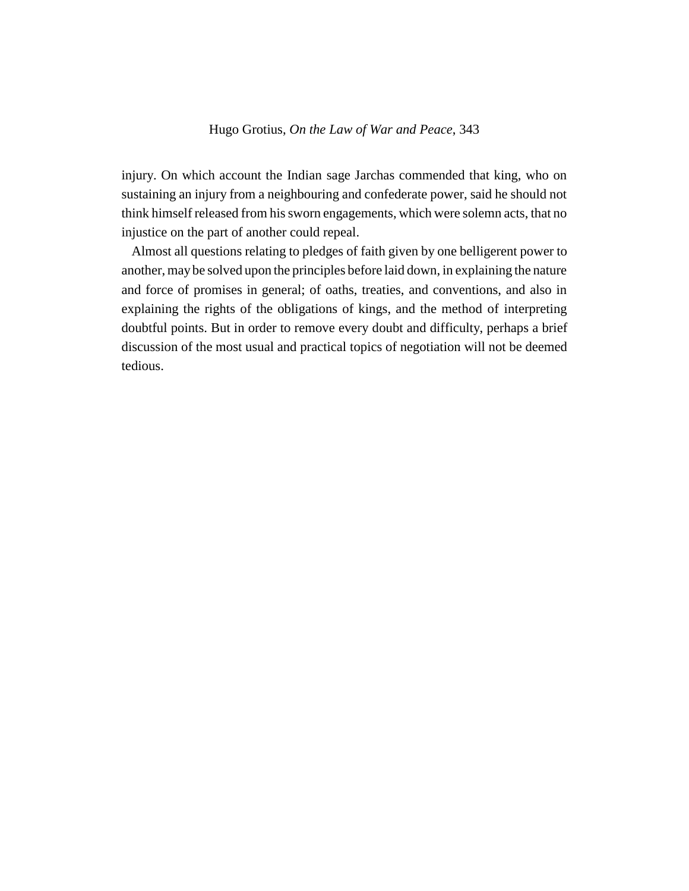injury. On which account the Indian sage Jarchas commended that king, who on sustaining an injury from a neighbouring and confederate power, said he should not think himself released from his sworn engagements, which were solemn acts, that no injustice on the part of another could repeal.

Almost all questions relating to pledges of faith given by one belligerent power to another, may be solved upon the principles before laid down, in explaining the nature and force of promises in general; of oaths, treaties, and conventions, and also in explaining the rights of the obligations of kings, and the method of interpreting doubtful points. But in order to remove every doubt and difficulty, perhaps a brief discussion of the most usual and practical topics of negotiation will not be deemed tedious.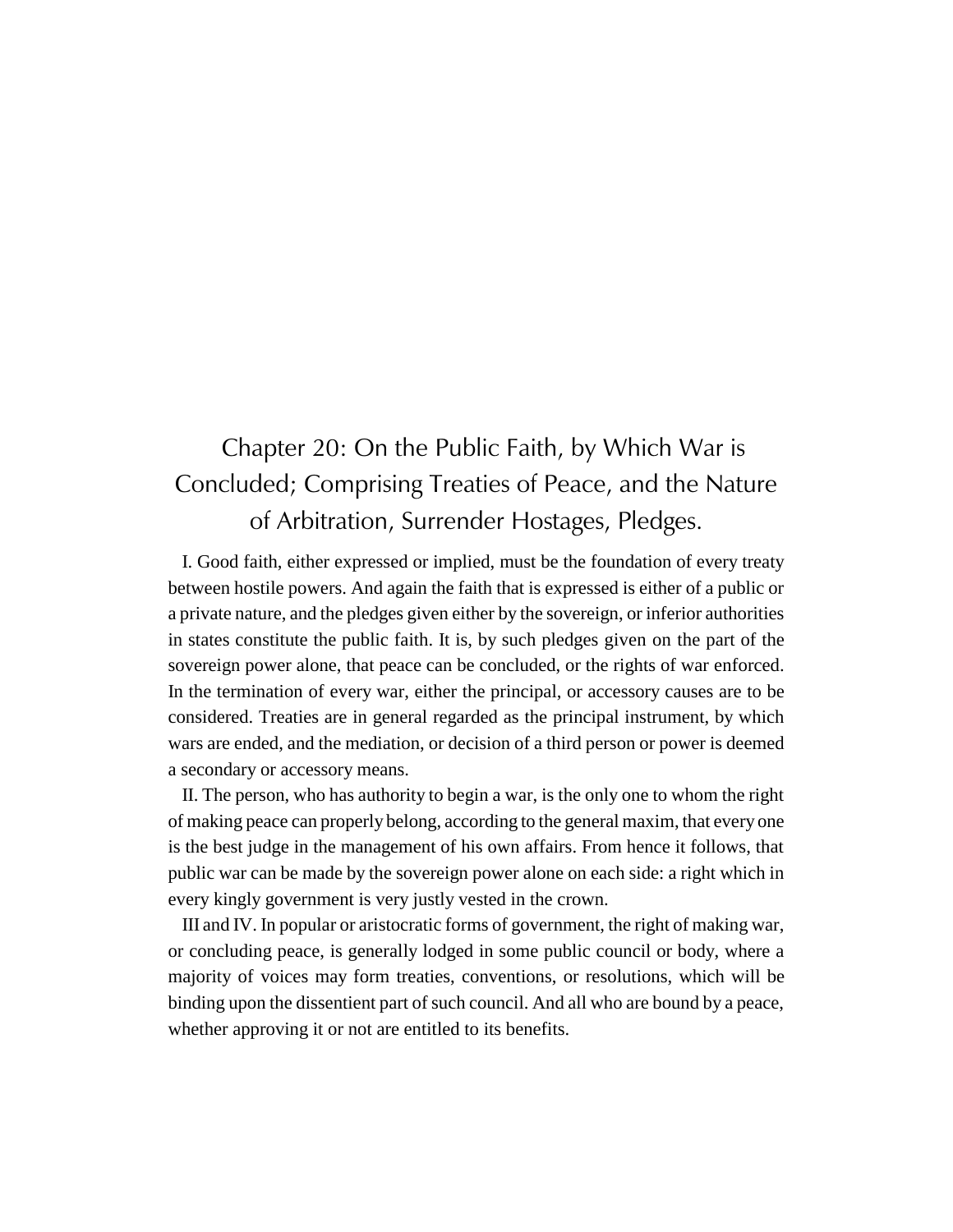# Chapter 20: On the Public Faith, by Which War is Concluded; Comprising Treaties of Peace, and the Nature of Arbitration, Surrender Hostages, Pledges.

I. Good faith, either expressed or implied, must be the foundation of every treaty between hostile powers. And again the faith that is expressed is either of a public or a private nature, and the pledges given either by the sovereign, or inferior authorities in states constitute the public faith. It is, by such pledges given on the part of the sovereign power alone, that peace can be concluded, or the rights of war enforced. In the termination of every war, either the principal, or accessory causes are to be considered. Treaties are in general regarded as the principal instrument, by which wars are ended, and the mediation, or decision of a third person or power is deemed a secondary or accessory means.

II. The person, who has authority to begin a war, is the only one to whom the right of making peace can properly belong, according to the general maxim, that every one is the best judge in the management of his own affairs. From hence it follows, that public war can be made by the sovereign power alone on each side: a right which in every kingly government is very justly vested in the crown.

III and IV. In popular or aristocratic forms of government, the right of making war, or concluding peace, is generally lodged in some public council or body, where a majority of voices may form treaties, conventions, or resolutions, which will be binding upon the dissentient part of such council. And all who are bound by a peace, whether approving it or not are entitled to its benefits.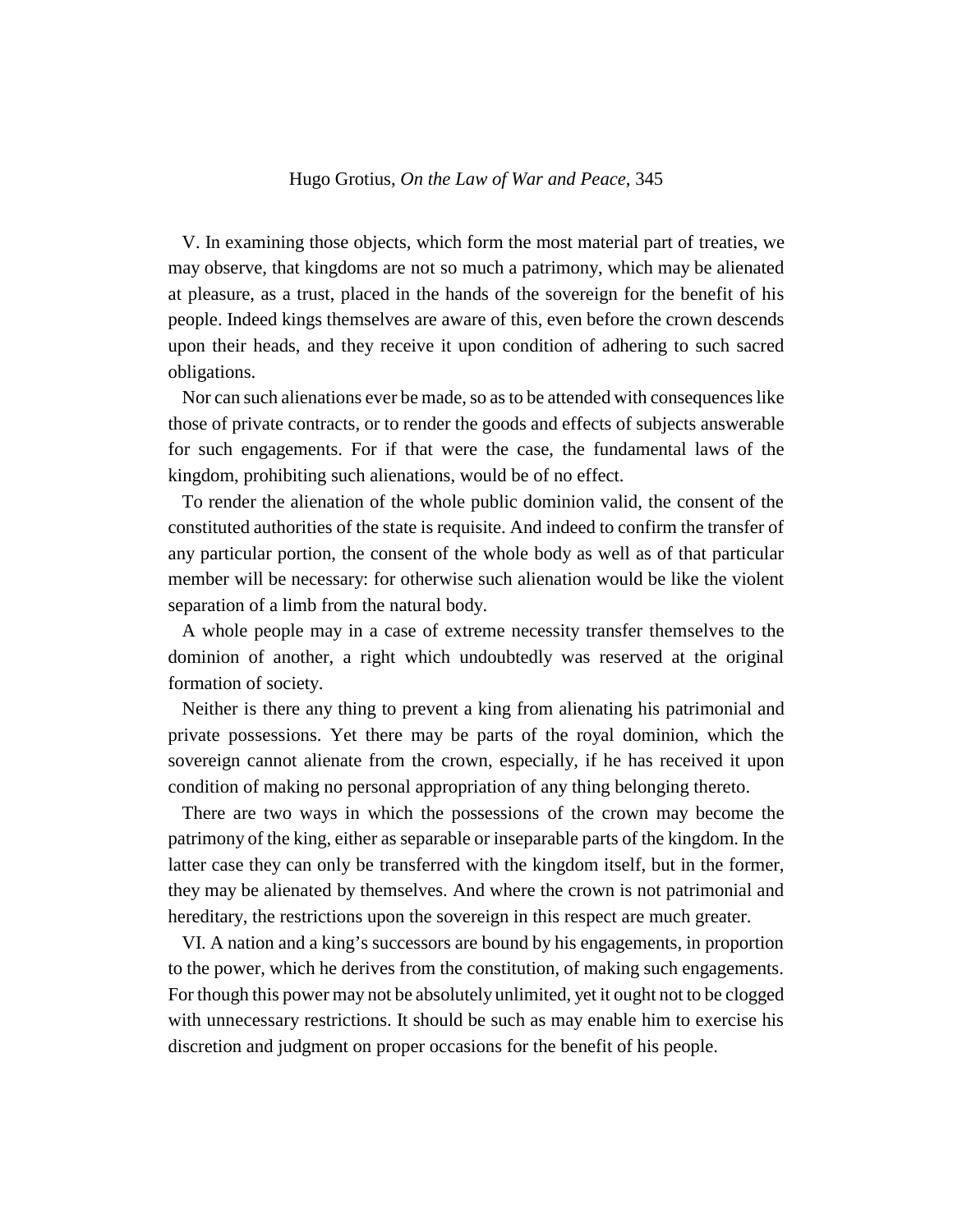V. In examining those objects, which form the most material part of treaties, we may observe, that kingdoms are not so much a patrimony, which may be alienated at pleasure, as a trust, placed in the hands of the sovereign for the benefit of his people. Indeed kings themselves are aware of this, even before the crown descends upon their heads, and they receive it upon condition of adhering to such sacred obligations.

Nor can such alienations ever be made, so as to be attended with consequences like those of private contracts, or to render the goods and effects of subjects answerable for such engagements. For if that were the case, the fundamental laws of the kingdom, prohibiting such alienations, would be of no effect.

To render the alienation of the whole public dominion valid, the consent of the constituted authorities of the state is requisite. And indeed to confirm the transfer of any particular portion, the consent of the whole body as well as of that particular member will be necessary: for otherwise such alienation would be like the violent separation of a limb from the natural body.

A whole people may in a case of extreme necessity transfer themselves to the dominion of another, a right which undoubtedly was reserved at the original formation of society.

Neither is there any thing to prevent a king from alienating his patrimonial and private possessions. Yet there may be parts of the royal dominion, which the sovereign cannot alienate from the crown, especially, if he has received it upon condition of making no personal appropriation of any thing belonging thereto.

There are two ways in which the possessions of the crown may become the patrimony of the king, either as separable or inseparable parts of the kingdom. In the latter case they can only be transferred with the kingdom itself, but in the former, they may be alienated by themselves. And where the crown is not patrimonial and hereditary, the restrictions upon the sovereign in this respect are much greater.

VI. A nation and a king's successors are bound by his engagements, in proportion to the power, which he derives from the constitution, of making such engagements. For though this power may not be absolutely unlimited, yet it ought not to be clogged with unnecessary restrictions. It should be such as may enable him to exercise his discretion and judgment on proper occasions for the benefit of his people.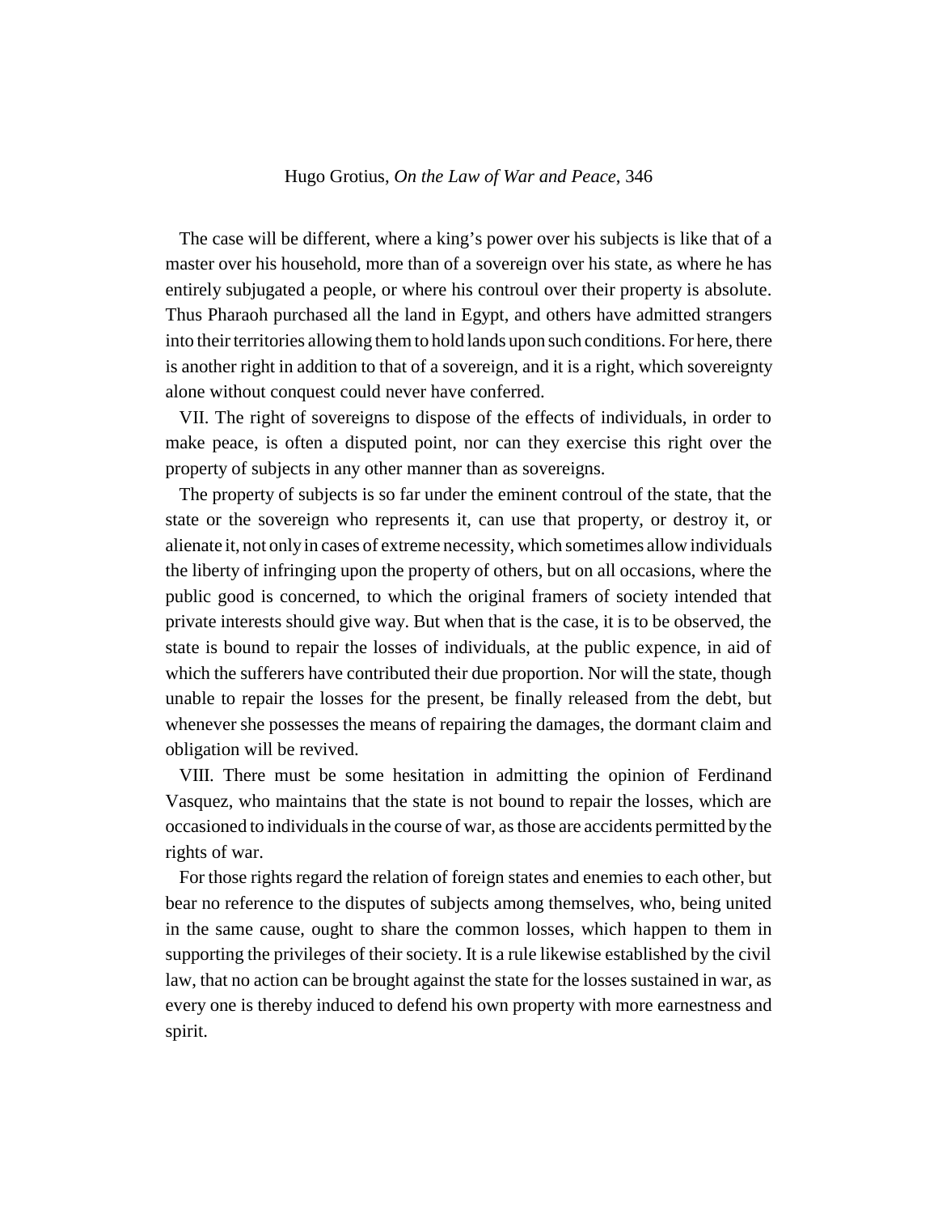The case will be different, where a king's power over his subjects is like that of a master over his household, more than of a sovereign over his state, as where he has entirely subjugated a people, or where his controul over their property is absolute. Thus Pharaoh purchased all the land in Egypt, and others have admitted strangers into their territories allowing them to hold lands upon such conditions. For here, there is another right in addition to that of a sovereign, and it is a right, which sovereignty alone without conquest could never have conferred.

VII. The right of sovereigns to dispose of the effects of individuals, in order to make peace, is often a disputed point, nor can they exercise this right over the property of subjects in any other manner than as sovereigns.

The property of subjects is so far under the eminent controul of the state, that the state or the sovereign who represents it, can use that property, or destroy it, or alienate it, not only in cases of extreme necessity, which sometimes allow individuals the liberty of infringing upon the property of others, but on all occasions, where the public good is concerned, to which the original framers of society intended that private interests should give way. But when that is the case, it is to be observed, the state is bound to repair the losses of individuals, at the public expence, in aid of which the sufferers have contributed their due proportion. Nor will the state, though unable to repair the losses for the present, be finally released from the debt, but whenever she possesses the means of repairing the damages, the dormant claim and obligation will be revived.

VIII. There must be some hesitation in admitting the opinion of Ferdinand Vasquez, who maintains that the state is not bound to repair the losses, which are occasioned to individuals in the course of war, as those are accidents permitted by the rights of war.

For those rights regard the relation of foreign states and enemies to each other, but bear no reference to the disputes of subjects among themselves, who, being united in the same cause, ought to share the common losses, which happen to them in supporting the privileges of their society. It is a rule likewise established by the civil law, that no action can be brought against the state for the losses sustained in war, as every one is thereby induced to defend his own property with more earnestness and spirit.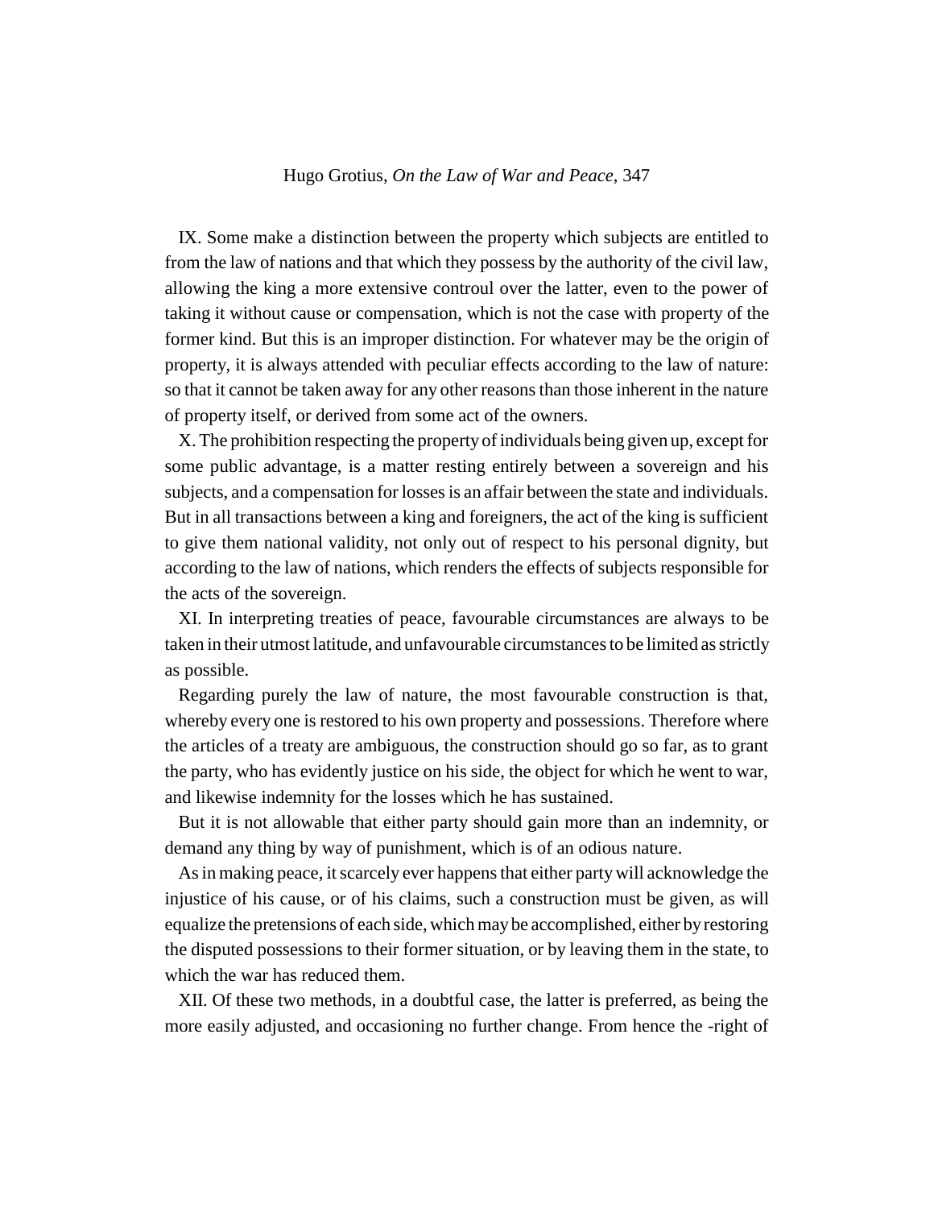IX. Some make a distinction between the property which subjects are entitled to from the law of nations and that which they possess by the authority of the civil law, allowing the king a more extensive controul over the latter, even to the power of taking it without cause or compensation, which is not the case with property of the former kind. But this is an improper distinction. For whatever may be the origin of property, it is always attended with peculiar effects according to the law of nature: so that it cannot be taken away for any other reasons than those inherent in the nature of property itself, or derived from some act of the owners.

X. The prohibition respecting the property of individuals being given up, except for some public advantage, is a matter resting entirely between a sovereign and his subjects, and a compensation for losses is an affair between the state and individuals. But in all transactions between a king and foreigners, the act of the king is sufficient to give them national validity, not only out of respect to his personal dignity, but according to the law of nations, which renders the effects of subjects responsible for the acts of the sovereign.

XI. In interpreting treaties of peace, favourable circumstances are always to be taken in their utmost latitude, and unfavourable circumstances to be limited as strictly as possible.

Regarding purely the law of nature, the most favourable construction is that, whereby every one is restored to his own property and possessions. Therefore where the articles of a treaty are ambiguous, the construction should go so far, as to grant the party, who has evidently justice on his side, the object for which he went to war, and likewise indemnity for the losses which he has sustained.

But it is not allowable that either party should gain more than an indemnity, or demand any thing by way of punishment, which is of an odious nature.

As in making peace, it scarcely ever happens that either party will acknowledge the injustice of his cause, or of his claims, such a construction must be given, as will equalize the pretensions of each side, which may be accomplished, either by restoring the disputed possessions to their former situation, or by leaving them in the state, to which the war has reduced them.

XII. Of these two methods, in a doubtful case, the latter is preferred, as being the more easily adjusted, and occasioning no further change. From hence the -right of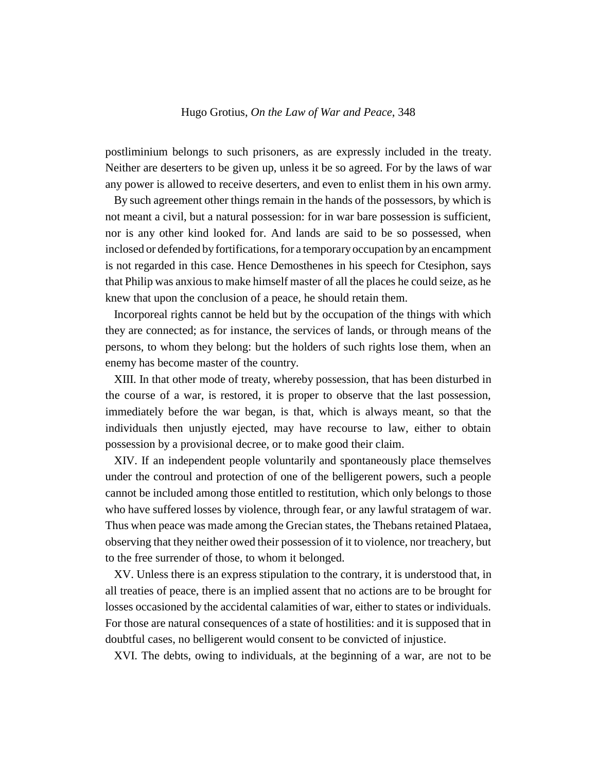postliminium belongs to such prisoners, as are expressly included in the treaty. Neither are deserters to be given up, unless it be so agreed. For by the laws of war any power is allowed to receive deserters, and even to enlist them in his own army.

By such agreement other things remain in the hands of the possessors, by which is not meant a civil, but a natural possession: for in war bare possession is sufficient, nor is any other kind looked for. And lands are said to be so possessed, when inclosed or defended by fortifications, for a temporary occupation by an encampment is not regarded in this case. Hence Demosthenes in his speech for Ctesiphon, says that Philip was anxious to make himself master of all the places he could seize, as he knew that upon the conclusion of a peace, he should retain them.

Incorporeal rights cannot be held but by the occupation of the things with which they are connected; as for instance, the services of lands, or through means of the persons, to whom they belong: but the holders of such rights lose them, when an enemy has become master of the country.

XIII. In that other mode of treaty, whereby possession, that has been disturbed in the course of a war, is restored, it is proper to observe that the last possession, immediately before the war began, is that, which is always meant, so that the individuals then unjustly ejected, may have recourse to law, either to obtain possession by a provisional decree, or to make good their claim.

XIV. If an independent people voluntarily and spontaneously place themselves under the controul and protection of one of the belligerent powers, such a people cannot be included among those entitled to restitution, which only belongs to those who have suffered losses by violence, through fear, or any lawful stratagem of war. Thus when peace was made among the Grecian states, the Thebans retained Plataea, observing that they neither owed their possession of it to violence, nor treachery, but to the free surrender of those, to whom it belonged.

XV. Unless there is an express stipulation to the contrary, it is understood that, in all treaties of peace, there is an implied assent that no actions are to be brought for losses occasioned by the accidental calamities of war, either to states or individuals. For those are natural consequences of a state of hostilities: and it is supposed that in doubtful cases, no belligerent would consent to be convicted of injustice.

XVI. The debts, owing to individuals, at the beginning of a war, are not to be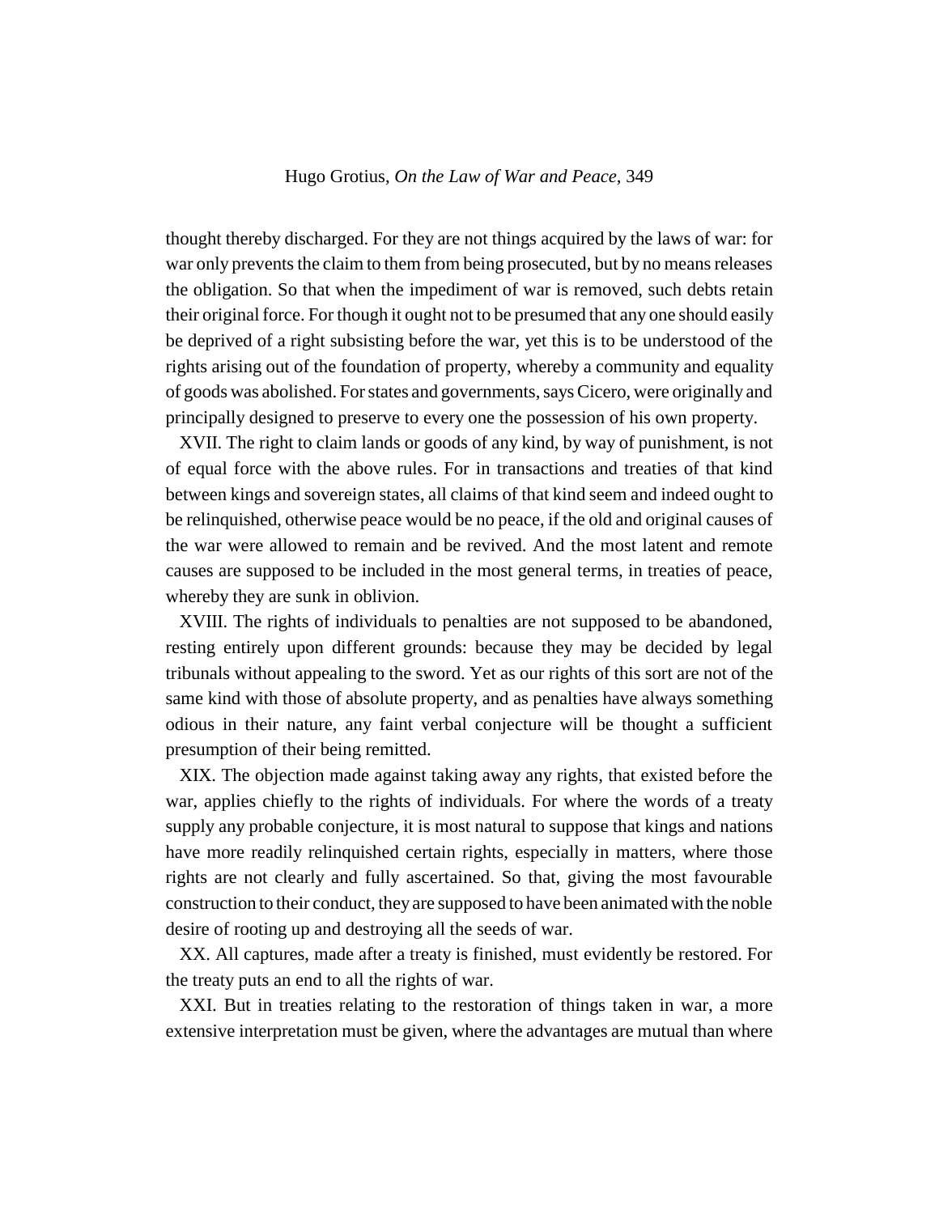thought thereby discharged. For they are not things acquired by the laws of war: for war only prevents the claim to them from being prosecuted, but by no means releases the obligation. So that when the impediment of war is removed, such debts retain their original force. For though it ought not to be presumed that any one should easily be deprived of a right subsisting before the war, yet this is to be understood of the rights arising out of the foundation of property, whereby a community and equality of goods was abolished. For states and governments, says Cicero, were originally and principally designed to preserve to every one the possession of his own property.

XVII. The right to claim lands or goods of any kind, by way of punishment, is not of equal force with the above rules. For in transactions and treaties of that kind between kings and sovereign states, all claims of that kind seem and indeed ought to be relinquished, otherwise peace would be no peace, if the old and original causes of the war were allowed to remain and be revived. And the most latent and remote causes are supposed to be included in the most general terms, in treaties of peace, whereby they are sunk in oblivion.

XVIII. The rights of individuals to penalties are not supposed to be abandoned, resting entirely upon different grounds: because they may be decided by legal tribunals without appealing to the sword. Yet as our rights of this sort are not of the same kind with those of absolute property, and as penalties have always something odious in their nature, any faint verbal conjecture will be thought a sufficient presumption of their being remitted.

XIX. The objection made against taking away any rights, that existed before the war, applies chiefly to the rights of individuals. For where the words of a treaty supply any probable conjecture, it is most natural to suppose that kings and nations have more readily relinquished certain rights, especially in matters, where those rights are not clearly and fully ascertained. So that, giving the most favourable construction to their conduct, they are supposed to have been animated with the noble desire of rooting up and destroying all the seeds of war.

XX. All captures, made after a treaty is finished, must evidently be restored. For the treaty puts an end to all the rights of war.

XXI. But in treaties relating to the restoration of things taken in war, a more extensive interpretation must be given, where the advantages are mutual than where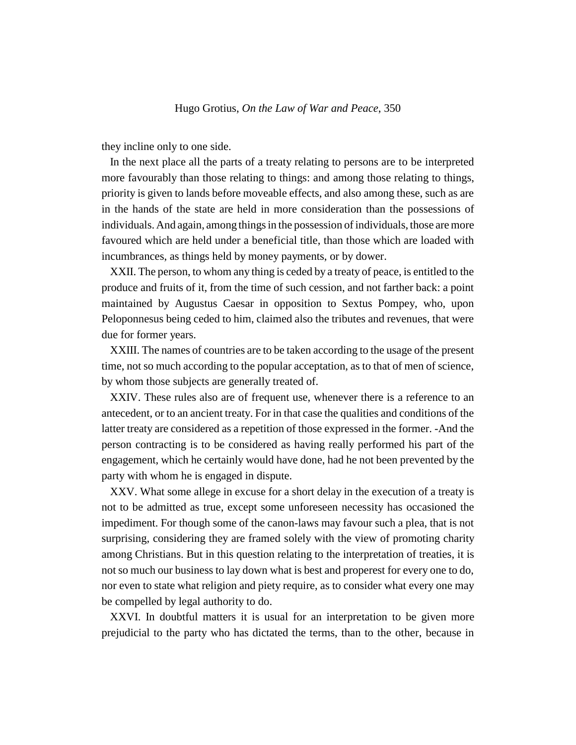they incline only to one side.

In the next place all the parts of a treaty relating to persons are to be interpreted more favourably than those relating to things: and among those relating to things, priority is given to lands before moveable effects, and also among these, such as are in the hands of the state are held in more consideration than the possessions of individuals. And again, among things in the possession of individuals, those are more favoured which are held under a beneficial title, than those which are loaded with incumbrances, as things held by money payments, or by dower.

XXII. The person, to whom any thing is ceded by a treaty of peace, is entitled to the produce and fruits of it, from the time of such cession, and not farther back: a point maintained by Augustus Caesar in opposition to Sextus Pompey, who, upon Peloponnesus being ceded to him, claimed also the tributes and revenues, that were due for former years.

XXIII. The names of countries are to be taken according to the usage of the present time, not so much according to the popular acceptation, as to that of men of science, by whom those subjects are generally treated of.

XXIV. These rules also are of frequent use, whenever there is a reference to an antecedent, or to an ancient treaty. For in that case the qualities and conditions of the latter treaty are considered as a repetition of those expressed in the former. -And the person contracting is to be considered as having really performed his part of the engagement, which he certainly would have done, had he not been prevented by the party with whom he is engaged in dispute.

XXV. What some allege in excuse for a short delay in the execution of a treaty is not to be admitted as true, except some unforeseen necessity has occasioned the impediment. For though some of the canon-laws may favour such a plea, that is not surprising, considering they are framed solely with the view of promoting charity among Christians. But in this question relating to the interpretation of treaties, it is not so much our business to lay down what is best and properest for every one to do, nor even to state what religion and piety require, as to consider what every one may be compelled by legal authority to do.

XXVI. In doubtful matters it is usual for an interpretation to be given more prejudicial to the party who has dictated the terms, than to the other, because in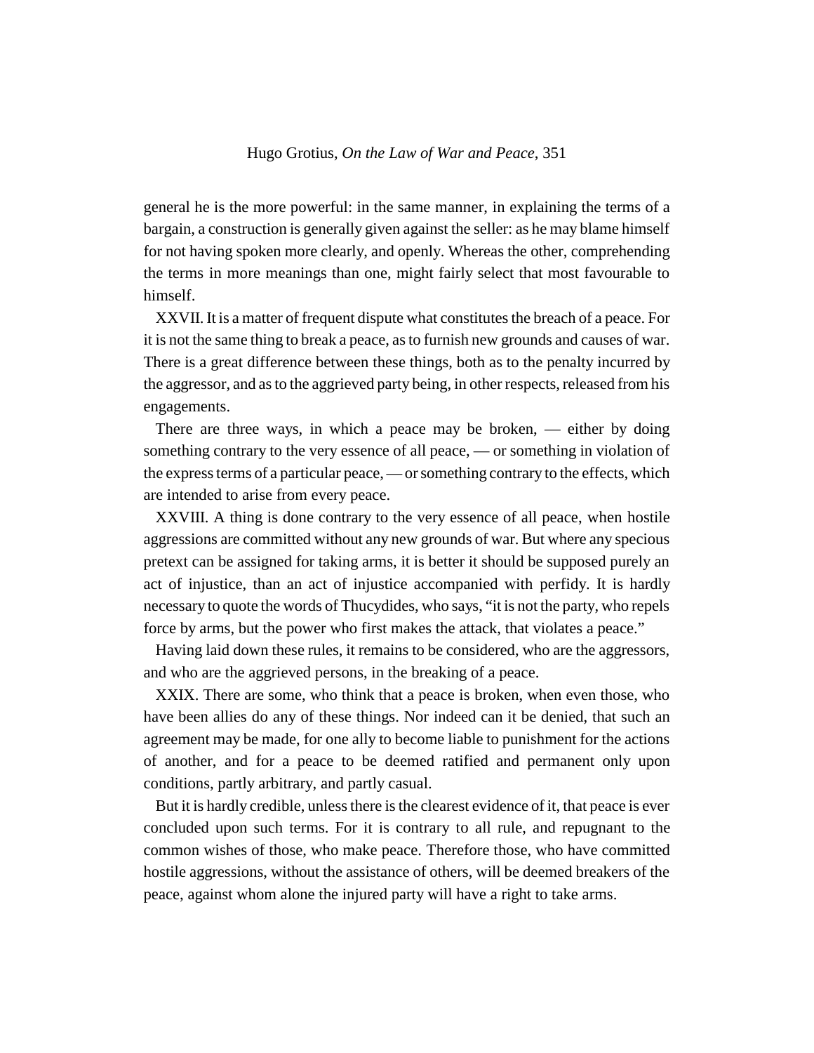general he is the more powerful: in the same manner, in explaining the terms of a bargain, a construction is generally given against the seller: as he may blame himself for not having spoken more clearly, and openly. Whereas the other, comprehending the terms in more meanings than one, might fairly select that most favourable to himself.

XXVII. It is a matter of frequent dispute what constitutes the breach of a peace. For it is not the same thing to break a peace, as to furnish new grounds and causes of war. There is a great difference between these things, both as to the penalty incurred by the aggressor, and as to the aggrieved party being, in other respects, released from his engagements.

There are three ways, in which a peace may be broken, — either by doing something contrary to the very essence of all peace, — or something in violation of the express terms of a particular peace, — or something contrary to the effects, which are intended to arise from every peace.

XXVIII. A thing is done contrary to the very essence of all peace, when hostile aggressions are committed without any new grounds of war. But where any specious pretext can be assigned for taking arms, it is better it should be supposed purely an act of injustice, than an act of injustice accompanied with perfidy. It is hardly necessary to quote the words of Thucydides, who says, "it is not the party, who repels force by arms, but the power who first makes the attack, that violates a peace."

Having laid down these rules, it remains to be considered, who are the aggressors, and who are the aggrieved persons, in the breaking of a peace.

XXIX. There are some, who think that a peace is broken, when even those, who have been allies do any of these things. Nor indeed can it be denied, that such an agreement may be made, for one ally to become liable to punishment for the actions of another, and for a peace to be deemed ratified and permanent only upon conditions, partly arbitrary, and partly casual.

But it is hardly credible, unless there is the clearest evidence of it, that peace is ever concluded upon such terms. For it is contrary to all rule, and repugnant to the common wishes of those, who make peace. Therefore those, who have committed hostile aggressions, without the assistance of others, will be deemed breakers of the peace, against whom alone the injured party will have a right to take arms.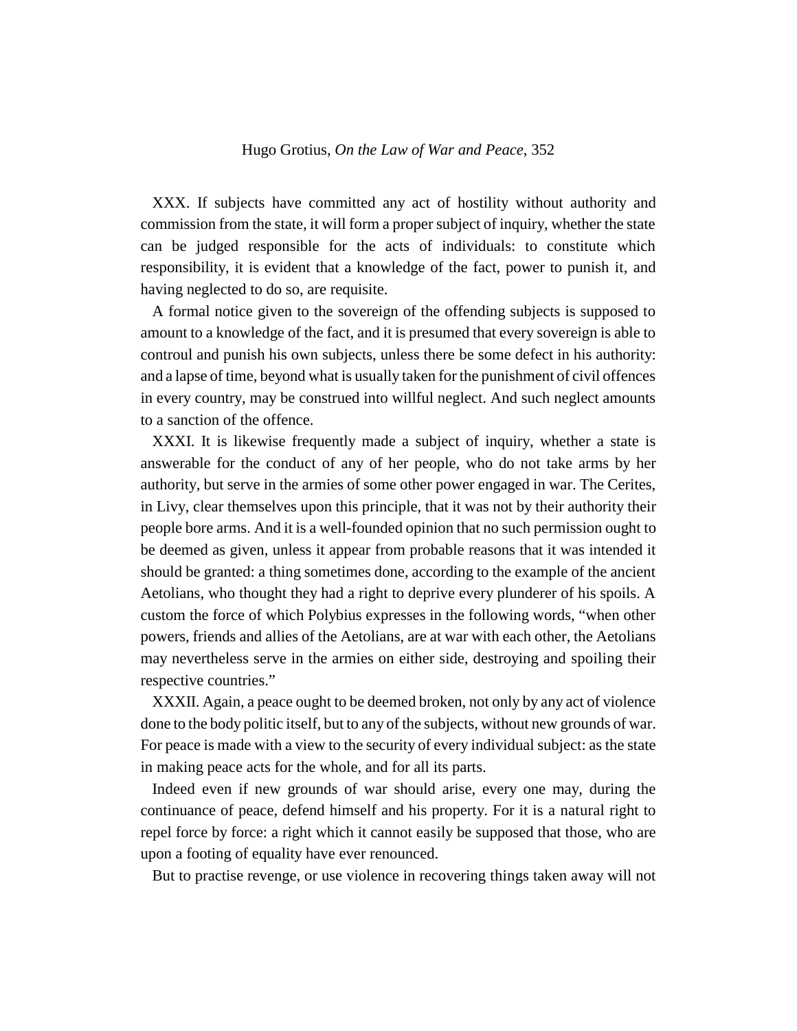XXX. If subjects have committed any act of hostility without authority and commission from the state, it will form a proper subject of inquiry, whether the state can be judged responsible for the acts of individuals: to constitute which responsibility, it is evident that a knowledge of the fact, power to punish it, and having neglected to do so, are requisite.

A formal notice given to the sovereign of the offending subjects is supposed to amount to a knowledge of the fact, and it is presumed that every sovereign is able to controul and punish his own subjects, unless there be some defect in his authority: and a lapse of time, beyond what is usually taken for the punishment of civil offences in every country, may be construed into willful neglect. And such neglect amounts to a sanction of the offence.

XXXI. It is likewise frequently made a subject of inquiry, whether a state is answerable for the conduct of any of her people, who do not take arms by her authority, but serve in the armies of some other power engaged in war. The Cerites, in Livy, clear themselves upon this principle, that it was not by their authority their people bore arms. And it is a well-founded opinion that no such permission ought to be deemed as given, unless it appear from probable reasons that it was intended it should be granted: a thing sometimes done, according to the example of the ancient Aetolians, who thought they had a right to deprive every plunderer of his spoils. A custom the force of which Polybius expresses in the following words, "when other powers, friends and allies of the Aetolians, are at war with each other, the Aetolians may nevertheless serve in the armies on either side, destroying and spoiling their respective countries."

XXXII. Again, a peace ought to be deemed broken, not only by any act of violence done to the body politic itself, but to any of the subjects, without new grounds of war. For peace is made with a view to the security of every individual subject: as the state in making peace acts for the whole, and for all its parts.

Indeed even if new grounds of war should arise, every one may, during the continuance of peace, defend himself and his property. For it is a natural right to repel force by force: a right which it cannot easily be supposed that those, who are upon a footing of equality have ever renounced.

But to practise revenge, or use violence in recovering things taken away will not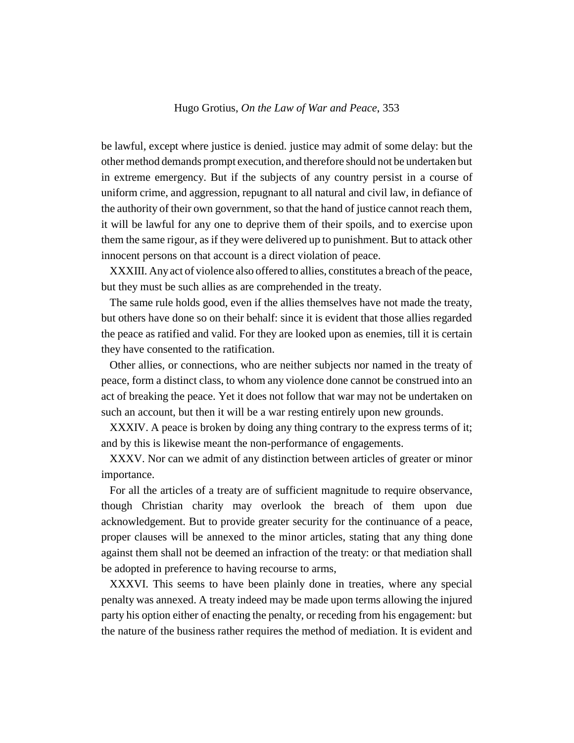be lawful, except where justice is denied. justice may admit of some delay: but the other method demands prompt execution, and therefore should not be undertaken but in extreme emergency. But if the subjects of any country persist in a course of uniform crime, and aggression, repugnant to all natural and civil law, in defiance of the authority of their own government, so that the hand of justice cannot reach them, it will be lawful for any one to deprive them of their spoils, and to exercise upon them the same rigour, as if they were delivered up to punishment. But to attack other innocent persons on that account is a direct violation of peace.

XXXIII. Any act of violence also offered to allies, constitutes a breach of the peace, but they must be such allies as are comprehended in the treaty.

The same rule holds good, even if the allies themselves have not made the treaty, but others have done so on their behalf: since it is evident that those allies regarded the peace as ratified and valid. For they are looked upon as enemies, till it is certain they have consented to the ratification.

Other allies, or connections, who are neither subjects nor named in the treaty of peace, form a distinct class, to whom any violence done cannot be construed into an act of breaking the peace. Yet it does not follow that war may not be undertaken on such an account, but then it will be a war resting entirely upon new grounds.

XXXIV. A peace is broken by doing any thing contrary to the express terms of it; and by this is likewise meant the non-performance of engagements.

XXXV. Nor can we admit of any distinction between articles of greater or minor importance.

For all the articles of a treaty are of sufficient magnitude to require observance, though Christian charity may overlook the breach of them upon due acknowledgement. But to provide greater security for the continuance of a peace, proper clauses will be annexed to the minor articles, stating that any thing done against them shall not be deemed an infraction of the treaty: or that mediation shall be adopted in preference to having recourse to arms,

XXXVI. This seems to have been plainly done in treaties, where any special penalty was annexed. A treaty indeed may be made upon terms allowing the injured party his option either of enacting the penalty, or receding from his engagement: but the nature of the business rather requires the method of mediation. It is evident and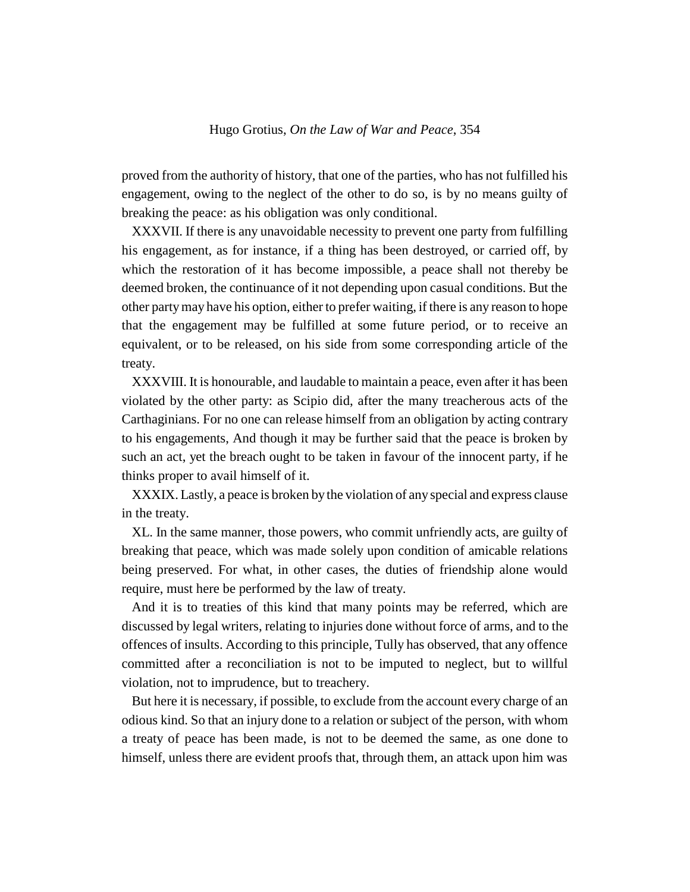proved from the authority of history, that one of the parties, who has not fulfilled his engagement, owing to the neglect of the other to do so, is by no means guilty of breaking the peace: as his obligation was only conditional.

XXXVII. If there is any unavoidable necessity to prevent one party from fulfilling his engagement, as for instance, if a thing has been destroyed, or carried off, by which the restoration of it has become impossible, a peace shall not thereby be deemed broken, the continuance of it not depending upon casual conditions. But the other party may have his option, either to prefer waiting, if there is any reason to hope that the engagement may be fulfilled at some future period, or to receive an equivalent, or to be released, on his side from some corresponding article of the treaty.

XXXVIII. It is honourable, and laudable to maintain a peace, even after it has been violated by the other party: as Scipio did, after the many treacherous acts of the Carthaginians. For no one can release himself from an obligation by acting contrary to his engagements, And though it may be further said that the peace is broken by such an act, yet the breach ought to be taken in favour of the innocent party, if he thinks proper to avail himself of it.

XXXIX. Lastly, a peace is broken by the violation of any special and express clause in the treaty.

XL. In the same manner, those powers, who commit unfriendly acts, are guilty of breaking that peace, which was made solely upon condition of amicable relations being preserved. For what, in other cases, the duties of friendship alone would require, must here be performed by the law of treaty.

And it is to treaties of this kind that many points may be referred, which are discussed by legal writers, relating to injuries done without force of arms, and to the offences of insults. According to this principle, Tully has observed, that any offence committed after a reconciliation is not to be imputed to neglect, but to willful violation, not to imprudence, but to treachery.

But here it is necessary, if possible, to exclude from the account every charge of an odious kind. So that an injury done to a relation or subject of the person, with whom a treaty of peace has been made, is not to be deemed the same, as one done to himself, unless there are evident proofs that, through them, an attack upon him was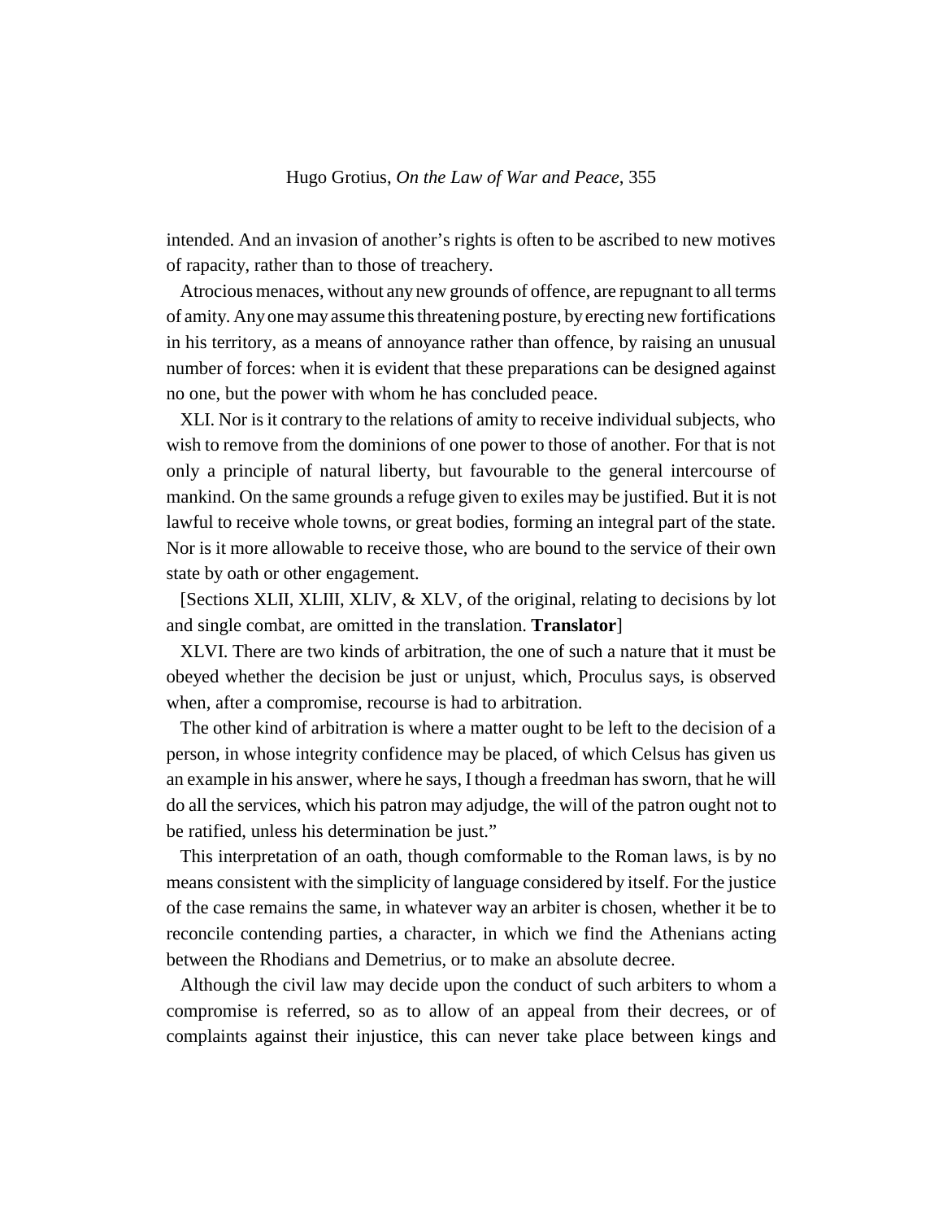intended. And an invasion of another's rights is often to be ascribed to new motives of rapacity, rather than to those of treachery.

Atrocious menaces, without any new grounds of offence, are repugnant to all terms of amity. Any one may assume this threatening posture, by erecting new fortifications in his territory, as a means of annoyance rather than offence, by raising an unusual number of forces: when it is evident that these preparations can be designed against no one, but the power with whom he has concluded peace.

XLI. Nor is it contrary to the relations of amity to receive individual subjects, who wish to remove from the dominions of one power to those of another. For that is not only a principle of natural liberty, but favourable to the general intercourse of mankind. On the same grounds a refuge given to exiles may be justified. But it is not lawful to receive whole towns, or great bodies, forming an integral part of the state. Nor is it more allowable to receive those, who are bound to the service of their own state by oath or other engagement.

[Sections XLII, XLIII, XLIV, & XLV, of the original, relating to decisions by lot and single combat, are omitted in the translation. **Translator**]

XLVI. There are two kinds of arbitration, the one of such a nature that it must be obeyed whether the decision be just or unjust, which, Proculus says, is observed when, after a compromise, recourse is had to arbitration.

The other kind of arbitration is where a matter ought to be left to the decision of a person, in whose integrity confidence may be placed, of which Celsus has given us an example in his answer, where he says, I though a freedman has sworn, that he will do all the services, which his patron may adjudge, the will of the patron ought not to be ratified, unless his determination be just."

This interpretation of an oath, though comformable to the Roman laws, is by no means consistent with the simplicity of language considered by itself. For the justice of the case remains the same, in whatever way an arbiter is chosen, whether it be to reconcile contending parties, a character, in which we find the Athenians acting between the Rhodians and Demetrius, or to make an absolute decree.

Although the civil law may decide upon the conduct of such arbiters to whom a compromise is referred, so as to allow of an appeal from their decrees, or of complaints against their injustice, this can never take place between kings and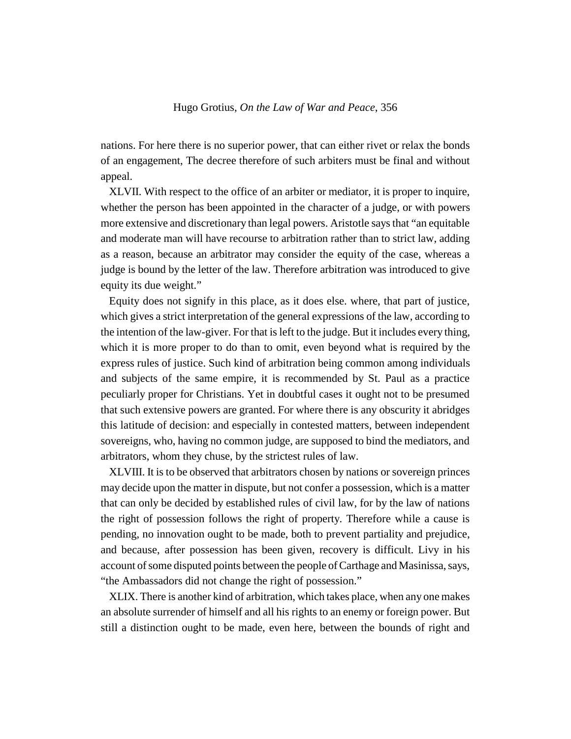nations. For here there is no superior power, that can either rivet or relax the bonds of an engagement, The decree therefore of such arbiters must be final and without appeal.

XLVII. With respect to the office of an arbiter or mediator, it is proper to inquire, whether the person has been appointed in the character of a judge, or with powers more extensive and discretionary than legal powers. Aristotle says that "an equitable and moderate man will have recourse to arbitration rather than to strict law, adding as a reason, because an arbitrator may consider the equity of the case, whereas a judge is bound by the letter of the law. Therefore arbitration was introduced to give equity its due weight."

Equity does not signify in this place, as it does else. where, that part of justice, which gives a strict interpretation of the general expressions of the law, according to the intention of the law-giver. For that is left to the judge. But it includes every thing, which it is more proper to do than to omit, even beyond what is required by the express rules of justice. Such kind of arbitration being common among individuals and subjects of the same empire, it is recommended by St. Paul as a practice peculiarly proper for Christians. Yet in doubtful cases it ought not to be presumed that such extensive powers are granted. For where there is any obscurity it abridges this latitude of decision: and especially in contested matters, between independent sovereigns, who, having no common judge, are supposed to bind the mediators, and arbitrators, whom they chuse, by the strictest rules of law.

XLVIII. It is to be observed that arbitrators chosen by nations or sovereign princes may decide upon the matter in dispute, but not confer a possession, which is a matter that can only be decided by established rules of civil law, for by the law of nations the right of possession follows the right of property. Therefore while a cause is pending, no innovation ought to be made, both to prevent partiality and prejudice, and because, after possession has been given, recovery is difficult. Livy in his account of some disputed points between the people of Carthage and Masinissa, says, "the Ambassadors did not change the right of possession."

XLIX. There is another kind of arbitration, which takes place, when any one makes an absolute surrender of himself and all his rights to an enemy or foreign power. But still a distinction ought to be made, even here, between the bounds of right and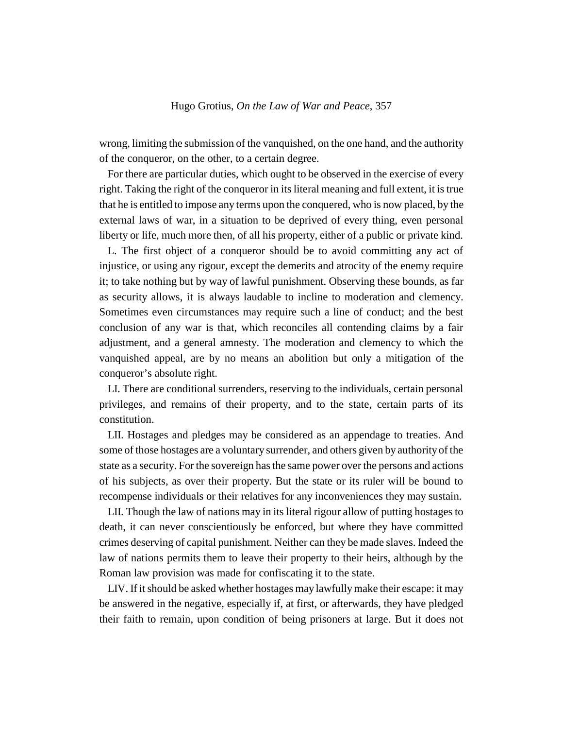wrong, limiting the submission of the vanquished, on the one hand, and the authority of the conqueror, on the other, to a certain degree.

For there are particular duties, which ought to be observed in the exercise of every right. Taking the right of the conqueror in its literal meaning and full extent, it is true that he is entitled to impose any terms upon the conquered, who is now placed, by the external laws of war, in a situation to be deprived of every thing, even personal liberty or life, much more then, of all his property, either of a public or private kind.

L. The first object of a conqueror should be to avoid committing any act of injustice, or using any rigour, except the demerits and atrocity of the enemy require it; to take nothing but by way of lawful punishment. Observing these bounds, as far as security allows, it is always laudable to incline to moderation and clemency. Sometimes even circumstances may require such a line of conduct; and the best conclusion of any war is that, which reconciles all contending claims by a fair adjustment, and a general amnesty. The moderation and clemency to which the vanquished appeal, are by no means an abolition but only a mitigation of the conqueror's absolute right.

LI. There are conditional surrenders, reserving to the individuals, certain personal privileges, and remains of their property, and to the state, certain parts of its constitution.

LII. Hostages and pledges may be considered as an appendage to treaties. And some of those hostages are a voluntary surrender, and others given by authority of the state as a security. For the sovereign has the same power over the persons and actions of his subjects, as over their property. But the state or its ruler will be bound to recompense individuals or their relatives for any inconveniences they may sustain.

LII. Though the law of nations may in its literal rigour allow of putting hostages to death, it can never conscientiously be enforced, but where they have committed crimes deserving of capital punishment. Neither can they be made slaves. Indeed the law of nations permits them to leave their property to their heirs, although by the Roman law provision was made for confiscating it to the state.

LIV. If it should be asked whether hostages may lawfully make their escape: it may be answered in the negative, especially if, at first, or afterwards, they have pledged their faith to remain, upon condition of being prisoners at large. But it does not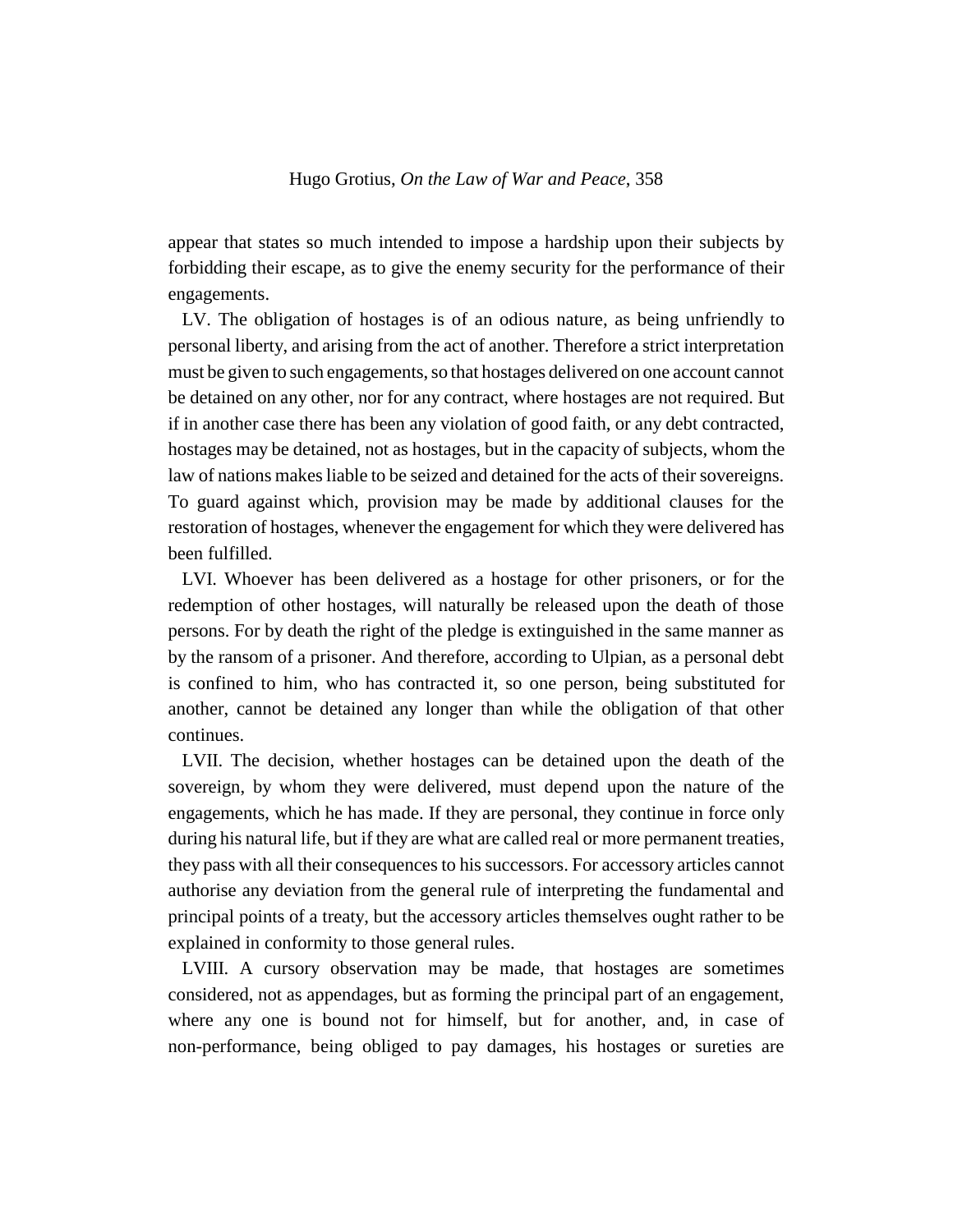appear that states so much intended to impose a hardship upon their subjects by forbidding their escape, as to give the enemy security for the performance of their engagements.

LV. The obligation of hostages is of an odious nature, as being unfriendly to personal liberty, and arising from the act of another. Therefore a strict interpretation must be given to such engagements, so that hostages delivered on one account cannot be detained on any other, nor for any contract, where hostages are not required. But if in another case there has been any violation of good faith, or any debt contracted, hostages may be detained, not as hostages, but in the capacity of subjects, whom the law of nations makes liable to be seized and detained for the acts of their sovereigns. To guard against which, provision may be made by additional clauses for the restoration of hostages, whenever the engagement for which they were delivered has been fulfilled.

LVI. Whoever has been delivered as a hostage for other prisoners, or for the redemption of other hostages, will naturally be released upon the death of those persons. For by death the right of the pledge is extinguished in the same manner as by the ransom of a prisoner. And therefore, according to Ulpian, as a personal debt is confined to him, who has contracted it, so one person, being substituted for another, cannot be detained any longer than while the obligation of that other continues.

LVII. The decision, whether hostages can be detained upon the death of the sovereign, by whom they were delivered, must depend upon the nature of the engagements, which he has made. If they are personal, they continue in force only during his natural life, but if they are what are called real or more permanent treaties, they pass with all their consequences to his successors. For accessory articles cannot authorise any deviation from the general rule of interpreting the fundamental and principal points of a treaty, but the accessory articles themselves ought rather to be explained in conformity to those general rules.

LVIII. A cursory observation may be made, that hostages are sometimes considered, not as appendages, but as forming the principal part of an engagement, where any one is bound not for himself, but for another, and, in case of non-performance, being obliged to pay damages, his hostages or sureties are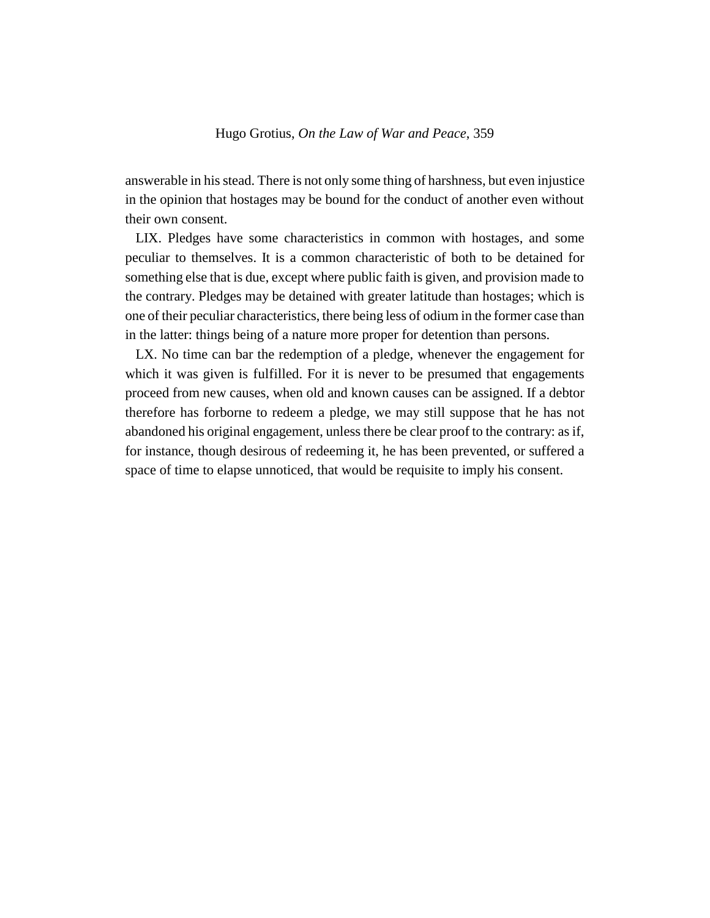answerable in his stead. There is not only some thing of harshness, but even injustice in the opinion that hostages may be bound for the conduct of another even without their own consent.

LIX. Pledges have some characteristics in common with hostages, and some peculiar to themselves. It is a common characteristic of both to be detained for something else that is due, except where public faith is given, and provision made to the contrary. Pledges may be detained with greater latitude than hostages; which is one of their peculiar characteristics, there being less of odium in the former case than in the latter: things being of a nature more proper for detention than persons.

LX. No time can bar the redemption of a pledge, whenever the engagement for which it was given is fulfilled. For it is never to be presumed that engagements proceed from new causes, when old and known causes can be assigned. If a debtor therefore has forborne to redeem a pledge, we may still suppose that he has not abandoned his original engagement, unless there be clear proof to the contrary: as if, for instance, though desirous of redeeming it, he has been prevented, or suffered a space of time to elapse unnoticed, that would be requisite to imply his consent.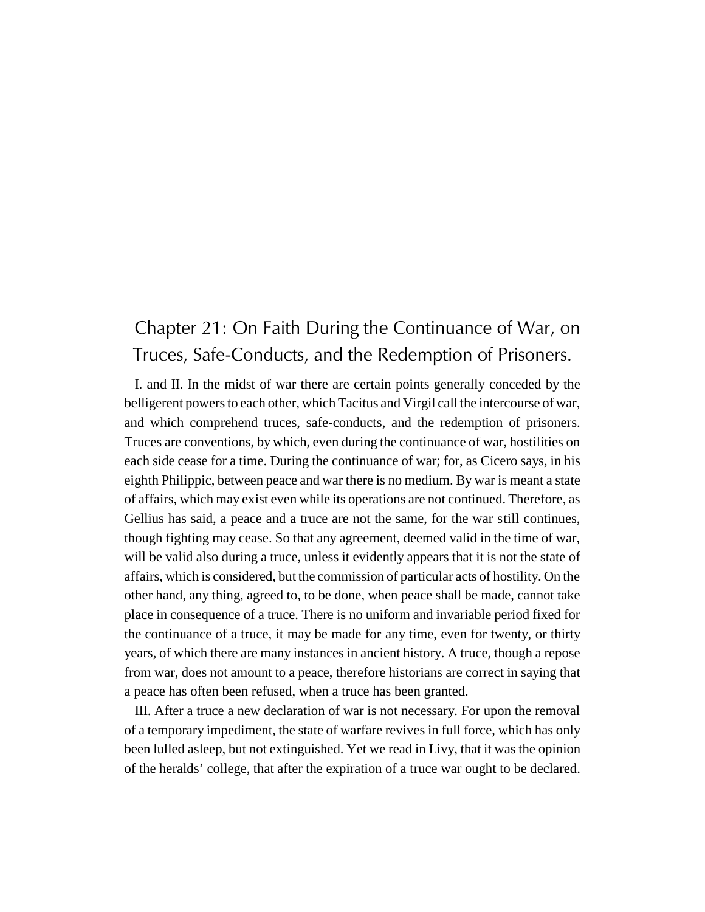## Chapter 21: On Faith During the Continuance of War, on Truces, Safe-Conducts, and the Redemption of Prisoners.

I. and II. In the midst of war there are certain points generally conceded by the belligerent powers to each other, which Tacitus and Virgil call the intercourse of war, and which comprehend truces, safe-conducts, and the redemption of prisoners. Truces are conventions, by which, even during the continuance of war, hostilities on each side cease for a time. During the continuance of war; for, as Cicero says, in his eighth Philippic, between peace and war there is no medium. By war is meant a state of affairs, which may exist even while its operations are not continued. Therefore, as Gellius has said, a peace and a truce are not the same, for the war still continues, though fighting may cease. So that any agreement, deemed valid in the time of war, will be valid also during a truce, unless it evidently appears that it is not the state of affairs, which is considered, but the commission of particular acts of hostility. On the other hand, any thing, agreed to, to be done, when peace shall be made, cannot take place in consequence of a truce. There is no uniform and invariable period fixed for the continuance of a truce, it may be made for any time, even for twenty, or thirty years, of which there are many instances in ancient history. A truce, though a repose from war, does not amount to a peace, therefore historians are correct in saying that a peace has often been refused, when a truce has been granted.

III. After a truce a new declaration of war is not necessary. For upon the removal of a temporary impediment, the state of warfare revives in full force, which has only been lulled asleep, but not extinguished. Yet we read in Livy, that it was the opinion of the heralds' college, that after the expiration of a truce war ought to be declared.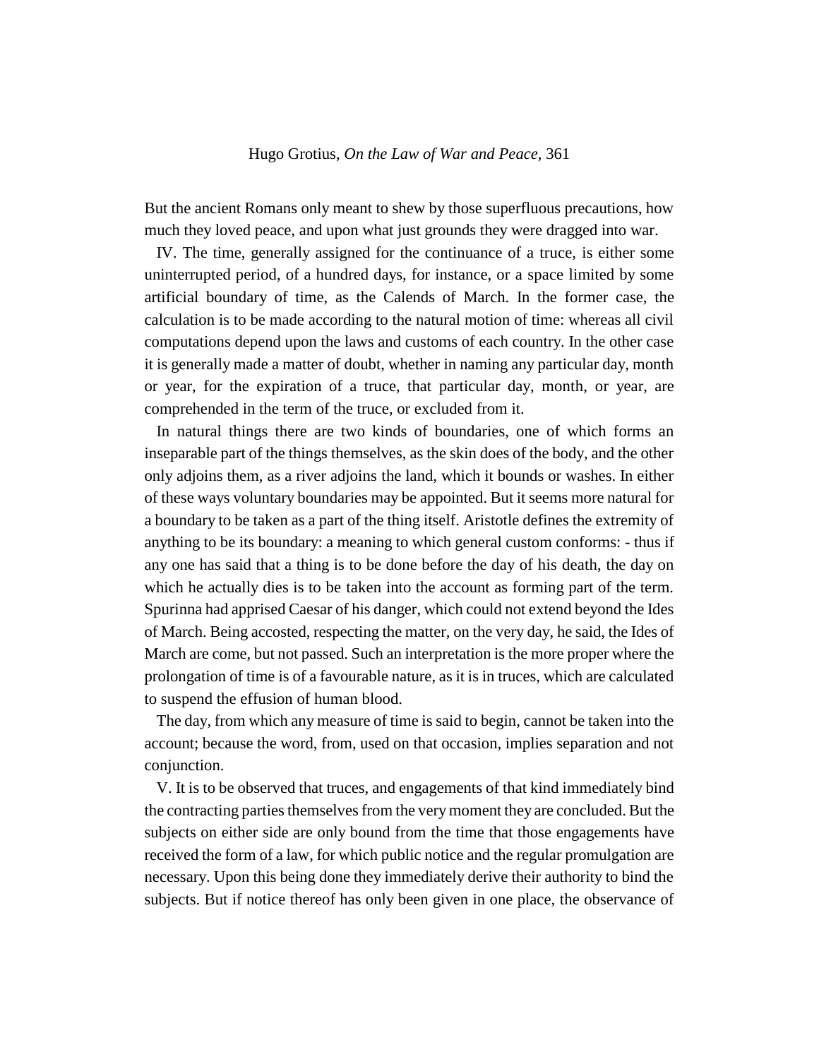But the ancient Romans only meant to shew by those superfluous precautions, how much they loved peace, and upon what just grounds they were dragged into war.

IV. The time, generally assigned for the continuance of a truce, is either some uninterrupted period, of a hundred days, for instance, or a space limited by some artificial boundary of time, as the Calends of March. In the former case, the calculation is to be made according to the natural motion of time: whereas all civil computations depend upon the laws and customs of each country. In the other case it is generally made a matter of doubt, whether in naming any particular day, month or year, for the expiration of a truce, that particular day, month, or year, are comprehended in the term of the truce, or excluded from it.

In natural things there are two kinds of boundaries, one of which forms an inseparable part of the things themselves, as the skin does of the body, and the other only adjoins them, as a river adjoins the land, which it bounds or washes. In either of these ways voluntary boundaries may be appointed. But it seems more natural for a boundary to be taken as a part of the thing itself. Aristotle defines the extremity of anything to be its boundary: a meaning to which general custom conforms: - thus if any one has said that a thing is to be done before the day of his death, the day on which he actually dies is to be taken into the account as forming part of the term. Spurinna had apprised Caesar of his danger, which could not extend beyond the Ides of March. Being accosted, respecting the matter, on the very day, he said, the Ides of March are come, but not passed. Such an interpretation is the more proper where the prolongation of time is of a favourable nature, as it is in truces, which are calculated to suspend the effusion of human blood.

The day, from which any measure of time is said to begin, cannot be taken into the account; because the word, from, used on that occasion, implies separation and not conjunction.

V. It is to be observed that truces, and engagements of that kind immediately bind the contracting parties themselves from the very moment they are concluded. But the subjects on either side are only bound from the time that those engagements have received the form of a law, for which public notice and the regular promulgation are necessary. Upon this being done they immediately derive their authority to bind the subjects. But if notice thereof has only been given in one place, the observance of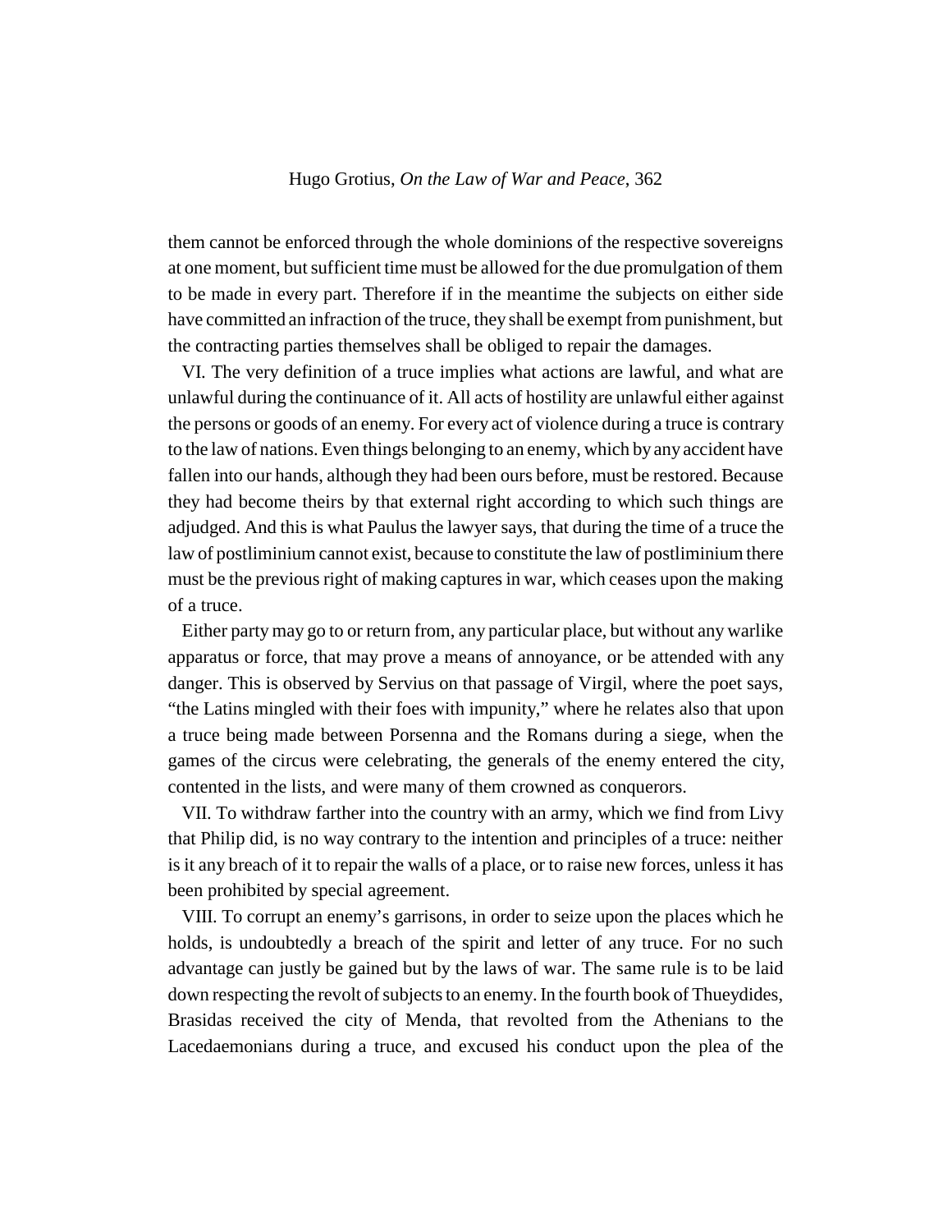them cannot be enforced through the whole dominions of the respective sovereigns at one moment, but sufficient time must be allowed for the due promulgation of them to be made in every part. Therefore if in the meantime the subjects on either side have committed an infraction of the truce, they shall be exempt from punishment, but the contracting parties themselves shall be obliged to repair the damages.

VI. The very definition of a truce implies what actions are lawful, and what are unlawful during the continuance of it. All acts of hostility are unlawful either against the persons or goods of an enemy. For every act of violence during a truce is contrary to the law of nations. Even things belonging to an enemy, which by any accident have fallen into our hands, although they had been ours before, must be restored. Because they had become theirs by that external right according to which such things are adjudged. And this is what Paulus the lawyer says, that during the time of a truce the law of postliminium cannot exist, because to constitute the law of postliminium there must be the previous right of making captures in war, which ceases upon the making of a truce.

Either party may go to or return from, any particular place, but without any warlike apparatus or force, that may prove a means of annoyance, or be attended with any danger. This is observed by Servius on that passage of Virgil, where the poet says, “the Latins mingled with their foes with impunity,” where he relates also that upon a truce being made between Porsenna and the Romans during a siege, when the games of the circus were celebrating, the generals of the enemy entered the city, contented in the lists, and were many of them crowned as conquerors.

VII. To withdraw farther into the country with an army, which we find from Livy that Philip did, is no way contrary to the intention and principles of a truce: neither is it any breach of it to repair the walls of a place, or to raise new forces, unless it has been prohibited by special agreement.

VIII. To corrupt an enemy’s garrisons, in order to seize upon the places which he holds, is undoubtedly a breach of the spirit and letter of any truce. For no such advantage can justly be gained but by the laws of war. The same rule is to be laid down respecting the revolt of subjects to an enemy. In the fourth book of Thueydides, Brasidas received the city of Menda, that revolted from the Athenians to the Lacedaemonians during a truce, and excused his conduct upon the plea of the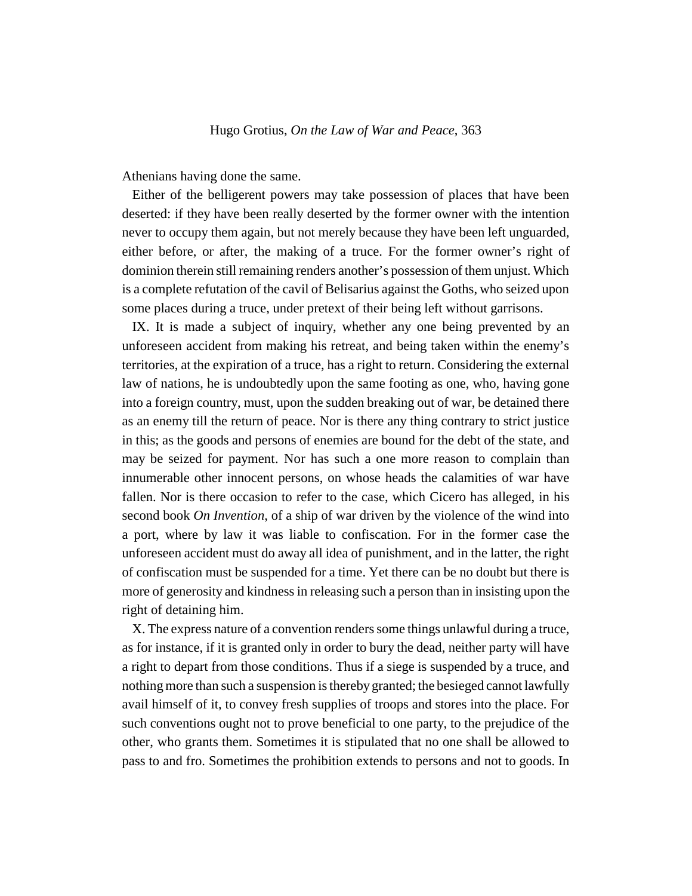Athenians having done the same.

Either of the belligerent powers may take possession of places that have been deserted: if they have been really deserted by the former owner with the intention never to occupy them again, but not merely because they have been left unguarded, either before, or after, the making of a truce. For the former owner's right of dominion therein still remaining renders another's possession of them unjust. Which is a complete refutation of the cavil of Belisarius against the Goths, who seized upon some places during a truce, under pretext of their being left without garrisons.

IX. It is made a subject of inquiry, whether any one being prevented by an unforeseen accident from making his retreat, and being taken within the enemy's territories, at the expiration of a truce, has a right to return. Considering the external law of nations, he is undoubtedly upon the same footing as one, who, having gone into a foreign country, must, upon the sudden breaking out of war, be detained there as an enemy till the return of peace. Nor is there any thing contrary to strict justice in this; as the goods and persons of enemies are bound for the debt of the state, and may be seized for payment. Nor has such a one more reason to complain than innumerable other innocent persons, on whose heads the calamities of war have fallen. Nor is there occasion to refer to the case, which Cicero has alleged, in his second book *On Invention*, of a ship of war driven by the violence of the wind into a port, where by law it was liable to confiscation. For in the former case the unforeseen accident must do away all idea of punishment, and in the latter, the right of confiscation must be suspended for a time. Yet there can be no doubt but there is more of generosity and kindness in releasing such a person than in insisting upon the right of detaining him.

X. The express nature of a convention renders some things unlawful during a truce, as for instance, if it is granted only in order to bury the dead, neither party will have a right to depart from those conditions. Thus if a siege is suspended by a truce, and nothing more than such a suspension is thereby granted; the besieged cannot lawfully avail himself of it, to convey fresh supplies of troops and stores into the place. For such conventions ought not to prove beneficial to one party, to the prejudice of the other, who grants them. Sometimes it is stipulated that no one shall be allowed to pass to and fro. Sometimes the prohibition extends to persons and not to goods. In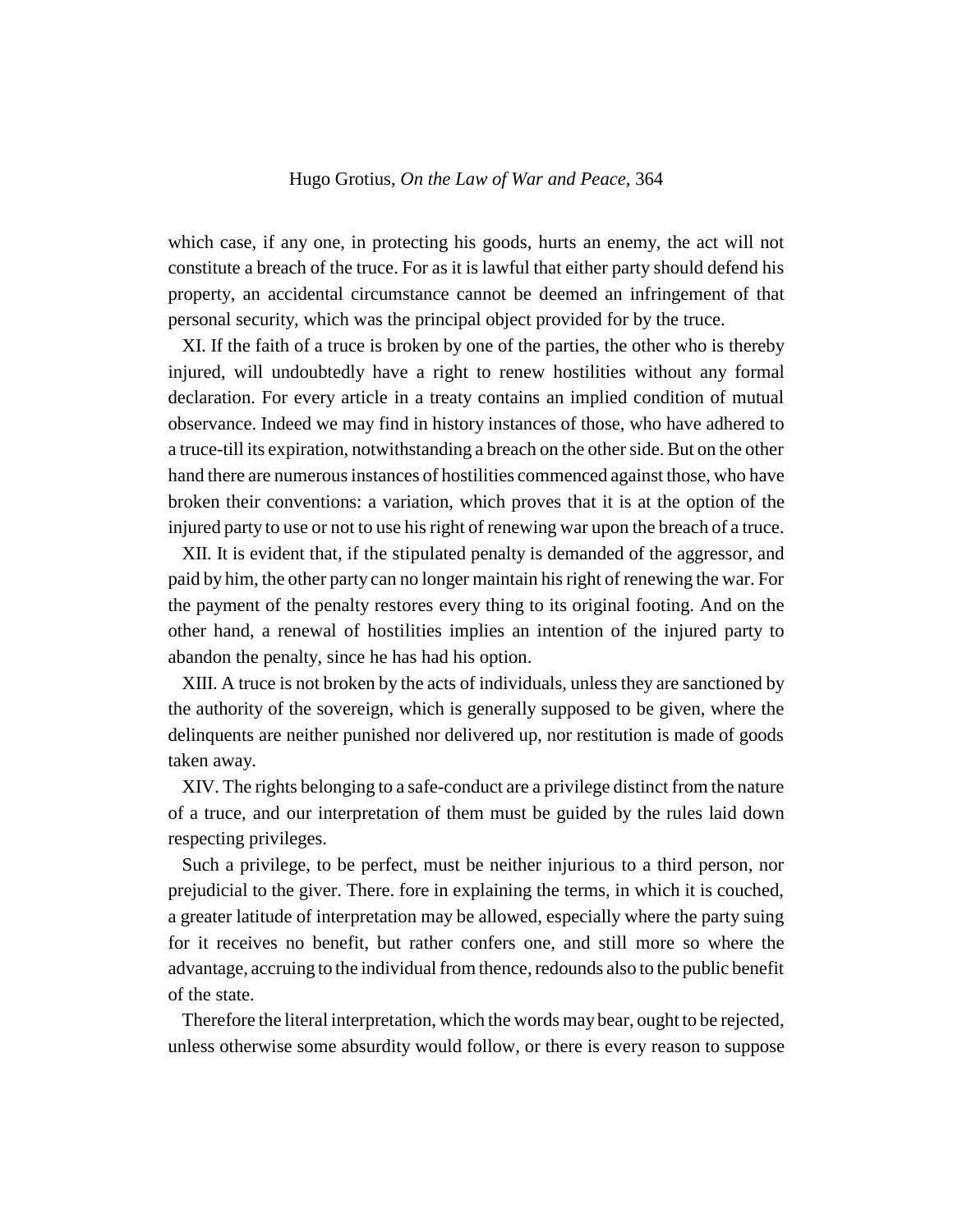which case, if any one, in protecting his goods, hurts an enemy, the act will not constitute a breach of the truce. For as it is lawful that either party should defend his property, an accidental circumstance cannot be deemed an infringement of that personal security, which was the principal object provided for by the truce.

XI. If the faith of a truce is broken by one of the parties, the other who is thereby injured, will undoubtedly have a right to renew hostilities without any formal declaration. For every article in a treaty contains an implied condition of mutual observance. Indeed we may find in history instances of those, who have adhered to a truce-till its expiration, notwithstanding a breach on the other side. But on the other hand there are numerous instances of hostilities commenced against those, who have broken their conventions: a variation, which proves that it is at the option of the injured party to use or not to use his right of renewing war upon the breach of a truce.

XII. It is evident that, if the stipulated penalty is demanded of the aggressor, and paid by him, the other party can no longer maintain his right of renewing the war. For the payment of the penalty restores every thing to its original footing. And on the other hand, a renewal of hostilities implies an intention of the injured party to abandon the penalty, since he has had his option.

XIII. A truce is not broken by the acts of individuals, unless they are sanctioned by the authority of the sovereign, which is generally supposed to be given, where the delinquents are neither punished nor delivered up, nor restitution is made of goods taken away.

XIV. The rights belonging to a safe-conduct are a privilege distinct from the nature of a truce, and our interpretation of them must be guided by the rules laid down respecting privileges.

Such a privilege, to be perfect, must be neither injurious to a third person, nor prejudicial to the giver. There. fore in explaining the terms, in which it is couched, a greater latitude of interpretation may be allowed, especially where the party suing for it receives no benefit, but rather confers one, and still more so where the advantage, accruing to the individual from thence, redounds also to the public benefit of the state.

Therefore the literal interpretation, which the words may bear, ought to be rejected, unless otherwise some absurdity would follow, or there is every reason to suppose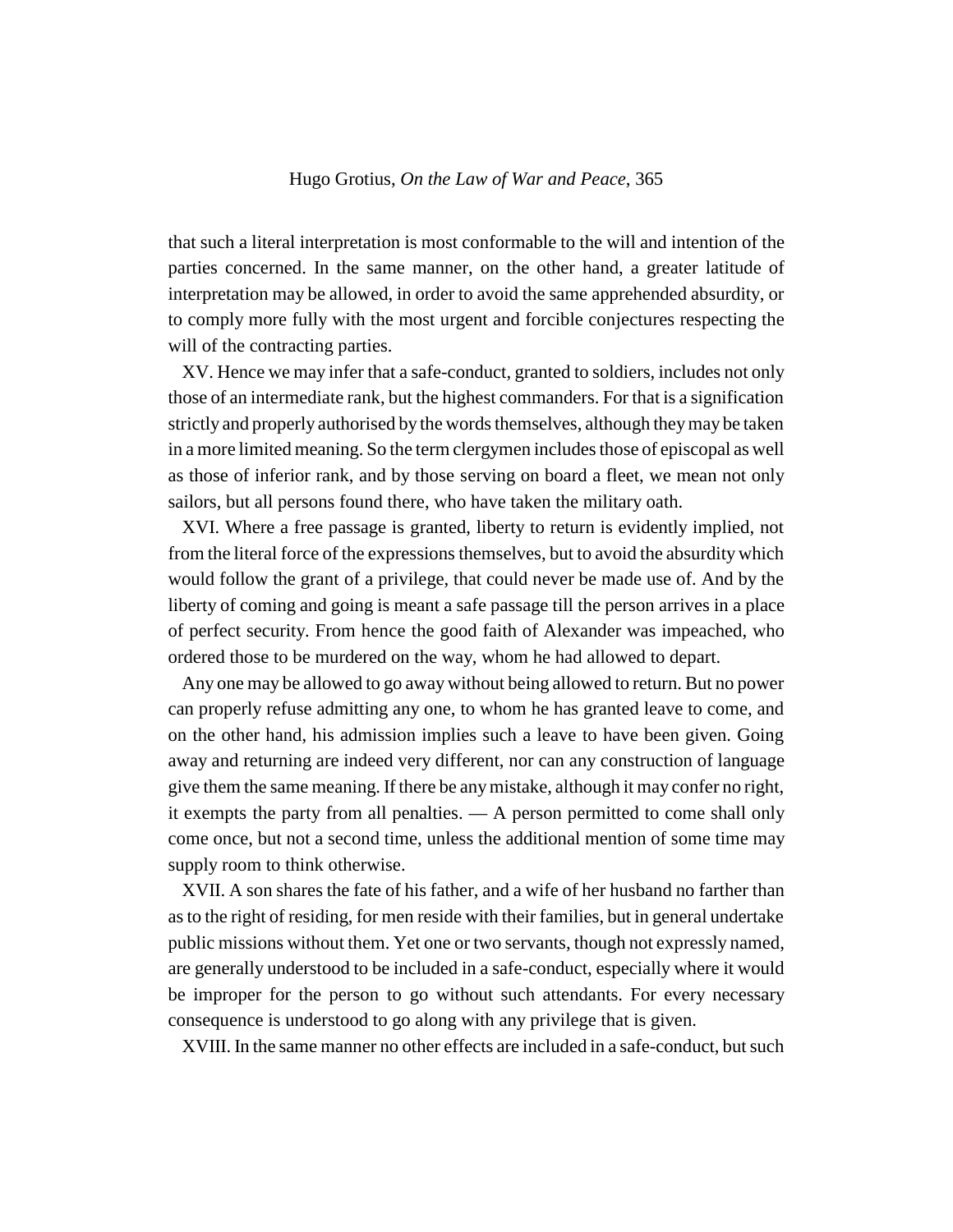that such a literal interpretation is most conformable to the will and intention of the parties concerned. In the same manner, on the other hand, a greater latitude of interpretation may be allowed, in order to avoid the same apprehended absurdity, or to comply more fully with the most urgent and forcible conjectures respecting the will of the contracting parties.

XV. Hence we may infer that a safe-conduct, granted to soldiers, includes not only those of an intermediate rank, but the highest commanders. For that is a signification strictly and properly authorised by the words themselves, although they may be taken in a more limited meaning. So the term clergymen includes those of episcopal as well as those of inferior rank, and by those serving on board a fleet, we mean not only sailors, but all persons found there, who have taken the military oath.

XVI. Where a free passage is granted, liberty to return is evidently implied, not from the literal force of the expressions themselves, but to avoid the absurdity which would follow the grant of a privilege, that could never be made use of. And by the liberty of coming and going is meant a safe passage till the person arrives in a place of perfect security. From hence the good faith of Alexander was impeached, who ordered those to be murdered on the way, whom he had allowed to depart.

Any one may be allowed to go away without being allowed to return. But no power can properly refuse admitting any one, to whom he has granted leave to come, and on the other hand, his admission implies such a leave to have been given. Going away and returning are indeed very different, nor can any construction of language give them the same meaning. If there be any mistake, although it may confer no right, it exempts the party from all penalties. — A person permitted to come shall only come once, but not a second time, unless the additional mention of some time may supply room to think otherwise.

XVII. A son shares the fate of his father, and a wife of her husband no farther than as to the right of residing, for men reside with their families, but in general undertake public missions without them. Yet one or two servants, though not expressly named, are generally understood to be included in a safe-conduct, especially where it would be improper for the person to go without such attendants. For every necessary consequence is understood to go along with any privilege that is given.

XVIII. In the same manner no other effects are included in a safe-conduct, but such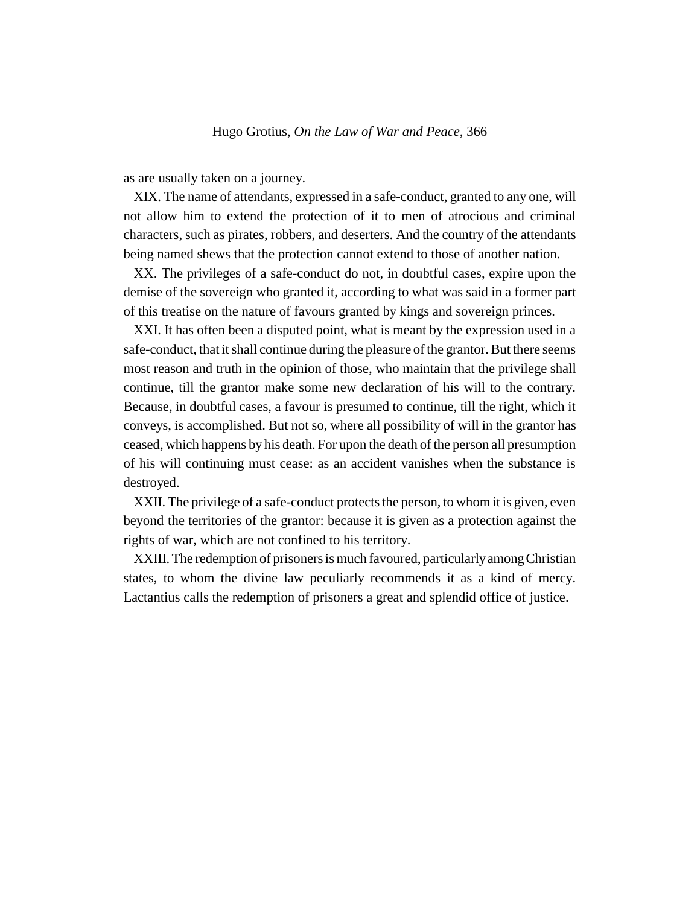as are usually taken on a journey.

XIX. The name of attendants, expressed in a safe-conduct, granted to any one, will not allow him to extend the protection of it to men of atrocious and criminal characters, such as pirates, robbers, and deserters. And the country of the attendants being named shews that the protection cannot extend to those of another nation.

XX. The privileges of a safe-conduct do not, in doubtful cases, expire upon the demise of the sovereign who granted it, according to what was said in a former part of this treatise on the nature of favours granted by kings and sovereign princes.

XXI. It has often been a disputed point, what is meant by the expression used in a safe-conduct, that it shall continue during the pleasure of the grantor. But there seems most reason and truth in the opinion of those, who maintain that the privilege shall continue, till the grantor make some new declaration of his will to the contrary. Because, in doubtful cases, a favour is presumed to continue, till the right, which it conveys, is accomplished. But not so, where all possibility of will in the grantor has ceased, which happens by his death. For upon the death of the person all presumption of his will continuing must cease: as an accident vanishes when the substance is destroyed.

XXII. The privilege of a safe-conduct protects the person, to whom it is given, even beyond the territories of the grantor: because it is given as a protection against the rights of war, which are not confined to his territory.

XXIII. The redemption of prisoners is much favoured, particularly among Christian states, to whom the divine law peculiarly recommends it as a kind of mercy. Lactantius calls the redemption of prisoners a great and splendid office of justice.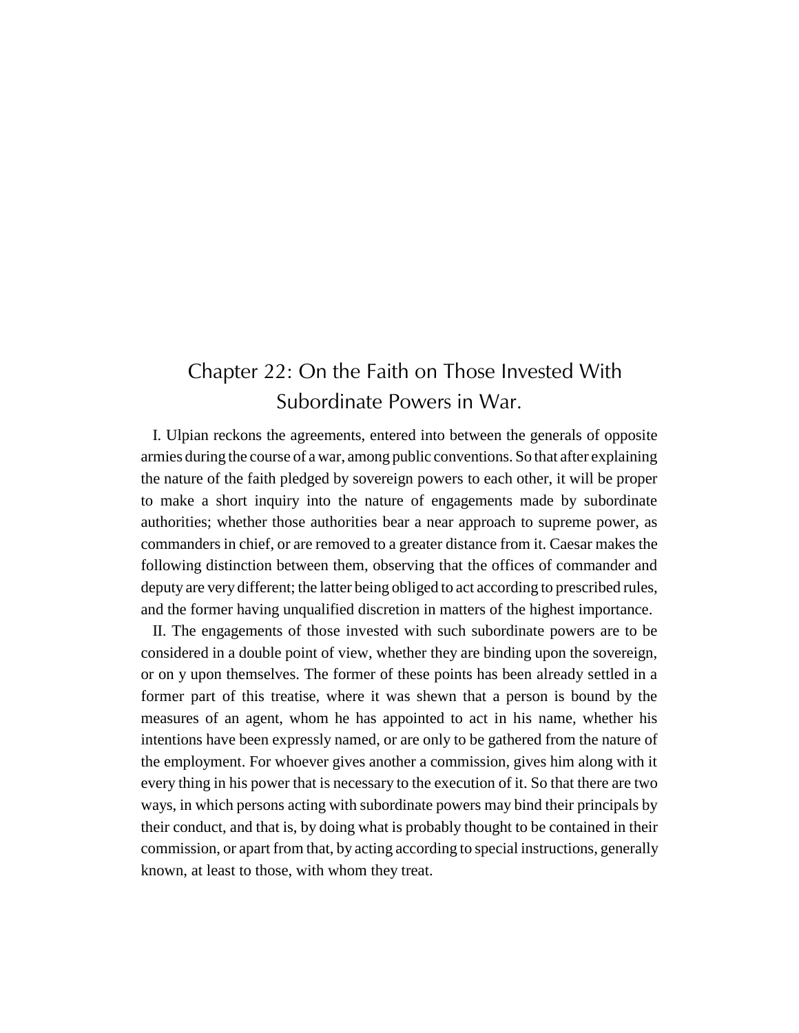# Chapter 22: On the Faith on Those Invested With Subordinate Powers in War.

I. Ulpian reckons the agreements, entered into between the generals of opposite armies during the course of a war, among public conventions. So that after explaining the nature of the faith pledged by sovereign powers to each other, it will be proper to make a short inquiry into the nature of engagements made by subordinate authorities; whether those authorities bear a near approach to supreme power, as commanders in chief, or are removed to a greater distance from it. Caesar makes the following distinction between them, observing that the offices of commander and deputy are very different; the latter being obliged to act according to prescribed rules, and the former having unqualified discretion in matters of the highest importance.

II. The engagements of those invested with such subordinate powers are to be considered in a double point of view, whether they are binding upon the sovereign, or on y upon themselves. The former of these points has been already settled in a former part of this treatise, where it was shewn that a person is bound by the measures of an agent, whom he has appointed to act in his name, whether his intentions have been expressly named, or are only to be gathered from the nature of the employment. For whoever gives another a commission, gives him along with it every thing in his power that is necessary to the execution of it. So that there are two ways, in which persons acting with subordinate powers may bind their principals by their conduct, and that is, by doing what is probably thought to be contained in their commission, or apart from that, by acting according to special instructions, generally known, at least to those, with whom they treat.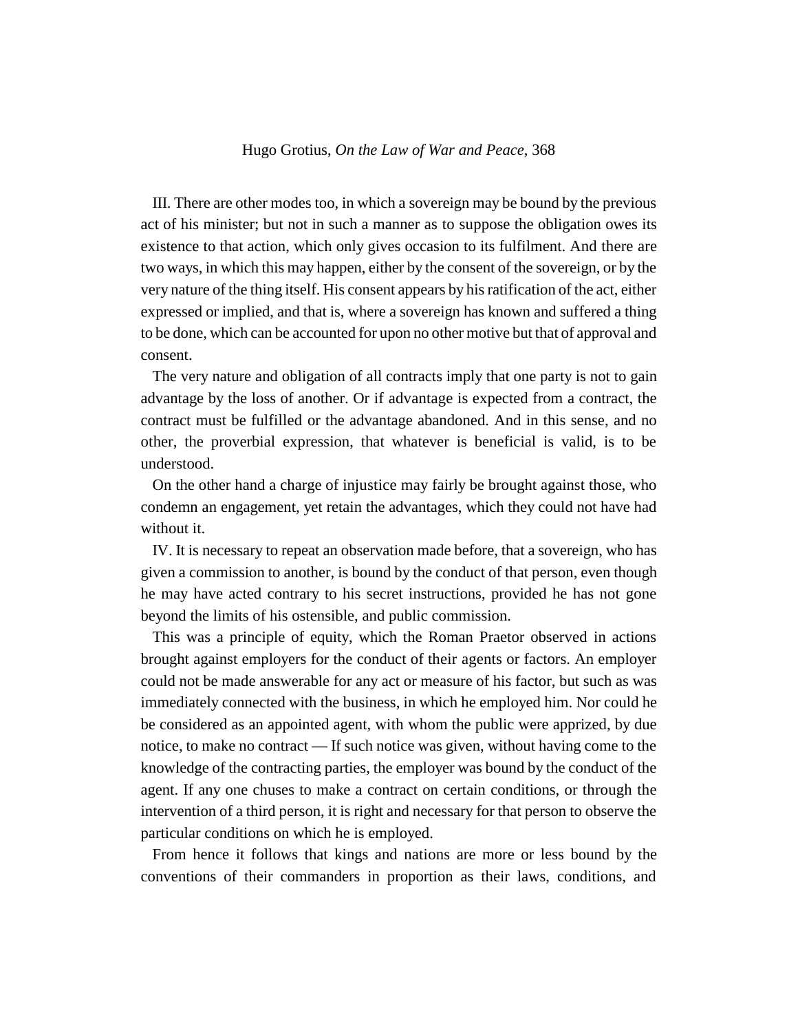III. There are other modes too, in which a sovereign may be bound by the previous act of his minister; but not in such a manner as to suppose the obligation owes its existence to that action, which only gives occasion to its fulfilment. And there are two ways, in which this may happen, either by the consent of the sovereign, or by the very nature of the thing itself. His consent appears by his ratification of the act, either expressed or implied, and that is, where a sovereign has known and suffered a thing to be done, which can be accounted for upon no other motive but that of approval and consent.

The very nature and obligation of all contracts imply that one party is not to gain advantage by the loss of another. Or if advantage is expected from a contract, the contract must be fulfilled or the advantage abandoned. And in this sense, and no other, the proverbial expression, that whatever is beneficial is valid, is to be understood.

On the other hand a charge of injustice may fairly be brought against those, who condemn an engagement, yet retain the advantages, which they could not have had without it.

IV. It is necessary to repeat an observation made before, that a sovereign, who has given a commission to another, is bound by the conduct of that person, even though he may have acted contrary to his secret instructions, provided he has not gone beyond the limits of his ostensible, and public commission.

This was a principle of equity, which the Roman Praetor observed in actions brought against employers for the conduct of their agents or factors. An employer could not be made answerable for any act or measure of his factor, but such as was immediately connected with the business, in which he employed him. Nor could he be considered as an appointed agent, with whom the public were apprized, by due notice, to make no contract — If such notice was given, without having come to the knowledge of the contracting parties, the employer was bound by the conduct of the agent. If any one chuses to make a contract on certain conditions, or through the intervention of a third person, it is right and necessary for that person to observe the particular conditions on which he is employed.

From hence it follows that kings and nations are more or less bound by the conventions of their commanders in proportion as their laws, conditions, and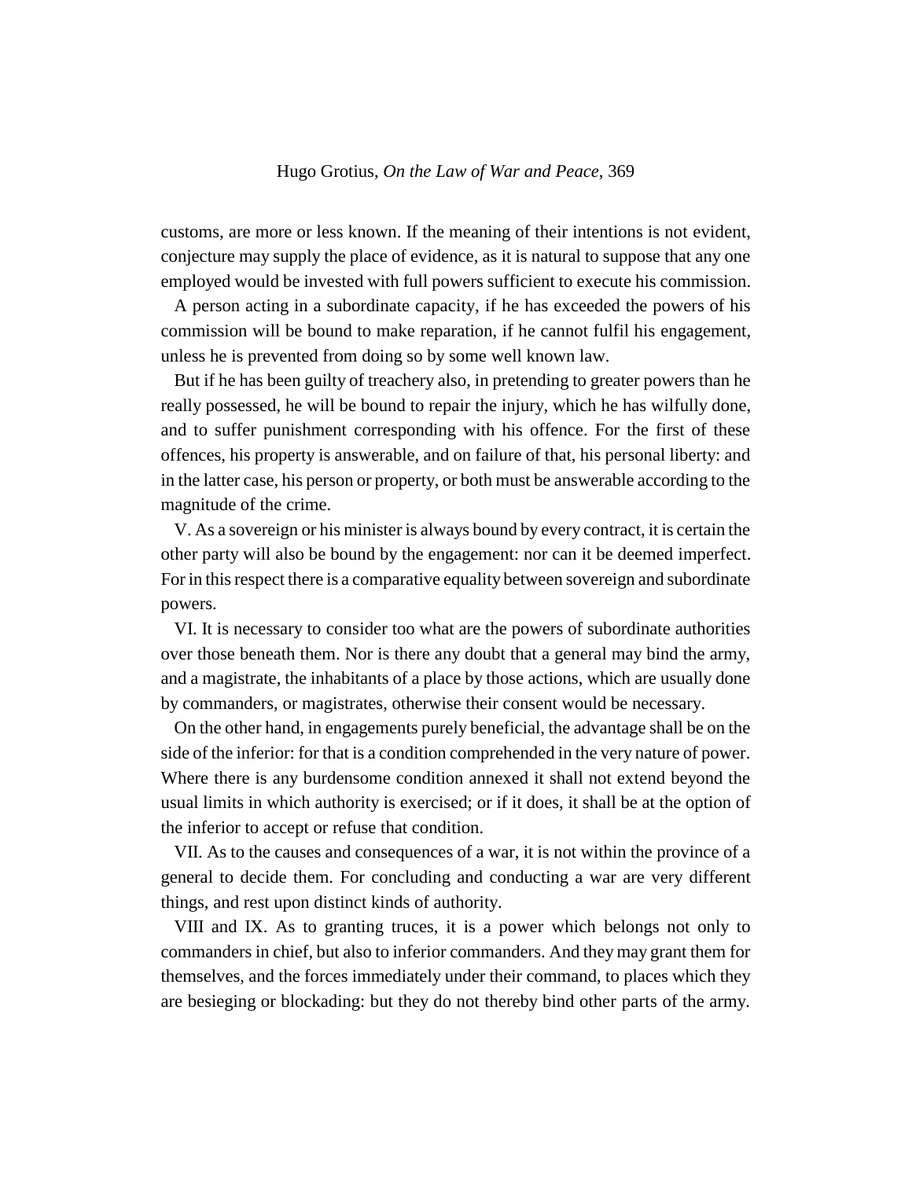customs, are more or less known. If the meaning of their intentions is not evident, conjecture may supply the place of evidence, as it is natural to suppose that any one employed would be invested with full powers sufficient to execute his commission.

A person acting in a subordinate capacity, if he has exceeded the powers of his commission will be bound to make reparation, if he cannot fulfil his engagement, unless he is prevented from doing so by some well known law.

But if he has been guilty of treachery also, in pretending to greater powers than he really possessed, he will be bound to repair the injury, which he has wilfully done, and to suffer punishment corresponding with his offence. For the first of these offences, his property is answerable, and on failure of that, his personal liberty: and in the latter case, his person or property, or both must be answerable according to the magnitude of the crime.

V. As a sovereign or his minister is always bound by every contract, it is certain the other party will also be bound by the engagement: nor can it be deemed imperfect. For in this respect there is a comparative equality between sovereign and subordinate powers.

VI. It is necessary to consider too what are the powers of subordinate authorities over those beneath them. Nor is there any doubt that a general may bind the army, and a magistrate, the inhabitants of a place by those actions, which are usually done by commanders, or magistrates, otherwise their consent would be necessary.

On the other hand, in engagements purely beneficial, the advantage shall be on the side of the inferior: for that is a condition comprehended in the very nature of power. Where there is any burdensome condition annexed it shall not extend beyond the usual limits in which authority is exercised; or if it does, it shall be at the option of the inferior to accept or refuse that condition.

VII. As to the causes and consequences of a war, it is not within the province of a general to decide them. For concluding and conducting a war are very different things, and rest upon distinct kinds of authority.

VIII and IX. As to granting truces, it is a power which belongs not only to commanders in chief, but also to inferior commanders. And they may grant them for themselves, and the forces immediately under their command, to places which they are besieging or blockading: but they do not thereby bind other parts of the army.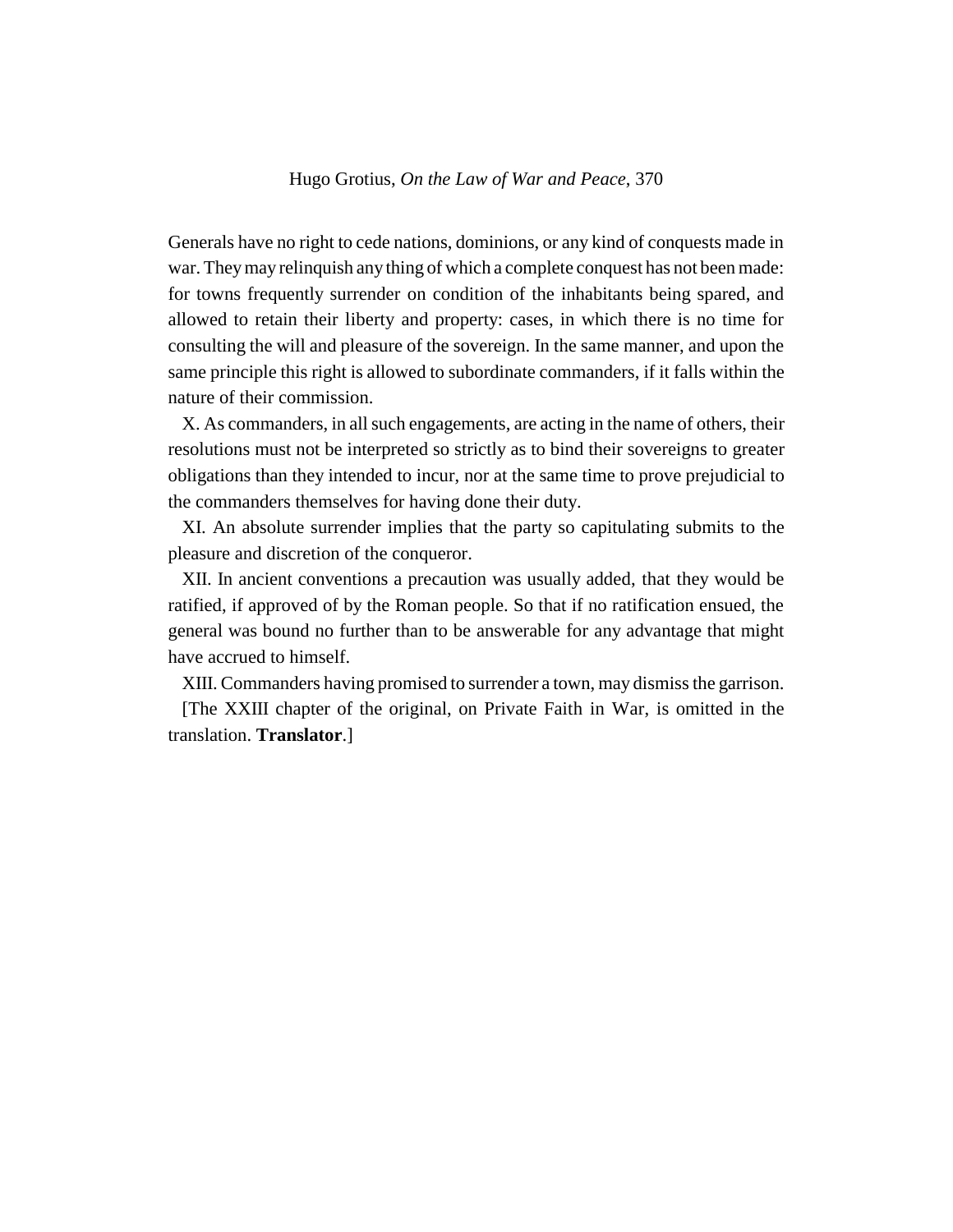Generals have no right to cede nations, dominions, or any kind of conquests made in war. They may relinquish any thing of which a complete conquest has not been made: for towns frequently surrender on condition of the inhabitants being spared, and allowed to retain their liberty and property: cases, in which there is no time for consulting the will and pleasure of the sovereign. In the same manner, and upon the same principle this right is allowed to subordinate commanders, if it falls within the nature of their commission.

X. As commanders, in all such engagements, are acting in the name of others, their resolutions must not be interpreted so strictly as to bind their sovereigns to greater obligations than they intended to incur, nor at the same time to prove prejudicial to the commanders themselves for having done their duty.

XI. An absolute surrender implies that the party so capitulating submits to the pleasure and discretion of the conqueror.

XII. In ancient conventions a precaution was usually added, that they would be ratified, if approved of by the Roman people. So that if no ratification ensued, the general was bound no further than to be answerable for any advantage that might have accrued to himself.

XIII. Commanders having promised to surrender a town, may dismiss the garrison.

[The XXIII chapter of the original, on Private Faith in War, is omitted in the translation. **Translator**.]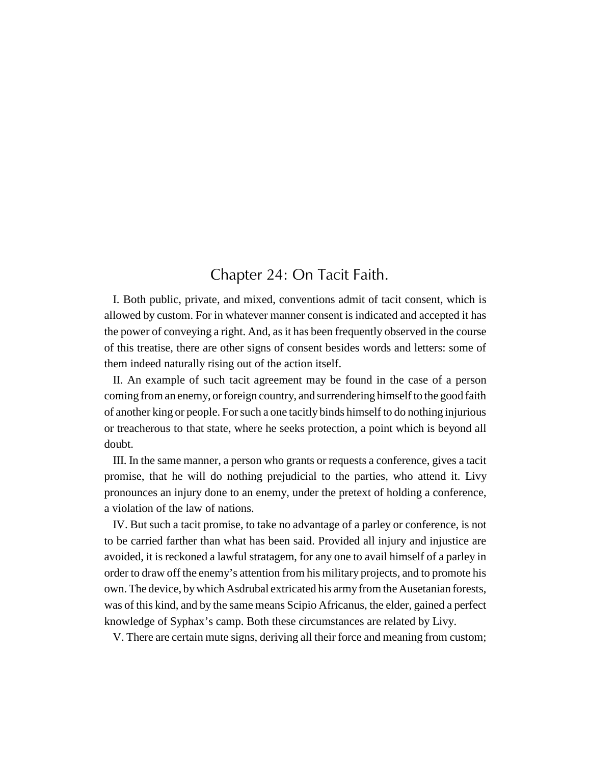## Chapter 24: On Tacit Faith.

I. Both public, private, and mixed, conventions admit of tacit consent, which is allowed by custom. For in whatever manner consent is indicated and accepted it has the power of conveying a right. And, as it has been frequently observed in the course of this treatise, there are other signs of consent besides words and letters: some of them indeed naturally rising out of the action itself.

II. An example of such tacit agreement may be found in the case of a person coming from an enemy, or foreign country, and surrendering himself to the good faith of another king or people. For such a one tacitly binds himself to do nothing injurious or treacherous to that state, where he seeks protection, a point which is beyond all doubt.

III. In the same manner, a person who grants or requests a conference, gives a tacit promise, that he will do nothing prejudicial to the parties, who attend it. Livy pronounces an injury done to an enemy, under the pretext of holding a conference, a violation of the law of nations.

IV. But such a tacit promise, to take no advantage of a parley or conference, is not to be carried farther than what has been said. Provided all injury and injustice are avoided, it is reckoned a lawful stratagem, for any one to avail himself of a parley in order to draw off the enemy's attention from his military projects, and to promote his own. The device, by which Asdrubal extricated his army from the Ausetanian forests, was of this kind, and by the same means Scipio Africanus, the elder, gained a perfect knowledge of Syphax's camp. Both these circumstances are related by Livy.

V. There are certain mute signs, deriving all their force and meaning from custom;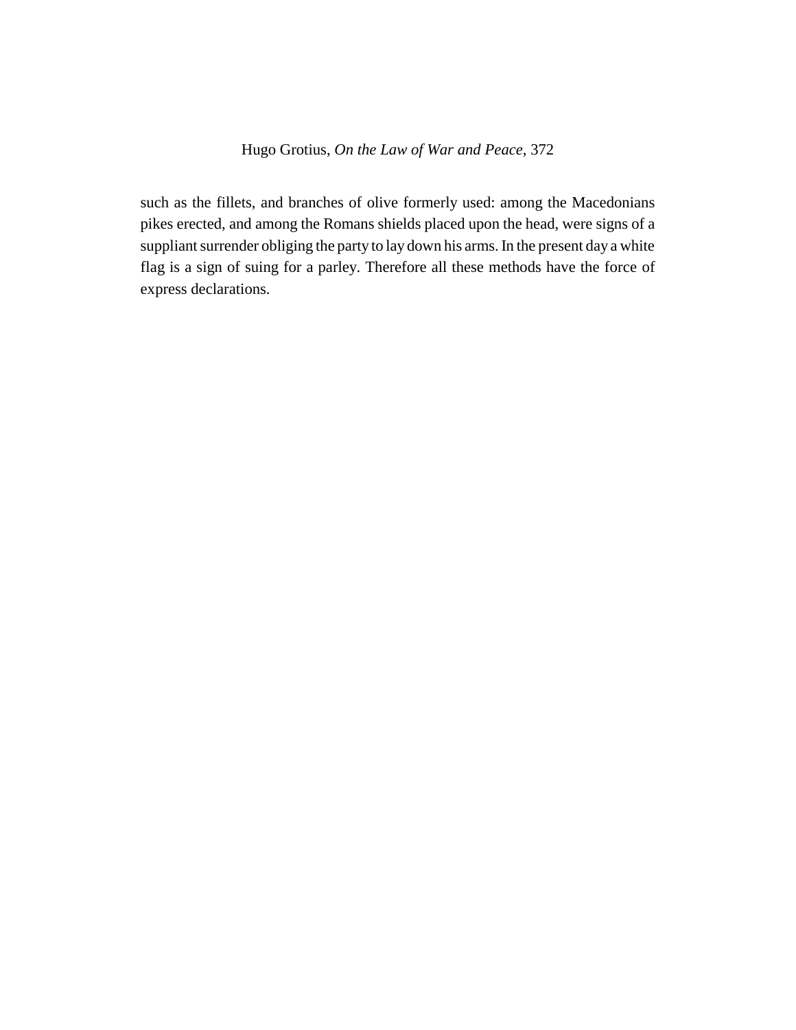such as the fillets, and branches of olive formerly used: among the Macedonians pikes erected, and among the Romans shields placed upon the head, were signs of a suppliant surrender obliging the party to lay down his arms. In the present day a white flag is a sign of suing for a parley. Therefore all these methods have the force of express declarations.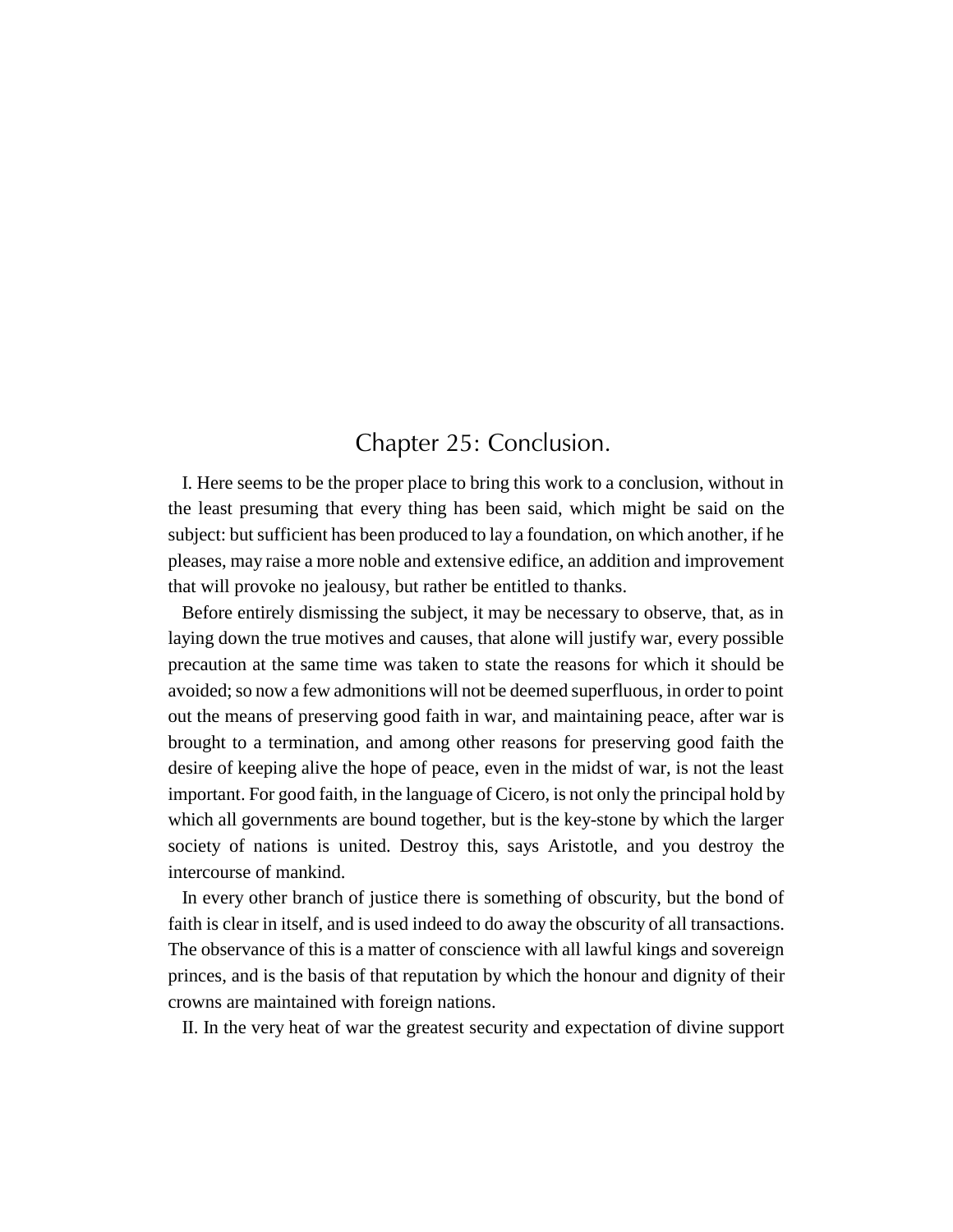## Chapter 25: Conclusion.

I. Here seems to be the proper place to bring this work to a conclusion, without in the least presuming that every thing has been said, which might be said on the subject: but sufficient has been produced to lay a foundation, on which another, if he pleases, may raise a more noble and extensive edifice, an addition and improvement that will provoke no jealousy, but rather be entitled to thanks.

Before entirely dismissing the subject, it may be necessary to observe, that, as in laying down the true motives and causes, that alone will justify war, every possible precaution at the same time was taken to state the reasons for which it should be avoided; so now a few admonitions will not be deemed superfluous, in order to point out the means of preserving good faith in war, and maintaining peace, after war is brought to a termination, and among other reasons for preserving good faith the desire of keeping alive the hope of peace, even in the midst of war, is not the least important. For good faith, in the language of Cicero, is not only the principal hold by which all governments are bound together, but is the key-stone by which the larger society of nations is united. Destroy this, says Aristotle, and you destroy the intercourse of mankind.

In every other branch of justice there is something of obscurity, but the bond of faith is clear in itself, and is used indeed to do away the obscurity of all transactions. The observance of this is a matter of conscience with all lawful kings and sovereign princes, and is the basis of that reputation by which the honour and dignity of their crowns are maintained with foreign nations.

II. In the very heat of war the greatest security and expectation of divine support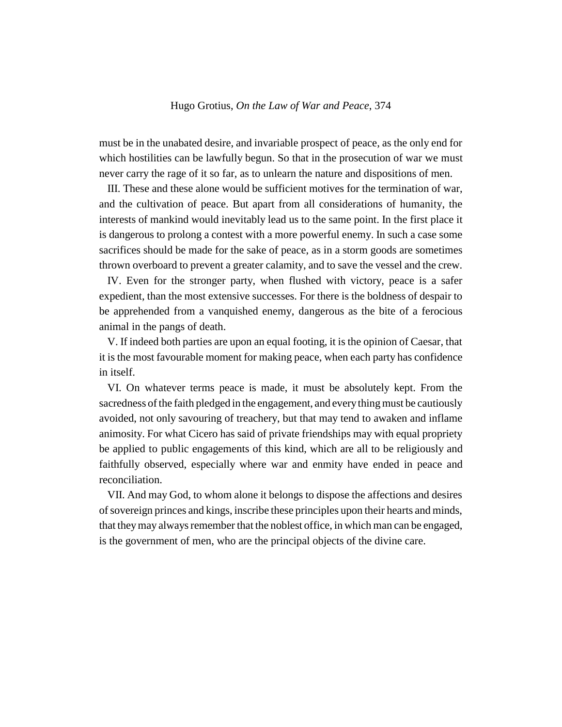must be in the unabated desire, and invariable prospect of peace, as the only end for which hostilities can be lawfully begun. So that in the prosecution of war we must never carry the rage of it so far, as to unlearn the nature and dispositions of men.

III. These and these alone would be sufficient motives for the termination of war, and the cultivation of peace. But apart from all considerations of humanity, the interests of mankind would inevitably lead us to the same point. In the first place it is dangerous to prolong a contest with a more powerful enemy. In such a case some sacrifices should be made for the sake of peace, as in a storm goods are sometimes thrown overboard to prevent a greater calamity, and to save the vessel and the crew.

IV. Even for the stronger party, when flushed with victory, peace is a safer expedient, than the most extensive successes. For there is the boldness of despair to be apprehended from a vanquished enemy, dangerous as the bite of a ferocious animal in the pangs of death.

V. If indeed both parties are upon an equal footing, it is the opinion of Caesar, that it is the most favourable moment for making peace, when each party has confidence in itself.

VI. On whatever terms peace is made, it must be absolutely kept. From the sacredness of the faith pledged in the engagement, and every thing must be cautiously avoided, not only savouring of treachery, but that may tend to awaken and inflame animosity. For what Cicero has said of private friendships may with equal propriety be applied to public engagements of this kind, which are all to be religiously and faithfully observed, especially where war and enmity have ended in peace and reconciliation.

VII. And may God, to whom alone it belongs to dispose the affections and desires of sovereign princes and kings, inscribe these principles upon their hearts and minds, that they may always remember that the noblest office, in which man can be engaged, is the government of men, who are the principal objects of the divine care.